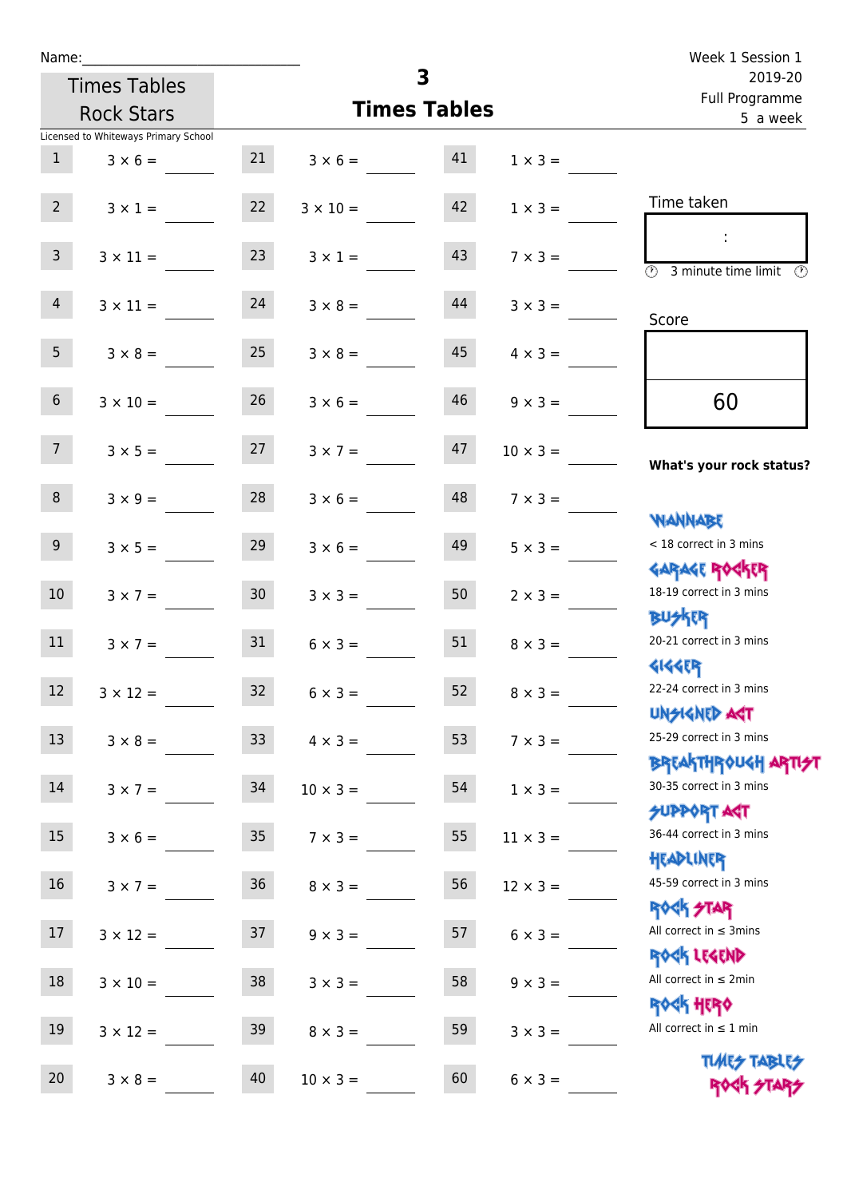Name:

Week 1 Session 1
2019-20
Full Programme
5 a week

Times Tables Rock Stars

# 3
# Times Tables

Licensed to Whiteways Primary School

| | | | | | |
|---|---|---|---|---|---|
| 1 | 3 × 6 = | 21 | 3 × 6 = | 41 | 1 × 3 = |
| 2 | 3 × 1 = | 22 | 3 × 10 = | 42 | 1 × 3 = |
| 3 | 3 × 11 = | 23 | 3 × 1 = | 43 | 7 × 3 = |
| 4 | 3 × 11 = | 24 | 3 × 8 = | 44 | 3 × 3 = |
| 5 | 3 × 8 = | 25 | 3 × 8 = | 45 | 4 × 3 = |
| 6 | 3 × 10 = | 26 | 3 × 6 = | 46 | 9 × 3 = |
| 7 | 3 × 5 = | 27 | 3 × 7 = | 47 | 10 × 3 = |
| 8 | 3 × 9 = | 28 | 3 × 6 = | 48 | 7 × 3 = |
| 9 | 3 × 5 = | 29 | 3 × 6 = | 49 | 5 × 3 = |
| 10 | 3 × 7 = | 30 | 3 × 3 = | 50 | 2 × 3 = |
| 11 | 3 × 7 = | 31 | 6 × 3 = | 51 | 8 × 3 = |
| 12 | 3 × 12 = | 32 | 6 × 3 = | 52 | 8 × 3 = |
| 13 | 3 × 8 = | 33 | 4 × 3 = | 53 | 7 × 3 = |
| 14 | 3 × 7 = | 34 | 10 × 3 = | 54 | 1 × 3 = |
| 15 | 3 × 6 = | 35 | 7 × 3 = | 55 | 11 × 3 = |
| 16 | 3 × 7 = | 36 | 8 × 3 = | 56 | 12 × 3 = |
| 17 | 3 × 12 = | 37 | 9 × 3 = | 57 | 6 × 3 = |
| 18 | 3 × 10 = | 38 | 3 × 3 = | 58 | 9 × 3 = |
| 19 | 3 × 12 = | 39 | 8 × 3 = | 59 | 3 × 3 = |
| 20 | 3 × 8 = | 40 | 10 × 3 = | 60 | 6 × 3 = |

Time taken

:

3 minute time limit

Score

60

**What's your rock status?**

WANNABE
< 18 correct in 3 mins

GARAGE ROCKER
18-19 correct in 3 mins

BUSKER
20-21 correct in 3 mins

GIGGER
22-24 correct in 3 mins

UNSIGNED ACT
25-29 correct in 3 mins

BREAKTHROUGH ARTIST
30-35 correct in 3 mins

SUPPORT ACT
36-44 correct in 3 mins

HEADLINER
45-59 correct in 3 mins

ROCK STAR
All correct in ≤ 3mins

ROCK LEGEND
All correct in ≤ 2min

ROCK HERO
All correct in ≤ 1 min

TIMES TABLES ROCK STARS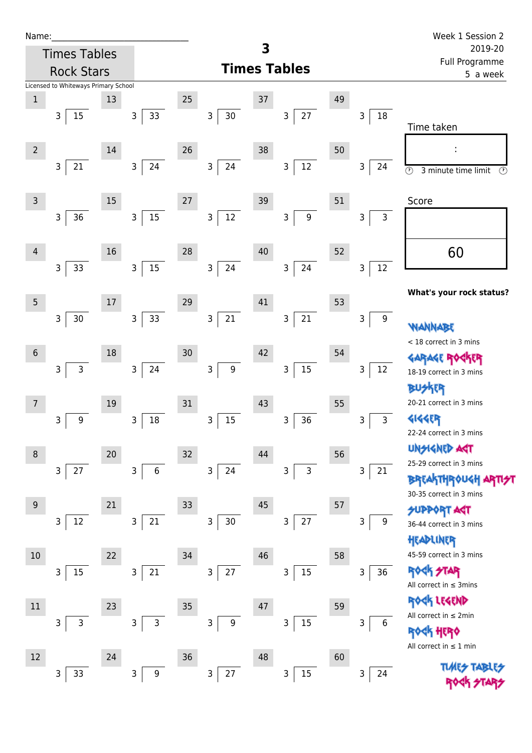Name:_______________________________

Times Tables Rock Stars

Licensed to Whiteways Primary School

# 3 Times Tables

Week 1 Session 2
2019-20
Full Programme
5 a week

| # | Question | # | Question | # | Question | # | Question | # | Question |
|---|---|---|---|---|---|---|---|---|---|
| 1 | 3 ⟌ 15 | 13 | 3 ⟌ 33 | 25 | 3 ⟌ 30 | 37 | 3 ⟌ 27 | 49 | 3 ⟌ 18 |
| 2 | 3 ⟌ 21 | 14 | 3 ⟌ 24 | 26 | 3 ⟌ 24 | 38 | 3 ⟌ 12 | 50 | 3 ⟌ 24 |
| 3 | 3 ⟌ 36 | 15 | 3 ⟌ 15 | 27 | 3 ⟌ 12 | 39 | 3 ⟌ 9 | 51 | 3 ⟌ 3 |
| 4 | 3 ⟌ 33 | 16 | 3 ⟌ 15 | 28 | 3 ⟌ 24 | 40 | 3 ⟌ 24 | 52 | 3 ⟌ 12 |
| 5 | 3 ⟌ 30 | 17 | 3 ⟌ 33 | 29 | 3 ⟌ 21 | 41 | 3 ⟌ 21 | 53 | 3 ⟌ 9 |
| 6 | 3 ⟌ 3 | 18 | 3 ⟌ 24 | 30 | 3 ⟌ 9 | 42 | 3 ⟌ 15 | 54 | 3 ⟌ 12 |
| 7 | 3 ⟌ 9 | 19 | 3 ⟌ 18 | 31 | 3 ⟌ 15 | 43 | 3 ⟌ 36 | 55 | 3 ⟌ 3 |
| 8 | 3 ⟌ 27 | 20 | 3 ⟌ 6 | 32 | 3 ⟌ 24 | 44 | 3 ⟌ 3 | 56 | 3 ⟌ 21 |
| 9 | 3 ⟌ 12 | 21 | 3 ⟌ 21 | 33 | 3 ⟌ 30 | 45 | 3 ⟌ 27 | 57 | 3 ⟌ 9 |
| 10 | 3 ⟌ 15 | 22 | 3 ⟌ 21 | 34 | 3 ⟌ 27 | 46 | 3 ⟌ 15 | 58 | 3 ⟌ 36 |
| 11 | 3 ⟌ 3 | 23 | 3 ⟌ 3 | 35 | 3 ⟌ 9 | 47 | 3 ⟌ 15 | 59 | 3 ⟌ 6 |
| 12 | 3 ⟌ 33 | 24 | 3 ⟌ 9 | 36 | 3 ⟌ 27 | 48 | 3 ⟌ 15 | 60 | 3 ⟌ 24 |

Time taken

:

3 minute time limit

Score

60

**What's your rock status?**

WANNABE
< 18 correct in 3 mins

GARAGE ROCKER
18-19 correct in 3 mins

BUSKER
20-21 correct in 3 mins

GIGGER
22-24 correct in 3 mins

UNSIGNED ACT
25-29 correct in 3 mins

BREAKTHROUGH ARTIST
30-35 correct in 3 mins

SUPPORT ACT
36-44 correct in 3 mins

HEADLINER
45-59 correct in 3 mins

ROCK STAR
All correct in ≤ 3mins

ROCK LEGEND
All correct in ≤ 2min

ROCK HERO
All correct in ≤ 1 min

TIMES TABLES ROCK STARS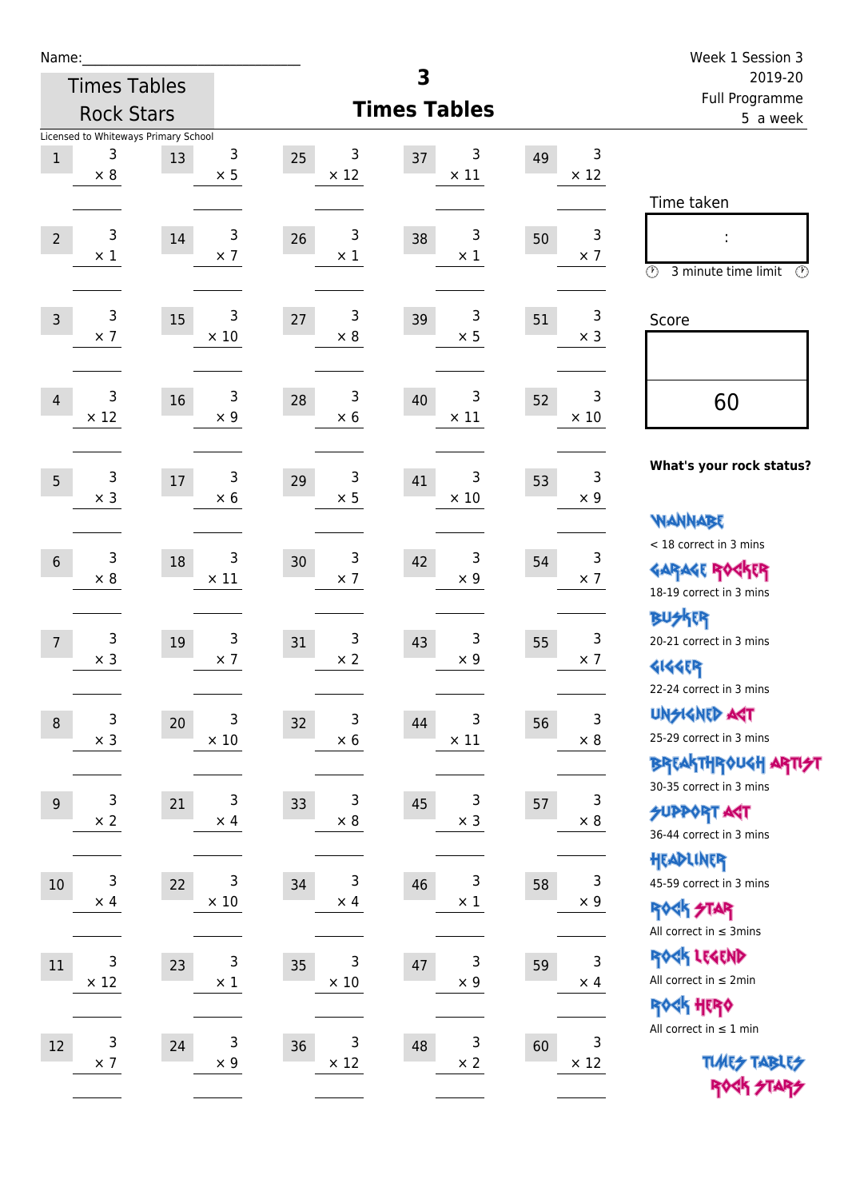Name:\_\_\_\_\_\_\_\_\_\_\_\_\_\_\_\_\_\_\_\_\_\_\_\_\_\_\_\_

Times Tables Rock Stars

Licensed to Whiteways Primary School

# 3 Times Tables

Week 1 Session 3
2019-20
Full Programme
5 a week

| # | Question | # | Question | # | Question | # | Question | # | Question |
|---|---|---|---|---|---|---|---|---|---|
| 1 | 3 × 8 | 13 | 3 × 5 | 25 | 3 × 12 | 37 | 3 × 11 | 49 | 3 × 12 |
| 2 | 3 × 1 | 14 | 3 × 7 | 26 | 3 × 1 | 38 | 3 × 1 | 50 | 3 × 7 |
| 3 | 3 × 7 | 15 | 3 × 10 | 27 | 3 × 8 | 39 | 3 × 5 | 51 | 3 × 3 |
| 4 | 3 × 12 | 16 | 3 × 9 | 28 | 3 × 6 | 40 | 3 × 11 | 52 | 3 × 10 |
| 5 | 3 × 3 | 17 | 3 × 6 | 29 | 3 × 5 | 41 | 3 × 10 | 53 | 3 × 9 |
| 6 | 3 × 8 | 18 | 3 × 11 | 30 | 3 × 7 | 42 | 3 × 9 | 54 | 3 × 7 |
| 7 | 3 × 3 | 19 | 3 × 7 | 31 | 3 × 2 | 43 | 3 × 9 | 55 | 3 × 7 |
| 8 | 3 × 3 | 20 | 3 × 10 | 32 | 3 × 6 | 44 | 3 × 11 | 56 | 3 × 8 |
| 9 | 3 × 2 | 21 | 3 × 4 | 33 | 3 × 8 | 45 | 3 × 3 | 57 | 3 × 8 |
| 10 | 3 × 4 | 22 | 3 × 10 | 34 | 3 × 4 | 46 | 3 × 1 | 58 | 3 × 9 |
| 11 | 3 × 12 | 23 | 3 × 1 | 35 | 3 × 10 | 47 | 3 × 9 | 59 | 3 × 4 |
| 12 | 3 × 7 | 24 | 3 × 9 | 36 | 3 × 12 | 48 | 3 × 2 | 60 | 3 × 12 |

Time taken

:

3 minute time limit

Score

60

**What's your rock status?**

WANNABE
< 18 correct in 3 mins

GARAGE ROCKER
18-19 correct in 3 mins

BUSKER
20-21 correct in 3 mins

GIGGER
22-24 correct in 3 mins

UNSIGNED ACT
25-29 correct in 3 mins

BREAKTHROUGH ARTIST
30-35 correct in 3 mins

SUPPORT ACT
36-44 correct in 3 mins

HEADLINER
45-59 correct in 3 mins

ROCK STAR
All correct in ≤ 3mins

ROCK LEGEND
All correct in ≤ 2min

ROCK HERO
All correct in ≤ 1 min

TIMES TABLES ROCK STARS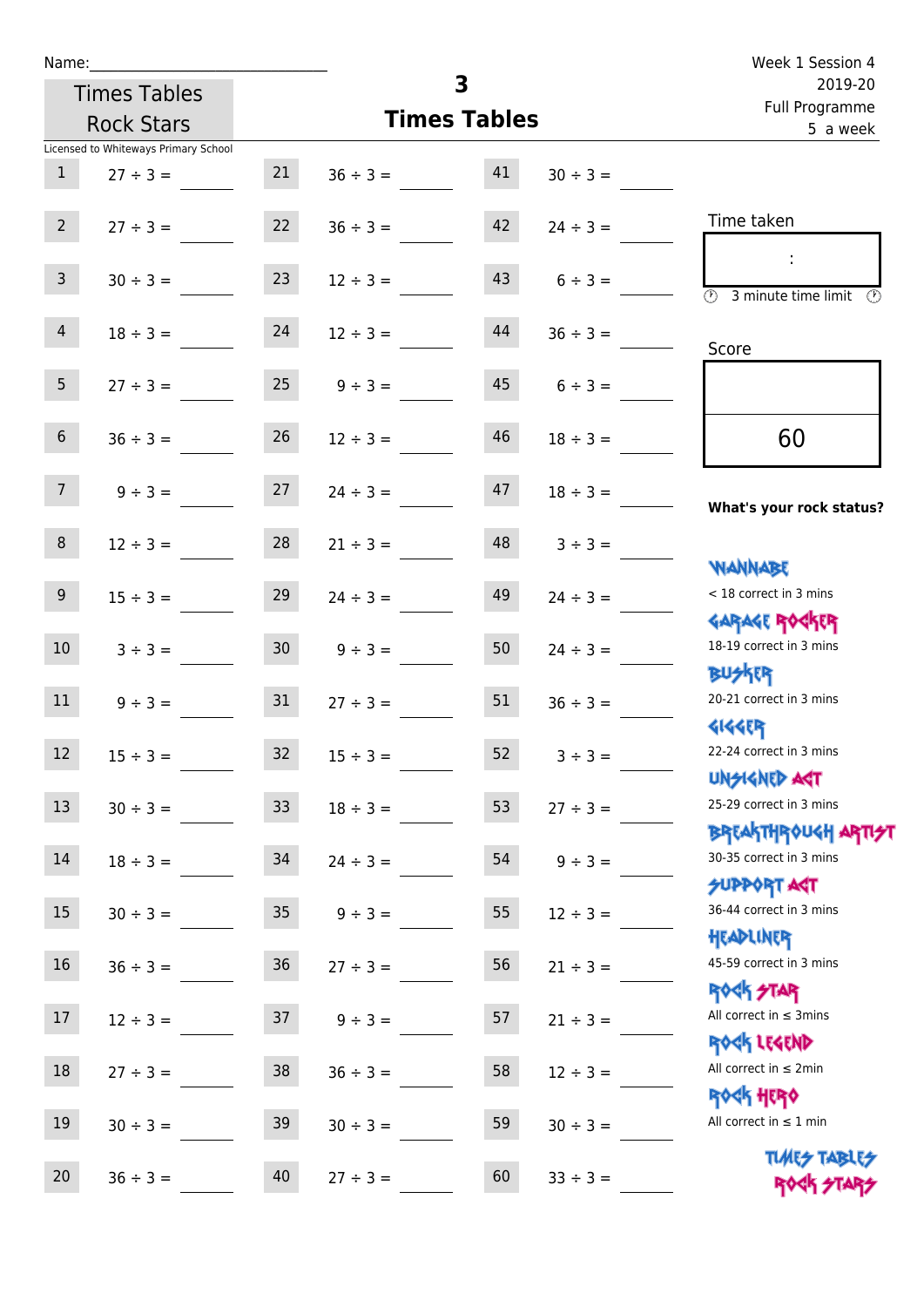Name:\_\_\_\_\_\_\_\_\_\_\_\_\_\_\_\_\_\_\_\_\_\_\_\_\_\_\_\_

Times Tables Rock Stars

# 3
## Times Tables

Week 1 Session 4
2019-20
Full Programme
5 a week

Licensed to Whiteways Primary School

| | | | | | |
|---|---|---|---|---|---|
| 1 | 27 ÷ 3 = | 21 | 36 ÷ 3 = | 41 | 30 ÷ 3 = |
| 2 | 27 ÷ 3 = | 22 | 36 ÷ 3 = | 42 | 24 ÷ 3 = |
| 3 | 30 ÷ 3 = | 23 | 12 ÷ 3 = | 43 | 6 ÷ 3 = |
| 4 | 18 ÷ 3 = | 24 | 12 ÷ 3 = | 44 | 36 ÷ 3 = |
| 5 | 27 ÷ 3 = | 25 | 9 ÷ 3 = | 45 | 6 ÷ 3 = |
| 6 | 36 ÷ 3 = | 26 | 12 ÷ 3 = | 46 | 18 ÷ 3 = |
| 7 | 9 ÷ 3 = | 27 | 24 ÷ 3 = | 47 | 18 ÷ 3 = |
| 8 | 12 ÷ 3 = | 28 | 21 ÷ 3 = | 48 | 3 ÷ 3 = |
| 9 | 15 ÷ 3 = | 29 | 24 ÷ 3 = | 49 | 24 ÷ 3 = |
| 10 | 3 ÷ 3 = | 30 | 9 ÷ 3 = | 50 | 24 ÷ 3 = |
| 11 | 9 ÷ 3 = | 31 | 27 ÷ 3 = | 51 | 36 ÷ 3 = |
| 12 | 15 ÷ 3 = | 32 | 15 ÷ 3 = | 52 | 3 ÷ 3 = |
| 13 | 30 ÷ 3 = | 33 | 18 ÷ 3 = | 53 | 27 ÷ 3 = |
| 14 | 18 ÷ 3 = | 34 | 24 ÷ 3 = | 54 | 9 ÷ 3 = |
| 15 | 30 ÷ 3 = | 35 | 9 ÷ 3 = | 55 | 12 ÷ 3 = |
| 16 | 36 ÷ 3 = | 36 | 27 ÷ 3 = | 56 | 21 ÷ 3 = |
| 17 | 12 ÷ 3 = | 37 | 9 ÷ 3 = | 57 | 21 ÷ 3 = |
| 18 | 27 ÷ 3 = | 38 | 36 ÷ 3 = | 58 | 12 ÷ 3 = |
| 19 | 30 ÷ 3 = | 39 | 30 ÷ 3 = | 59 | 30 ÷ 3 = |
| 20 | 36 ÷ 3 = | 40 | 27 ÷ 3 = | 60 | 33 ÷ 3 = |

Time taken

:

3 minute time limit

Score

60

**What's your rock status?**

WANNABE
< 18 correct in 3 mins

GARAGE ROCKER
18-19 correct in 3 mins

BUSKER
20-21 correct in 3 mins

GIGGER
22-24 correct in 3 mins

UNSIGNED ACT
25-29 correct in 3 mins

BREAKTHROUGH ARTIST
30-35 correct in 3 mins

SUPPORT ACT
36-44 correct in 3 mins

HEADLINER
45-59 correct in 3 mins

ROCK STAR
All correct in ≤ 3mins

ROCK LEGEND
All correct in ≤ 2min

ROCK HERO
All correct in ≤ 1 min

TIMES TABLES ROCK STARS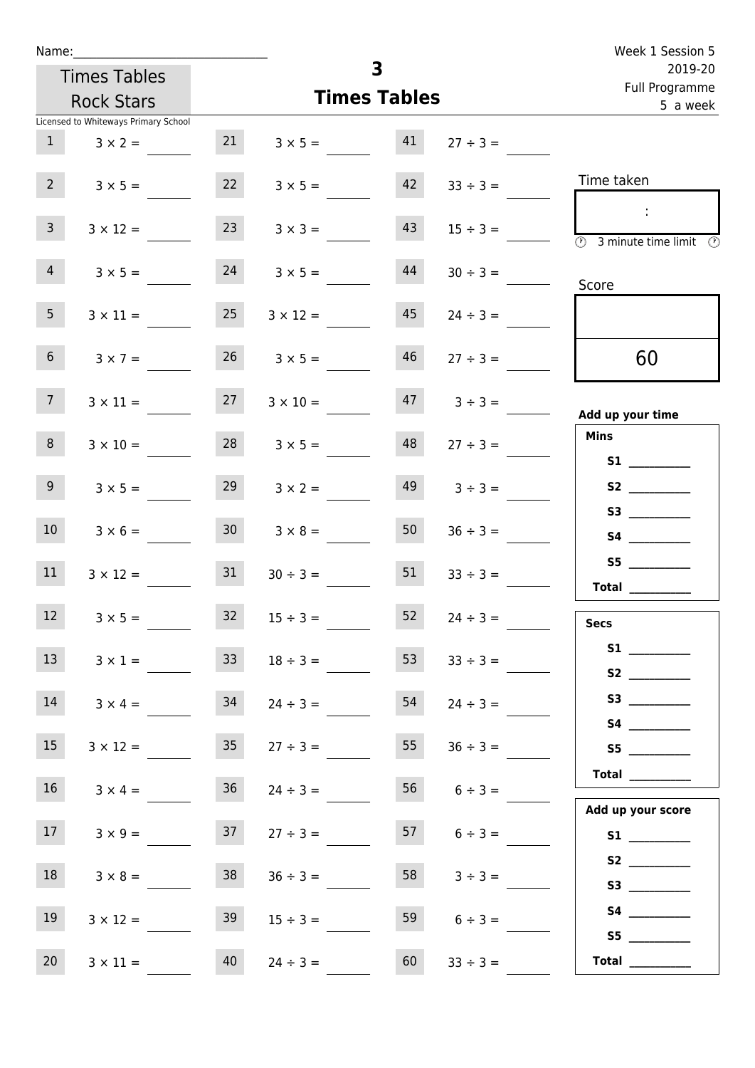Name:______________________________

Times Tables Rock Stars

Licensed to Whiteways Primary School

# 3
## Times Tables

Week 1 Session 5
2019-20
Full Programme
5 a week

| | | | | | |
|---|---|---|---|---|---|
| 1 | $3 \times 2 =$ | 21 | $3 \times 5 =$ | 41 | $27 \div 3 =$ |
| 2 | $3 \times 5 =$ | 22 | $3 \times 5 =$ | 42 | $33 \div 3 =$ |
| 3 | $3 \times 12 =$ | 23 | $3 \times 3 =$ | 43 | $15 \div 3 =$ |
| 4 | $3 \times 5 =$ | 24 | $3 \times 5 =$ | 44 | $30 \div 3 =$ |
| 5 | $3 \times 11 =$ | 25 | $3 \times 12 =$ | 45 | $24 \div 3 =$ |
| 6 | $3 \times 7 =$ | 26 | $3 \times 5 =$ | 46 | $27 \div 3 =$ |
| 7 | $3 \times 11 =$ | 27 | $3 \times 10 =$ | 47 | $3 \div 3 =$ |
| 8 | $3 \times 10 =$ | 28 | $3 \times 5 =$ | 48 | $27 \div 3 =$ |
| 9 | $3 \times 5 =$ | 29 | $3 \times 2 =$ | 49 | $3 \div 3 =$ |
| 10 | $3 \times 6 =$ | 30 | $3 \times 8 =$ | 50 | $36 \div 3 =$ |
| 11 | $3 \times 12 =$ | 31 | $30 \div 3 =$ | 51 | $33 \div 3 =$ |
| 12 | $3 \times 5 =$ | 32 | $15 \div 3 =$ | 52 | $24 \div 3 =$ |
| 13 | $3 \times 1 =$ | 33 | $18 \div 3 =$ | 53 | $33 \div 3 =$ |
| 14 | $3 \times 4 =$ | 34 | $24 \div 3 =$ | 54 | $24 \div 3 =$ |
| 15 | $3 \times 12 =$ | 35 | $27 \div 3 =$ | 55 | $36 \div 3 =$ |
| 16 | $3 \times 4 =$ | 36 | $24 \div 3 =$ | 56 | $6 \div 3 =$ |
| 17 | $3 \times 9 =$ | 37 | $27 \div 3 =$ | 57 | $6 \div 3 =$ |
| 18 | $3 \times 8 =$ | 38 | $36 \div 3 =$ | 58 | $3 \div 3 =$ |
| 19 | $3 \times 12 =$ | 39 | $15 \div 3 =$ | 59 | $6 \div 3 =$ |
| 20 | $3 \times 11 =$ | 40 | $24 \div 3 =$ | 60 | $33 \div 3 =$ |

Time taken

:

3 minute time limit

Score

60

**Add up your time**

**Mins**

**S1** __________
**S2** __________
**S3** __________
**S4** __________
**S5** __________
**Total** __________

**Secs**

**S1** __________
**S2** __________
**S3** __________
**S4** __________
**S5** __________
**Total** __________

**Add up your score**

**S1** __________
**S2** __________
**S3** __________
**S4** __________
**S5** __________
**Total** __________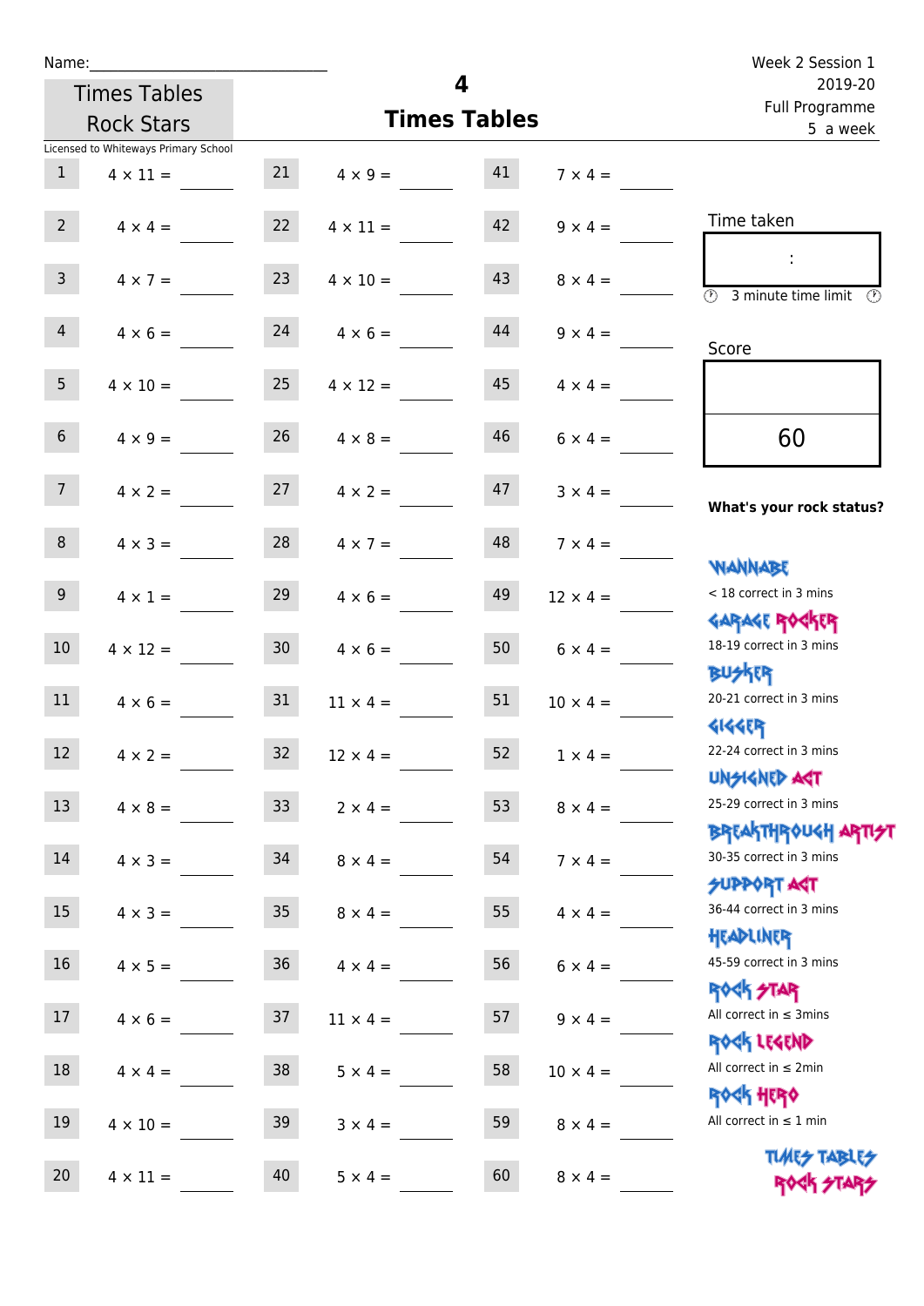Name:______________________________

**Times Tables Rock Stars**

# 4
## Times Tables

Week 2 Session 1
2019-20
Full Programme
5 a week

Licensed to Whiteways Primary School

| # | Question | # | Question | # | Question |
|---|---|---|---|---|---|
| 1 | 4 × 11 = ____ | 21 | 4 × 9 = ____ | 41 | 7 × 4 = ____ |
| 2 | 4 × 4 = ____ | 22 | 4 × 11 = ____ | 42 | 9 × 4 = ____ |
| 3 | 4 × 7 = ____ | 23 | 4 × 10 = ____ | 43 | 8 × 4 = ____ |
| 4 | 4 × 6 = ____ | 24 | 4 × 6 = ____ | 44 | 9 × 4 = ____ |
| 5 | 4 × 10 = ____ | 25 | 4 × 12 = ____ | 45 | 4 × 4 = ____ |
| 6 | 4 × 9 = ____ | 26 | 4 × 8 = ____ | 46 | 6 × 4 = ____ |
| 7 | 4 × 2 = ____ | 27 | 4 × 2 = ____ | 47 | 3 × 4 = ____ |
| 8 | 4 × 3 = ____ | 28 | 4 × 7 = ____ | 48 | 7 × 4 = ____ |
| 9 | 4 × 1 = ____ | 29 | 4 × 6 = ____ | 49 | 12 × 4 = ____ |
| 10 | 4 × 12 = ____ | 30 | 4 × 6 = ____ | 50 | 6 × 4 = ____ |
| 11 | 4 × 6 = ____ | 31 | 11 × 4 = ____ | 51 | 10 × 4 = ____ |
| 12 | 4 × 2 = ____ | 32 | 12 × 4 = ____ | 52 | 1 × 4 = ____ |
| 13 | 4 × 8 = ____ | 33 | 2 × 4 = ____ | 53 | 8 × 4 = ____ |
| 14 | 4 × 3 = ____ | 34 | 8 × 4 = ____ | 54 | 7 × 4 = ____ |
| 15 | 4 × 3 = ____ | 35 | 8 × 4 = ____ | 55 | 4 × 4 = ____ |
| 16 | 4 × 5 = ____ | 36 | 4 × 4 = ____ | 56 | 6 × 4 = ____ |
| 17 | 4 × 6 = ____ | 37 | 11 × 4 = ____ | 57 | 9 × 4 = ____ |
| 18 | 4 × 4 = ____ | 38 | 5 × 4 = ____ | 58 | 10 × 4 = ____ |
| 19 | 4 × 10 = ____ | 39 | 3 × 4 = ____ | 59 | 8 × 4 = ____ |
| 20 | 4 × 11 = ____ | 40 | 5 × 4 = ____ | 60 | 8 × 4 = ____ |

Time taken

:

3 minute time limit

Score

60

**What's your rock status?**

WANNABE
< 18 correct in 3 mins

GARAGE ROCKER
18-19 correct in 3 mins

BUSKER
20-21 correct in 3 mins

GIGGER
22-24 correct in 3 mins

UNSIGNED ACT
25-29 correct in 3 mins

BREAKTHROUGH ARTIST
30-35 correct in 3 mins

SUPPORT ACT
36-44 correct in 3 mins

HEADLINER
45-59 correct in 3 mins

ROCK STAR
All correct in ≤ 3mins

ROCK LEGEND
All correct in ≤ 2min

ROCK HERO
All correct in ≤ 1 min

TIMES TABLES ROCK STARS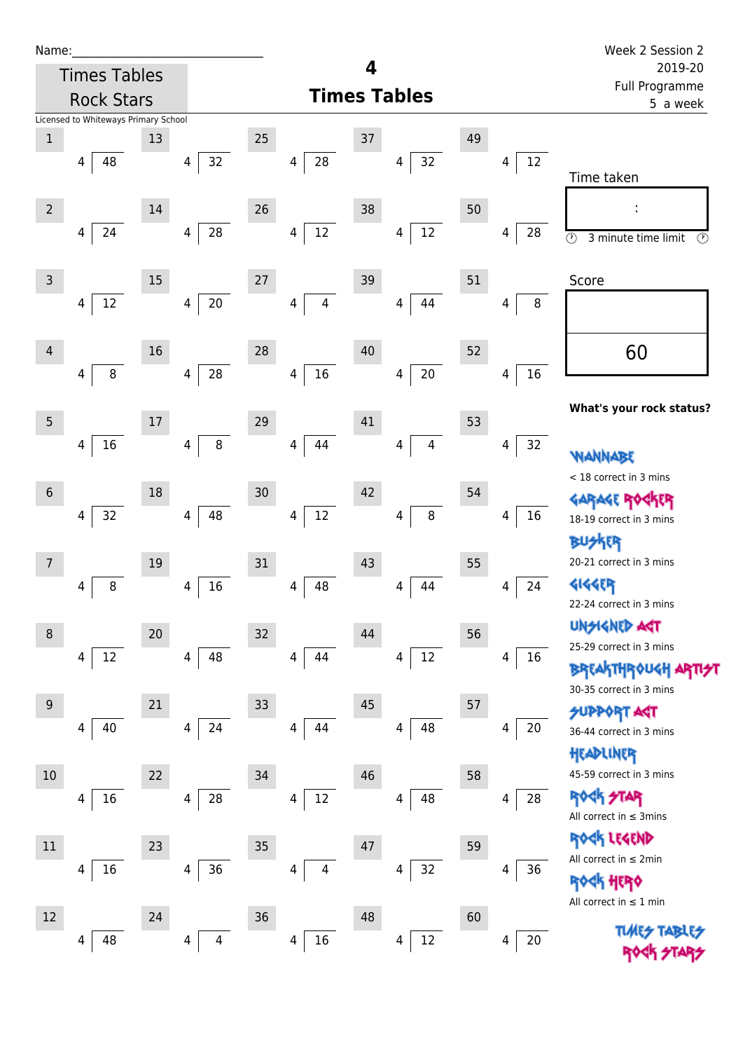Name:\_\_\_\_\_\_\_\_\_\_\_\_\_\_\_\_\_\_\_\_\_\_\_\_\_\_\_\_

Times Tables Rock Stars

# 4 Times Tables

Week 2 Session 2
2019-20
Full Programme
5 a week

Licensed to Whiteways Primary School

| # | Question | # | Question | # | Question | # | Question | # | Question |
|---|---|---|---|---|---|---|---|---|---|
| 1 | 4 ⟌ 48 | 13 | 4 ⟌ 32 | 25 | 4 ⟌ 28 | 37 | 4 ⟌ 32 | 49 | 4 ⟌ 12 |
| 2 | 4 ⟌ 24 | 14 | 4 ⟌ 28 | 26 | 4 ⟌ 12 | 38 | 4 ⟌ 12 | 50 | 4 ⟌ 28 |
| 3 | 4 ⟌ 12 | 15 | 4 ⟌ 20 | 27 | 4 ⟌ 4 | 39 | 4 ⟌ 44 | 51 | 4 ⟌ 8 |
| 4 | 4 ⟌ 8 | 16 | 4 ⟌ 28 | 28 | 4 ⟌ 16 | 40 | 4 ⟌ 20 | 52 | 4 ⟌ 16 |
| 5 | 4 ⟌ 16 | 17 | 4 ⟌ 8 | 29 | 4 ⟌ 44 | 41 | 4 ⟌ 4 | 53 | 4 ⟌ 32 |
| 6 | 4 ⟌ 32 | 18 | 4 ⟌ 48 | 30 | 4 ⟌ 12 | 42 | 4 ⟌ 8 | 54 | 4 ⟌ 16 |
| 7 | 4 ⟌ 8 | 19 | 4 ⟌ 16 | 31 | 4 ⟌ 48 | 43 | 4 ⟌ 44 | 55 | 4 ⟌ 24 |
| 8 | 4 ⟌ 12 | 20 | 4 ⟌ 48 | 32 | 4 ⟌ 44 | 44 | 4 ⟌ 12 | 56 | 4 ⟌ 16 |
| 9 | 4 ⟌ 40 | 21 | 4 ⟌ 24 | 33 | 4 ⟌ 44 | 45 | 4 ⟌ 48 | 57 | 4 ⟌ 20 |
| 10 | 4 ⟌ 16 | 22 | 4 ⟌ 28 | 34 | 4 ⟌ 12 | 46 | 4 ⟌ 48 | 58 | 4 ⟌ 28 |
| 11 | 4 ⟌ 16 | 23 | 4 ⟌ 36 | 35 | 4 ⟌ 4 | 47 | 4 ⟌ 32 | 59 | 4 ⟌ 36 |
| 12 | 4 ⟌ 48 | 24 | 4 ⟌ 4 | 36 | 4 ⟌ 16 | 48 | 4 ⟌ 12 | 60 | 4 ⟌ 20 |

Time taken

:

3 minute time limit

Score

60

**What's your rock status?**

WANNABE
< 18 correct in 3 mins

GARAGE ROCKER
18-19 correct in 3 mins

BUSKER
20-21 correct in 3 mins

GIGGER
22-24 correct in 3 mins

UNSIGNED ACT
25-29 correct in 3 mins

BREAKTHROUGH ARTIST
30-35 correct in 3 mins

SUPPORT ACT
36-44 correct in 3 mins

HEADLINER
45-59 correct in 3 mins

ROCK STAR
All correct in ≤ 3mins

ROCK LEGEND
All correct in ≤ 2min

ROCK HERO
All correct in ≤ 1 min

TIMES TABLES ROCK STARS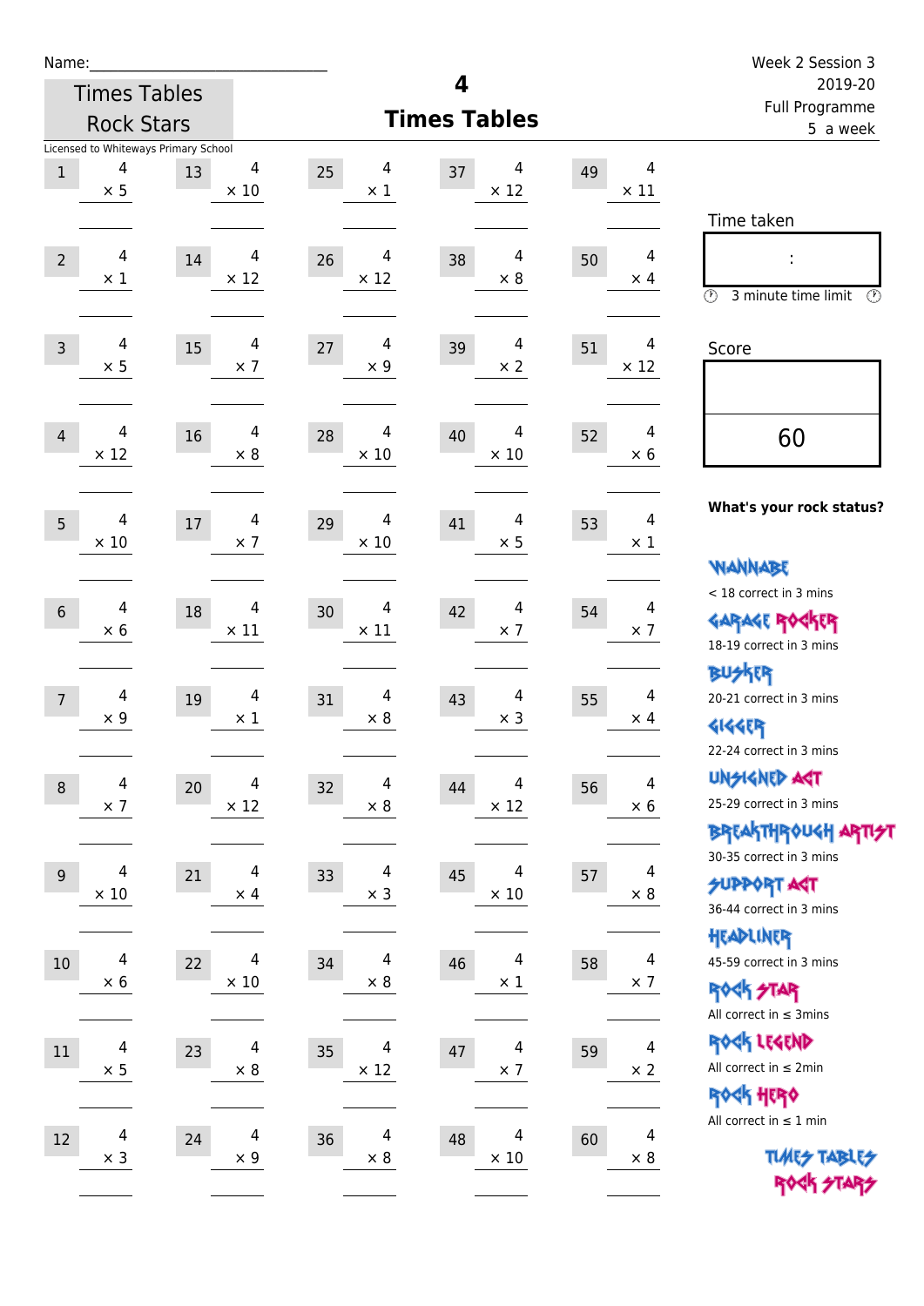Name:\_\_\_\_\_\_\_\_\_\_\_\_\_\_\_\_\_\_\_\_\_\_\_\_\_\_\_\_

Times Tables Rock Stars

Licensed to Whiteways Primary School

# 4 Times Tables

Week 2 Session 3
2019-20
Full Programme
5 a week

| # | Question | # | Question | # | Question | # | Question | # | Question |
|---|---|---|---|---|---|---|---|---|---|
| 1 | 4 × 5 | 13 | 4 × 10 | 25 | 4 × 1 | 37 | 4 × 12 | 49 | 4 × 11 |
| 2 | 4 × 1 | 14 | 4 × 12 | 26 | 4 × 12 | 38 | 4 × 8 | 50 | 4 × 4 |
| 3 | 4 × 5 | 15 | 4 × 7 | 27 | 4 × 9 | 39 | 4 × 2 | 51 | 4 × 12 |
| 4 | 4 × 12 | 16 | 4 × 8 | 28 | 4 × 10 | 40 | 4 × 10 | 52 | 4 × 6 |
| 5 | 4 × 10 | 17 | 4 × 7 | 29 | 4 × 10 | 41 | 4 × 5 | 53 | 4 × 1 |
| 6 | 4 × 6 | 18 | 4 × 11 | 30 | 4 × 11 | 42 | 4 × 7 | 54 | 4 × 7 |
| 7 | 4 × 9 | 19 | 4 × 1 | 31 | 4 × 8 | 43 | 4 × 3 | 55 | 4 × 4 |
| 8 | 4 × 7 | 20 | 4 × 12 | 32 | 4 × 8 | 44 | 4 × 12 | 56 | 4 × 6 |
| 9 | 4 × 10 | 21 | 4 × 4 | 33 | 4 × 3 | 45 | 4 × 10 | 57 | 4 × 8 |
| 10 | 4 × 6 | 22 | 4 × 10 | 34 | 4 × 8 | 46 | 4 × 1 | 58 | 4 × 7 |
| 11 | 4 × 5 | 23 | 4 × 8 | 35 | 4 × 12 | 47 | 4 × 7 | 59 | 4 × 2 |
| 12 | 4 × 3 | 24 | 4 × 9 | 36 | 4 × 8 | 48 | 4 × 10 | 60 | 4 × 8 |

Time taken

:

3 minute time limit

Score

60

**What's your rock status?**

WANNABE
< 18 correct in 3 mins

GARAGE ROCKER
18-19 correct in 3 mins

BUSKER
20-21 correct in 3 mins

GIGGER
22-24 correct in 3 mins

UNSIGNED ACT
25-29 correct in 3 mins

BREAKTHROUGH ARTIST
30-35 correct in 3 mins

SUPPORT ACT
36-44 correct in 3 mins

HEADLINER
45-59 correct in 3 mins

ROCK STAR
All correct in ≤ 3mins

ROCK LEGEND
All correct in ≤ 2min

ROCK HERO
All correct in ≤ 1 min

TIMES TABLES ROCK STARS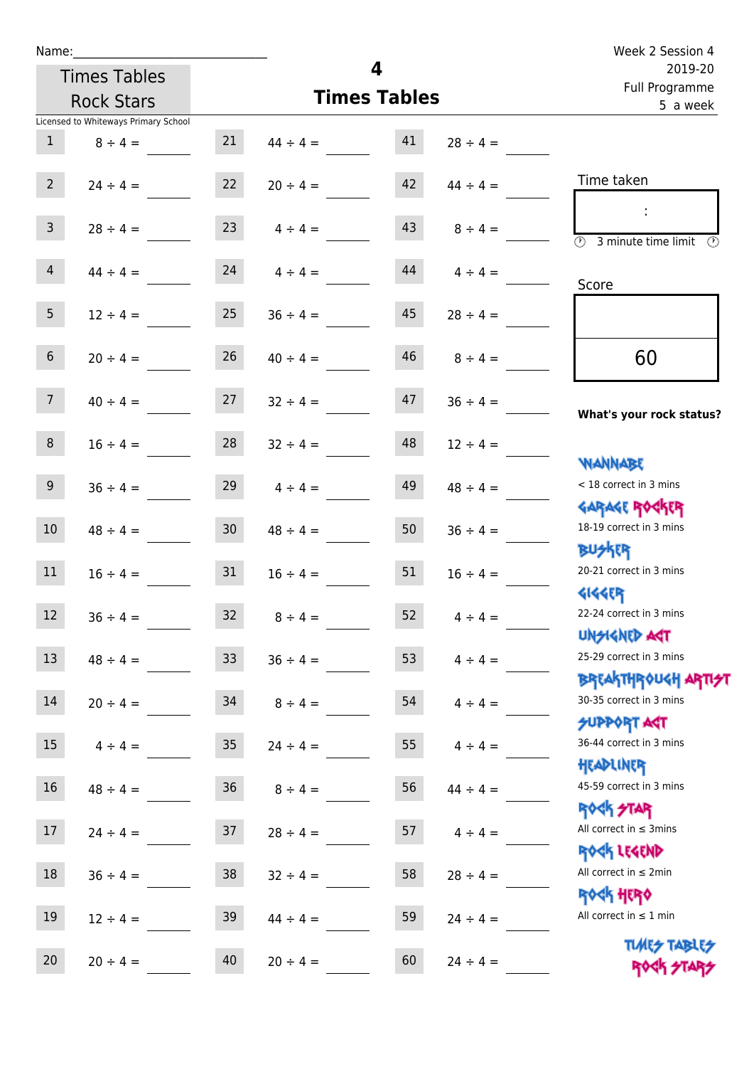Name:______________________________

Times Tables Rock Stars

Licensed to Whiteways Primary School

# 4
## Times Tables

Week 2 Session 4
2019-20
Full Programme
5 a week

| | | | | | |
|---|---|---|---|---|---|
| 1 | 8 ÷ 4 = | 21 | 44 ÷ 4 = | 41 | 28 ÷ 4 = |
| 2 | 24 ÷ 4 = | 22 | 20 ÷ 4 = | 42 | 44 ÷ 4 = |
| 3 | 28 ÷ 4 = | 23 | 4 ÷ 4 = | 43 | 8 ÷ 4 = |
| 4 | 44 ÷ 4 = | 24 | 4 ÷ 4 = | 44 | 4 ÷ 4 = |
| 5 | 12 ÷ 4 = | 25 | 36 ÷ 4 = | 45 | 28 ÷ 4 = |
| 6 | 20 ÷ 4 = | 26 | 40 ÷ 4 = | 46 | 8 ÷ 4 = |
| 7 | 40 ÷ 4 = | 27 | 32 ÷ 4 = | 47 | 36 ÷ 4 = |
| 8 | 16 ÷ 4 = | 28 | 32 ÷ 4 = | 48 | 12 ÷ 4 = |
| 9 | 36 ÷ 4 = | 29 | 4 ÷ 4 = | 49 | 48 ÷ 4 = |
| 10 | 48 ÷ 4 = | 30 | 48 ÷ 4 = | 50 | 36 ÷ 4 = |
| 11 | 16 ÷ 4 = | 31 | 16 ÷ 4 = | 51 | 16 ÷ 4 = |
| 12 | 36 ÷ 4 = | 32 | 8 ÷ 4 = | 52 | 4 ÷ 4 = |
| 13 | 48 ÷ 4 = | 33 | 36 ÷ 4 = | 53 | 4 ÷ 4 = |
| 14 | 20 ÷ 4 = | 34 | 8 ÷ 4 = | 54 | 4 ÷ 4 = |
| 15 | 4 ÷ 4 = | 35 | 24 ÷ 4 = | 55 | 4 ÷ 4 = |
| 16 | 48 ÷ 4 = | 36 | 8 ÷ 4 = | 56 | 44 ÷ 4 = |
| 17 | 24 ÷ 4 = | 37 | 28 ÷ 4 = | 57 | 4 ÷ 4 = |
| 18 | 36 ÷ 4 = | 38 | 32 ÷ 4 = | 58 | 28 ÷ 4 = |
| 19 | 12 ÷ 4 = | 39 | 44 ÷ 4 = | 59 | 24 ÷ 4 = |
| 20 | 20 ÷ 4 = | 40 | 20 ÷ 4 = | 60 | 24 ÷ 4 = |

Time taken

:

3 minute time limit

Score

60

**What's your rock status?**

WANNABE
< 18 correct in 3 mins

GARAGE ROCKER
18-19 correct in 3 mins

BUSKER
20-21 correct in 3 mins

GIGGER
22-24 correct in 3 mins

UNSIGNED ACT
25-29 correct in 3 mins

BREAKTHROUGH ARTIST
30-35 correct in 3 mins

SUPPORT ACT
36-44 correct in 3 mins

HEADLINER
45-59 correct in 3 mins

ROCK STAR
All correct in ≤ 3mins

ROCK LEGEND
All correct in ≤ 2min

ROCK HERO
All correct in ≤ 1 min

TIMES TABLES ROCK STARS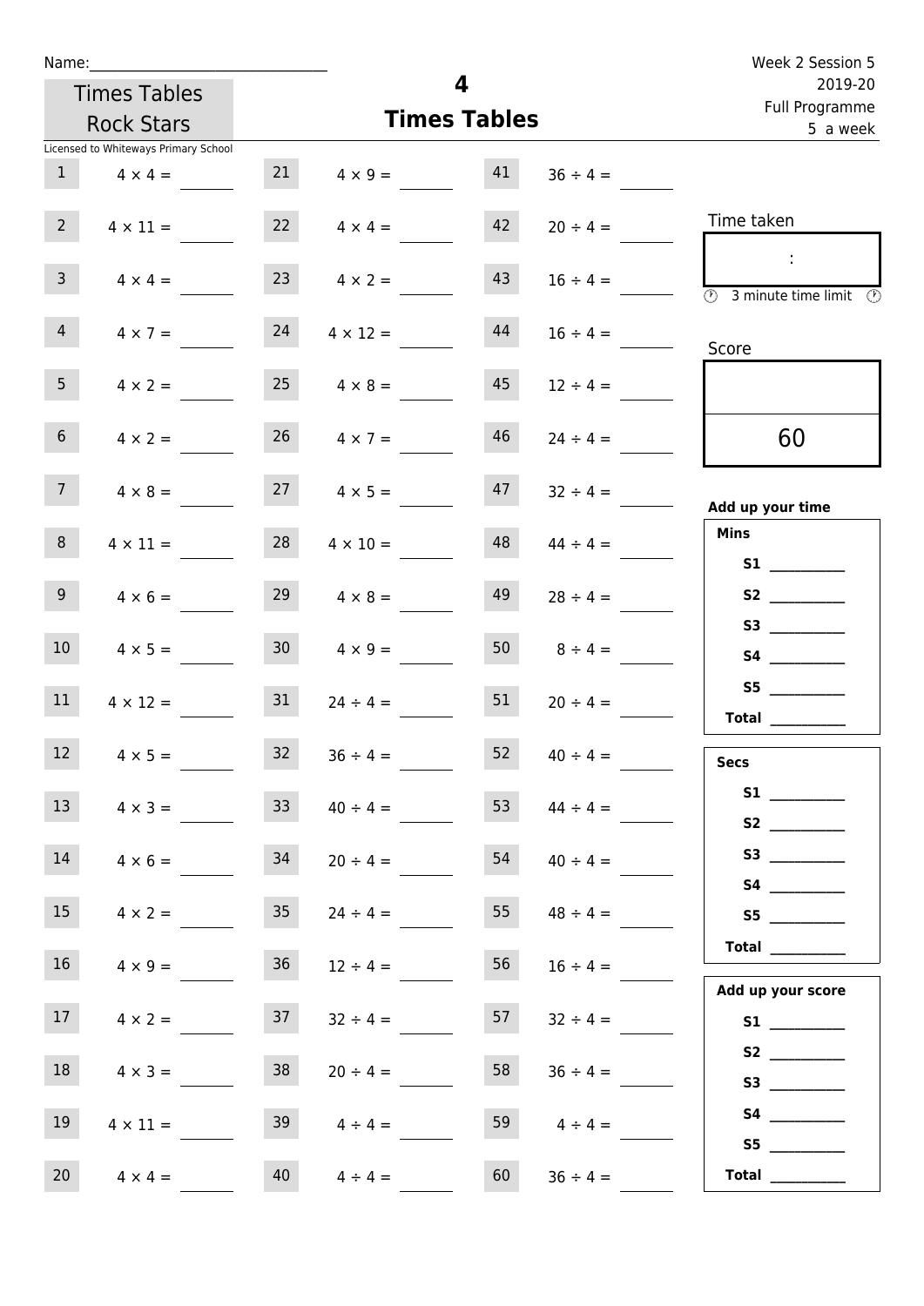Name:\_\_\_\_\_\_\_\_\_\_\_\_\_\_\_\_\_\_\_\_\_\_\_\_\_\_\_\_\_\_

Times Tables Rock Stars

Licensed to Whiteways Primary School

# 4
## Times Tables

Week 2 Session 5
2019-20
Full Programme
5 a week

| | | | | | |
|---|---|---|---|---|---|
| 1 | 4 × 4 = | 21 | 4 × 9 = | 41 | 36 ÷ 4 = |
| 2 | 4 × 11 = | 22 | 4 × 4 = | 42 | 20 ÷ 4 = |
| 3 | 4 × 4 = | 23 | 4 × 2 = | 43 | 16 ÷ 4 = |
| 4 | 4 × 7 = | 24 | 4 × 12 = | 44 | 16 ÷ 4 = |
| 5 | 4 × 2 = | 25 | 4 × 8 = | 45 | 12 ÷ 4 = |
| 6 | 4 × 2 = | 26 | 4 × 7 = | 46 | 24 ÷ 4 = |
| 7 | 4 × 8 = | 27 | 4 × 5 = | 47 | 32 ÷ 4 = |
| 8 | 4 × 11 = | 28 | 4 × 10 = | 48 | 44 ÷ 4 = |
| 9 | 4 × 6 = | 29 | 4 × 8 = | 49 | 28 ÷ 4 = |
| 10 | 4 × 5 = | 30 | 4 × 9 = | 50 | 8 ÷ 4 = |
| 11 | 4 × 12 = | 31 | 24 ÷ 4 = | 51 | 20 ÷ 4 = |
| 12 | 4 × 5 = | 32 | 36 ÷ 4 = | 52 | 40 ÷ 4 = |
| 13 | 4 × 3 = | 33 | 40 ÷ 4 = | 53 | 44 ÷ 4 = |
| 14 | 4 × 6 = | 34 | 20 ÷ 4 = | 54 | 40 ÷ 4 = |
| 15 | 4 × 2 = | 35 | 24 ÷ 4 = | 55 | 48 ÷ 4 = |
| 16 | 4 × 9 = | 36 | 12 ÷ 4 = | 56 | 16 ÷ 4 = |
| 17 | 4 × 2 = | 37 | 32 ÷ 4 = | 57 | 32 ÷ 4 = |
| 18 | 4 × 3 = | 38 | 20 ÷ 4 = | 58 | 36 ÷ 4 = |
| 19 | 4 × 11 = | 39 | 4 ÷ 4 = | 59 | 4 ÷ 4 = |
| 20 | 4 × 4 = | 40 | 4 ÷ 4 = | 60 | 36 ÷ 4 = |

Time taken

:

3 minute time limit

Score

60

**Add up your time**

**Mins**

**S1** \_\_\_\_\_\_\_\_\_\_
**S2** \_\_\_\_\_\_\_\_\_\_
**S3** \_\_\_\_\_\_\_\_\_\_
**S4** \_\_\_\_\_\_\_\_\_\_
**S5** \_\_\_\_\_\_\_\_\_\_
**Total** \_\_\_\_\_\_\_\_\_\_

**Secs**

**S1** \_\_\_\_\_\_\_\_\_\_
**S2** \_\_\_\_\_\_\_\_\_\_
**S3** \_\_\_\_\_\_\_\_\_\_
**S4** \_\_\_\_\_\_\_\_\_\_
**S5** \_\_\_\_\_\_\_\_\_\_
**Total** \_\_\_\_\_\_\_\_\_\_

**Add up your score**

**S1** \_\_\_\_\_\_\_\_\_\_
**S2** \_\_\_\_\_\_\_\_\_\_
**S3** \_\_\_\_\_\_\_\_\_\_
**S4** \_\_\_\_\_\_\_\_\_\_
**S5** \_\_\_\_\_\_\_\_\_\_
**Total** \_\_\_\_\_\_\_\_\_\_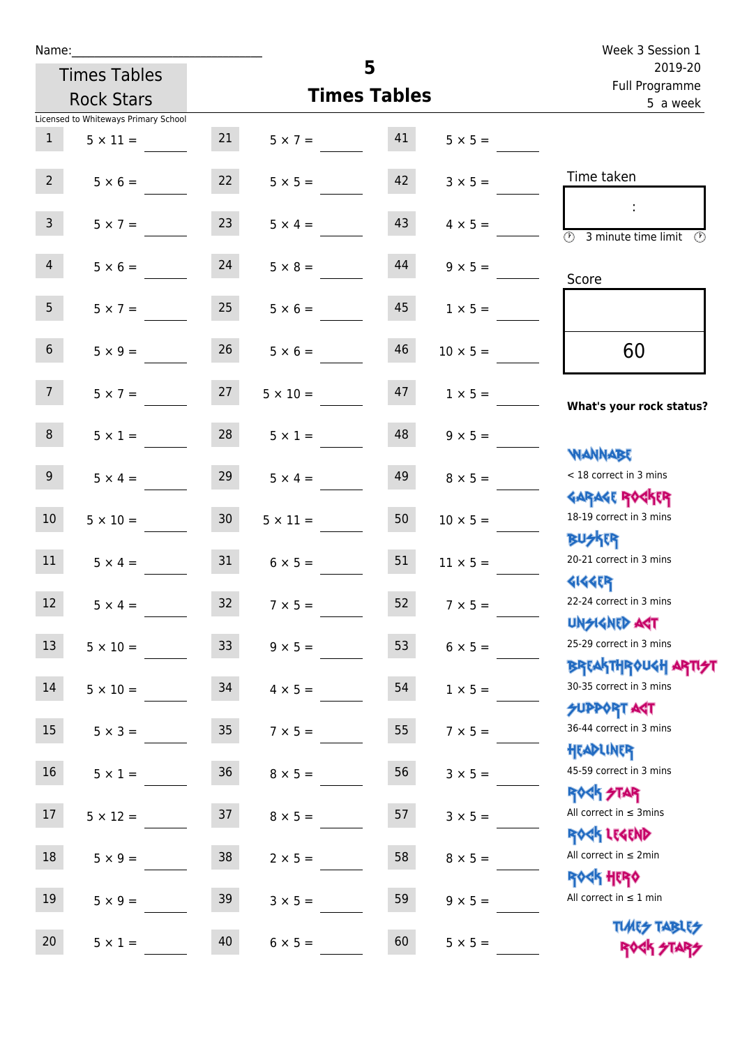Name:\_\_\_\_\_\_\_\_\_\_\_\_\_\_\_\_\_\_\_\_\_\_\_\_\_\_\_\_

Times Tables Rock Stars

Licensed to Whiteways Primary School

# 5 Times Tables

Week 3 Session 1
2019-20
Full Programme
5 a week

| | | | | | |
|---|---|---|---|---|---|
| 1 | 5 × 11 = | 21 | 5 × 7 = | 41 | 5 × 5 = |
| 2 | 5 × 6 = | 22 | 5 × 5 = | 42 | 3 × 5 = |
| 3 | 5 × 7 = | 23 | 5 × 4 = | 43 | 4 × 5 = |
| 4 | 5 × 6 = | 24 | 5 × 8 = | 44 | 9 × 5 = |
| 5 | 5 × 7 = | 25 | 5 × 6 = | 45 | 1 × 5 = |
| 6 | 5 × 9 = | 26 | 5 × 6 = | 46 | 10 × 5 = |
| 7 | 5 × 7 = | 27 | 5 × 10 = | 47 | 1 × 5 = |
| 8 | 5 × 1 = | 28 | 5 × 1 = | 48 | 9 × 5 = |
| 9 | 5 × 4 = | 29 | 5 × 4 = | 49 | 8 × 5 = |
| 10 | 5 × 10 = | 30 | 5 × 11 = | 50 | 10 × 5 = |
| 11 | 5 × 4 = | 31 | 6 × 5 = | 51 | 11 × 5 = |
| 12 | 5 × 4 = | 32 | 7 × 5 = | 52 | 7 × 5 = |
| 13 | 5 × 10 = | 33 | 9 × 5 = | 53 | 6 × 5 = |
| 14 | 5 × 10 = | 34 | 4 × 5 = | 54 | 1 × 5 = |
| 15 | 5 × 3 = | 35 | 7 × 5 = | 55 | 7 × 5 = |
| 16 | 5 × 1 = | 36 | 8 × 5 = | 56 | 3 × 5 = |
| 17 | 5 × 12 = | 37 | 8 × 5 = | 57 | 3 × 5 = |
| 18 | 5 × 9 = | 38 | 2 × 5 = | 58 | 8 × 5 = |
| 19 | 5 × 9 = | 39 | 3 × 5 = | 59 | 9 × 5 = |
| 20 | 5 × 1 = | 40 | 6 × 5 = | 60 | 5 × 5 = |

Time taken

:

3 minute time limit

Score

60

**What's your rock status?**

WANNABE
< 18 correct in 3 mins

GARAGE ROCKER
18-19 correct in 3 mins

BUSKER
20-21 correct in 3 mins

GIGGER
22-24 correct in 3 mins

UNSIGNED ACT
25-29 correct in 3 mins

BREAKTHROUGH ARTIST
30-35 correct in 3 mins

SUPPORT ACT
36-44 correct in 3 mins

HEADLINER
45-59 correct in 3 mins

ROCK STAR
All correct in ≤ 3mins

ROCK LEGEND
All correct in ≤ 2min

ROCK HERO
All correct in ≤ 1 min

TIMES TABLES ROCK STARS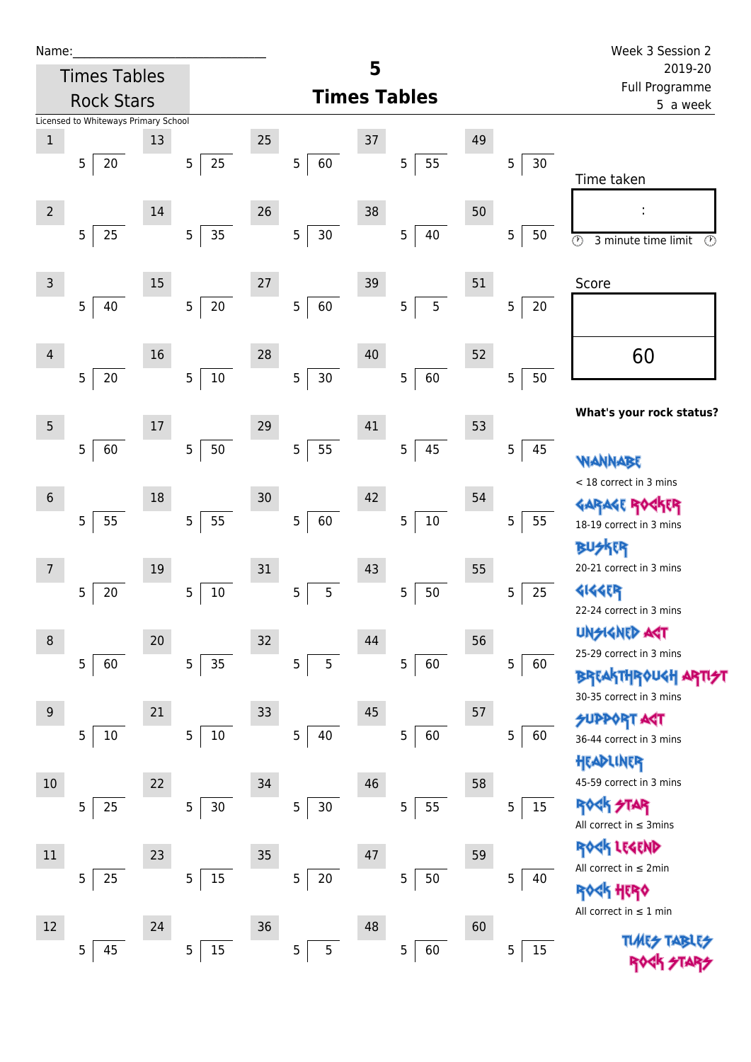Name:______________________________

Times Tables Rock Stars

Licensed to Whiteways Primary School

# 5
## Times Tables

Week 3 Session 2
2019-20
Full Programme
5 a week

| # | Question | # | Question | # | Question | # | Question | # | Question |
|---|---|---|---|---|---|---|---|---|---|
| 1 | 5 ⟌ 20 | 13 | 5 ⟌ 25 | 25 | 5 ⟌ 60 | 37 | 5 ⟌ 55 | 49 | 5 ⟌ 30 |
| 2 | 5 ⟌ 25 | 14 | 5 ⟌ 35 | 26 | 5 ⟌ 30 | 38 | 5 ⟌ 40 | 50 | 5 ⟌ 50 |
| 3 | 5 ⟌ 40 | 15 | 5 ⟌ 20 | 27 | 5 ⟌ 60 | 39 | 5 ⟌ 5 | 51 | 5 ⟌ 20 |
| 4 | 5 ⟌ 20 | 16 | 5 ⟌ 10 | 28 | 5 ⟌ 30 | 40 | 5 ⟌ 60 | 52 | 5 ⟌ 50 |
| 5 | 5 ⟌ 60 | 17 | 5 ⟌ 50 | 29 | 5 ⟌ 55 | 41 | 5 ⟌ 45 | 53 | 5 ⟌ 45 |
| 6 | 5 ⟌ 55 | 18 | 5 ⟌ 55 | 30 | 5 ⟌ 60 | 42 | 5 ⟌ 10 | 54 | 5 ⟌ 55 |
| 7 | 5 ⟌ 20 | 19 | 5 ⟌ 10 | 31 | 5 ⟌ 5 | 43 | 5 ⟌ 50 | 55 | 5 ⟌ 25 |
| 8 | 5 ⟌ 60 | 20 | 5 ⟌ 35 | 32 | 5 ⟌ 5 | 44 | 5 ⟌ 60 | 56 | 5 ⟌ 60 |
| 9 | 5 ⟌ 10 | 21 | 5 ⟌ 10 | 33 | 5 ⟌ 40 | 45 | 5 ⟌ 60 | 57 | 5 ⟌ 60 |
| 10 | 5 ⟌ 25 | 22 | 5 ⟌ 30 | 34 | 5 ⟌ 30 | 46 | 5 ⟌ 55 | 58 | 5 ⟌ 15 |
| 11 | 5 ⟌ 25 | 23 | 5 ⟌ 15 | 35 | 5 ⟌ 20 | 47 | 5 ⟌ 50 | 59 | 5 ⟌ 40 |
| 12 | 5 ⟌ 45 | 24 | 5 ⟌ 15 | 36 | 5 ⟌ 5 | 48 | 5 ⟌ 60 | 60 | 5 ⟌ 15 |

Time taken

:

3 minute time limit

Score

60

**What's your rock status?**

WANNABE
< 18 correct in 3 mins

GARAGE ROCKER
18-19 correct in 3 mins

BUSKER
20-21 correct in 3 mins

GIGGER
22-24 correct in 3 mins

UNSIGNED ACT
25-29 correct in 3 mins

BREAKTHROUGH ARTIST
30-35 correct in 3 mins

SUPPORT ACT
36-44 correct in 3 mins

HEADLINER
45-59 correct in 3 mins

ROCK STAR
All correct in ≤ 3mins

ROCK LEGEND
All correct in ≤ 2min

ROCK HERO
All correct in ≤ 1 min

TIMES TABLES ROCK STARS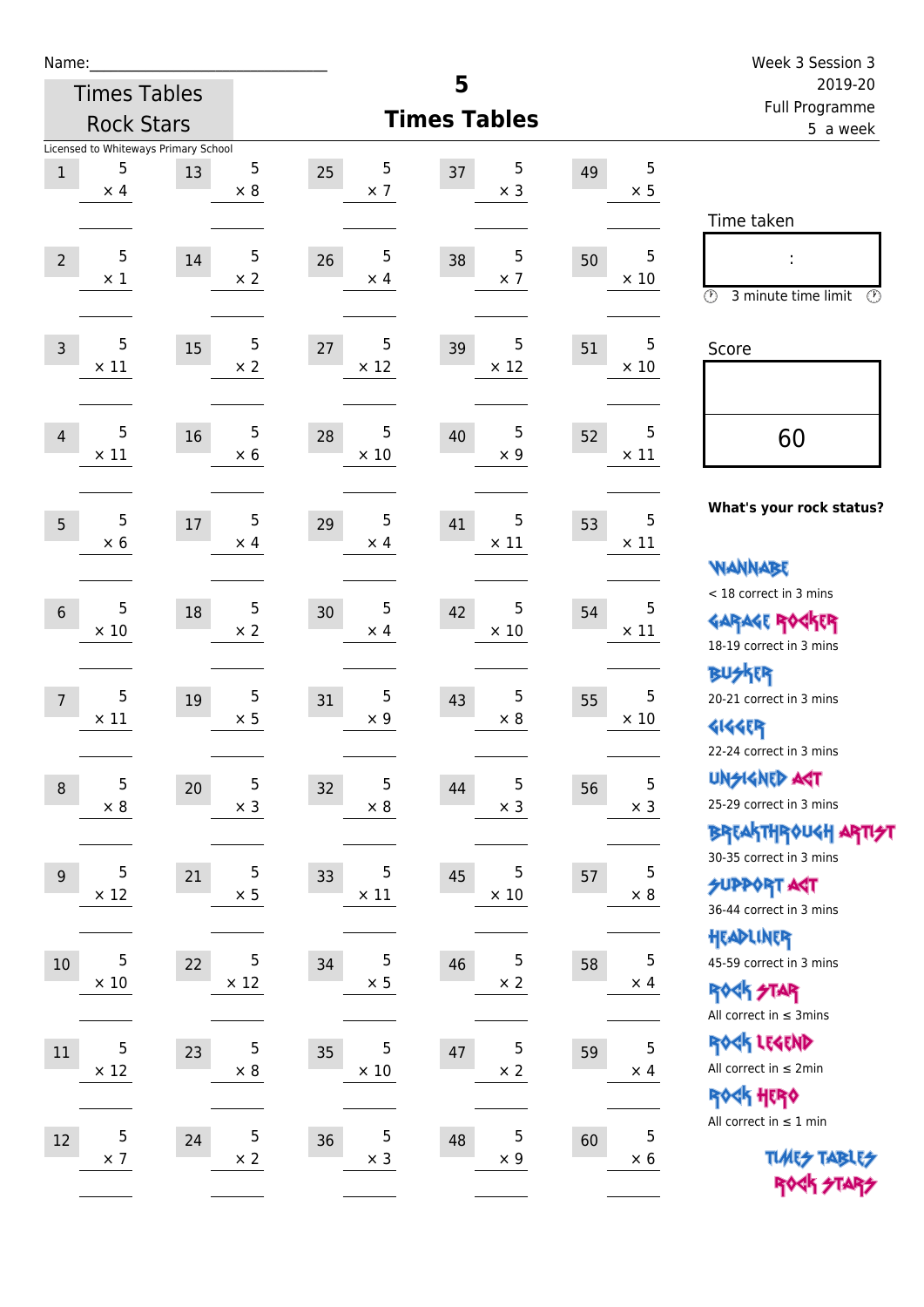Name:\_\_\_\_\_\_\_\_\_\_\_\_\_\_\_\_\_\_\_\_\_\_\_\_\_\_\_

Times Tables Rock Stars

Licensed to Whiteways Primary School

# 5 Times Tables

Week 3 Session 3
2019-20
Full Programme
5 a week

| | | | | | | | | | |
|---|---|---|---|---|---|---|---|---|---|
| 1 | 5 × 4 | 13 | 5 × 8 | 25 | 5 × 7 | 37 | 5 × 3 | 49 | 5 × 5 |
| 2 | 5 × 1 | 14 | 5 × 2 | 26 | 5 × 4 | 38 | 5 × 7 | 50 | 5 × 10 |
| 3 | 5 × 11 | 15 | 5 × 2 | 27 | 5 × 12 | 39 | 5 × 12 | 51 | 5 × 10 |
| 4 | 5 × 11 | 16 | 5 × 6 | 28 | 5 × 10 | 40 | 5 × 9 | 52 | 5 × 11 |
| 5 | 5 × 6 | 17 | 5 × 4 | 29 | 5 × 4 | 41 | 5 × 11 | 53 | 5 × 11 |
| 6 | 5 × 10 | 18 | 5 × 2 | 30 | 5 × 4 | 42 | 5 × 10 | 54 | 5 × 11 |
| 7 | 5 × 11 | 19 | 5 × 5 | 31 | 5 × 9 | 43 | 5 × 8 | 55 | 5 × 10 |
| 8 | 5 × 8 | 20 | 5 × 3 | 32 | 5 × 8 | 44 | 5 × 3 | 56 | 5 × 3 |
| 9 | 5 × 12 | 21 | 5 × 5 | 33 | 5 × 11 | 45 | 5 × 10 | 57 | 5 × 8 |
| 10 | 5 × 10 | 22 | 5 × 12 | 34 | 5 × 5 | 46 | 5 × 2 | 58 | 5 × 4 |
| 11 | 5 × 12 | 23 | 5 × 8 | 35 | 5 × 10 | 47 | 5 × 2 | 59 | 5 × 4 |
| 12 | 5 × 7 | 24 | 5 × 2 | 36 | 5 × 3 | 48 | 5 × 9 | 60 | 5 × 6 |

Time taken

:

3 minute time limit

Score

60

**What's your rock status?**

WANNABE
< 18 correct in 3 mins

GARAGE ROCKER
18-19 correct in 3 mins

BUSKER
20-21 correct in 3 mins

GIGGER
22-24 correct in 3 mins

UNSIGNED ACT
25-29 correct in 3 mins

BREAKTHROUGH ARTIST
30-35 correct in 3 mins

SUPPORT ACT
36-44 correct in 3 mins

HEADLINER
45-59 correct in 3 mins

ROCK STAR
All correct in ≤ 3mins

ROCK LEGEND
All correct in ≤ 2min

ROCK HERO
All correct in ≤ 1 min

TIMES TABLES ROCK STARS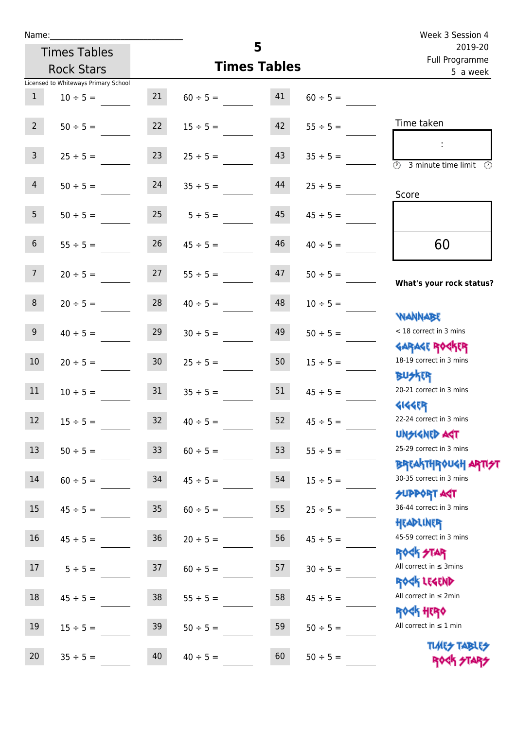Name:

Times Tables Rock Stars

# 5 Times Tables

Week 3 Session 4
2019-20
Full Programme
5 a week

Licensed to Whiteways Primary School

| | | | | | |
|---|---|---|---|---|---|
| 1 | 10 ÷ 5 = | 21 | 60 ÷ 5 = | 41 | 60 ÷ 5 = |
| 2 | 50 ÷ 5 = | 22 | 15 ÷ 5 = | 42 | 55 ÷ 5 = |
| 3 | 25 ÷ 5 = | 23 | 25 ÷ 5 = | 43 | 35 ÷ 5 = |
| 4 | 50 ÷ 5 = | 24 | 35 ÷ 5 = | 44 | 25 ÷ 5 = |
| 5 | 50 ÷ 5 = | 25 | 5 ÷ 5 = | 45 | 45 ÷ 5 = |
| 6 | 55 ÷ 5 = | 26 | 45 ÷ 5 = | 46 | 40 ÷ 5 = |
| 7 | 20 ÷ 5 = | 27 | 55 ÷ 5 = | 47 | 50 ÷ 5 = |
| 8 | 20 ÷ 5 = | 28 | 40 ÷ 5 = | 48 | 10 ÷ 5 = |
| 9 | 40 ÷ 5 = | 29 | 30 ÷ 5 = | 49 | 50 ÷ 5 = |
| 10 | 20 ÷ 5 = | 30 | 25 ÷ 5 = | 50 | 15 ÷ 5 = |
| 11 | 10 ÷ 5 = | 31 | 35 ÷ 5 = | 51 | 45 ÷ 5 = |
| 12 | 15 ÷ 5 = | 32 | 40 ÷ 5 = | 52 | 45 ÷ 5 = |
| 13 | 50 ÷ 5 = | 33 | 60 ÷ 5 = | 53 | 55 ÷ 5 = |
| 14 | 60 ÷ 5 = | 34 | 45 ÷ 5 = | 54 | 15 ÷ 5 = |
| 15 | 45 ÷ 5 = | 35 | 60 ÷ 5 = | 55 | 25 ÷ 5 = |
| 16 | 45 ÷ 5 = | 36 | 20 ÷ 5 = | 56 | 45 ÷ 5 = |
| 17 | 5 ÷ 5 = | 37 | 60 ÷ 5 = | 57 | 30 ÷ 5 = |
| 18 | 45 ÷ 5 = | 38 | 55 ÷ 5 = | 58 | 45 ÷ 5 = |
| 19 | 15 ÷ 5 = | 39 | 50 ÷ 5 = | 59 | 50 ÷ 5 = |
| 20 | 35 ÷ 5 = | 40 | 40 ÷ 5 = | 60 | 50 ÷ 5 = |

Time taken

:

3 minute time limit

Score

60

**What's your rock status?**

WANNABE
< 18 correct in 3 mins

GARAGE ROCKER
18-19 correct in 3 mins

BUSKER
20-21 correct in 3 mins

GIGGER
22-24 correct in 3 mins

UNSIGNED ACT
25-29 correct in 3 mins

BREAKTHROUGH ARTIST
30-35 correct in 3 mins

SUPPORT ACT
36-44 correct in 3 mins

HEADLINER
45-59 correct in 3 mins

ROCK STAR
All correct in ≤ 3mins

ROCK LEGEND
All correct in ≤ 2min

ROCK HERO
All correct in ≤ 1 min

TIMES TABLES ROCK STARS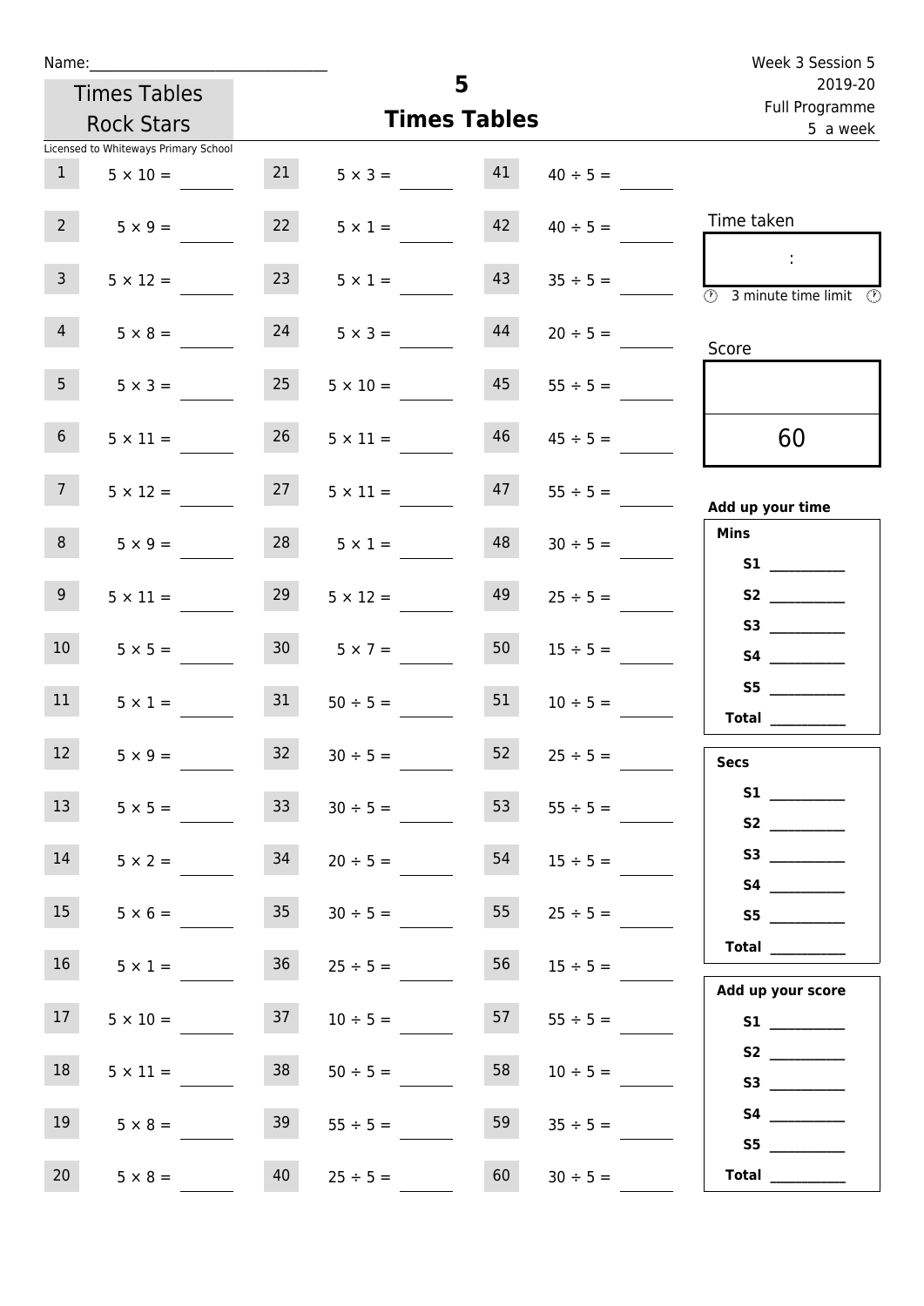Name:______________________________

Times Tables Rock Stars

Licensed to Whiteways Primary School

# 5
## Times Tables

Week 3 Session 5
2019-20
Full Programme
5 a week

| | | | | | |
|---|---|---|---|---|---|
| 1 | 5 × 10 = ____ | 21 | 5 × 3 = ____ | 41 | 40 ÷ 5 = ____ |
| 2 | 5 × 9 = ____ | 22 | 5 × 1 = ____ | 42 | 40 ÷ 5 = ____ |
| 3 | 5 × 12 = ____ | 23 | 5 × 1 = ____ | 43 | 35 ÷ 5 = ____ |
| 4 | 5 × 8 = ____ | 24 | 5 × 3 = ____ | 44 | 20 ÷ 5 = ____ |
| 5 | 5 × 3 = ____ | 25 | 5 × 10 = ____ | 45 | 55 ÷ 5 = ____ |
| 6 | 5 × 11 = ____ | 26 | 5 × 11 = ____ | 46 | 45 ÷ 5 = ____ |
| 7 | 5 × 12 = ____ | 27 | 5 × 11 = ____ | 47 | 55 ÷ 5 = ____ |
| 8 | 5 × 9 = ____ | 28 | 5 × 1 = ____ | 48 | 30 ÷ 5 = ____ |
| 9 | 5 × 11 = ____ | 29 | 5 × 12 = ____ | 49 | 25 ÷ 5 = ____ |
| 10 | 5 × 5 = ____ | 30 | 5 × 7 = ____ | 50 | 15 ÷ 5 = ____ |
| 11 | 5 × 1 = ____ | 31 | 50 ÷ 5 = ____ | 51 | 10 ÷ 5 = ____ |
| 12 | 5 × 9 = ____ | 32 | 30 ÷ 5 = ____ | 52 | 25 ÷ 5 = ____ |
| 13 | 5 × 5 = ____ | 33 | 30 ÷ 5 = ____ | 53 | 55 ÷ 5 = ____ |
| 14 | 5 × 2 = ____ | 34 | 20 ÷ 5 = ____ | 54 | 15 ÷ 5 = ____ |
| 15 | 5 × 6 = ____ | 35 | 30 ÷ 5 = ____ | 55 | 25 ÷ 5 = ____ |
| 16 | 5 × 1 = ____ | 36 | 25 ÷ 5 = ____ | 56 | 15 ÷ 5 = ____ |
| 17 | 5 × 10 = ____ | 37 | 10 ÷ 5 = ____ | 57 | 55 ÷ 5 = ____ |
| 18 | 5 × 11 = ____ | 38 | 50 ÷ 5 = ____ | 58 | 10 ÷ 5 = ____ |
| 19 | 5 × 8 = ____ | 39 | 55 ÷ 5 = ____ | 59 | 35 ÷ 5 = ____ |
| 20 | 5 × 8 = ____ | 40 | 25 ÷ 5 = ____ | 60 | 30 ÷ 5 = ____ |

Time taken

:

3 minute time limit

Score

60

**Add up your time**

**Mins**

**S1** ________
**S2** ________
**S3** ________
**S4** ________
**S5** ________
**Total** ________

**Secs**

**S1** ________
**S2** ________
**S3** ________
**S4** ________
**S5** ________
**Total** ________

**Add up your score**

**S1** ________
**S2** ________
**S3** ________
**S4** ________
**S5** ________
**Total** ________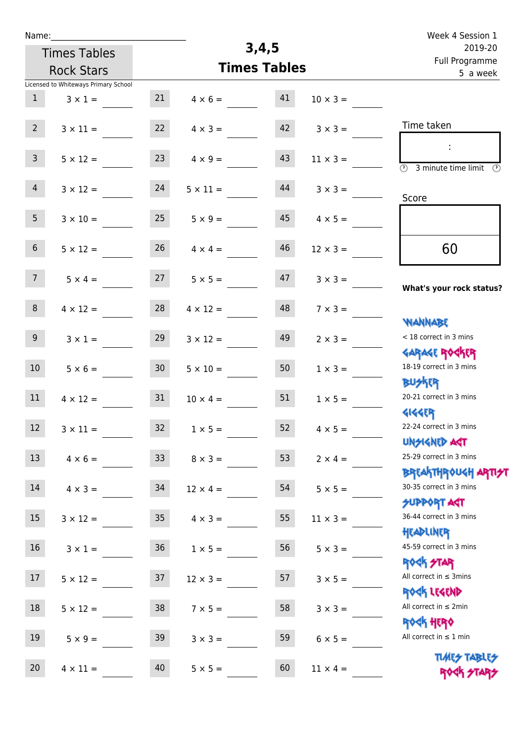Name:______________________________

Times Tables Rock Stars

Licensed to Whiteways Primary School

# 3,4,5 Times Tables

Week 4 Session 1
2019-20
Full Programme
5 a week

| # | Question | # | Question | # | Question |
|---|---|---|---|---|---|
| 1 | 3 × 1 = | 21 | 4 × 6 = | 41 | 10 × 3 = |
| 2 | 3 × 11 = | 22 | 4 × 3 = | 42 | 3 × 3 = |
| 3 | 5 × 12 = | 23 | 4 × 9 = | 43 | 11 × 3 = |
| 4 | 3 × 12 = | 24 | 5 × 11 = | 44 | 3 × 3 = |
| 5 | 3 × 10 = | 25 | 5 × 9 = | 45 | 4 × 5 = |
| 6 | 5 × 12 = | 26 | 4 × 4 = | 46 | 12 × 3 = |
| 7 | 5 × 4 = | 27 | 5 × 5 = | 47 | 3 × 3 = |
| 8 | 4 × 12 = | 28 | 4 × 12 = | 48 | 7 × 3 = |
| 9 | 3 × 1 = | 29 | 3 × 12 = | 49 | 2 × 3 = |
| 10 | 5 × 6 = | 30 | 5 × 10 = | 50 | 1 × 3 = |
| 11 | 4 × 12 = | 31 | 10 × 4 = | 51 | 1 × 5 = |
| 12 | 3 × 11 = | 32 | 1 × 5 = | 52 | 4 × 5 = |
| 13 | 4 × 6 = | 33 | 8 × 3 = | 53 | 2 × 4 = |
| 14 | 4 × 3 = | 34 | 12 × 4 = | 54 | 5 × 5 = |
| 15 | 3 × 12 = | 35 | 4 × 3 = | 55 | 11 × 3 = |
| 16 | 3 × 1 = | 36 | 1 × 5 = | 56 | 5 × 3 = |
| 17 | 5 × 12 = | 37 | 12 × 3 = | 57 | 3 × 5 = |
| 18 | 5 × 12 = | 38 | 7 × 5 = | 58 | 3 × 3 = |
| 19 | 5 × 9 = | 39 | 3 × 3 = | 59 | 6 × 5 = |
| 20 | 4 × 11 = | 40 | 5 × 5 = | 60 | 11 × 4 = |

Time taken

:

3 minute time limit

Score

60

**What's your rock status?**

WANNABE
< 18 correct in 3 mins

GARAGE ROCKER
18-19 correct in 3 mins

BUSKER
20-21 correct in 3 mins

GIGGER
22-24 correct in 3 mins

UNSIGNED ACT
25-29 correct in 3 mins

BREAKTHROUGH ARTIST
30-35 correct in 3 mins

SUPPORT ACT
36-44 correct in 3 mins

HEADLINER
45-59 correct in 3 mins

ROCK STAR
All correct in ≤ 3mins

ROCK LEGEND
All correct in ≤ 2min

ROCK HERO
All correct in ≤ 1 min

TIMES TABLES ROCK STARS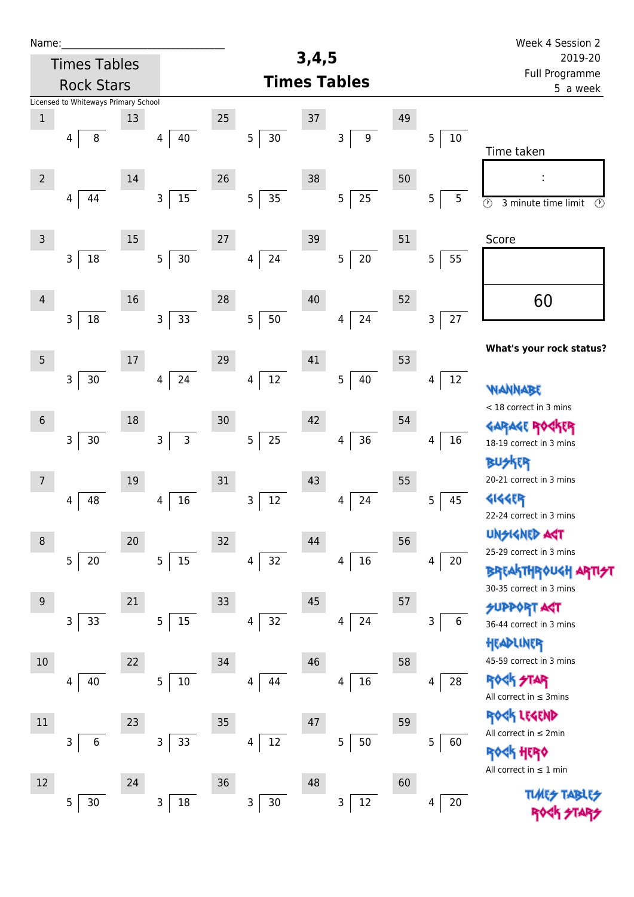Name:\_\_\_\_\_\_\_\_\_\_\_\_\_\_\_\_\_\_\_\_\_\_\_\_\_\_\_\_

Times Tables Rock Stars

Licensed to Whiteways Primary School

# 3,4,5 Times Tables

Week 4 Session 2
2019-20
Full Programme
5 a week

| # | Question | # | Question | # | Question | # | Question | # | Question |
|---|---|---|---|---|---|---|---|---|---|
| 1 | 4 ) 8 | 13 | 4 ) 40 | 25 | 5 ) 30 | 37 | 3 ) 9 | 49 | 5 ) 10 |
| 2 | 4 ) 44 | 14 | 3 ) 15 | 26 | 5 ) 35 | 38 | 5 ) 25 | 50 | 5 ) 5 |
| 3 | 3 ) 18 | 15 | 5 ) 30 | 27 | 4 ) 24 | 39 | 5 ) 20 | 51 | 5 ) 55 |
| 4 | 3 ) 18 | 16 | 3 ) 33 | 28 | 5 ) 50 | 40 | 4 ) 24 | 52 | 3 ) 27 |
| 5 | 3 ) 30 | 17 | 4 ) 24 | 29 | 4 ) 12 | 41 | 5 ) 40 | 53 | 4 ) 12 |
| 6 | 3 ) 30 | 18 | 3 ) 3 | 30 | 5 ) 25 | 42 | 4 ) 36 | 54 | 4 ) 16 |
| 7 | 4 ) 48 | 19 | 4 ) 16 | 31 | 3 ) 12 | 43 | 4 ) 24 | 55 | 5 ) 45 |
| 8 | 5 ) 20 | 20 | 5 ) 15 | 32 | 4 ) 32 | 44 | 4 ) 16 | 56 | 4 ) 20 |
| 9 | 3 ) 33 | 21 | 5 ) 15 | 33 | 4 ) 32 | 45 | 4 ) 24 | 57 | 3 ) 6 |
| 10 | 4 ) 40 | 22 | 5 ) 10 | 34 | 4 ) 44 | 46 | 4 ) 16 | 58 | 4 ) 28 |
| 11 | 3 ) 6 | 23 | 3 ) 33 | 35 | 4 ) 12 | 47 | 5 ) 50 | 59 | 5 ) 60 |
| 12 | 5 ) 30 | 24 | 3 ) 18 | 36 | 3 ) 30 | 48 | 3 ) 12 | 60 | 4 ) 20 |

Time taken

:

3 minute time limit

Score

60

**What's your rock status?**

WANNABE
< 18 correct in 3 mins

GARAGE ROCKER
18-19 correct in 3 mins

BUSKER
20-21 correct in 3 mins

GIGGER
22-24 correct in 3 mins

UNSIGNED ACT
25-29 correct in 3 mins

BREAKTHROUGH ARTIST
30-35 correct in 3 mins

SUPPORT ACT
36-44 correct in 3 mins

HEADLINER
45-59 correct in 3 mins

ROCK STAR
All correct in ≤ 3mins

ROCK LEGEND
All correct in ≤ 2min

ROCK HERO
All correct in ≤ 1 min

TIMES TABLES ROCK STARS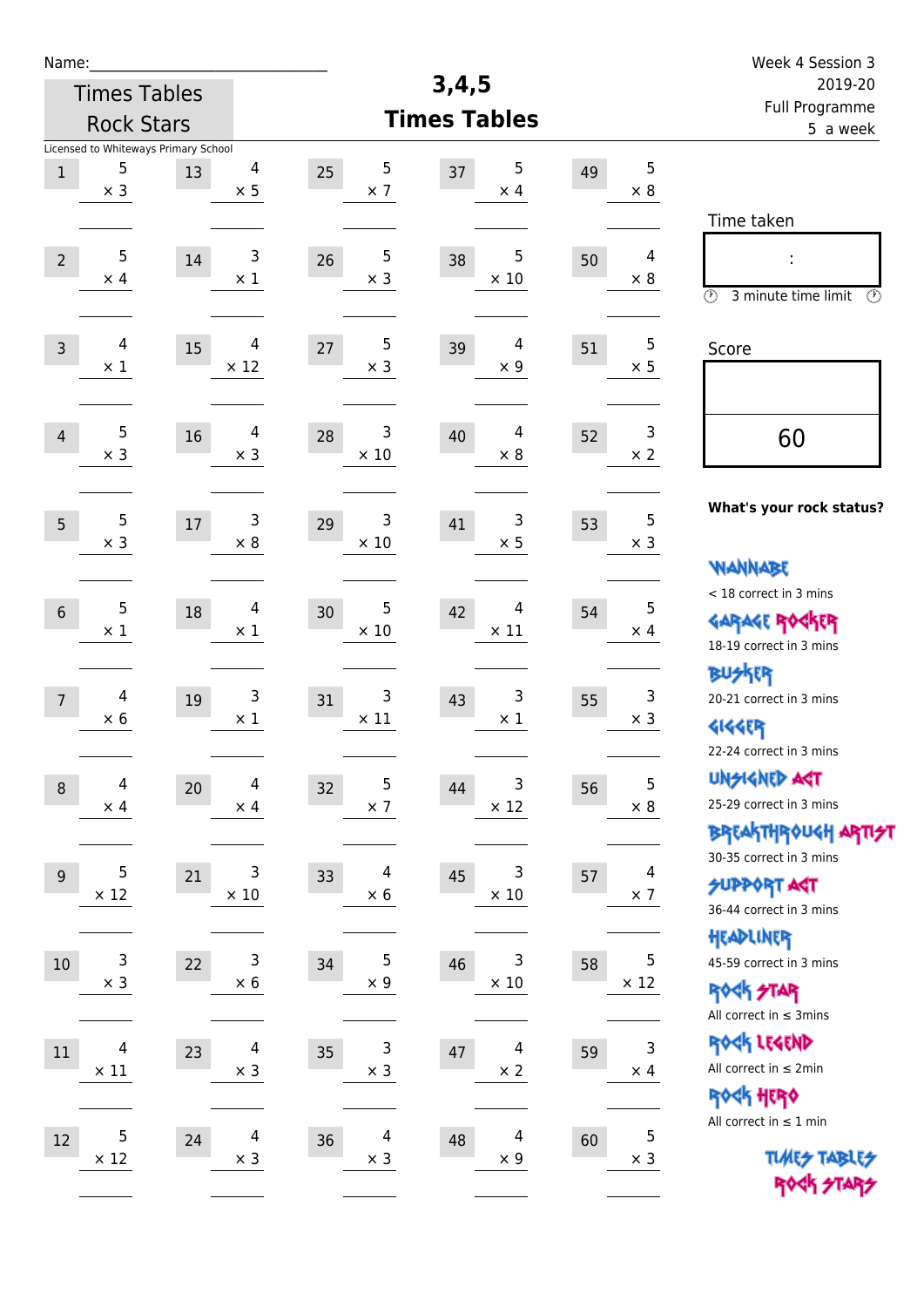Name:\_\_\_\_\_\_\_\_\_\_\_\_\_\_\_\_\_\_\_\_\_\_\_\_\_\_\_

Times Tables Rock Stars

Licensed to Whiteways Primary School

# 3,4,5 Times Tables

Week 4 Session 3
2019-20
Full Programme
5 a week

| | | | | | | | | | |
|---|---|---|---|---|---|---|---|---|---|
| 1 | 5 × 3 | 13 | 4 × 5 | 25 | 5 × 7 | 37 | 5 × 4 | 49 | 5 × 8 |
| 2 | 5 × 4 | 14 | 3 × 1 | 26 | 5 × 3 | 38 | 5 × 10 | 50 | 4 × 8 |
| 3 | 4 × 1 | 15 | 4 × 12 | 27 | 5 × 3 | 39 | 4 × 9 | 51 | 5 × 5 |
| 4 | 5 × 3 | 16 | 4 × 3 | 28 | 3 × 10 | 40 | 4 × 8 | 52 | 3 × 2 |
| 5 | 5 × 3 | 17 | 3 × 8 | 29 | 3 × 10 | 41 | 3 × 5 | 53 | 5 × 3 |
| 6 | 5 × 1 | 18 | 4 × 1 | 30 | 5 × 10 | 42 | 4 × 11 | 54 | 5 × 4 |
| 7 | 4 × 6 | 19 | 3 × 1 | 31 | 3 × 11 | 43 | 3 × 1 | 55 | 3 × 3 |
| 8 | 4 × 4 | 20 | 4 × 4 | 32 | 5 × 7 | 44 | 3 × 12 | 56 | 5 × 8 |
| 9 | 5 × 12 | 21 | 3 × 10 | 33 | 4 × 6 | 45 | 3 × 10 | 57 | 4 × 7 |
| 10 | 3 × 3 | 22 | 3 × 6 | 34 | 5 × 9 | 46 | 3 × 10 | 58 | 5 × 12 |
| 11 | 4 × 11 | 23 | 4 × 3 | 35 | 3 × 3 | 47 | 4 × 2 | 59 | 3 × 4 |
| 12 | 5 × 12 | 24 | 4 × 3 | 36 | 4 × 3 | 48 | 4 × 9 | 60 | 5 × 3 |

Time taken

:

3 minute time limit

Score

60

**What's your rock status?**

WANNABE
< 18 correct in 3 mins

GARAGE ROCKER
18-19 correct in 3 mins

BUSKER
20-21 correct in 3 mins

GIGGER
22-24 correct in 3 mins

UNSIGNED ACT
25-29 correct in 3 mins

BREAKTHROUGH ARTIST
30-35 correct in 3 mins

SUPPORT ACT
36-44 correct in 3 mins

HEADLINER
45-59 correct in 3 mins

ROCK STAR
All correct in ≤ 3mins

ROCK LEGEND
All correct in ≤ 2min

ROCK HERO
All correct in ≤ 1 min

TIMES TABLES ROCK STARS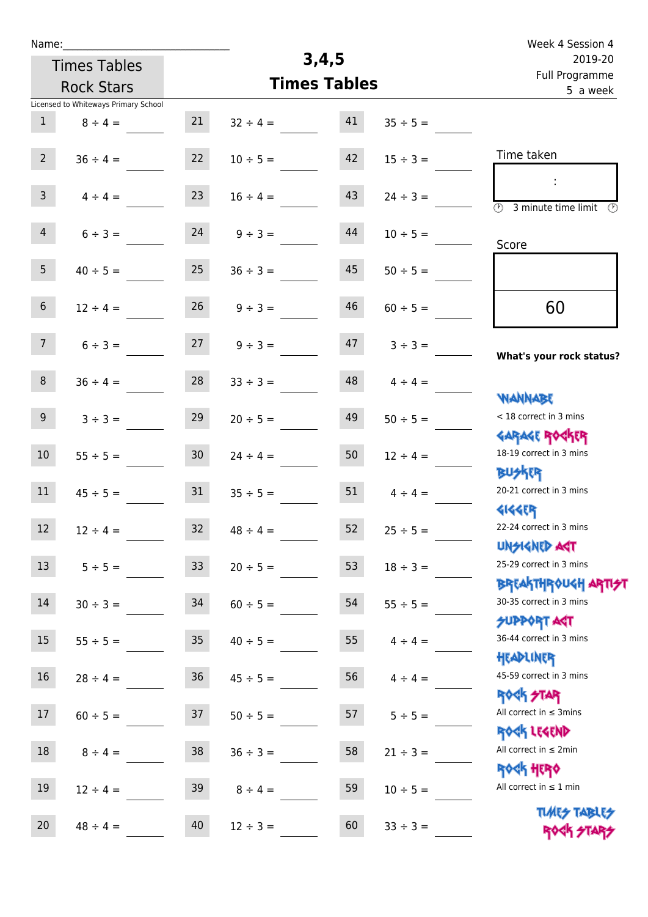Name:\_\_\_\_\_\_\_\_\_\_\_\_\_\_\_\_\_\_\_\_\_\_\_\_\_\_\_\_

Times Tables Rock Stars

Licensed to Whiteways Primary School

# 3,4,5 Times Tables

Week 4 Session 4
2019-20
Full Programme
5 a week

| # | Question | # | Question | # | Question |
|---|---|---|---|---|---|
| 1 | 8 ÷ 4 = | 21 | 32 ÷ 4 = | 41 | 35 ÷ 5 = |
| 2 | 36 ÷ 4 = | 22 | 10 ÷ 5 = | 42 | 15 ÷ 3 = |
| 3 | 4 ÷ 4 = | 23 | 16 ÷ 4 = | 43 | 24 ÷ 3 = |
| 4 | 6 ÷ 3 = | 24 | 9 ÷ 3 = | 44 | 10 ÷ 5 = |
| 5 | 40 ÷ 5 = | 25 | 36 ÷ 3 = | 45 | 50 ÷ 5 = |
| 6 | 12 ÷ 4 = | 26 | 9 ÷ 3 = | 46 | 60 ÷ 5 = |
| 7 | 6 ÷ 3 = | 27 | 9 ÷ 3 = | 47 | 3 ÷ 3 = |
| 8 | 36 ÷ 4 = | 28 | 33 ÷ 3 = | 48 | 4 ÷ 4 = |
| 9 | 3 ÷ 3 = | 29 | 20 ÷ 5 = | 49 | 50 ÷ 5 = |
| 10 | 55 ÷ 5 = | 30 | 24 ÷ 4 = | 50 | 12 ÷ 4 = |
| 11 | 45 ÷ 5 = | 31 | 35 ÷ 5 = | 51 | 4 ÷ 4 = |
| 12 | 12 ÷ 4 = | 32 | 48 ÷ 4 = | 52 | 25 ÷ 5 = |
| 13 | 5 ÷ 5 = | 33 | 20 ÷ 5 = | 53 | 18 ÷ 3 = |
| 14 | 30 ÷ 3 = | 34 | 60 ÷ 5 = | 54 | 55 ÷ 5 = |
| 15 | 55 ÷ 5 = | 35 | 40 ÷ 5 = | 55 | 4 ÷ 4 = |
| 16 | 28 ÷ 4 = | 36 | 45 ÷ 5 = | 56 | 4 ÷ 4 = |
| 17 | 60 ÷ 5 = | 37 | 50 ÷ 5 = | 57 | 5 ÷ 5 = |
| 18 | 8 ÷ 4 = | 38 | 36 ÷ 3 = | 58 | 21 ÷ 3 = |
| 19 | 12 ÷ 4 = | 39 | 8 ÷ 4 = | 59 | 10 ÷ 5 = |
| 20 | 48 ÷ 4 = | 40 | 12 ÷ 3 = | 60 | 33 ÷ 3 = |

Time taken

:

3 minute time limit

Score

60

**What's your rock status?**

- WANNABE: < 18 correct in 3 mins
- GARAGE ROCKER: 18-19 correct in 3 mins
- BUSKER: 20-21 correct in 3 mins
- GIGGER: 22-24 correct in 3 mins
- UNSIGNED ACT: 25-29 correct in 3 mins
- BREAKTHROUGH ARTIST: 30-35 correct in 3 mins
- SUPPORT ACT: 36-44 correct in 3 mins
- HEADLINER: 45-59 correct in 3 mins
- ROCK STAR: All correct in ≤ 3mins
- ROCK LEGEND: All correct in ≤ 2min
- ROCK HERO: All correct in ≤ 1 min

TIMES TABLES ROCK STARS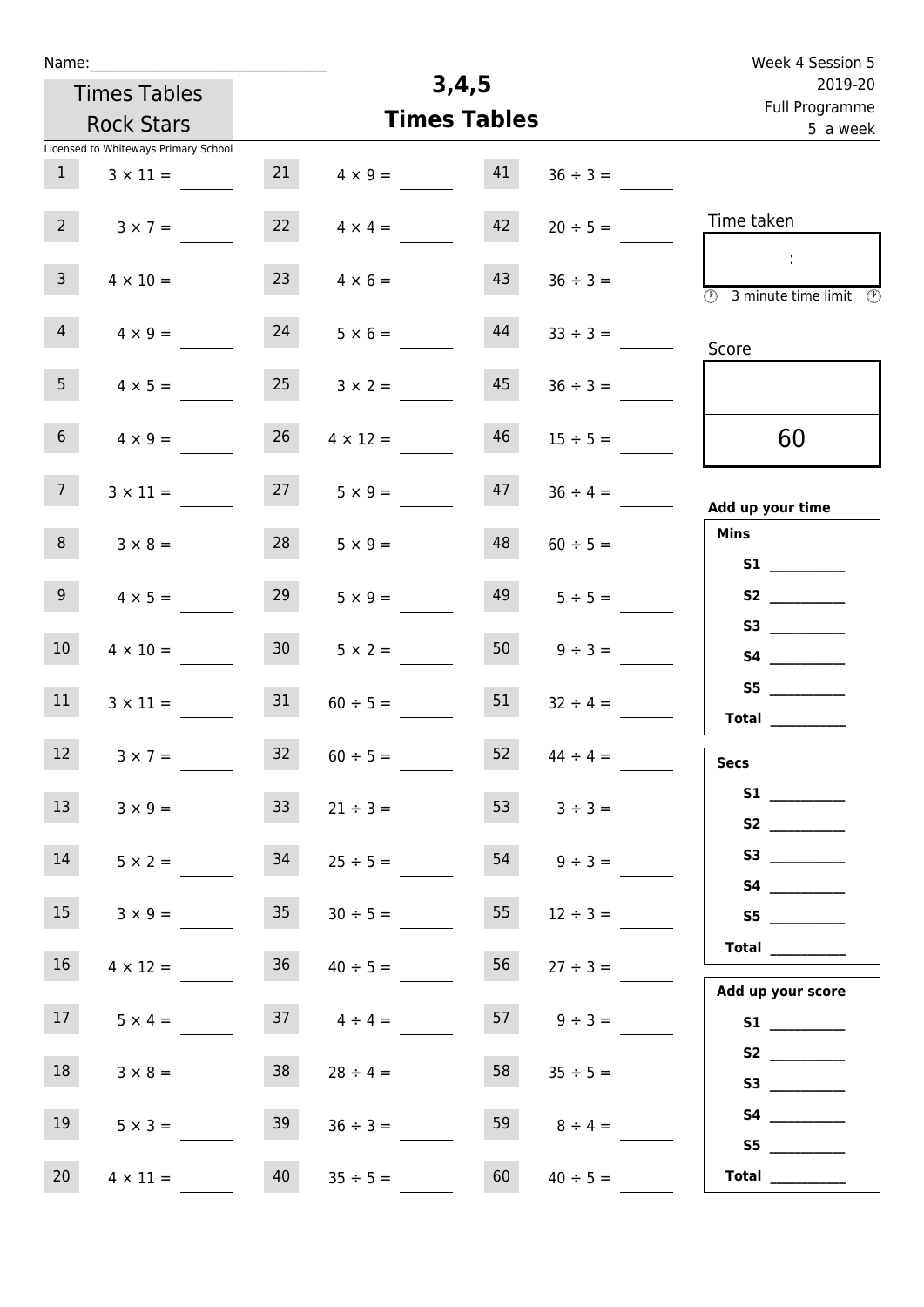Name:_______________________________

Times Tables Rock Stars

Licensed to Whiteways Primary School

# 3,4,5 Times Tables

Week 4 Session 5
2019-20
Full Programme
5 a week

| | | | | | |
|---|---|---|---|---|---|
| 1 | $3 \times 11 =$ | 21 | $4 \times 9 =$ | 41 | $36 \div 3 =$ |
| 2 | $3 \times 7 =$ | 22 | $4 \times 4 =$ | 42 | $20 \div 5 =$ |
| 3 | $4 \times 10 =$ | 23 | $4 \times 6 =$ | 43 | $36 \div 3 =$ |
| 4 | $4 \times 9 =$ | 24 | $5 \times 6 =$ | 44 | $33 \div 3 =$ |
| 5 | $4 \times 5 =$ | 25 | $3 \times 2 =$ | 45 | $36 \div 3 =$ |
| 6 | $4 \times 9 =$ | 26 | $4 \times 12 =$ | 46 | $15 \div 5 =$ |
| 7 | $3 \times 11 =$ | 27 | $5 \times 9 =$ | 47 | $36 \div 4 =$ |
| 8 | $3 \times 8 =$ | 28 | $5 \times 9 =$ | 48 | $60 \div 5 =$ |
| 9 | $4 \times 5 =$ | 29 | $5 \times 9 =$ | 49 | $5 \div 5 =$ |
| 10 | $4 \times 10 =$ | 30 | $5 \times 2 =$ | 50 | $9 \div 3 =$ |
| 11 | $3 \times 11 =$ | 31 | $60 \div 5 =$ | 51 | $32 \div 4 =$ |
| 12 | $3 \times 7 =$ | 32 | $60 \div 5 =$ | 52 | $44 \div 4 =$ |
| 13 | $3 \times 9 =$ | 33 | $21 \div 3 =$ | 53 | $3 \div 3 =$ |
| 14 | $5 \times 2 =$ | 34 | $25 \div 5 =$ | 54 | $9 \div 3 =$ |
| 15 | $3 \times 9 =$ | 35 | $30 \div 5 =$ | 55 | $12 \div 3 =$ |
| 16 | $4 \times 12 =$ | 36 | $40 \div 5 =$ | 56 | $27 \div 3 =$ |
| 17 | $5 \times 4 =$ | 37 | $4 \div 4 =$ | 57 | $9 \div 3 =$ |
| 18 | $3 \times 8 =$ | 38 | $28 \div 4 =$ | 58 | $35 \div 5 =$ |
| 19 | $5 \times 3 =$ | 39 | $36 \div 3 =$ | 59 | $8 \div 4 =$ |
| 20 | $4 \times 11 =$ | 40 | $35 \div 5 =$ | 60 | $40 \div 5 =$ |

Time taken

:

3 minute time limit

Score

60

**Add up your time**

**Mins**

**S1** __________
**S2** __________
**S3** __________
**S4** __________
**S5** __________
**Total** __________

**Secs**

**S1** __________
**S2** __________
**S3** __________
**S4** __________
**S5** __________
**Total** __________

**Add up your score**

**S1** __________
**S2** __________
**S3** __________
**S4** __________
**S5** __________
**Total** __________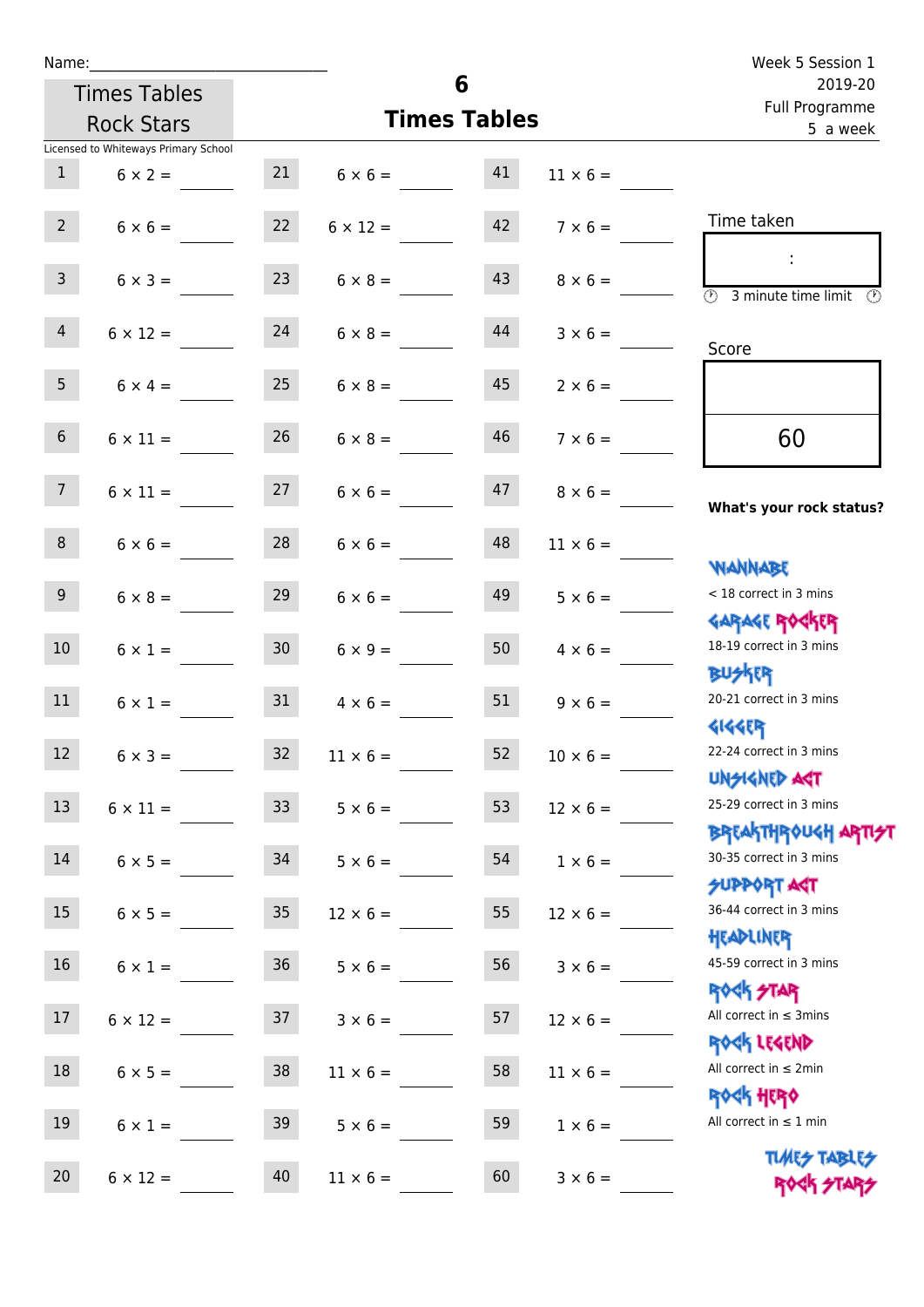Name:_______________________

Times Tables Rock Stars

# 6 Times Tables

Week 5 Session 1
2019-20
Full Programme
5 a week

Licensed to Whiteways Primary School

| | | | | | |
|---|---|---|---|---|---|
| 1 | $6 \times 2 =$ | 21 | $6 \times 6 =$ | 41 | $11 \times 6 =$ |
| 2 | $6 \times 6 =$ | 22 | $6 \times 12 =$ | 42 | $7 \times 6 =$ |
| 3 | $6 \times 3 =$ | 23 | $6 \times 8 =$ | 43 | $8 \times 6 =$ |
| 4 | $6 \times 12 =$ | 24 | $6 \times 8 =$ | 44 | $3 \times 6 =$ |
| 5 | $6 \times 4 =$ | 25 | $6 \times 8 =$ | 45 | $2 \times 6 =$ |
| 6 | $6 \times 11 =$ | 26 | $6 \times 8 =$ | 46 | $7 \times 6 =$ |
| 7 | $6 \times 11 =$ | 27 | $6 \times 6 =$ | 47 | $8 \times 6 =$ |
| 8 | $6 \times 6 =$ | 28 | $6 \times 6 =$ | 48 | $11 \times 6 =$ |
| 9 | $6 \times 8 =$ | 29 | $6 \times 6 =$ | 49 | $5 \times 6 =$ |
| 10 | $6 \times 1 =$ | 30 | $6 \times 9 =$ | 50 | $4 \times 6 =$ |
| 11 | $6 \times 1 =$ | 31 | $4 \times 6 =$ | 51 | $9 \times 6 =$ |
| 12 | $6 \times 3 =$ | 32 | $11 \times 6 =$ | 52 | $10 \times 6 =$ |
| 13 | $6 \times 11 =$ | 33 | $5 \times 6 =$ | 53 | $12 \times 6 =$ |
| 14 | $6 \times 5 =$ | 34 | $5 \times 6 =$ | 54 | $1 \times 6 =$ |
| 15 | $6 \times 5 =$ | 35 | $12 \times 6 =$ | 55 | $12 \times 6 =$ |
| 16 | $6 \times 1 =$ | 36 | $5 \times 6 =$ | 56 | $3 \times 6 =$ |
| 17 | $6 \times 12 =$ | 37 | $3 \times 6 =$ | 57 | $12 \times 6 =$ |
| 18 | $6 \times 5 =$ | 38 | $11 \times 6 =$ | 58 | $11 \times 6 =$ |
| 19 | $6 \times 1 =$ | 39 | $5 \times 6 =$ | 59 | $1 \times 6 =$ |
| 20 | $6 \times 12 =$ | 40 | $11 \times 6 =$ | 60 | $3 \times 6 =$ |

Time taken

:

3 minute time limit

Score

60

**What's your rock status?**

WANNABE
< 18 correct in 3 mins

GARAGE ROCKER
18-19 correct in 3 mins

BUSKER
20-21 correct in 3 mins

GIGGER
22-24 correct in 3 mins

UNSIGNED ACT
25-29 correct in 3 mins

BREAKTHROUGH ARTIST
30-35 correct in 3 mins

SUPPORT ACT
36-44 correct in 3 mins

HEADLINER
45-59 correct in 3 mins

ROCK STAR
All correct in ≤ 3mins

ROCK LEGEND
All correct in ≤ 2min

ROCK HERO
All correct in ≤ 1 min

TIMES TABLES ROCK STARS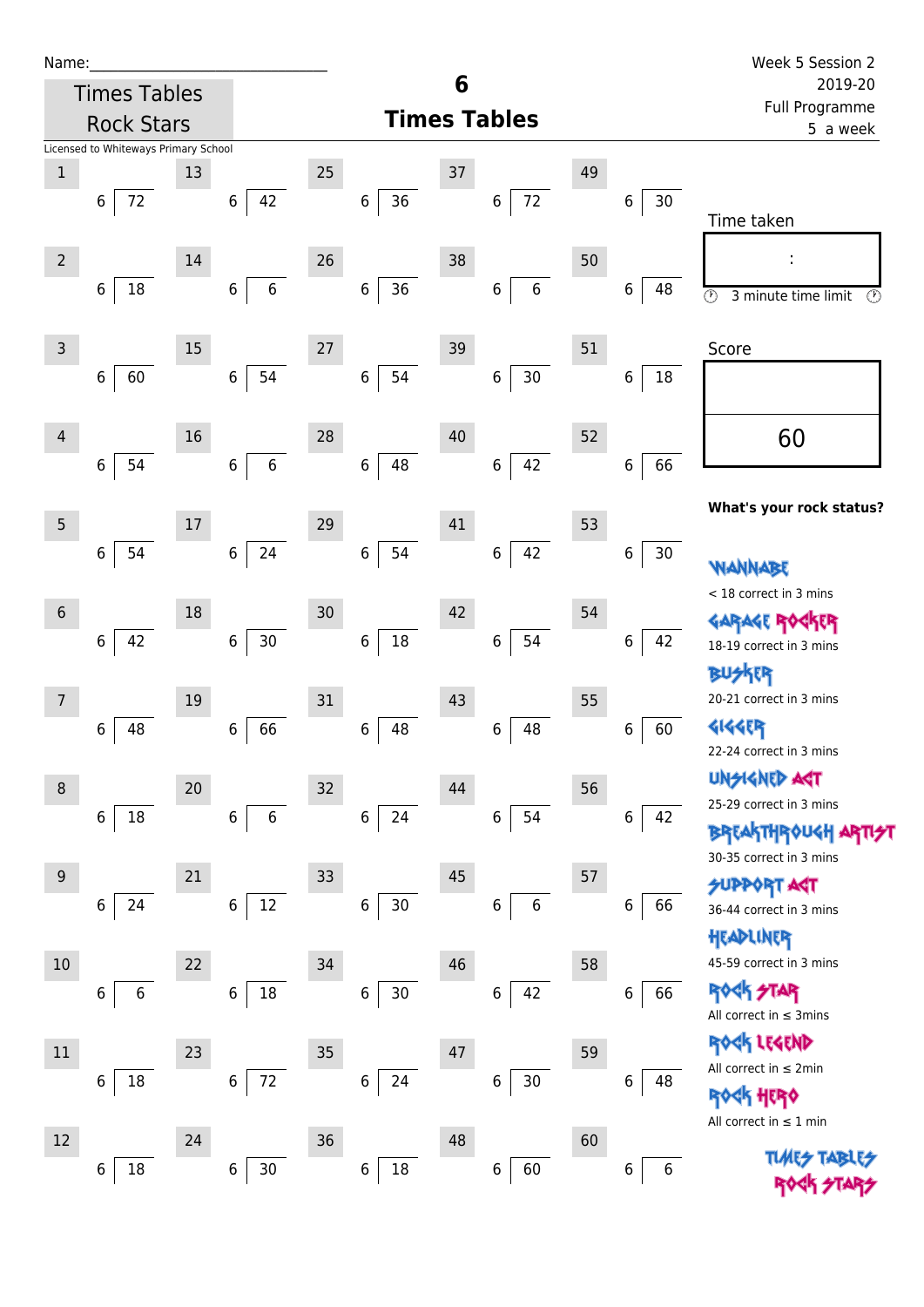Name:\_\_\_\_\_\_\_\_\_\_\_\_\_\_\_\_\_\_\_\_\_\_\_\_\_\_\_\_\_\_

Times Tables Rock Stars

Licensed to Whiteways Primary School

# 6 Times Tables

Week 5 Session 2
2019-20
Full Programme
5 a week

| # | Question | # | Question | # | Question | # | Question | # | Question |
|---|---|---|---|---|---|---|---|---|---|
| 1 | 6 )72 | 13 | 6 )42 | 25 | 6 )36 | 37 | 6 )72 | 49 | 6 )30 |
| 2 | 6 )18 | 14 | 6 )6 | 26 | 6 )36 | 38 | 6 )6 | 50 | 6 )48 |
| 3 | 6 )60 | 15 | 6 )54 | 27 | 6 )54 | 39 | 6 )30 | 51 | 6 )18 |
| 4 | 6 )54 | 16 | 6 )6 | 28 | 6 )48 | 40 | 6 )42 | 52 | 6 )66 |
| 5 | 6 )54 | 17 | 6 )24 | 29 | 6 )54 | 41 | 6 )42 | 53 | 6 )30 |
| 6 | 6 )42 | 18 | 6 )30 | 30 | 6 )18 | 42 | 6 )54 | 54 | 6 )42 |
| 7 | 6 )48 | 19 | 6 )66 | 31 | 6 )48 | 43 | 6 )48 | 55 | 6 )60 |
| 8 | 6 )18 | 20 | 6 )6 | 32 | 6 )24 | 44 | 6 )54 | 56 | 6 )42 |
| 9 | 6 )24 | 21 | 6 )12 | 33 | 6 )30 | 45 | 6 )6 | 57 | 6 )66 |
| 10 | 6 )6 | 22 | 6 )18 | 34 | 6 )30 | 46 | 6 )42 | 58 | 6 )66 |
| 11 | 6 )18 | 23 | 6 )72 | 35 | 6 )24 | 47 | 6 )30 | 59 | 6 )48 |
| 12 | 6 )18 | 24 | 6 )30 | 36 | 6 )18 | 48 | 6 )60 | 60 | 6 )6 |

Time taken

:

3 minute time limit

Score

60

**What's your rock status?**

WANNABE
< 18 correct in 3 mins

GARAGE ROCKER
18-19 correct in 3 mins

BUSKER
20-21 correct in 3 mins

GIGGER
22-24 correct in 3 mins

UNSIGNED ACT
25-29 correct in 3 mins

BREAKTHROUGH ARTIST
30-35 correct in 3 mins

SUPPORT ACT
36-44 correct in 3 mins

HEADLINER
45-59 correct in 3 mins

ROCK STAR
All correct in ≤ 3mins

ROCK LEGEND
All correct in ≤ 2min

ROCK HERO
All correct in ≤ 1 min

TIMES TABLES ROCK STARS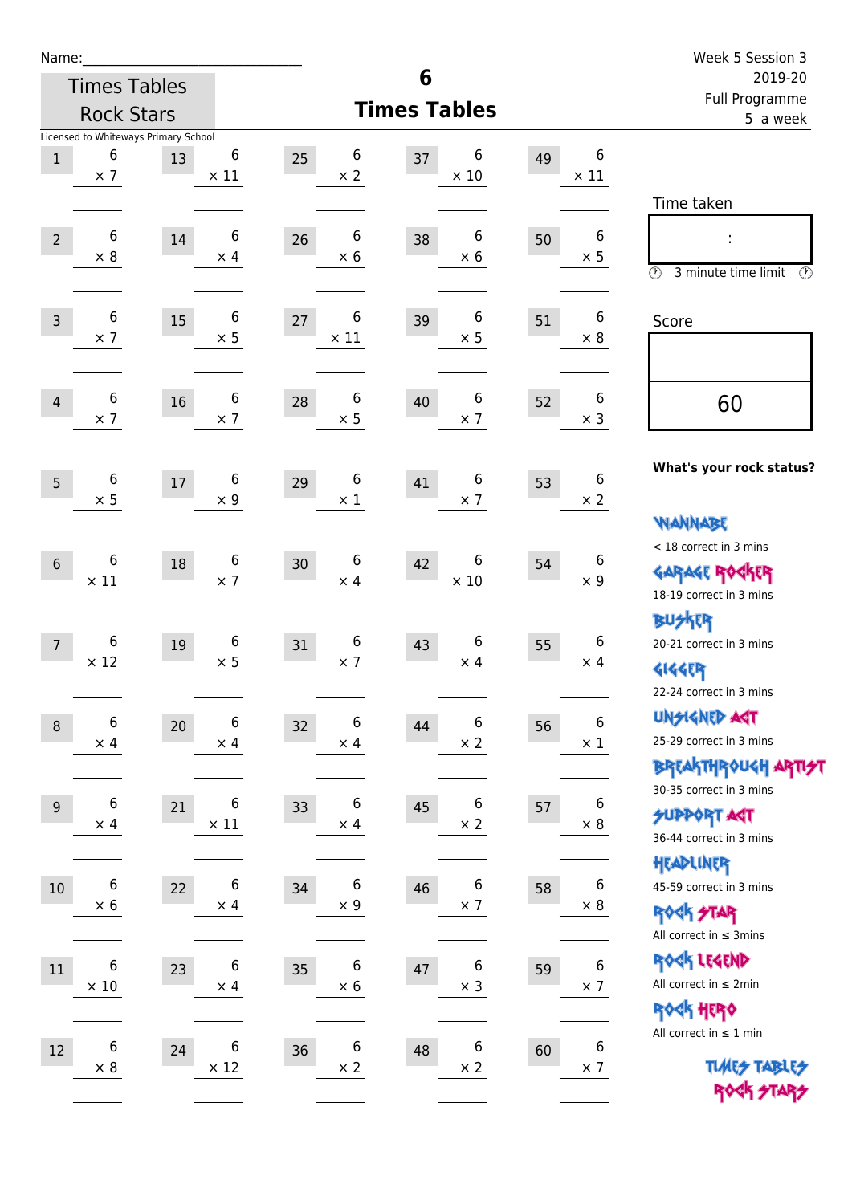Name:\_\_\_\_\_\_\_\_\_\_\_\_\_\_\_\_\_\_\_\_\_\_\_\_\_\_\_\_\_\_

Times Tables Rock Stars

Licensed to Whiteways Primary School

# 6 Times Tables

Week 5 Session 3
2019-20
Full Programme
5 a week

| # | | # | | # | | # | | # | |
|---|---|---|---|---|---|---|---|---|---|
| 1 | 6 × 7 | 13 | 6 × 11 | 25 | 6 × 2 | 37 | 6 × 10 | 49 | 6 × 11 |
| 2 | 6 × 8 | 14 | 6 × 4 | 26 | 6 × 6 | 38 | 6 × 6 | 50 | 6 × 5 |
| 3 | 6 × 7 | 15 | 6 × 5 | 27 | 6 × 11 | 39 | 6 × 5 | 51 | 6 × 8 |
| 4 | 6 × 7 | 16 | 6 × 7 | 28 | 6 × 5 | 40 | 6 × 7 | 52 | 6 × 3 |
| 5 | 6 × 5 | 17 | 6 × 9 | 29 | 6 × 1 | 41 | 6 × 7 | 53 | 6 × 2 |
| 6 | 6 × 11 | 18 | 6 × 7 | 30 | 6 × 4 | 42 | 6 × 10 | 54 | 6 × 9 |
| 7 | 6 × 12 | 19 | 6 × 5 | 31 | 6 × 7 | 43 | 6 × 4 | 55 | 6 × 4 |
| 8 | 6 × 4 | 20 | 6 × 4 | 32 | 6 × 4 | 44 | 6 × 2 | 56 | 6 × 1 |
| 9 | 6 × 4 | 21 | 6 × 11 | 33 | 6 × 4 | 45 | 6 × 2 | 57 | 6 × 8 |
| 10 | 6 × 6 | 22 | 6 × 4 | 34 | 6 × 9 | 46 | 6 × 7 | 58 | 6 × 8 |
| 11 | 6 × 10 | 23 | 6 × 4 | 35 | 6 × 6 | 47 | 6 × 3 | 59 | 6 × 7 |
| 12 | 6 × 8 | 24 | 6 × 12 | 36 | 6 × 2 | 48 | 6 × 2 | 60 | 6 × 7 |

Time taken

:

3 minute time limit

Score

60

**What's your rock status?**

WANNABE
< 18 correct in 3 mins

GARAGE ROCKER
18-19 correct in 3 mins

BUSKER
20-21 correct in 3 mins

GIGGER
22-24 correct in 3 mins

UNSIGNED ACT
25-29 correct in 3 mins

BREAKTHROUGH ARTIST
30-35 correct in 3 mins

SUPPORT ACT
36-44 correct in 3 mins

HEADLINER
45-59 correct in 3 mins

ROCK STAR
All correct in ≤ 3mins

ROCK LEGEND
All correct in ≤ 2min

ROCK HERO
All correct in ≤ 1 min

TIMES TABLES ROCK STARS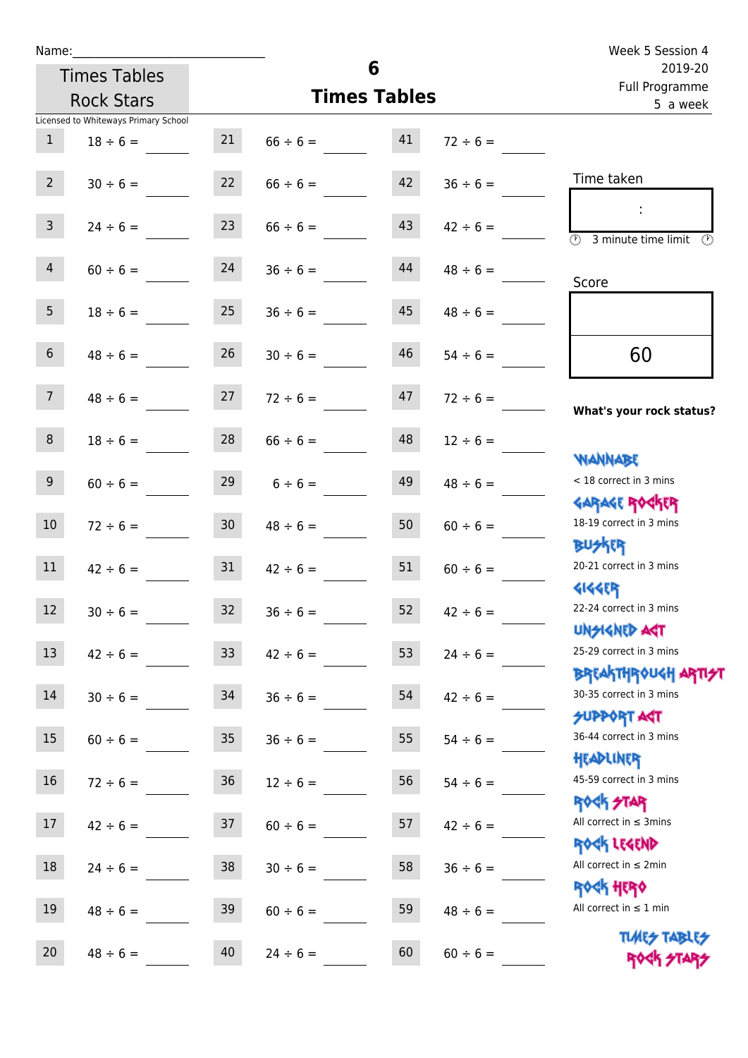Name:______________________________

Week 5 Session 4
2019-20
Full Programme
5 a week

Times Tables Rock Stars

# 6
## Times Tables

Licensed to Whiteways Primary School

| | | | | | |
|---|---|---|---|---|---|
| 1 | 18 ÷ 6 = ____ | 21 | 66 ÷ 6 = ____ | 41 | 72 ÷ 6 = ____ |
| 2 | 30 ÷ 6 = ____ | 22 | 66 ÷ 6 = ____ | 42 | 36 ÷ 6 = ____ |
| 3 | 24 ÷ 6 = ____ | 23 | 66 ÷ 6 = ____ | 43 | 42 ÷ 6 = ____ |
| 4 | 60 ÷ 6 = ____ | 24 | 36 ÷ 6 = ____ | 44 | 48 ÷ 6 = ____ |
| 5 | 18 ÷ 6 = ____ | 25 | 36 ÷ 6 = ____ | 45 | 48 ÷ 6 = ____ |
| 6 | 48 ÷ 6 = ____ | 26 | 30 ÷ 6 = ____ | 46 | 54 ÷ 6 = ____ |
| 7 | 48 ÷ 6 = ____ | 27 | 72 ÷ 6 = ____ | 47 | 72 ÷ 6 = ____ |
| 8 | 18 ÷ 6 = ____ | 28 | 66 ÷ 6 = ____ | 48 | 12 ÷ 6 = ____ |
| 9 | 60 ÷ 6 = ____ | 29 | 6 ÷ 6 = ____ | 49 | 48 ÷ 6 = ____ |
| 10 | 72 ÷ 6 = ____ | 30 | 48 ÷ 6 = ____ | 50 | 60 ÷ 6 = ____ |
| 11 | 42 ÷ 6 = ____ | 31 | 42 ÷ 6 = ____ | 51 | 60 ÷ 6 = ____ |
| 12 | 30 ÷ 6 = ____ | 32 | 36 ÷ 6 = ____ | 52 | 42 ÷ 6 = ____ |
| 13 | 42 ÷ 6 = ____ | 33 | 42 ÷ 6 = ____ | 53 | 24 ÷ 6 = ____ |
| 14 | 30 ÷ 6 = ____ | 34 | 36 ÷ 6 = ____ | 54 | 42 ÷ 6 = ____ |
| 15 | 60 ÷ 6 = ____ | 35 | 36 ÷ 6 = ____ | 55 | 54 ÷ 6 = ____ |
| 16 | 72 ÷ 6 = ____ | 36 | 12 ÷ 6 = ____ | 56 | 54 ÷ 6 = ____ |
| 17 | 42 ÷ 6 = ____ | 37 | 60 ÷ 6 = ____ | 57 | 42 ÷ 6 = ____ |
| 18 | 24 ÷ 6 = ____ | 38 | 30 ÷ 6 = ____ | 58 | 36 ÷ 6 = ____ |
| 19 | 48 ÷ 6 = ____ | 39 | 60 ÷ 6 = ____ | 59 | 48 ÷ 6 = ____ |
| 20 | 48 ÷ 6 = ____ | 40 | 24 ÷ 6 = ____ | 60 | 60 ÷ 6 = ____ |

Time taken

:

3 minute time limit

Score

60

**What's your rock status?**

WANNABE
< 18 correct in 3 mins

GARAGE ROCKER
18-19 correct in 3 mins

BUSKER
20-21 correct in 3 mins

GIGGER
22-24 correct in 3 mins

UNSIGNED ACT
25-29 correct in 3 mins

BREAKTHROUGH ARTIST
30-35 correct in 3 mins

SUPPORT ACT
36-44 correct in 3 mins

HEADLINER
45-59 correct in 3 mins

ROCK STAR
All correct in ≤ 3mins

ROCK LEGEND
All correct in ≤ 2min

ROCK HERO
All correct in ≤ 1 min

TIMES TABLES ROCK STARS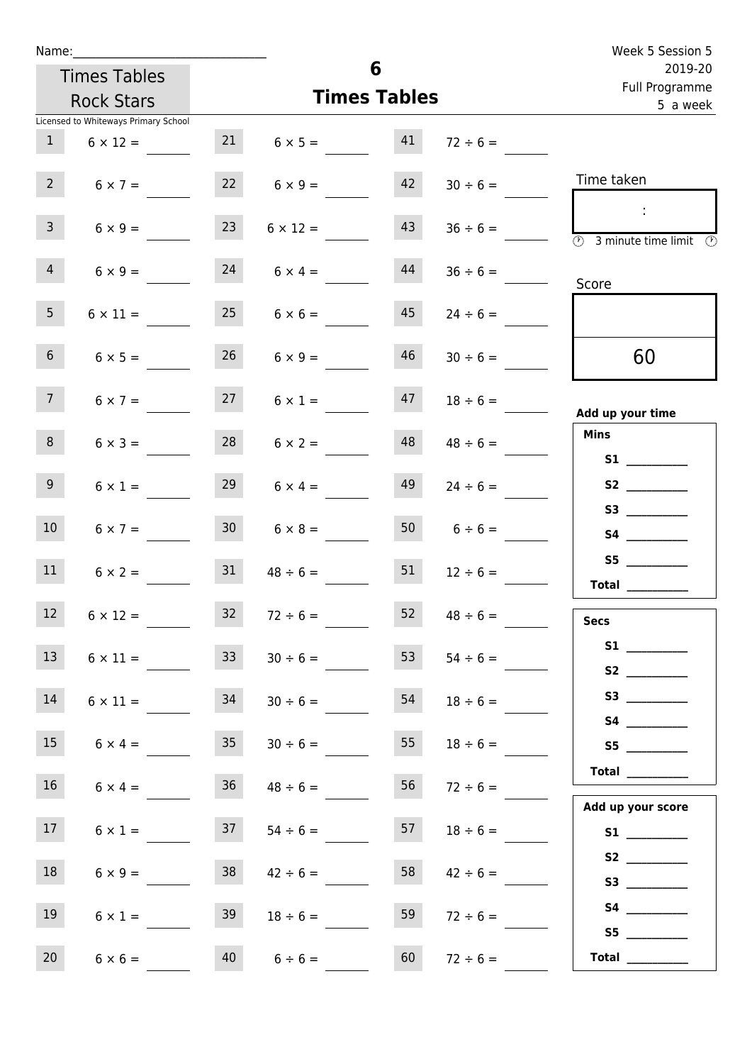Name:______________________________

Times Tables Rock Stars

Licensed to Whiteways Primary School

# 6
## Times Tables

Week 5 Session 5
2019-20
Full Programme
5 a week

| | | | | | |
|---|---|---|---|---|---|
| 1 | $6 \times 12 =$ ____ | 21 | $6 \times 5 =$ ____ | 41 | $72 \div 6 =$ ____ |
| 2 | $6 \times 7 =$ ____ | 22 | $6 \times 9 =$ ____ | 42 | $30 \div 6 =$ ____ |
| 3 | $6 \times 9 =$ ____ | 23 | $6 \times 12 =$ ____ | 43 | $36 \div 6 =$ ____ |
| 4 | $6 \times 9 =$ ____ | 24 | $6 \times 4 =$ ____ | 44 | $36 \div 6 =$ ____ |
| 5 | $6 \times 11 =$ ____ | 25 | $6 \times 6 =$ ____ | 45 | $24 \div 6 =$ ____ |
| 6 | $6 \times 5 =$ ____ | 26 | $6 \times 9 =$ ____ | 46 | $30 \div 6 =$ ____ |
| 7 | $6 \times 7 =$ ____ | 27 | $6 \times 1 =$ ____ | 47 | $18 \div 6 =$ ____ |
| 8 | $6 \times 3 =$ ____ | 28 | $6 \times 2 =$ ____ | 48 | $48 \div 6 =$ ____ |
| 9 | $6 \times 1 =$ ____ | 29 | $6 \times 4 =$ ____ | 49 | $24 \div 6 =$ ____ |
| 10 | $6 \times 7 =$ ____ | 30 | $6 \times 8 =$ ____ | 50 | $6 \div 6 =$ ____ |
| 11 | $6 \times 2 =$ ____ | 31 | $48 \div 6 =$ ____ | 51 | $12 \div 6 =$ ____ |
| 12 | $6 \times 12 =$ ____ | 32 | $72 \div 6 =$ ____ | 52 | $48 \div 6 =$ ____ |
| 13 | $6 \times 11 =$ ____ | 33 | $30 \div 6 =$ ____ | 53 | $54 \div 6 =$ ____ |
| 14 | $6 \times 11 =$ ____ | 34 | $30 \div 6 =$ ____ | 54 | $18 \div 6 =$ ____ |
| 15 | $6 \times 4 =$ ____ | 35 | $30 \div 6 =$ ____ | 55 | $18 \div 6 =$ ____ |
| 16 | $6 \times 4 =$ ____ | 36 | $48 \div 6 =$ ____ | 56 | $72 \div 6 =$ ____ |
| 17 | $6 \times 1 =$ ____ | 37 | $54 \div 6 =$ ____ | 57 | $18 \div 6 =$ ____ |
| 18 | $6 \times 9 =$ ____ | 38 | $42 \div 6 =$ ____ | 58 | $42 \div 6 =$ ____ |
| 19 | $6 \times 1 =$ ____ | 39 | $18 \div 6 =$ ____ | 59 | $72 \div 6 =$ ____ |
| 20 | $6 \times 6 =$ ____ | 40 | $6 \div 6 =$ ____ | 60 | $72 \div 6 =$ ____ |

Time taken

:

3 minute time limit

Score

60

**Add up your time**

**Mins**

**S1** __________
**S2** __________
**S3** __________
**S4** __________
**S5** __________
**Total** __________

**Secs**

**S1** __________
**S2** __________
**S3** __________
**S4** __________
**S5** __________
**Total** __________

**Add up your score**

**S1** __________
**S2** __________
**S3** __________
**S4** __________
**S5** __________
**Total** __________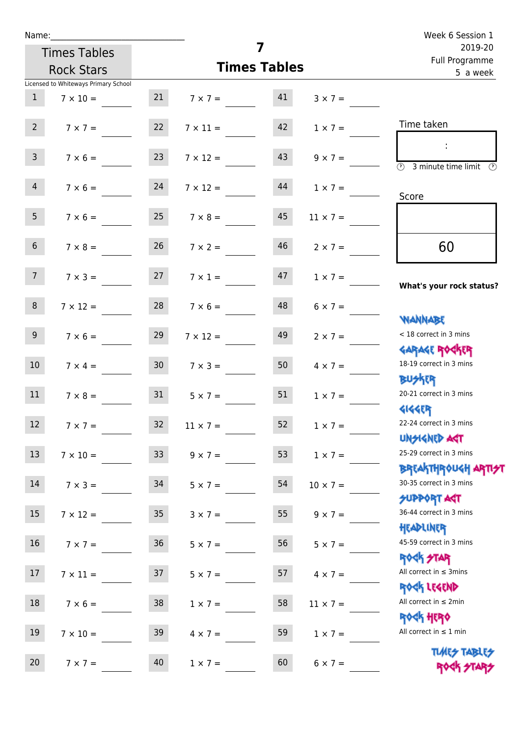Name:______________________________

Times Tables Rock Stars

Licensed to Whiteways Primary School

# 7
## Times Tables

Week 6 Session 1
2019-20
Full Programme
5 a week

| | | | | | |
|---|---|---|---|---|---|
| 1 | 7 × 10 = | 21 | 7 × 7 = | 41 | 3 × 7 = |
| 2 | 7 × 7 = | 22 | 7 × 11 = | 42 | 1 × 7 = |
| 3 | 7 × 6 = | 23 | 7 × 12 = | 43 | 9 × 7 = |
| 4 | 7 × 6 = | 24 | 7 × 12 = | 44 | 1 × 7 = |
| 5 | 7 × 6 = | 25 | 7 × 8 = | 45 | 11 × 7 = |
| 6 | 7 × 8 = | 26 | 7 × 2 = | 46 | 2 × 7 = |
| 7 | 7 × 3 = | 27 | 7 × 1 = | 47 | 1 × 7 = |
| 8 | 7 × 12 = | 28 | 7 × 6 = | 48 | 6 × 7 = |
| 9 | 7 × 6 = | 29 | 7 × 12 = | 49 | 2 × 7 = |
| 10 | 7 × 4 = | 30 | 7 × 3 = | 50 | 4 × 7 = |
| 11 | 7 × 8 = | 31 | 5 × 7 = | 51 | 1 × 7 = |
| 12 | 7 × 7 = | 32 | 11 × 7 = | 52 | 1 × 7 = |
| 13 | 7 × 10 = | 33 | 9 × 7 = | 53 | 1 × 7 = |
| 14 | 7 × 3 = | 34 | 5 × 7 = | 54 | 10 × 7 = |
| 15 | 7 × 12 = | 35 | 3 × 7 = | 55 | 9 × 7 = |
| 16 | 7 × 7 = | 36 | 5 × 7 = | 56 | 5 × 7 = |
| 17 | 7 × 11 = | 37 | 5 × 7 = | 57 | 4 × 7 = |
| 18 | 7 × 6 = | 38 | 1 × 7 = | 58 | 11 × 7 = |
| 19 | 7 × 10 = | 39 | 4 × 7 = | 59 | 1 × 7 = |
| 20 | 7 × 7 = | 40 | 1 × 7 = | 60 | 6 × 7 = |

Time taken

:

3 minute time limit

Score

60

**What's your rock status?**

WANNABE
< 18 correct in 3 mins

GARAGE ROCKER
18-19 correct in 3 mins

BUSKER
20-21 correct in 3 mins

GIGGER
22-24 correct in 3 mins

UNSIGNED ACT
25-29 correct in 3 mins

BREAKTHROUGH ARTIST
30-35 correct in 3 mins

SUPPORT ACT
36-44 correct in 3 mins

HEADLINER
45-59 correct in 3 mins

ROCK STAR
All correct in ≤ 3mins

ROCK LEGEND
All correct in ≤ 2min

ROCK HERO
All correct in ≤ 1 min

TIMES TABLES ROCK STARS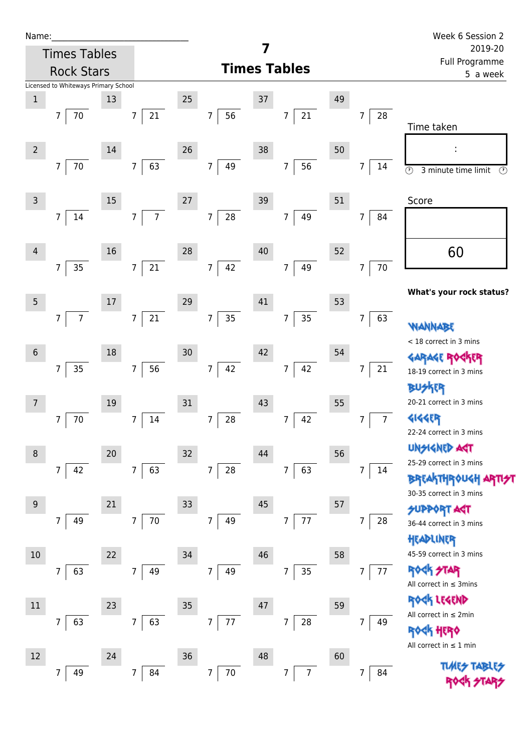Name:\_\_\_\_\_\_\_\_\_\_\_\_\_\_\_\_\_\_\_\_\_\_\_\_\_\_\_\_

Times Tables Rock Stars

Licensed to Whiteways Primary School

# 7
## Times Tables

Week 6 Session 2
2019-20
Full Programme
5 a week

| # | | # | | # | | # | | # | |
|---|---|---|---|---|---|---|---|---|---|
| 1 | 7 ⟌ 70 | 13 | 7 ⟌ 21 | 25 | 7 ⟌ 56 | 37 | 7 ⟌ 21 | 49 | 7 ⟌ 28 |
| 2 | 7 ⟌ 70 | 14 | 7 ⟌ 63 | 26 | 7 ⟌ 49 | 38 | 7 ⟌ 56 | 50 | 7 ⟌ 14 |
| 3 | 7 ⟌ 14 | 15 | 7 ⟌ 7 | 27 | 7 ⟌ 28 | 39 | 7 ⟌ 49 | 51 | 7 ⟌ 84 |
| 4 | 7 ⟌ 35 | 16 | 7 ⟌ 21 | 28 | 7 ⟌ 42 | 40 | 7 ⟌ 49 | 52 | 7 ⟌ 70 |
| 5 | 7 ⟌ 7 | 17 | 7 ⟌ 21 | 29 | 7 ⟌ 35 | 41 | 7 ⟌ 35 | 53 | 7 ⟌ 63 |
| 6 | 7 ⟌ 35 | 18 | 7 ⟌ 56 | 30 | 7 ⟌ 42 | 42 | 7 ⟌ 42 | 54 | 7 ⟌ 21 |
| 7 | 7 ⟌ 70 | 19 | 7 ⟌ 14 | 31 | 7 ⟌ 28 | 43 | 7 ⟌ 42 | 55 | 7 ⟌ 7 |
| 8 | 7 ⟌ 42 | 20 | 7 ⟌ 63 | 32 | 7 ⟌ 28 | 44 | 7 ⟌ 63 | 56 | 7 ⟌ 14 |
| 9 | 7 ⟌ 49 | 21 | 7 ⟌ 70 | 33 | 7 ⟌ 49 | 45 | 7 ⟌ 77 | 57 | 7 ⟌ 28 |
| 10 | 7 ⟌ 63 | 22 | 7 ⟌ 49 | 34 | 7 ⟌ 49 | 46 | 7 ⟌ 35 | 58 | 7 ⟌ 77 |
| 11 | 7 ⟌ 63 | 23 | 7 ⟌ 63 | 35 | 7 ⟌ 77 | 47 | 7 ⟌ 28 | 59 | 7 ⟌ 49 |
| 12 | 7 ⟌ 49 | 24 | 7 ⟌ 84 | 36 | 7 ⟌ 70 | 48 | 7 ⟌ 7 | 60 | 7 ⟌ 84 |

Time taken

:

3 minute time limit

Score

60

**What's your rock status?**

WANNABE
< 18 correct in 3 mins

GARAGE ROCKER
18-19 correct in 3 mins

BUSKER
20-21 correct in 3 mins

GIGGER
22-24 correct in 3 mins

UNSIGNED ACT
25-29 correct in 3 mins

BREAKTHROUGH ARTIST
30-35 correct in 3 mins

SUPPORT ACT
36-44 correct in 3 mins

HEADLINER
45-59 correct in 3 mins

ROCK STAR
All correct in ≤ 3mins

ROCK LEGEND
All correct in ≤ 2min

ROCK HERO
All correct in ≤ 1 min

TIMES TABLES ROCK STARS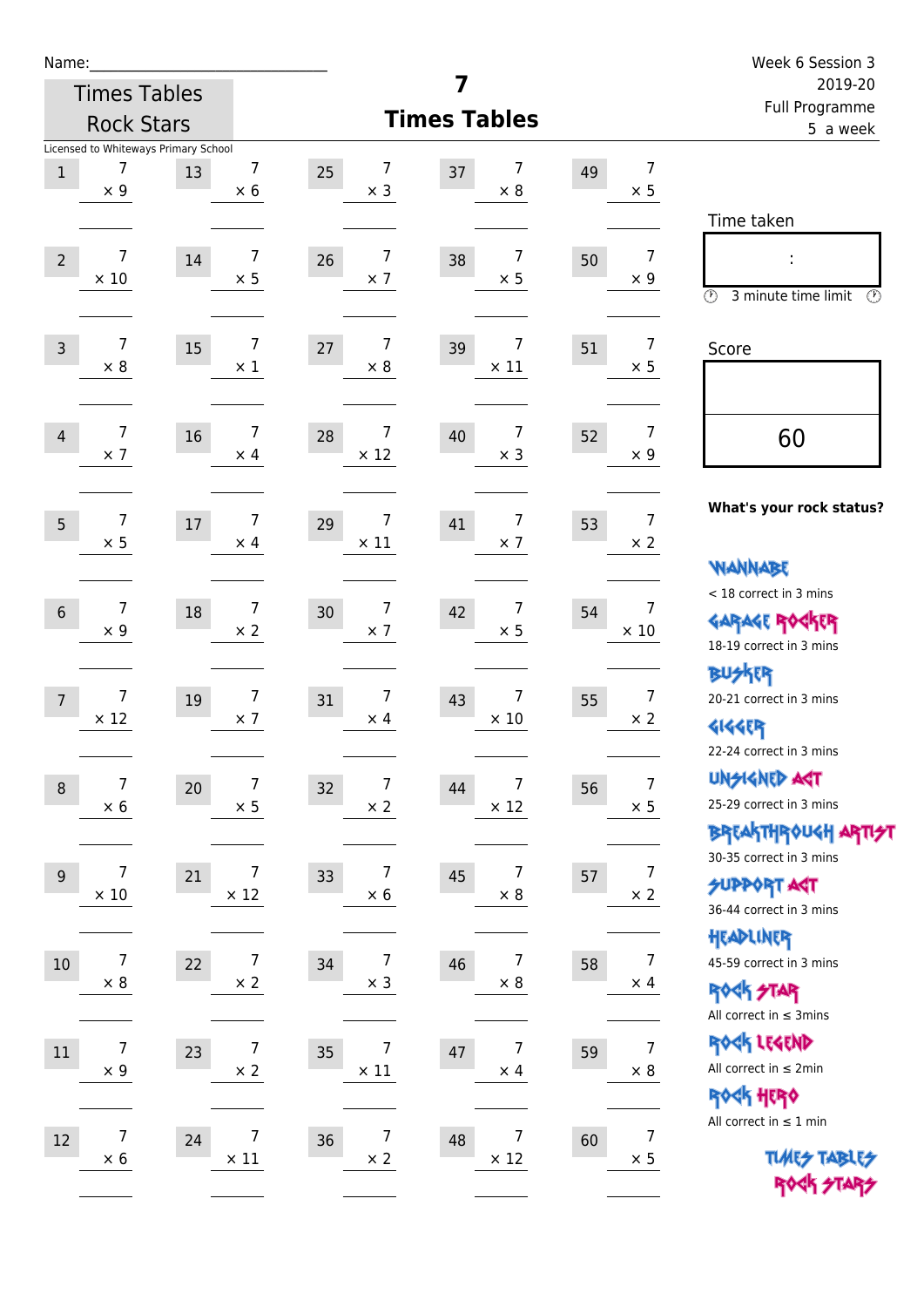Name:\_\_\_\_\_\_\_\_\_\_\_\_\_\_\_\_\_\_\_\_\_\_\_\_\_\_\_\_

Times Tables Rock Stars

Licensed to Whiteways Primary School

# 7 Times Tables

Week 6 Session 3
2019-20
Full Programme
5 a week

| # | Question | # | Question | # | Question | # | Question | # | Question |
|---|---|---|---|---|---|---|---|---|---|
| 1 | 7 × 9 | 13 | 7 × 6 | 25 | 7 × 3 | 37 | 7 × 8 | 49 | 7 × 5 |
| 2 | 7 × 10 | 14 | 7 × 5 | 26 | 7 × 7 | 38 | 7 × 5 | 50 | 7 × 9 |
| 3 | 7 × 8 | 15 | 7 × 1 | 27 | 7 × 8 | 39 | 7 × 11 | 51 | 7 × 5 |
| 4 | 7 × 7 | 16 | 7 × 4 | 28 | 7 × 12 | 40 | 7 × 3 | 52 | 7 × 9 |
| 5 | 7 × 5 | 17 | 7 × 4 | 29 | 7 × 11 | 41 | 7 × 7 | 53 | 7 × 2 |
| 6 | 7 × 9 | 18 | 7 × 2 | 30 | 7 × 7 | 42 | 7 × 5 | 54 | 7 × 10 |
| 7 | 7 × 12 | 19 | 7 × 7 | 31 | 7 × 4 | 43 | 7 × 10 | 55 | 7 × 2 |
| 8 | 7 × 6 | 20 | 7 × 5 | 32 | 7 × 2 | 44 | 7 × 12 | 56 | 7 × 5 |
| 9 | 7 × 10 | 21 | 7 × 12 | 33 | 7 × 6 | 45 | 7 × 8 | 57 | 7 × 2 |
| 10 | 7 × 8 | 22 | 7 × 2 | 34 | 7 × 3 | 46 | 7 × 8 | 58 | 7 × 4 |
| 11 | 7 × 9 | 23 | 7 × 2 | 35 | 7 × 11 | 47 | 7 × 4 | 59 | 7 × 8 |
| 12 | 7 × 6 | 24 | 7 × 11 | 36 | 7 × 2 | 48 | 7 × 12 | 60 | 7 × 5 |

Time taken

:

3 minute time limit

Score

60

**What's your rock status?**

WANNABE
< 18 correct in 3 mins

GARAGE ROCKER
18-19 correct in 3 mins

BUSKER
20-21 correct in 3 mins

GIGGER
22-24 correct in 3 mins

UNSIGNED ACT
25-29 correct in 3 mins

BREAKTHROUGH ARTIST
30-35 correct in 3 mins

SUPPORT ACT
36-44 correct in 3 mins

HEADLINER
45-59 correct in 3 mins

ROCK STAR
All correct in ≤ 3mins

ROCK LEGEND
All correct in ≤ 2min

ROCK HERO
All correct in ≤ 1 min

TIMES TABLES ROCK STARS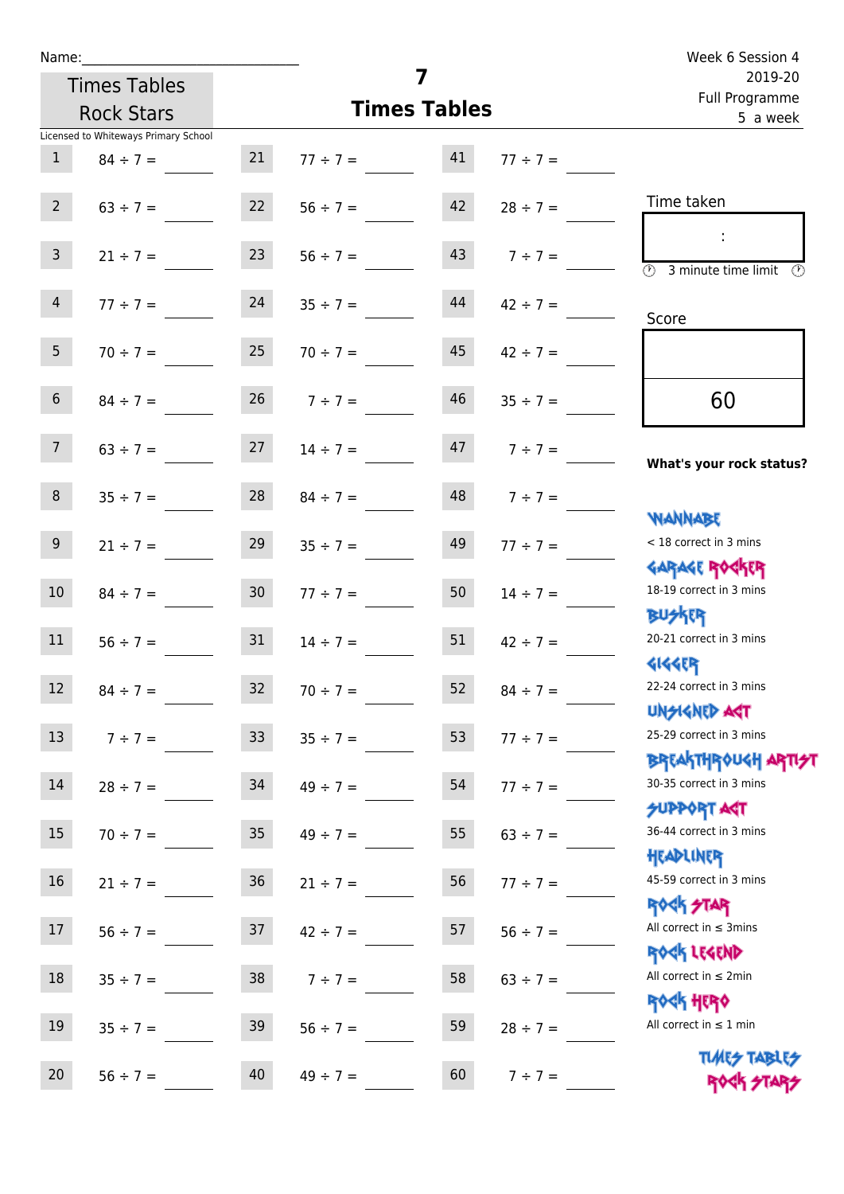Name:______________________________

Times Tables Rock Stars

# 7 Times Tables

Week 6 Session 4
2019-20
Full Programme
5 a week

Licensed to Whiteways Primary School

| # | Question | # | Question | # | Question |
|---|---|---|---|---|---|
| 1 | 84 ÷ 7 = ____ | 21 | 77 ÷ 7 = ____ | 41 | 77 ÷ 7 = ____ |
| 2 | 63 ÷ 7 = ____ | 22 | 56 ÷ 7 = ____ | 42 | 28 ÷ 7 = ____ |
| 3 | 21 ÷ 7 = ____ | 23 | 56 ÷ 7 = ____ | 43 | 7 ÷ 7 = ____ |
| 4 | 77 ÷ 7 = ____ | 24 | 35 ÷ 7 = ____ | 44 | 42 ÷ 7 = ____ |
| 5 | 70 ÷ 7 = ____ | 25 | 70 ÷ 7 = ____ | 45 | 42 ÷ 7 = ____ |
| 6 | 84 ÷ 7 = ____ | 26 | 7 ÷ 7 = ____ | 46 | 35 ÷ 7 = ____ |
| 7 | 63 ÷ 7 = ____ | 27 | 14 ÷ 7 = ____ | 47 | 7 ÷ 7 = ____ |
| 8 | 35 ÷ 7 = ____ | 28 | 84 ÷ 7 = ____ | 48 | 7 ÷ 7 = ____ |
| 9 | 21 ÷ 7 = ____ | 29 | 35 ÷ 7 = ____ | 49 | 77 ÷ 7 = ____ |
| 10 | 84 ÷ 7 = ____ | 30 | 77 ÷ 7 = ____ | 50 | 14 ÷ 7 = ____ |
| 11 | 56 ÷ 7 = ____ | 31 | 14 ÷ 7 = ____ | 51 | 42 ÷ 7 = ____ |
| 12 | 84 ÷ 7 = ____ | 32 | 70 ÷ 7 = ____ | 52 | 84 ÷ 7 = ____ |
| 13 | 7 ÷ 7 = ____ | 33 | 35 ÷ 7 = ____ | 53 | 77 ÷ 7 = ____ |
| 14 | 28 ÷ 7 = ____ | 34 | 49 ÷ 7 = ____ | 54 | 77 ÷ 7 = ____ |
| 15 | 70 ÷ 7 = ____ | 35 | 49 ÷ 7 = ____ | 55 | 63 ÷ 7 = ____ |
| 16 | 21 ÷ 7 = ____ | 36 | 21 ÷ 7 = ____ | 56 | 77 ÷ 7 = ____ |
| 17 | 56 ÷ 7 = ____ | 37 | 42 ÷ 7 = ____ | 57 | 56 ÷ 7 = ____ |
| 18 | 35 ÷ 7 = ____ | 38 | 7 ÷ 7 = ____ | 58 | 63 ÷ 7 = ____ |
| 19 | 35 ÷ 7 = ____ | 39 | 56 ÷ 7 = ____ | 59 | 28 ÷ 7 = ____ |
| 20 | 56 ÷ 7 = ____ | 40 | 49 ÷ 7 = ____ | 60 | 7 ÷ 7 = ____ |

Time taken

:

3 minute time limit

Score

60

**What's your rock status?**

- WANNABE: < 18 correct in 3 mins
- GARAGE ROCKER: 18-19 correct in 3 mins
- BUSKER: 20-21 correct in 3 mins
- GIGGER: 22-24 correct in 3 mins
- UNSIGNED ACT: 25-29 correct in 3 mins
- BREAKTHROUGH ARTIST: 30-35 correct in 3 mins
- SUPPORT ACT: 36-44 correct in 3 mins
- HEADLINER: 45-59 correct in 3 mins
- ROCK STAR: All correct in ≤ 3mins
- ROCK LEGEND: All correct in ≤ 2min
- ROCK HERO: All correct in ≤ 1 min

TIMES TABLES ROCK STARS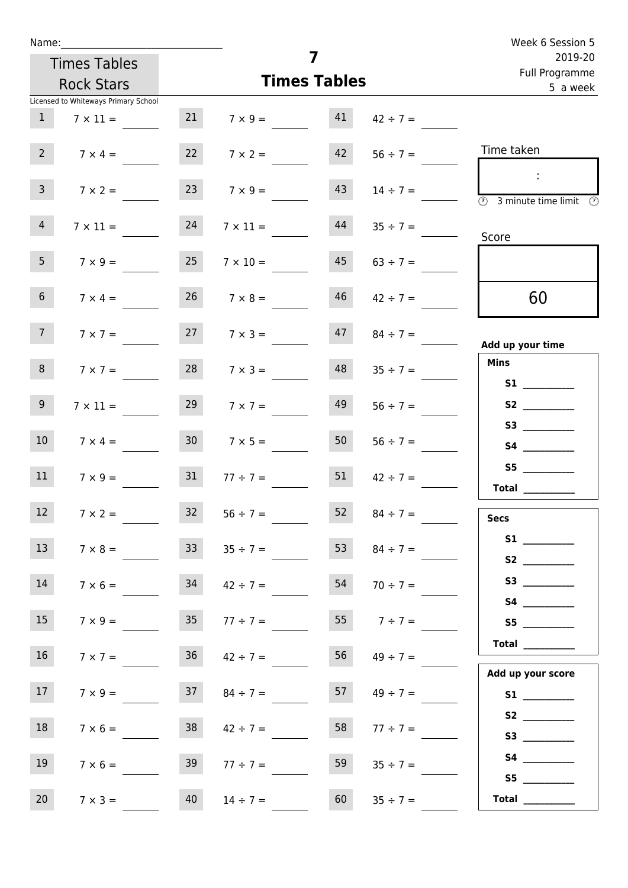Name:______________________________

Times Tables Rock Stars

Licensed to Whiteways Primary School

# 7
## Times Tables

Week 6 Session 5
2019-20
Full Programme
5 a week

| | | | | | |
|---|---|---|---|---|---|
| 1 | $7 \times 11 =$ ____ | 21 | $7 \times 9 =$ ____ | 41 | $42 \div 7 =$ ____ |
| 2 | $7 \times 4 =$ ____ | 22 | $7 \times 2 =$ ____ | 42 | $56 \div 7 =$ ____ |
| 3 | $7 \times 2 =$ ____ | 23 | $7 \times 9 =$ ____ | 43 | $14 \div 7 =$ ____ |
| 4 | $7 \times 11 =$ ____ | 24 | $7 \times 11 =$ ____ | 44 | $35 \div 7 =$ ____ |
| 5 | $7 \times 9 =$ ____ | 25 | $7 \times 10 =$ ____ | 45 | $63 \div 7 =$ ____ |
| 6 | $7 \times 4 =$ ____ | 26 | $7 \times 8 =$ ____ | 46 | $42 \div 7 =$ ____ |
| 7 | $7 \times 7 =$ ____ | 27 | $7 \times 3 =$ ____ | 47 | $84 \div 7 =$ ____ |
| 8 | $7 \times 7 =$ ____ | 28 | $7 \times 3 =$ ____ | 48 | $35 \div 7 =$ ____ |
| 9 | $7 \times 11 =$ ____ | 29 | $7 \times 7 =$ ____ | 49 | $56 \div 7 =$ ____ |
| 10 | $7 \times 4 =$ ____ | 30 | $7 \times 5 =$ ____ | 50 | $56 \div 7 =$ ____ |
| 11 | $7 \times 9 =$ ____ | 31 | $77 \div 7 =$ ____ | 51 | $42 \div 7 =$ ____ |
| 12 | $7 \times 2 =$ ____ | 32 | $56 \div 7 =$ ____ | 52 | $84 \div 7 =$ ____ |
| 13 | $7 \times 8 =$ ____ | 33 | $35 \div 7 =$ ____ | 53 | $84 \div 7 =$ ____ |
| 14 | $7 \times 6 =$ ____ | 34 | $42 \div 7 =$ ____ | 54 | $70 \div 7 =$ ____ |
| 15 | $7 \times 9 =$ ____ | 35 | $77 \div 7 =$ ____ | 55 | $7 \div 7 =$ ____ |
| 16 | $7 \times 7 =$ ____ | 36 | $42 \div 7 =$ ____ | 56 | $49 \div 7 =$ ____ |
| 17 | $7 \times 9 =$ ____ | 37 | $84 \div 7 =$ ____ | 57 | $49 \div 7 =$ ____ |
| 18 | $7 \times 6 =$ ____ | 38 | $42 \div 7 =$ ____ | 58 | $77 \div 7 =$ ____ |
| 19 | $7 \times 6 =$ ____ | 39 | $77 \div 7 =$ ____ | 59 | $35 \div 7 =$ ____ |
| 20 | $7 \times 3 =$ ____ | 40 | $14 \div 7 =$ ____ | 60 | $35 \div 7 =$ ____ |

Time taken

:

3 minute time limit

Score

60

**Add up your time**

**Mins**

**S1** __________
**S2** __________
**S3** __________
**S4** __________
**S5** __________
**Total** __________

**Secs**

**S1** __________
**S2** __________
**S3** __________
**S4** __________
**S5** __________
**Total** __________

**Add up your score**

**S1** __________
**S2** __________
**S3** __________
**S4** __________
**S5** __________
**Total** __________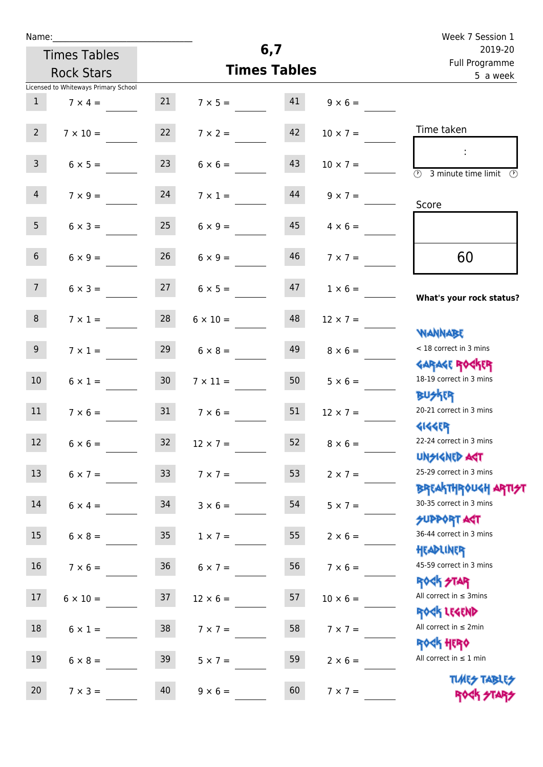Name:\_\_\_\_\_\_\_\_\_\_\_\_\_\_\_\_\_\_\_\_\_\_\_\_\_\_\_\_

Times Tables Rock Stars

Licensed to Whiteways Primary School

# 6,7 Times Tables

Week 7 Session 1
2019-20
Full Programme
5 a week

| | | | | | |
|---|---|---|---|---|---|
| 1 | $7 \times 4 =$ | 21 | $7 \times 5 =$ | 41 | $9 \times 6 =$ |
| 2 | $7 \times 10 =$ | 22 | $7 \times 2 =$ | 42 | $10 \times 7 =$ |
| 3 | $6 \times 5 =$ | 23 | $6 \times 6 =$ | 43 | $10 \times 7 =$ |
| 4 | $7 \times 9 =$ | 24 | $7 \times 1 =$ | 44 | $9 \times 7 =$ |
| 5 | $6 \times 3 =$ | 25 | $6 \times 9 =$ | 45 | $4 \times 6 =$ |
| 6 | $6 \times 9 =$ | 26 | $6 \times 9 =$ | 46 | $7 \times 7 =$ |
| 7 | $6 \times 3 =$ | 27 | $6 \times 5 =$ | 47 | $1 \times 6 =$ |
| 8 | $7 \times 1 =$ | 28 | $6 \times 10 =$ | 48 | $12 \times 7 =$ |
| 9 | $7 \times 1 =$ | 29 | $6 \times 8 =$ | 49 | $8 \times 6 =$ |
| 10 | $6 \times 1 =$ | 30 | $7 \times 11 =$ | 50 | $5 \times 6 =$ |
| 11 | $7 \times 6 =$ | 31 | $7 \times 6 =$ | 51 | $12 \times 7 =$ |
| 12 | $6 \times 6 =$ | 32 | $12 \times 7 =$ | 52 | $8 \times 6 =$ |
| 13 | $6 \times 7 =$ | 33 | $7 \times 7 =$ | 53 | $2 \times 7 =$ |
| 14 | $6 \times 4 =$ | 34 | $3 \times 6 =$ | 54 | $5 \times 7 =$ |
| 15 | $6 \times 8 =$ | 35 | $1 \times 7 =$ | 55 | $2 \times 6 =$ |
| 16 | $7 \times 6 =$ | 36 | $6 \times 7 =$ | 56 | $7 \times 6 =$ |
| 17 | $6 \times 10 =$ | 37 | $12 \times 6 =$ | 57 | $10 \times 6 =$ |
| 18 | $6 \times 1 =$ | 38 | $7 \times 7 =$ | 58 | $7 \times 7 =$ |
| 19 | $6 \times 8 =$ | 39 | $5 \times 7 =$ | 59 | $2 \times 6 =$ |
| 20 | $7 \times 3 =$ | 40 | $9 \times 6 =$ | 60 | $7 \times 7 =$ |

Time taken

:

3 minute time limit

Score

60

**What's your rock status?**

WANNABE
< 18 correct in 3 mins

GARAGE ROCKER
18-19 correct in 3 mins

BUSKER
20-21 correct in 3 mins

GIGGER
22-24 correct in 3 mins

UNSIGNED ACT
25-29 correct in 3 mins

BREAKTHROUGH ARTIST
30-35 correct in 3 mins

SUPPORT ACT
36-44 correct in 3 mins

HEADLINER
45-59 correct in 3 mins

ROCK STAR
All correct in ≤ 3mins

ROCK LEGEND
All correct in ≤ 2min

ROCK HERO
All correct in ≤ 1 min

TIMES TABLES ROCK STARS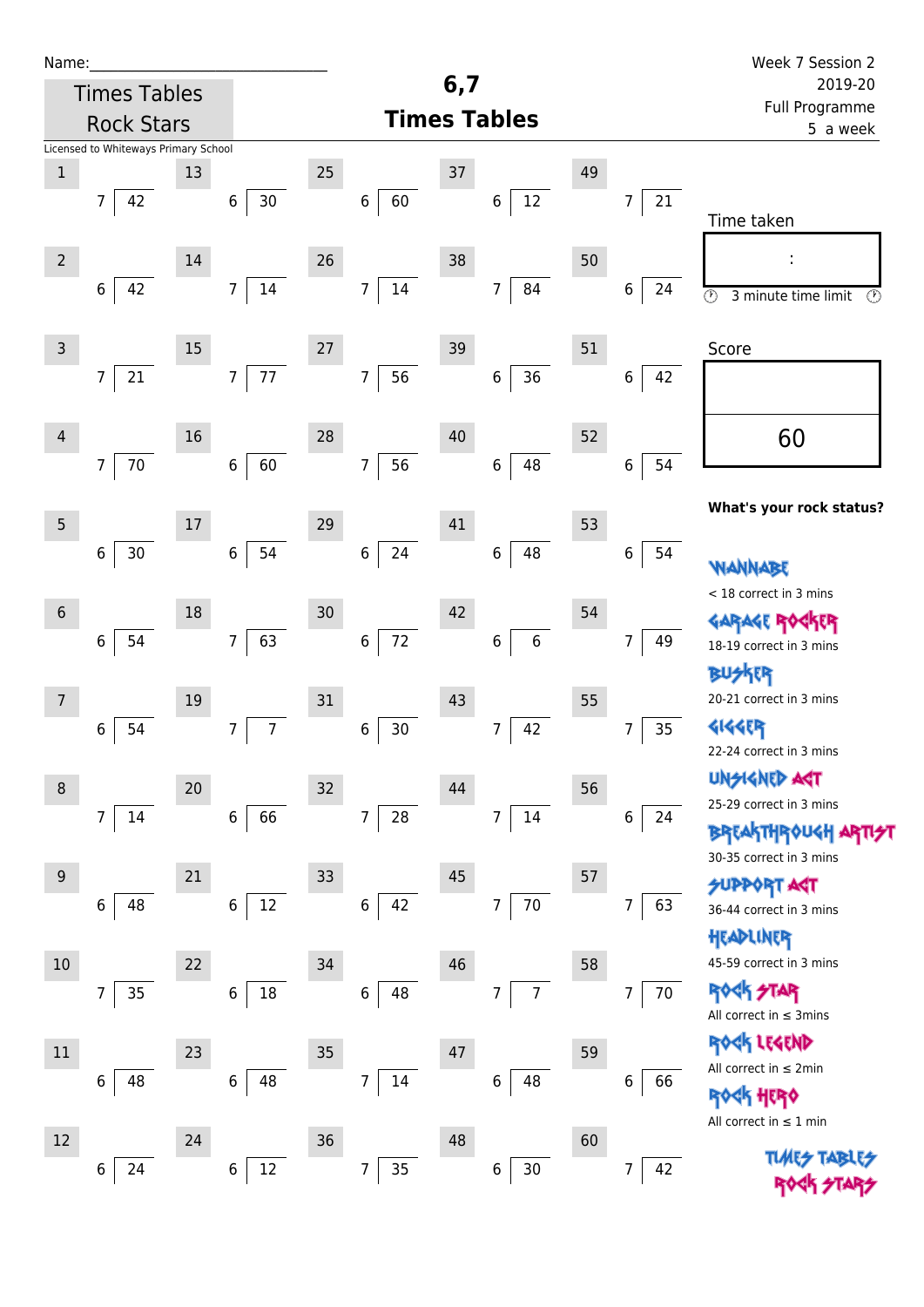Name:\_\_\_\_\_\_\_\_\_\_\_\_\_\_\_\_\_\_\_\_\_\_\_\_\_\_\_\_

Times Tables Rock Stars

Licensed to Whiteways Primary School

# 6,7 Times Tables

Week 7 Session 2
2019-20
Full Programme
5 a week

| # | Question | # | Question | # | Question | # | Question | # | Question |
|---|---|---|---|---|---|---|---|---|---|
| 1 | 7 )42 | 13 | 6 )30 | 25 | 6 )60 | 37 | 6 )12 | 49 | 7 )21 |
| 2 | 6 )42 | 14 | 7 )14 | 26 | 7 )14 | 38 | 7 )84 | 50 | 6 )24 |
| 3 | 7 )21 | 15 | 7 )77 | 27 | 7 )56 | 39 | 6 )36 | 51 | 6 )42 |
| 4 | 7 )70 | 16 | 6 )60 | 28 | 7 )56 | 40 | 6 )48 | 52 | 6 )54 |
| 5 | 6 )30 | 17 | 6 )54 | 29 | 6 )24 | 41 | 6 )48 | 53 | 6 )54 |
| 6 | 6 )54 | 18 | 7 )63 | 30 | 6 )72 | 42 | 6 )6 | 54 | 7 )49 |
| 7 | 6 )54 | 19 | 7 )7 | 31 | 6 )30 | 43 | 7 )42 | 55 | 7 )35 |
| 8 | 7 )14 | 20 | 6 )66 | 32 | 7 )28 | 44 | 7 )14 | 56 | 6 )24 |
| 9 | 6 )48 | 21 | 6 )12 | 33 | 6 )42 | 45 | 7 )70 | 57 | 7 )63 |
| 10 | 7 )35 | 22 | 6 )18 | 34 | 6 )48 | 46 | 7 )7 | 58 | 7 )70 |
| 11 | 6 )48 | 23 | 6 )48 | 35 | 7 )14 | 47 | 6 )48 | 59 | 6 )66 |
| 12 | 6 )24 | 24 | 6 )12 | 36 | 7 )35 | 48 | 6 )30 | 60 | 7 )42 |

Time taken

:

3 minute time limit

Score

60

**What's your rock status?**

WANNABE
< 18 correct in 3 mins

GARAGE ROCKER
18-19 correct in 3 mins

BUSKER
20-21 correct in 3 mins

GIGGER
22-24 correct in 3 mins

UNSIGNED ACT
25-29 correct in 3 mins

BREAKTHROUGH ARTIST
30-35 correct in 3 mins

SUPPORT ACT
36-44 correct in 3 mins

HEADLINER
45-59 correct in 3 mins

ROCK STAR
All correct in ≤ 3mins

ROCK LEGEND
All correct in ≤ 2min

ROCK HERO
All correct in ≤ 1 min

TIMES TABLES ROCK STARS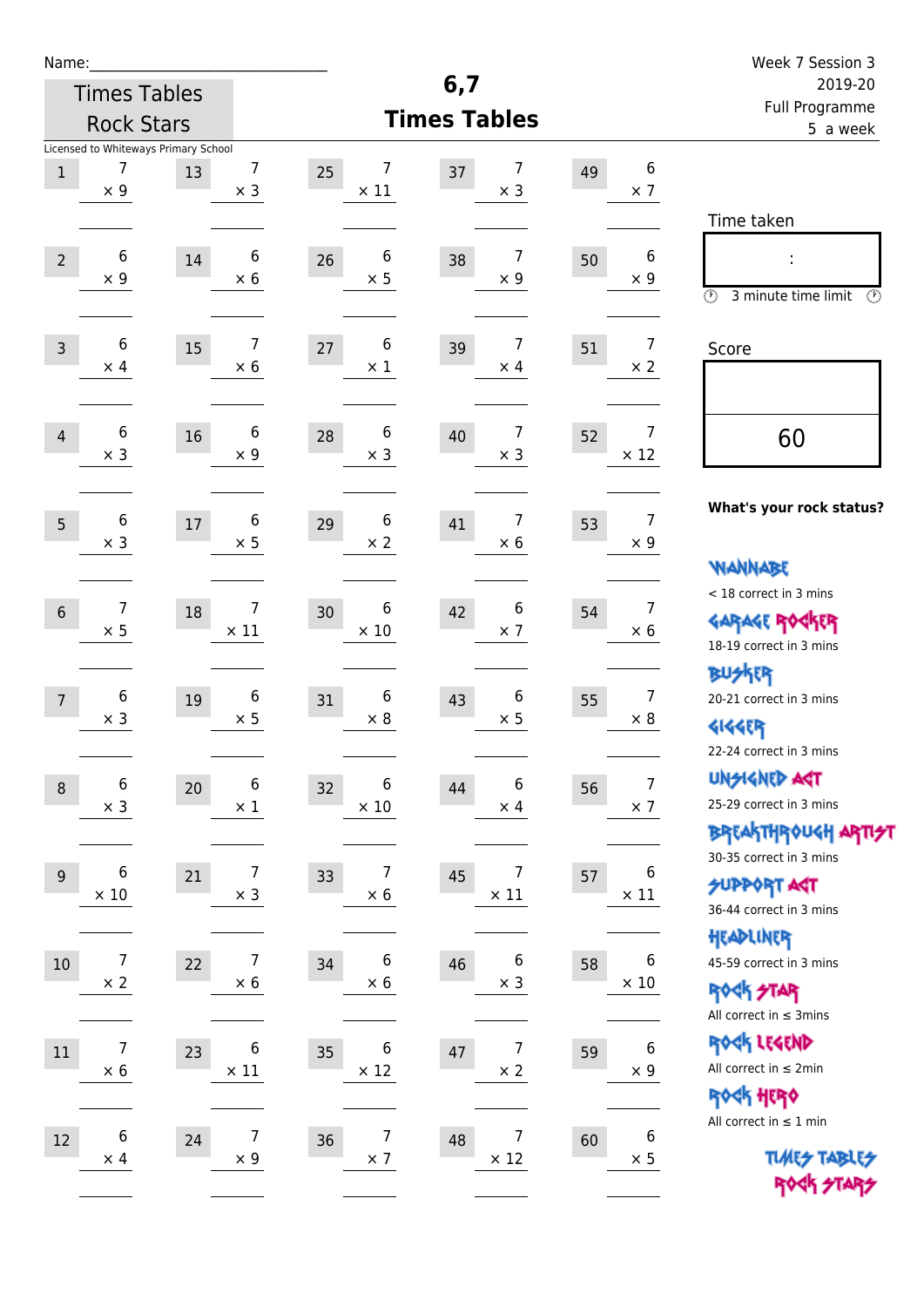Name:\_\_\_\_\_\_\_\_\_\_\_\_\_\_\_\_\_\_\_\_\_\_\_\_\_\_\_

Times Tables Rock Stars

Licensed to Whiteways Primary School

# 6,7 Times Tables

Week 7 Session 3
2019-20
Full Programme
5 a week

| # | Question | # | Question | # | Question | # | Question | # | Question |
|---|---|---|---|---|---|---|---|---|---|
| 1 | 7 × 9 | 13 | 7 × 3 | 25 | 7 × 11 | 37 | 7 × 3 | 49 | 6 × 7 |
| 2 | 6 × 9 | 14 | 6 × 6 | 26 | 6 × 5 | 38 | 7 × 9 | 50 | 6 × 9 |
| 3 | 6 × 4 | 15 | 7 × 6 | 27 | 6 × 1 | 39 | 7 × 4 | 51 | 7 × 2 |
| 4 | 6 × 3 | 16 | 6 × 9 | 28 | 6 × 3 | 40 | 7 × 3 | 52 | 7 × 12 |
| 5 | 6 × 3 | 17 | 6 × 5 | 29 | 6 × 2 | 41 | 7 × 6 | 53 | 7 × 9 |
| 6 | 7 × 5 | 18 | 7 × 11 | 30 | 6 × 10 | 42 | 6 × 7 | 54 | 7 × 6 |
| 7 | 6 × 3 | 19 | 6 × 5 | 31 | 6 × 8 | 43 | 6 × 5 | 55 | 7 × 8 |
| 8 | 6 × 3 | 20 | 6 × 1 | 32 | 6 × 10 | 44 | 6 × 4 | 56 | 7 × 7 |
| 9 | 6 × 10 | 21 | 7 × 3 | 33 | 7 × 6 | 45 | 7 × 11 | 57 | 6 × 11 |
| 10 | 7 × 2 | 22 | 7 × 6 | 34 | 6 × 6 | 46 | 6 × 3 | 58 | 6 × 10 |
| 11 | 7 × 6 | 23 | 6 × 11 | 35 | 6 × 12 | 47 | 7 × 2 | 59 | 6 × 9 |
| 12 | 6 × 4 | 24 | 7 × 9 | 36 | 7 × 7 | 48 | 7 × 12 | 60 | 6 × 5 |

Time taken

:

3 minute time limit

Score

60

**What's your rock status?**

WANNABE
< 18 correct in 3 mins

GARAGE ROCKER
18-19 correct in 3 mins

BUSKER
20-21 correct in 3 mins

GIGGER
22-24 correct in 3 mins

UNSIGNED ACT
25-29 correct in 3 mins

BREAKTHROUGH ARTIST
30-35 correct in 3 mins

SUPPORT ACT
36-44 correct in 3 mins

HEADLINER
45-59 correct in 3 mins

ROCK STAR
All correct in ≤ 3mins

ROCK LEGEND
All correct in ≤ 2min

ROCK HERO
All correct in ≤ 1 min

TIMES TABLES ROCK STARS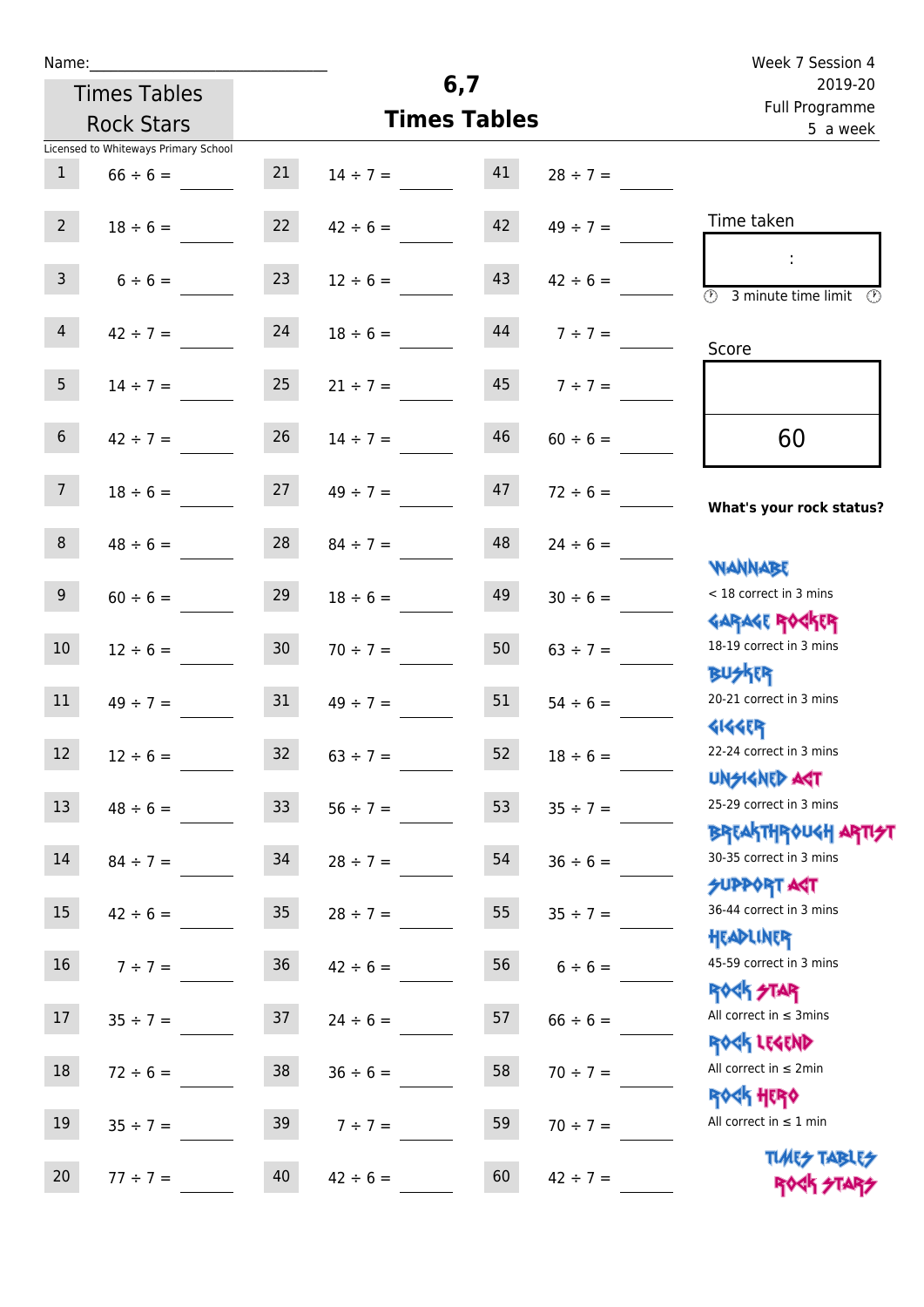Name:\_\_\_\_\_\_\_\_\_\_\_\_\_\_\_\_\_\_\_\_\_\_\_\_\_\_\_\_

Times Tables Rock Stars

# 6,7 Times Tables

Week 7 Session 4
2019-20
Full Programme
5 a week

Licensed to Whiteways Primary School

| | | | | | |
|---|---|---|---|---|---|
| 1 | 66 ÷ 6 = | 21 | 14 ÷ 7 = | 41 | 28 ÷ 7 = |
| 2 | 18 ÷ 6 = | 22 | 42 ÷ 6 = | 42 | 49 ÷ 7 = |
| 3 | 6 ÷ 6 = | 23 | 12 ÷ 6 = | 43 | 42 ÷ 6 = |
| 4 | 42 ÷ 7 = | 24 | 18 ÷ 6 = | 44 | 7 ÷ 7 = |
| 5 | 14 ÷ 7 = | 25 | 21 ÷ 7 = | 45 | 7 ÷ 7 = |
| 6 | 42 ÷ 7 = | 26 | 14 ÷ 7 = | 46 | 60 ÷ 6 = |
| 7 | 18 ÷ 6 = | 27 | 49 ÷ 7 = | 47 | 72 ÷ 6 = |
| 8 | 48 ÷ 6 = | 28 | 84 ÷ 7 = | 48 | 24 ÷ 6 = |
| 9 | 60 ÷ 6 = | 29 | 18 ÷ 6 = | 49 | 30 ÷ 6 = |
| 10 | 12 ÷ 6 = | 30 | 70 ÷ 7 = | 50 | 63 ÷ 7 = |
| 11 | 49 ÷ 7 = | 31 | 49 ÷ 7 = | 51 | 54 ÷ 6 = |
| 12 | 12 ÷ 6 = | 32 | 63 ÷ 7 = | 52 | 18 ÷ 6 = |
| 13 | 48 ÷ 6 = | 33 | 56 ÷ 7 = | 53 | 35 ÷ 7 = |
| 14 | 84 ÷ 7 = | 34 | 28 ÷ 7 = | 54 | 36 ÷ 6 = |
| 15 | 42 ÷ 6 = | 35 | 28 ÷ 7 = | 55 | 35 ÷ 7 = |
| 16 | 7 ÷ 7 = | 36 | 42 ÷ 6 = | 56 | 6 ÷ 6 = |
| 17 | 35 ÷ 7 = | 37 | 24 ÷ 6 = | 57 | 66 ÷ 6 = |
| 18 | 72 ÷ 6 = | 38 | 36 ÷ 6 = | 58 | 70 ÷ 7 = |
| 19 | 35 ÷ 7 = | 39 | 7 ÷ 7 = | 59 | 70 ÷ 7 = |
| 20 | 77 ÷ 7 = | 40 | 42 ÷ 6 = | 60 | 42 ÷ 7 = |

Time taken

:

3 minute time limit

Score

60

**What's your rock status?**

WANNABE
< 18 correct in 3 mins

GARAGE ROCKER
18-19 correct in 3 mins

BUSKER
20-21 correct in 3 mins

GIGGER
22-24 correct in 3 mins

UNSIGNED ACT
25-29 correct in 3 mins

BREAKTHROUGH ARTIST
30-35 correct in 3 mins

SUPPORT ACT
36-44 correct in 3 mins

HEADLINER
45-59 correct in 3 mins

ROCK STAR
All correct in ≤ 3mins

ROCK LEGEND
All correct in ≤ 2min

ROCK HERO
All correct in ≤ 1 min

TIMES TABLES ROCK STARS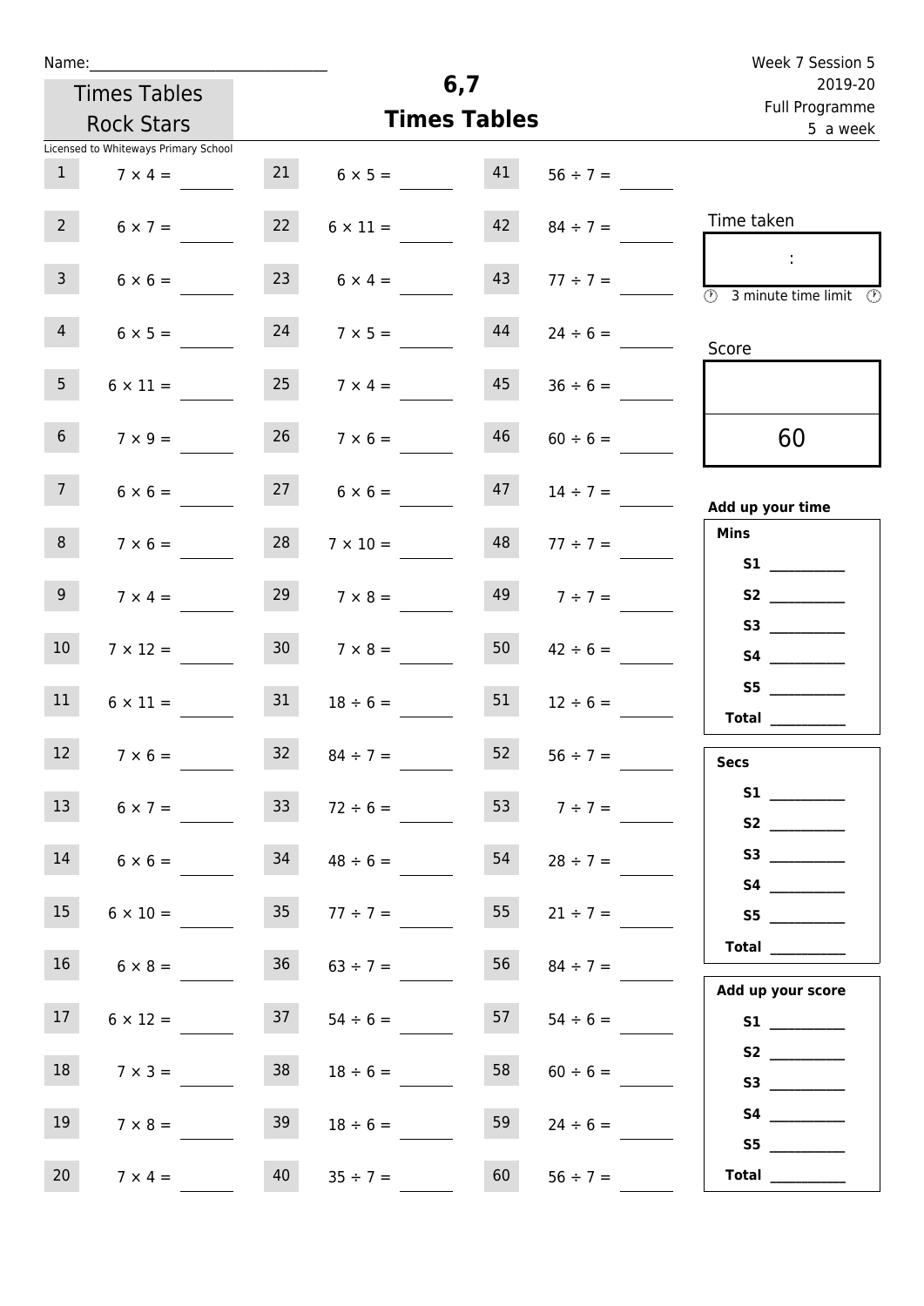Name:\_\_\_\_\_\_\_\_\_\_\_\_\_\_\_\_\_\_\_\_\_\_\_\_\_\_\_\_\_\_

Times Tables Rock Stars

Licensed to Whiteways Primary School

# 6,7
## Times Tables

Week 7 Session 5
2019-20
Full Programme
5 a week

| | | | | | |
|---|---|---|---|---|---|
| 1 | $7 \times 4 =$ | 21 | $6 \times 5 =$ | 41 | $56 \div 7 =$ |
| 2 | $6 \times 7 =$ | 22 | $6 \times 11 =$ | 42 | $84 \div 7 =$ |
| 3 | $6 \times 6 =$ | 23 | $6 \times 4 =$ | 43 | $77 \div 7 =$ |
| 4 | $6 \times 5 =$ | 24 | $7 \times 5 =$ | 44 | $24 \div 6 =$ |
| 5 | $6 \times 11 =$ | 25 | $7 \times 4 =$ | 45 | $36 \div 6 =$ |
| 6 | $7 \times 9 =$ | 26 | $7 \times 6 =$ | 46 | $60 \div 6 =$ |
| 7 | $6 \times 6 =$ | 27 | $6 \times 6 =$ | 47 | $14 \div 7 =$ |
| 8 | $7 \times 6 =$ | 28 | $7 \times 10 =$ | 48 | $77 \div 7 =$ |
| 9 | $7 \times 4 =$ | 29 | $7 \times 8 =$ | 49 | $7 \div 7 =$ |
| 10 | $7 \times 12 =$ | 30 | $7 \times 8 =$ | 50 | $42 \div 6 =$ |
| 11 | $6 \times 11 =$ | 31 | $18 \div 6 =$ | 51 | $12 \div 6 =$ |
| 12 | $7 \times 6 =$ | 32 | $84 \div 7 =$ | 52 | $56 \div 7 =$ |
| 13 | $6 \times 7 =$ | 33 | $72 \div 6 =$ | 53 | $7 \div 7 =$ |
| 14 | $6 \times 6 =$ | 34 | $48 \div 6 =$ | 54 | $28 \div 7 =$ |
| 15 | $6 \times 10 =$ | 35 | $77 \div 7 =$ | 55 | $21 \div 7 =$ |
| 16 | $6 \times 8 =$ | 36 | $63 \div 7 =$ | 56 | $84 \div 7 =$ |
| 17 | $6 \times 12 =$ | 37 | $54 \div 6 =$ | 57 | $54 \div 6 =$ |
| 18 | $7 \times 3 =$ | 38 | $18 \div 6 =$ | 58 | $60 \div 6 =$ |
| 19 | $7 \times 8 =$ | 39 | $18 \div 6 =$ | 59 | $24 \div 6 =$ |
| 20 | $7 \times 4 =$ | 40 | $35 \div 7 =$ | 60 | $56 \div 7 =$ |

Time taken

:

3 minute time limit

Score

60

**Add up your time**

**Mins**

**S1** \_\_\_\_\_\_\_\_\_\_
**S2** \_\_\_\_\_\_\_\_\_\_
**S3** \_\_\_\_\_\_\_\_\_\_
**S4** \_\_\_\_\_\_\_\_\_\_
**S5** \_\_\_\_\_\_\_\_\_\_
**Total** \_\_\_\_\_\_\_\_\_\_

**Secs**

**S1** \_\_\_\_\_\_\_\_\_\_
**S2** \_\_\_\_\_\_\_\_\_\_
**S3** \_\_\_\_\_\_\_\_\_\_
**S4** \_\_\_\_\_\_\_\_\_\_
**S5** \_\_\_\_\_\_\_\_\_\_
**Total** \_\_\_\_\_\_\_\_\_\_

**Add up your score**

**S1** \_\_\_\_\_\_\_\_\_\_
**S2** \_\_\_\_\_\_\_\_\_\_
**S3** \_\_\_\_\_\_\_\_\_\_
**S4** \_\_\_\_\_\_\_\_\_\_
**S5** \_\_\_\_\_\_\_\_\_\_
**Total** \_\_\_\_\_\_\_\_\_\_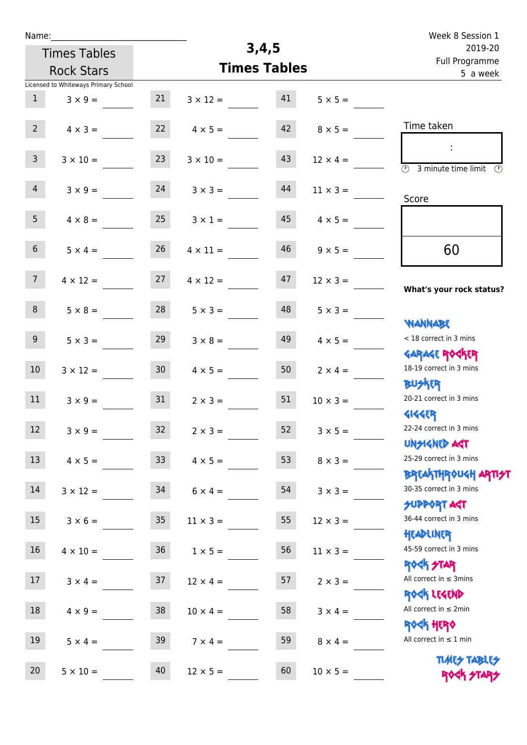Name:

# 3,4,5 Times Tables

Times Tables Rock Stars

Week 8 Session 1
2019-20
Full Programme
5 a week

Licensed to Whiteways Primary School

| | | | | | |
|---|---|---|---|---|---|
| 1 | 3 × 9 = | 21 | 3 × 12 = | 41 | 5 × 5 = |
| 2 | 4 × 3 = | 22 | 4 × 5 = | 42 | 8 × 5 = |
| 3 | 3 × 10 = | 23 | 3 × 10 = | 43 | 12 × 4 = |
| 4 | 3 × 9 = | 24 | 3 × 3 = | 44 | 11 × 3 = |
| 5 | 4 × 8 = | 25 | 3 × 1 = | 45 | 4 × 5 = |
| 6 | 5 × 4 = | 26 | 4 × 11 = | 46 | 9 × 5 = |
| 7 | 4 × 12 = | 27 | 4 × 12 = | 47 | 12 × 3 = |
| 8 | 5 × 8 = | 28 | 5 × 3 = | 48 | 5 × 3 = |
| 9 | 5 × 3 = | 29 | 3 × 8 = | 49 | 4 × 5 = |
| 10 | 3 × 12 = | 30 | 4 × 5 = | 50 | 2 × 4 = |
| 11 | 3 × 9 = | 31 | 2 × 3 = | 51 | 10 × 3 = |
| 12 | 3 × 9 = | 32 | 2 × 3 = | 52 | 3 × 5 = |
| 13 | 4 × 5 = | 33 | 4 × 5 = | 53 | 8 × 3 = |
| 14 | 3 × 12 = | 34 | 6 × 4 = | 54 | 3 × 3 = |
| 15 | 3 × 6 = | 35 | 11 × 3 = | 55 | 12 × 3 = |
| 16 | 4 × 10 = | 36 | 1 × 5 = | 56 | 11 × 3 = |
| 17 | 3 × 4 = | 37 | 12 × 4 = | 57 | 2 × 3 = |
| 18 | 4 × 9 = | 38 | 10 × 4 = | 58 | 3 × 4 = |
| 19 | 5 × 4 = | 39 | 7 × 4 = | 59 | 8 × 4 = |
| 20 | 5 × 10 = | 40 | 12 × 5 = | 60 | 10 × 5 = |

Time taken

:

3 minute time limit

Score

60

**What's your rock status?**

WANNABE
< 18 correct in 3 mins

GARAGE ROCKER
18-19 correct in 3 mins

BUSKER
20-21 correct in 3 mins

GIGGER
22-24 correct in 3 mins

UNSIGNED ACT
25-29 correct in 3 mins

BREAKTHROUGH ARTIST
30-35 correct in 3 mins

SUPPORT ACT
36-44 correct in 3 mins

HEADLINER
45-59 correct in 3 mins

ROCK STAR
All correct in ≤ 3mins

ROCK LEGEND
All correct in ≤ 2min

ROCK HERO
All correct in ≤ 1 min

TIMES TABLES ROCK STARS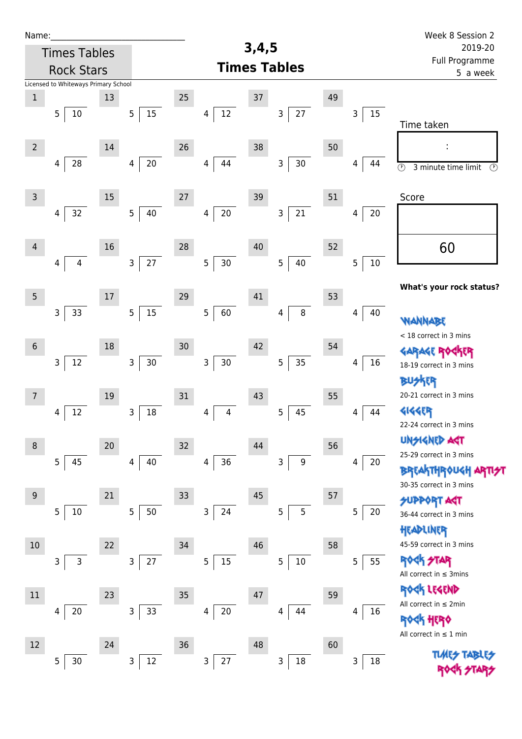Name:\_\_\_\_\_\_\_\_\_\_\_\_\_\_\_\_\_\_\_\_\_\_\_\_\_\_\_\_\_\_

Times Tables Rock Stars

Licensed to Whiteways Primary School

# 3,4,5 Times Tables

Week 8 Session 2
2019-20
Full Programme
5 a week

| # | Question | # | Question | # | Question | # | Question | # | Question |
|---|---|---|---|---|---|---|---|---|---|
| 1 | 5 ) 10 | 13 | 5 ) 15 | 25 | 4 ) 12 | 37 | 3 ) 27 | 49 | 3 ) 15 |
| 2 | 4 ) 28 | 14 | 4 ) 20 | 26 | 4 ) 44 | 38 | 3 ) 30 | 50 | 4 ) 44 |
| 3 | 4 ) 32 | 15 | 5 ) 40 | 27 | 4 ) 20 | 39 | 3 ) 21 | 51 | 4 ) 20 |
| 4 | 4 ) 4 | 16 | 3 ) 27 | 28 | 5 ) 30 | 40 | 5 ) 40 | 52 | 5 ) 10 |
| 5 | 3 ) 33 | 17 | 5 ) 15 | 29 | 5 ) 60 | 41 | 4 ) 8 | 53 | 4 ) 40 |
| 6 | 3 ) 12 | 18 | 3 ) 30 | 30 | 3 ) 30 | 42 | 5 ) 35 | 54 | 4 ) 16 |
| 7 | 4 ) 12 | 19 | 3 ) 18 | 31 | 4 ) 4 | 43 | 5 ) 45 | 55 | 4 ) 44 |
| 8 | 5 ) 45 | 20 | 4 ) 40 | 32 | 4 ) 36 | 44 | 3 ) 9 | 56 | 4 ) 20 |
| 9 | 5 ) 10 | 21 | 5 ) 50 | 33 | 3 ) 24 | 45 | 5 ) 5 | 57 | 5 ) 20 |
| 10 | 3 ) 3 | 22 | 3 ) 27 | 34 | 5 ) 15 | 46 | 5 ) 10 | 58 | 5 ) 55 |
| 11 | 4 ) 20 | 23 | 3 ) 33 | 35 | 4 ) 20 | 47 | 4 ) 44 | 59 | 4 ) 16 |
| 12 | 5 ) 30 | 24 | 3 ) 12 | 36 | 3 ) 27 | 48 | 3 ) 18 | 60 | 3 ) 18 |

Time taken

:

3 minute time limit

Score

60

**What's your rock status?**

WANNABE
< 18 correct in 3 mins

GARAGE ROCKER
18-19 correct in 3 mins

BUSKER
20-21 correct in 3 mins

GIGGER
22-24 correct in 3 mins

UNSIGNED ACT
25-29 correct in 3 mins

BREAKTHROUGH ARTIST
30-35 correct in 3 mins

SUPPORT ACT
36-44 correct in 3 mins

HEADLINER
45-59 correct in 3 mins

ROCK STAR
All correct in ≤ 3mins

ROCK LEGEND
All correct in ≤ 2min

ROCK HERO
All correct in ≤ 1 min

TIMES TABLES ROCK STARS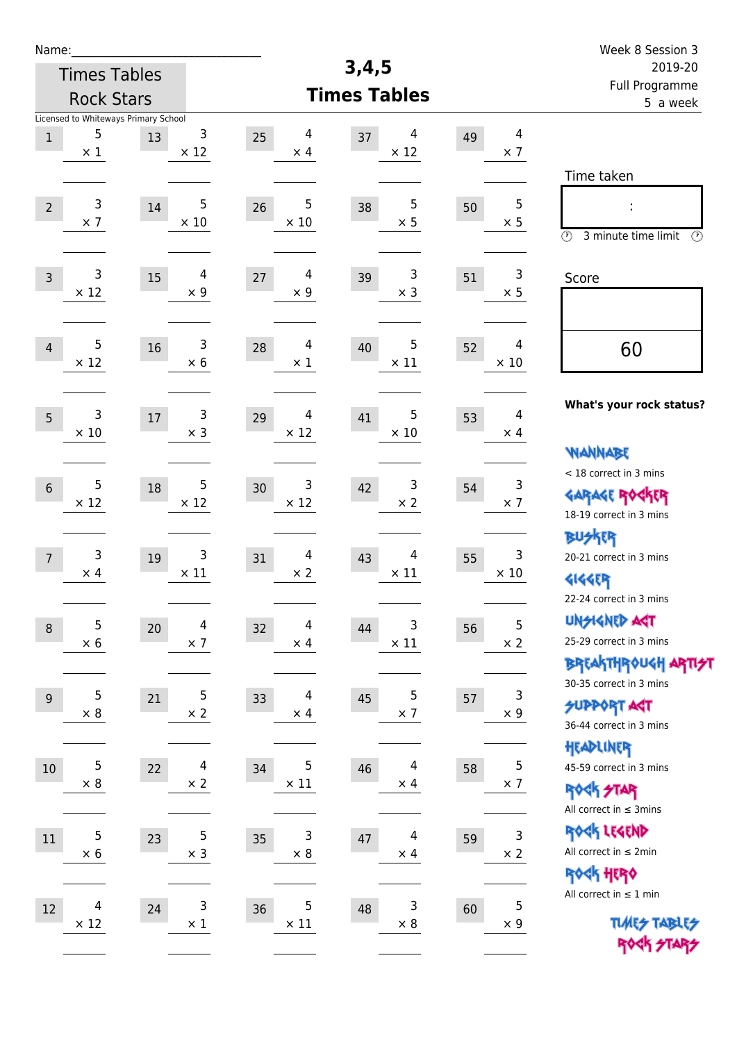Name:\_\_\_\_\_\_\_\_\_\_\_\_\_\_\_\_\_\_\_\_\_\_\_\_\_\_\_\_

Times Tables Rock Stars

Licensed to Whiteways Primary School

# 3,4,5 Times Tables

Week 8 Session 3
2019-20
Full Programme
5 a week

| | | | | | | | | | |
|---|---|---|---|---|---|---|---|---|---|
| 1 | 5 × 1 | 13 | 3 × 12 | 25 | 4 × 4 | 37 | 4 × 12 | 49 | 4 × 7 |
| 2 | 3 × 7 | 14 | 5 × 10 | 26 | 5 × 10 | 38 | 5 × 5 | 50 | 5 × 5 |
| 3 | 3 × 12 | 15 | 4 × 9 | 27 | 4 × 9 | 39 | 3 × 3 | 51 | 3 × 5 |
| 4 | 5 × 12 | 16 | 3 × 6 | 28 | 4 × 1 | 40 | 5 × 11 | 52 | 4 × 10 |
| 5 | 3 × 10 | 17 | 3 × 3 | 29 | 4 × 12 | 41 | 5 × 10 | 53 | 4 × 4 |
| 6 | 5 × 12 | 18 | 5 × 12 | 30 | 3 × 12 | 42 | 3 × 2 | 54 | 3 × 7 |
| 7 | 3 × 4 | 19 | 3 × 11 | 31 | 4 × 2 | 43 | 4 × 11 | 55 | 3 × 10 |
| 8 | 5 × 6 | 20 | 4 × 7 | 32 | 4 × 4 | 44 | 3 × 11 | 56 | 5 × 2 |
| 9 | 5 × 8 | 21 | 5 × 2 | 33 | 4 × 4 | 45 | 5 × 7 | 57 | 3 × 9 |
| 10 | 5 × 8 | 22 | 4 × 2 | 34 | 5 × 11 | 46 | 4 × 4 | 58 | 5 × 7 |
| 11 | 5 × 6 | 23 | 5 × 3 | 35 | 3 × 8 | 47 | 4 × 4 | 59 | 3 × 2 |
| 12 | 4 × 12 | 24 | 3 × 1 | 36 | 5 × 11 | 48 | 3 × 8 | 60 | 5 × 9 |

Time taken

:

3 minute time limit

Score

60

**What's your rock status?**

WANNABE
< 18 correct in 3 mins

GARAGE ROCKER
18-19 correct in 3 mins

BUSKER
20-21 correct in 3 mins

GIGGER
22-24 correct in 3 mins

UNSIGNED ACT
25-29 correct in 3 mins

BREAKTHROUGH ARTIST
30-35 correct in 3 mins

SUPPORT ACT
36-44 correct in 3 mins

HEADLINER
45-59 correct in 3 mins

ROCK STAR
All correct in ≤ 3mins

ROCK LEGEND
All correct in ≤ 2min

ROCK HERO
All correct in ≤ 1 min

TIMES TABLES ROCK STARS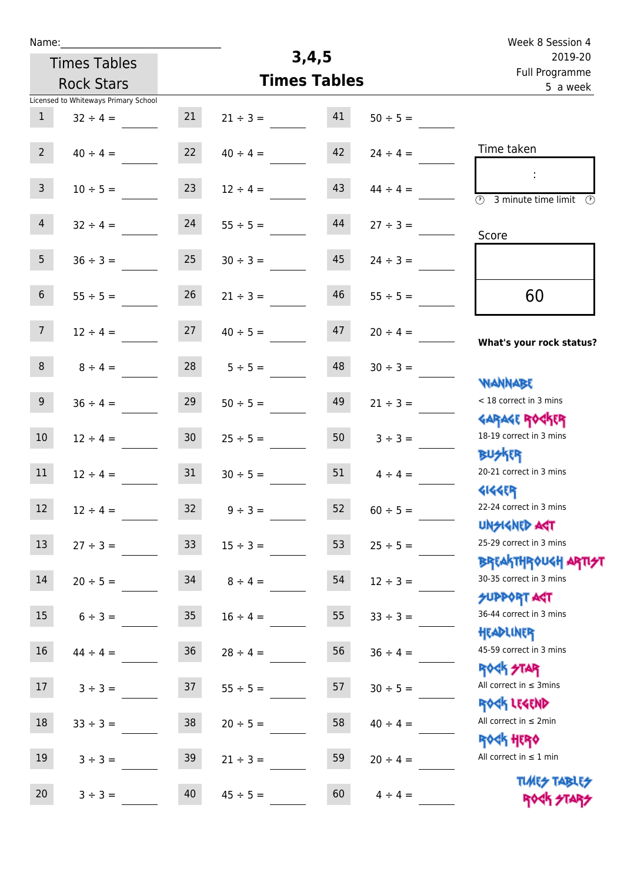Name:

Week 8 Session 4
2019-20
Full Programme
5 a week

Times Tables Rock Stars

# 3,4,5 Times Tables

Licensed to Whiteways Primary School

| # | Question | Answer | # | Question | Answer | # | Question | Answer |
|---|---|---|---|---|---|---|---|---|
| 1 | 32 ÷ 4 = | | 21 | 21 ÷ 3 = | | 41 | 50 ÷ 5 = | |
| 2 | 40 ÷ 4 = | | 22 | 40 ÷ 4 = | | 42 | 24 ÷ 4 = | |
| 3 | 10 ÷ 5 = | | 23 | 12 ÷ 4 = | | 43 | 44 ÷ 4 = | |
| 4 | 32 ÷ 4 = | | 24 | 55 ÷ 5 = | | 44 | 27 ÷ 3 = | |
| 5 | 36 ÷ 3 = | | 25 | 30 ÷ 3 = | | 45 | 24 ÷ 3 = | |
| 6 | 55 ÷ 5 = | | 26 | 21 ÷ 3 = | | 46 | 55 ÷ 5 = | |
| 7 | 12 ÷ 4 = | | 27 | 40 ÷ 5 = | | 47 | 20 ÷ 4 = | |
| 8 | 8 ÷ 4 = | | 28 | 5 ÷ 5 = | | 48 | 30 ÷ 3 = | |
| 9 | 36 ÷ 4 = | | 29 | 50 ÷ 5 = | | 49 | 21 ÷ 3 = | |
| 10 | 12 ÷ 4 = | | 30 | 25 ÷ 5 = | | 50 | 3 ÷ 3 = | |
| 11 | 12 ÷ 4 = | | 31 | 30 ÷ 5 = | | 51 | 4 ÷ 4 = | |
| 12 | 12 ÷ 4 = | | 32 | 9 ÷ 3 = | | 52 | 60 ÷ 5 = | |
| 13 | 27 ÷ 3 = | | 33 | 15 ÷ 3 = | | 53 | 25 ÷ 5 = | |
| 14 | 20 ÷ 5 = | | 34 | 8 ÷ 4 = | | 54 | 12 ÷ 3 = | |
| 15 | 6 ÷ 3 = | | 35 | 16 ÷ 4 = | | 55 | 33 ÷ 3 = | |
| 16 | 44 ÷ 4 = | | 36 | 28 ÷ 4 = | | 56 | 36 ÷ 4 = | |
| 17 | 3 ÷ 3 = | | 37 | 55 ÷ 5 = | | 57 | 30 ÷ 5 = | |
| 18 | 33 ÷ 3 = | | 38 | 20 ÷ 5 = | | 58 | 40 ÷ 4 = | |
| 19 | 3 ÷ 3 = | | 39 | 21 ÷ 3 = | | 59 | 20 ÷ 4 = | |
| 20 | 3 ÷ 3 = | | 40 | 45 ÷ 5 = | | 60 | 4 ÷ 4 = | |

Time taken

:

3 minute time limit

Score

60

**What's your rock status?**

WANNABE
< 18 correct in 3 mins

GARAGE ROCKER
18-19 correct in 3 mins

BUSKER
20-21 correct in 3 mins

GIGGER
22-24 correct in 3 mins

UNSIGNED ACT
25-29 correct in 3 mins

BREAKTHROUGH ARTIST
30-35 correct in 3 mins

SUPPORT ACT
36-44 correct in 3 mins

HEADLINER
45-59 correct in 3 mins

ROCK STAR
All correct in ≤ 3mins

ROCK LEGEND
All correct in ≤ 2min

ROCK HERO
All correct in ≤ 1 min

TIMES TABLES ROCK STARS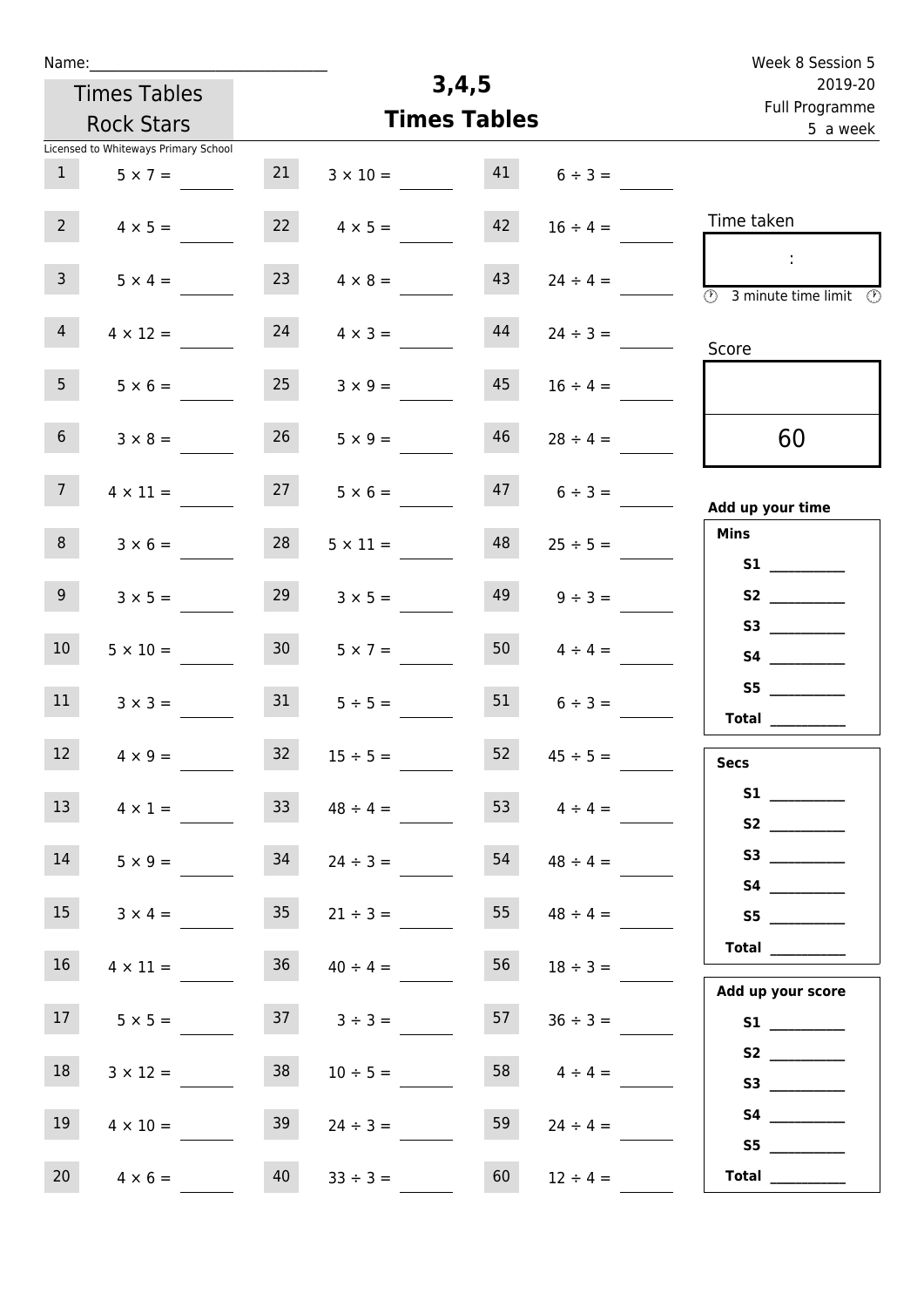Name:_______________________________

Times Tables Rock Stars

Licensed to Whiteways Primary School

# 3,4,5 Times Tables

Week 8 Session 5
2019-20
Full Programme
5 a week

| | | | | | |
|---|---|---|---|---|---|
| 1 | $5 \times 7 =$ | 21 | $3 \times 10 =$ | 41 | $6 \div 3 =$ |
| 2 | $4 \times 5 =$ | 22 | $4 \times 5 =$ | 42 | $16 \div 4 =$ |
| 3 | $5 \times 4 =$ | 23 | $4 \times 8 =$ | 43 | $24 \div 4 =$ |
| 4 | $4 \times 12 =$ | 24 | $4 \times 3 =$ | 44 | $24 \div 3 =$ |
| 5 | $5 \times 6 =$ | 25 | $3 \times 9 =$ | 45 | $16 \div 4 =$ |
| 6 | $3 \times 8 =$ | 26 | $5 \times 9 =$ | 46 | $28 \div 4 =$ |
| 7 | $4 \times 11 =$ | 27 | $5 \times 6 =$ | 47 | $6 \div 3 =$ |
| 8 | $3 \times 6 =$ | 28 | $5 \times 11 =$ | 48 | $25 \div 5 =$ |
| 9 | $3 \times 5 =$ | 29 | $3 \times 5 =$ | 49 | $9 \div 3 =$ |
| 10 | $5 \times 10 =$ | 30 | $5 \times 7 =$ | 50 | $4 \div 4 =$ |
| 11 | $3 \times 3 =$ | 31 | $5 \div 5 =$ | 51 | $6 \div 3 =$ |
| 12 | $4 \times 9 =$ | 32 | $15 \div 5 =$ | 52 | $45 \div 5 =$ |
| 13 | $4 \times 1 =$ | 33 | $48 \div 4 =$ | 53 | $4 \div 4 =$ |
| 14 | $5 \times 9 =$ | 34 | $24 \div 3 =$ | 54 | $48 \div 4 =$ |
| 15 | $3 \times 4 =$ | 35 | $21 \div 3 =$ | 55 | $48 \div 4 =$ |
| 16 | $4 \times 11 =$ | 36 | $40 \div 4 =$ | 56 | $18 \div 3 =$ |
| 17 | $5 \times 5 =$ | 37 | $3 \div 3 =$ | 57 | $36 \div 3 =$ |
| 18 | $3 \times 12 =$ | 38 | $10 \div 5 =$ | 58 | $4 \div 4 =$ |
| 19 | $4 \times 10 =$ | 39 | $24 \div 3 =$ | 59 | $24 \div 4 =$ |
| 20 | $4 \times 6 =$ | 40 | $33 \div 3 =$ | 60 | $12 \div 4 =$ |

Time taken

:

3 minute time limit

Score

60

**Add up your time**

**Mins**

**S1** __________
**S2** __________
**S3** __________
**S4** __________
**S5** __________
**Total** __________

**Secs**

**S1** __________
**S2** __________
**S3** __________
**S4** __________
**S5** __________
**Total** __________

**Add up your score**

**S1** __________
**S2** __________
**S3** __________
**S4** __________
**S5** __________
**Total** __________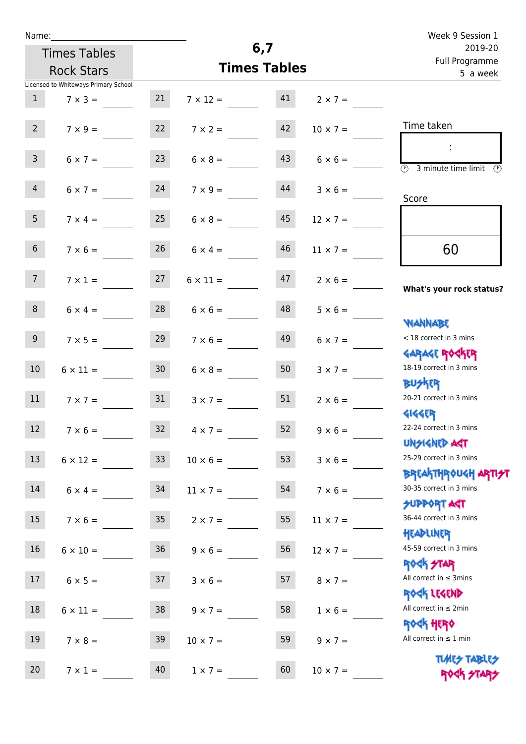Name:\_\_\_\_\_\_\_\_\_\_\_\_\_\_\_\_\_\_\_\_\_\_\_\_\_\_\_\_

Times Tables Rock Stars

Licensed to Whiteways Primary School

# 6,7 Times Tables

Week 9 Session 1
2019-20
Full Programme
5 a week

| | | | | | |
|---|---|---|---|---|---|
| 1 | 7 × 3 = | 21 | 7 × 12 = | 41 | 2 × 7 = |
| 2 | 7 × 9 = | 22 | 7 × 2 = | 42 | 10 × 7 = |
| 3 | 6 × 7 = | 23 | 6 × 8 = | 43 | 6 × 6 = |
| 4 | 6 × 7 = | 24 | 7 × 9 = | 44 | 3 × 6 = |
| 5 | 7 × 4 = | 25 | 6 × 8 = | 45 | 12 × 7 = |
| 6 | 7 × 6 = | 26 | 6 × 4 = | 46 | 11 × 7 = |
| 7 | 7 × 1 = | 27 | 6 × 11 = | 47 | 2 × 6 = |
| 8 | 6 × 4 = | 28 | 6 × 6 = | 48 | 5 × 6 = |
| 9 | 7 × 5 = | 29 | 7 × 6 = | 49 | 6 × 7 = |
| 10 | 6 × 11 = | 30 | 6 × 8 = | 50 | 3 × 7 = |
| 11 | 7 × 7 = | 31 | 3 × 7 = | 51 | 2 × 6 = |
| 12 | 7 × 6 = | 32 | 4 × 7 = | 52 | 9 × 6 = |
| 13 | 6 × 12 = | 33 | 10 × 6 = | 53 | 3 × 6 = |
| 14 | 6 × 4 = | 34 | 11 × 7 = | 54 | 7 × 6 = |
| 15 | 7 × 6 = | 35 | 2 × 7 = | 55 | 11 × 7 = |
| 16 | 6 × 10 = | 36 | 9 × 6 = | 56 | 12 × 7 = |
| 17 | 6 × 5 = | 37 | 3 × 6 = | 57 | 8 × 7 = |
| 18 | 6 × 11 = | 38 | 9 × 7 = | 58 | 1 × 6 = |
| 19 | 7 × 8 = | 39 | 10 × 7 = | 59 | 9 × 7 = |
| 20 | 7 × 1 = | 40 | 1 × 7 = | 60 | 10 × 7 = |

Time taken

:

3 minute time limit

Score

60

**What's your rock status?**

WANNABE
< 18 correct in 3 mins

GARAGE ROCKER
18-19 correct in 3 mins

BUSKER
20-21 correct in 3 mins

GIGGER
22-24 correct in 3 mins

UNSIGNED ACT
25-29 correct in 3 mins

BREAKTHROUGH ARTIST
30-35 correct in 3 mins

SUPPORT ACT
36-44 correct in 3 mins

HEADLINER
45-59 correct in 3 mins

ROCK STAR
All correct in ≤ 3mins

ROCK LEGEND
All correct in ≤ 2min

ROCK HERO
All correct in ≤ 1 min

TIMES TABLES ROCK STARS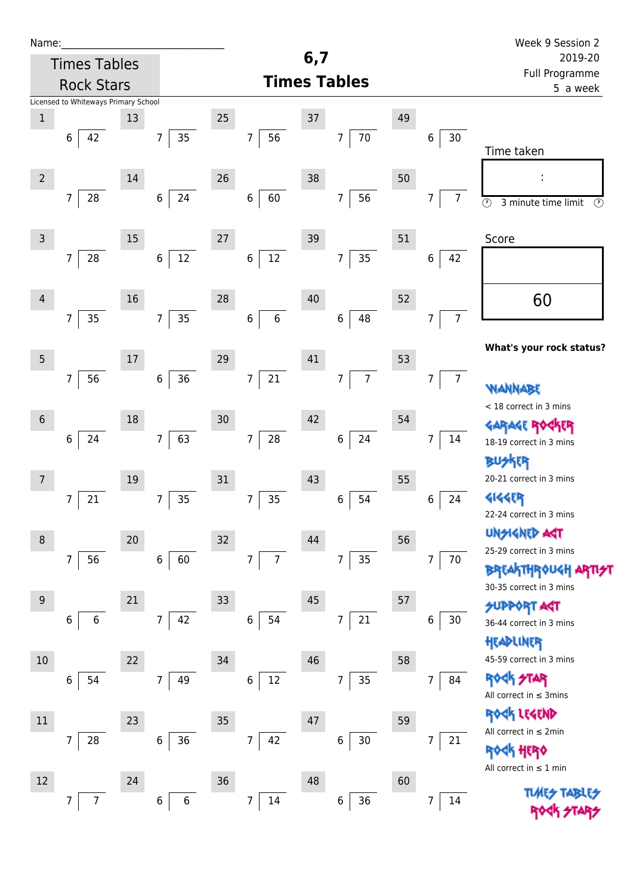Name:______________________________

Times Tables Rock Stars

# 6,7 Times Tables

Week 9 Session 2
2019-20
Full Programme
5 a week

Licensed to Whiteways Primary School

| # | Question | # | Question | # | Question | # | Question | # | Question |
|---|---|---|---|---|---|---|---|---|---|
| 1 | 6 ⟌ 42 | 13 | 7 ⟌ 35 | 25 | 7 ⟌ 56 | 37 | 7 ⟌ 70 | 49 | 6 ⟌ 30 |
| 2 | 7 ⟌ 28 | 14 | 6 ⟌ 24 | 26 | 6 ⟌ 60 | 38 | 7 ⟌ 56 | 50 | 7 ⟌ 7 |
| 3 | 7 ⟌ 28 | 15 | 6 ⟌ 12 | 27 | 6 ⟌ 12 | 39 | 7 ⟌ 35 | 51 | 6 ⟌ 42 |
| 4 | 7 ⟌ 35 | 16 | 7 ⟌ 35 | 28 | 6 ⟌ 6 | 40 | 6 ⟌ 48 | 52 | 7 ⟌ 7 |
| 5 | 7 ⟌ 56 | 17 | 6 ⟌ 36 | 29 | 7 ⟌ 21 | 41 | 7 ⟌ 7 | 53 | 7 ⟌ 7 |
| 6 | 6 ⟌ 24 | 18 | 7 ⟌ 63 | 30 | 7 ⟌ 28 | 42 | 6 ⟌ 24 | 54 | 7 ⟌ 14 |
| 7 | 7 ⟌ 21 | 19 | 7 ⟌ 35 | 31 | 7 ⟌ 35 | 43 | 6 ⟌ 54 | 55 | 6 ⟌ 24 |
| 8 | 7 ⟌ 56 | 20 | 6 ⟌ 60 | 32 | 7 ⟌ 7 | 44 | 7 ⟌ 35 | 56 | 7 ⟌ 70 |
| 9 | 6 ⟌ 6 | 21 | 7 ⟌ 42 | 33 | 6 ⟌ 54 | 45 | 7 ⟌ 21 | 57 | 6 ⟌ 30 |
| 10 | 6 ⟌ 54 | 22 | 7 ⟌ 49 | 34 | 6 ⟌ 12 | 46 | 7 ⟌ 35 | 58 | 7 ⟌ 84 |
| 11 | 7 ⟌ 28 | 23 | 6 ⟌ 36 | 35 | 7 ⟌ 42 | 47 | 6 ⟌ 30 | 59 | 7 ⟌ 21 |
| 12 | 7 ⟌ 7 | 24 | 6 ⟌ 6 | 36 | 7 ⟌ 14 | 48 | 6 ⟌ 36 | 60 | 7 ⟌ 14 |

Time taken

:

3 minute time limit

Score

60

**What's your rock status?**

WANNABE
< 18 correct in 3 mins

GARAGE ROCKER
18-19 correct in 3 mins

BUSKER
20-21 correct in 3 mins

GIGGER
22-24 correct in 3 mins

UNSIGNED ACT
25-29 correct in 3 mins

BREAKTHROUGH ARTIST
30-35 correct in 3 mins

SUPPORT ACT
36-44 correct in 3 mins

HEADLINER
45-59 correct in 3 mins

ROCK STAR
All correct in ≤ 3mins

ROCK LEGEND
All correct in ≤ 2min

ROCK HERO
All correct in ≤ 1 min

TIMES TABLES ROCK STARS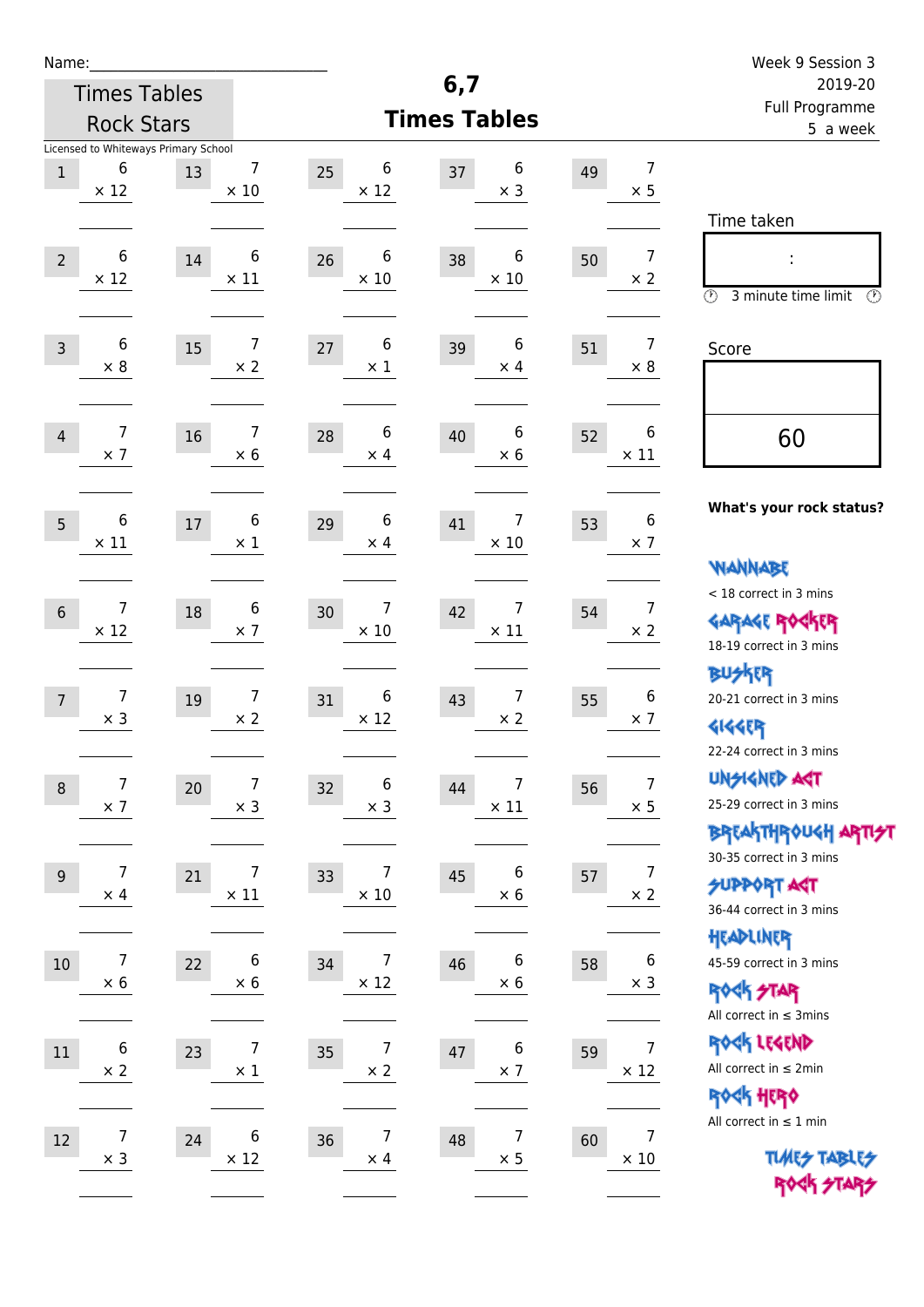Name:______________________________

Times Tables Rock Stars

Licensed to Whiteways Primary School

# 6,7 Times Tables

Week 9 Session 3
2019-20
Full Programme
5 a week

| # | Question | # | Question | # | Question | # | Question | # | Question |
|---|---|---|---|---|---|---|---|---|---|
| 1 | 6 × 12 | 13 | 7 × 10 | 25 | 6 × 12 | 37 | 6 × 3 | 49 | 7 × 5 |
| 2 | 6 × 12 | 14 | 6 × 11 | 26 | 6 × 10 | 38 | 6 × 10 | 50 | 7 × 2 |
| 3 | 6 × 8 | 15 | 7 × 2 | 27 | 6 × 1 | 39 | 6 × 4 | 51 | 7 × 8 |
| 4 | 7 × 7 | 16 | 7 × 6 | 28 | 6 × 4 | 40 | 6 × 6 | 52 | 6 × 11 |
| 5 | 6 × 11 | 17 | 6 × 1 | 29 | 6 × 4 | 41 | 7 × 10 | 53 | 6 × 7 |
| 6 | 7 × 12 | 18 | 6 × 7 | 30 | 7 × 10 | 42 | 7 × 11 | 54 | 7 × 2 |
| 7 | 7 × 3 | 19 | 7 × 2 | 31 | 6 × 12 | 43 | 7 × 2 | 55 | 6 × 7 |
| 8 | 7 × 7 | 20 | 7 × 3 | 32 | 6 × 3 | 44 | 7 × 11 | 56 | 7 × 5 |
| 9 | 7 × 4 | 21 | 7 × 11 | 33 | 7 × 10 | 45 | 6 × 6 | 57 | 7 × 2 |
| 10 | 7 × 6 | 22 | 6 × 6 | 34 | 7 × 12 | 46 | 6 × 6 | 58 | 6 × 3 |
| 11 | 6 × 2 | 23 | 7 × 1 | 35 | 7 × 2 | 47 | 6 × 7 | 59 | 7 × 12 |
| 12 | 7 × 3 | 24 | 6 × 12 | 36 | 7 × 4 | 48 | 7 × 5 | 60 | 7 × 10 |

Time taken

:

3 minute time limit

Score

60

**What's your rock status?**

WANNABE
< 18 correct in 3 mins

GARAGE ROCKER
18-19 correct in 3 mins

BUSKER
20-21 correct in 3 mins

GIGGER
22-24 correct in 3 mins

UNSIGNED ACT
25-29 correct in 3 mins

BREAKTHROUGH ARTIST
30-35 correct in 3 mins

SUPPORT ACT
36-44 correct in 3 mins

HEADLINER
45-59 correct in 3 mins

ROCK STAR
All correct in ≤ 3mins

ROCK LEGEND
All correct in ≤ 2min

ROCK HERO
All correct in ≤ 1 min

TIMES TABLES ROCK STARS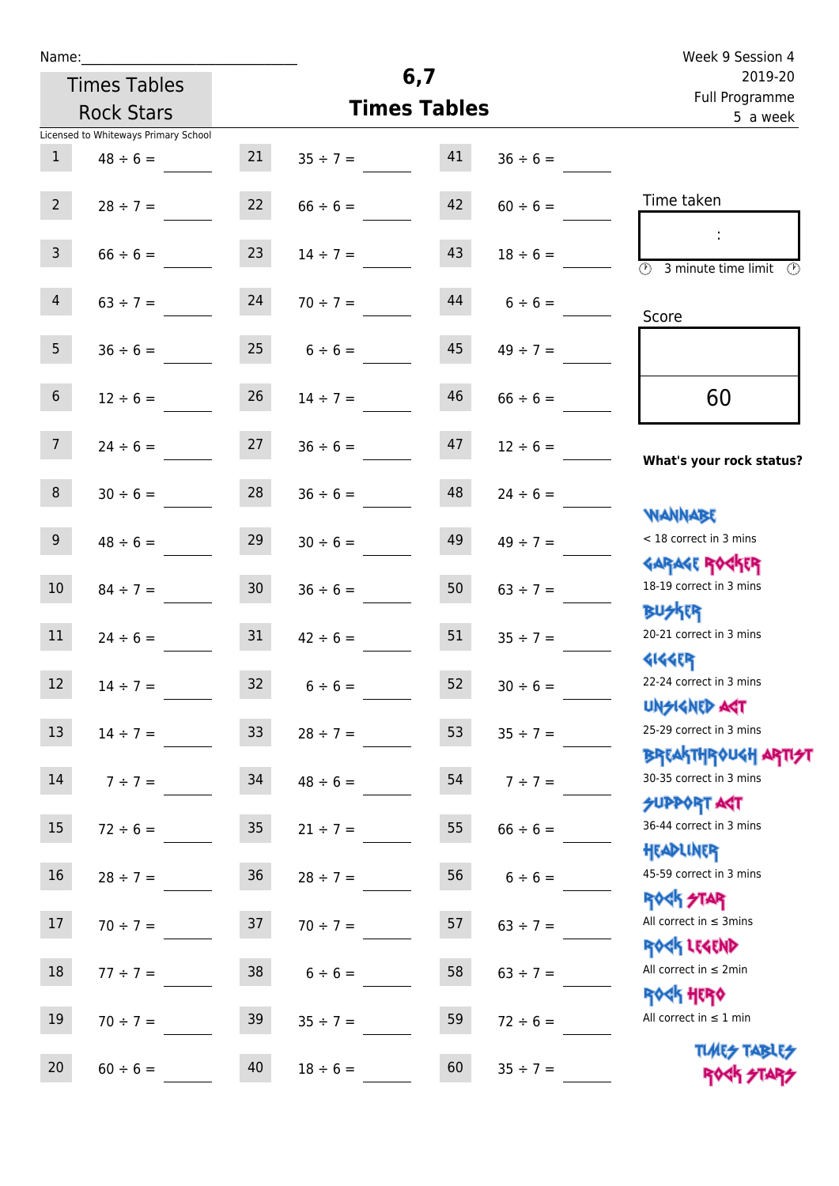Name:\_\_\_\_\_\_\_\_\_\_\_\_\_\_\_\_\_\_\_\_\_\_\_\_\_\_\_\_

Times Tables Rock Stars

Licensed to Whiteways Primary School

# 6,7 Times Tables

Week 9 Session 4
2019-20
Full Programme
5 a week

| | | | | | |
|---|---|---|---|---|---|
| 1 | 48 ÷ 6 = | 21 | 35 ÷ 7 = | 41 | 36 ÷ 6 = |
| 2 | 28 ÷ 7 = | 22 | 66 ÷ 6 = | 42 | 60 ÷ 6 = |
| 3 | 66 ÷ 6 = | 23 | 14 ÷ 7 = | 43 | 18 ÷ 6 = |
| 4 | 63 ÷ 7 = | 24 | 70 ÷ 7 = | 44 | 6 ÷ 6 = |
| 5 | 36 ÷ 6 = | 25 | 6 ÷ 6 = | 45 | 49 ÷ 7 = |
| 6 | 12 ÷ 6 = | 26 | 14 ÷ 7 = | 46 | 66 ÷ 6 = |
| 7 | 24 ÷ 6 = | 27 | 36 ÷ 6 = | 47 | 12 ÷ 6 = |
| 8 | 30 ÷ 6 = | 28 | 36 ÷ 6 = | 48 | 24 ÷ 6 = |
| 9 | 48 ÷ 6 = | 29 | 30 ÷ 6 = | 49 | 49 ÷ 7 = |
| 10 | 84 ÷ 7 = | 30 | 36 ÷ 6 = | 50 | 63 ÷ 7 = |
| 11 | 24 ÷ 6 = | 31 | 42 ÷ 6 = | 51 | 35 ÷ 7 = |
| 12 | 14 ÷ 7 = | 32 | 6 ÷ 6 = | 52 | 30 ÷ 6 = |
| 13 | 14 ÷ 7 = | 33 | 28 ÷ 7 = | 53 | 35 ÷ 7 = |
| 14 | 7 ÷ 7 = | 34 | 48 ÷ 6 = | 54 | 7 ÷ 7 = |
| 15 | 72 ÷ 6 = | 35 | 21 ÷ 7 = | 55 | 66 ÷ 6 = |
| 16 | 28 ÷ 7 = | 36 | 28 ÷ 7 = | 56 | 6 ÷ 6 = |
| 17 | 70 ÷ 7 = | 37 | 70 ÷ 7 = | 57 | 63 ÷ 7 = |
| 18 | 77 ÷ 7 = | 38 | 6 ÷ 6 = | 58 | 63 ÷ 7 = |
| 19 | 70 ÷ 7 = | 39 | 35 ÷ 7 = | 59 | 72 ÷ 6 = |
| 20 | 60 ÷ 6 = | 40 | 18 ÷ 6 = | 60 | 35 ÷ 7 = |

Time taken

:

3 minute time limit

Score

60

**What's your rock status?**

WANNABE
< 18 correct in 3 mins

GARAGE ROCKER
18-19 correct in 3 mins

BUSKER
20-21 correct in 3 mins

GIGGER
22-24 correct in 3 mins

UNSIGNED ACT
25-29 correct in 3 mins

BREAKTHROUGH ARTIST
30-35 correct in 3 mins

SUPPORT ACT
36-44 correct in 3 mins

HEADLINER
45-59 correct in 3 mins

ROCK STAR
All correct in ≤ 3mins

ROCK LEGEND
All correct in ≤ 2min

ROCK HERO
All correct in ≤ 1 min

TIMES TABLES ROCK STARS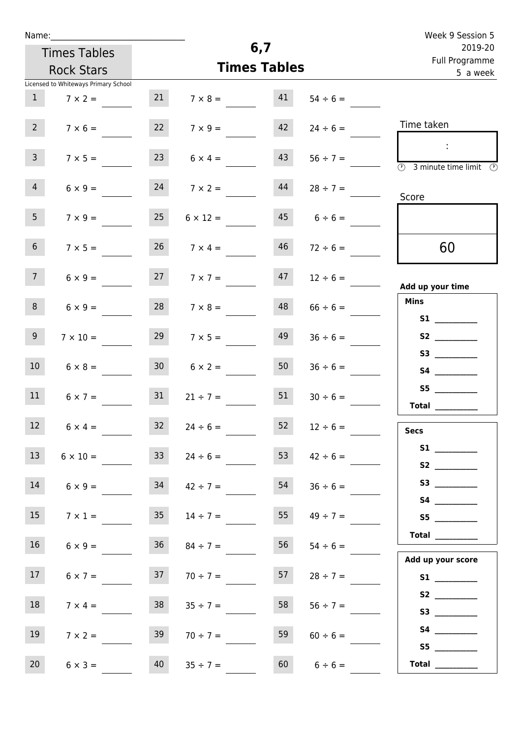Name:

Times Tables Rock Stars

Licensed to Whiteways Primary School

# 6,7 Times Tables

Week 9 Session 5
2019-20
Full Programme
5 a week

| | | | | | |
|---|---|---|---|---|---|
| 1 | 7 × 2 = | 21 | 7 × 8 = | 41 | 54 ÷ 6 = |
| 2 | 7 × 6 = | 22 | 7 × 9 = | 42 | 24 ÷ 6 = |
| 3 | 7 × 5 = | 23 | 6 × 4 = | 43 | 56 ÷ 7 = |
| 4 | 6 × 9 = | 24 | 7 × 2 = | 44 | 28 ÷ 7 = |
| 5 | 7 × 9 = | 25 | 6 × 12 = | 45 | 6 ÷ 6 = |
| 6 | 7 × 5 = | 26 | 7 × 4 = | 46 | 72 ÷ 6 = |
| 7 | 6 × 9 = | 27 | 7 × 7 = | 47 | 12 ÷ 6 = |
| 8 | 6 × 9 = | 28 | 7 × 8 = | 48 | 66 ÷ 6 = |
| 9 | 7 × 10 = | 29 | 7 × 5 = | 49 | 36 ÷ 6 = |
| 10 | 6 × 8 = | 30 | 6 × 2 = | 50 | 36 ÷ 6 = |
| 11 | 6 × 7 = | 31 | 21 ÷ 7 = | 51 | 30 ÷ 6 = |
| 12 | 6 × 4 = | 32 | 24 ÷ 6 = | 52 | 12 ÷ 6 = |
| 13 | 6 × 10 = | 33 | 24 ÷ 6 = | 53 | 42 ÷ 6 = |
| 14 | 6 × 9 = | 34 | 42 ÷ 7 = | 54 | 36 ÷ 6 = |
| 15 | 7 × 1 = | 35 | 14 ÷ 7 = | 55 | 49 ÷ 7 = |
| 16 | 6 × 9 = | 36 | 84 ÷ 7 = | 56 | 54 ÷ 6 = |
| 17 | 6 × 7 = | 37 | 70 ÷ 7 = | 57 | 28 ÷ 7 = |
| 18 | 7 × 4 = | 38 | 35 ÷ 7 = | 58 | 56 ÷ 7 = |
| 19 | 7 × 2 = | 39 | 70 ÷ 7 = | 59 | 60 ÷ 6 = |
| 20 | 6 × 3 = | 40 | 35 ÷ 7 = | 60 | 6 ÷ 6 = |

Time taken

:

3 minute time limit

Score

60

**Add up your time**

**Mins**

**S1** \_\_\_\_\_\_\_\_\_\_
**S2** \_\_\_\_\_\_\_\_\_\_
**S3** \_\_\_\_\_\_\_\_\_\_
**S4** \_\_\_\_\_\_\_\_\_\_
**S5** \_\_\_\_\_\_\_\_\_\_
**Total** \_\_\_\_\_\_\_\_\_\_

**Secs**

**S1** \_\_\_\_\_\_\_\_\_\_
**S2** \_\_\_\_\_\_\_\_\_\_
**S3** \_\_\_\_\_\_\_\_\_\_
**S4** \_\_\_\_\_\_\_\_\_\_
**S5** \_\_\_\_\_\_\_\_\_\_
**Total** \_\_\_\_\_\_\_\_\_\_

**Add up your score**

**S1** \_\_\_\_\_\_\_\_\_\_
**S2** \_\_\_\_\_\_\_\_\_\_
**S3** \_\_\_\_\_\_\_\_\_\_
**S4** \_\_\_\_\_\_\_\_\_\_
**S5** \_\_\_\_\_\_\_\_\_\_
**Total** \_\_\_\_\_\_\_\_\_\_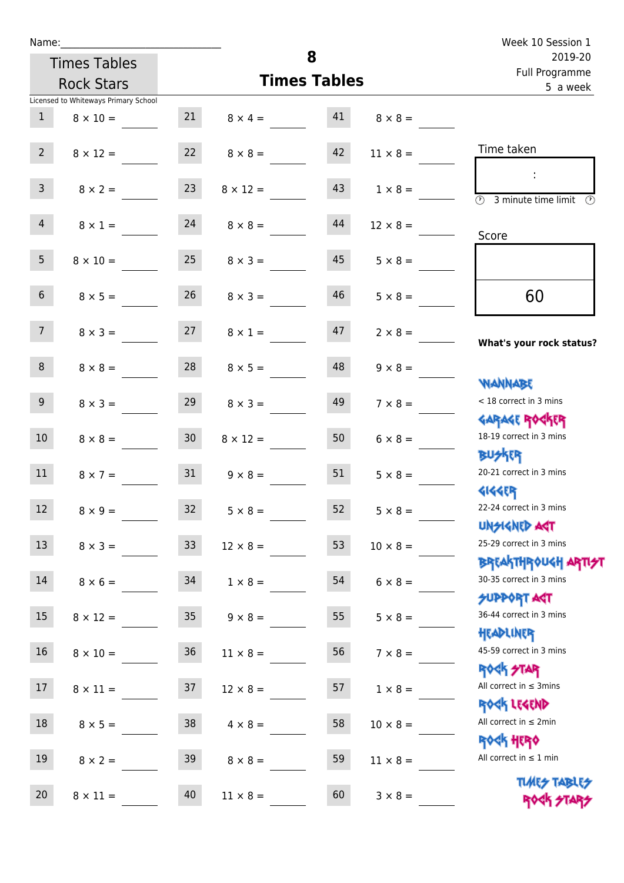Name:\_\_\_\_\_\_\_\_\_\_\_\_\_\_\_\_\_\_\_\_\_\_\_\_\_\_\_\_

Times Tables Rock Stars

Licensed to Whiteways Primary School

# 8 Times Tables

Week 10 Session 1
2019-20
Full Programme
5 a week

| | | | | | |
|---|---|---|---|---|---|
| 1 | 8 × 10 = | 21 | 8 × 4 = | 41 | 8 × 8 = |
| 2 | 8 × 12 = | 22 | 8 × 8 = | 42 | 11 × 8 = |
| 3 | 8 × 2 = | 23 | 8 × 12 = | 43 | 1 × 8 = |
| 4 | 8 × 1 = | 24 | 8 × 8 = | 44 | 12 × 8 = |
| 5 | 8 × 10 = | 25 | 8 × 3 = | 45 | 5 × 8 = |
| 6 | 8 × 5 = | 26 | 8 × 3 = | 46 | 5 × 8 = |
| 7 | 8 × 3 = | 27 | 8 × 1 = | 47 | 2 × 8 = |
| 8 | 8 × 8 = | 28 | 8 × 5 = | 48 | 9 × 8 = |
| 9 | 8 × 3 = | 29 | 8 × 3 = | 49 | 7 × 8 = |
| 10 | 8 × 8 = | 30 | 8 × 12 = | 50 | 6 × 8 = |
| 11 | 8 × 7 = | 31 | 9 × 8 = | 51 | 5 × 8 = |
| 12 | 8 × 9 = | 32 | 5 × 8 = | 52 | 5 × 8 = |
| 13 | 8 × 3 = | 33 | 12 × 8 = | 53 | 10 × 8 = |
| 14 | 8 × 6 = | 34 | 1 × 8 = | 54 | 6 × 8 = |
| 15 | 8 × 12 = | 35 | 9 × 8 = | 55 | 5 × 8 = |
| 16 | 8 × 10 = | 36 | 11 × 8 = | 56 | 7 × 8 = |
| 17 | 8 × 11 = | 37 | 12 × 8 = | 57 | 1 × 8 = |
| 18 | 8 × 5 = | 38 | 4 × 8 = | 58 | 10 × 8 = |
| 19 | 8 × 2 = | 39 | 8 × 8 = | 59 | 11 × 8 = |
| 20 | 8 × 11 = | 40 | 11 × 8 = | 60 | 3 × 8 = |

Time taken

:

3 minute time limit

Score

60

**What's your rock status?**

WANNABE
< 18 correct in 3 mins

GARAGE ROCKER
18-19 correct in 3 mins

BUSKER
20-21 correct in 3 mins

GIGGER
22-24 correct in 3 mins

UNSIGNED ACT
25-29 correct in 3 mins

BREAKTHROUGH ARTIST
30-35 correct in 3 mins

SUPPORT ACT
36-44 correct in 3 mins

HEADLINER
45-59 correct in 3 mins

ROCK STAR
All correct in ≤ 3mins

ROCK LEGEND
All correct in ≤ 2min

ROCK HERO
All correct in ≤ 1 min

TIMES TABLES ROCK STARS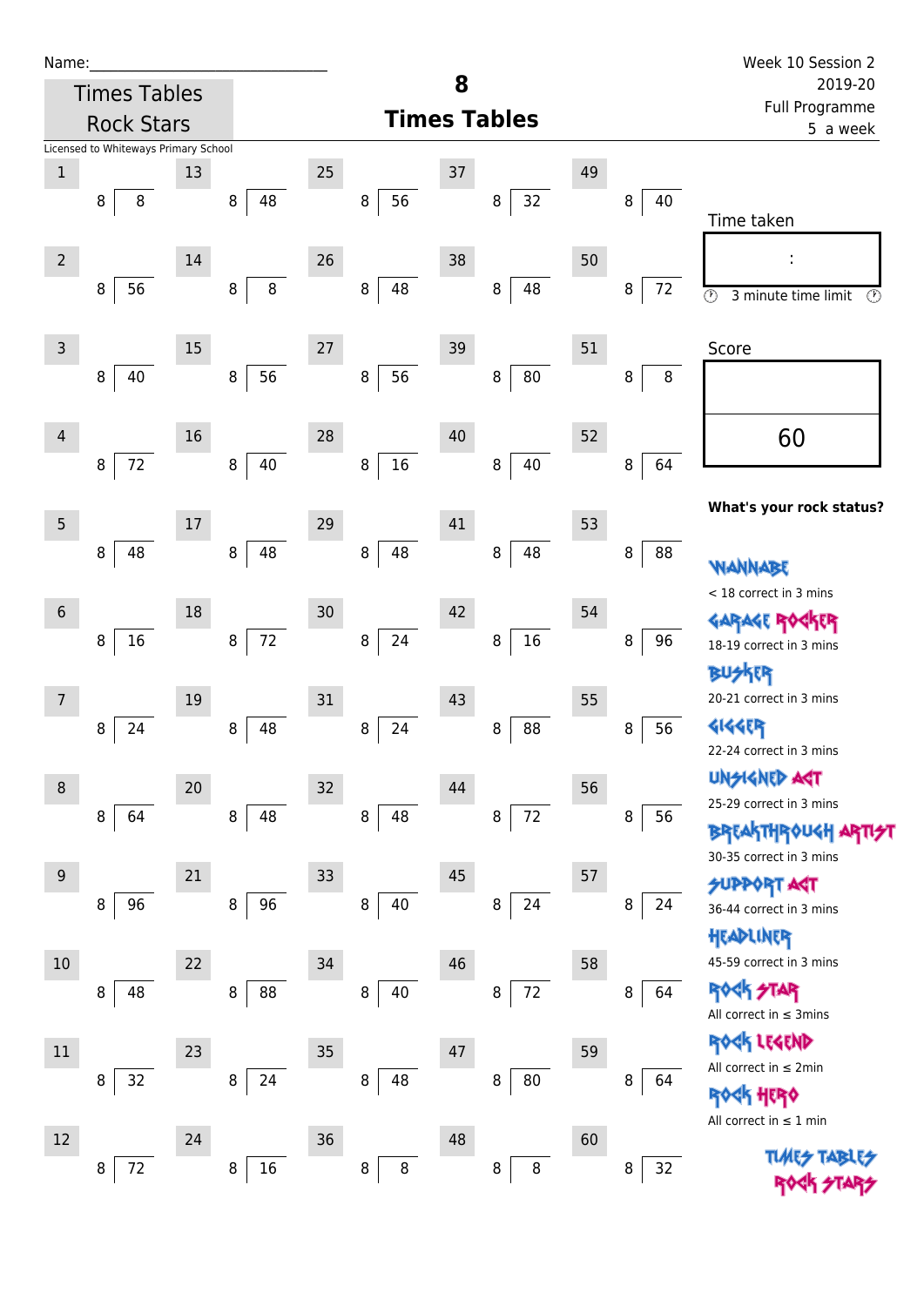Name:______________________________

Times Tables Rock Stars

Licensed to Whiteways Primary School

# 8 Times Tables

Week 10 Session 2
2019-20
Full Programme
5 a week

| # | Question | # | Question | # | Question | # | Question | # | Question |
|---|---|---|---|---|---|---|---|---|---|
| 1 | 8 ⟌ 8 | 13 | 8 ⟌ 48 | 25 | 8 ⟌ 56 | 37 | 8 ⟌ 32 | 49 | 8 ⟌ 40 |
| 2 | 8 ⟌ 56 | 14 | 8 ⟌ 8 | 26 | 8 ⟌ 48 | 38 | 8 ⟌ 48 | 50 | 8 ⟌ 72 |
| 3 | 8 ⟌ 40 | 15 | 8 ⟌ 56 | 27 | 8 ⟌ 56 | 39 | 8 ⟌ 80 | 51 | 8 ⟌ 8 |
| 4 | 8 ⟌ 72 | 16 | 8 ⟌ 40 | 28 | 8 ⟌ 16 | 40 | 8 ⟌ 40 | 52 | 8 ⟌ 64 |
| 5 | 8 ⟌ 48 | 17 | 8 ⟌ 48 | 29 | 8 ⟌ 48 | 41 | 8 ⟌ 48 | 53 | 8 ⟌ 88 |
| 6 | 8 ⟌ 16 | 18 | 8 ⟌ 72 | 30 | 8 ⟌ 24 | 42 | 8 ⟌ 16 | 54 | 8 ⟌ 96 |
| 7 | 8 ⟌ 24 | 19 | 8 ⟌ 48 | 31 | 8 ⟌ 24 | 43 | 8 ⟌ 88 | 55 | 8 ⟌ 56 |
| 8 | 8 ⟌ 64 | 20 | 8 ⟌ 48 | 32 | 8 ⟌ 48 | 44 | 8 ⟌ 72 | 56 | 8 ⟌ 56 |
| 9 | 8 ⟌ 96 | 21 | 8 ⟌ 96 | 33 | 8 ⟌ 40 | 45 | 8 ⟌ 24 | 57 | 8 ⟌ 24 |
| 10 | 8 ⟌ 48 | 22 | 8 ⟌ 88 | 34 | 8 ⟌ 40 | 46 | 8 ⟌ 72 | 58 | 8 ⟌ 64 |
| 11 | 8 ⟌ 32 | 23 | 8 ⟌ 24 | 35 | 8 ⟌ 48 | 47 | 8 ⟌ 80 | 59 | 8 ⟌ 64 |
| 12 | 8 ⟌ 72 | 24 | 8 ⟌ 16 | 36 | 8 ⟌ 8 | 48 | 8 ⟌ 8 | 60 | 8 ⟌ 32 |

Time taken

:

3 minute time limit

Score

60

**What's your rock status?**

WANNABE
< 18 correct in 3 mins

GARAGE ROCKER
18-19 correct in 3 mins

BUSKER
20-21 correct in 3 mins

GIGGER
22-24 correct in 3 mins

UNSIGNED ACT
25-29 correct in 3 mins

BREAKTHROUGH ARTIST
30-35 correct in 3 mins

SUPPORT ACT
36-44 correct in 3 mins

HEADLINER
45-59 correct in 3 mins

ROCK STAR
All correct in ≤ 3mins

ROCK LEGEND
All correct in ≤ 2min

ROCK HERO
All correct in ≤ 1 min

TIMES TABLES ROCK STARS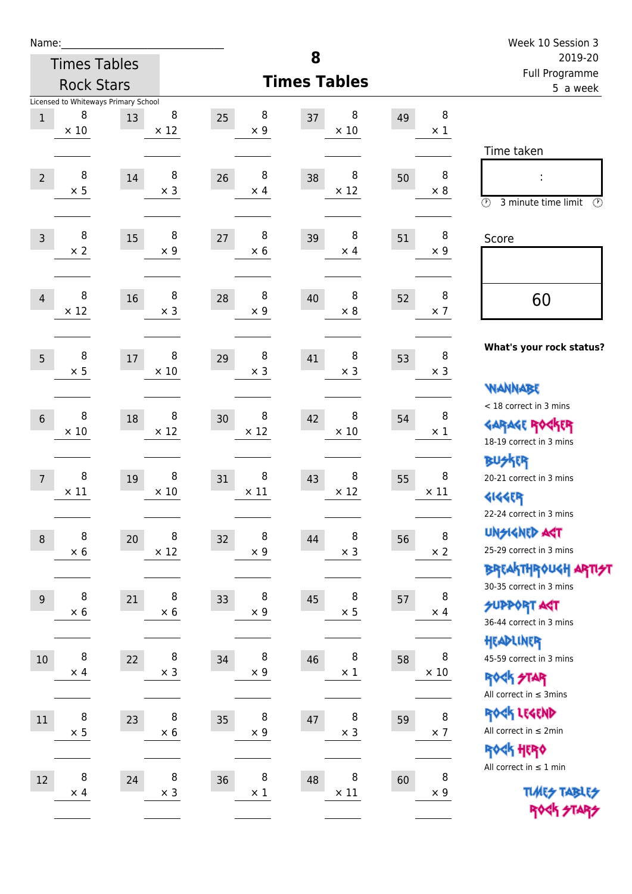Name:\_\_\_\_\_\_\_\_\_\_\_\_\_\_\_\_\_\_\_\_\_\_\_\_\_\_\_\_

Times Tables Rock Stars

Licensed to Whiteways Primary School

# 8 Times Tables

Week 10 Session 3
2019-20
Full Programme
5 a week

| | | | | | | | | | |
|---|---|---|---|---|---|---|---|---|---|
| 1 | 8 × 10 | 13 | 8 × 12 | 25 | 8 × 9 | 37 | 8 × 10 | 49 | 8 × 1 |
| 2 | 8 × 5 | 14 | 8 × 3 | 26 | 8 × 4 | 38 | 8 × 12 | 50 | 8 × 8 |
| 3 | 8 × 2 | 15 | 8 × 9 | 27 | 8 × 6 | 39 | 8 × 4 | 51 | 8 × 9 |
| 4 | 8 × 12 | 16 | 8 × 3 | 28 | 8 × 9 | 40 | 8 × 8 | 52 | 8 × 7 |
| 5 | 8 × 5 | 17 | 8 × 10 | 29 | 8 × 3 | 41 | 8 × 3 | 53 | 8 × 3 |
| 6 | 8 × 10 | 18 | 8 × 12 | 30 | 8 × 12 | 42 | 8 × 10 | 54 | 8 × 1 |
| 7 | 8 × 11 | 19 | 8 × 10 | 31 | 8 × 11 | 43 | 8 × 12 | 55 | 8 × 11 |
| 8 | 8 × 6 | 20 | 8 × 12 | 32 | 8 × 9 | 44 | 8 × 3 | 56 | 8 × 2 |
| 9 | 8 × 6 | 21 | 8 × 6 | 33 | 8 × 9 | 45 | 8 × 5 | 57 | 8 × 4 |
| 10 | 8 × 4 | 22 | 8 × 3 | 34 | 8 × 9 | 46 | 8 × 1 | 58 | 8 × 10 |
| 11 | 8 × 5 | 23 | 8 × 6 | 35 | 8 × 9 | 47 | 8 × 3 | 59 | 8 × 7 |
| 12 | 8 × 4 | 24 | 8 × 3 | 36 | 8 × 1 | 48 | 8 × 11 | 60 | 8 × 9 |

Time taken

:

3 minute time limit

Score

60

**What's your rock status?**

WANNABE
< 18 correct in 3 mins

GARAGE ROCKER
18-19 correct in 3 mins

BUSKER
20-21 correct in 3 mins

GIGGER
22-24 correct in 3 mins

UNSIGNED ACT
25-29 correct in 3 mins

BREAKTHROUGH ARTIST
30-35 correct in 3 mins

SUPPORT ACT
36-44 correct in 3 mins

HEADLINER
45-59 correct in 3 mins

ROCK STAR
All correct in ≤ 3mins

ROCK LEGEND
All correct in ≤ 2min

ROCK HERO
All correct in ≤ 1 min

TIMES TABLES ROCK STARS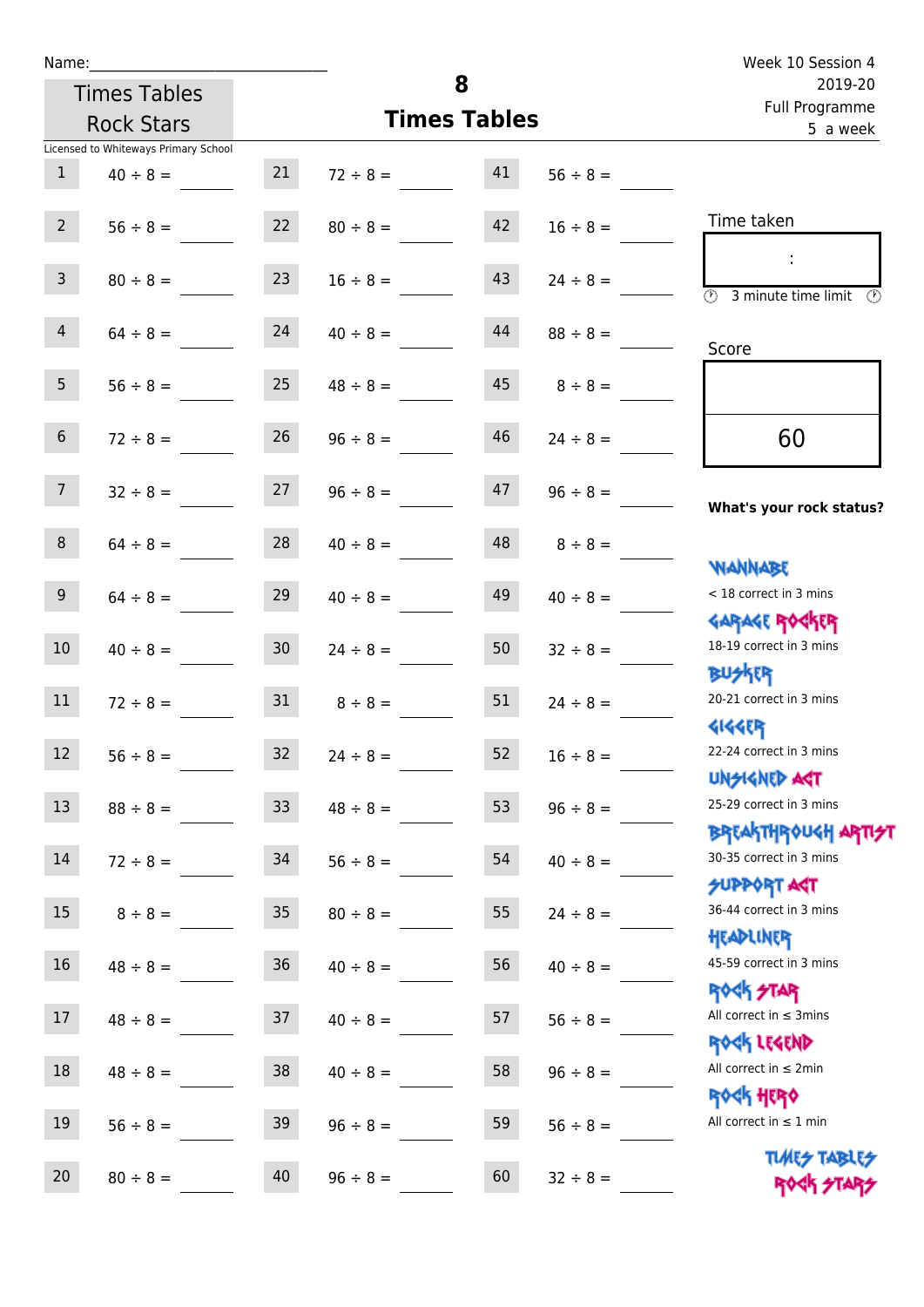Name:\_\_\_\_\_\_\_\_\_\_\_\_\_\_\_\_\_\_\_\_\_\_\_\_\_\_\_\_

Times Tables Rock Stars

Licensed to Whiteways Primary School

# 8 Times Tables

Week 10 Session 4
2019-20
Full Programme
5 a week

| | | | | | |
|---|---|---|---|---|---|
| 1 | 40 ÷ 8 = | 21 | 72 ÷ 8 = | 41 | 56 ÷ 8 = |
| 2 | 56 ÷ 8 = | 22 | 80 ÷ 8 = | 42 | 16 ÷ 8 = |
| 3 | 80 ÷ 8 = | 23 | 16 ÷ 8 = | 43 | 24 ÷ 8 = |
| 4 | 64 ÷ 8 = | 24 | 40 ÷ 8 = | 44 | 88 ÷ 8 = |
| 5 | 56 ÷ 8 = | 25 | 48 ÷ 8 = | 45 | 8 ÷ 8 = |
| 6 | 72 ÷ 8 = | 26 | 96 ÷ 8 = | 46 | 24 ÷ 8 = |
| 7 | 32 ÷ 8 = | 27 | 96 ÷ 8 = | 47 | 96 ÷ 8 = |
| 8 | 64 ÷ 8 = | 28 | 40 ÷ 8 = | 48 | 8 ÷ 8 = |
| 9 | 64 ÷ 8 = | 29 | 40 ÷ 8 = | 49 | 40 ÷ 8 = |
| 10 | 40 ÷ 8 = | 30 | 24 ÷ 8 = | 50 | 32 ÷ 8 = |
| 11 | 72 ÷ 8 = | 31 | 8 ÷ 8 = | 51 | 24 ÷ 8 = |
| 12 | 56 ÷ 8 = | 32 | 24 ÷ 8 = | 52 | 16 ÷ 8 = |
| 13 | 88 ÷ 8 = | 33 | 48 ÷ 8 = | 53 | 96 ÷ 8 = |
| 14 | 72 ÷ 8 = | 34 | 56 ÷ 8 = | 54 | 40 ÷ 8 = |
| 15 | 8 ÷ 8 = | 35 | 80 ÷ 8 = | 55 | 24 ÷ 8 = |
| 16 | 48 ÷ 8 = | 36 | 40 ÷ 8 = | 56 | 40 ÷ 8 = |
| 17 | 48 ÷ 8 = | 37 | 40 ÷ 8 = | 57 | 56 ÷ 8 = |
| 18 | 48 ÷ 8 = | 38 | 40 ÷ 8 = | 58 | 96 ÷ 8 = |
| 19 | 56 ÷ 8 = | 39 | 96 ÷ 8 = | 59 | 56 ÷ 8 = |
| 20 | 80 ÷ 8 = | 40 | 96 ÷ 8 = | 60 | 32 ÷ 8 = |

Time taken

:

3 minute time limit

Score

60

**What's your rock status?**

WANNABE
< 18 correct in 3 mins

GARAGE ROCKER
18-19 correct in 3 mins

BUSKER
20-21 correct in 3 mins

GIGGER
22-24 correct in 3 mins

UNSIGNED ACT
25-29 correct in 3 mins

BREAKTHROUGH ARTIST
30-35 correct in 3 mins

SUPPORT ACT
36-44 correct in 3 mins

HEADLINER
45-59 correct in 3 mins

ROCK STAR
All correct in ≤ 3mins

ROCK LEGEND
All correct in ≤ 2min

ROCK HERO
All correct in ≤ 1 min

TIMES TABLES ROCK STARS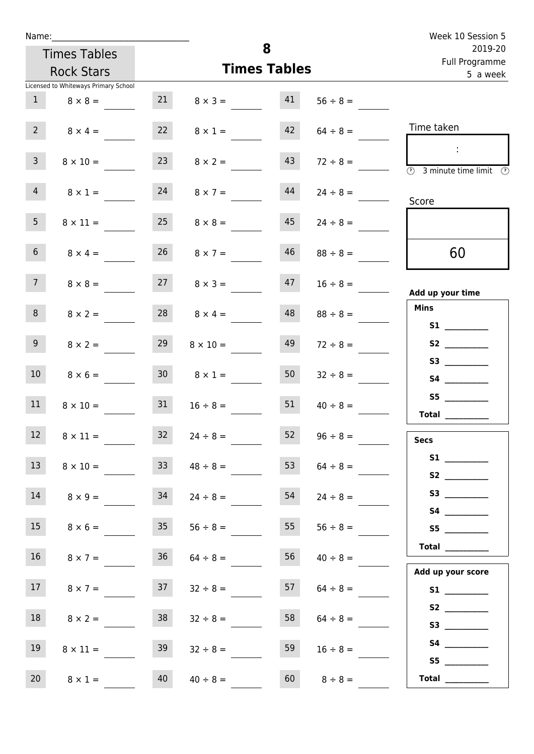Name:______________________________

Times Tables Rock Stars

Licensed to Whiteways Primary School

# 8
## Times Tables

Week 10 Session 5
2019-20
Full Programme
5 a week

| | | | | | |
|---|---|---|---|---|---|
| 1 | $8 \times 8 =$ | 21 | $8 \times 3 =$ | 41 | $56 \div 8 =$ |
| 2 | $8 \times 4 =$ | 22 | $8 \times 1 =$ | 42 | $64 \div 8 =$ |
| 3 | $8 \times 10 =$ | 23 | $8 \times 2 =$ | 43 | $72 \div 8 =$ |
| 4 | $8 \times 1 =$ | 24 | $8 \times 7 =$ | 44 | $24 \div 8 =$ |
| 5 | $8 \times 11 =$ | 25 | $8 \times 8 =$ | 45 | $24 \div 8 =$ |
| 6 | $8 \times 4 =$ | 26 | $8 \times 7 =$ | 46 | $88 \div 8 =$ |
| 7 | $8 \times 8 =$ | 27 | $8 \times 3 =$ | 47 | $16 \div 8 =$ |
| 8 | $8 \times 2 =$ | 28 | $8 \times 4 =$ | 48 | $88 \div 8 =$ |
| 9 | $8 \times 2 =$ | 29 | $8 \times 10 =$ | 49 | $72 \div 8 =$ |
| 10 | $8 \times 6 =$ | 30 | $8 \times 1 =$ | 50 | $32 \div 8 =$ |
| 11 | $8 \times 10 =$ | 31 | $16 \div 8 =$ | 51 | $40 \div 8 =$ |
| 12 | $8 \times 11 =$ | 32 | $24 \div 8 =$ | 52 | $96 \div 8 =$ |
| 13 | $8 \times 10 =$ | 33 | $48 \div 8 =$ | 53 | $64 \div 8 =$ |
| 14 | $8 \times 9 =$ | 34 | $24 \div 8 =$ | 54 | $24 \div 8 =$ |
| 15 | $8 \times 6 =$ | 35 | $56 \div 8 =$ | 55 | $56 \div 8 =$ |
| 16 | $8 \times 7 =$ | 36 | $64 \div 8 =$ | 56 | $40 \div 8 =$ |
| 17 | $8 \times 7 =$ | 37 | $32 \div 8 =$ | 57 | $64 \div 8 =$ |
| 18 | $8 \times 2 =$ | 38 | $32 \div 8 =$ | 58 | $64 \div 8 =$ |
| 19 | $8 \times 11 =$ | 39 | $32 \div 8 =$ | 59 | $16 \div 8 =$ |
| 20 | $8 \times 1 =$ | 40 | $40 \div 8 =$ | 60 | $8 \div 8 =$ |

Time taken

:

3 minute time limit

Score

60

**Add up your time**

**Mins**

**S1** __________
**S2** __________
**S3** __________
**S4** __________
**S5** __________
**Total** __________

**Secs**

**S1** __________
**S2** __________
**S3** __________
**S4** __________
**S5** __________
**Total** __________

**Add up your score**

**S1** __________
**S2** __________
**S3** __________
**S4** __________
**S5** __________
**Total** __________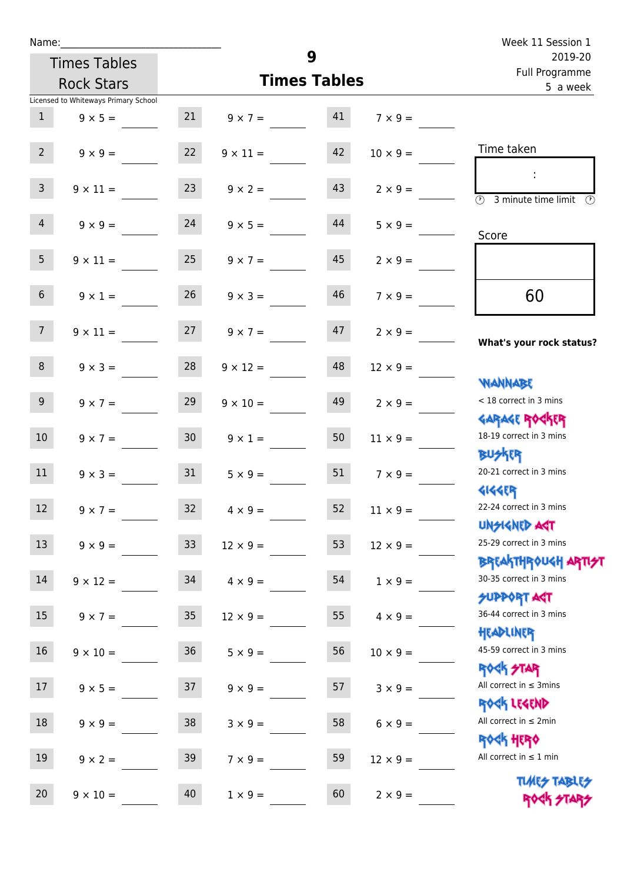Name:______________________________

Times Tables Rock Stars

Licensed to Whiteways Primary School

# 9 Times Tables

Week 11 Session 1
2019-20
Full Programme
5 a week

| | | | | | |
|---|---|---|---|---|---|
| 1 | 9 × 5 = | 21 | 9 × 7 = | 41 | 7 × 9 = |
| 2 | 9 × 9 = | 22 | 9 × 11 = | 42 | 10 × 9 = |
| 3 | 9 × 11 = | 23 | 9 × 2 = | 43 | 2 × 9 = |
| 4 | 9 × 9 = | 24 | 9 × 5 = | 44 | 5 × 9 = |
| 5 | 9 × 11 = | 25 | 9 × 7 = | 45 | 2 × 9 = |
| 6 | 9 × 1 = | 26 | 9 × 3 = | 46 | 7 × 9 = |
| 7 | 9 × 11 = | 27 | 9 × 7 = | 47 | 2 × 9 = |
| 8 | 9 × 3 = | 28 | 9 × 12 = | 48 | 12 × 9 = |
| 9 | 9 × 7 = | 29 | 9 × 10 = | 49 | 2 × 9 = |
| 10 | 9 × 7 = | 30 | 9 × 1 = | 50 | 11 × 9 = |
| 11 | 9 × 3 = | 31 | 5 × 9 = | 51 | 7 × 9 = |
| 12 | 9 × 7 = | 32 | 4 × 9 = | 52 | 11 × 9 = |
| 13 | 9 × 9 = | 33 | 12 × 9 = | 53 | 12 × 9 = |
| 14 | 9 × 12 = | 34 | 4 × 9 = | 54 | 1 × 9 = |
| 15 | 9 × 7 = | 35 | 12 × 9 = | 55 | 4 × 9 = |
| 16 | 9 × 10 = | 36 | 5 × 9 = | 56 | 10 × 9 = |
| 17 | 9 × 5 = | 37 | 9 × 9 = | 57 | 3 × 9 = |
| 18 | 9 × 9 = | 38 | 3 × 9 = | 58 | 6 × 9 = |
| 19 | 9 × 2 = | 39 | 7 × 9 = | 59 | 12 × 9 = |
| 20 | 9 × 10 = | 40 | 1 × 9 = | 60 | 2 × 9 = |

Time taken

:

3 minute time limit

Score

60

**What's your rock status?**

WANNABE
< 18 correct in 3 mins

GARAGE ROCKER
18-19 correct in 3 mins

BUSKER
20-21 correct in 3 mins

GIGGER
22-24 correct in 3 mins

UNSIGNED ACT
25-29 correct in 3 mins

BREAKTHROUGH ARTIST
30-35 correct in 3 mins

SUPPORT ACT
36-44 correct in 3 mins

HEADLINER
45-59 correct in 3 mins

ROCK STAR
All correct in ≤ 3mins

ROCK LEGEND
All correct in ≤ 2min

ROCK HERO
All correct in ≤ 1 min

TIMES TABLES ROCK STARS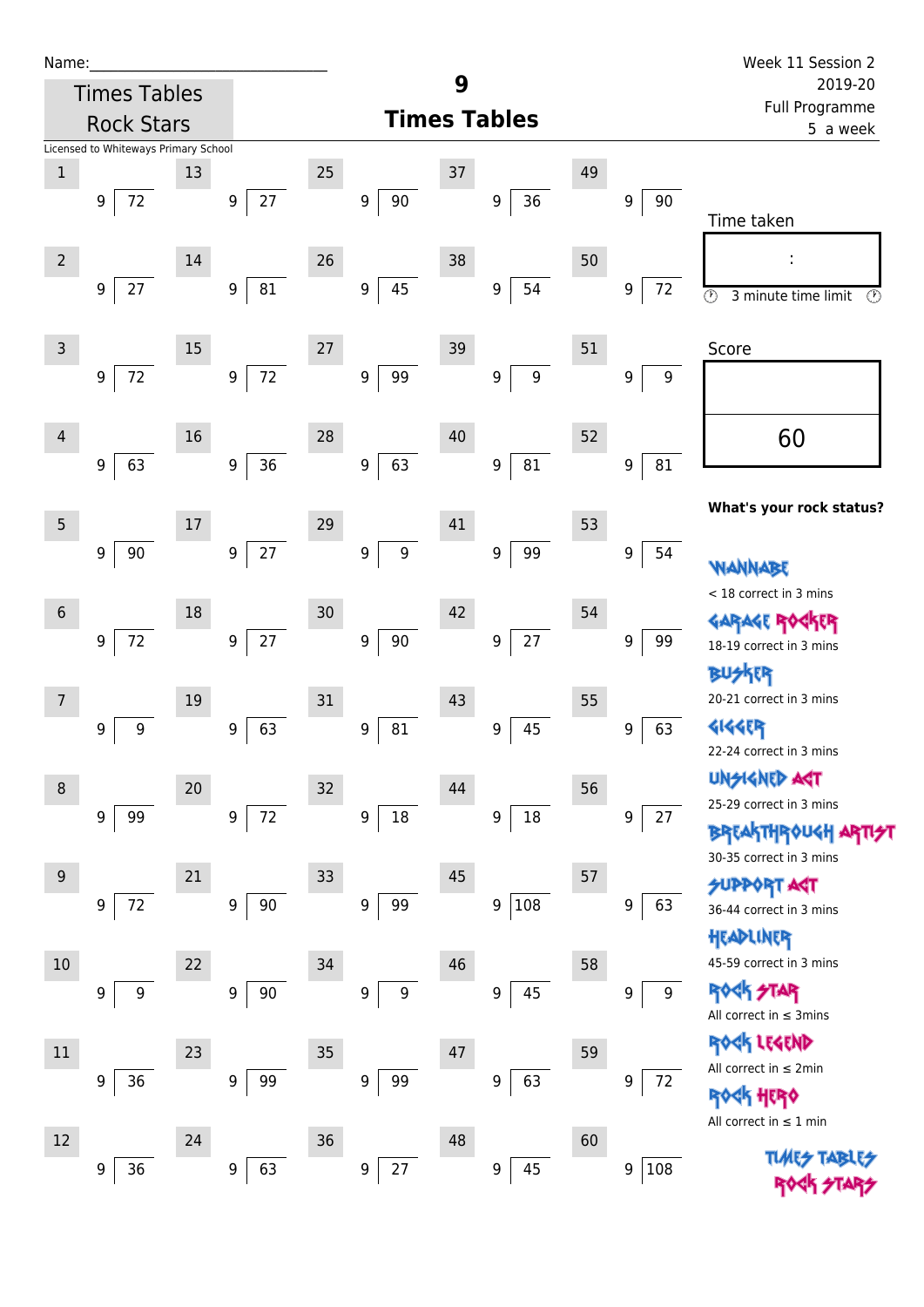Name:______________________________

Times Tables Rock Stars

Licensed to Whiteways Primary School

# 9 Times Tables

Week 11 Session 2
2019-20
Full Programme
5 a week

| # | Question | # | Question | # | Question | # | Question | # | Question |
|---|---|---|---|---|---|---|---|---|---|
| 1 | 9 ⟌ 72 | 13 | 9 ⟌ 27 | 25 | 9 ⟌ 90 | 37 | 9 ⟌ 36 | 49 | 9 ⟌ 90 |
| 2 | 9 ⟌ 27 | 14 | 9 ⟌ 81 | 26 | 9 ⟌ 45 | 38 | 9 ⟌ 54 | 50 | 9 ⟌ 72 |
| 3 | 9 ⟌ 72 | 15 | 9 ⟌ 72 | 27 | 9 ⟌ 99 | 39 | 9 ⟌ 9 | 51 | 9 ⟌ 9 |
| 4 | 9 ⟌ 63 | 16 | 9 ⟌ 36 | 28 | 9 ⟌ 63 | 40 | 9 ⟌ 81 | 52 | 9 ⟌ 81 |
| 5 | 9 ⟌ 90 | 17 | 9 ⟌ 27 | 29 | 9 ⟌ 9 | 41 | 9 ⟌ 99 | 53 | 9 ⟌ 54 |
| 6 | 9 ⟌ 72 | 18 | 9 ⟌ 27 | 30 | 9 ⟌ 90 | 42 | 9 ⟌ 27 | 54 | 9 ⟌ 99 |
| 7 | 9 ⟌ 9 | 19 | 9 ⟌ 63 | 31 | 9 ⟌ 81 | 43 | 9 ⟌ 45 | 55 | 9 ⟌ 63 |
| 8 | 9 ⟌ 99 | 20 | 9 ⟌ 72 | 32 | 9 ⟌ 18 | 44 | 9 ⟌ 18 | 56 | 9 ⟌ 27 |
| 9 | 9 ⟌ 72 | 21 | 9 ⟌ 90 | 33 | 9 ⟌ 99 | 45 | 9 ⟌ 108 | 57 | 9 ⟌ 63 |
| 10 | 9 ⟌ 9 | 22 | 9 ⟌ 90 | 34 | 9 ⟌ 9 | 46 | 9 ⟌ 45 | 58 | 9 ⟌ 9 |
| 11 | 9 ⟌ 36 | 23 | 9 ⟌ 99 | 35 | 9 ⟌ 99 | 47 | 9 ⟌ 63 | 59 | 9 ⟌ 72 |
| 12 | 9 ⟌ 36 | 24 | 9 ⟌ 63 | 36 | 9 ⟌ 27 | 48 | 9 ⟌ 45 | 60 | 9 ⟌ 108 |

Time taken

:

3 minute time limit

Score

60

**What's your rock status?**

WANNABE
< 18 correct in 3 mins

GARAGE ROCKER
18-19 correct in 3 mins

BUSKER
20-21 correct in 3 mins

GIGGER
22-24 correct in 3 mins

UNSIGNED ACT
25-29 correct in 3 mins

BREAKTHROUGH ARTIST
30-35 correct in 3 mins

SUPPORT ACT
36-44 correct in 3 mins

HEADLINER
45-59 correct in 3 mins

ROCK STAR
All correct in ≤ 3mins

ROCK LEGEND
All correct in ≤ 2min

ROCK HERO
All correct in ≤ 1 min

TIMES TABLES ROCK STARS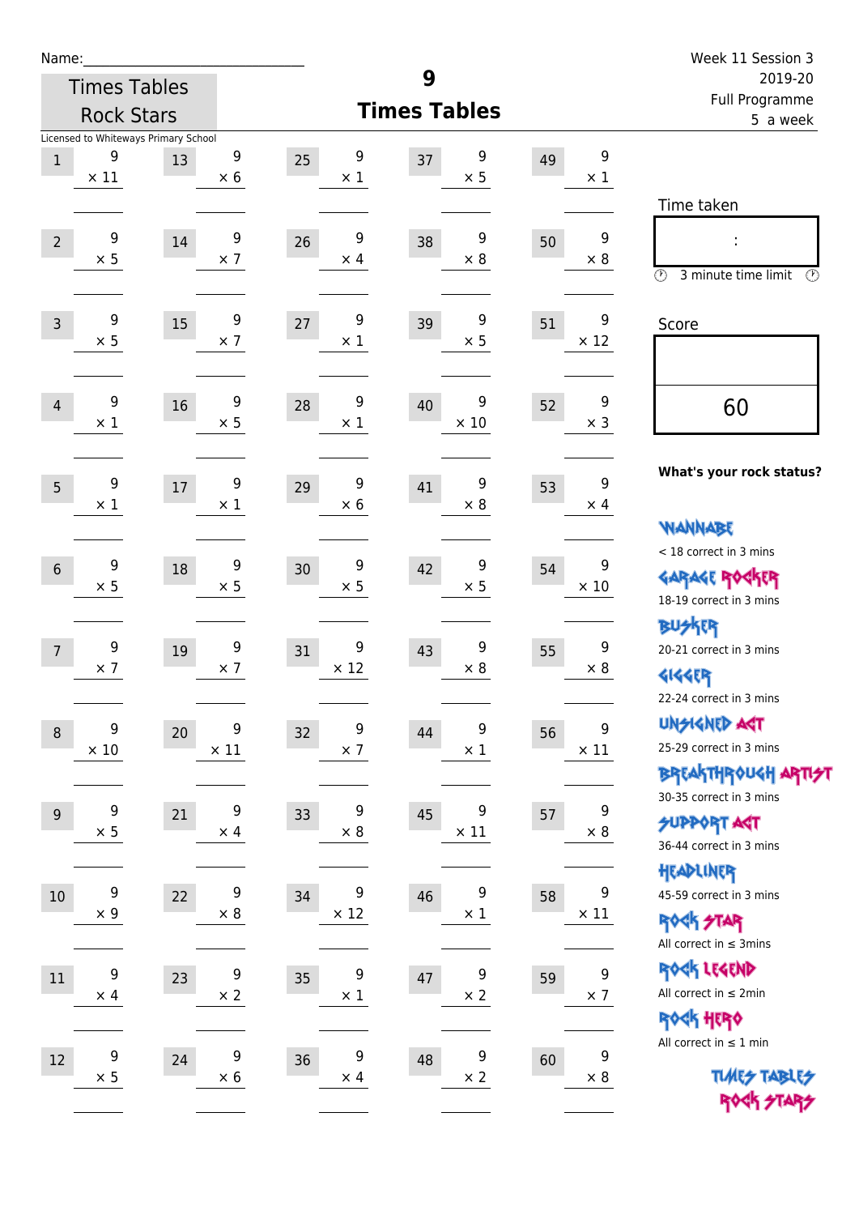Name:______________________________

Times Tables Rock Stars

Licensed to Whiteways Primary School

# 9 Times Tables

Week 11 Session 3
2019-20
Full Programme
5 a week

| | | | | | | | | | |
|---|---|---|---|---|---|---|---|---|---|
| 1 | 9 × 11 | 13 | 9 × 6 | 25 | 9 × 1 | 37 | 9 × 5 | 49 | 9 × 1 |
| 2 | 9 × 5 | 14 | 9 × 7 | 26 | 9 × 4 | 38 | 9 × 8 | 50 | 9 × 8 |
| 3 | 9 × 5 | 15 | 9 × 7 | 27 | 9 × 1 | 39 | 9 × 5 | 51 | 9 × 12 |
| 4 | 9 × 1 | 16 | 9 × 5 | 28 | 9 × 1 | 40 | 9 × 10 | 52 | 9 × 3 |
| 5 | 9 × 1 | 17 | 9 × 1 | 29 | 9 × 6 | 41 | 9 × 8 | 53 | 9 × 4 |
| 6 | 9 × 5 | 18 | 9 × 5 | 30 | 9 × 5 | 42 | 9 × 5 | 54 | 9 × 10 |
| 7 | 9 × 7 | 19 | 9 × 7 | 31 | 9 × 12 | 43 | 9 × 8 | 55 | 9 × 8 |
| 8 | 9 × 10 | 20 | 9 × 11 | 32 | 9 × 7 | 44 | 9 × 1 | 56 | 9 × 11 |
| 9 | 9 × 5 | 21 | 9 × 4 | 33 | 9 × 8 | 45 | 9 × 11 | 57 | 9 × 8 |
| 10 | 9 × 9 | 22 | 9 × 8 | 34 | 9 × 12 | 46 | 9 × 1 | 58 | 9 × 11 |
| 11 | 9 × 4 | 23 | 9 × 2 | 35 | 9 × 1 | 47 | 9 × 2 | 59 | 9 × 7 |
| 12 | 9 × 5 | 24 | 9 × 6 | 36 | 9 × 4 | 48 | 9 × 2 | 60 | 9 × 8 |

Time taken

:

3 minute time limit

Score

60

**What's your rock status?**

WANNABE
< 18 correct in 3 mins

GARAGE ROCKER
18-19 correct in 3 mins

BUSKER
20-21 correct in 3 mins

GIGGER
22-24 correct in 3 mins

UNSIGNED ACT
25-29 correct in 3 mins

BREAKTHROUGH ARTIST
30-35 correct in 3 mins

SUPPORT ACT
36-44 correct in 3 mins

HEADLINER
45-59 correct in 3 mins

ROCK STAR
All correct in ≤ 3mins

ROCK LEGEND
All correct in ≤ 2min

ROCK HERO
All correct in ≤ 1 min

TIMES TABLES ROCK STARS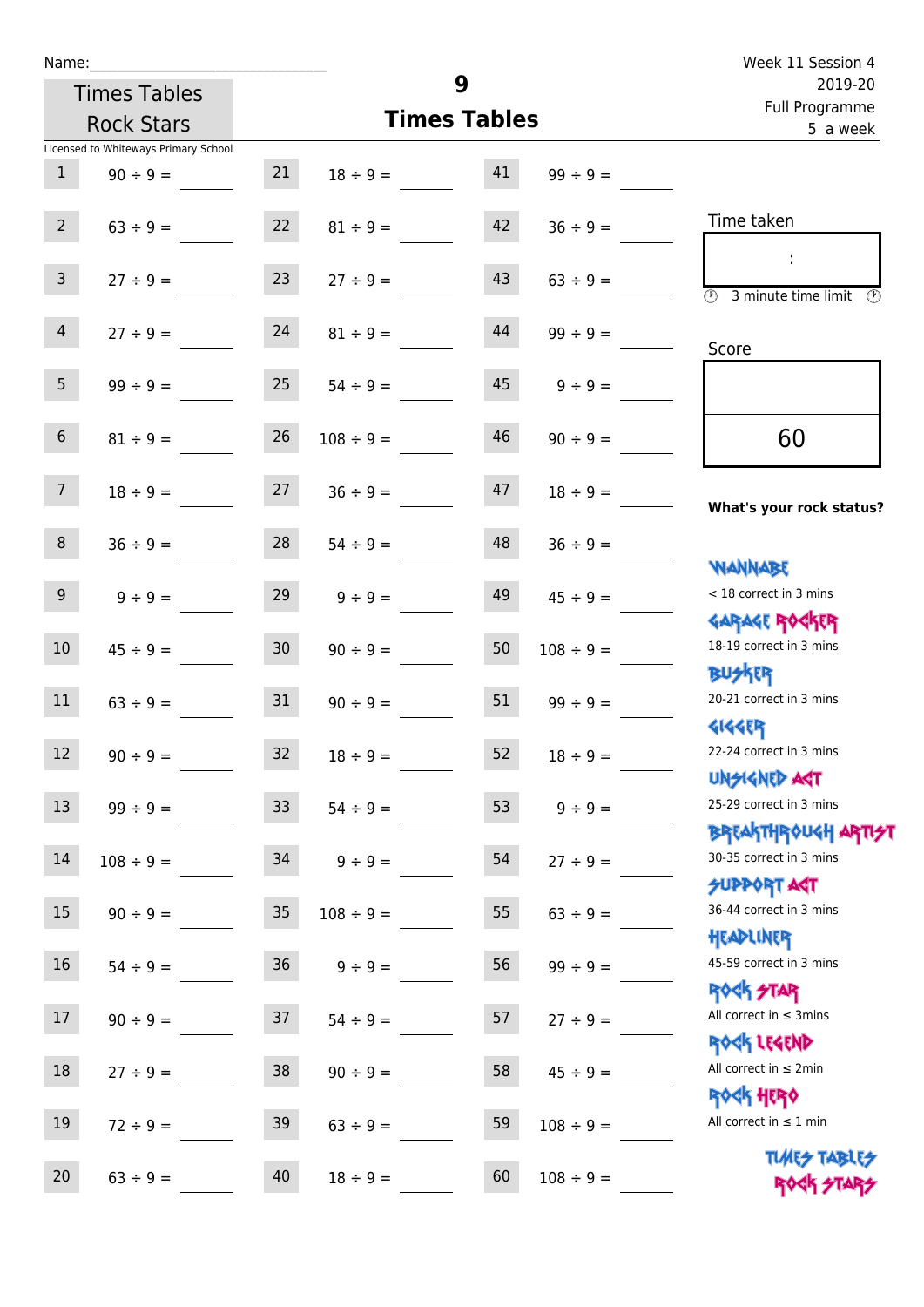Name:_______________________________

Times Tables Rock Stars

# 9 Times Tables

Week 11 Session 4
2019-20
Full Programme
5 a week

Licensed to Whiteways Primary School

| # | Question | # | Question | # | Question |
|---|---|---|---|---|---|
| 1 | 90 ÷ 9 = ____ | 21 | 18 ÷ 9 = ____ | 41 | 99 ÷ 9 = ____ |
| 2 | 63 ÷ 9 = ____ | 22 | 81 ÷ 9 = ____ | 42 | 36 ÷ 9 = ____ |
| 3 | 27 ÷ 9 = ____ | 23 | 27 ÷ 9 = ____ | 43 | 63 ÷ 9 = ____ |
| 4 | 27 ÷ 9 = ____ | 24 | 81 ÷ 9 = ____ | 44 | 99 ÷ 9 = ____ |
| 5 | 99 ÷ 9 = ____ | 25 | 54 ÷ 9 = ____ | 45 | 9 ÷ 9 = ____ |
| 6 | 81 ÷ 9 = ____ | 26 | 108 ÷ 9 = ____ | 46 | 90 ÷ 9 = ____ |
| 7 | 18 ÷ 9 = ____ | 27 | 36 ÷ 9 = ____ | 47 | 18 ÷ 9 = ____ |
| 8 | 36 ÷ 9 = ____ | 28 | 54 ÷ 9 = ____ | 48 | 36 ÷ 9 = ____ |
| 9 | 9 ÷ 9 = ____ | 29 | 9 ÷ 9 = ____ | 49 | 45 ÷ 9 = ____ |
| 10 | 45 ÷ 9 = ____ | 30 | 90 ÷ 9 = ____ | 50 | 108 ÷ 9 = ____ |
| 11 | 63 ÷ 9 = ____ | 31 | 90 ÷ 9 = ____ | 51 | 99 ÷ 9 = ____ |
| 12 | 90 ÷ 9 = ____ | 32 | 18 ÷ 9 = ____ | 52 | 18 ÷ 9 = ____ |
| 13 | 99 ÷ 9 = ____ | 33 | 54 ÷ 9 = ____ | 53 | 9 ÷ 9 = ____ |
| 14 | 108 ÷ 9 = ____ | 34 | 9 ÷ 9 = ____ | 54 | 27 ÷ 9 = ____ |
| 15 | 90 ÷ 9 = ____ | 35 | 108 ÷ 9 = ____ | 55 | 63 ÷ 9 = ____ |
| 16 | 54 ÷ 9 = ____ | 36 | 9 ÷ 9 = ____ | 56 | 99 ÷ 9 = ____ |
| 17 | 90 ÷ 9 = ____ | 37 | 54 ÷ 9 = ____ | 57 | 27 ÷ 9 = ____ |
| 18 | 27 ÷ 9 = ____ | 38 | 90 ÷ 9 = ____ | 58 | 45 ÷ 9 = ____ |
| 19 | 72 ÷ 9 = ____ | 39 | 63 ÷ 9 = ____ | 59 | 108 ÷ 9 = ____ |
| 20 | 63 ÷ 9 = ____ | 40 | 18 ÷ 9 = ____ | 60 | 108 ÷ 9 = ____ |

Time taken

:

3 minute time limit

Score

60

**What's your rock status?**

WANNABE
< 18 correct in 3 mins

GARAGE ROCKER
18-19 correct in 3 mins

BUSKER
20-21 correct in 3 mins

GIGGER
22-24 correct in 3 mins

UNSIGNED ACT
25-29 correct in 3 mins

BREAKTHROUGH ARTIST
30-35 correct in 3 mins

SUPPORT ACT
36-44 correct in 3 mins

HEADLINER
45-59 correct in 3 mins

ROCK STAR
All correct in ≤ 3mins

ROCK LEGEND
All correct in ≤ 2min

ROCK HERO
All correct in ≤ 1 min

TIMES TABLES ROCK STARS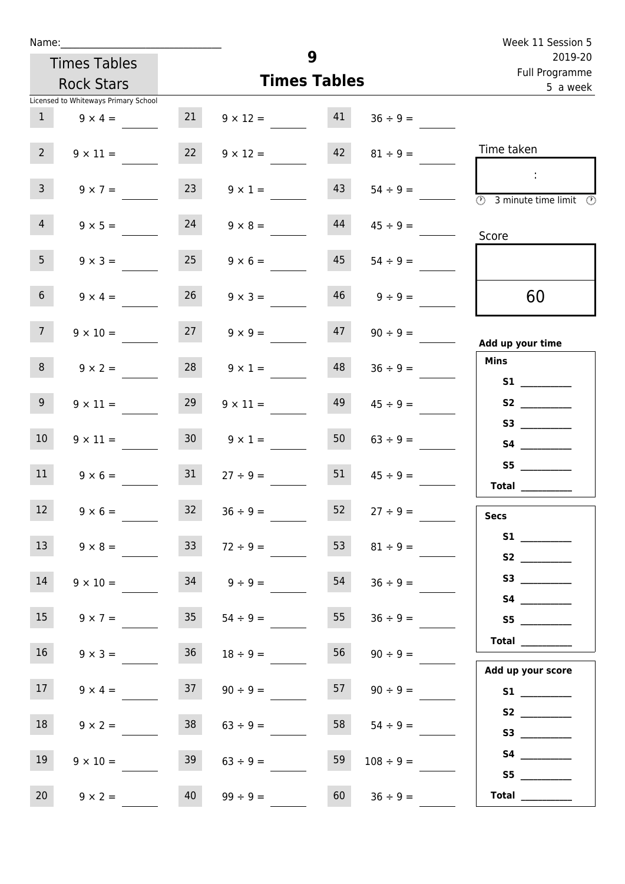Name:\_\_\_\_\_\_\_\_\_\_\_\_\_\_\_\_\_\_\_\_\_\_\_\_\_\_\_\_\_\_

Times Tables Rock Stars

Licensed to Whiteways Primary School

# 9
## Times Tables

Week 11 Session 5
2019-20
Full Programme
5 a week

| | | | | | |
|---|---|---|---|---|---|
| 1 | 9 × 4 = | 21 | 9 × 12 = | 41 | 36 ÷ 9 = |
| 2 | 9 × 11 = | 22 | 9 × 12 = | 42 | 81 ÷ 9 = |
| 3 | 9 × 7 = | 23 | 9 × 1 = | 43 | 54 ÷ 9 = |
| 4 | 9 × 5 = | 24 | 9 × 8 = | 44 | 45 ÷ 9 = |
| 5 | 9 × 3 = | 25 | 9 × 6 = | 45 | 54 ÷ 9 = |
| 6 | 9 × 4 = | 26 | 9 × 3 = | 46 | 9 ÷ 9 = |
| 7 | 9 × 10 = | 27 | 9 × 9 = | 47 | 90 ÷ 9 = |
| 8 | 9 × 2 = | 28 | 9 × 1 = | 48 | 36 ÷ 9 = |
| 9 | 9 × 11 = | 29 | 9 × 11 = | 49 | 45 ÷ 9 = |
| 10 | 9 × 11 = | 30 | 9 × 1 = | 50 | 63 ÷ 9 = |
| 11 | 9 × 6 = | 31 | 27 ÷ 9 = | 51 | 45 ÷ 9 = |
| 12 | 9 × 6 = | 32 | 36 ÷ 9 = | 52 | 27 ÷ 9 = |
| 13 | 9 × 8 = | 33 | 72 ÷ 9 = | 53 | 81 ÷ 9 = |
| 14 | 9 × 10 = | 34 | 9 ÷ 9 = | 54 | 36 ÷ 9 = |
| 15 | 9 × 7 = | 35 | 54 ÷ 9 = | 55 | 36 ÷ 9 = |
| 16 | 9 × 3 = | 36 | 18 ÷ 9 = | 56 | 90 ÷ 9 = |
| 17 | 9 × 4 = | 37 | 90 ÷ 9 = | 57 | 90 ÷ 9 = |
| 18 | 9 × 2 = | 38 | 63 ÷ 9 = | 58 | 54 ÷ 9 = |
| 19 | 9 × 10 = | 39 | 63 ÷ 9 = | 59 | 108 ÷ 9 = |
| 20 | 9 × 2 = | 40 | 99 ÷ 9 = | 60 | 36 ÷ 9 = |

Time taken

:

3 minute time limit

Score

60

**Add up your time**

**Mins**

**S1** \_\_\_\_\_\_\_\_\_\_
**S2** \_\_\_\_\_\_\_\_\_\_
**S3** \_\_\_\_\_\_\_\_\_\_
**S4** \_\_\_\_\_\_\_\_\_\_
**S5** \_\_\_\_\_\_\_\_\_\_
**Total** \_\_\_\_\_\_\_\_\_\_

**Secs**

**S1** \_\_\_\_\_\_\_\_\_\_
**S2** \_\_\_\_\_\_\_\_\_\_
**S3** \_\_\_\_\_\_\_\_\_\_
**S4** \_\_\_\_\_\_\_\_\_\_
**S5** \_\_\_\_\_\_\_\_\_\_
**Total** \_\_\_\_\_\_\_\_\_\_

**Add up your score**

**S1** \_\_\_\_\_\_\_\_\_\_
**S2** \_\_\_\_\_\_\_\_\_\_
**S3** \_\_\_\_\_\_\_\_\_\_
**S4** \_\_\_\_\_\_\_\_\_\_
**S5** \_\_\_\_\_\_\_\_\_\_
**Total** \_\_\_\_\_\_\_\_\_\_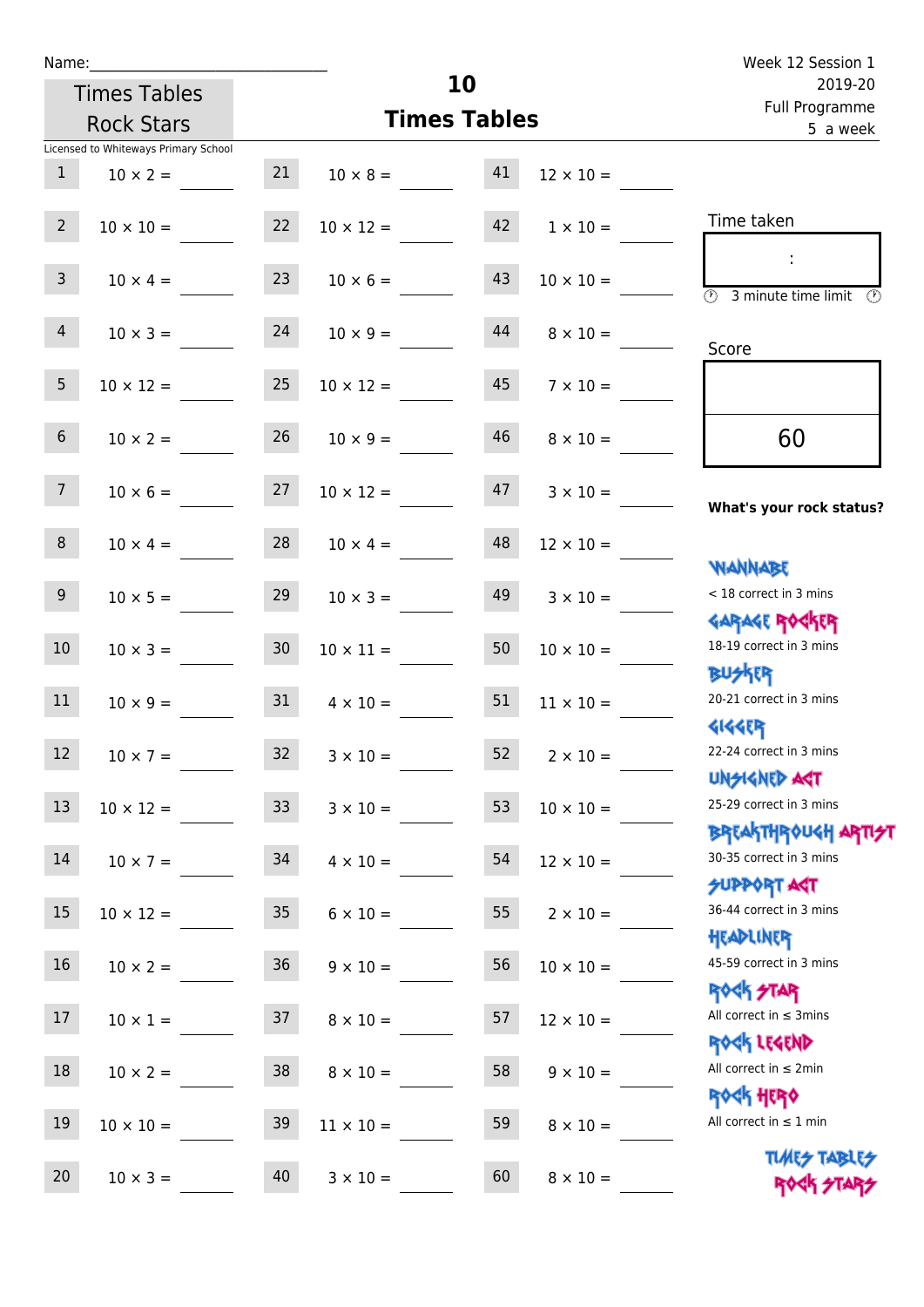Name:

Times Tables Rock Stars

# 10 Times Tables

Week 12 Session 1
2019-20
Full Programme
5 a week

Licensed to Whiteways Primary School

| | | | | | |
|---|---|---|---|---|---|
| 1 | 10 × 2 = | 21 | 10 × 8 = | 41 | 12 × 10 = |
| 2 | 10 × 10 = | 22 | 10 × 12 = | 42 | 1 × 10 = |
| 3 | 10 × 4 = | 23 | 10 × 6 = | 43 | 10 × 10 = |
| 4 | 10 × 3 = | 24 | 10 × 9 = | 44 | 8 × 10 = |
| 5 | 10 × 12 = | 25 | 10 × 12 = | 45 | 7 × 10 = |
| 6 | 10 × 2 = | 26 | 10 × 9 = | 46 | 8 × 10 = |
| 7 | 10 × 6 = | 27 | 10 × 12 = | 47 | 3 × 10 = |
| 8 | 10 × 4 = | 28 | 10 × 4 = | 48 | 12 × 10 = |
| 9 | 10 × 5 = | 29 | 10 × 3 = | 49 | 3 × 10 = |
| 10 | 10 × 3 = | 30 | 10 × 11 = | 50 | 10 × 10 = |
| 11 | 10 × 9 = | 31 | 4 × 10 = | 51 | 11 × 10 = |
| 12 | 10 × 7 = | 32 | 3 × 10 = | 52 | 2 × 10 = |
| 13 | 10 × 12 = | 33 | 3 × 10 = | 53 | 10 × 10 = |
| 14 | 10 × 7 = | 34 | 4 × 10 = | 54 | 12 × 10 = |
| 15 | 10 × 12 = | 35 | 6 × 10 = | 55 | 2 × 10 = |
| 16 | 10 × 2 = | 36 | 9 × 10 = | 56 | 10 × 10 = |
| 17 | 10 × 1 = | 37 | 8 × 10 = | 57 | 12 × 10 = |
| 18 | 10 × 2 = | 38 | 8 × 10 = | 58 | 9 × 10 = |
| 19 | 10 × 10 = | 39 | 11 × 10 = | 59 | 8 × 10 = |
| 20 | 10 × 3 = | 40 | 3 × 10 = | 60 | 8 × 10 = |

Time taken

:

3 minute time limit

Score

60

**What's your rock status?**

WANNABE
< 18 correct in 3 mins

GARAGE ROCKER
18-19 correct in 3 mins

BUSKER
20-21 correct in 3 mins

GIGGER
22-24 correct in 3 mins

UNSIGNED ACT
25-29 correct in 3 mins

BREAKTHROUGH ARTIST
30-35 correct in 3 mins

SUPPORT ACT
36-44 correct in 3 mins

HEADLINER
45-59 correct in 3 mins

ROCK STAR
All correct in ≤ 3mins

ROCK LEGEND
All correct in ≤ 2min

ROCK HERO
All correct in ≤ 1 min

TIMES TABLES ROCK STARS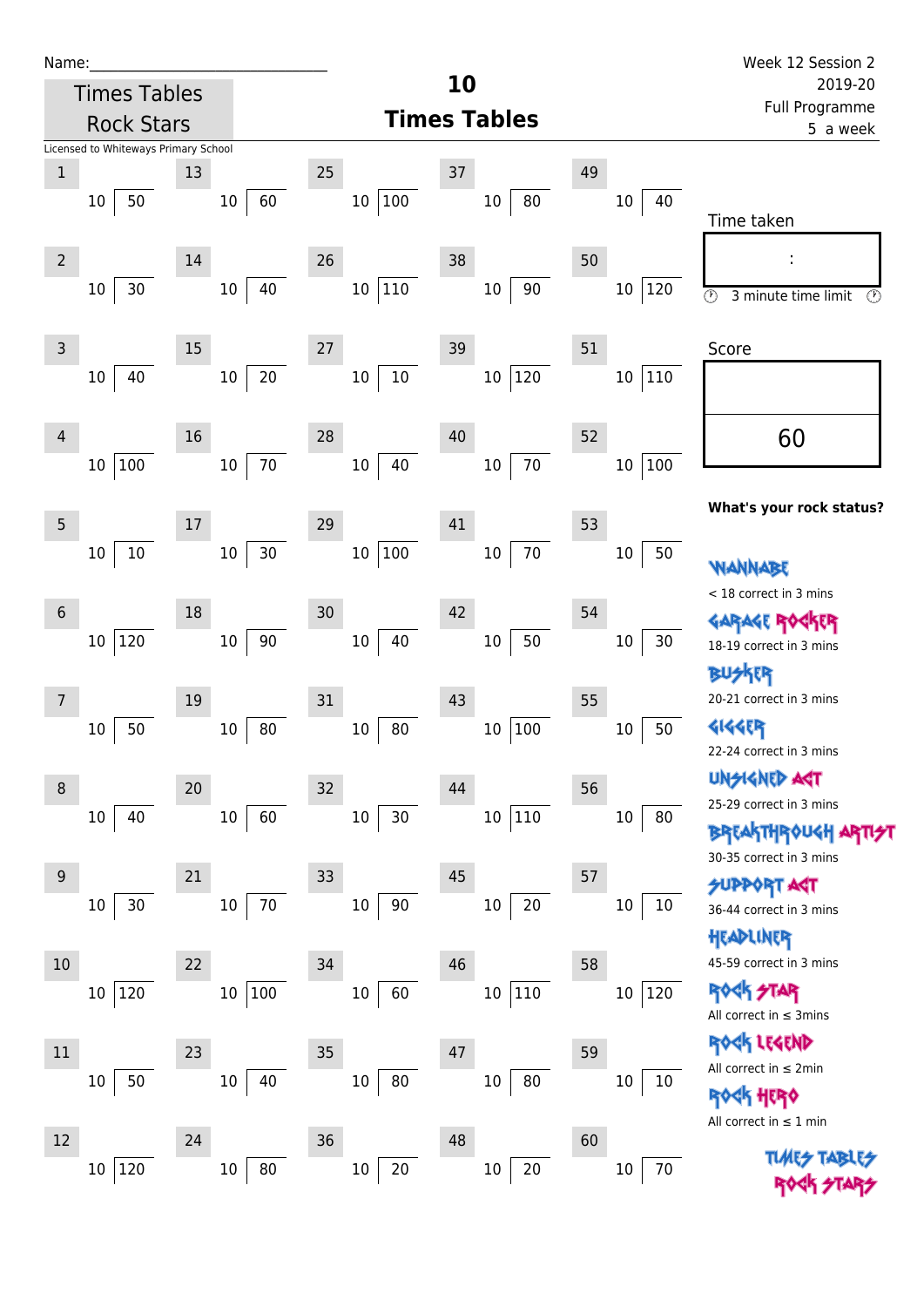Name:

Times Tables Rock Stars

Licensed to Whiteways Primary School

# 10 Times Tables

Week 12 Session 2
2019-20
Full Programme
5 a week

| # | Question | # | Question | # | Question | # | Question | # | Question |
|---|---|---|---|---|---|---|---|---|---|
| 1 | 10 ⟌ 50 | 13 | 10 ⟌ 60 | 25 | 10 ⟌ 100 | 37 | 10 ⟌ 80 | 49 | 10 ⟌ 40 |
| 2 | 10 ⟌ 30 | 14 | 10 ⟌ 40 | 26 | 10 ⟌ 110 | 38 | 10 ⟌ 90 | 50 | 10 ⟌ 120 |
| 3 | 10 ⟌ 40 | 15 | 10 ⟌ 20 | 27 | 10 ⟌ 10 | 39 | 10 ⟌ 120 | 51 | 10 ⟌ 110 |
| 4 | 10 ⟌ 100 | 16 | 10 ⟌ 70 | 28 | 10 ⟌ 40 | 40 | 10 ⟌ 70 | 52 | 10 ⟌ 100 |
| 5 | 10 ⟌ 10 | 17 | 10 ⟌ 30 | 29 | 10 ⟌ 100 | 41 | 10 ⟌ 70 | 53 | 10 ⟌ 50 |
| 6 | 10 ⟌ 120 | 18 | 10 ⟌ 90 | 30 | 10 ⟌ 40 | 42 | 10 ⟌ 50 | 54 | 10 ⟌ 30 |
| 7 | 10 ⟌ 50 | 19 | 10 ⟌ 80 | 31 | 10 ⟌ 80 | 43 | 10 ⟌ 100 | 55 | 10 ⟌ 50 |
| 8 | 10 ⟌ 40 | 20 | 10 ⟌ 60 | 32 | 10 ⟌ 30 | 44 | 10 ⟌ 110 | 56 | 10 ⟌ 80 |
| 9 | 10 ⟌ 30 | 21 | 10 ⟌ 70 | 33 | 10 ⟌ 90 | 45 | 10 ⟌ 20 | 57 | 10 ⟌ 10 |
| 10 | 10 ⟌ 120 | 22 | 10 ⟌ 100 | 34 | 10 ⟌ 60 | 46 | 10 ⟌ 110 | 58 | 10 ⟌ 120 |
| 11 | 10 ⟌ 50 | 23 | 10 ⟌ 40 | 35 | 10 ⟌ 80 | 47 | 10 ⟌ 80 | 59 | 10 ⟌ 10 |
| 12 | 10 ⟌ 120 | 24 | 10 ⟌ 80 | 36 | 10 ⟌ 20 | 48 | 10 ⟌ 20 | 60 | 10 ⟌ 70 |

Time taken

:

3 minute time limit

Score

60

**What's your rock status?**

WANNABE
< 18 correct in 3 mins

GARAGE ROCKER
18-19 correct in 3 mins

BUSKER
20-21 correct in 3 mins

GIGGER
22-24 correct in 3 mins

UNSIGNED ACT
25-29 correct in 3 mins

BREAKTHROUGH ARTIST
30-35 correct in 3 mins

SUPPORT ACT
36-44 correct in 3 mins

HEADLINER
45-59 correct in 3 mins

ROCK STAR
All correct in ≤ 3mins

ROCK LEGEND
All correct in ≤ 2min

ROCK HERO
All correct in ≤ 1 min

TIMES TABLES ROCK STARS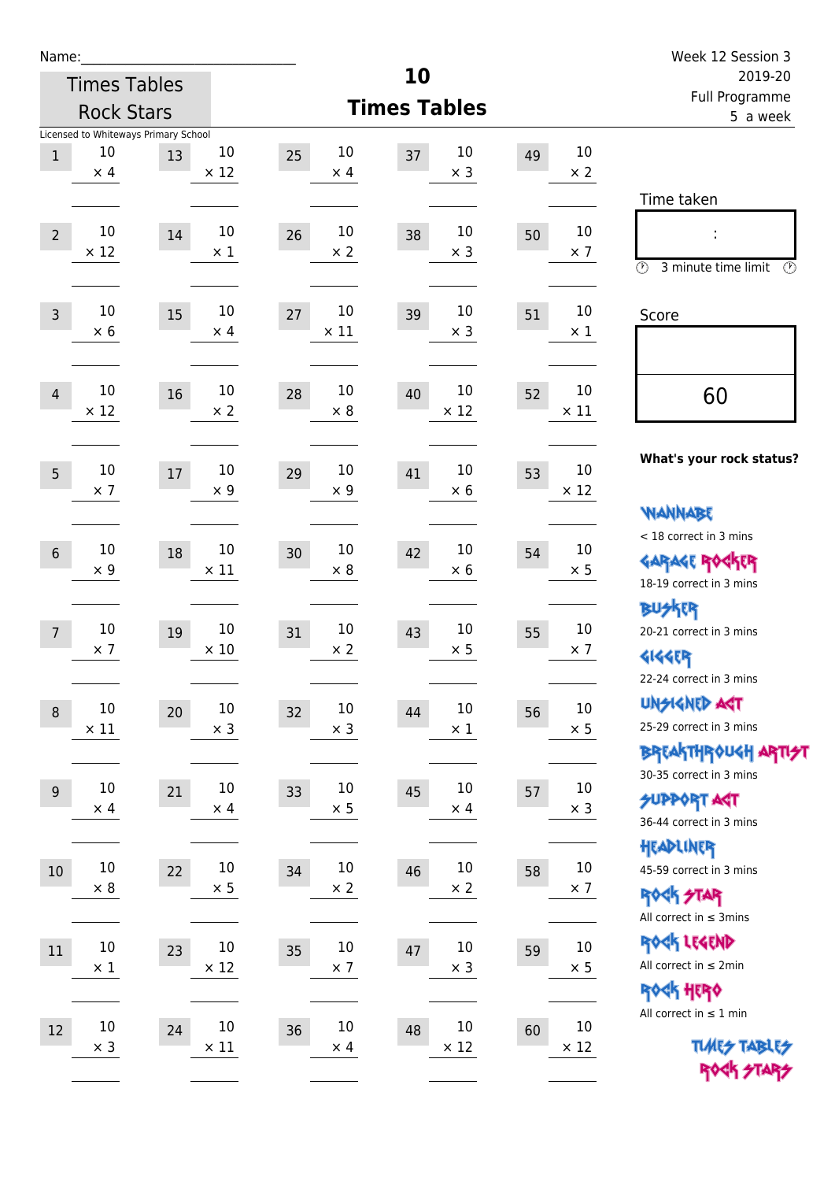Name:_______________________________

Times Tables Rock Stars

Licensed to Whiteways Primary School

# 10 Times Tables

Week 12 Session 3
2019-20
Full Programme
5 a week

| # | Question | # | Question | # | Question | # | Question | # | Question |
|---|---|---|---|---|---|---|---|---|---|
| 1 | 10 × 4 | 13 | 10 × 12 | 25 | 10 × 4 | 37 | 10 × 3 | 49 | 10 × 2 |
| 2 | 10 × 12 | 14 | 10 × 1 | 26 | 10 × 2 | 38 | 10 × 3 | 50 | 10 × 7 |
| 3 | 10 × 6 | 15 | 10 × 4 | 27 | 10 × 11 | 39 | 10 × 3 | 51 | 10 × 1 |
| 4 | 10 × 12 | 16 | 10 × 2 | 28 | 10 × 8 | 40 | 10 × 12 | 52 | 10 × 11 |
| 5 | 10 × 7 | 17 | 10 × 9 | 29 | 10 × 9 | 41 | 10 × 6 | 53 | 10 × 12 |
| 6 | 10 × 9 | 18 | 10 × 11 | 30 | 10 × 8 | 42 | 10 × 6 | 54 | 10 × 5 |
| 7 | 10 × 7 | 19 | 10 × 10 | 31 | 10 × 2 | 43 | 10 × 5 | 55 | 10 × 7 |
| 8 | 10 × 11 | 20 | 10 × 3 | 32 | 10 × 3 | 44 | 10 × 1 | 56 | 10 × 5 |
| 9 | 10 × 4 | 21 | 10 × 4 | 33 | 10 × 5 | 45 | 10 × 4 | 57 | 10 × 3 |
| 10 | 10 × 8 | 22 | 10 × 5 | 34 | 10 × 2 | 46 | 10 × 2 | 58 | 10 × 7 |
| 11 | 10 × 1 | 23 | 10 × 12 | 35 | 10 × 7 | 47 | 10 × 3 | 59 | 10 × 5 |
| 12 | 10 × 3 | 24 | 10 × 11 | 36 | 10 × 4 | 48 | 10 × 12 | 60 | 10 × 12 |

Time taken

:

3 minute time limit

Score

60

**What's your rock status?**

WANNABE
< 18 correct in 3 mins

GARAGE ROCKER
18-19 correct in 3 mins

BUSKER
20-21 correct in 3 mins

GIGGER
22-24 correct in 3 mins

UNSIGNED ACT
25-29 correct in 3 mins

BREAKTHROUGH ARTIST
30-35 correct in 3 mins

SUPPORT ACT
36-44 correct in 3 mins

HEADLINER
45-59 correct in 3 mins

ROCK STAR
All correct in ≤ 3mins

ROCK LEGEND
All correct in ≤ 2min

ROCK HERO
All correct in ≤ 1 min

TIMES TABLES ROCK STARS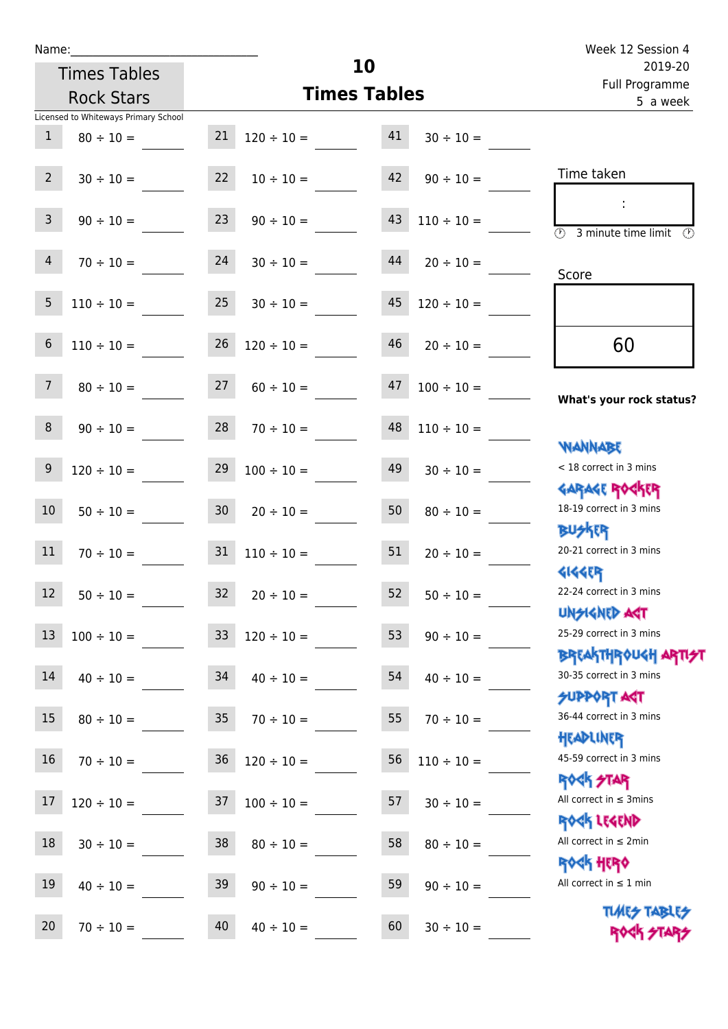Name:

Times Tables Rock Stars

# 10 Times Tables

Week 12 Session 4
2019-20
Full Programme
5 a week

Licensed to Whiteways Primary School

| | | | | | |
|---|---|---|---|---|---|
| 1 | 80 ÷ 10 = | 21 | 120 ÷ 10 = | 41 | 30 ÷ 10 = |
| 2 | 30 ÷ 10 = | 22 | 10 ÷ 10 = | 42 | 90 ÷ 10 = |
| 3 | 90 ÷ 10 = | 23 | 90 ÷ 10 = | 43 | 110 ÷ 10 = |
| 4 | 70 ÷ 10 = | 24 | 30 ÷ 10 = | 44 | 20 ÷ 10 = |
| 5 | 110 ÷ 10 = | 25 | 30 ÷ 10 = | 45 | 120 ÷ 10 = |
| 6 | 110 ÷ 10 = | 26 | 120 ÷ 10 = | 46 | 20 ÷ 10 = |
| 7 | 80 ÷ 10 = | 27 | 60 ÷ 10 = | 47 | 100 ÷ 10 = |
| 8 | 90 ÷ 10 = | 28 | 70 ÷ 10 = | 48 | 110 ÷ 10 = |
| 9 | 120 ÷ 10 = | 29 | 100 ÷ 10 = | 49 | 30 ÷ 10 = |
| 10 | 50 ÷ 10 = | 30 | 20 ÷ 10 = | 50 | 80 ÷ 10 = |
| 11 | 70 ÷ 10 = | 31 | 110 ÷ 10 = | 51 | 20 ÷ 10 = |
| 12 | 50 ÷ 10 = | 32 | 20 ÷ 10 = | 52 | 50 ÷ 10 = |
| 13 | 100 ÷ 10 = | 33 | 120 ÷ 10 = | 53 | 90 ÷ 10 = |
| 14 | 40 ÷ 10 = | 34 | 40 ÷ 10 = | 54 | 40 ÷ 10 = |
| 15 | 80 ÷ 10 = | 35 | 70 ÷ 10 = | 55 | 70 ÷ 10 = |
| 16 | 70 ÷ 10 = | 36 | 120 ÷ 10 = | 56 | 110 ÷ 10 = |
| 17 | 120 ÷ 10 = | 37 | 100 ÷ 10 = | 57 | 30 ÷ 10 = |
| 18 | 30 ÷ 10 = | 38 | 80 ÷ 10 = | 58 | 80 ÷ 10 = |
| 19 | 40 ÷ 10 = | 39 | 90 ÷ 10 = | 59 | 90 ÷ 10 = |
| 20 | 70 ÷ 10 = | 40 | 40 ÷ 10 = | 60 | 30 ÷ 10 = |

Time taken

:

3 minute time limit

Score

60

**What's your rock status?**

WANNABE
< 18 correct in 3 mins

GARAGE ROCKER
18-19 correct in 3 mins

BUSKER
20-21 correct in 3 mins

GIGGER
22-24 correct in 3 mins

UNSIGNED ACT
25-29 correct in 3 mins

BREAKTHROUGH ARTIST
30-35 correct in 3 mins

SUPPORT ACT
36-44 correct in 3 mins

HEADLINER
45-59 correct in 3 mins

ROCK STAR
All correct in ≤ 3mins

ROCK LEGEND
All correct in ≤ 2min

ROCK HERO
All correct in ≤ 1 min

TIMES TABLES ROCK STARS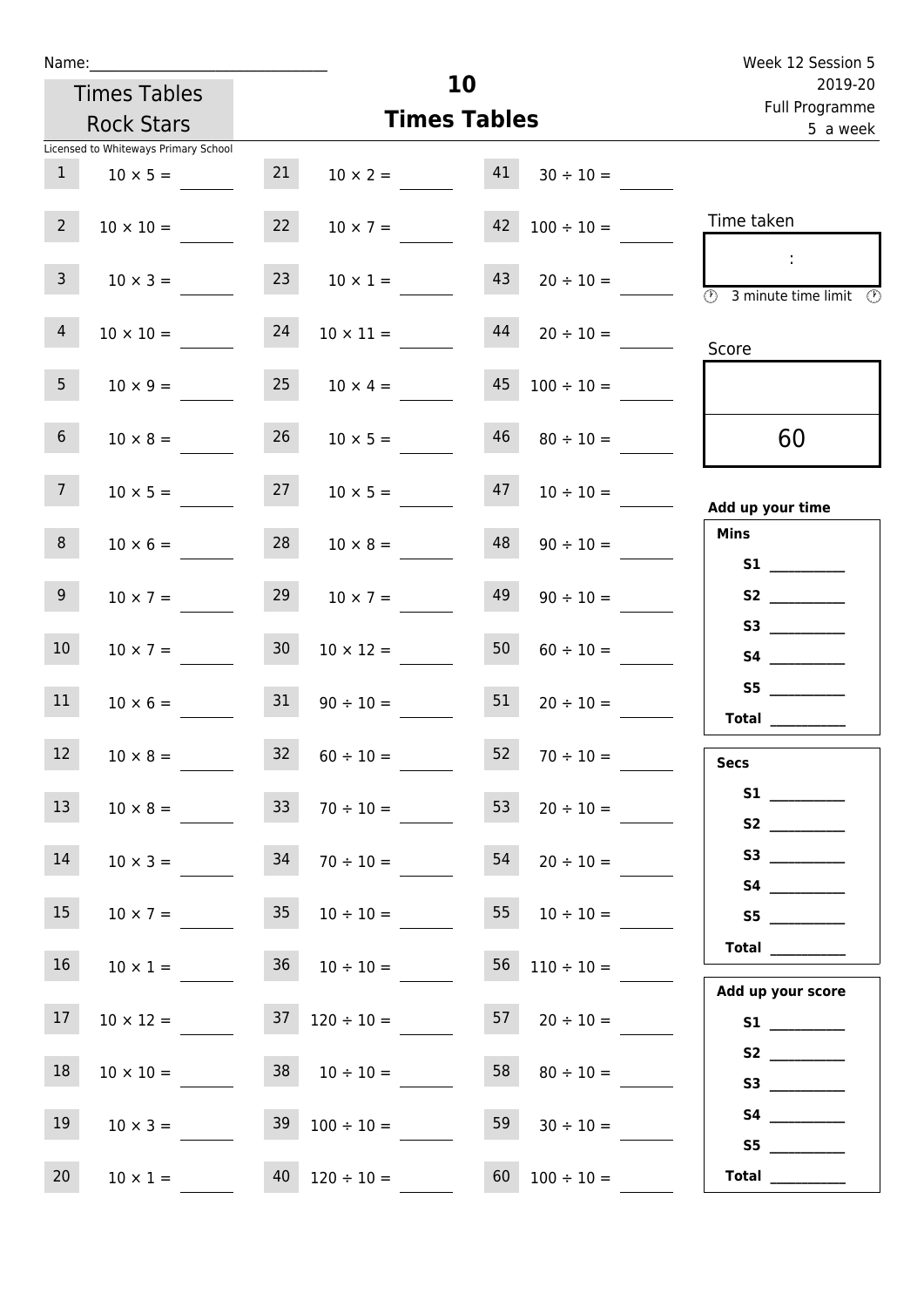Name:\_\_\_\_\_\_\_\_\_\_\_\_\_\_\_\_\_\_\_\_\_\_\_\_\_\_\_\_\_\_

Times Tables Rock Stars

Licensed to Whiteways Primary School

# 10 Times Tables

Week 12 Session 5
2019-20
Full Programme
5 a week

| | | | | | |
|---|---|---|---|---|---|
| 1 | 10 × 5 = | 21 | 10 × 2 = | 41 | 30 ÷ 10 = |
| 2 | 10 × 10 = | 22 | 10 × 7 = | 42 | 100 ÷ 10 = |
| 3 | 10 × 3 = | 23 | 10 × 1 = | 43 | 20 ÷ 10 = |
| 4 | 10 × 10 = | 24 | 10 × 11 = | 44 | 20 ÷ 10 = |
| 5 | 10 × 9 = | 25 | 10 × 4 = | 45 | 100 ÷ 10 = |
| 6 | 10 × 8 = | 26 | 10 × 5 = | 46 | 80 ÷ 10 = |
| 7 | 10 × 5 = | 27 | 10 × 5 = | 47 | 10 ÷ 10 = |
| 8 | 10 × 6 = | 28 | 10 × 8 = | 48 | 90 ÷ 10 = |
| 9 | 10 × 7 = | 29 | 10 × 7 = | 49 | 90 ÷ 10 = |
| 10 | 10 × 7 = | 30 | 10 × 12 = | 50 | 60 ÷ 10 = |
| 11 | 10 × 6 = | 31 | 90 ÷ 10 = | 51 | 20 ÷ 10 = |
| 12 | 10 × 8 = | 32 | 60 ÷ 10 = | 52 | 70 ÷ 10 = |
| 13 | 10 × 8 = | 33 | 70 ÷ 10 = | 53 | 20 ÷ 10 = |
| 14 | 10 × 3 = | 34 | 70 ÷ 10 = | 54 | 20 ÷ 10 = |
| 15 | 10 × 7 = | 35 | 10 ÷ 10 = | 55 | 10 ÷ 10 = |
| 16 | 10 × 1 = | 36 | 10 ÷ 10 = | 56 | 110 ÷ 10 = |
| 17 | 10 × 12 = | 37 | 120 ÷ 10 = | 57 | 20 ÷ 10 = |
| 18 | 10 × 10 = | 38 | 10 ÷ 10 = | 58 | 80 ÷ 10 = |
| 19 | 10 × 3 = | 39 | 100 ÷ 10 = | 59 | 30 ÷ 10 = |
| 20 | 10 × 1 = | 40 | 120 ÷ 10 = | 60 | 100 ÷ 10 = |

Time taken

:

3 minute time limit

Score

60

**Add up your time**

**Mins**

**S1** \_\_\_\_\_\_\_\_\_\_
**S2** \_\_\_\_\_\_\_\_\_\_
**S3** \_\_\_\_\_\_\_\_\_\_
**S4** \_\_\_\_\_\_\_\_\_\_
**S5** \_\_\_\_\_\_\_\_\_\_
**Total** \_\_\_\_\_\_\_\_\_\_

**Secs**

**S1** \_\_\_\_\_\_\_\_\_\_
**S2** \_\_\_\_\_\_\_\_\_\_
**S3** \_\_\_\_\_\_\_\_\_\_
**S4** \_\_\_\_\_\_\_\_\_\_
**S5** \_\_\_\_\_\_\_\_\_\_
**Total** \_\_\_\_\_\_\_\_\_\_

**Add up your score**

**S1** \_\_\_\_\_\_\_\_\_\_
**S2** \_\_\_\_\_\_\_\_\_\_
**S3** \_\_\_\_\_\_\_\_\_\_
**S4** \_\_\_\_\_\_\_\_\_\_
**S5** \_\_\_\_\_\_\_\_\_\_
**Total** \_\_\_\_\_\_\_\_\_\_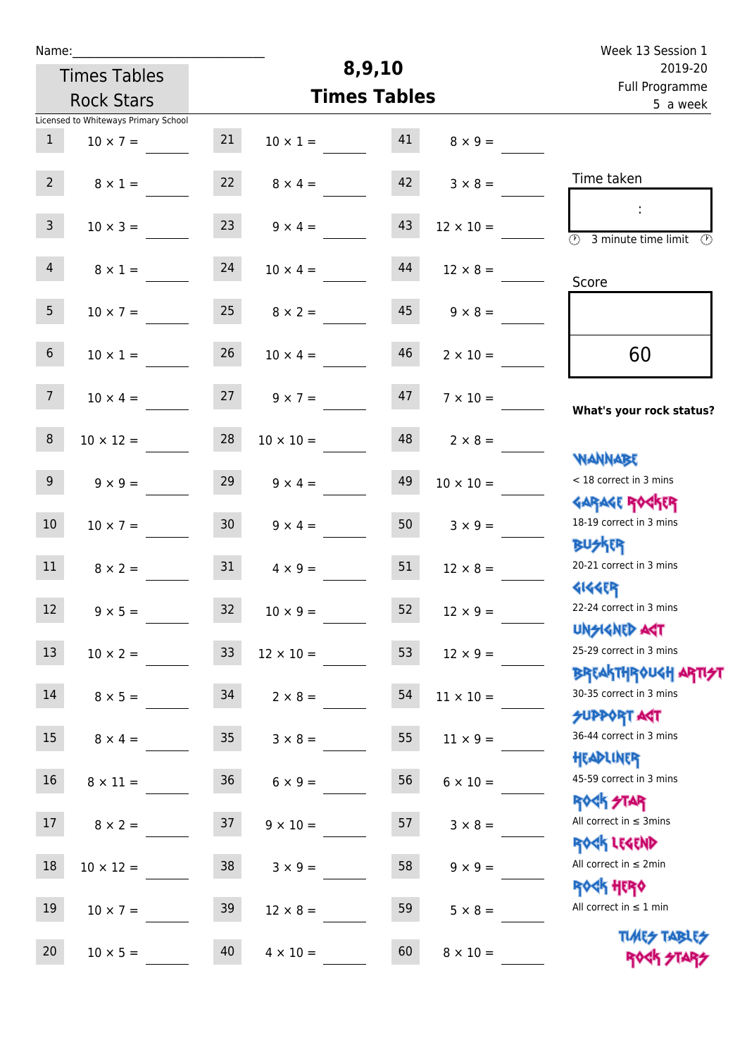Name:______________________________

Times Tables Rock Stars

# 8,9,10 Times Tables

Week 13 Session 1
2019-20
Full Programme
5 a week

Licensed to Whiteways Primary School

| | | | | | |
|---|---|---|---|---|---|
| 1 | 10 × 7 = | 21 | 10 × 1 = | 41 | 8 × 9 = |
| 2 | 8 × 1 = | 22 | 8 × 4 = | 42 | 3 × 8 = |
| 3 | 10 × 3 = | 23 | 9 × 4 = | 43 | 12 × 10 = |
| 4 | 8 × 1 = | 24 | 10 × 4 = | 44 | 12 × 8 = |
| 5 | 10 × 7 = | 25 | 8 × 2 = | 45 | 9 × 8 = |
| 6 | 10 × 1 = | 26 | 10 × 4 = | 46 | 2 × 10 = |
| 7 | 10 × 4 = | 27 | 9 × 7 = | 47 | 7 × 10 = |
| 8 | 10 × 12 = | 28 | 10 × 10 = | 48 | 2 × 8 = |
| 9 | 9 × 9 = | 29 | 9 × 4 = | 49 | 10 × 10 = |
| 10 | 10 × 7 = | 30 | 9 × 4 = | 50 | 3 × 9 = |
| 11 | 8 × 2 = | 31 | 4 × 9 = | 51 | 12 × 8 = |
| 12 | 9 × 5 = | 32 | 10 × 9 = | 52 | 12 × 9 = |
| 13 | 10 × 2 = | 33 | 12 × 10 = | 53 | 12 × 9 = |
| 14 | 8 × 5 = | 34 | 2 × 8 = | 54 | 11 × 10 = |
| 15 | 8 × 4 = | 35 | 3 × 8 = | 55 | 11 × 9 = |
| 16 | 8 × 11 = | 36 | 6 × 9 = | 56 | 6 × 10 = |
| 17 | 8 × 2 = | 37 | 9 × 10 = | 57 | 3 × 8 = |
| 18 | 10 × 12 = | 38 | 3 × 9 = | 58 | 9 × 9 = |
| 19 | 10 × 7 = | 39 | 12 × 8 = | 59 | 5 × 8 = |
| 20 | 10 × 5 = | 40 | 4 × 10 = | 60 | 8 × 10 = |

Time taken

:

3 minute time limit

Score

60

**What's your rock status?**

WANNABE
< 18 correct in 3 mins

GARAGE ROCKER
18-19 correct in 3 mins

BUSKER
20-21 correct in 3 mins

GIGGER
22-24 correct in 3 mins

UNSIGNED ACT
25-29 correct in 3 mins

BREAKTHROUGH ARTIST
30-35 correct in 3 mins

SUPPORT ACT
36-44 correct in 3 mins

HEADLINER
45-59 correct in 3 mins

ROCK STAR
All correct in ≤ 3mins

ROCK LEGEND
All correct in ≤ 2min

ROCK HERO
All correct in ≤ 1 min

TIMES TABLES ROCK STARS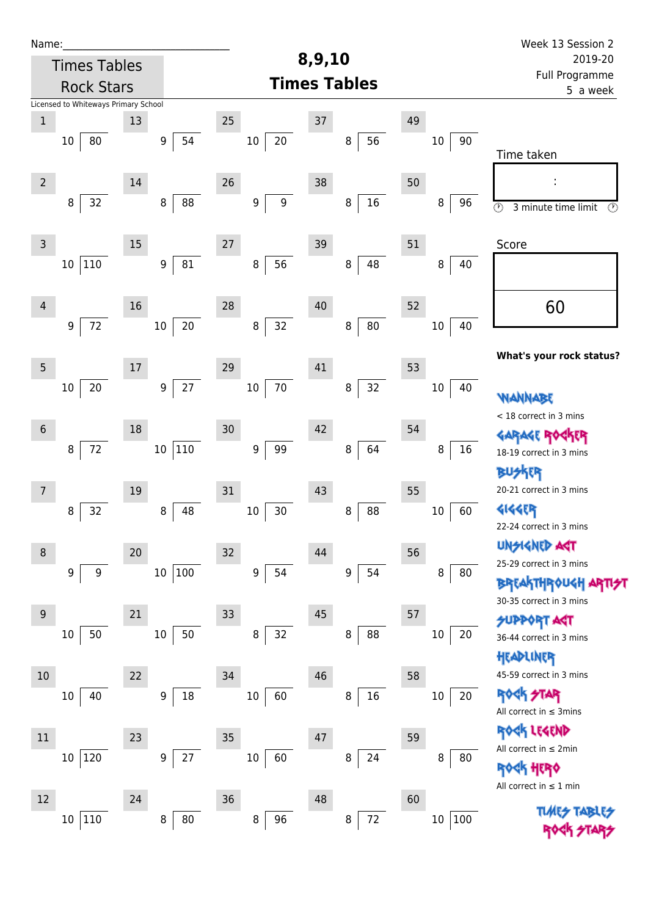Name:______________________________

Times Tables Rock Stars

Licensed to Whiteways Primary School

# 8,9,10 Times Tables

Week 13 Session 2
2019-20
Full Programme
5 a week

| # | Question | # | Question | # | Question | # | Question | # | Question |
|---|---|---|---|---|---|---|---|---|---|
| 1 | 10 ⟌ 80 | 13 | 9 ⟌ 54 | 25 | 10 ⟌ 20 | 37 | 8 ⟌ 56 | 49 | 10 ⟌ 90 |
| 2 | 8 ⟌ 32 | 14 | 8 ⟌ 88 | 26 | 9 ⟌ 9 | 38 | 8 ⟌ 16 | 50 | 8 ⟌ 96 |
| 3 | 10 ⟌ 110 | 15 | 9 ⟌ 81 | 27 | 8 ⟌ 56 | 39 | 8 ⟌ 48 | 51 | 8 ⟌ 40 |
| 4 | 9 ⟌ 72 | 16 | 10 ⟌ 20 | 28 | 8 ⟌ 32 | 40 | 8 ⟌ 80 | 52 | 10 ⟌ 40 |
| 5 | 10 ⟌ 20 | 17 | 9 ⟌ 27 | 29 | 10 ⟌ 70 | 41 | 8 ⟌ 32 | 53 | 10 ⟌ 40 |
| 6 | 8 ⟌ 72 | 18 | 10 ⟌ 110 | 30 | 9 ⟌ 99 | 42 | 8 ⟌ 64 | 54 | 8 ⟌ 16 |
| 7 | 8 ⟌ 32 | 19 | 8 ⟌ 48 | 31 | 10 ⟌ 30 | 43 | 8 ⟌ 88 | 55 | 10 ⟌ 60 |
| 8 | 9 ⟌ 9 | 20 | 10 ⟌ 100 | 32 | 9 ⟌ 54 | 44 | 9 ⟌ 54 | 56 | 8 ⟌ 80 |
| 9 | 10 ⟌ 50 | 21 | 10 ⟌ 50 | 33 | 8 ⟌ 32 | 45 | 8 ⟌ 88 | 57 | 10 ⟌ 20 |
| 10 | 10 ⟌ 40 | 22 | 9 ⟌ 18 | 34 | 10 ⟌ 60 | 46 | 8 ⟌ 16 | 58 | 10 ⟌ 20 |
| 11 | 10 ⟌ 120 | 23 | 9 ⟌ 27 | 35 | 10 ⟌ 60 | 47 | 8 ⟌ 24 | 59 | 8 ⟌ 80 |
| 12 | 10 ⟌ 110 | 24 | 8 ⟌ 80 | 36 | 8 ⟌ 96 | 48 | 8 ⟌ 72 | 60 | 10 ⟌ 100 |

Time taken

:

3 minute time limit

Score

60

**What's your rock status?**

WANNABE
< 18 correct in 3 mins

GARAGE ROCKER
18-19 correct in 3 mins

BUSKER
20-21 correct in 3 mins

GIGGER
22-24 correct in 3 mins

UNSIGNED ACT
25-29 correct in 3 mins

BREAKTHROUGH ARTIST
30-35 correct in 3 mins

SUPPORT ACT
36-44 correct in 3 mins

HEADLINER
45-59 correct in 3 mins

ROCK STAR
All correct in ≤ 3mins

ROCK LEGEND
All correct in ≤ 2min

ROCK HERO
All correct in ≤ 1 min

TIMES TABLES ROCK STARS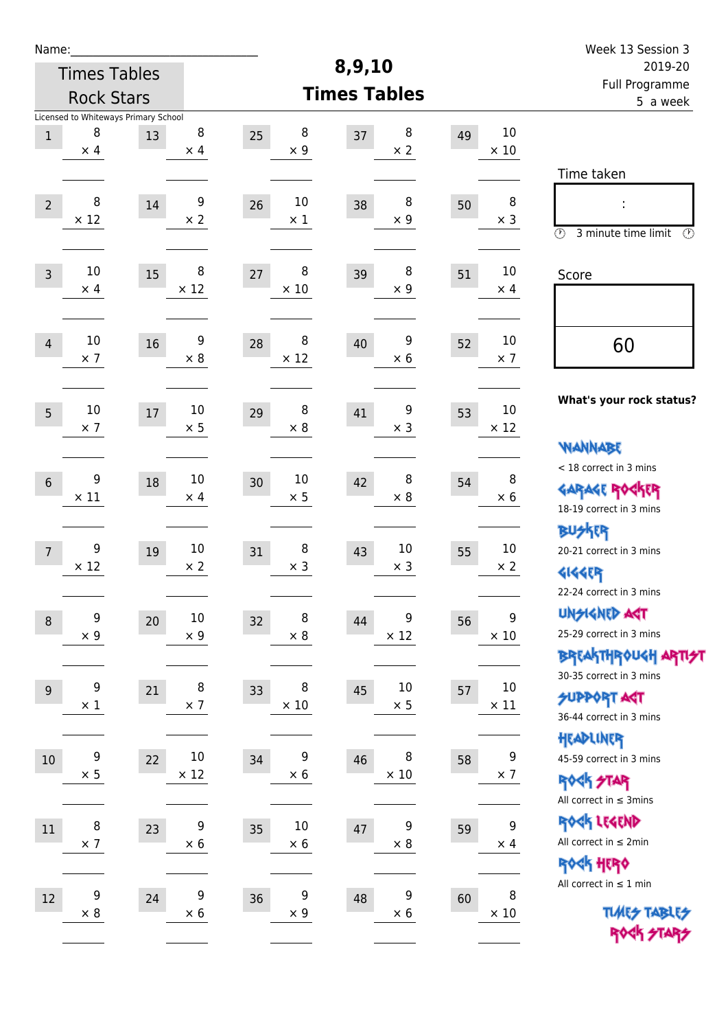Name:\_\_\_\_\_\_\_\_\_\_\_\_\_\_\_\_\_\_\_\_\_\_\_\_\_\_\_

Times Tables Rock Stars

Licensed to Whiteways Primary School

# 8,9,10 Times Tables

Week 13 Session 3
2019-20
Full Programme
5 a week

| | | | | | | | | | |
|---|---|---|---|---|---|---|---|---|---|
| 1 | 8 × 4 | 13 | 8 × 4 | 25 | 8 × 9 | 37 | 8 × 2 | 49 | 10 × 10 |
| 2 | 8 × 12 | 14 | 9 × 2 | 26 | 10 × 1 | 38 | 8 × 9 | 50 | 8 × 3 |
| 3 | 10 × 4 | 15 | 8 × 12 | 27 | 8 × 10 | 39 | 8 × 9 | 51 | 10 × 4 |
| 4 | 10 × 7 | 16 | 9 × 8 | 28 | 8 × 12 | 40 | 9 × 6 | 52 | 10 × 7 |
| 5 | 10 × 7 | 17 | 10 × 5 | 29 | 8 × 8 | 41 | 9 × 3 | 53 | 10 × 12 |
| 6 | 9 × 11 | 18 | 10 × 4 | 30 | 10 × 5 | 42 | 8 × 8 | 54 | 8 × 6 |
| 7 | 9 × 12 | 19 | 10 × 2 | 31 | 8 × 3 | 43 | 10 × 3 | 55 | 10 × 2 |
| 8 | 9 × 9 | 20 | 10 × 9 | 32 | 8 × 8 | 44 | 9 × 12 | 56 | 9 × 10 |
| 9 | 9 × 1 | 21 | 8 × 7 | 33 | 8 × 10 | 45 | 10 × 5 | 57 | 10 × 11 |
| 10 | 9 × 5 | 22 | 10 × 12 | 34 | 9 × 6 | 46 | 8 × 10 | 58 | 9 × 7 |
| 11 | 8 × 7 | 23 | 9 × 6 | 35 | 10 × 6 | 47 | 9 × 8 | 59 | 9 × 4 |
| 12 | 9 × 8 | 24 | 9 × 6 | 36 | 9 × 9 | 48 | 9 × 6 | 60 | 8 × 10 |

Time taken

:

3 minute time limit

Score

60

**What's your rock status?**

WANNABE
< 18 correct in 3 mins

GARAGE ROCKER
18-19 correct in 3 mins

BUSKER
20-21 correct in 3 mins

GIGGER
22-24 correct in 3 mins

UNSIGNED ACT
25-29 correct in 3 mins

BREAKTHROUGH ARTIST
30-35 correct in 3 mins

SUPPORT ACT
36-44 correct in 3 mins

HEADLINER
45-59 correct in 3 mins

ROCK STAR
All correct in ≤ 3mins

ROCK LEGEND
All correct in ≤ 2min

ROCK HERO
All correct in ≤ 1 min

TIMES TABLES ROCK STARS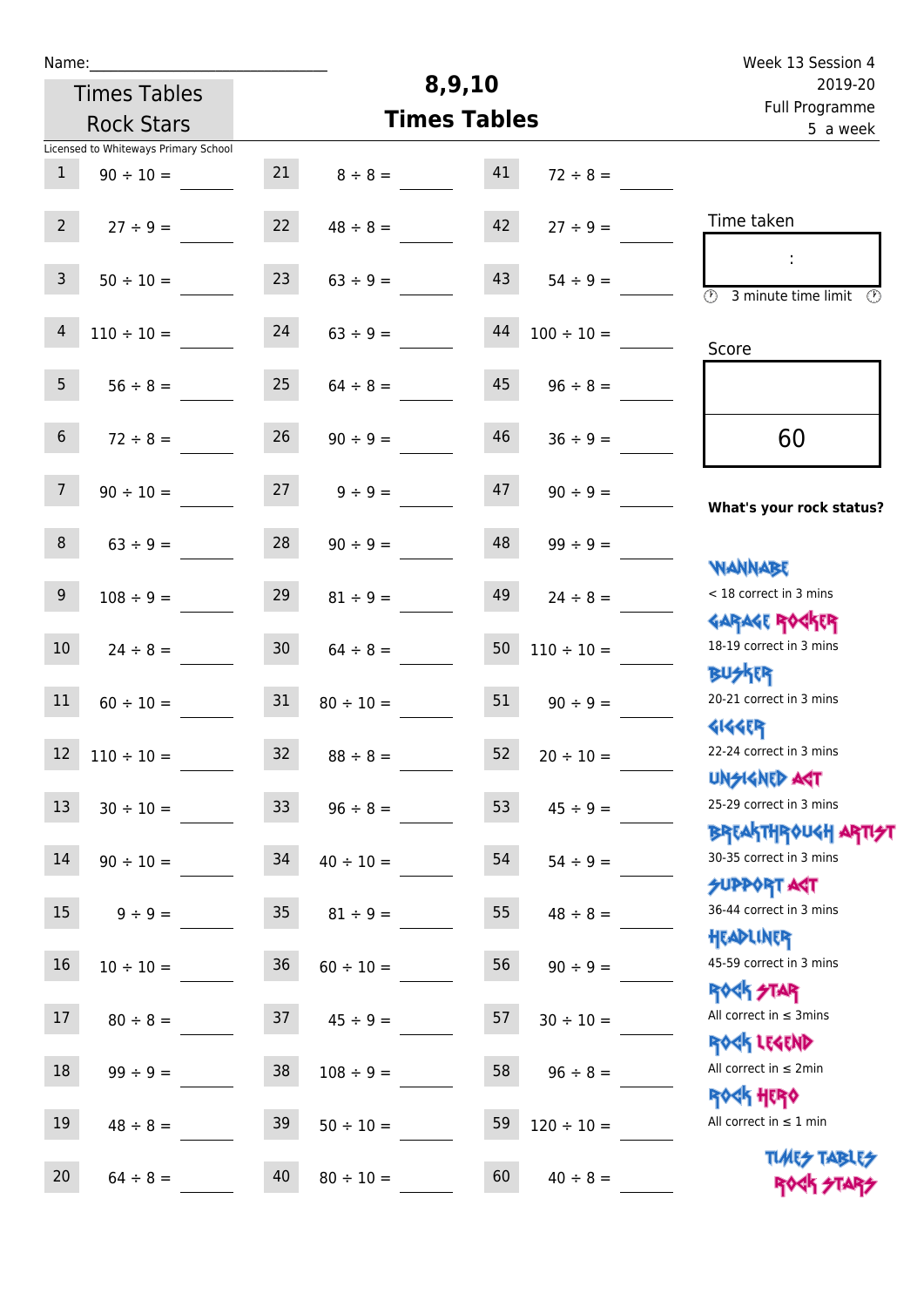Name:_____________________________

Times Tables Rock Stars

Licensed to Whiteways Primary School

# 8,9,10 Times Tables

Week 13 Session 4
2019-20
Full Programme
5 a week

| # | Question | # | Question | # | Question |
|---|---|---|---|---|---|
| 1 | 90 ÷ 10 = ____ | 21 | 8 ÷ 8 = ____ | 41 | 72 ÷ 8 = ____ |
| 2 | 27 ÷ 9 = ____ | 22 | 48 ÷ 8 = ____ | 42 | 27 ÷ 9 = ____ |
| 3 | 50 ÷ 10 = ____ | 23 | 63 ÷ 9 = ____ | 43 | 54 ÷ 9 = ____ |
| 4 | 110 ÷ 10 = ____ | 24 | 63 ÷ 9 = ____ | 44 | 100 ÷ 10 = ____ |
| 5 | 56 ÷ 8 = ____ | 25 | 64 ÷ 8 = ____ | 45 | 96 ÷ 8 = ____ |
| 6 | 72 ÷ 8 = ____ | 26 | 90 ÷ 9 = ____ | 46 | 36 ÷ 9 = ____ |
| 7 | 90 ÷ 10 = ____ | 27 | 9 ÷ 9 = ____ | 47 | 90 ÷ 9 = ____ |
| 8 | 63 ÷ 9 = ____ | 28 | 90 ÷ 9 = ____ | 48 | 99 ÷ 9 = ____ |
| 9 | 108 ÷ 9 = ____ | 29 | 81 ÷ 9 = ____ | 49 | 24 ÷ 8 = ____ |
| 10 | 24 ÷ 8 = ____ | 30 | 64 ÷ 8 = ____ | 50 | 110 ÷ 10 = ____ |
| 11 | 60 ÷ 10 = ____ | 31 | 80 ÷ 10 = ____ | 51 | 90 ÷ 9 = ____ |
| 12 | 110 ÷ 10 = ____ | 32 | 88 ÷ 8 = ____ | 52 | 20 ÷ 10 = ____ |
| 13 | 30 ÷ 10 = ____ | 33 | 96 ÷ 8 = ____ | 53 | 45 ÷ 9 = ____ |
| 14 | 90 ÷ 10 = ____ | 34 | 40 ÷ 10 = ____ | 54 | 54 ÷ 9 = ____ |
| 15 | 9 ÷ 9 = ____ | 35 | 81 ÷ 9 = ____ | 55 | 48 ÷ 8 = ____ |
| 16 | 10 ÷ 10 = ____ | 36 | 60 ÷ 10 = ____ | 56 | 90 ÷ 9 = ____ |
| 17 | 80 ÷ 8 = ____ | 37 | 45 ÷ 9 = ____ | 57 | 30 ÷ 10 = ____ |
| 18 | 99 ÷ 9 = ____ | 38 | 108 ÷ 9 = ____ | 58 | 96 ÷ 8 = ____ |
| 19 | 48 ÷ 8 = ____ | 39 | 50 ÷ 10 = ____ | 59 | 120 ÷ 10 = ____ |
| 20 | 64 ÷ 8 = ____ | 40 | 80 ÷ 10 = ____ | 60 | 40 ÷ 8 = ____ |

Time taken

:

3 minute time limit

Score

60

**What's your rock status?**

- **WANNABE** — < 18 correct in 3 mins
- **GARAGE ROCKER** — 18-19 correct in 3 mins
- **BUSKER** — 20-21 correct in 3 mins
- **GIGGER** — 22-24 correct in 3 mins
- **UNSIGNED ACT** — 25-29 correct in 3 mins
- **BREAKTHROUGH ARTIST** — 30-35 correct in 3 mins
- **SUPPORT ACT** — 36-44 correct in 3 mins
- **HEADLINER** — 45-59 correct in 3 mins
- **ROCK STAR** — All correct in ≤ 3mins
- **ROCK LEGEND** — All correct in ≤ 2min
- **ROCK HERO** — All correct in ≤ 1 min

TIMES TABLES ROCK STARS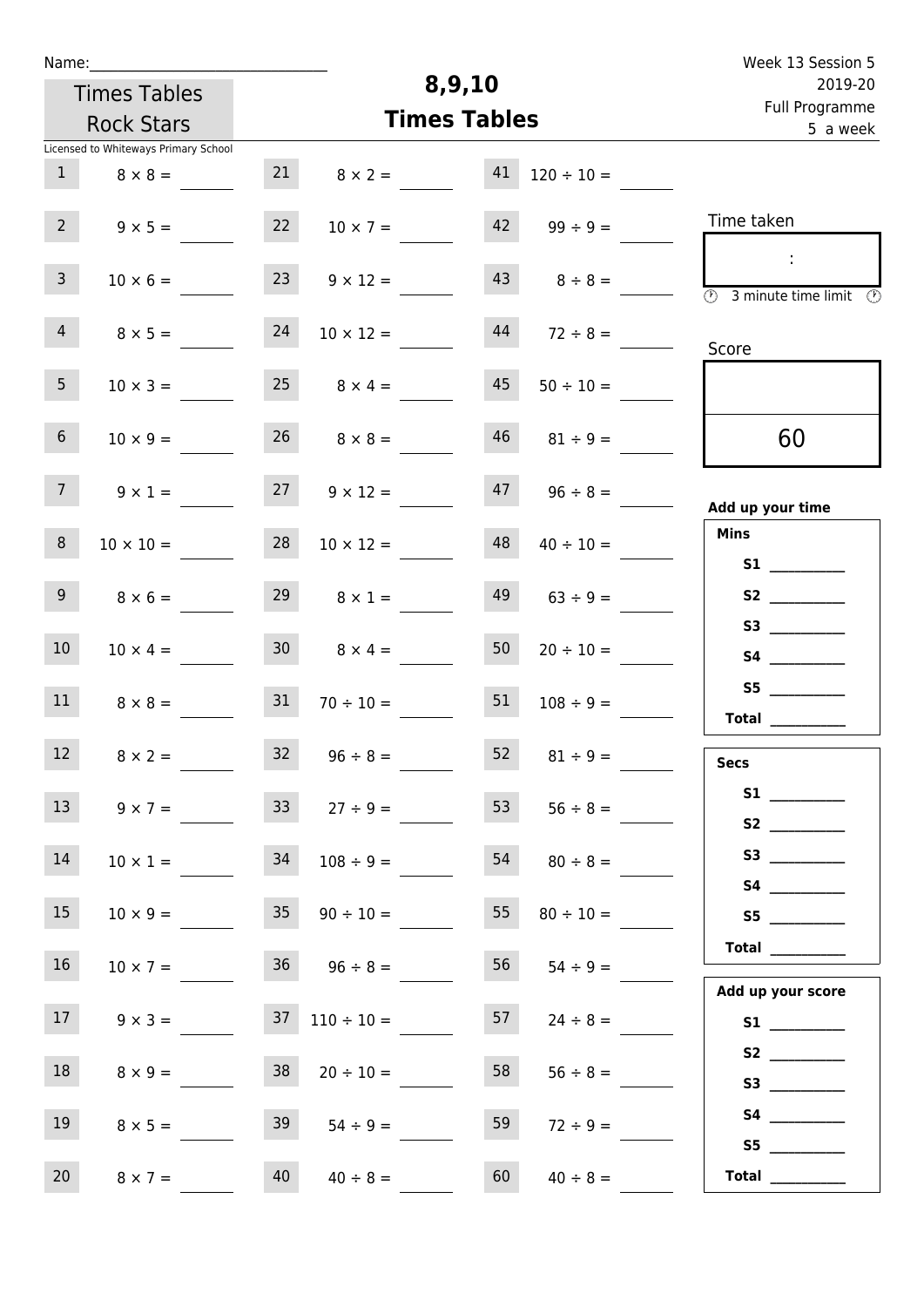Name:______________________________

Times Tables Rock Stars

Licensed to Whiteways Primary School

# 8,9,10 Times Tables

Week 13 Session 5
2019-20
Full Programme
5 a week

| | | | | | |
|---|---|---|---|---|---|
| 1 | $8 \times 8 =$ | 21 | $8 \times 2 =$ | 41 | $120 \div 10 =$ |
| 2 | $9 \times 5 =$ | 22 | $10 \times 7 =$ | 42 | $99 \div 9 =$ |
| 3 | $10 \times 6 =$ | 23 | $9 \times 12 =$ | 43 | $8 \div 8 =$ |
| 4 | $8 \times 5 =$ | 24 | $10 \times 12 =$ | 44 | $72 \div 8 =$ |
| 5 | $10 \times 3 =$ | 25 | $8 \times 4 =$ | 45 | $50 \div 10 =$ |
| 6 | $10 \times 9 =$ | 26 | $8 \times 8 =$ | 46 | $81 \div 9 =$ |
| 7 | $9 \times 1 =$ | 27 | $9 \times 12 =$ | 47 | $96 \div 8 =$ |
| 8 | $10 \times 10 =$ | 28 | $10 \times 12 =$ | 48 | $40 \div 10 =$ |
| 9 | $8 \times 6 =$ | 29 | $8 \times 1 =$ | 49 | $63 \div 9 =$ |
| 10 | $10 \times 4 =$ | 30 | $8 \times 4 =$ | 50 | $20 \div 10 =$ |
| 11 | $8 \times 8 =$ | 31 | $70 \div 10 =$ | 51 | $108 \div 9 =$ |
| 12 | $8 \times 2 =$ | 32 | $96 \div 8 =$ | 52 | $81 \div 9 =$ |
| 13 | $9 \times 7 =$ | 33 | $27 \div 9 =$ | 53 | $56 \div 8 =$ |
| 14 | $10 \times 1 =$ | 34 | $108 \div 9 =$ | 54 | $80 \div 8 =$ |
| 15 | $10 \times 9 =$ | 35 | $90 \div 10 =$ | 55 | $80 \div 10 =$ |
| 16 | $10 \times 7 =$ | 36 | $96 \div 8 =$ | 56 | $54 \div 9 =$ |
| 17 | $9 \times 3 =$ | 37 | $110 \div 10 =$ | 57 | $24 \div 8 =$ |
| 18 | $8 \times 9 =$ | 38 | $20 \div 10 =$ | 58 | $56 \div 8 =$ |
| 19 | $8 \times 5 =$ | 39 | $54 \div 9 =$ | 59 | $72 \div 9 =$ |
| 20 | $8 \times 7 =$ | 40 | $40 \div 8 =$ | 60 | $40 \div 8 =$ |

Time taken

:

3 minute time limit

Score

60

**Add up your time**

**Mins**

**S1** __________
**S2** __________
**S3** __________
**S4** __________
**S5** __________
**Total** __________

**Secs**

**S1** __________
**S2** __________
**S3** __________
**S4** __________
**S5** __________
**Total** __________

**Add up your score**

**S1** __________
**S2** __________
**S3** __________
**S4** __________
**S5** __________
**Total** __________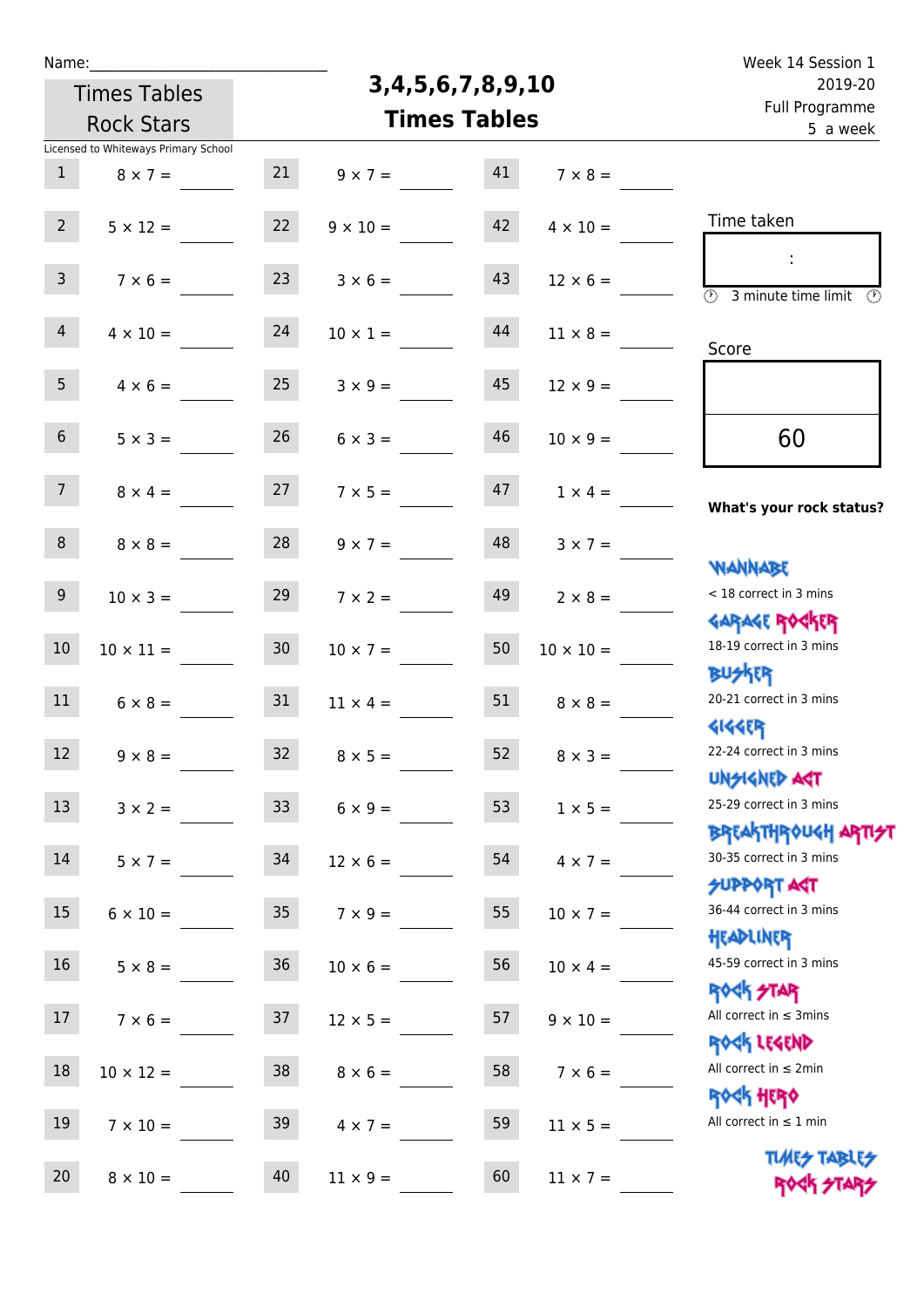Name:\_\_\_\_\_\_\_\_\_\_\_\_\_\_\_\_\_\_\_\_\_\_\_\_\_\_\_\_

Times Tables Rock Stars

Licensed to Whiteways Primary School

# 3,4,5,6,7,8,9,10 Times Tables

Week 14 Session 1
2019-20
Full Programme
5 a week

| # | Question | # | Question | # | Question |
|---|---|---|---|---|---|
| 1 | 8 × 7 = | 21 | 9 × 7 = | 41 | 7 × 8 = |
| 2 | 5 × 12 = | 22 | 9 × 10 = | 42 | 4 × 10 = |
| 3 | 7 × 6 = | 23 | 3 × 6 = | 43 | 12 × 6 = |
| 4 | 4 × 10 = | 24 | 10 × 1 = | 44 | 11 × 8 = |
| 5 | 4 × 6 = | 25 | 3 × 9 = | 45 | 12 × 9 = |
| 6 | 5 × 3 = | 26 | 6 × 3 = | 46 | 10 × 9 = |
| 7 | 8 × 4 = | 27 | 7 × 5 = | 47 | 1 × 4 = |
| 8 | 8 × 8 = | 28 | 9 × 7 = | 48 | 3 × 7 = |
| 9 | 10 × 3 = | 29 | 7 × 2 = | 49 | 2 × 8 = |
| 10 | 10 × 11 = | 30 | 10 × 7 = | 50 | 10 × 10 = |
| 11 | 6 × 8 = | 31 | 11 × 4 = | 51 | 8 × 8 = |
| 12 | 9 × 8 = | 32 | 8 × 5 = | 52 | 8 × 3 = |
| 13 | 3 × 2 = | 33 | 6 × 9 = | 53 | 1 × 5 = |
| 14 | 5 × 7 = | 34 | 12 × 6 = | 54 | 4 × 7 = |
| 15 | 6 × 10 = | 35 | 7 × 9 = | 55 | 10 × 7 = |
| 16 | 5 × 8 = | 36 | 10 × 6 = | 56 | 10 × 4 = |
| 17 | 7 × 6 = | 37 | 12 × 5 = | 57 | 9 × 10 = |
| 18 | 10 × 12 = | 38 | 8 × 6 = | 58 | 7 × 6 = |
| 19 | 7 × 10 = | 39 | 4 × 7 = | 59 | 11 × 5 = |
| 20 | 8 × 10 = | 40 | 11 × 9 = | 60 | 11 × 7 = |

Time taken

:

3 minute time limit

Score

60

**What's your rock status?**

WANNABE
< 18 correct in 3 mins

GARAGE ROCKER
18-19 correct in 3 mins

BUSKER
20-21 correct in 3 mins

GIGGER
22-24 correct in 3 mins

UNSIGNED ACT
25-29 correct in 3 mins

BREAKTHROUGH ARTIST
30-35 correct in 3 mins

SUPPORT ACT
36-44 correct in 3 mins

HEADLINER
45-59 correct in 3 mins

ROCK STAR
All correct in ≤ 3mins

ROCK LEGEND
All correct in ≤ 2min

ROCK HERO
All correct in ≤ 1 min

TIMES TABLES ROCK STARS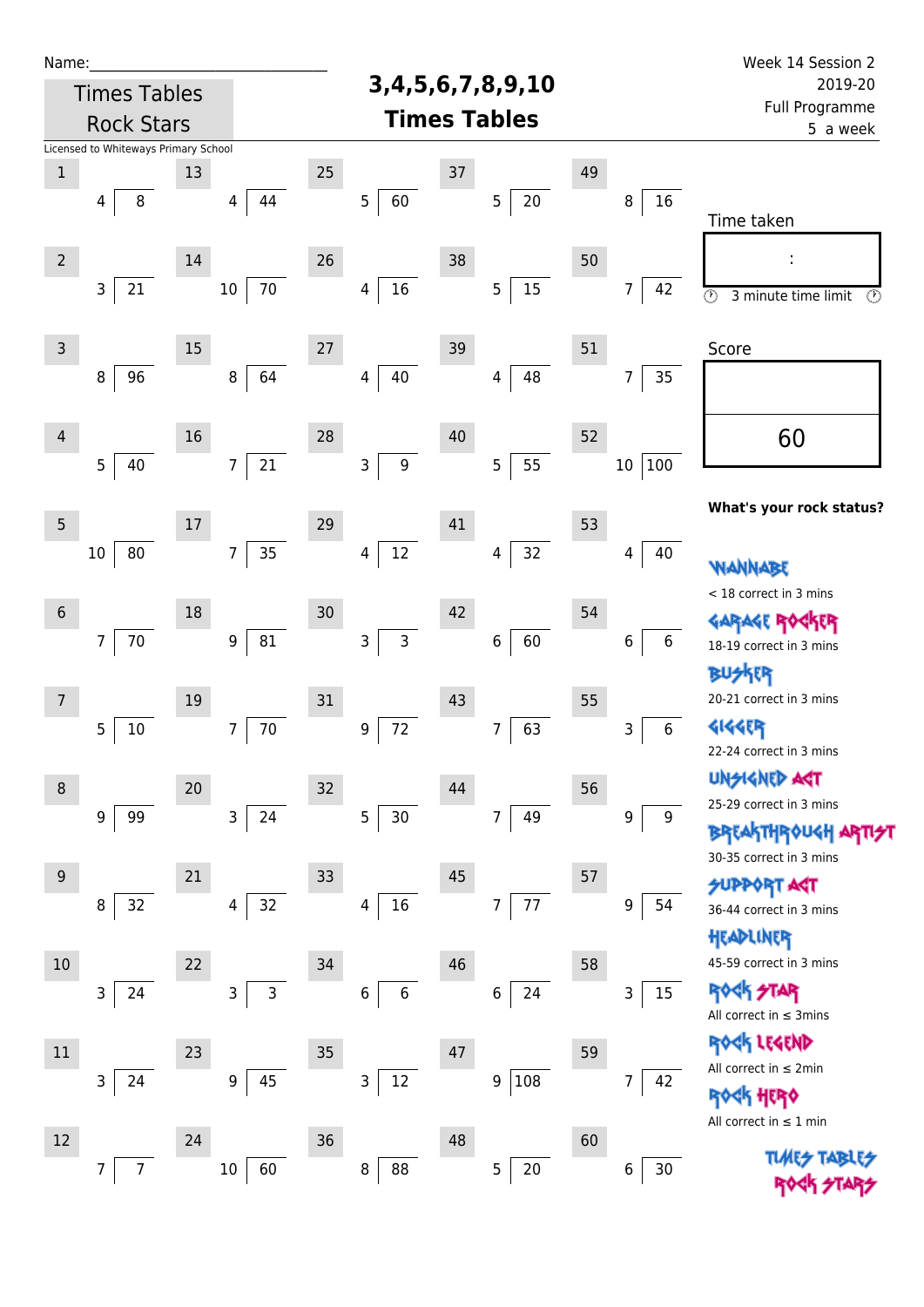Name:\_\_\_\_\_\_\_\_\_\_\_\_\_\_\_\_\_\_\_\_\_\_\_\_\_\_\_\_\_\_

Times Tables Rock Stars

Licensed to Whiteways Primary School

# 3,4,5,6,7,8,9,10 Times Tables

Week 14 Session 2
2019-20
Full Programme
5 a week

| # | Question | # | Question | # | Question | # | Question | # | Question |
|---|---|---|---|---|---|---|---|---|---|
| 1 | 4 ⟌ 8 | 13 | 4 ⟌ 44 | 25 | 5 ⟌ 60 | 37 | 5 ⟌ 20 | 49 | 8 ⟌ 16 |
| 2 | 3 ⟌ 21 | 14 | 10 ⟌ 70 | 26 | 4 ⟌ 16 | 38 | 5 ⟌ 15 | 50 | 7 ⟌ 42 |
| 3 | 8 ⟌ 96 | 15 | 8 ⟌ 64 | 27 | 4 ⟌ 40 | 39 | 4 ⟌ 48 | 51 | 7 ⟌ 35 |
| 4 | 5 ⟌ 40 | 16 | 7 ⟌ 21 | 28 | 3 ⟌ 9 | 40 | 5 ⟌ 55 | 52 | 10 ⟌ 100 |
| 5 | 10 ⟌ 80 | 17 | 7 ⟌ 35 | 29 | 4 ⟌ 12 | 41 | 4 ⟌ 32 | 53 | 4 ⟌ 40 |
| 6 | 7 ⟌ 70 | 18 | 9 ⟌ 81 | 30 | 3 ⟌ 3 | 42 | 6 ⟌ 60 | 54 | 6 ⟌ 6 |
| 7 | 5 ⟌ 10 | 19 | 7 ⟌ 70 | 31 | 9 ⟌ 72 | 43 | 7 ⟌ 63 | 55 | 3 ⟌ 6 |
| 8 | 9 ⟌ 99 | 20 | 3 ⟌ 24 | 32 | 5 ⟌ 30 | 44 | 7 ⟌ 49 | 56 | 9 ⟌ 9 |
| 9 | 8 ⟌ 32 | 21 | 4 ⟌ 32 | 33 | 4 ⟌ 16 | 45 | 7 ⟌ 77 | 57 | 9 ⟌ 54 |
| 10 | 3 ⟌ 24 | 22 | 3 ⟌ 3 | 34 | 6 ⟌ 6 | 46 | 6 ⟌ 24 | 58 | 3 ⟌ 15 |
| 11 | 3 ⟌ 24 | 23 | 9 ⟌ 45 | 35 | 3 ⟌ 12 | 47 | 9 ⟌ 108 | 59 | 7 ⟌ 42 |
| 12 | 7 ⟌ 7 | 24 | 10 ⟌ 60 | 36 | 8 ⟌ 88 | 48 | 5 ⟌ 20 | 60 | 6 ⟌ 30 |

Time taken

:

3 minute time limit

Score

60

**What's your rock status?**

WANNABE
< 18 correct in 3 mins

GARAGE ROCKER
18-19 correct in 3 mins

BUSKER
20-21 correct in 3 mins

GIGGER
22-24 correct in 3 mins

UNSIGNED ACT
25-29 correct in 3 mins

BREAKTHROUGH ARTIST
30-35 correct in 3 mins

SUPPORT ACT
36-44 correct in 3 mins

HEADLINER
45-59 correct in 3 mins

ROCK STAR
All correct in ≤ 3mins

ROCK LEGEND
All correct in ≤ 2min

ROCK HERO
All correct in ≤ 1 min

TIMES TABLES ROCK STARS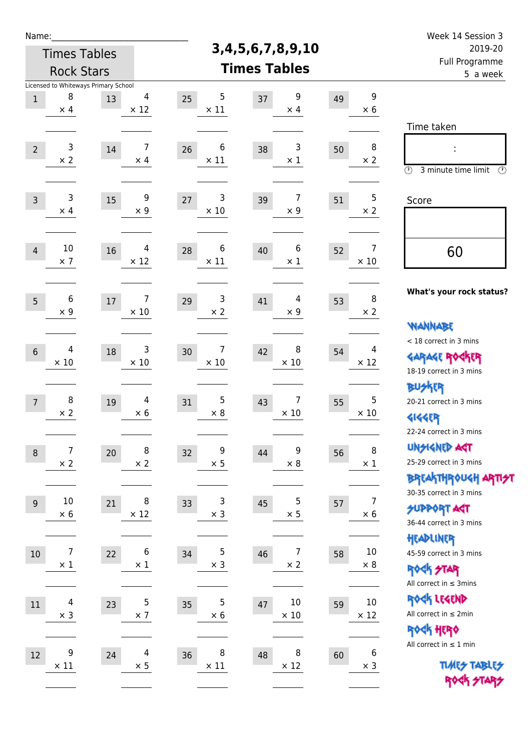Name:\_\_\_\_\_\_\_\_\_\_\_\_\_\_\_\_\_\_\_\_\_\_\_\_\_\_\_\_

Times Tables Rock Stars

Licensed to Whiteways Primary School

# 3,4,5,6,7,8,9,10 Times Tables

Week 14 Session 3
2019-20
Full Programme
5 a week

| # | Question | # | Question | # | Question | # | Question | # | Question |
|---|---|---|---|---|---|---|---|---|---|
| 1 | 8 × 4 | 13 | 4 × 12 | 25 | 5 × 11 | 37 | 9 × 4 | 49 | 9 × 6 |
| 2 | 3 × 2 | 14 | 7 × 4 | 26 | 6 × 11 | 38 | 3 × 1 | 50 | 8 × 2 |
| 3 | 3 × 4 | 15 | 9 × 9 | 27 | 3 × 10 | 39 | 7 × 9 | 51 | 5 × 2 |
| 4 | 10 × 7 | 16 | 4 × 12 | 28 | 6 × 11 | 40 | 6 × 1 | 52 | 7 × 10 |
| 5 | 6 × 9 | 17 | 7 × 10 | 29 | 3 × 2 | 41 | 4 × 9 | 53 | 8 × 2 |
| 6 | 4 × 10 | 18 | 3 × 10 | 30 | 7 × 10 | 42 | 8 × 10 | 54 | 4 × 12 |
| 7 | 8 × 2 | 19 | 4 × 6 | 31 | 5 × 8 | 43 | 7 × 10 | 55 | 5 × 10 |
| 8 | 7 × 2 | 20 | 8 × 2 | 32 | 9 × 5 | 44 | 9 × 8 | 56 | 8 × 1 |
| 9 | 10 × 6 | 21 | 8 × 12 | 33 | 3 × 3 | 45 | 5 × 5 | 57 | 7 × 6 |
| 10 | 7 × 1 | 22 | 6 × 1 | 34 | 5 × 3 | 46 | 7 × 2 | 58 | 10 × 8 |
| 11 | 4 × 3 | 23 | 5 × 7 | 35 | 5 × 6 | 47 | 10 × 10 | 59 | 10 × 12 |
| 12 | 9 × 11 | 24 | 4 × 5 | 36 | 8 × 11 | 48 | 8 × 12 | 60 | 6 × 3 |

Time taken

:

3 minute time limit

Score

60

**What's your rock status?**

WANNABE
< 18 correct in 3 mins

GARAGE ROCKER
18-19 correct in 3 mins

BUSKER
20-21 correct in 3 mins

GIGGER
22-24 correct in 3 mins

UNSIGNED ACT
25-29 correct in 3 mins

BREAKTHROUGH ARTIST
30-35 correct in 3 mins

SUPPORT ACT
36-44 correct in 3 mins

HEADLINER
45-59 correct in 3 mins

ROCK STAR
All correct in ≤ 3mins

ROCK LEGEND
All correct in ≤ 2min

ROCK HERO
All correct in ≤ 1 min

TIMES TABLES ROCK STARS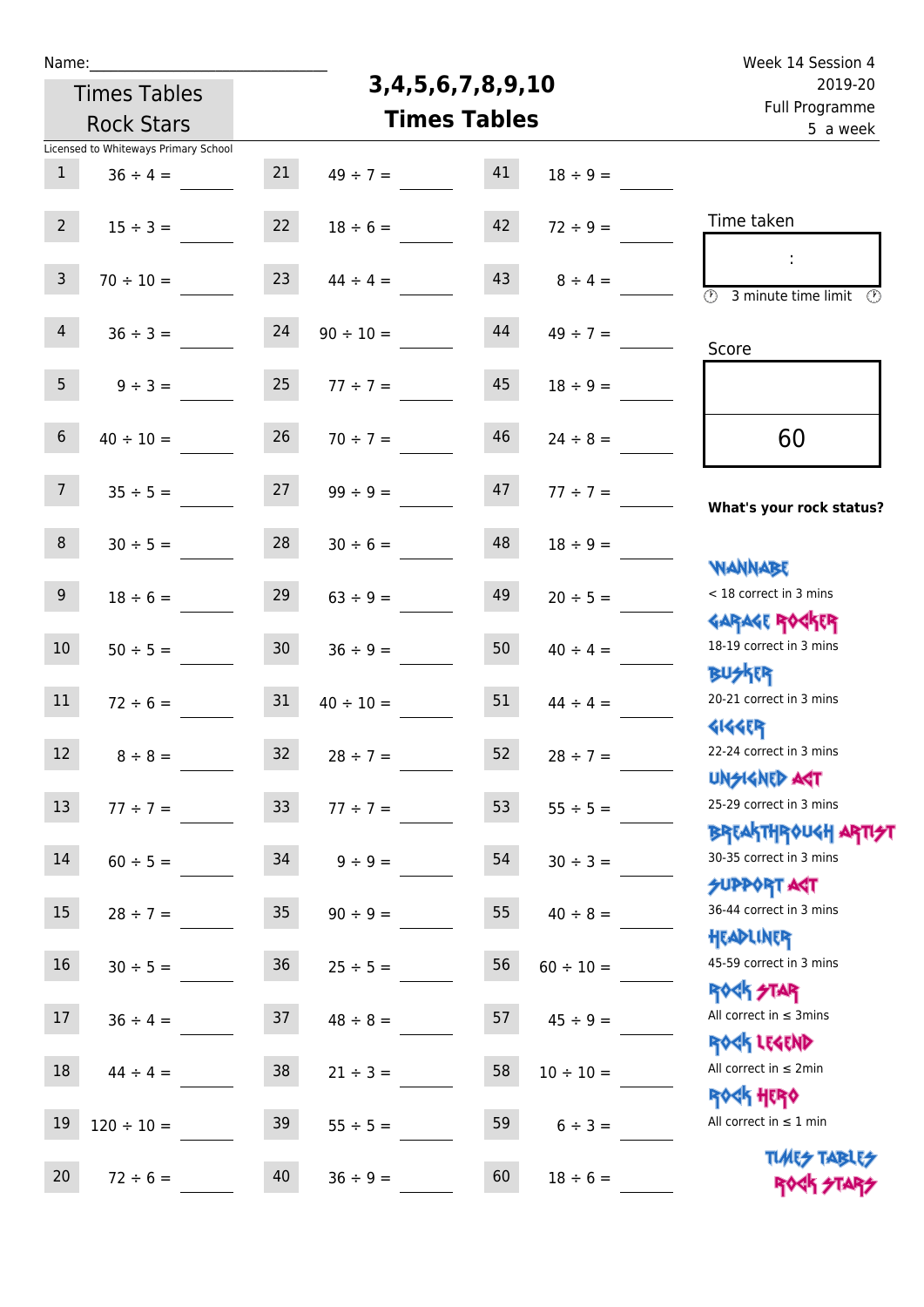Name:\_\_\_\_\_\_\_\_\_\_\_\_\_\_\_\_\_\_\_\_\_\_\_\_\_\_\_\_

Times Tables Rock Stars

# 3,4,5,6,7,8,9,10 Times Tables

Week 14 Session 4
2019-20
Full Programme
5 a week

Licensed to Whiteways Primary School

| | | | | | |
|---|---|---|---|---|---|
| 1 | 36 ÷ 4 = | 21 | 49 ÷ 7 = | 41 | 18 ÷ 9 = |
| 2 | 15 ÷ 3 = | 22 | 18 ÷ 6 = | 42 | 72 ÷ 9 = |
| 3 | 70 ÷ 10 = | 23 | 44 ÷ 4 = | 43 | 8 ÷ 4 = |
| 4 | 36 ÷ 3 = | 24 | 90 ÷ 10 = | 44 | 49 ÷ 7 = |
| 5 | 9 ÷ 3 = | 25 | 77 ÷ 7 = | 45 | 18 ÷ 9 = |
| 6 | 40 ÷ 10 = | 26 | 70 ÷ 7 = | 46 | 24 ÷ 8 = |
| 7 | 35 ÷ 5 = | 27 | 99 ÷ 9 = | 47 | 77 ÷ 7 = |
| 8 | 30 ÷ 5 = | 28 | 30 ÷ 6 = | 48 | 18 ÷ 9 = |
| 9 | 18 ÷ 6 = | 29 | 63 ÷ 9 = | 49 | 20 ÷ 5 = |
| 10 | 50 ÷ 5 = | 30 | 36 ÷ 9 = | 50 | 40 ÷ 4 = |
| 11 | 72 ÷ 6 = | 31 | 40 ÷ 10 = | 51 | 44 ÷ 4 = |
| 12 | 8 ÷ 8 = | 32 | 28 ÷ 7 = | 52 | 28 ÷ 7 = |
| 13 | 77 ÷ 7 = | 33 | 77 ÷ 7 = | 53 | 55 ÷ 5 = |
| 14 | 60 ÷ 5 = | 34 | 9 ÷ 9 = | 54 | 30 ÷ 3 = |
| 15 | 28 ÷ 7 = | 35 | 90 ÷ 9 = | 55 | 40 ÷ 8 = |
| 16 | 30 ÷ 5 = | 36 | 25 ÷ 5 = | 56 | 60 ÷ 10 = |
| 17 | 36 ÷ 4 = | 37 | 48 ÷ 8 = | 57 | 45 ÷ 9 = |
| 18 | 44 ÷ 4 = | 38 | 21 ÷ 3 = | 58 | 10 ÷ 10 = |
| 19 | 120 ÷ 10 = | 39 | 55 ÷ 5 = | 59 | 6 ÷ 3 = |
| 20 | 72 ÷ 6 = | 40 | 36 ÷ 9 = | 60 | 18 ÷ 6 = |

Time taken

:

3 minute time limit

Score

60

**What's your rock status?**

WANNABE
< 18 correct in 3 mins

GARAGE ROCKER
18-19 correct in 3 mins

BUSKER
20-21 correct in 3 mins

GIGGER
22-24 correct in 3 mins

UNSIGNED ACT
25-29 correct in 3 mins

BREAKTHROUGH ARTIST
30-35 correct in 3 mins

SUPPORT ACT
36-44 correct in 3 mins

HEADLINER
45-59 correct in 3 mins

ROCK STAR
All correct in ≤ 3mins

ROCK LEGEND
All correct in ≤ 2min

ROCK HERO
All correct in ≤ 1 min

TIMES TABLES ROCK STARS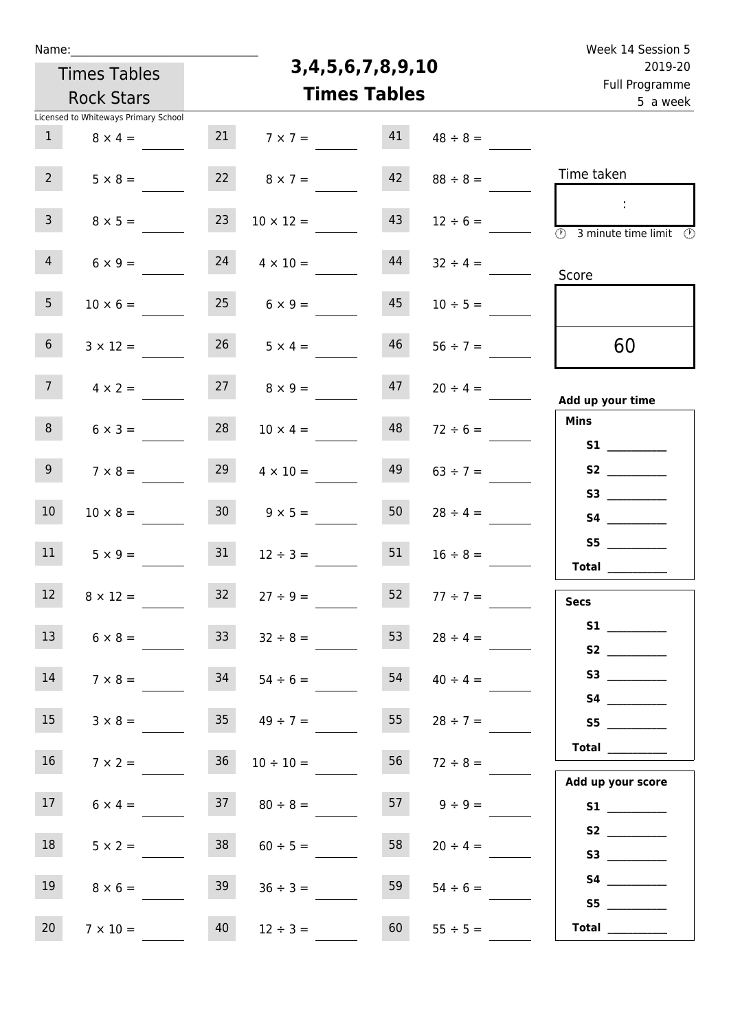Name:______________________________

Times Tables Rock Stars

Licensed to Whiteways Primary School

# 3,4,5,6,7,8,9,10 Times Tables

Week 14 Session 5
2019-20
Full Programme
5 a week

| | | | | | |
|---|---|---|---|---|---|
| 1 | $8 \times 4 =$ | 21 | $7 \times 7 =$ | 41 | $48 \div 8 =$ |
| 2 | $5 \times 8 =$ | 22 | $8 \times 7 =$ | 42 | $88 \div 8 =$ |
| 3 | $8 \times 5 =$ | 23 | $10 \times 12 =$ | 43 | $12 \div 6 =$ |
| 4 | $6 \times 9 =$ | 24 | $4 \times 10 =$ | 44 | $32 \div 4 =$ |
| 5 | $10 \times 6 =$ | 25 | $6 \times 9 =$ | 45 | $10 \div 5 =$ |
| 6 | $3 \times 12 =$ | 26 | $5 \times 4 =$ | 46 | $56 \div 7 =$ |
| 7 | $4 \times 2 =$ | 27 | $8 \times 9 =$ | 47 | $20 \div 4 =$ |
| 8 | $6 \times 3 =$ | 28 | $10 \times 4 =$ | 48 | $72 \div 6 =$ |
| 9 | $7 \times 8 =$ | 29 | $4 \times 10 =$ | 49 | $63 \div 7 =$ |
| 10 | $10 \times 8 =$ | 30 | $9 \times 5 =$ | 50 | $28 \div 4 =$ |
| 11 | $5 \times 9 =$ | 31 | $12 \div 3 =$ | 51 | $16 \div 8 =$ |
| 12 | $8 \times 12 =$ | 32 | $27 \div 9 =$ | 52 | $77 \div 7 =$ |
| 13 | $6 \times 8 =$ | 33 | $32 \div 8 =$ | 53 | $28 \div 4 =$ |
| 14 | $7 \times 8 =$ | 34 | $54 \div 6 =$ | 54 | $40 \div 4 =$ |
| 15 | $3 \times 8 =$ | 35 | $49 \div 7 =$ | 55 | $28 \div 7 =$ |
| 16 | $7 \times 2 =$ | 36 | $10 \div 10 =$ | 56 | $72 \div 8 =$ |
| 17 | $6 \times 4 =$ | 37 | $80 \div 8 =$ | 57 | $9 \div 9 =$ |
| 18 | $5 \times 2 =$ | 38 | $60 \div 5 =$ | 58 | $20 \div 4 =$ |
| 19 | $8 \times 6 =$ | 39 | $36 \div 3 =$ | 59 | $54 \div 6 =$ |
| 20 | $7 \times 10 =$ | 40 | $12 \div 3 =$ | 60 | $55 \div 5 =$ |

Time taken

:

3 minute time limit

Score

60

**Add up your time**

**Mins**

**S1** __________
**S2** __________
**S3** __________
**S4** __________
**S5** __________
**Total** __________

**Secs**

**S1** __________
**S2** __________
**S3** __________
**S4** __________
**S5** __________
**Total** __________

**Add up your score**

**S1** __________
**S2** __________
**S3** __________
**S4** __________
**S5** __________
**Total** __________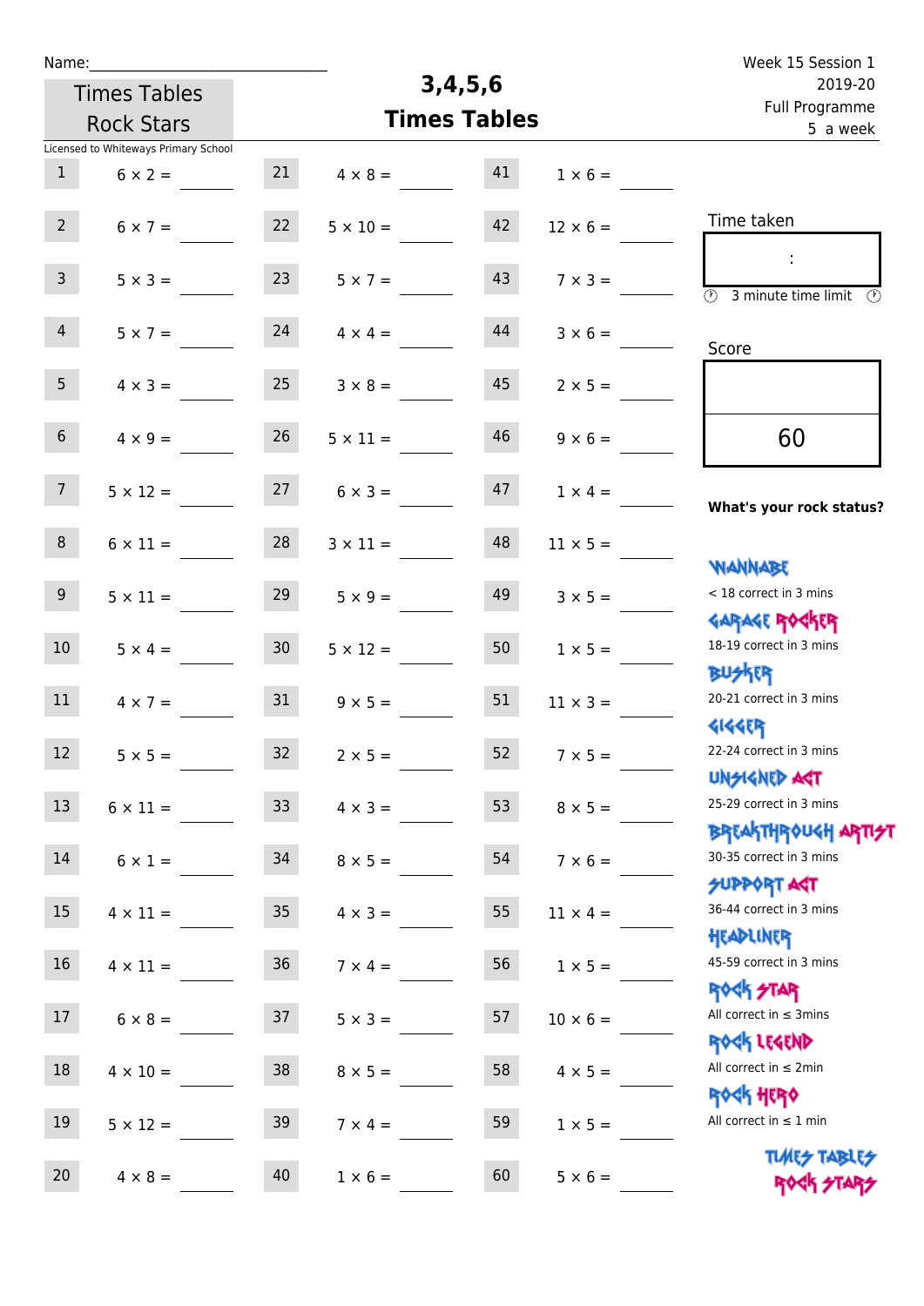Name:\_\_\_\_\_\_\_\_\_\_\_\_\_\_\_\_\_\_\_\_\_\_\_\_\_\_\_\_

Times Tables Rock Stars

Licensed to Whiteways Primary School

# 3,4,5,6 Times Tables

Week 15 Session 1
2019-20
Full Programme
5 a week

| | | | | | |
|---|---|---|---|---|---|
| 1 | 6 × 2 = | 21 | 4 × 8 = | 41 | 1 × 6 = |
| 2 | 6 × 7 = | 22 | 5 × 10 = | 42 | 12 × 6 = |
| 3 | 5 × 3 = | 23 | 5 × 7 = | 43 | 7 × 3 = |
| 4 | 5 × 7 = | 24 | 4 × 4 = | 44 | 3 × 6 = |
| 5 | 4 × 3 = | 25 | 3 × 8 = | 45 | 2 × 5 = |
| 6 | 4 × 9 = | 26 | 5 × 11 = | 46 | 9 × 6 = |
| 7 | 5 × 12 = | 27 | 6 × 3 = | 47 | 1 × 4 = |
| 8 | 6 × 11 = | 28 | 3 × 11 = | 48 | 11 × 5 = |
| 9 | 5 × 11 = | 29 | 5 × 9 = | 49 | 3 × 5 = |
| 10 | 5 × 4 = | 30 | 5 × 12 = | 50 | 1 × 5 = |
| 11 | 4 × 7 = | 31 | 9 × 5 = | 51 | 11 × 3 = |
| 12 | 5 × 5 = | 32 | 2 × 5 = | 52 | 7 × 5 = |
| 13 | 6 × 11 = | 33 | 4 × 3 = | 53 | 8 × 5 = |
| 14 | 6 × 1 = | 34 | 8 × 5 = | 54 | 7 × 6 = |
| 15 | 4 × 11 = | 35 | 4 × 3 = | 55 | 11 × 4 = |
| 16 | 4 × 11 = | 36 | 7 × 4 = | 56 | 1 × 5 = |
| 17 | 6 × 8 = | 37 | 5 × 3 = | 57 | 10 × 6 = |
| 18 | 4 × 10 = | 38 | 8 × 5 = | 58 | 4 × 5 = |
| 19 | 5 × 12 = | 39 | 7 × 4 = | 59 | 1 × 5 = |
| 20 | 4 × 8 = | 40 | 1 × 6 = | 60 | 5 × 6 = |

Time taken

:

3 minute time limit

Score

60

**What's your rock status?**

WANNABE
< 18 correct in 3 mins

GARAGE ROCKER
18-19 correct in 3 mins

BUSKER
20-21 correct in 3 mins

GIGGER
22-24 correct in 3 mins

UNSIGNED ACT
25-29 correct in 3 mins

BREAKTHROUGH ARTIST
30-35 correct in 3 mins

SUPPORT ACT
36-44 correct in 3 mins

HEADLINER
45-59 correct in 3 mins

ROCK STAR
All correct in ≤ 3mins

ROCK LEGEND
All correct in ≤ 2min

ROCK HERO
All correct in ≤ 1 min

TIMES TABLES ROCK STARS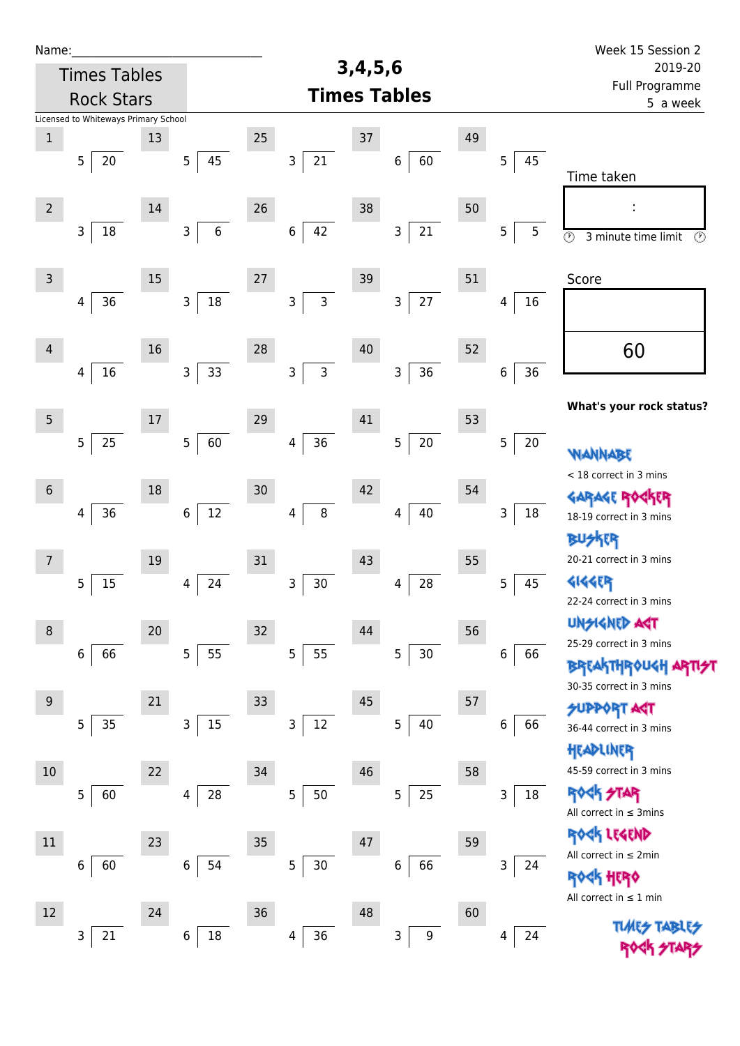Name:\_\_\_\_\_\_\_\_\_\_\_\_\_\_\_\_\_\_\_\_\_\_\_\_\_\_\_\_\_\_

Times Tables Rock Stars

Licensed to Whiteways Primary School

# 3,4,5,6 Times Tables

Week 15 Session 2
2019-20
Full Programme
5 a week

| # | Question | # | Question | # | Question | # | Question | # | Question |
|---|---|---|---|---|---|---|---|---|---|
| 1 | 5 ) 20 | 13 | 5 ) 45 | 25 | 3 ) 21 | 37 | 6 ) 60 | 49 | 5 ) 45 |
| 2 | 3 ) 18 | 14 | 3 ) 6 | 26 | 6 ) 42 | 38 | 3 ) 21 | 50 | 5 ) 5 |
| 3 | 4 ) 36 | 15 | 3 ) 18 | 27 | 3 ) 3 | 39 | 3 ) 27 | 51 | 4 ) 16 |
| 4 | 4 ) 16 | 16 | 3 ) 33 | 28 | 3 ) 3 | 40 | 3 ) 36 | 52 | 6 ) 36 |
| 5 | 5 ) 25 | 17 | 5 ) 60 | 29 | 4 ) 36 | 41 | 5 ) 20 | 53 | 5 ) 20 |
| 6 | 4 ) 36 | 18 | 6 ) 12 | 30 | 4 ) 8 | 42 | 4 ) 40 | 54 | 3 ) 18 |
| 7 | 5 ) 15 | 19 | 4 ) 24 | 31 | 3 ) 30 | 43 | 4 ) 28 | 55 | 5 ) 45 |
| 8 | 6 ) 66 | 20 | 5 ) 55 | 32 | 5 ) 55 | 44 | 5 ) 30 | 56 | 6 ) 66 |
| 9 | 5 ) 35 | 21 | 3 ) 15 | 33 | 3 ) 12 | 45 | 5 ) 40 | 57 | 6 ) 66 |
| 10 | 5 ) 60 | 22 | 4 ) 28 | 34 | 5 ) 50 | 46 | 5 ) 25 | 58 | 3 ) 18 |
| 11 | 6 ) 60 | 23 | 6 ) 54 | 35 | 5 ) 30 | 47 | 6 ) 66 | 59 | 3 ) 24 |
| 12 | 3 ) 21 | 24 | 6 ) 18 | 36 | 4 ) 36 | 48 | 3 ) 9 | 60 | 4 ) 24 |

Time taken

:

3 minute time limit

Score

60

**What's your rock status?**

WANNABE
< 18 correct in 3 mins

GARAGE ROCKER
18-19 correct in 3 mins

BUSKER
20-21 correct in 3 mins

GIGGER
22-24 correct in 3 mins

UNSIGNED ACT
25-29 correct in 3 mins

BREAKTHROUGH ARTIST
30-35 correct in 3 mins

SUPPORT ACT
36-44 correct in 3 mins

HEADLINER
45-59 correct in 3 mins

ROCK STAR
All correct in ≤ 3mins

ROCK LEGEND
All correct in ≤ 2min

ROCK HERO
All correct in ≤ 1 min

TIMES TABLES ROCK STARS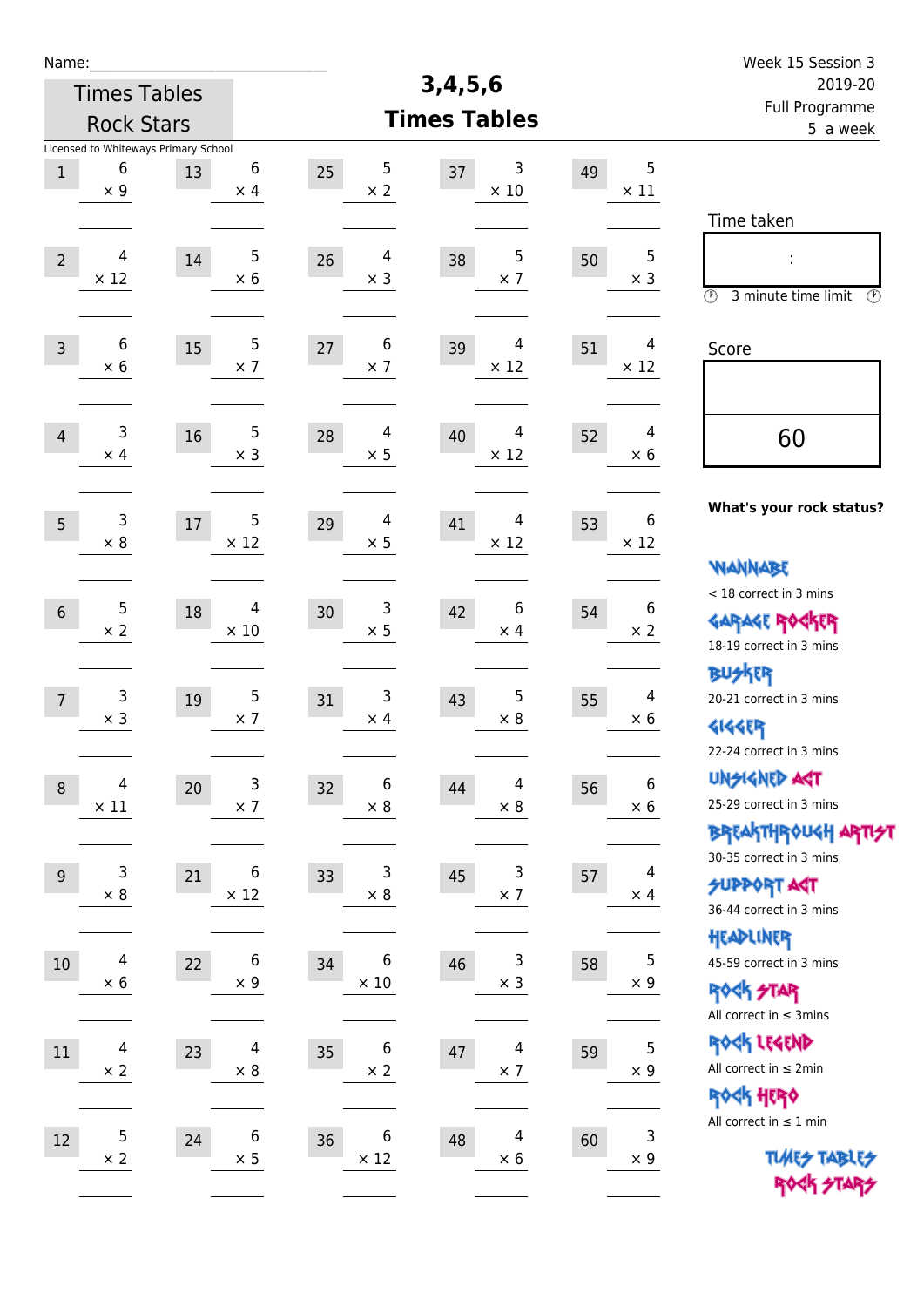Name:\_\_\_\_\_\_\_\_\_\_\_\_\_\_\_\_\_\_\_\_\_\_\_\_\_\_\_\_

Times Tables Rock Stars

Licensed to Whiteways Primary School

# 3,4,5,6 Times Tables

Week 15 Session 3
2019-20
Full Programme
5 a week

| # | Question | # | Question | # | Question | # | Question | # | Question |
|---|---|---|---|---|---|---|---|---|---|
| 1 | 6 × 9 | 13 | 6 × 4 | 25 | 5 × 2 | 37 | 3 × 10 | 49 | 5 × 11 |
| 2 | 4 × 12 | 14 | 5 × 6 | 26 | 4 × 3 | 38 | 5 × 7 | 50 | 5 × 3 |
| 3 | 6 × 6 | 15 | 5 × 7 | 27 | 6 × 7 | 39 | 4 × 12 | 51 | 4 × 12 |
| 4 | 3 × 4 | 16 | 5 × 3 | 28 | 4 × 5 | 40 | 4 × 12 | 52 | 4 × 6 |
| 5 | 3 × 8 | 17 | 5 × 12 | 29 | 4 × 5 | 41 | 4 × 12 | 53 | 6 × 12 |
| 6 | 5 × 2 | 18 | 4 × 10 | 30 | 3 × 5 | 42 | 6 × 4 | 54 | 6 × 2 |
| 7 | 3 × 3 | 19 | 5 × 7 | 31 | 3 × 4 | 43 | 5 × 8 | 55 | 4 × 6 |
| 8 | 4 × 11 | 20 | 3 × 7 | 32 | 6 × 8 | 44 | 4 × 8 | 56 | 6 × 6 |
| 9 | 3 × 8 | 21 | 6 × 12 | 33 | 3 × 8 | 45 | 3 × 7 | 57 | 4 × 4 |
| 10 | 4 × 6 | 22 | 6 × 9 | 34 | 6 × 10 | 46 | 3 × 3 | 58 | 5 × 9 |
| 11 | 4 × 2 | 23 | 4 × 8 | 35 | 6 × 2 | 47 | 4 × 7 | 59 | 5 × 9 |
| 12 | 5 × 2 | 24 | 6 × 5 | 36 | 6 × 12 | 48 | 4 × 6 | 60 | 3 × 9 |

Time taken

:

3 minute time limit

Score

60

**What's your rock status?**

WANNABE
< 18 correct in 3 mins

GARAGE ROCKER
18-19 correct in 3 mins

BUSKER
20-21 correct in 3 mins

GIGGER
22-24 correct in 3 mins

UNSIGNED ACT
25-29 correct in 3 mins

BREAKTHROUGH ARTIST
30-35 correct in 3 mins

SUPPORT ACT
36-44 correct in 3 mins

HEADLINER
45-59 correct in 3 mins

ROCK STAR
All correct in ≤ 3mins

ROCK LEGEND
All correct in ≤ 2min

ROCK HERO
All correct in ≤ 1 min

TIMES TABLES ROCK STARS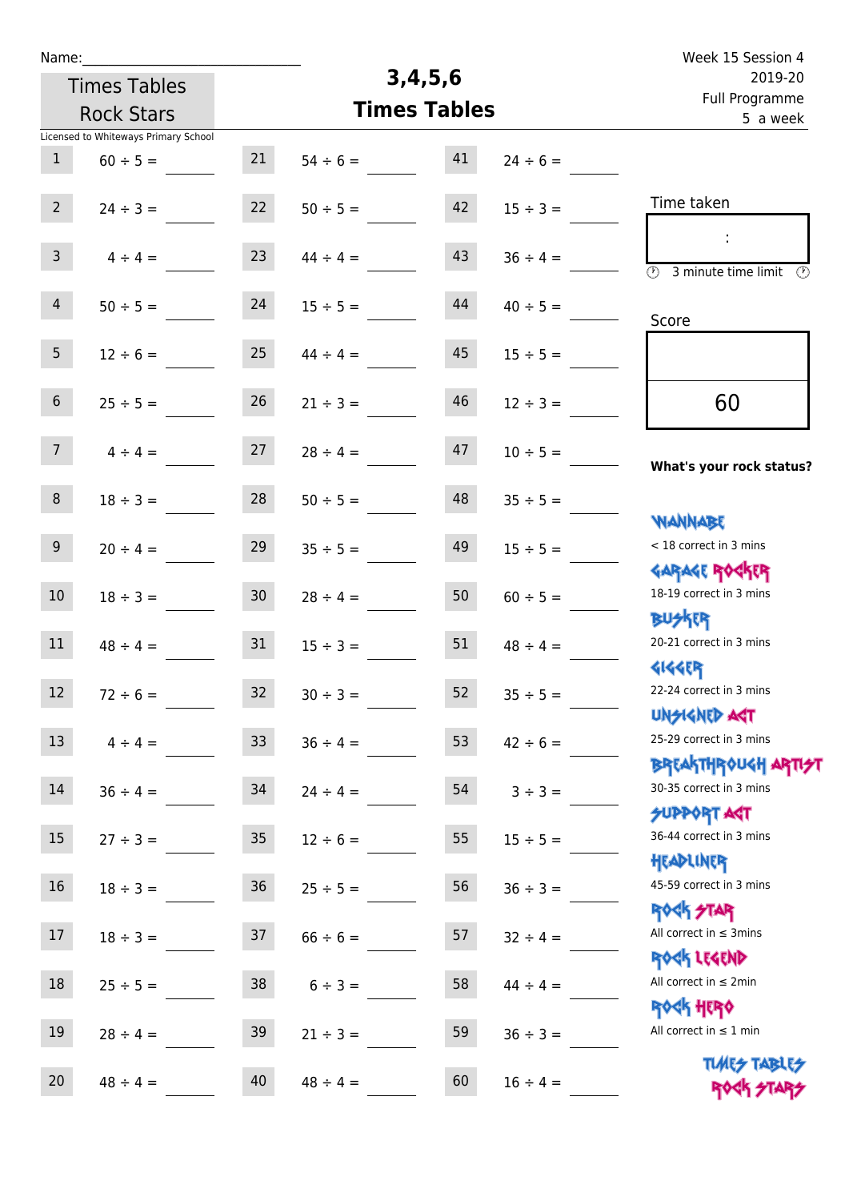Name:\_\_\_\_\_\_\_\_\_\_\_\_\_\_\_\_\_\_\_\_\_\_\_\_\_\_\_\_

Times Tables Rock Stars

Licensed to Whiteways Primary School

# 3,4,5,6 Times Tables

Week 15 Session 4
2019-20
Full Programme
5 a week

| | | | | | |
|---|---|---|---|---|---|
| 1 | 60 ÷ 5 = | 21 | 54 ÷ 6 = | 41 | 24 ÷ 6 = |
| 2 | 24 ÷ 3 = | 22 | 50 ÷ 5 = | 42 | 15 ÷ 3 = |
| 3 | 4 ÷ 4 = | 23 | 44 ÷ 4 = | 43 | 36 ÷ 4 = |
| 4 | 50 ÷ 5 = | 24 | 15 ÷ 5 = | 44 | 40 ÷ 5 = |
| 5 | 12 ÷ 6 = | 25 | 44 ÷ 4 = | 45 | 15 ÷ 5 = |
| 6 | 25 ÷ 5 = | 26 | 21 ÷ 3 = | 46 | 12 ÷ 3 = |
| 7 | 4 ÷ 4 = | 27 | 28 ÷ 4 = | 47 | 10 ÷ 5 = |
| 8 | 18 ÷ 3 = | 28 | 50 ÷ 5 = | 48 | 35 ÷ 5 = |
| 9 | 20 ÷ 4 = | 29 | 35 ÷ 5 = | 49 | 15 ÷ 5 = |
| 10 | 18 ÷ 3 = | 30 | 28 ÷ 4 = | 50 | 60 ÷ 5 = |
| 11 | 48 ÷ 4 = | 31 | 15 ÷ 3 = | 51 | 48 ÷ 4 = |
| 12 | 72 ÷ 6 = | 32 | 30 ÷ 3 = | 52 | 35 ÷ 5 = |
| 13 | 4 ÷ 4 = | 33 | 36 ÷ 4 = | 53 | 42 ÷ 6 = |
| 14 | 36 ÷ 4 = | 34 | 24 ÷ 4 = | 54 | 3 ÷ 3 = |
| 15 | 27 ÷ 3 = | 35 | 12 ÷ 6 = | 55 | 15 ÷ 5 = |
| 16 | 18 ÷ 3 = | 36 | 25 ÷ 5 = | 56 | 36 ÷ 3 = |
| 17 | 18 ÷ 3 = | 37 | 66 ÷ 6 = | 57 | 32 ÷ 4 = |
| 18 | 25 ÷ 5 = | 38 | 6 ÷ 3 = | 58 | 44 ÷ 4 = |
| 19 | 28 ÷ 4 = | 39 | 21 ÷ 3 = | 59 | 36 ÷ 3 = |
| 20 | 48 ÷ 4 = | 40 | 48 ÷ 4 = | 60 | 16 ÷ 4 = |

Time taken

:

3 minute time limit

Score

60

**What's your rock status?**

WANNABE
< 18 correct in 3 mins

GARAGE ROCKER
18-19 correct in 3 mins

BUSKER
20-21 correct in 3 mins

GIGGER
22-24 correct in 3 mins

UNSIGNED ACT
25-29 correct in 3 mins

BREAKTHROUGH ARTIST
30-35 correct in 3 mins

SUPPORT ACT
36-44 correct in 3 mins

HEADLINER
45-59 correct in 3 mins

ROCK STAR
All correct in ≤ 3mins

ROCK LEGEND
All correct in ≤ 2min

ROCK HERO
All correct in ≤ 1 min

TIMES TABLES ROCK STARS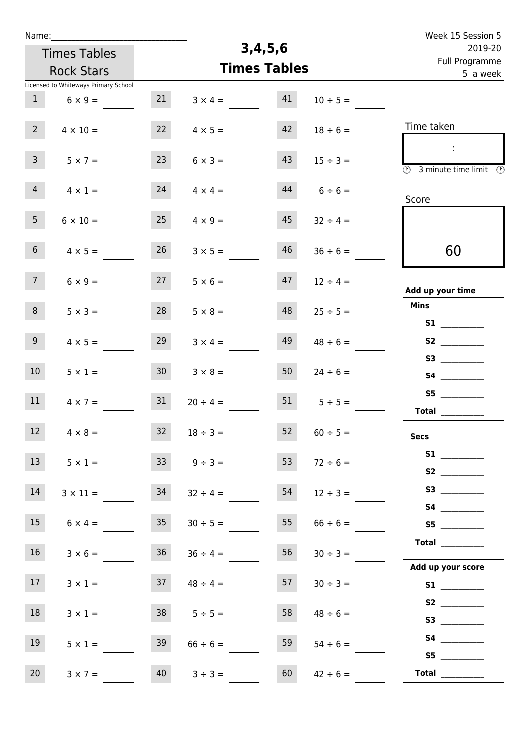Name:______________________________

Times Tables Rock Stars

Licensed to Whiteways Primary School

# 3,4,5,6 Times Tables

Week 15 Session 5
2019-20
Full Programme
5 a week

| | | | | | |
|---|---|---|---|---|---|
| 1 | 6 × 9 = | 21 | 3 × 4 = | 41 | 10 ÷ 5 = |
| 2 | 4 × 10 = | 22 | 4 × 5 = | 42 | 18 ÷ 6 = |
| 3 | 5 × 7 = | 23 | 6 × 3 = | 43 | 15 ÷ 3 = |
| 4 | 4 × 1 = | 24 | 4 × 4 = | 44 | 6 ÷ 6 = |
| 5 | 6 × 10 = | 25 | 4 × 9 = | 45 | 32 ÷ 4 = |
| 6 | 4 × 5 = | 26 | 3 × 5 = | 46 | 36 ÷ 6 = |
| 7 | 6 × 9 = | 27 | 5 × 6 = | 47 | 12 ÷ 4 = |
| 8 | 5 × 3 = | 28 | 5 × 8 = | 48 | 25 ÷ 5 = |
| 9 | 4 × 5 = | 29 | 3 × 4 = | 49 | 48 ÷ 6 = |
| 10 | 5 × 1 = | 30 | 3 × 8 = | 50 | 24 ÷ 6 = |
| 11 | 4 × 7 = | 31 | 20 ÷ 4 = | 51 | 5 ÷ 5 = |
| 12 | 4 × 8 = | 32 | 18 ÷ 3 = | 52 | 60 ÷ 5 = |
| 13 | 5 × 1 = | 33 | 9 ÷ 3 = | 53 | 72 ÷ 6 = |
| 14 | 3 × 11 = | 34 | 32 ÷ 4 = | 54 | 12 ÷ 3 = |
| 15 | 6 × 4 = | 35 | 30 ÷ 5 = | 55 | 66 ÷ 6 = |
| 16 | 3 × 6 = | 36 | 36 ÷ 4 = | 56 | 30 ÷ 3 = |
| 17 | 3 × 1 = | 37 | 48 ÷ 4 = | 57 | 30 ÷ 3 = |
| 18 | 3 × 1 = | 38 | 5 ÷ 5 = | 58 | 48 ÷ 6 = |
| 19 | 5 × 1 = | 39 | 66 ÷ 6 = | 59 | 54 ÷ 6 = |
| 20 | 3 × 7 = | 40 | 3 ÷ 3 = | 60 | 42 ÷ 6 = |

Time taken

:

3 minute time limit

Score

60

**Add up your time**

**Mins**

**S1** __________
**S2** __________
**S3** __________
**S4** __________
**S5** __________
**Total** __________

**Secs**

**S1** __________
**S2** __________
**S3** __________
**S4** __________
**S5** __________
**Total** __________

**Add up your score**

**S1** __________
**S2** __________
**S3** __________
**S4** __________
**S5** __________
**Total** __________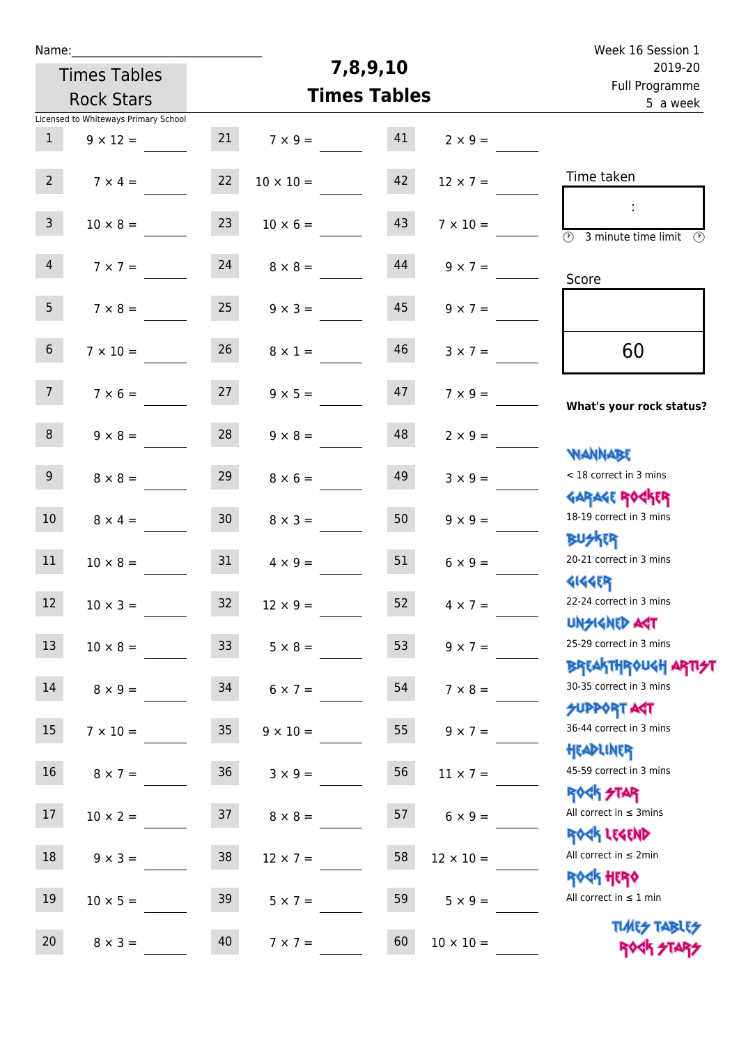Name:\_\_\_\_\_\_\_\_\_\_\_\_\_\_\_\_\_\_\_\_\_\_\_\_\_\_\_\_

Times Tables Rock Stars

Licensed to Whiteways Primary School

# 7,8,9,10 Times Tables

Week 16 Session 1
2019-20
Full Programme
5 a week

| | | | | | |
|---|---|---|---|---|---|
| 1 | 9 × 12 = | 21 | 7 × 9 = | 41 | 2 × 9 = |
| 2 | 7 × 4 = | 22 | 10 × 10 = | 42 | 12 × 7 = |
| 3 | 10 × 8 = | 23 | 10 × 6 = | 43 | 7 × 10 = |
| 4 | 7 × 7 = | 24 | 8 × 8 = | 44 | 9 × 7 = |
| 5 | 7 × 8 = | 25 | 9 × 3 = | 45 | 9 × 7 = |
| 6 | 7 × 10 = | 26 | 8 × 1 = | 46 | 3 × 7 = |
| 7 | 7 × 6 = | 27 | 9 × 5 = | 47 | 7 × 9 = |
| 8 | 9 × 8 = | 28 | 9 × 8 = | 48 | 2 × 9 = |
| 9 | 8 × 8 = | 29 | 8 × 6 = | 49 | 3 × 9 = |
| 10 | 8 × 4 = | 30 | 8 × 3 = | 50 | 9 × 9 = |
| 11 | 10 × 8 = | 31 | 4 × 9 = | 51 | 6 × 9 = |
| 12 | 10 × 3 = | 32 | 12 × 9 = | 52 | 4 × 7 = |
| 13 | 10 × 8 = | 33 | 5 × 8 = | 53 | 9 × 7 = |
| 14 | 8 × 9 = | 34 | 6 × 7 = | 54 | 7 × 8 = |
| 15 | 7 × 10 = | 35 | 9 × 10 = | 55 | 9 × 7 = |
| 16 | 8 × 7 = | 36 | 3 × 9 = | 56 | 11 × 7 = |
| 17 | 10 × 2 = | 37 | 8 × 8 = | 57 | 6 × 9 = |
| 18 | 9 × 3 = | 38 | 12 × 7 = | 58 | 12 × 10 = |
| 19 | 10 × 5 = | 39 | 5 × 7 = | 59 | 5 × 9 = |
| 20 | 8 × 3 = | 40 | 7 × 7 = | 60 | 10 × 10 = |

Time taken

:

3 minute time limit

Score

60

**What's your rock status?**

WANNABE
< 18 correct in 3 mins

GARAGE ROCKER
18-19 correct in 3 mins

BUSKER
20-21 correct in 3 mins

GIGGER
22-24 correct in 3 mins

UNSIGNED ACT
25-29 correct in 3 mins

BREAKTHROUGH ARTIST
30-35 correct in 3 mins

SUPPORT ACT
36-44 correct in 3 mins

HEADLINER
45-59 correct in 3 mins

ROCK STAR
All correct in ≤ 3mins

ROCK LEGEND
All correct in ≤ 2min

ROCK HERO
All correct in ≤ 1 min

TIMES TABLES ROCK STARS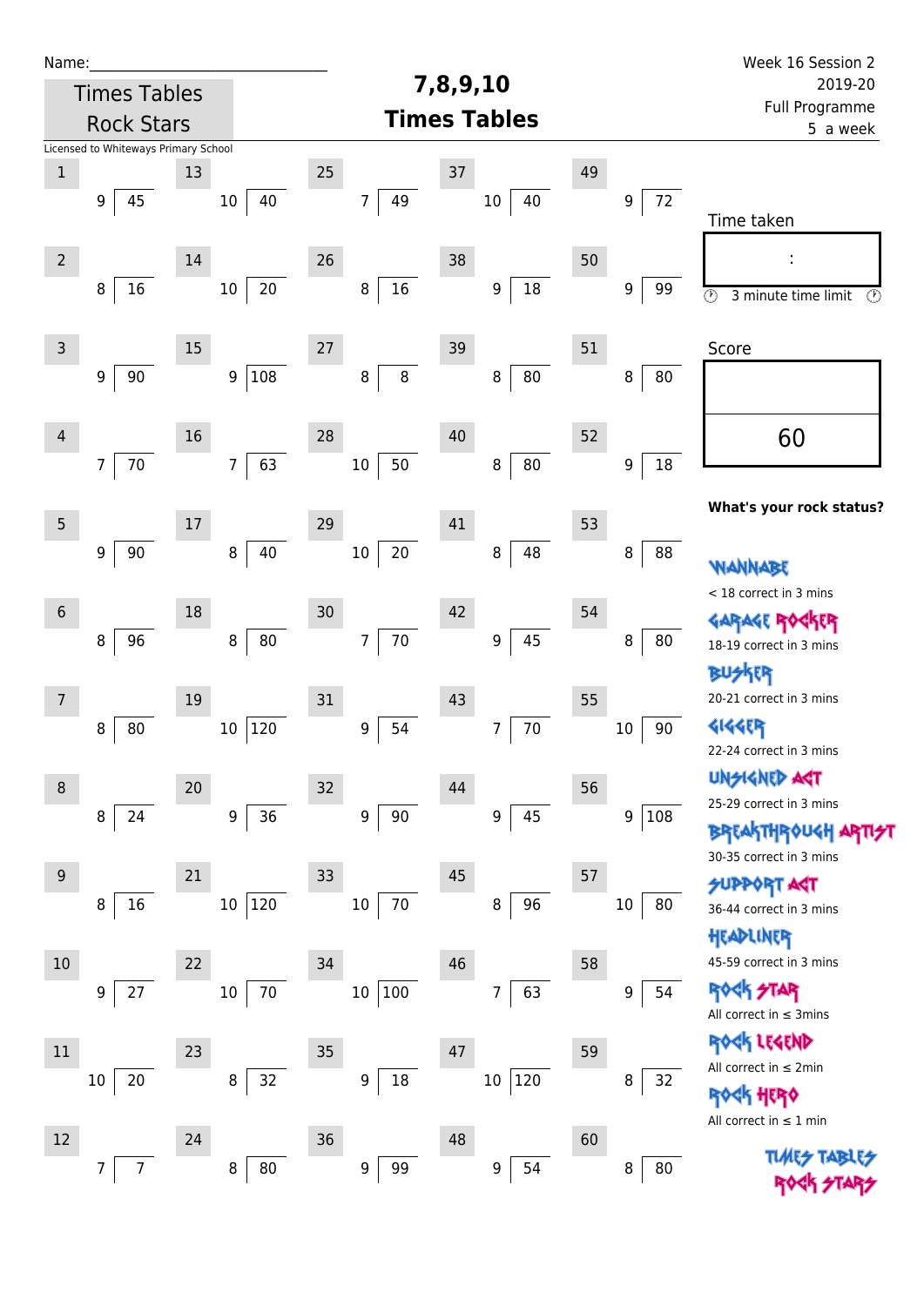Name:\_\_\_\_\_\_\_\_\_\_\_\_\_\_\_\_\_\_\_\_\_\_\_\_\_\_\_\_\_\_

Times Tables Rock Stars

Licensed to Whiteways Primary School

# 7,8,9,10 Times Tables

Week 16 Session 2
2019-20
Full Programme
5 a week

| # | Question | # | Question | # | Question | # | Question | # | Question |
|---|---|---|---|---|---|---|---|---|---|
| 1 | 9 ) 45 | 13 | 10 ) 40 | 25 | 7 ) 49 | 37 | 10 ) 40 | 49 | 9 ) 72 |
| 2 | 8 ) 16 | 14 | 10 ) 20 | 26 | 8 ) 16 | 38 | 9 ) 18 | 50 | 9 ) 99 |
| 3 | 9 ) 90 | 15 | 9 ) 108 | 27 | 8 ) 8 | 39 | 8 ) 80 | 51 | 8 ) 80 |
| 4 | 7 ) 70 | 16 | 7 ) 63 | 28 | 10 ) 50 | 40 | 8 ) 80 | 52 | 9 ) 18 |
| 5 | 9 ) 90 | 17 | 8 ) 40 | 29 | 10 ) 20 | 41 | 8 ) 48 | 53 | 8 ) 88 |
| 6 | 8 ) 96 | 18 | 8 ) 80 | 30 | 7 ) 70 | 42 | 9 ) 45 | 54 | 8 ) 80 |
| 7 | 8 ) 80 | 19 | 10 ) 120 | 31 | 9 ) 54 | 43 | 7 ) 70 | 55 | 10 ) 90 |
| 8 | 8 ) 24 | 20 | 9 ) 36 | 32 | 9 ) 90 | 44 | 9 ) 45 | 56 | 9 ) 108 |
| 9 | 8 ) 16 | 21 | 10 ) 120 | 33 | 10 ) 70 | 45 | 8 ) 96 | 57 | 10 ) 80 |
| 10 | 9 ) 27 | 22 | 10 ) 70 | 34 | 10 ) 100 | 46 | 7 ) 63 | 58 | 9 ) 54 |
| 11 | 10 ) 20 | 23 | 8 ) 32 | 35 | 9 ) 18 | 47 | 10 ) 120 | 59 | 8 ) 32 |
| 12 | 7 ) 7 | 24 | 8 ) 80 | 36 | 9 ) 99 | 48 | 9 ) 54 | 60 | 8 ) 80 |

Time taken

:

3 minute time limit

Score

60

**What's your rock status?**

WANNABE
< 18 correct in 3 mins

GARAGE ROCKER
18-19 correct in 3 mins

BUSKER
20-21 correct in 3 mins

GIGGER
22-24 correct in 3 mins

UNSIGNED ACT
25-29 correct in 3 mins

BREAKTHROUGH ARTIST
30-35 correct in 3 mins

SUPPORT ACT
36-44 correct in 3 mins

HEADLINER
45-59 correct in 3 mins

ROCK STAR
All correct in ≤ 3mins

ROCK LEGEND
All correct in ≤ 2min

ROCK HERO
All correct in ≤ 1 min

TIMES TABLES ROCK STARS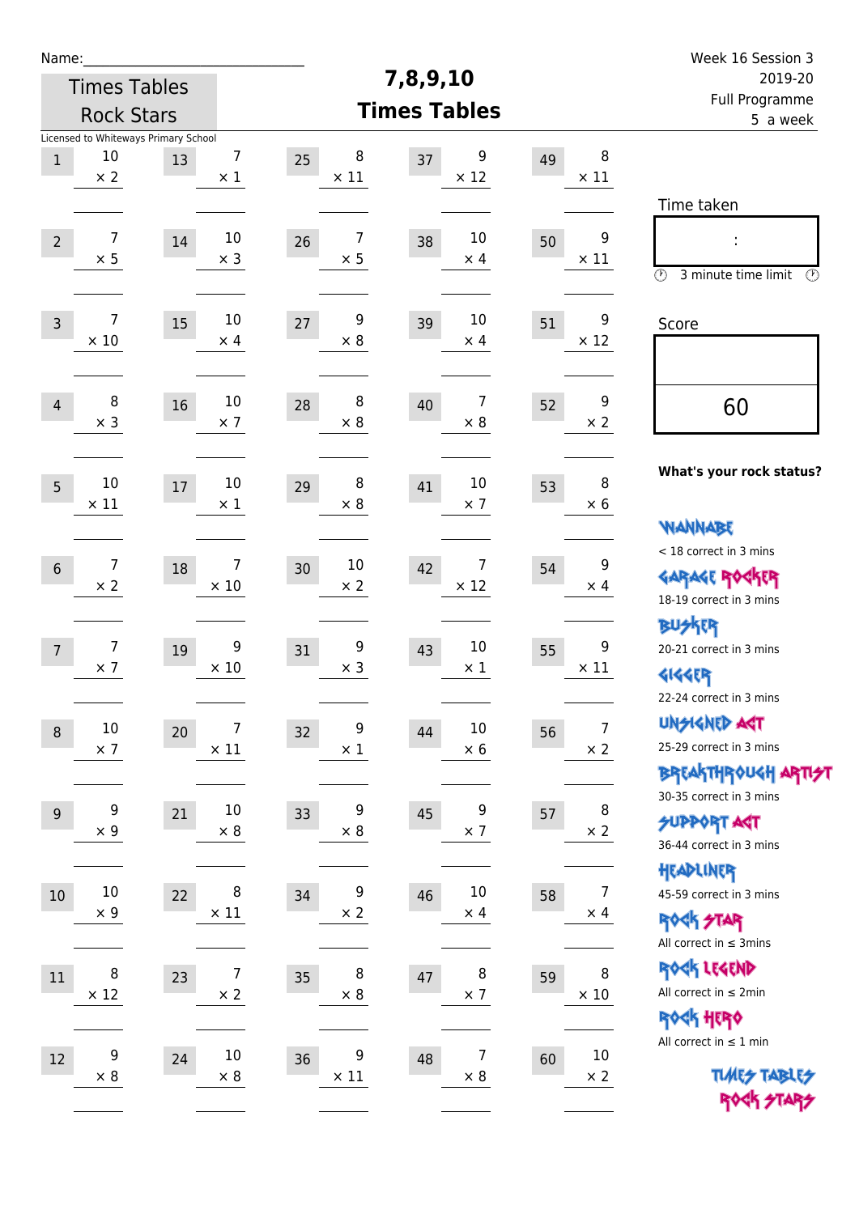Name:\_\_\_\_\_\_\_\_\_\_\_\_\_\_\_\_\_\_\_\_\_\_\_\_\_\_\_\_

Times Tables Rock Stars

Licensed to Whiteways Primary School

# 7,8,9,10 Times Tables

Week 16 Session 3
2019-20
Full Programme
5 a week

| # | Question | # | Question | # | Question | # | Question | # | Question |
|---|---|---|---|---|---|---|---|---|---|
| 1 | 10 × 2 | 13 | 7 × 1 | 25 | 8 × 11 | 37 | 9 × 12 | 49 | 8 × 11 |
| 2 | 7 × 5 | 14 | 10 × 3 | 26 | 7 × 5 | 38 | 10 × 4 | 50 | 9 × 11 |
| 3 | 7 × 10 | 15 | 10 × 4 | 27 | 9 × 8 | 39 | 10 × 4 | 51 | 9 × 12 |
| 4 | 8 × 3 | 16 | 10 × 7 | 28 | 8 × 8 | 40 | 7 × 8 | 52 | 9 × 2 |
| 5 | 10 × 11 | 17 | 10 × 1 | 29 | 8 × 8 | 41 | 10 × 7 | 53 | 8 × 6 |
| 6 | 7 × 2 | 18 | 7 × 10 | 30 | 10 × 2 | 42 | 7 × 12 | 54 | 9 × 4 |
| 7 | 7 × 7 | 19 | 9 × 10 | 31 | 9 × 3 | 43 | 10 × 1 | 55 | 9 × 11 |
| 8 | 10 × 7 | 20 | 7 × 11 | 32 | 9 × 1 | 44 | 10 × 6 | 56 | 7 × 2 |
| 9 | 9 × 9 | 21 | 10 × 8 | 33 | 9 × 8 | 45 | 9 × 7 | 57 | 8 × 2 |
| 10 | 10 × 9 | 22 | 8 × 11 | 34 | 9 × 2 | 46 | 10 × 4 | 58 | 7 × 4 |
| 11 | 8 × 12 | 23 | 7 × 2 | 35 | 8 × 8 | 47 | 8 × 7 | 59 | 8 × 10 |
| 12 | 9 × 8 | 24 | 10 × 8 | 36 | 9 × 11 | 48 | 7 × 8 | 60 | 10 × 2 |

Time taken

:

3 minute time limit

Score

60

**What's your rock status?**

WANNABE
< 18 correct in 3 mins

GARAGE ROCKER
18-19 correct in 3 mins

BUSKER
20-21 correct in 3 mins

GIGGER
22-24 correct in 3 mins

UNSIGNED ACT
25-29 correct in 3 mins

BREAKTHROUGH ARTIST
30-35 correct in 3 mins

SUPPORT ACT
36-44 correct in 3 mins

HEADLINER
45-59 correct in 3 mins

ROCK STAR
All correct in ≤ 3mins

ROCK LEGEND
All correct in ≤ 2min

ROCK HERO
All correct in ≤ 1 min

TIMES TABLES ROCK STARS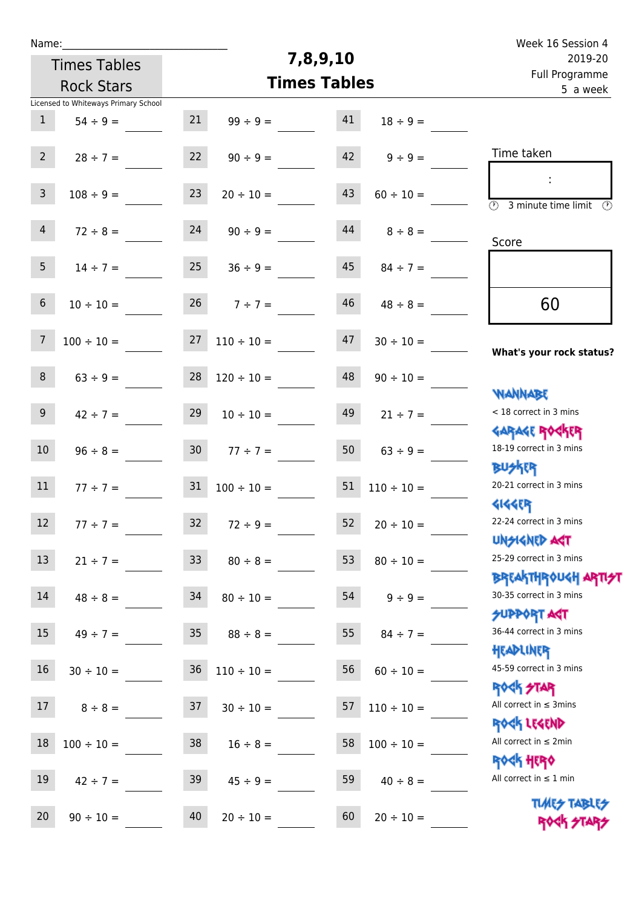Name:______________________________

Times Tables Rock Stars

Licensed to Whiteways Primary School

# 7,8,9,10 Times Tables

Week 16 Session 4
2019-20
Full Programme
5 a week

| | | | | | |
|---|---|---|---|---|---|
| 1 | 54 ÷ 9 = ____ | 21 | 99 ÷ 9 = ____ | 41 | 18 ÷ 9 = ____ |
| 2 | 28 ÷ 7 = ____ | 22 | 90 ÷ 9 = ____ | 42 | 9 ÷ 9 = ____ |
| 3 | 108 ÷ 9 = ____ | 23 | 20 ÷ 10 = ____ | 43 | 60 ÷ 10 = ____ |
| 4 | 72 ÷ 8 = ____ | 24 | 90 ÷ 9 = ____ | 44 | 8 ÷ 8 = ____ |
| 5 | 14 ÷ 7 = ____ | 25 | 36 ÷ 9 = ____ | 45 | 84 ÷ 7 = ____ |
| 6 | 10 ÷ 10 = ____ | 26 | 7 ÷ 7 = ____ | 46 | 48 ÷ 8 = ____ |
| 7 | 100 ÷ 10 = ____ | 27 | 110 ÷ 10 = ____ | 47 | 30 ÷ 10 = ____ |
| 8 | 63 ÷ 9 = ____ | 28 | 120 ÷ 10 = ____ | 48 | 90 ÷ 10 = ____ |
| 9 | 42 ÷ 7 = ____ | 29 | 10 ÷ 10 = ____ | 49 | 21 ÷ 7 = ____ |
| 10 | 96 ÷ 8 = ____ | 30 | 77 ÷ 7 = ____ | 50 | 63 ÷ 9 = ____ |
| 11 | 77 ÷ 7 = ____ | 31 | 100 ÷ 10 = ____ | 51 | 110 ÷ 10 = ____ |
| 12 | 77 ÷ 7 = ____ | 32 | 72 ÷ 9 = ____ | 52 | 20 ÷ 10 = ____ |
| 13 | 21 ÷ 7 = ____ | 33 | 80 ÷ 8 = ____ | 53 | 80 ÷ 10 = ____ |
| 14 | 48 ÷ 8 = ____ | 34 | 80 ÷ 10 = ____ | 54 | 9 ÷ 9 = ____ |
| 15 | 49 ÷ 7 = ____ | 35 | 88 ÷ 8 = ____ | 55 | 84 ÷ 7 = ____ |
| 16 | 30 ÷ 10 = ____ | 36 | 110 ÷ 10 = ____ | 56 | 60 ÷ 10 = ____ |
| 17 | 8 ÷ 8 = ____ | 37 | 30 ÷ 10 = ____ | 57 | 110 ÷ 10 = ____ |
| 18 | 100 ÷ 10 = ____ | 38 | 16 ÷ 8 = ____ | 58 | 100 ÷ 10 = ____ |
| 19 | 42 ÷ 7 = ____ | 39 | 45 ÷ 9 = ____ | 59 | 40 ÷ 8 = ____ |
| 20 | 90 ÷ 10 = ____ | 40 | 20 ÷ 10 = ____ | 60 | 20 ÷ 10 = ____ |

Time taken

:

3 minute time limit

Score

60

**What's your rock status?**

WANNABE
< 18 correct in 3 mins

GARAGE ROCKER
18-19 correct in 3 mins

BUSKER
20-21 correct in 3 mins

GIGGER
22-24 correct in 3 mins

UNSIGNED ACT
25-29 correct in 3 mins

BREAKTHROUGH ARTIST
30-35 correct in 3 mins

SUPPORT ACT
36-44 correct in 3 mins

HEADLINER
45-59 correct in 3 mins

ROCK STAR
All correct in ≤ 3mins

ROCK LEGEND
All correct in ≤ 2min

ROCK HERO
All correct in ≤ 1 min

TIMES TABLES ROCK STARS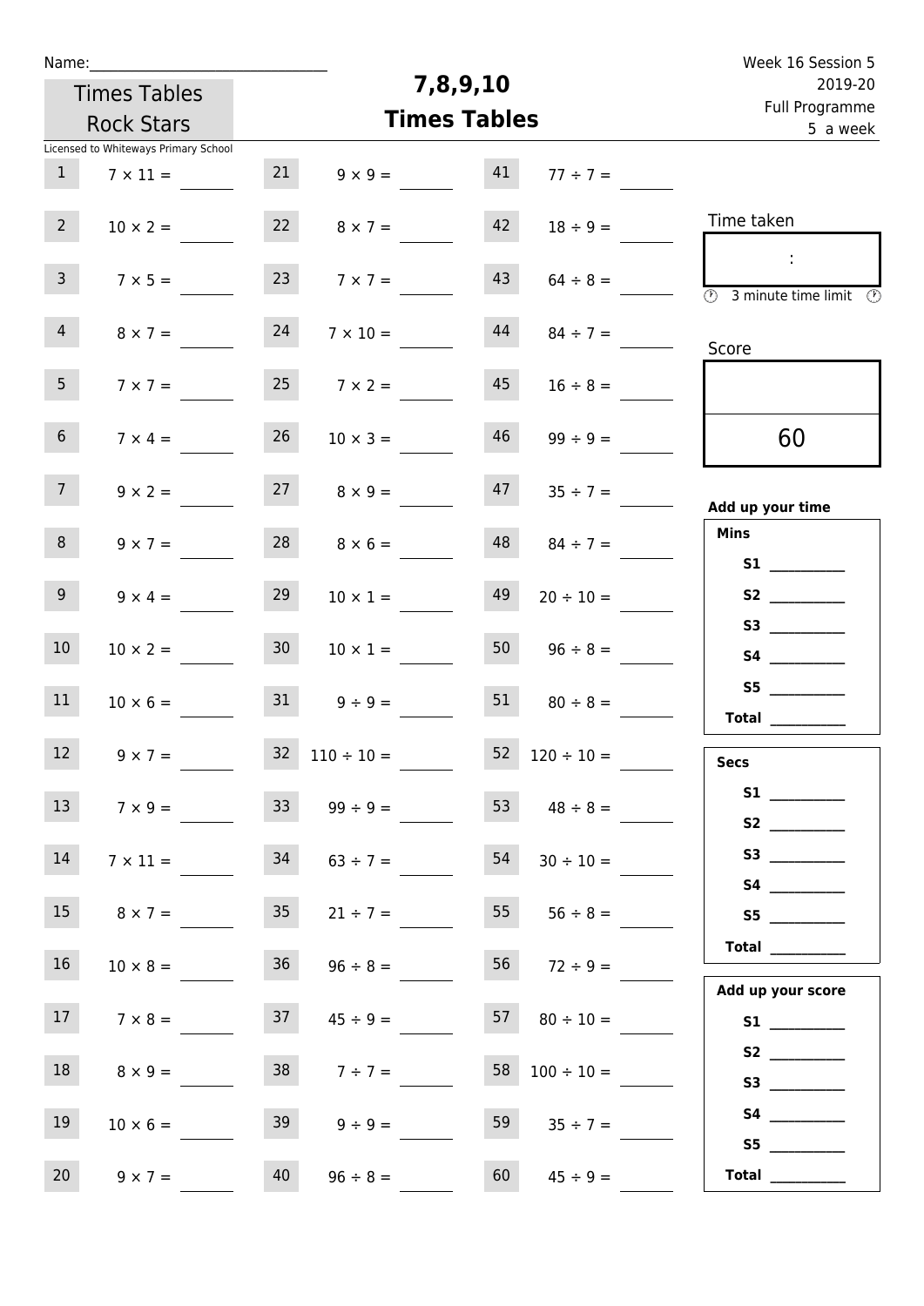Name:______________________________

Times Tables Rock Stars

Licensed to Whiteways Primary School

# 7,8,9,10 Times Tables

Week 16 Session 5
2019-20
Full Programme
5 a week

| | | | | | |
|---|---|---|---|---|---|
| 1 | $7 \times 11 =$ ______ | 21 | $9 \times 9 =$ ______ | 41 | $77 \div 7 =$ ______ |
| 2 | $10 \times 2 =$ ______ | 22 | $8 \times 7 =$ ______ | 42 | $18 \div 9 =$ ______ |
| 3 | $7 \times 5 =$ ______ | 23 | $7 \times 7 =$ ______ | 43 | $64 \div 8 =$ ______ |
| 4 | $8 \times 7 =$ ______ | 24 | $7 \times 10 =$ ______ | 44 | $84 \div 7 =$ ______ |
| 5 | $7 \times 7 =$ ______ | 25 | $7 \times 2 =$ ______ | 45 | $16 \div 8 =$ ______ |
| 6 | $7 \times 4 =$ ______ | 26 | $10 \times 3 =$ ______ | 46 | $99 \div 9 =$ ______ |
| 7 | $9 \times 2 =$ ______ | 27 | $8 \times 9 =$ ______ | 47 | $35 \div 7 =$ ______ |
| 8 | $9 \times 7 =$ ______ | 28 | $8 \times 6 =$ ______ | 48 | $84 \div 7 =$ ______ |
| 9 | $9 \times 4 =$ ______ | 29 | $10 \times 1 =$ ______ | 49 | $20 \div 10 =$ ______ |
| 10 | $10 \times 2 =$ ______ | 30 | $10 \times 1 =$ ______ | 50 | $96 \div 8 =$ ______ |
| 11 | $10 \times 6 =$ ______ | 31 | $9 \div 9 =$ ______ | 51 | $80 \div 8 =$ ______ |
| 12 | $9 \times 7 =$ ______ | 32 | $110 \div 10 =$ ______ | 52 | $120 \div 10 =$ ______ |
| 13 | $7 \times 9 =$ ______ | 33 | $99 \div 9 =$ ______ | 53 | $48 \div 8 =$ ______ |
| 14 | $7 \times 11 =$ ______ | 34 | $63 \div 7 =$ ______ | 54 | $30 \div 10 =$ ______ |
| 15 | $8 \times 7 =$ ______ | 35 | $21 \div 7 =$ ______ | 55 | $56 \div 8 =$ ______ |
| 16 | $10 \times 8 =$ ______ | 36 | $96 \div 8 =$ ______ | 56 | $72 \div 9 =$ ______ |
| 17 | $7 \times 8 =$ ______ | 37 | $45 \div 9 =$ ______ | 57 | $80 \div 10 =$ ______ |
| 18 | $8 \times 9 =$ ______ | 38 | $7 \div 7 =$ ______ | 58 | $100 \div 10 =$ ______ |
| 19 | $10 \times 6 =$ ______ | 39 | $9 \div 9 =$ ______ | 59 | $35 \div 7 =$ ______ |
| 20 | $9 \times 7 =$ ______ | 40 | $96 \div 8 =$ ______ | 60 | $45 \div 9 =$ ______ |

Time taken

:

3 minute time limit

Score

60

**Add up your time**

**Mins**

**S1** __________
**S2** __________
**S3** __________
**S4** __________
**S5** __________
**Total** __________

**Secs**

**S1** __________
**S2** __________
**S3** __________
**S4** __________
**S5** __________
**Total** __________

**Add up your score**

**S1** __________
**S2** __________
**S3** __________
**S4** __________
**S5** __________
**Total** __________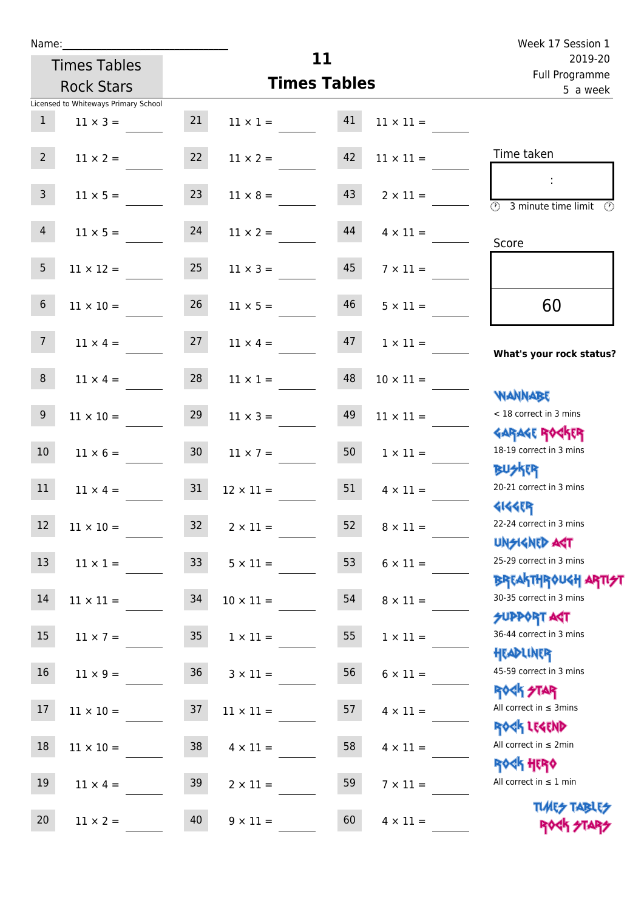Name:\_\_\_\_\_\_\_\_\_\_\_\_\_\_\_\_\_\_\_\_\_\_\_\_\_\_\_\_

Times Tables Rock Stars

Licensed to Whiteways Primary School

# 11
## Times Tables

Week 17 Session 1
2019-20
Full Programme
5 a week

| | | | | | |
|---|---|---|---|---|---|
| 1 | 11 × 3 = | 21 | 11 × 1 = | 41 | 11 × 11 = |
| 2 | 11 × 2 = | 22 | 11 × 2 = | 42 | 11 × 11 = |
| 3 | 11 × 5 = | 23 | 11 × 8 = | 43 | 2 × 11 = |
| 4 | 11 × 5 = | 24 | 11 × 2 = | 44 | 4 × 11 = |
| 5 | 11 × 12 = | 25 | 11 × 3 = | 45 | 7 × 11 = |
| 6 | 11 × 10 = | 26 | 11 × 5 = | 46 | 5 × 11 = |
| 7 | 11 × 4 = | 27 | 11 × 4 = | 47 | 1 × 11 = |
| 8 | 11 × 4 = | 28 | 11 × 1 = | 48 | 10 × 11 = |
| 9 | 11 × 10 = | 29 | 11 × 3 = | 49 | 11 × 11 = |
| 10 | 11 × 6 = | 30 | 11 × 7 = | 50 | 1 × 11 = |
| 11 | 11 × 4 = | 31 | 12 × 11 = | 51 | 4 × 11 = |
| 12 | 11 × 10 = | 32 | 2 × 11 = | 52 | 8 × 11 = |
| 13 | 11 × 1 = | 33 | 5 × 11 = | 53 | 6 × 11 = |
| 14 | 11 × 11 = | 34 | 10 × 11 = | 54 | 8 × 11 = |
| 15 | 11 × 7 = | 35 | 1 × 11 = | 55 | 1 × 11 = |
| 16 | 11 × 9 = | 36 | 3 × 11 = | 56 | 6 × 11 = |
| 17 | 11 × 10 = | 37 | 11 × 11 = | 57 | 4 × 11 = |
| 18 | 11 × 10 = | 38 | 4 × 11 = | 58 | 4 × 11 = |
| 19 | 11 × 4 = | 39 | 2 × 11 = | 59 | 7 × 11 = |
| 20 | 11 × 2 = | 40 | 9 × 11 = | 60 | 4 × 11 = |

Time taken

:

3 minute time limit

Score

60

**What's your rock status?**

WANNABE
< 18 correct in 3 mins

GARAGE ROCKER
18-19 correct in 3 mins

BUSKER
20-21 correct in 3 mins

GIGGER
22-24 correct in 3 mins

UNSIGNED ACT
25-29 correct in 3 mins

BREAKTHROUGH ARTIST
30-35 correct in 3 mins

SUPPORT ACT
36-44 correct in 3 mins

HEADLINER
45-59 correct in 3 mins

ROCK STAR
All correct in ≤ 3mins

ROCK LEGEND
All correct in ≤ 2min

ROCK HERO
All correct in ≤ 1 min

TIMES TABLES ROCK STARS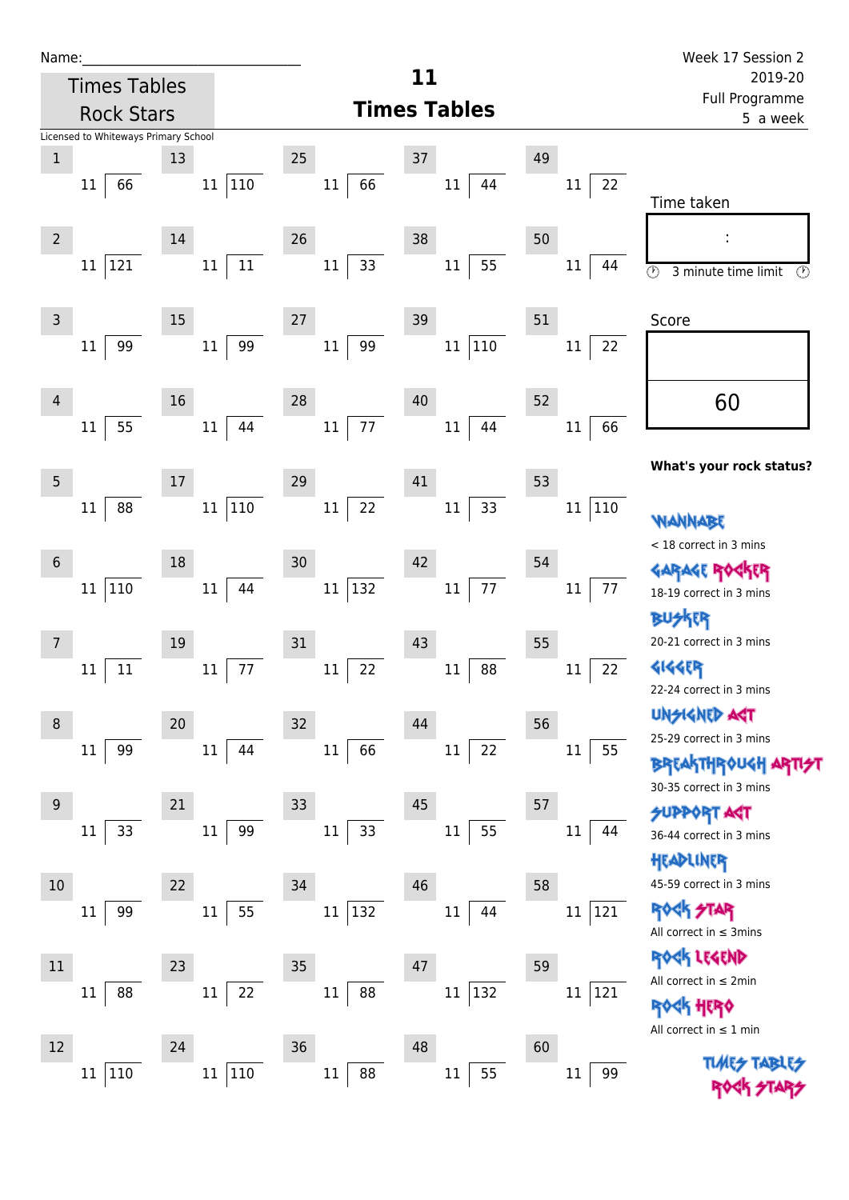Name:______________________________

Times Tables Rock Stars

Licensed to Whiteways Primary School

# 11 Times Tables

Week 17 Session 2
2019-20
Full Programme
5 a week

| # | Question | # | Question | # | Question | # | Question | # | Question |
|---|---|---|---|---|---|---|---|---|---|
| 1 | 11 ⟌ 66 | 13 | 11 ⟌ 110 | 25 | 11 ⟌ 66 | 37 | 11 ⟌ 44 | 49 | 11 ⟌ 22 |
| 2 | 11 ⟌ 121 | 14 | 11 ⟌ 11 | 26 | 11 ⟌ 33 | 38 | 11 ⟌ 55 | 50 | 11 ⟌ 44 |
| 3 | 11 ⟌ 99 | 15 | 11 ⟌ 99 | 27 | 11 ⟌ 99 | 39 | 11 ⟌ 110 | 51 | 11 ⟌ 22 |
| 4 | 11 ⟌ 55 | 16 | 11 ⟌ 44 | 28 | 11 ⟌ 77 | 40 | 11 ⟌ 44 | 52 | 11 ⟌ 66 |
| 5 | 11 ⟌ 88 | 17 | 11 ⟌ 110 | 29 | 11 ⟌ 22 | 41 | 11 ⟌ 33 | 53 | 11 ⟌ 110 |
| 6 | 11 ⟌ 110 | 18 | 11 ⟌ 44 | 30 | 11 ⟌ 132 | 42 | 11 ⟌ 77 | 54 | 11 ⟌ 77 |
| 7 | 11 ⟌ 11 | 19 | 11 ⟌ 77 | 31 | 11 ⟌ 22 | 43 | 11 ⟌ 88 | 55 | 11 ⟌ 22 |
| 8 | 11 ⟌ 99 | 20 | 11 ⟌ 44 | 32 | 11 ⟌ 66 | 44 | 11 ⟌ 22 | 56 | 11 ⟌ 55 |
| 9 | 11 ⟌ 33 | 21 | 11 ⟌ 99 | 33 | 11 ⟌ 33 | 45 | 11 ⟌ 55 | 57 | 11 ⟌ 44 |
| 10 | 11 ⟌ 99 | 22 | 11 ⟌ 55 | 34 | 11 ⟌ 132 | 46 | 11 ⟌ 44 | 58 | 11 ⟌ 121 |
| 11 | 11 ⟌ 88 | 23 | 11 ⟌ 22 | 35 | 11 ⟌ 88 | 47 | 11 ⟌ 132 | 59 | 11 ⟌ 121 |
| 12 | 11 ⟌ 110 | 24 | 11 ⟌ 110 | 36 | 11 ⟌ 88 | 48 | 11 ⟌ 55 | 60 | 11 ⟌ 99 |

Time taken

:

3 minute time limit

Score

60

**What's your rock status?**

WANNABE
< 18 correct in 3 mins

GARAGE ROCKER
18-19 correct in 3 mins

BUSKER
20-21 correct in 3 mins

GIGGER
22-24 correct in 3 mins

UNSIGNED ACT
25-29 correct in 3 mins

BREAKTHROUGH ARTIST
30-35 correct in 3 mins

SUPPORT ACT
36-44 correct in 3 mins

HEADLINER
45-59 correct in 3 mins

ROCK STAR
All correct in ≤ 3mins

ROCK LEGEND
All correct in ≤ 2min

ROCK HERO
All correct in ≤ 1 min

TIMES TABLES ROCK STARS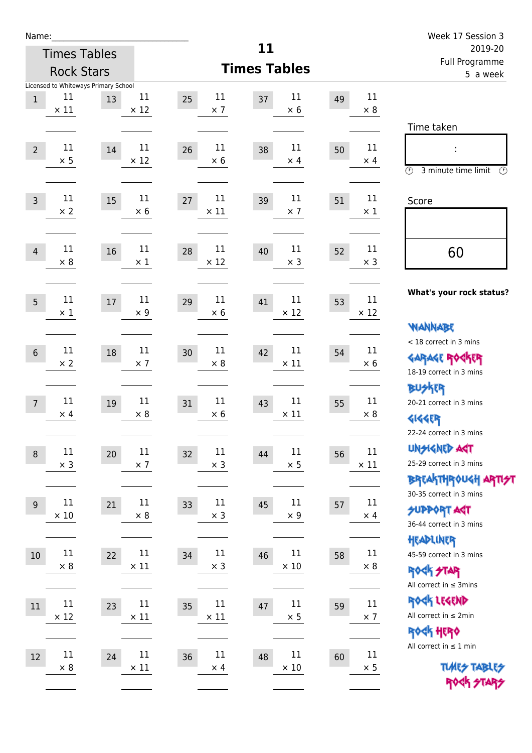Name:\_\_\_\_\_\_\_\_\_\_\_\_\_\_\_\_\_\_\_\_\_\_\_\_\_\_\_\_

Times Tables Rock Stars

Licensed to Whiteways Primary School

# 11 Times Tables

Week 17 Session 3
2019-20
Full Programme
5 a week

| # | Question | # | Question | # | Question | # | Question | # | Question |
|---|---|---|---|---|---|---|---|---|---|
| 1 | 11 × 11 | 13 | 11 × 12 | 25 | 11 × 7 | 37 | 11 × 6 | 49 | 11 × 8 |
| 2 | 11 × 5 | 14 | 11 × 12 | 26 | 11 × 6 | 38 | 11 × 4 | 50 | 11 × 4 |
| 3 | 11 × 2 | 15 | 11 × 6 | 27 | 11 × 11 | 39 | 11 × 7 | 51 | 11 × 1 |
| 4 | 11 × 8 | 16 | 11 × 1 | 28 | 11 × 12 | 40 | 11 × 3 | 52 | 11 × 3 |
| 5 | 11 × 1 | 17 | 11 × 9 | 29 | 11 × 6 | 41 | 11 × 12 | 53 | 11 × 12 |
| 6 | 11 × 2 | 18 | 11 × 7 | 30 | 11 × 8 | 42 | 11 × 11 | 54 | 11 × 6 |
| 7 | 11 × 4 | 19 | 11 × 8 | 31 | 11 × 6 | 43 | 11 × 11 | 55 | 11 × 8 |
| 8 | 11 × 3 | 20 | 11 × 7 | 32 | 11 × 3 | 44 | 11 × 5 | 56 | 11 × 11 |
| 9 | 11 × 10 | 21 | 11 × 8 | 33 | 11 × 3 | 45 | 11 × 9 | 57 | 11 × 4 |
| 10 | 11 × 8 | 22 | 11 × 11 | 34 | 11 × 3 | 46 | 11 × 10 | 58 | 11 × 8 |
| 11 | 11 × 12 | 23 | 11 × 11 | 35 | 11 × 11 | 47 | 11 × 5 | 59 | 11 × 7 |
| 12 | 11 × 8 | 24 | 11 × 11 | 36 | 11 × 4 | 48 | 11 × 10 | 60 | 11 × 5 |

Time taken

:

3 minute time limit

Score

60

**What's your rock status?**

WANNABE
< 18 correct in 3 mins

GARAGE ROCKER
18-19 correct in 3 mins

BUSKER
20-21 correct in 3 mins

GIGGER
22-24 correct in 3 mins

UNSIGNED ACT
25-29 correct in 3 mins

BREAKTHROUGH ARTIST
30-35 correct in 3 mins

SUPPORT ACT
36-44 correct in 3 mins

HEADLINER
45-59 correct in 3 mins

ROCK STAR
All correct in ≤ 3mins

ROCK LEGEND
All correct in ≤ 2min

ROCK HERO
All correct in ≤ 1 min

TIMES TABLES ROCK STARS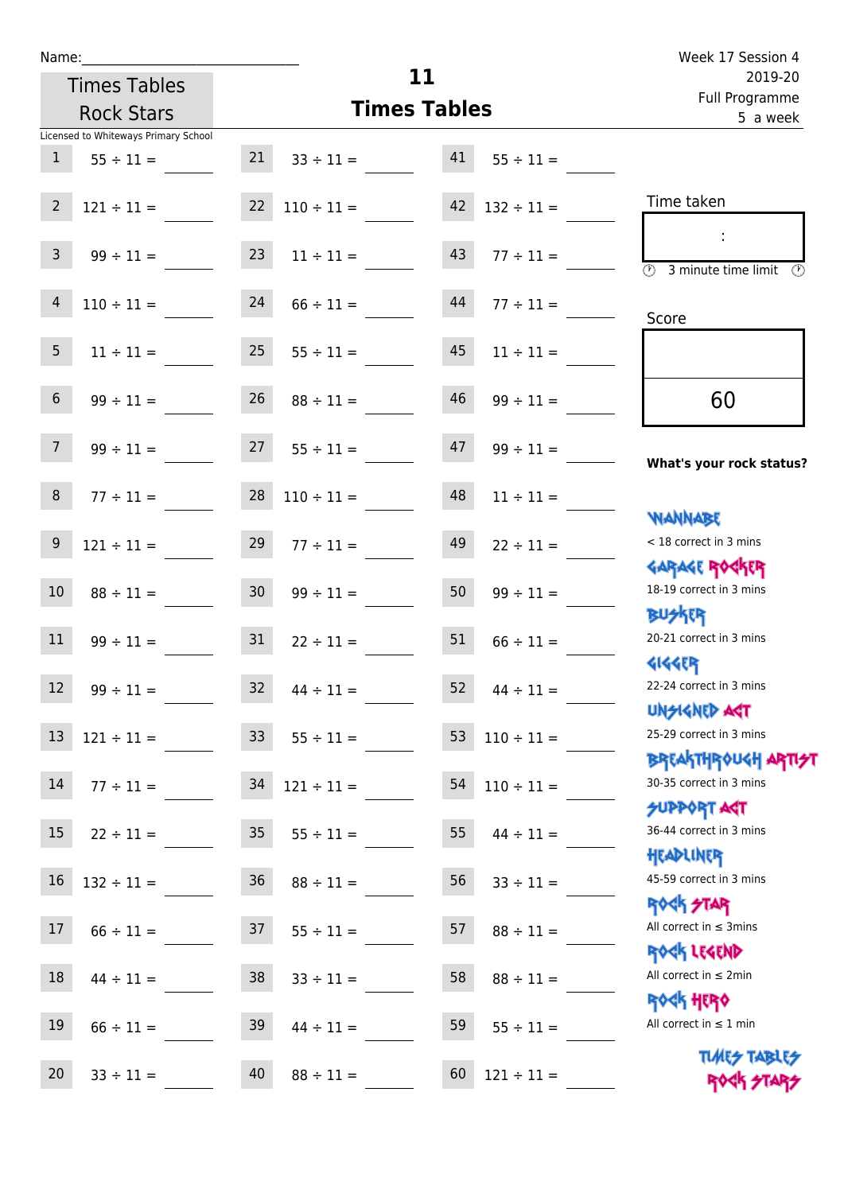Name:______________________________

Times Tables Rock Stars

Licensed to Whiteways Primary School

# 11 Times Tables

Week 17 Session 4
2019-20
Full Programme
5 a week

| # | Question | # | Question | # | Question |
|---|---|---|---|---|---|
| 1 | 55 ÷ 11 = ____ | 21 | 33 ÷ 11 = ____ | 41 | 55 ÷ 11 = ____ |
| 2 | 121 ÷ 11 = ____ | 22 | 110 ÷ 11 = ____ | 42 | 132 ÷ 11 = ____ |
| 3 | 99 ÷ 11 = ____ | 23 | 11 ÷ 11 = ____ | 43 | 77 ÷ 11 = ____ |
| 4 | 110 ÷ 11 = ____ | 24 | 66 ÷ 11 = ____ | 44 | 77 ÷ 11 = ____ |
| 5 | 11 ÷ 11 = ____ | 25 | 55 ÷ 11 = ____ | 45 | 11 ÷ 11 = ____ |
| 6 | 99 ÷ 11 = ____ | 26 | 88 ÷ 11 = ____ | 46 | 99 ÷ 11 = ____ |
| 7 | 99 ÷ 11 = ____ | 27 | 55 ÷ 11 = ____ | 47 | 99 ÷ 11 = ____ |
| 8 | 77 ÷ 11 = ____ | 28 | 110 ÷ 11 = ____ | 48 | 11 ÷ 11 = ____ |
| 9 | 121 ÷ 11 = ____ | 29 | 77 ÷ 11 = ____ | 49 | 22 ÷ 11 = ____ |
| 10 | 88 ÷ 11 = ____ | 30 | 99 ÷ 11 = ____ | 50 | 99 ÷ 11 = ____ |
| 11 | 99 ÷ 11 = ____ | 31 | 22 ÷ 11 = ____ | 51 | 66 ÷ 11 = ____ |
| 12 | 99 ÷ 11 = ____ | 32 | 44 ÷ 11 = ____ | 52 | 44 ÷ 11 = ____ |
| 13 | 121 ÷ 11 = ____ | 33 | 55 ÷ 11 = ____ | 53 | 110 ÷ 11 = ____ |
| 14 | 77 ÷ 11 = ____ | 34 | 121 ÷ 11 = ____ | 54 | 110 ÷ 11 = ____ |
| 15 | 22 ÷ 11 = ____ | 35 | 55 ÷ 11 = ____ | 55 | 44 ÷ 11 = ____ |
| 16 | 132 ÷ 11 = ____ | 36 | 88 ÷ 11 = ____ | 56 | 33 ÷ 11 = ____ |
| 17 | 66 ÷ 11 = ____ | 37 | 55 ÷ 11 = ____ | 57 | 88 ÷ 11 = ____ |
| 18 | 44 ÷ 11 = ____ | 38 | 33 ÷ 11 = ____ | 58 | 88 ÷ 11 = ____ |
| 19 | 66 ÷ 11 = ____ | 39 | 44 ÷ 11 = ____ | 59 | 55 ÷ 11 = ____ |
| 20 | 33 ÷ 11 = ____ | 40 | 88 ÷ 11 = ____ | 60 | 121 ÷ 11 = ____ |

Time taken

:

3 minute time limit

Score

60

**What's your rock status?**

- WANNABE: < 18 correct in 3 mins
- GARAGE ROCKER: 18-19 correct in 3 mins
- BUSKER: 20-21 correct in 3 mins
- GIGGER: 22-24 correct in 3 mins
- UNSIGNED ACT: 25-29 correct in 3 mins
- BREAKTHROUGH ARTIST: 30-35 correct in 3 mins
- SUPPORT ACT: 36-44 correct in 3 mins
- HEADLINER: 45-59 correct in 3 mins
- ROCK STAR: All correct in ≤ 3mins
- ROCK LEGEND: All correct in ≤ 2min
- ROCK HERO: All correct in ≤ 1 min

TIMES TABLES ROCK STARS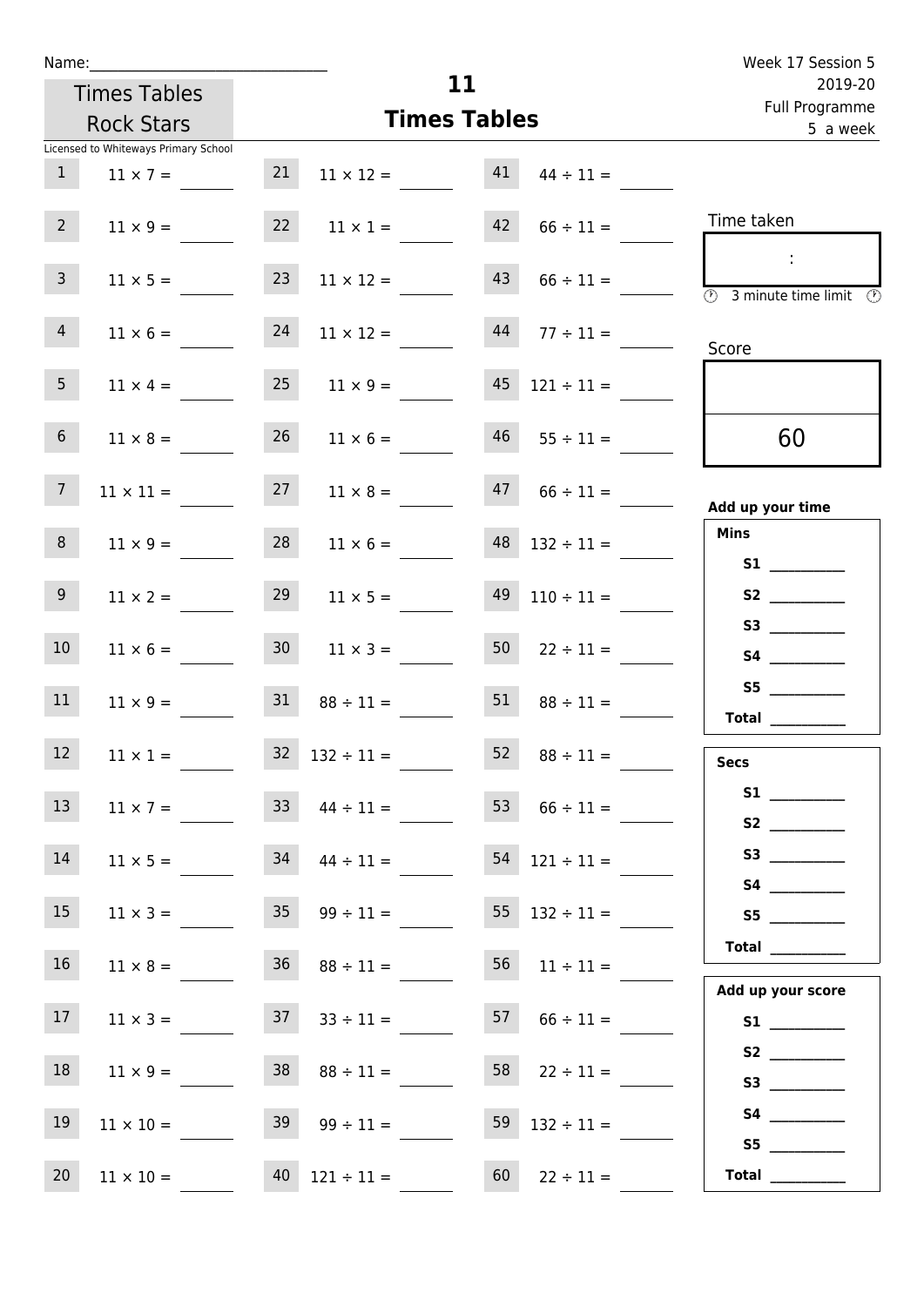Name:

Times Tables Rock Stars

Licensed to Whiteways Primary School

# 11 Times Tables

Week 17 Session 5
2019-20
Full Programme
5 a week

| | | | | | |
|---|---|---|---|---|---|
| 1 | $11 \times 7 =$ | 21 | $11 \times 12 =$ | 41 | $44 \div 11 =$ |
| 2 | $11 \times 9 =$ | 22 | $11 \times 1 =$ | 42 | $66 \div 11 =$ |
| 3 | $11 \times 5 =$ | 23 | $11 \times 12 =$ | 43 | $66 \div 11 =$ |
| 4 | $11 \times 6 =$ | 24 | $11 \times 12 =$ | 44 | $77 \div 11 =$ |
| 5 | $11 \times 4 =$ | 25 | $11 \times 9 =$ | 45 | $121 \div 11 =$ |
| 6 | $11 \times 8 =$ | 26 | $11 \times 6 =$ | 46 | $55 \div 11 =$ |
| 7 | $11 \times 11 =$ | 27 | $11 \times 8 =$ | 47 | $66 \div 11 =$ |
| 8 | $11 \times 9 =$ | 28 | $11 \times 6 =$ | 48 | $132 \div 11 =$ |
| 9 | $11 \times 2 =$ | 29 | $11 \times 5 =$ | 49 | $110 \div 11 =$ |
| 10 | $11 \times 6 =$ | 30 | $11 \times 3 =$ | 50 | $22 \div 11 =$ |
| 11 | $11 \times 9 =$ | 31 | $88 \div 11 =$ | 51 | $88 \div 11 =$ |
| 12 | $11 \times 1 =$ | 32 | $132 \div 11 =$ | 52 | $88 \div 11 =$ |
| 13 | $11 \times 7 =$ | 33 | $44 \div 11 =$ | 53 | $66 \div 11 =$ |
| 14 | $11 \times 5 =$ | 34 | $44 \div 11 =$ | 54 | $121 \div 11 =$ |
| 15 | $11 \times 3 =$ | 35 | $99 \div 11 =$ | 55 | $132 \div 11 =$ |
| 16 | $11 \times 8 =$ | 36 | $88 \div 11 =$ | 56 | $11 \div 11 =$ |
| 17 | $11 \times 3 =$ | 37 | $33 \div 11 =$ | 57 | $66 \div 11 =$ |
| 18 | $11 \times 9 =$ | 38 | $88 \div 11 =$ | 58 | $22 \div 11 =$ |
| 19 | $11 \times 10 =$ | 39 | $99 \div 11 =$ | 59 | $132 \div 11 =$ |
| 20 | $11 \times 10 =$ | 40 | $121 \div 11 =$ | 60 | $22 \div 11 =$ |

Time taken

:

3 minute time limit

Score

60

**Add up your time**

**Mins**

**S1** ______
**S2** ______
**S3** ______
**S4** ______
**S5** ______
**Total** ______

**Secs**

**S1** ______
**S2** ______
**S3** ______
**S4** ______
**S5** ______
**Total** ______

**Add up your score**

**S1** ______
**S2** ______
**S3** ______
**S4** ______
**S5** ______
**Total** ______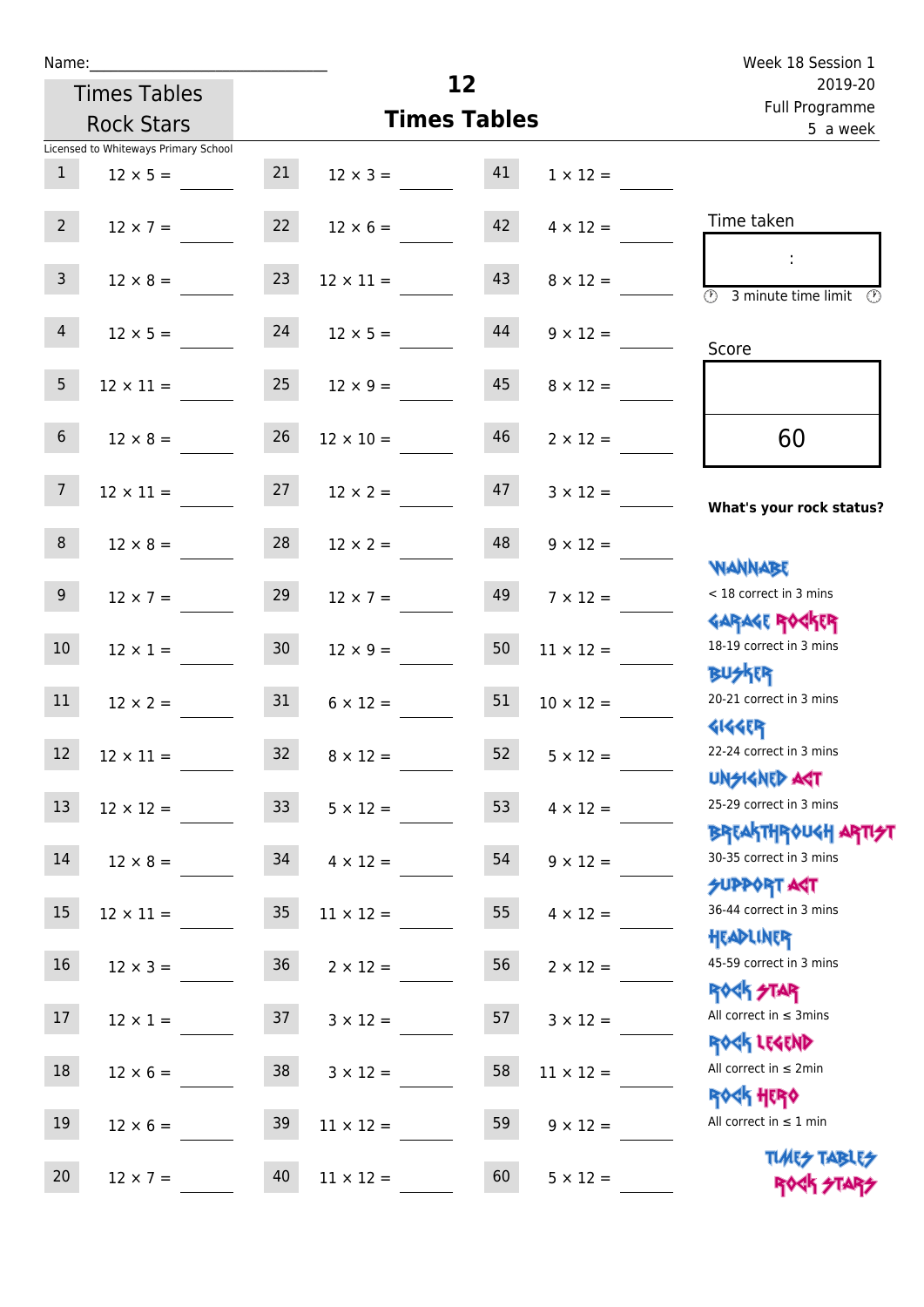Name:\_\_\_\_\_\_\_\_\_\_\_\_\_\_\_\_\_\_\_\_\_\_\_\_\_\_\_\_

Times Tables Rock Stars

Licensed to Whiteways Primary School

# 12 Times Tables

Week 18 Session 1
2019-20
Full Programme
5 a week

| | | | | | |
|---|---|---|---|---|---|
| 1 | $12 \times 5 =$ | 21 | $12 \times 3 =$ | 41 | $1 \times 12 =$ |
| 2 | $12 \times 7 =$ | 22 | $12 \times 6 =$ | 42 | $4 \times 12 =$ |
| 3 | $12 \times 8 =$ | 23 | $12 \times 11 =$ | 43 | $8 \times 12 =$ |
| 4 | $12 \times 5 =$ | 24 | $12 \times 5 =$ | 44 | $9 \times 12 =$ |
| 5 | $12 \times 11 =$ | 25 | $12 \times 9 =$ | 45 | $8 \times 12 =$ |
| 6 | $12 \times 8 =$ | 26 | $12 \times 10 =$ | 46 | $2 \times 12 =$ |
| 7 | $12 \times 11 =$ | 27 | $12 \times 2 =$ | 47 | $3 \times 12 =$ |
| 8 | $12 \times 8 =$ | 28 | $12 \times 2 =$ | 48 | $9 \times 12 =$ |
| 9 | $12 \times 7 =$ | 29 | $12 \times 7 =$ | 49 | $7 \times 12 =$ |
| 10 | $12 \times 1 =$ | 30 | $12 \times 9 =$ | 50 | $11 \times 12 =$ |
| 11 | $12 \times 2 =$ | 31 | $6 \times 12 =$ | 51 | $10 \times 12 =$ |
| 12 | $12 \times 11 =$ | 32 | $8 \times 12 =$ | 52 | $5 \times 12 =$ |
| 13 | $12 \times 12 =$ | 33 | $5 \times 12 =$ | 53 | $4 \times 12 =$ |
| 14 | $12 \times 8 =$ | 34 | $4 \times 12 =$ | 54 | $9 \times 12 =$ |
| 15 | $12 \times 11 =$ | 35 | $11 \times 12 =$ | 55 | $4 \times 12 =$ |
| 16 | $12 \times 3 =$ | 36 | $2 \times 12 =$ | 56 | $2 \times 12 =$ |
| 17 | $12 \times 1 =$ | 37 | $3 \times 12 =$ | 57 | $3 \times 12 =$ |
| 18 | $12 \times 6 =$ | 38 | $3 \times 12 =$ | 58 | $11 \times 12 =$ |
| 19 | $12 \times 6 =$ | 39 | $11 \times 12 =$ | 59 | $9 \times 12 =$ |
| 20 | $12 \times 7 =$ | 40 | $11 \times 12 =$ | 60 | $5 \times 12 =$ |

Time taken

:

3 minute time limit

Score

60

**What's your rock status?**

WANNABE
< 18 correct in 3 mins

GARAGE ROCKER
18-19 correct in 3 mins

BUSKER
20-21 correct in 3 mins

GIGGER
22-24 correct in 3 mins

UNSIGNED ACT
25-29 correct in 3 mins

BREAKTHROUGH ARTIST
30-35 correct in 3 mins

SUPPORT ACT
36-44 correct in 3 mins

HEADLINER
45-59 correct in 3 mins

ROCK STAR
All correct in ≤ 3mins

ROCK LEGEND
All correct in ≤ 2min

ROCK HERO
All correct in ≤ 1 min

TIMES TABLES ROCK STARS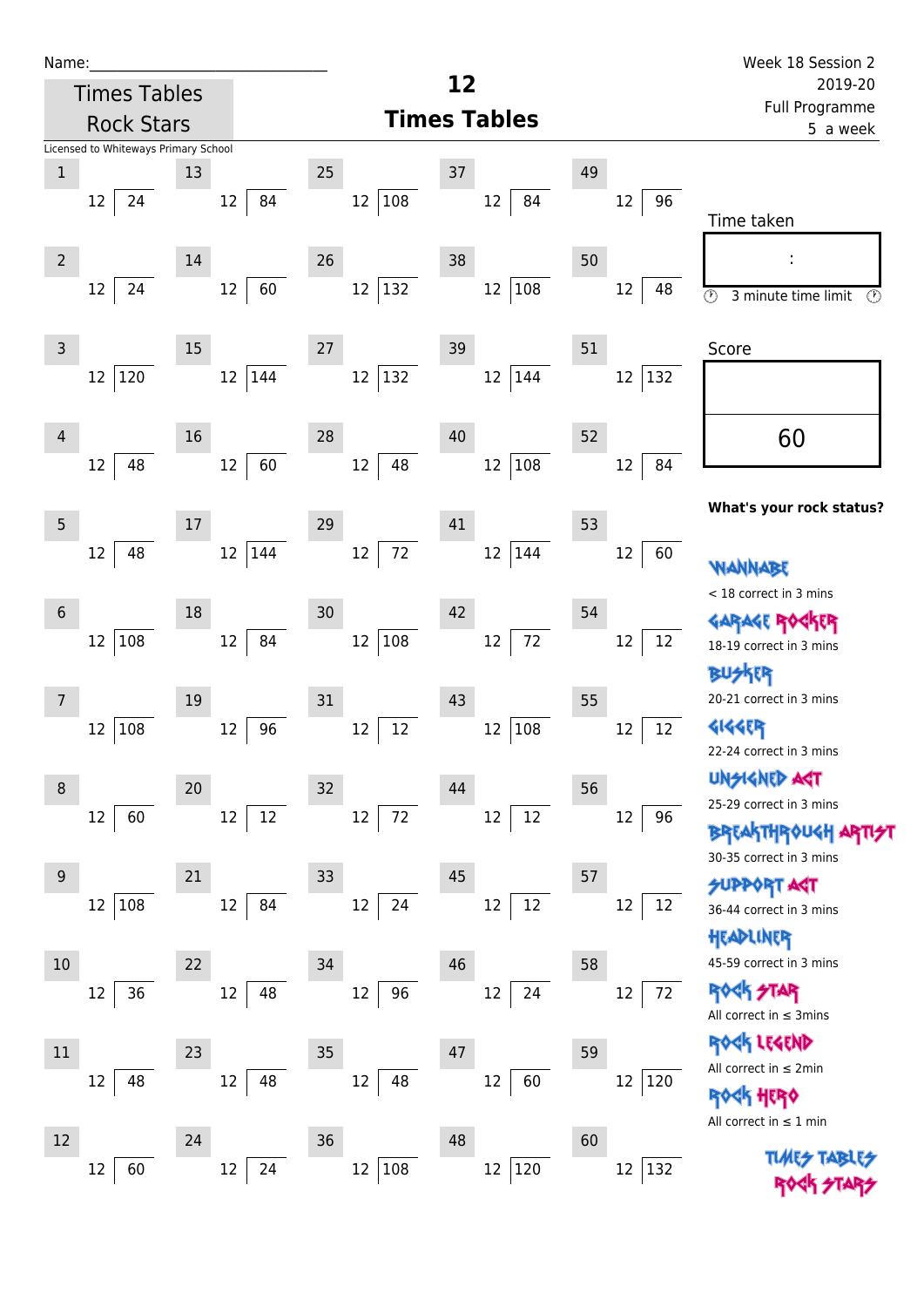Name:______________________________

Times Tables Rock Stars

Licensed to Whiteways Primary School

# 12 Times Tables

Week 18 Session 2
2019-20
Full Programme
5 a week

| # | Question | # | Question | # | Question | # | Question | # | Question |
|---|---|---|---|---|---|---|---|---|---|
| 1 | 12 ⟌ 24 | 13 | 12 ⟌ 84 | 25 | 12 ⟌ 108 | 37 | 12 ⟌ 84 | 49 | 12 ⟌ 96 |
| 2 | 12 ⟌ 24 | 14 | 12 ⟌ 60 | 26 | 12 ⟌ 132 | 38 | 12 ⟌ 108 | 50 | 12 ⟌ 48 |
| 3 | 12 ⟌ 120 | 15 | 12 ⟌ 144 | 27 | 12 ⟌ 132 | 39 | 12 ⟌ 144 | 51 | 12 ⟌ 132 |
| 4 | 12 ⟌ 48 | 16 | 12 ⟌ 60 | 28 | 12 ⟌ 48 | 40 | 12 ⟌ 108 | 52 | 12 ⟌ 84 |
| 5 | 12 ⟌ 48 | 17 | 12 ⟌ 144 | 29 | 12 ⟌ 72 | 41 | 12 ⟌ 144 | 53 | 12 ⟌ 60 |
| 6 | 12 ⟌ 108 | 18 | 12 ⟌ 84 | 30 | 12 ⟌ 108 | 42 | 12 ⟌ 72 | 54 | 12 ⟌ 12 |
| 7 | 12 ⟌ 108 | 19 | 12 ⟌ 96 | 31 | 12 ⟌ 12 | 43 | 12 ⟌ 108 | 55 | 12 ⟌ 12 |
| 8 | 12 ⟌ 60 | 20 | 12 ⟌ 12 | 32 | 12 ⟌ 72 | 44 | 12 ⟌ 12 | 56 | 12 ⟌ 96 |
| 9 | 12 ⟌ 108 | 21 | 12 ⟌ 84 | 33 | 12 ⟌ 24 | 45 | 12 ⟌ 12 | 57 | 12 ⟌ 12 |
| 10 | 12 ⟌ 36 | 22 | 12 ⟌ 48 | 34 | 12 ⟌ 96 | 46 | 12 ⟌ 24 | 58 | 12 ⟌ 72 |
| 11 | 12 ⟌ 48 | 23 | 12 ⟌ 48 | 35 | 12 ⟌ 48 | 47 | 12 ⟌ 60 | 59 | 12 ⟌ 120 |
| 12 | 12 ⟌ 60 | 24 | 12 ⟌ 24 | 36 | 12 ⟌ 108 | 48 | 12 ⟌ 120 | 60 | 12 ⟌ 132 |

Time taken

:

3 minute time limit

Score

60

**What's your rock status?**

WANNABE
< 18 correct in 3 mins

GARAGE ROCKER
18-19 correct in 3 mins

BUSKER
20-21 correct in 3 mins

GIGGER
22-24 correct in 3 mins

UNSIGNED ACT
25-29 correct in 3 mins

BREAKTHROUGH ARTIST
30-35 correct in 3 mins

SUPPORT ACT
36-44 correct in 3 mins

HEADLINER
45-59 correct in 3 mins

ROCK STAR
All correct in ≤ 3mins

ROCK LEGEND
All correct in ≤ 2min

ROCK HERO
All correct in ≤ 1 min

TIMES TABLES ROCK STARS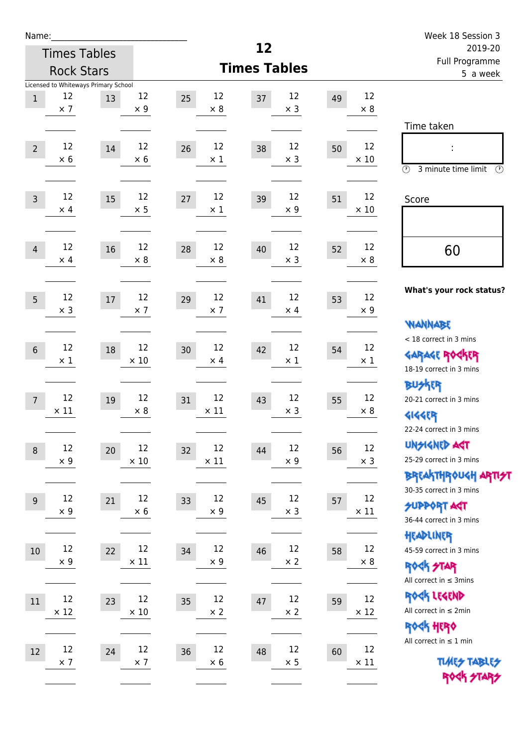Name:\_\_\_\_\_\_\_\_\_\_\_\_\_\_\_\_\_\_\_\_\_\_\_\_\_\_\_\_

Times Tables Rock Stars

# 12 Times Tables

Week 18 Session 3
2019-20
Full Programme
5 a week

Licensed to Whiteways Primary School

| | | | | | | | | | |
|---|---|---|---|---|---|---|---|---|---|
| 1 | 12 × 7 | 13 | 12 × 9 | 25 | 12 × 8 | 37 | 12 × 3 | 49 | 12 × 8 |
| 2 | 12 × 6 | 14 | 12 × 6 | 26 | 12 × 1 | 38 | 12 × 3 | 50 | 12 × 10 |
| 3 | 12 × 4 | 15 | 12 × 5 | 27 | 12 × 1 | 39 | 12 × 9 | 51 | 12 × 10 |
| 4 | 12 × 4 | 16 | 12 × 8 | 28 | 12 × 8 | 40 | 12 × 3 | 52 | 12 × 8 |
| 5 | 12 × 3 | 17 | 12 × 7 | 29 | 12 × 7 | 41 | 12 × 4 | 53 | 12 × 9 |
| 6 | 12 × 1 | 18 | 12 × 10 | 30 | 12 × 4 | 42 | 12 × 1 | 54 | 12 × 1 |
| 7 | 12 × 11 | 19 | 12 × 8 | 31 | 12 × 11 | 43 | 12 × 3 | 55 | 12 × 8 |
| 8 | 12 × 9 | 20 | 12 × 10 | 32 | 12 × 11 | 44 | 12 × 9 | 56 | 12 × 3 |
| 9 | 12 × 9 | 21 | 12 × 6 | 33 | 12 × 9 | 45 | 12 × 3 | 57 | 12 × 11 |
| 10 | 12 × 9 | 22 | 12 × 11 | 34 | 12 × 9 | 46 | 12 × 2 | 58 | 12 × 8 |
| 11 | 12 × 12 | 23 | 12 × 10 | 35 | 12 × 2 | 47 | 12 × 2 | 59 | 12 × 12 |
| 12 | 12 × 7 | 24 | 12 × 7 | 36 | 12 × 6 | 48 | 12 × 5 | 60 | 12 × 11 |

Time taken

:

3 minute time limit

Score

60

**What's your rock status?**

WANNABE
< 18 correct in 3 mins

GARAGE ROCKER
18-19 correct in 3 mins

BUSKER
20-21 correct in 3 mins

GIGGER
22-24 correct in 3 mins

UNSIGNED ACT
25-29 correct in 3 mins

BREAKTHROUGH ARTIST
30-35 correct in 3 mins

SUPPORT ACT
36-44 correct in 3 mins

HEADLINER
45-59 correct in 3 mins

ROCK STAR
All correct in ≤ 3mins

ROCK LEGEND
All correct in ≤ 2min

ROCK HERO
All correct in ≤ 1 min

TIMES TABLES ROCK STARS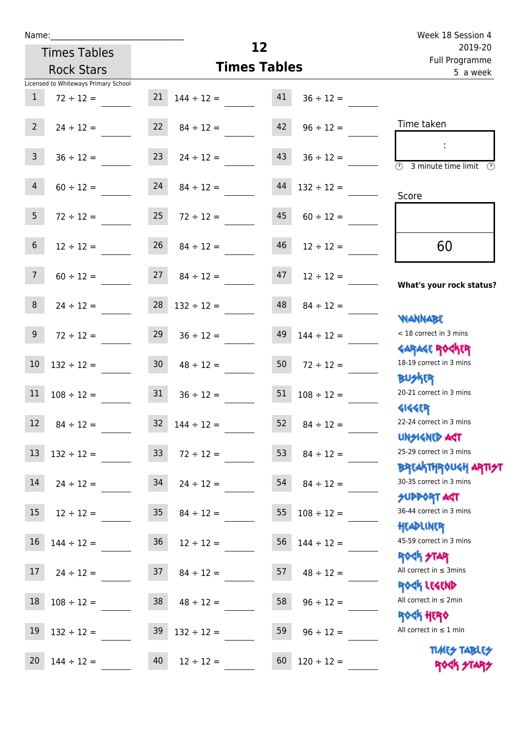Name:\_\_\_\_\_\_\_\_\_\_\_\_\_\_\_\_\_\_\_\_\_\_\_\_\_\_\_\_\_\_

Times Tables Rock Stars

Licensed to Whiteways Primary School

# 12 Times Tables

Week 18 Session 4
2019-20
Full Programme
5 a week

| | | | | | |
|---|---|---|---|---|---|
| 1 | 72 ÷ 12 = | 21 | 144 ÷ 12 = | 41 | 36 ÷ 12 = |
| 2 | 24 ÷ 12 = | 22 | 84 ÷ 12 = | 42 | 96 ÷ 12 = |
| 3 | 36 ÷ 12 = | 23 | 24 ÷ 12 = | 43 | 36 ÷ 12 = |
| 4 | 60 ÷ 12 = | 24 | 84 ÷ 12 = | 44 | 132 ÷ 12 = |
| 5 | 72 ÷ 12 = | 25 | 72 ÷ 12 = | 45 | 60 ÷ 12 = |
| 6 | 12 ÷ 12 = | 26 | 84 ÷ 12 = | 46 | 12 ÷ 12 = |
| 7 | 60 ÷ 12 = | 27 | 84 ÷ 12 = | 47 | 12 ÷ 12 = |
| 8 | 24 ÷ 12 = | 28 | 132 ÷ 12 = | 48 | 84 ÷ 12 = |
| 9 | 72 ÷ 12 = | 29 | 36 ÷ 12 = | 49 | 144 ÷ 12 = |
| 10 | 132 ÷ 12 = | 30 | 48 ÷ 12 = | 50 | 72 ÷ 12 = |
| 11 | 108 ÷ 12 = | 31 | 36 ÷ 12 = | 51 | 108 ÷ 12 = |
| 12 | 84 ÷ 12 = | 32 | 144 ÷ 12 = | 52 | 84 ÷ 12 = |
| 13 | 132 ÷ 12 = | 33 | 72 ÷ 12 = | 53 | 84 ÷ 12 = |
| 14 | 24 ÷ 12 = | 34 | 24 ÷ 12 = | 54 | 84 ÷ 12 = |
| 15 | 12 ÷ 12 = | 35 | 84 ÷ 12 = | 55 | 108 ÷ 12 = |
| 16 | 144 ÷ 12 = | 36 | 12 ÷ 12 = | 56 | 144 ÷ 12 = |
| 17 | 24 ÷ 12 = | 37 | 84 ÷ 12 = | 57 | 48 ÷ 12 = |
| 18 | 108 ÷ 12 = | 38 | 48 ÷ 12 = | 58 | 96 ÷ 12 = |
| 19 | 132 ÷ 12 = | 39 | 132 ÷ 12 = | 59 | 96 ÷ 12 = |
| 20 | 144 ÷ 12 = | 40 | 12 ÷ 12 = | 60 | 120 ÷ 12 = |

Time taken

:

3 minute time limit

Score

60

**What's your rock status?**

WANNABE
< 18 correct in 3 mins

GARAGE ROCKER
18-19 correct in 3 mins

BUSKER
20-21 correct in 3 mins

GIGGER
22-24 correct in 3 mins

UNSIGNED ACT
25-29 correct in 3 mins

BREAKTHROUGH ARTIST
30-35 correct in 3 mins

SUPPORT ACT
36-44 correct in 3 mins

HEADLINER
45-59 correct in 3 mins

ROCK STAR
All correct in ≤ 3mins

ROCK LEGEND
All correct in ≤ 2min

ROCK HERO
All correct in ≤ 1 min

TIMES TABLES ROCK STARS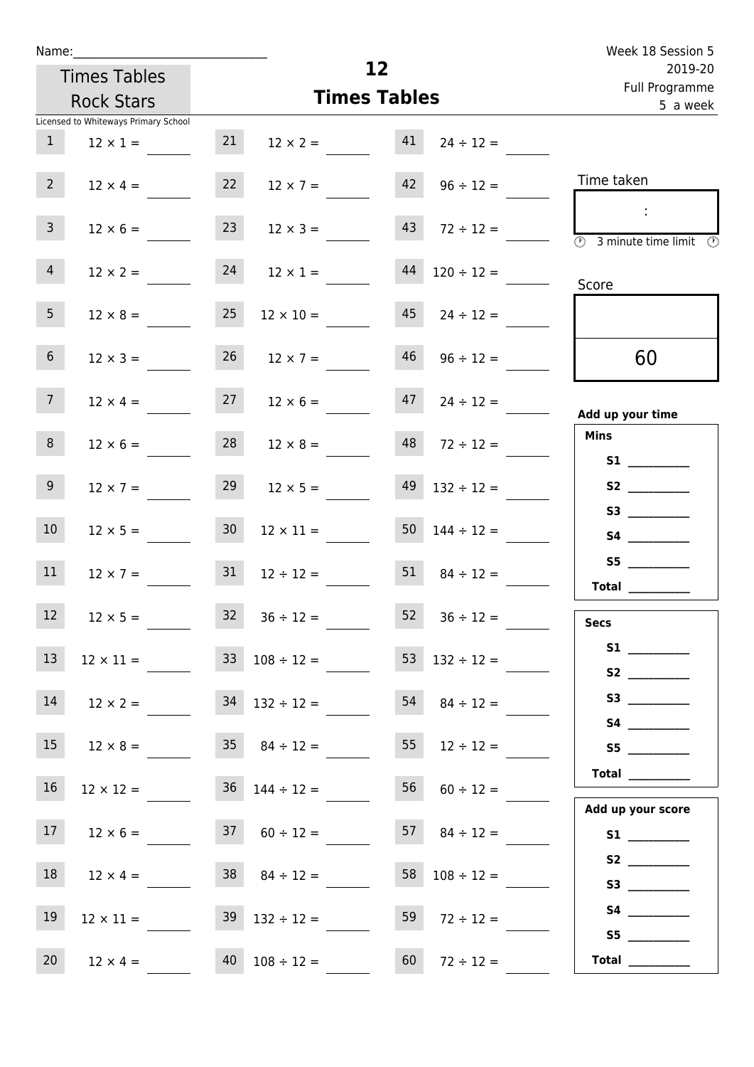Name:______________________________

Times Tables Rock Stars

Licensed to Whiteways Primary School

# 12
## Times Tables

Week 18 Session 5
2019-20
Full Programme
5 a week

| | | | | | |
|---|---|---|---|---|---|
| 1 | 12 × 1 = | 21 | 12 × 2 = | 41 | 24 ÷ 12 = |
| 2 | 12 × 4 = | 22 | 12 × 7 = | 42 | 96 ÷ 12 = |
| 3 | 12 × 6 = | 23 | 12 × 3 = | 43 | 72 ÷ 12 = |
| 4 | 12 × 2 = | 24 | 12 × 1 = | 44 | 120 ÷ 12 = |
| 5 | 12 × 8 = | 25 | 12 × 10 = | 45 | 24 ÷ 12 = |
| 6 | 12 × 3 = | 26 | 12 × 7 = | 46 | 96 ÷ 12 = |
| 7 | 12 × 4 = | 27 | 12 × 6 = | 47 | 24 ÷ 12 = |
| 8 | 12 × 6 = | 28 | 12 × 8 = | 48 | 72 ÷ 12 = |
| 9 | 12 × 7 = | 29 | 12 × 5 = | 49 | 132 ÷ 12 = |
| 10 | 12 × 5 = | 30 | 12 × 11 = | 50 | 144 ÷ 12 = |
| 11 | 12 × 7 = | 31 | 12 ÷ 12 = | 51 | 84 ÷ 12 = |
| 12 | 12 × 5 = | 32 | 36 ÷ 12 = | 52 | 36 ÷ 12 = |
| 13 | 12 × 11 = | 33 | 108 ÷ 12 = | 53 | 132 ÷ 12 = |
| 14 | 12 × 2 = | 34 | 132 ÷ 12 = | 54 | 84 ÷ 12 = |
| 15 | 12 × 8 = | 35 | 84 ÷ 12 = | 55 | 12 ÷ 12 = |
| 16 | 12 × 12 = | 36 | 144 ÷ 12 = | 56 | 60 ÷ 12 = |
| 17 | 12 × 6 = | 37 | 60 ÷ 12 = | 57 | 84 ÷ 12 = |
| 18 | 12 × 4 = | 38 | 84 ÷ 12 = | 58 | 108 ÷ 12 = |
| 19 | 12 × 11 = | 39 | 132 ÷ 12 = | 59 | 72 ÷ 12 = |
| 20 | 12 × 4 = | 40 | 108 ÷ 12 = | 60 | 72 ÷ 12 = |

Time taken

:

3 minute time limit

Score

60

**Add up your time**

**Mins**

**S1** ________
**S2** ________
**S3** ________
**S4** ________
**S5** ________
**Total** ________

**Secs**

**S1** ________
**S2** ________
**S3** ________
**S4** ________
**S5** ________
**Total** ________

**Add up your score**

**S1** ________
**S2** ________
**S3** ________
**S4** ________
**S5** ________
**Total** ________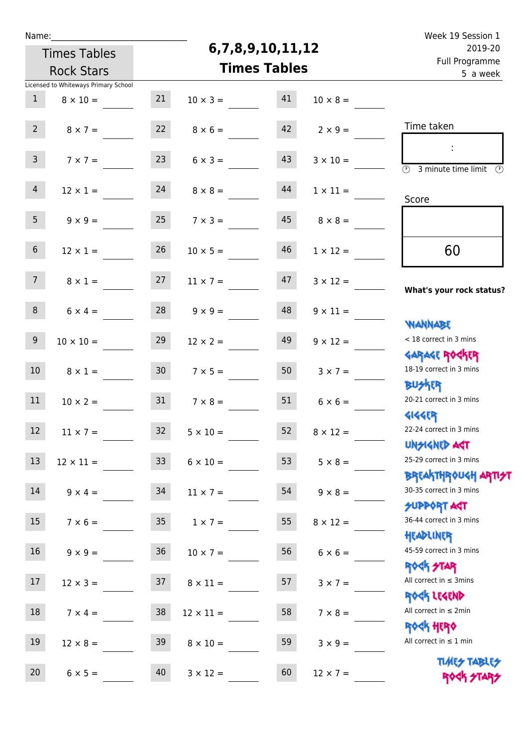Name:

Times Tables Rock Stars

Licensed to Whiteways Primary School

# 6,7,8,9,10,11,12 Times Tables

Week 19 Session 1
2019-20
Full Programme
5 a week

| | | | | | |
|---|---|---|---|---|---|
| 1 | $8 \times 10 =$ | 21 | $10 \times 3 =$ | 41 | $10 \times 8 =$ |
| 2 | $8 \times 7 =$ | 22 | $8 \times 6 =$ | 42 | $2 \times 9 =$ |
| 3 | $7 \times 7 =$ | 23 | $6 \times 3 =$ | 43 | $3 \times 10 =$ |
| 4 | $12 \times 1 =$ | 24 | $8 \times 8 =$ | 44 | $1 \times 11 =$ |
| 5 | $9 \times 9 =$ | 25 | $7 \times 3 =$ | 45 | $8 \times 8 =$ |
| 6 | $12 \times 1 =$ | 26 | $10 \times 5 =$ | 46 | $1 \times 12 =$ |
| 7 | $8 \times 1 =$ | 27 | $11 \times 7 =$ | 47 | $3 \times 12 =$ |
| 8 | $6 \times 4 =$ | 28 | $9 \times 9 =$ | 48 | $9 \times 11 =$ |
| 9 | $10 \times 10 =$ | 29 | $12 \times 2 =$ | 49 | $9 \times 12 =$ |
| 10 | $8 \times 1 =$ | 30 | $7 \times 5 =$ | 50 | $3 \times 7 =$ |
| 11 | $10 \times 2 =$ | 31 | $7 \times 8 =$ | 51 | $6 \times 6 =$ |
| 12 | $11 \times 7 =$ | 32 | $5 \times 10 =$ | 52 | $8 \times 12 =$ |
| 13 | $12 \times 11 =$ | 33 | $6 \times 10 =$ | 53 | $5 \times 8 =$ |
| 14 | $9 \times 4 =$ | 34 | $11 \times 7 =$ | 54 | $9 \times 8 =$ |
| 15 | $7 \times 6 =$ | 35 | $1 \times 7 =$ | 55 | $8 \times 12 =$ |
| 16 | $9 \times 9 =$ | 36 | $10 \times 7 =$ | 56 | $6 \times 6 =$ |
| 17 | $12 \times 3 =$ | 37 | $8 \times 11 =$ | 57 | $3 \times 7 =$ |
| 18 | $7 \times 4 =$ | 38 | $12 \times 11 =$ | 58 | $7 \times 8 =$ |
| 19 | $12 \times 8 =$ | 39 | $8 \times 10 =$ | 59 | $3 \times 9 =$ |
| 20 | $6 \times 5 =$ | 40 | $3 \times 12 =$ | 60 | $12 \times 7 =$ |

Time taken

:

3 minute time limit

Score

60

**What's your rock status?**

WANNABE
< 18 correct in 3 mins

GARAGE ROCKER
18-19 correct in 3 mins

BUSKER
20-21 correct in 3 mins

GIGGER
22-24 correct in 3 mins

UNSIGNED ACT
25-29 correct in 3 mins

BREAKTHROUGH ARTIST
30-35 correct in 3 mins

SUPPORT ACT
36-44 correct in 3 mins

HEADLINER
45-59 correct in 3 mins

ROCK STAR
All correct in ≤ 3mins

ROCK LEGEND
All correct in ≤ 2min

ROCK HERO
All correct in ≤ 1 min

TIMES TABLES ROCK STARS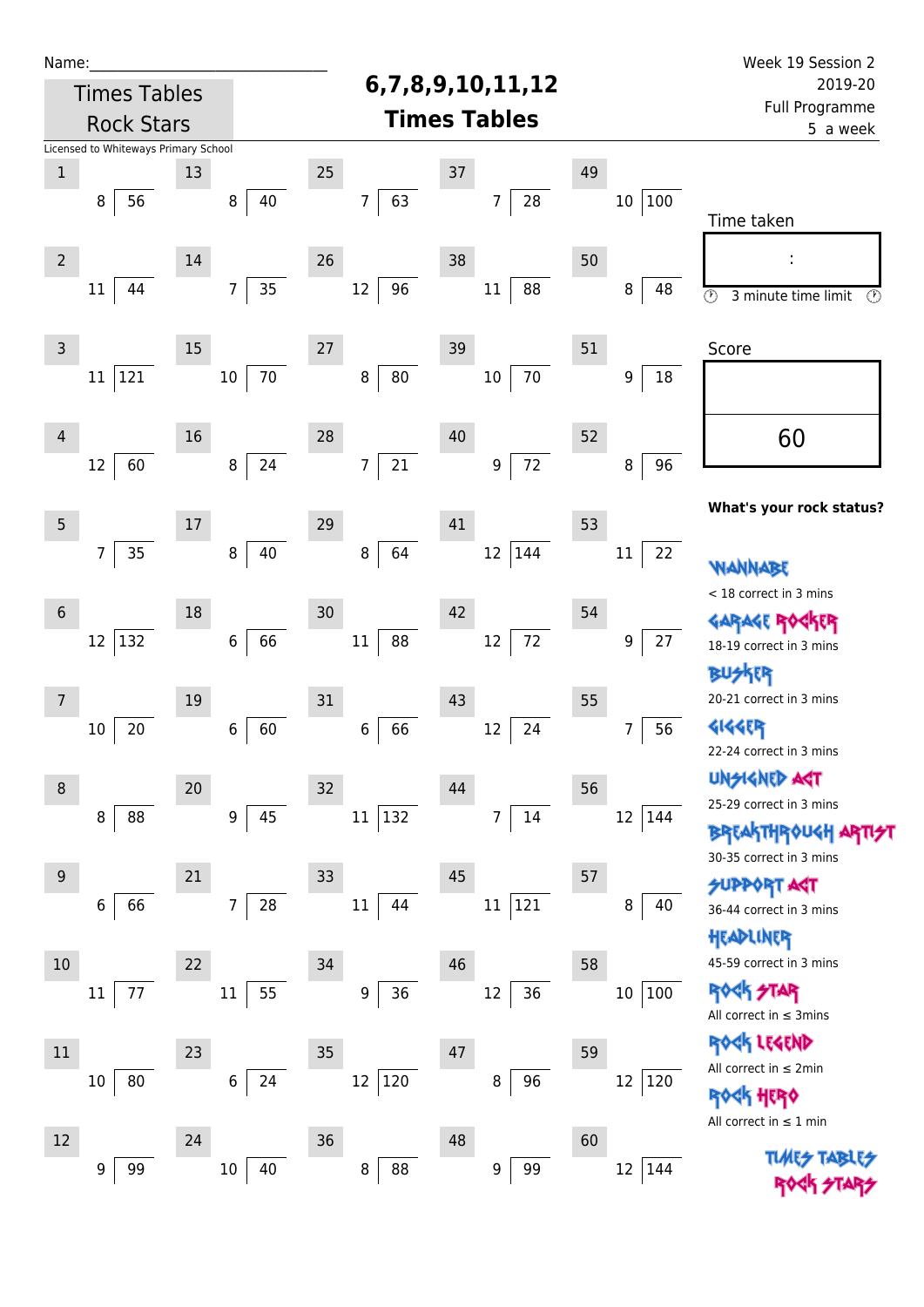Name:______________________________

Times Tables Rock Stars

# 6,7,8,9,10,11,12 Times Tables

Week 19 Session 2
2019-20
Full Programme
5 a week

Licensed to Whiteways Primary School

| # | Question | # | Question | # | Question | # | Question | # | Question |
|---|---|---|---|---|---|---|---|---|---|
| 1 | 8 ⟌ 56 | 13 | 8 ⟌ 40 | 25 | 7 ⟌ 63 | 37 | 7 ⟌ 28 | 49 | 10 ⟌ 100 |
| 2 | 11 ⟌ 44 | 14 | 7 ⟌ 35 | 26 | 12 ⟌ 96 | 38 | 11 ⟌ 88 | 50 | 8 ⟌ 48 |
| 3 | 11 ⟌ 121 | 15 | 10 ⟌ 70 | 27 | 8 ⟌ 80 | 39 | 10 ⟌ 70 | 51 | 9 ⟌ 18 |
| 4 | 12 ⟌ 60 | 16 | 8 ⟌ 24 | 28 | 7 ⟌ 21 | 40 | 9 ⟌ 72 | 52 | 8 ⟌ 96 |
| 5 | 7 ⟌ 35 | 17 | 8 ⟌ 40 | 29 | 8 ⟌ 64 | 41 | 12 ⟌ 144 | 53 | 11 ⟌ 22 |
| 6 | 12 ⟌ 132 | 18 | 6 ⟌ 66 | 30 | 11 ⟌ 88 | 42 | 12 ⟌ 72 | 54 | 9 ⟌ 27 |
| 7 | 10 ⟌ 20 | 19 | 6 ⟌ 60 | 31 | 6 ⟌ 66 | 43 | 12 ⟌ 24 | 55 | 7 ⟌ 56 |
| 8 | 8 ⟌ 88 | 20 | 9 ⟌ 45 | 32 | 11 ⟌ 132 | 44 | 7 ⟌ 14 | 56 | 12 ⟌ 144 |
| 9 | 6 ⟌ 66 | 21 | 7 ⟌ 28 | 33 | 11 ⟌ 44 | 45 | 11 ⟌ 121 | 57 | 8 ⟌ 40 |
| 10 | 11 ⟌ 77 | 22 | 11 ⟌ 55 | 34 | 9 ⟌ 36 | 46 | 12 ⟌ 36 | 58 | 10 ⟌ 100 |
| 11 | 10 ⟌ 80 | 23 | 6 ⟌ 24 | 35 | 12 ⟌ 120 | 47 | 8 ⟌ 96 | 59 | 12 ⟌ 120 |
| 12 | 9 ⟌ 99 | 24 | 10 ⟌ 40 | 36 | 8 ⟌ 88 | 48 | 9 ⟌ 99 | 60 | 12 ⟌ 144 |

Time taken

:

3 minute time limit

Score

60

**What's your rock status?**

WANNABE
< 18 correct in 3 mins

GARAGE ROCKER
18-19 correct in 3 mins

BUSKER
20-21 correct in 3 mins

GIGGER
22-24 correct in 3 mins

UNSIGNED ACT
25-29 correct in 3 mins

BREAKTHROUGH ARTIST
30-35 correct in 3 mins

SUPPORT ACT
36-44 correct in 3 mins

HEADLINER
45-59 correct in 3 mins

ROCK STAR
All correct in ≤ 3mins

ROCK LEGEND
All correct in ≤ 2min

ROCK HERO
All correct in ≤ 1 min

TIMES TABLES ROCK STARS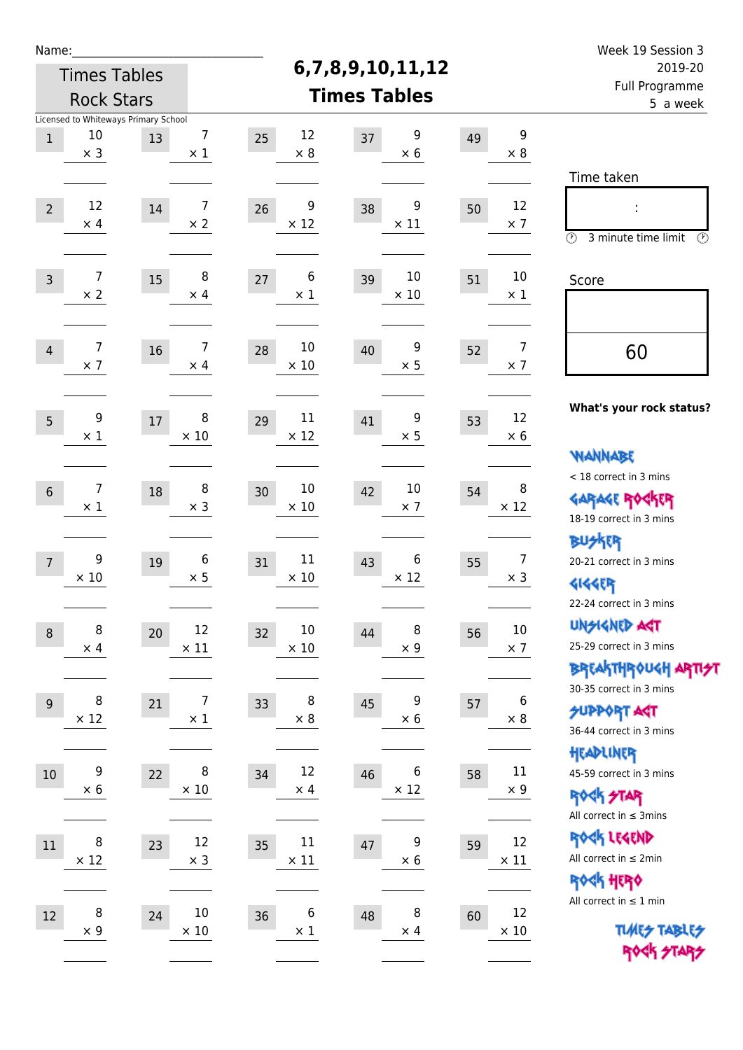Name:\_\_\_\_\_\_\_\_\_\_\_\_\_\_\_\_\_\_\_\_\_\_\_\_\_\_\_\_

Times Tables Rock Stars

Licensed to Whiteways Primary School

# 6,7,8,9,10,11,12 Times Tables

Week 19 Session 3
2019-20
Full Programme
5 a week

| | | | | | | | | | |
|---|---|---|---|---|---|---|---|---|---|
| 1 | 10 × 3 | 13 | 7 × 1 | 25 | 12 × 8 | 37 | 9 × 6 | 49 | 9 × 8 |
| 2 | 12 × 4 | 14 | 7 × 2 | 26 | 9 × 12 | 38 | 9 × 11 | 50 | 12 × 7 |
| 3 | 7 × 2 | 15 | 8 × 4 | 27 | 6 × 1 | 39 | 10 × 10 | 51 | 10 × 1 |
| 4 | 7 × 7 | 16 | 7 × 4 | 28 | 10 × 10 | 40 | 9 × 5 | 52 | 7 × 7 |
| 5 | 9 × 1 | 17 | 8 × 10 | 29 | 11 × 12 | 41 | 9 × 5 | 53 | 12 × 6 |
| 6 | 7 × 1 | 18 | 8 × 3 | 30 | 10 × 10 | 42 | 10 × 7 | 54 | 8 × 12 |
| 7 | 9 × 10 | 19 | 6 × 5 | 31 | 11 × 10 | 43 | 6 × 12 | 55 | 7 × 3 |
| 8 | 8 × 4 | 20 | 12 × 11 | 32 | 10 × 10 | 44 | 8 × 9 | 56 | 10 × 7 |
| 9 | 8 × 12 | 21 | 7 × 1 | 33 | 8 × 8 | 45 | 9 × 6 | 57 | 6 × 8 |
| 10 | 9 × 6 | 22 | 8 × 10 | 34 | 12 × 4 | 46 | 6 × 12 | 58 | 11 × 9 |
| 11 | 8 × 12 | 23 | 12 × 3 | 35 | 11 × 11 | 47 | 9 × 6 | 59 | 12 × 11 |
| 12 | 8 × 9 | 24 | 10 × 10 | 36 | 6 × 1 | 48 | 8 × 4 | 60 | 12 × 10 |

Time taken

:

3 minute time limit

Score

60

**What's your rock status?**

WANNABE
< 18 correct in 3 mins

GARAGE ROCKER
18-19 correct in 3 mins

BUSKER
20-21 correct in 3 mins

GIGGER
22-24 correct in 3 mins

UNSIGNED ACT
25-29 correct in 3 mins

BREAKTHROUGH ARTIST
30-35 correct in 3 mins

SUPPORT ACT
36-44 correct in 3 mins

HEADLINER
45-59 correct in 3 mins

ROCK STAR
All correct in ≤ 3mins

ROCK LEGEND
All correct in ≤ 2min

ROCK HERO
All correct in ≤ 1 min

TIMES TABLES ROCK STARS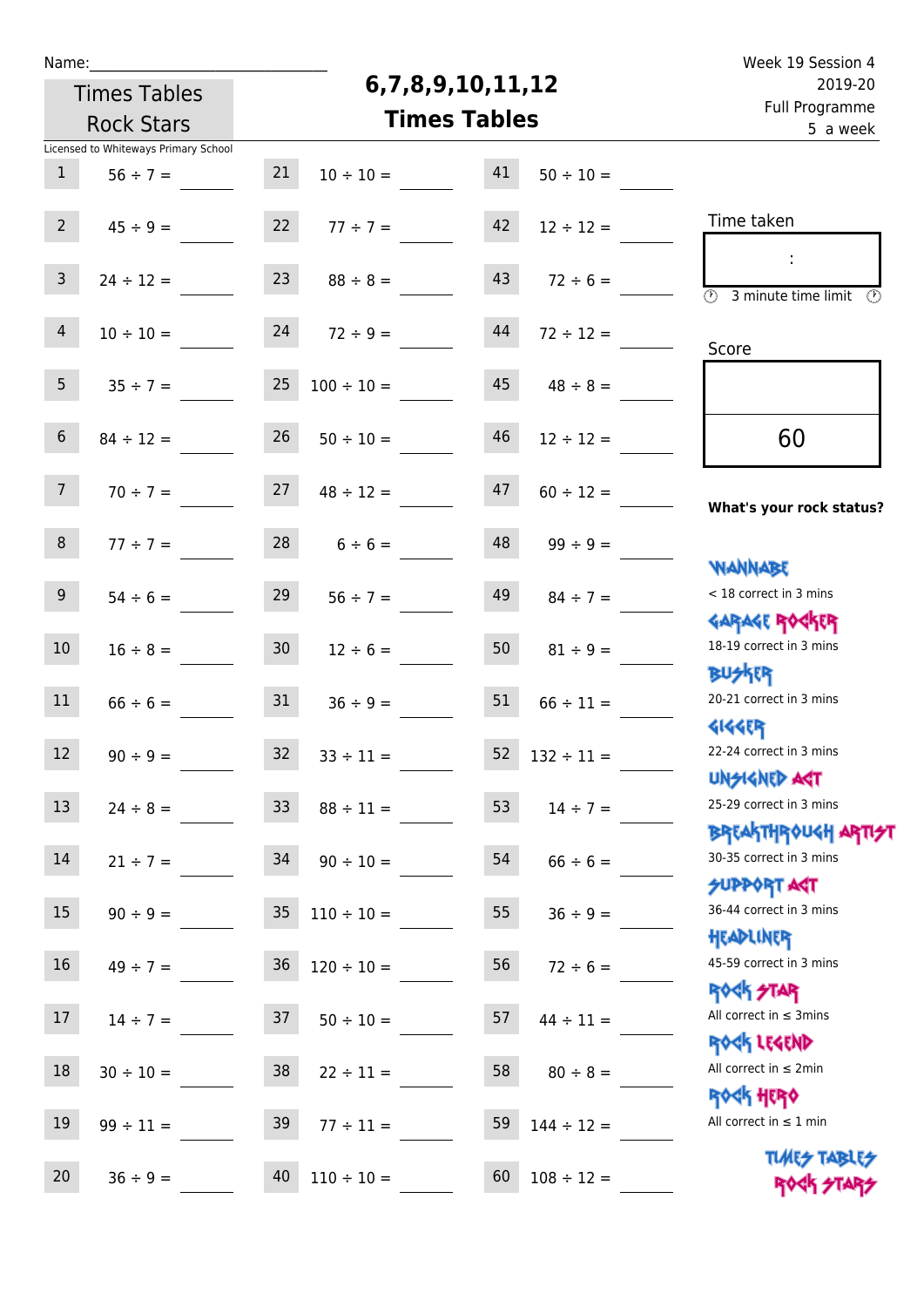Name:\_\_\_\_\_\_\_\_\_\_\_\_\_\_\_\_\_\_\_\_\_\_\_\_\_\_\_\_

Times Tables Rock Stars

# 6,7,8,9,10,11,12 Times Tables

Week 19 Session 4
2019-20
Full Programme
5 a week

Licensed to Whiteways Primary School

| | | | | | |
|---|---|---|---|---|---|
| 1 | 56 ÷ 7 = | 21 | 10 ÷ 10 = | 41 | 50 ÷ 10 = |
| 2 | 45 ÷ 9 = | 22 | 77 ÷ 7 = | 42 | 12 ÷ 12 = |
| 3 | 24 ÷ 12 = | 23 | 88 ÷ 8 = | 43 | 72 ÷ 6 = |
| 4 | 10 ÷ 10 = | 24 | 72 ÷ 9 = | 44 | 72 ÷ 12 = |
| 5 | 35 ÷ 7 = | 25 | 100 ÷ 10 = | 45 | 48 ÷ 8 = |
| 6 | 84 ÷ 12 = | 26 | 50 ÷ 10 = | 46 | 12 ÷ 12 = |
| 7 | 70 ÷ 7 = | 27 | 48 ÷ 12 = | 47 | 60 ÷ 12 = |
| 8 | 77 ÷ 7 = | 28 | 6 ÷ 6 = | 48 | 99 ÷ 9 = |
| 9 | 54 ÷ 6 = | 29 | 56 ÷ 7 = | 49 | 84 ÷ 7 = |
| 10 | 16 ÷ 8 = | 30 | 12 ÷ 6 = | 50 | 81 ÷ 9 = |
| 11 | 66 ÷ 6 = | 31 | 36 ÷ 9 = | 51 | 66 ÷ 11 = |
| 12 | 90 ÷ 9 = | 32 | 33 ÷ 11 = | 52 | 132 ÷ 11 = |
| 13 | 24 ÷ 8 = | 33 | 88 ÷ 11 = | 53 | 14 ÷ 7 = |
| 14 | 21 ÷ 7 = | 34 | 90 ÷ 10 = | 54 | 66 ÷ 6 = |
| 15 | 90 ÷ 9 = | 35 | 110 ÷ 10 = | 55 | 36 ÷ 9 = |
| 16 | 49 ÷ 7 = | 36 | 120 ÷ 10 = | 56 | 72 ÷ 6 = |
| 17 | 14 ÷ 7 = | 37 | 50 ÷ 10 = | 57 | 44 ÷ 11 = |
| 18 | 30 ÷ 10 = | 38 | 22 ÷ 11 = | 58 | 80 ÷ 8 = |
| 19 | 99 ÷ 11 = | 39 | 77 ÷ 11 = | 59 | 144 ÷ 12 = |
| 20 | 36 ÷ 9 = | 40 | 110 ÷ 10 = | 60 | 108 ÷ 12 = |

Time taken

:

3 minute time limit

Score

60

**What's your rock status?**

WANNABE
< 18 correct in 3 mins

GARAGE ROCKER
18-19 correct in 3 mins

BUSKER
20-21 correct in 3 mins

GIGGER
22-24 correct in 3 mins

UNSIGNED ACT
25-29 correct in 3 mins

BREAKTHROUGH ARTIST
30-35 correct in 3 mins

SUPPORT ACT
36-44 correct in 3 mins

HEADLINER
45-59 correct in 3 mins

ROCK STAR
All correct in ≤ 3mins

ROCK LEGEND
All correct in ≤ 2min

ROCK HERO
All correct in ≤ 1 min

TIMES TABLES ROCK STARS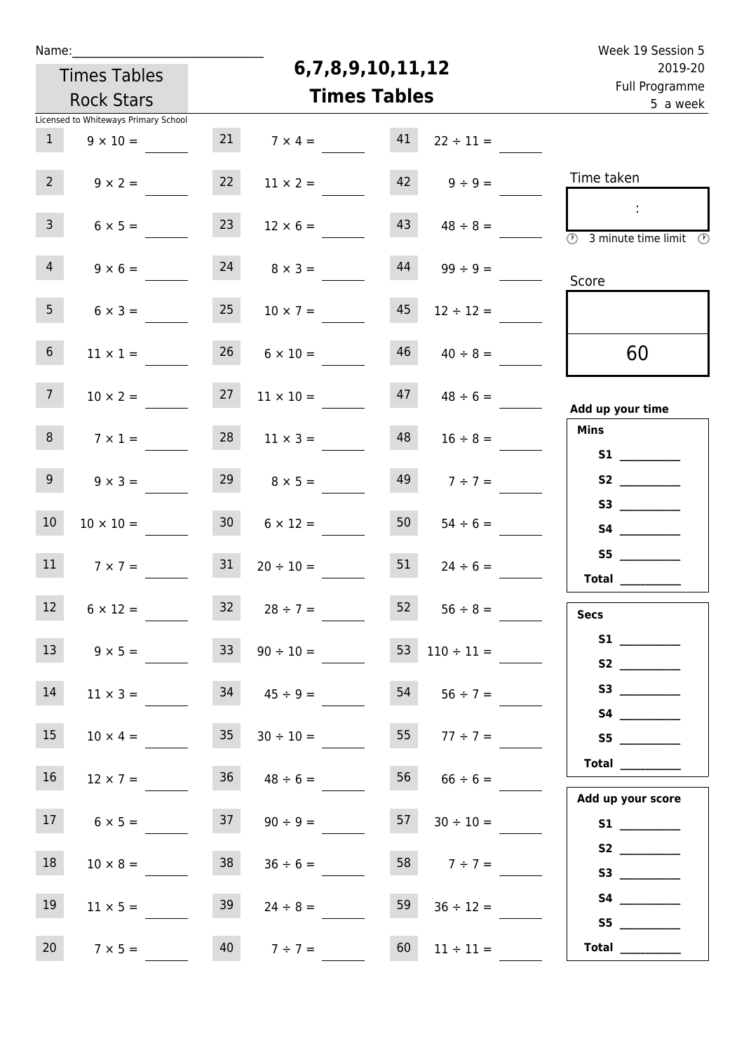Name:______________________________

Times Tables Rock Stars

Licensed to Whiteways Primary School

# 6,7,8,9,10,11,12 Times Tables

Week 19 Session 5
2019-20
Full Programme
5 a week

| | | | | | |
|---|---|---|---|---|---|
| 1 | 9 × 10 = ____ | 21 | 7 × 4 = ____ | 41 | 22 ÷ 11 = ____ |
| 2 | 9 × 2 = ____ | 22 | 11 × 2 = ____ | 42 | 9 ÷ 9 = ____ |
| 3 | 6 × 5 = ____ | 23 | 12 × 6 = ____ | 43 | 48 ÷ 8 = ____ |
| 4 | 9 × 6 = ____ | 24 | 8 × 3 = ____ | 44 | 99 ÷ 9 = ____ |
| 5 | 6 × 3 = ____ | 25 | 10 × 7 = ____ | 45 | 12 ÷ 12 = ____ |
| 6 | 11 × 1 = ____ | 26 | 6 × 10 = ____ | 46 | 40 ÷ 8 = ____ |
| 7 | 10 × 2 = ____ | 27 | 11 × 10 = ____ | 47 | 48 ÷ 6 = ____ |
| 8 | 7 × 1 = ____ | 28 | 11 × 3 = ____ | 48 | 16 ÷ 8 = ____ |
| 9 | 9 × 3 = ____ | 29 | 8 × 5 = ____ | 49 | 7 ÷ 7 = ____ |
| 10 | 10 × 10 = ____ | 30 | 6 × 12 = ____ | 50 | 54 ÷ 6 = ____ |
| 11 | 7 × 7 = ____ | 31 | 20 ÷ 10 = ____ | 51 | 24 ÷ 6 = ____ |
| 12 | 6 × 12 = ____ | 32 | 28 ÷ 7 = ____ | 52 | 56 ÷ 8 = ____ |
| 13 | 9 × 5 = ____ | 33 | 90 ÷ 10 = ____ | 53 | 110 ÷ 11 = ____ |
| 14 | 11 × 3 = ____ | 34 | 45 ÷ 9 = ____ | 54 | 56 ÷ 7 = ____ |
| 15 | 10 × 4 = ____ | 35 | 30 ÷ 10 = ____ | 55 | 77 ÷ 7 = ____ |
| 16 | 12 × 7 = ____ | 36 | 48 ÷ 6 = ____ | 56 | 66 ÷ 6 = ____ |
| 17 | 6 × 5 = ____ | 37 | 90 ÷ 9 = ____ | 57 | 30 ÷ 10 = ____ |
| 18 | 10 × 8 = ____ | 38 | 36 ÷ 6 = ____ | 58 | 7 ÷ 7 = ____ |
| 19 | 11 × 5 = ____ | 39 | 24 ÷ 8 = ____ | 59 | 36 ÷ 12 = ____ |
| 20 | 7 × 5 = ____ | 40 | 7 ÷ 7 = ____ | 60 | 11 ÷ 11 = ____ |

Time taken

:

3 minute time limit

Score

60

**Add up your time**

**Mins**

**S1** __________
**S2** __________
**S3** __________
**S4** __________
**S5** __________
**Total** __________

**Secs**

**S1** __________
**S2** __________
**S3** __________
**S4** __________
**S5** __________
**Total** __________

**Add up your score**

**S1** __________
**S2** __________
**S3** __________
**S4** __________
**S5** __________
**Total** __________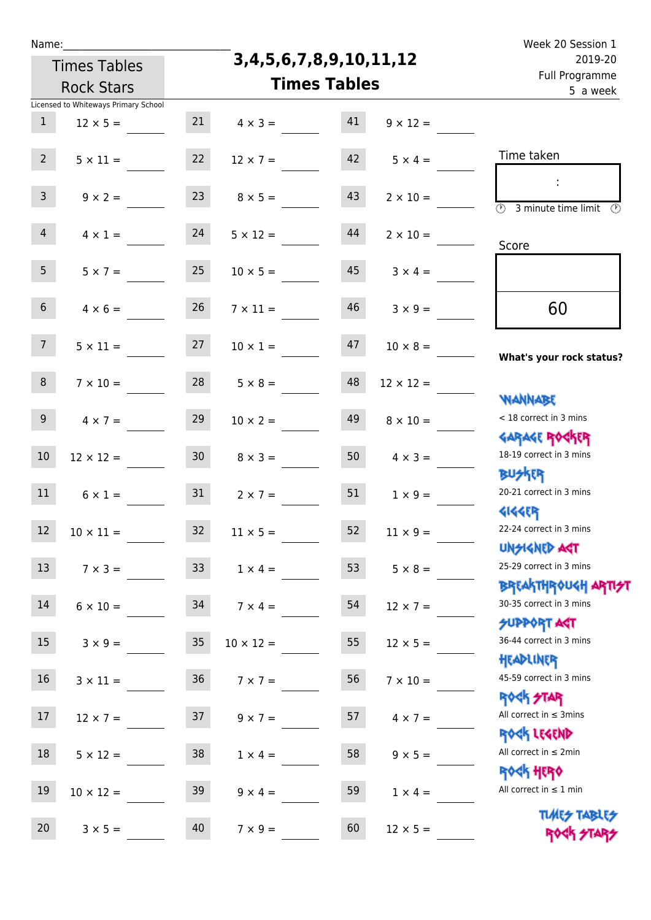Name:\_\_\_\_\_\_\_\_\_\_\_\_\_\_\_\_\_\_\_\_\_\_\_\_\_\_\_\_

Times Tables Rock Stars

Licensed to Whiteways Primary School

# 3,4,5,6,7,8,9,10,11,12 Times Tables

Week 20 Session 1
2019-20
Full Programme
5 a week

| | | | | | |
|---|---|---|---|---|---|
| 1 | 12 × 5 = | 21 | 4 × 3 = | 41 | 9 × 12 = |
| 2 | 5 × 11 = | 22 | 12 × 7 = | 42 | 5 × 4 = |
| 3 | 9 × 2 = | 23 | 8 × 5 = | 43 | 2 × 10 = |
| 4 | 4 × 1 = | 24 | 5 × 12 = | 44 | 2 × 10 = |
| 5 | 5 × 7 = | 25 | 10 × 5 = | 45 | 3 × 4 = |
| 6 | 4 × 6 = | 26 | 7 × 11 = | 46 | 3 × 9 = |
| 7 | 5 × 11 = | 27 | 10 × 1 = | 47 | 10 × 8 = |
| 8 | 7 × 10 = | 28 | 5 × 8 = | 48 | 12 × 12 = |
| 9 | 4 × 7 = | 29 | 10 × 2 = | 49 | 8 × 10 = |
| 10 | 12 × 12 = | 30 | 8 × 3 = | 50 | 4 × 3 = |
| 11 | 6 × 1 = | 31 | 2 × 7 = | 51 | 1 × 9 = |
| 12 | 10 × 11 = | 32 | 11 × 5 = | 52 | 11 × 9 = |
| 13 | 7 × 3 = | 33 | 1 × 4 = | 53 | 5 × 8 = |
| 14 | 6 × 10 = | 34 | 7 × 4 = | 54 | 12 × 7 = |
| 15 | 3 × 9 = | 35 | 10 × 12 = | 55 | 12 × 5 = |
| 16 | 3 × 11 = | 36 | 7 × 7 = | 56 | 7 × 10 = |
| 17 | 12 × 7 = | 37 | 9 × 7 = | 57 | 4 × 7 = |
| 18 | 5 × 12 = | 38 | 1 × 4 = | 58 | 9 × 5 = |
| 19 | 10 × 12 = | 39 | 9 × 4 = | 59 | 1 × 4 = |
| 20 | 3 × 5 = | 40 | 7 × 9 = | 60 | 12 × 5 = |

Time taken

:

3 minute time limit

Score

60

**What's your rock status?**

WANNABE
< 18 correct in 3 mins

GARAGE ROCKER
18-19 correct in 3 mins

BUSKER
20-21 correct in 3 mins

GIGGER
22-24 correct in 3 mins

UNSIGNED ACT
25-29 correct in 3 mins

BREAKTHROUGH ARTIST
30-35 correct in 3 mins

SUPPORT ACT
36-44 correct in 3 mins

HEADLINER
45-59 correct in 3 mins

ROCK STAR
All correct in ≤ 3mins

ROCK LEGEND
All correct in ≤ 2min

ROCK HERO
All correct in ≤ 1 min

TIMES TABLES ROCK STARS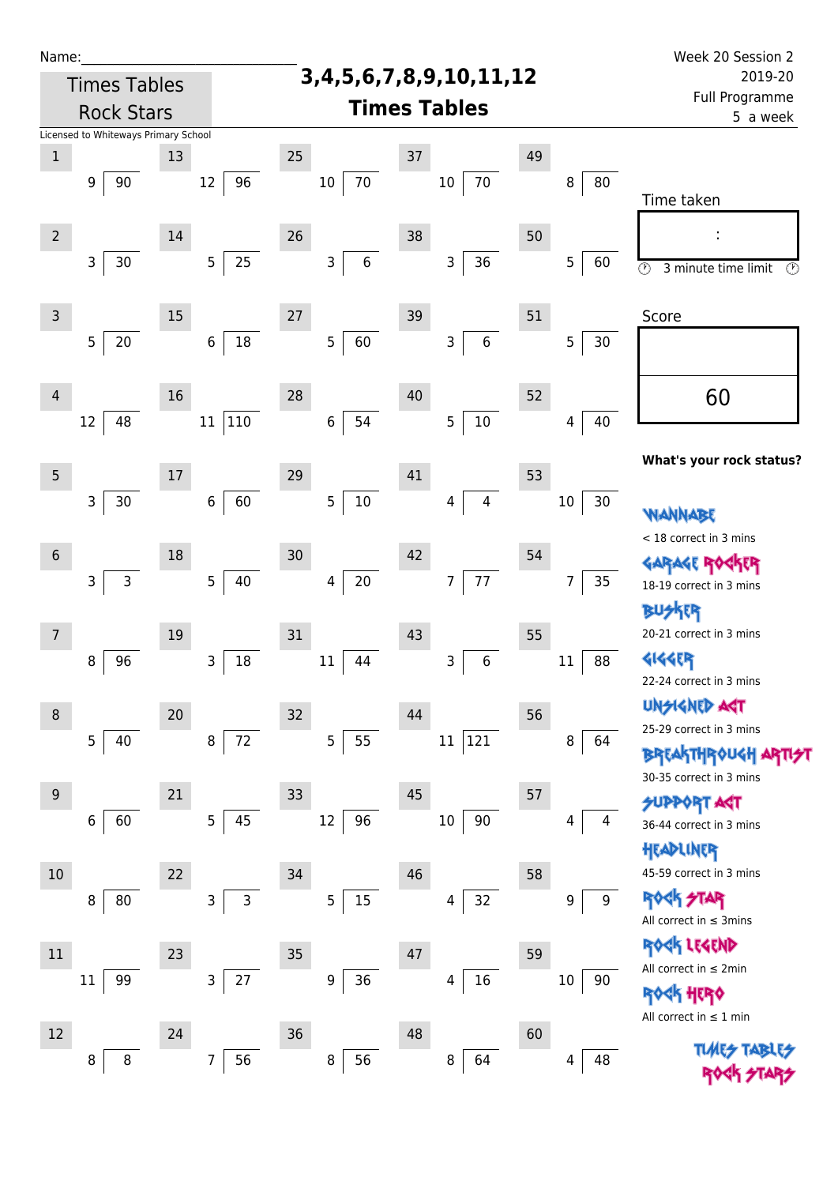Name:\_\_\_\_\_\_\_\_\_\_\_\_\_\_\_\_\_\_\_\_\_\_\_\_\_\_\_\_

Times Tables Rock Stars

Licensed to Whiteways Primary School

# 3,4,5,6,7,8,9,10,11,12 Times Tables

Week 20 Session 2
2019-20
Full Programme
5 a week

| # | Question | # | Question | # | Question | # | Question | # | Question |
|---|---|---|---|---|---|---|---|---|---|
| 1 | 9 ⟌ 90 | 13 | 12 ⟌ 96 | 25 | 10 ⟌ 70 | 37 | 10 ⟌ 70 | 49 | 8 ⟌ 80 |
| 2 | 3 ⟌ 30 | 14 | 5 ⟌ 25 | 26 | 3 ⟌ 6 | 38 | 3 ⟌ 36 | 50 | 5 ⟌ 60 |
| 3 | 5 ⟌ 20 | 15 | 6 ⟌ 18 | 27 | 5 ⟌ 60 | 39 | 3 ⟌ 6 | 51 | 5 ⟌ 30 |
| 4 | 12 ⟌ 48 | 16 | 11 ⟌ 110 | 28 | 6 ⟌ 54 | 40 | 5 ⟌ 10 | 52 | 4 ⟌ 40 |
| 5 | 3 ⟌ 30 | 17 | 6 ⟌ 60 | 29 | 5 ⟌ 10 | 41 | 4 ⟌ 4 | 53 | 10 ⟌ 30 |
| 6 | 3 ⟌ 3 | 18 | 5 ⟌ 40 | 30 | 4 ⟌ 20 | 42 | 7 ⟌ 77 | 54 | 7 ⟌ 35 |
| 7 | 8 ⟌ 96 | 19 | 3 ⟌ 18 | 31 | 11 ⟌ 44 | 43 | 3 ⟌ 6 | 55 | 11 ⟌ 88 |
| 8 | 5 ⟌ 40 | 20 | 8 ⟌ 72 | 32 | 5 ⟌ 55 | 44 | 11 ⟌ 121 | 56 | 8 ⟌ 64 |
| 9 | 6 ⟌ 60 | 21 | 5 ⟌ 45 | 33 | 12 ⟌ 96 | 45 | 10 ⟌ 90 | 57 | 4 ⟌ 4 |
| 10 | 8 ⟌ 80 | 22 | 3 ⟌ 3 | 34 | 5 ⟌ 15 | 46 | 4 ⟌ 32 | 58 | 9 ⟌ 9 |
| 11 | 11 ⟌ 99 | 23 | 3 ⟌ 27 | 35 | 9 ⟌ 36 | 47 | 4 ⟌ 16 | 59 | 10 ⟌ 90 |
| 12 | 8 ⟌ 8 | 24 | 7 ⟌ 56 | 36 | 8 ⟌ 56 | 48 | 8 ⟌ 64 | 60 | 4 ⟌ 48 |

Time taken

:

3 minute time limit

Score

60

**What's your rock status?**

WANNABE
< 18 correct in 3 mins

GARAGE ROCKER
18-19 correct in 3 mins

BUSKER
20-21 correct in 3 mins

GIGGER
22-24 correct in 3 mins

UNSIGNED ACT
25-29 correct in 3 mins

BREAKTHROUGH ARTIST
30-35 correct in 3 mins

SUPPORT ACT
36-44 correct in 3 mins

HEADLINER
45-59 correct in 3 mins

ROCK STAR
All correct in ≤ 3mins

ROCK LEGEND
All correct in ≤ 2min

ROCK HERO
All correct in ≤ 1 min

TIMES TABLES ROCK STARS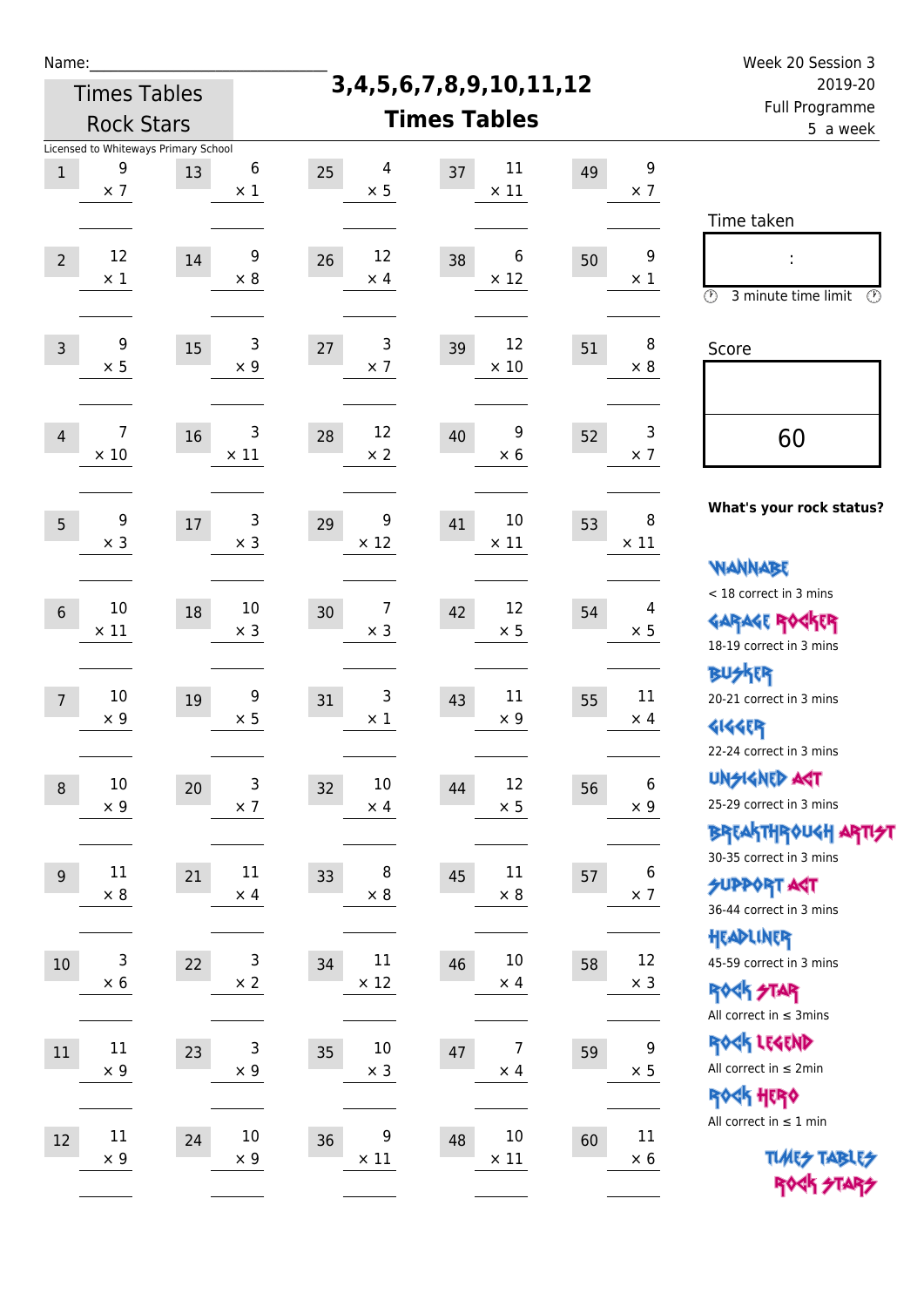Name:\_\_\_\_\_\_\_\_\_\_\_\_\_\_\_\_\_\_\_\_\_\_\_\_\_\_\_\_

Times Tables Rock Stars

Licensed to Whiteways Primary School

# 3,4,5,6,7,8,9,10,11,12 Times Tables

Week 20 Session 3
2019-20
Full Programme
5 a week

| | | | | | | | | | |
|---|---|---|---|---|---|---|---|---|---|
| 1 | 9 × 7 | 13 | 6 × 1 | 25 | 4 × 5 | 37 | 11 × 11 | 49 | 9 × 7 |
| 2 | 12 × 1 | 14 | 9 × 8 | 26 | 12 × 4 | 38 | 6 × 12 | 50 | 9 × 1 |
| 3 | 9 × 5 | 15 | 3 × 9 | 27 | 3 × 7 | 39 | 12 × 10 | 51 | 8 × 8 |
| 4 | 7 × 10 | 16 | 3 × 11 | 28 | 12 × 2 | 40 | 9 × 6 | 52 | 3 × 7 |
| 5 | 9 × 3 | 17 | 3 × 3 | 29 | 9 × 12 | 41 | 10 × 11 | 53 | 8 × 11 |
| 6 | 10 × 11 | 18 | 10 × 3 | 30 | 7 × 3 | 42 | 12 × 5 | 54 | 4 × 5 |
| 7 | 10 × 9 | 19 | 9 × 5 | 31 | 3 × 1 | 43 | 11 × 9 | 55 | 11 × 4 |
| 8 | 10 × 9 | 20 | 3 × 7 | 32 | 10 × 4 | 44 | 12 × 5 | 56 | 6 × 9 |
| 9 | 11 × 8 | 21 | 11 × 4 | 33 | 8 × 8 | 45 | 11 × 8 | 57 | 6 × 7 |
| 10 | 3 × 6 | 22 | 3 × 2 | 34 | 11 × 12 | 46 | 10 × 4 | 58 | 12 × 3 |
| 11 | 11 × 9 | 23 | 3 × 9 | 35 | 10 × 3 | 47 | 7 × 4 | 59 | 9 × 5 |
| 12 | 11 × 9 | 24 | 10 × 9 | 36 | 9 × 11 | 48 | 10 × 11 | 60 | 11 × 6 |

Time taken

:

3 minute time limit

Score

60

**What's your rock status?**

WANNABE
< 18 correct in 3 mins

GARAGE ROCKER
18-19 correct in 3 mins

BUSKER
20-21 correct in 3 mins

GIGGER
22-24 correct in 3 mins

UNSIGNED ACT
25-29 correct in 3 mins

BREAKTHROUGH ARTIST
30-35 correct in 3 mins

SUPPORT ACT
36-44 correct in 3 mins

HEADLINER
45-59 correct in 3 mins

ROCK STAR
All correct in ≤ 3mins

ROCK LEGEND
All correct in ≤ 2min

ROCK HERO
All correct in ≤ 1 min

TIMES TABLES ROCK STARS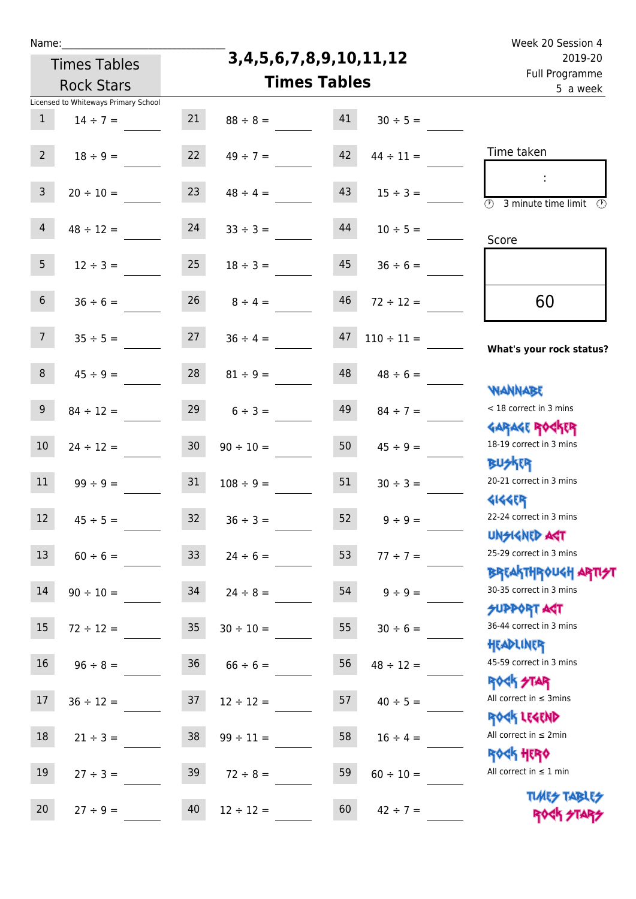Name:______________________________

Times Tables Rock Stars

Licensed to Whiteways Primary School

# 3,4,5,6,7,8,9,10,11,12 Times Tables

Week 20 Session 4
2019-20
Full Programme
5 a week

| | | | | | |
|---|---|---|---|---|---|
| 1 | 14 ÷ 7 = ____ | 21 | 88 ÷ 8 = ____ | 41 | 30 ÷ 5 = ____ |
| 2 | 18 ÷ 9 = ____ | 22 | 49 ÷ 7 = ____ | 42 | 44 ÷ 11 = ____ |
| 3 | 20 ÷ 10 = ____ | 23 | 48 ÷ 4 = ____ | 43 | 15 ÷ 3 = ____ |
| 4 | 48 ÷ 12 = ____ | 24 | 33 ÷ 3 = ____ | 44 | 10 ÷ 5 = ____ |
| 5 | 12 ÷ 3 = ____ | 25 | 18 ÷ 3 = ____ | 45 | 36 ÷ 6 = ____ |
| 6 | 36 ÷ 6 = ____ | 26 | 8 ÷ 4 = ____ | 46 | 72 ÷ 12 = ____ |
| 7 | 35 ÷ 5 = ____ | 27 | 36 ÷ 4 = ____ | 47 | 110 ÷ 11 = ____ |
| 8 | 45 ÷ 9 = ____ | 28 | 81 ÷ 9 = ____ | 48 | 48 ÷ 6 = ____ |
| 9 | 84 ÷ 12 = ____ | 29 | 6 ÷ 3 = ____ | 49 | 84 ÷ 7 = ____ |
| 10 | 24 ÷ 12 = ____ | 30 | 90 ÷ 10 = ____ | 50 | 45 ÷ 9 = ____ |
| 11 | 99 ÷ 9 = ____ | 31 | 108 ÷ 9 = ____ | 51 | 30 ÷ 3 = ____ |
| 12 | 45 ÷ 5 = ____ | 32 | 36 ÷ 3 = ____ | 52 | 9 ÷ 9 = ____ |
| 13 | 60 ÷ 6 = ____ | 33 | 24 ÷ 6 = ____ | 53 | 77 ÷ 7 = ____ |
| 14 | 90 ÷ 10 = ____ | 34 | 24 ÷ 8 = ____ | 54 | 9 ÷ 9 = ____ |
| 15 | 72 ÷ 12 = ____ | 35 | 30 ÷ 10 = ____ | 55 | 30 ÷ 6 = ____ |
| 16 | 96 ÷ 8 = ____ | 36 | 66 ÷ 6 = ____ | 56 | 48 ÷ 12 = ____ |
| 17 | 36 ÷ 12 = ____ | 37 | 12 ÷ 12 = ____ | 57 | 40 ÷ 5 = ____ |
| 18 | 21 ÷ 3 = ____ | 38 | 99 ÷ 11 = ____ | 58 | 16 ÷ 4 = ____ |
| 19 | 27 ÷ 3 = ____ | 39 | 72 ÷ 8 = ____ | 59 | 60 ÷ 10 = ____ |
| 20 | 27 ÷ 9 = ____ | 40 | 12 ÷ 12 = ____ | 60 | 42 ÷ 7 = ____ |

Time taken

:

3 minute time limit

Score

60

**What's your rock status?**

WANNABE
< 18 correct in 3 mins

GARAGE ROCKER
18-19 correct in 3 mins

BUSKER
20-21 correct in 3 mins

GIGGER
22-24 correct in 3 mins

UNSIGNED ACT
25-29 correct in 3 mins

BREAKTHROUGH ARTIST
30-35 correct in 3 mins

SUPPORT ACT
36-44 correct in 3 mins

HEADLINER
45-59 correct in 3 mins

ROCK STAR
All correct in ≤ 3mins

ROCK LEGEND
All correct in ≤ 2min

ROCK HERO
All correct in ≤ 1 min

TIMES TABLES ROCK STARS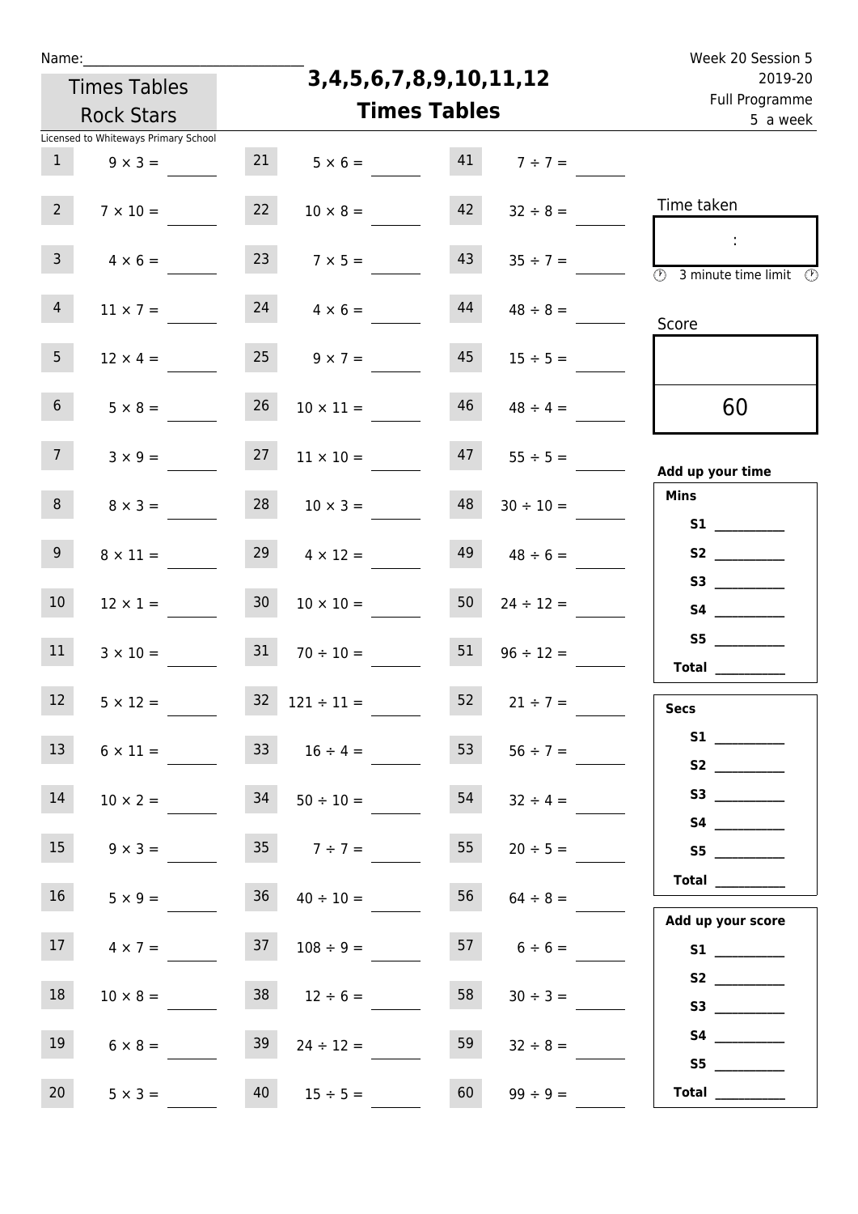Name:\_\_\_\_\_\_\_\_\_\_\_\_\_\_\_\_\_\_\_\_\_\_\_\_\_\_\_\_

Times Tables Rock Stars

Licensed to Whiteways Primary School

# 3,4,5,6,7,8,9,10,11,12 Times Tables

Week 20 Session 5
2019-20
Full Programme
5 a week

| | | | | | |
|---|---|---|---|---|---|
| 1 | 9 × 3 = | 21 | 5 × 6 = | 41 | 7 ÷ 7 = |
| 2 | 7 × 10 = | 22 | 10 × 8 = | 42 | 32 ÷ 8 = |
| 3 | 4 × 6 = | 23 | 7 × 5 = | 43 | 35 ÷ 7 = |
| 4 | 11 × 7 = | 24 | 4 × 6 = | 44 | 48 ÷ 8 = |
| 5 | 12 × 4 = | 25 | 9 × 7 = | 45 | 15 ÷ 5 = |
| 6 | 5 × 8 = | 26 | 10 × 11 = | 46 | 48 ÷ 4 = |
| 7 | 3 × 9 = | 27 | 11 × 10 = | 47 | 55 ÷ 5 = |
| 8 | 8 × 3 = | 28 | 10 × 3 = | 48 | 30 ÷ 10 = |
| 9 | 8 × 11 = | 29 | 4 × 12 = | 49 | 48 ÷ 6 = |
| 10 | 12 × 1 = | 30 | 10 × 10 = | 50 | 24 ÷ 12 = |
| 11 | 3 × 10 = | 31 | 70 ÷ 10 = | 51 | 96 ÷ 12 = |
| 12 | 5 × 12 = | 32 | 121 ÷ 11 = | 52 | 21 ÷ 7 = |
| 13 | 6 × 11 = | 33 | 16 ÷ 4 = | 53 | 56 ÷ 7 = |
| 14 | 10 × 2 = | 34 | 50 ÷ 10 = | 54 | 32 ÷ 4 = |
| 15 | 9 × 3 = | 35 | 7 ÷ 7 = | 55 | 20 ÷ 5 = |
| 16 | 5 × 9 = | 36 | 40 ÷ 10 = | 56 | 64 ÷ 8 = |
| 17 | 4 × 7 = | 37 | 108 ÷ 9 = | 57 | 6 ÷ 6 = |
| 18 | 10 × 8 = | 38 | 12 ÷ 6 = | 58 | 30 ÷ 3 = |
| 19 | 6 × 8 = | 39 | 24 ÷ 12 = | 59 | 32 ÷ 8 = |
| 20 | 5 × 3 = | 40 | 15 ÷ 5 = | 60 | 99 ÷ 9 = |

Time taken

:

3 minute time limit

Score

60

**Add up your time**

**Mins**

**S1** \_\_\_\_\_\_\_\_\_\_
**S2** \_\_\_\_\_\_\_\_\_\_
**S3** \_\_\_\_\_\_\_\_\_\_
**S4** \_\_\_\_\_\_\_\_\_\_
**S5** \_\_\_\_\_\_\_\_\_\_
**Total** \_\_\_\_\_\_\_\_\_\_

**Secs**

**S1** \_\_\_\_\_\_\_\_\_\_
**S2** \_\_\_\_\_\_\_\_\_\_
**S3** \_\_\_\_\_\_\_\_\_\_
**S4** \_\_\_\_\_\_\_\_\_\_
**S5** \_\_\_\_\_\_\_\_\_\_
**Total** \_\_\_\_\_\_\_\_\_\_

**Add up your score**

**S1** \_\_\_\_\_\_\_\_\_\_
**S2** \_\_\_\_\_\_\_\_\_\_
**S3** \_\_\_\_\_\_\_\_\_\_
**S4** \_\_\_\_\_\_\_\_\_\_
**S5** \_\_\_\_\_\_\_\_\_\_
**Total** \_\_\_\_\_\_\_\_\_\_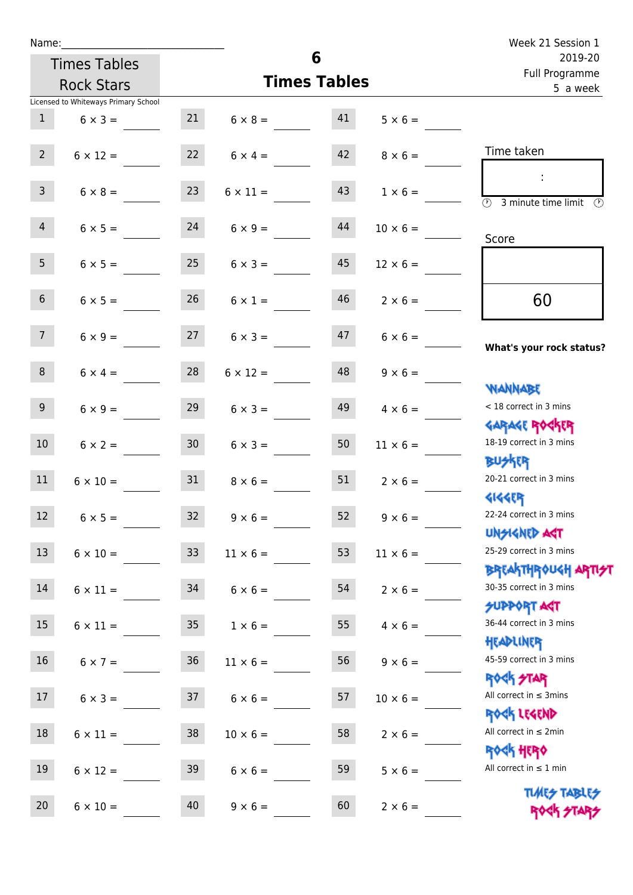Name:______________________________

Times Tables Rock Stars

Licensed to Whiteways Primary School

# 6 Times Tables

Week 21 Session 1
2019-20
Full Programme
5 a week

| | | | | | |
|---|---|---|---|---|---|
| 1 | 6 × 3 = | 21 | 6 × 8 = | 41 | 5 × 6 = |
| 2 | 6 × 12 = | 22 | 6 × 4 = | 42 | 8 × 6 = |
| 3 | 6 × 8 = | 23 | 6 × 11 = | 43 | 1 × 6 = |
| 4 | 6 × 5 = | 24 | 6 × 9 = | 44 | 10 × 6 = |
| 5 | 6 × 5 = | 25 | 6 × 3 = | 45 | 12 × 6 = |
| 6 | 6 × 5 = | 26 | 6 × 1 = | 46 | 2 × 6 = |
| 7 | 6 × 9 = | 27 | 6 × 3 = | 47 | 6 × 6 = |
| 8 | 6 × 4 = | 28 | 6 × 12 = | 48 | 9 × 6 = |
| 9 | 6 × 9 = | 29 | 6 × 3 = | 49 | 4 × 6 = |
| 10 | 6 × 2 = | 30 | 6 × 3 = | 50 | 11 × 6 = |
| 11 | 6 × 10 = | 31 | 8 × 6 = | 51 | 2 × 6 = |
| 12 | 6 × 5 = | 32 | 9 × 6 = | 52 | 9 × 6 = |
| 13 | 6 × 10 = | 33 | 11 × 6 = | 53 | 11 × 6 = |
| 14 | 6 × 11 = | 34 | 6 × 6 = | 54 | 2 × 6 = |
| 15 | 6 × 11 = | 35 | 1 × 6 = | 55 | 4 × 6 = |
| 16 | 6 × 7 = | 36 | 11 × 6 = | 56 | 9 × 6 = |
| 17 | 6 × 3 = | 37 | 6 × 6 = | 57 | 10 × 6 = |
| 18 | 6 × 11 = | 38 | 10 × 6 = | 58 | 2 × 6 = |
| 19 | 6 × 12 = | 39 | 6 × 6 = | 59 | 5 × 6 = |
| 20 | 6 × 10 = | 40 | 9 × 6 = | 60 | 2 × 6 = |

Time taken

:

3 minute time limit

Score

60

**What's your rock status?**

WANNABE
< 18 correct in 3 mins

GARAGE ROCKER
18-19 correct in 3 mins

BUSKER
20-21 correct in 3 mins

GIGGER
22-24 correct in 3 mins

UNSIGNED ACT
25-29 correct in 3 mins

BREAKTHROUGH ARTIST
30-35 correct in 3 mins

SUPPORT ACT
36-44 correct in 3 mins

HEADLINER
45-59 correct in 3 mins

ROCK STAR
All correct in ≤ 3mins

ROCK LEGEND
All correct in ≤ 2min

ROCK HERO
All correct in ≤ 1 min

TIMES TABLES ROCK STARS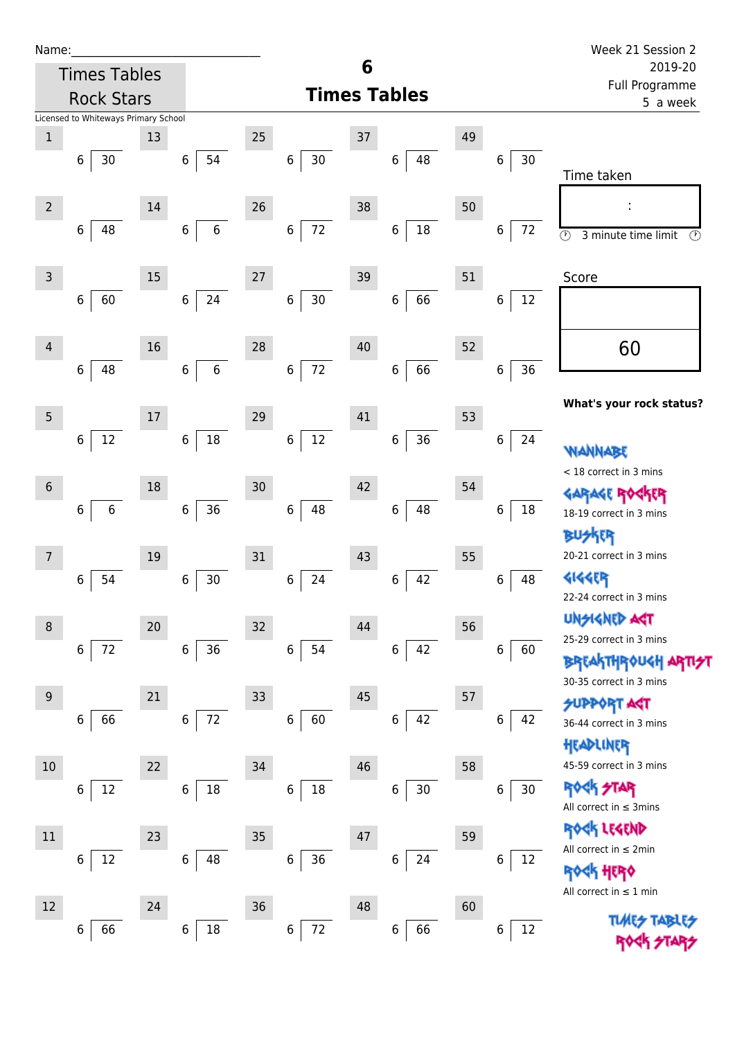Name:_____________________________

Times Tables Rock Stars

Licensed to Whiteways Primary School

# 6 Times Tables

Week 21 Session 2
2019-20
Full Programme
5 a week

| # | | # | | # | | # | | # | |
|---|---|---|---|---|---|---|---|---|---|
| 1 | 6 ⟌ 30 | 13 | 6 ⟌ 54 | 25 | 6 ⟌ 30 | 37 | 6 ⟌ 48 | 49 | 6 ⟌ 30 |
| 2 | 6 ⟌ 48 | 14 | 6 ⟌ 6 | 26 | 6 ⟌ 72 | 38 | 6 ⟌ 18 | 50 | 6 ⟌ 72 |
| 3 | 6 ⟌ 60 | 15 | 6 ⟌ 24 | 27 | 6 ⟌ 30 | 39 | 6 ⟌ 66 | 51 | 6 ⟌ 12 |
| 4 | 6 ⟌ 48 | 16 | 6 ⟌ 6 | 28 | 6 ⟌ 72 | 40 | 6 ⟌ 66 | 52 | 6 ⟌ 36 |
| 5 | 6 ⟌ 12 | 17 | 6 ⟌ 18 | 29 | 6 ⟌ 12 | 41 | 6 ⟌ 36 | 53 | 6 ⟌ 24 |
| 6 | 6 ⟌ 6 | 18 | 6 ⟌ 36 | 30 | 6 ⟌ 48 | 42 | 6 ⟌ 48 | 54 | 6 ⟌ 18 |
| 7 | 6 ⟌ 54 | 19 | 6 ⟌ 30 | 31 | 6 ⟌ 24 | 43 | 6 ⟌ 42 | 55 | 6 ⟌ 48 |
| 8 | 6 ⟌ 72 | 20 | 6 ⟌ 36 | 32 | 6 ⟌ 54 | 44 | 6 ⟌ 42 | 56 | 6 ⟌ 60 |
| 9 | 6 ⟌ 66 | 21 | 6 ⟌ 72 | 33 | 6 ⟌ 60 | 45 | 6 ⟌ 42 | 57 | 6 ⟌ 42 |
| 10 | 6 ⟌ 12 | 22 | 6 ⟌ 18 | 34 | 6 ⟌ 18 | 46 | 6 ⟌ 30 | 58 | 6 ⟌ 30 |
| 11 | 6 ⟌ 12 | 23 | 6 ⟌ 48 | 35 | 6 ⟌ 36 | 47 | 6 ⟌ 24 | 59 | 6 ⟌ 12 |
| 12 | 6 ⟌ 66 | 24 | 6 ⟌ 18 | 36 | 6 ⟌ 72 | 48 | 6 ⟌ 66 | 60 | 6 ⟌ 12 |

Time taken

:

3 minute time limit

Score

60

**What's your rock status?**

WANNABE
< 18 correct in 3 mins

GARAGE ROCKER
18-19 correct in 3 mins

BUSKER
20-21 correct in 3 mins

GIGGER
22-24 correct in 3 mins

UNSIGNED ACT
25-29 correct in 3 mins

BREAKTHROUGH ARTIST
30-35 correct in 3 mins

SUPPORT ACT
36-44 correct in 3 mins

HEADLINER
45-59 correct in 3 mins

ROCK STAR
All correct in ≤ 3mins

ROCK LEGEND
All correct in ≤ 2min

ROCK HERO
All correct in ≤ 1 min

TIMES TABLES ROCK STARS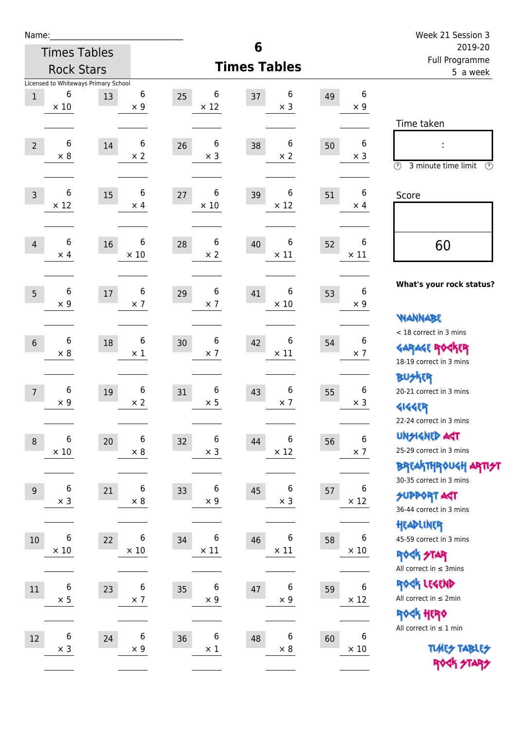Name:\_\_\_\_\_\_\_\_\_\_\_\_\_\_\_\_\_\_\_\_\_\_\_\_\_\_\_

Times Tables Rock Stars

Licensed to Whiteways Primary School

# 6 Times Tables

Week 21 Session 3
2019-20
Full Programme
5 a week

| # | Question | # | Question | # | Question | # | Question | # | Question |
|---|---|---|---|---|---|---|---|---|---|
| 1 | 6 × 10 | 13 | 6 × 9 | 25 | 6 × 12 | 37 | 6 × 3 | 49 | 6 × 9 |
| 2 | 6 × 8 | 14 | 6 × 2 | 26 | 6 × 3 | 38 | 6 × 2 | 50 | 6 × 3 |
| 3 | 6 × 12 | 15 | 6 × 4 | 27 | 6 × 10 | 39 | 6 × 12 | 51 | 6 × 4 |
| 4 | 6 × 4 | 16 | 6 × 10 | 28 | 6 × 2 | 40 | 6 × 11 | 52 | 6 × 11 |
| 5 | 6 × 9 | 17 | 6 × 7 | 29 | 6 × 7 | 41 | 6 × 10 | 53 | 6 × 9 |
| 6 | 6 × 8 | 18 | 6 × 1 | 30 | 6 × 7 | 42 | 6 × 11 | 54 | 6 × 7 |
| 7 | 6 × 9 | 19 | 6 × 2 | 31 | 6 × 5 | 43 | 6 × 7 | 55 | 6 × 3 |
| 8 | 6 × 10 | 20 | 6 × 8 | 32 | 6 × 3 | 44 | 6 × 12 | 56 | 6 × 7 |
| 9 | 6 × 3 | 21 | 6 × 8 | 33 | 6 × 9 | 45 | 6 × 3 | 57 | 6 × 12 |
| 10 | 6 × 10 | 22 | 6 × 10 | 34 | 6 × 11 | 46 | 6 × 11 | 58 | 6 × 10 |
| 11 | 6 × 5 | 23 | 6 × 7 | 35 | 6 × 9 | 47 | 6 × 9 | 59 | 6 × 12 |
| 12 | 6 × 3 | 24 | 6 × 9 | 36 | 6 × 1 | 48 | 6 × 8 | 60 | 6 × 10 |

Time taken

:

3 minute time limit

Score

60

**What's your rock status?**

WANNABE
< 18 correct in 3 mins

GARAGE ROCKER
18-19 correct in 3 mins

BUSKER
20-21 correct in 3 mins

GIGGER
22-24 correct in 3 mins

UNSIGNED ACT
25-29 correct in 3 mins

BREAKTHROUGH ARTIST
30-35 correct in 3 mins

SUPPORT ACT
36-44 correct in 3 mins

HEADLINER
45-59 correct in 3 mins

ROCK STAR
All correct in ≤ 3mins

ROCK LEGEND
All correct in ≤ 2min

ROCK HERO
All correct in ≤ 1 min

TIMES TABLES ROCK STARS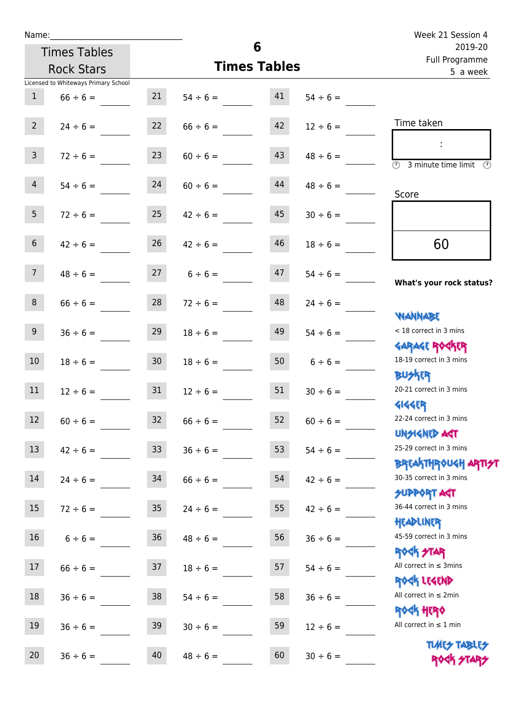Name:

Times Tables Rock Stars

# 6 Times Tables

Week 21 Session 4
2019-20
Full Programme
5 a week

Licensed to Whiteways Primary School

| | | | | | |
|---|---|---|---|---|---|
| 1 | 66 ÷ 6 = | 21 | 54 ÷ 6 = | 41 | 54 ÷ 6 = |
| 2 | 24 ÷ 6 = | 22 | 66 ÷ 6 = | 42 | 12 ÷ 6 = |
| 3 | 72 ÷ 6 = | 23 | 60 ÷ 6 = | 43 | 48 ÷ 6 = |
| 4 | 54 ÷ 6 = | 24 | 60 ÷ 6 = | 44 | 48 ÷ 6 = |
| 5 | 72 ÷ 6 = | 25 | 42 ÷ 6 = | 45 | 30 ÷ 6 = |
| 6 | 42 ÷ 6 = | 26 | 42 ÷ 6 = | 46 | 18 ÷ 6 = |
| 7 | 48 ÷ 6 = | 27 | 6 ÷ 6 = | 47 | 54 ÷ 6 = |
| 8 | 66 ÷ 6 = | 28 | 72 ÷ 6 = | 48 | 24 ÷ 6 = |
| 9 | 36 ÷ 6 = | 29 | 18 ÷ 6 = | 49 | 54 ÷ 6 = |
| 10 | 18 ÷ 6 = | 30 | 18 ÷ 6 = | 50 | 6 ÷ 6 = |
| 11 | 12 ÷ 6 = | 31 | 12 ÷ 6 = | 51 | 30 ÷ 6 = |
| 12 | 60 ÷ 6 = | 32 | 66 ÷ 6 = | 52 | 60 ÷ 6 = |
| 13 | 42 ÷ 6 = | 33 | 36 ÷ 6 = | 53 | 54 ÷ 6 = |
| 14 | 24 ÷ 6 = | 34 | 66 ÷ 6 = | 54 | 42 ÷ 6 = |
| 15 | 72 ÷ 6 = | 35 | 24 ÷ 6 = | 55 | 42 ÷ 6 = |
| 16 | 6 ÷ 6 = | 36 | 48 ÷ 6 = | 56 | 36 ÷ 6 = |
| 17 | 66 ÷ 6 = | 37 | 18 ÷ 6 = | 57 | 54 ÷ 6 = |
| 18 | 36 ÷ 6 = | 38 | 54 ÷ 6 = | 58 | 36 ÷ 6 = |
| 19 | 36 ÷ 6 = | 39 | 30 ÷ 6 = | 59 | 12 ÷ 6 = |
| 20 | 36 ÷ 6 = | 40 | 48 ÷ 6 = | 60 | 30 ÷ 6 = |

Time taken

:

3 minute time limit

Score

60

**What's your rock status?**

WANNABE
< 18 correct in 3 mins

GARAGE ROCKER
18-19 correct in 3 mins

BUSKER
20-21 correct in 3 mins

GIGGER
22-24 correct in 3 mins

UNSIGNED ACT
25-29 correct in 3 mins

BREAKTHROUGH ARTIST
30-35 correct in 3 mins

SUPPORT ACT
36-44 correct in 3 mins

HEADLINER
45-59 correct in 3 mins

ROCK STAR
All correct in ≤ 3mins

ROCK LEGEND
All correct in ≤ 2min

ROCK HERO
All correct in ≤ 1 min

TIMES TABLES ROCK STARS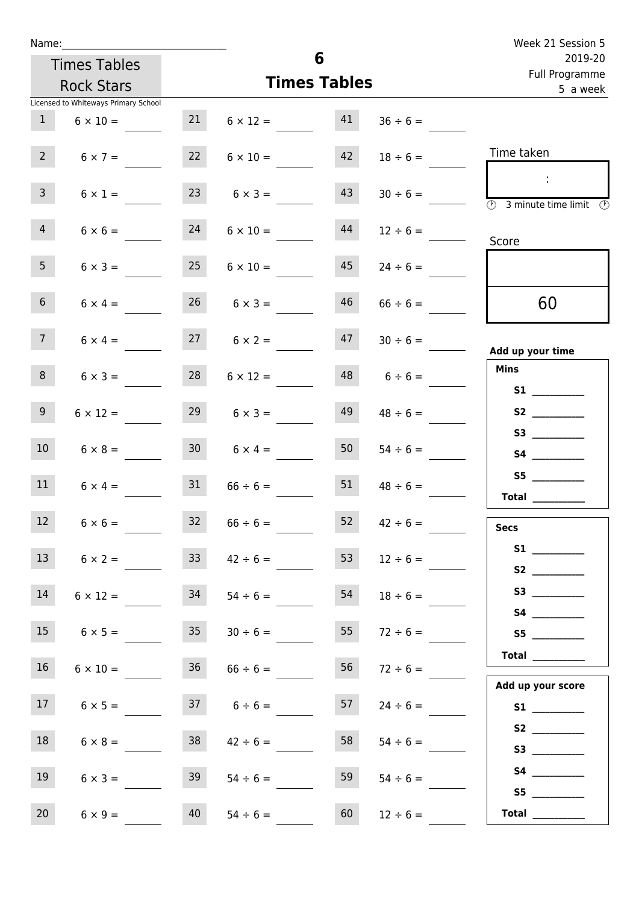Name:_______________________________

Week 21 Session 5
2019-20
Full Programme
5 a week

Times Tables Rock Stars

# 6
## Times Tables

Licensed to Whiteways Primary School

| | | | | | |
|---|---|---|---|---|---|
| 1 | $6 \times 10 =$ ____ | 21 | $6 \times 12 =$ ____ | 41 | $36 \div 6 =$ ____ |
| 2 | $6 \times 7 =$ ____ | 22 | $6 \times 10 =$ ____ | 42 | $18 \div 6 =$ ____ |
| 3 | $6 \times 1 =$ ____ | 23 | $6 \times 3 =$ ____ | 43 | $30 \div 6 =$ ____ |
| 4 | $6 \times 6 =$ ____ | 24 | $6 \times 10 =$ ____ | 44 | $12 \div 6 =$ ____ |
| 5 | $6 \times 3 =$ ____ | 25 | $6 \times 10 =$ ____ | 45 | $24 \div 6 =$ ____ |
| 6 | $6 \times 4 =$ ____ | 26 | $6 \times 3 =$ ____ | 46 | $66 \div 6 =$ ____ |
| 7 | $6 \times 4 =$ ____ | 27 | $6 \times 2 =$ ____ | 47 | $30 \div 6 =$ ____ |
| 8 | $6 \times 3 =$ ____ | 28 | $6 \times 12 =$ ____ | 48 | $6 \div 6 =$ ____ |
| 9 | $6 \times 12 =$ ____ | 29 | $6 \times 3 =$ ____ | 49 | $48 \div 6 =$ ____ |
| 10 | $6 \times 8 =$ ____ | 30 | $6 \times 4 =$ ____ | 50 | $54 \div 6 =$ ____ |
| 11 | $6 \times 4 =$ ____ | 31 | $66 \div 6 =$ ____ | 51 | $48 \div 6 =$ ____ |
| 12 | $6 \times 6 =$ ____ | 32 | $66 \div 6 =$ ____ | 52 | $42 \div 6 =$ ____ |
| 13 | $6 \times 2 =$ ____ | 33 | $42 \div 6 =$ ____ | 53 | $12 \div 6 =$ ____ |
| 14 | $6 \times 12 =$ ____ | 34 | $54 \div 6 =$ ____ | 54 | $18 \div 6 =$ ____ |
| 15 | $6 \times 5 =$ ____ | 35 | $30 \div 6 =$ ____ | 55 | $72 \div 6 =$ ____ |
| 16 | $6 \times 10 =$ ____ | 36 | $66 \div 6 =$ ____ | 56 | $72 \div 6 =$ ____ |
| 17 | $6 \times 5 =$ ____ | 37 | $6 \div 6 =$ ____ | 57 | $24 \div 6 =$ ____ |
| 18 | $6 \times 8 =$ ____ | 38 | $42 \div 6 =$ ____ | 58 | $54 \div 6 =$ ____ |
| 19 | $6 \times 3 =$ ____ | 39 | $54 \div 6 =$ ____ | 59 | $54 \div 6 =$ ____ |
| 20 | $6 \times 9 =$ ____ | 40 | $54 \div 6 =$ ____ | 60 | $12 \div 6 =$ ____ |

Time taken

:

3 minute time limit

Score

60

**Add up your time**

**Mins**

**S1** __________
**S2** __________
**S3** __________
**S4** __________
**S5** __________
**Total** __________

**Secs**

**S1** __________
**S2** __________
**S3** __________
**S4** __________
**S5** __________
**Total** __________

**Add up your score**

**S1** __________
**S2** __________
**S3** __________
**S4** __________
**S5** __________
**Total** __________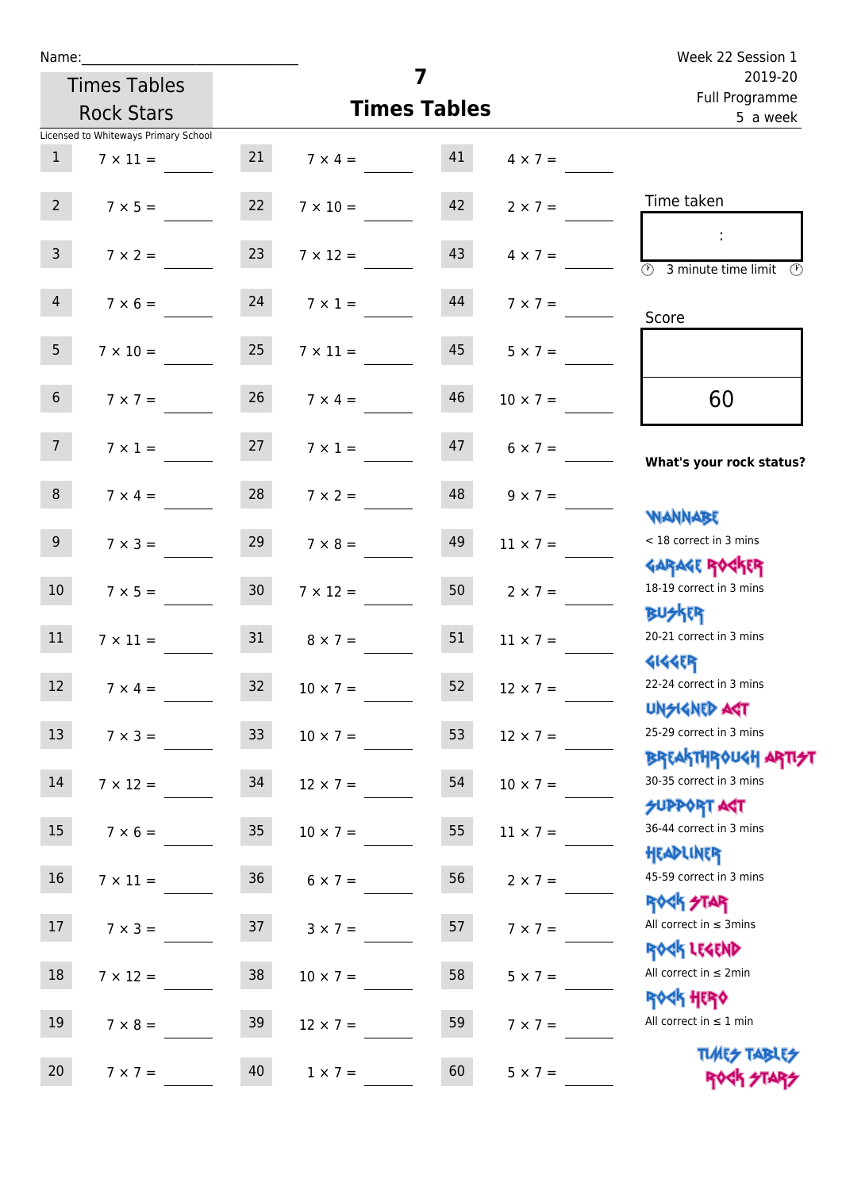Name:\_\_\_\_\_\_\_\_\_\_\_\_\_\_\_\_\_\_\_\_\_\_\_\_\_\_\_\_

Times Tables Rock Stars

Licensed to Whiteways Primary School

# 7 Times Tables

Week 22 Session 1
2019-20
Full Programme
5 a week

| | | | | | |
|---|---|---|---|---|---|
| 1 | 7 × 11 = | 21 | 7 × 4 = | 41 | 4 × 7 = |
| 2 | 7 × 5 = | 22 | 7 × 10 = | 42 | 2 × 7 = |
| 3 | 7 × 2 = | 23 | 7 × 12 = | 43 | 4 × 7 = |
| 4 | 7 × 6 = | 24 | 7 × 1 = | 44 | 7 × 7 = |
| 5 | 7 × 10 = | 25 | 7 × 11 = | 45 | 5 × 7 = |
| 6 | 7 × 7 = | 26 | 7 × 4 = | 46 | 10 × 7 = |
| 7 | 7 × 1 = | 27 | 7 × 1 = | 47 | 6 × 7 = |
| 8 | 7 × 4 = | 28 | 7 × 2 = | 48 | 9 × 7 = |
| 9 | 7 × 3 = | 29 | 7 × 8 = | 49 | 11 × 7 = |
| 10 | 7 × 5 = | 30 | 7 × 12 = | 50 | 2 × 7 = |
| 11 | 7 × 11 = | 31 | 8 × 7 = | 51 | 11 × 7 = |
| 12 | 7 × 4 = | 32 | 10 × 7 = | 52 | 12 × 7 = |
| 13 | 7 × 3 = | 33 | 10 × 7 = | 53 | 12 × 7 = |
| 14 | 7 × 12 = | 34 | 12 × 7 = | 54 | 10 × 7 = |
| 15 | 7 × 6 = | 35 | 10 × 7 = | 55 | 11 × 7 = |
| 16 | 7 × 11 = | 36 | 6 × 7 = | 56 | 2 × 7 = |
| 17 | 7 × 3 = | 37 | 3 × 7 = | 57 | 7 × 7 = |
| 18 | 7 × 12 = | 38 | 10 × 7 = | 58 | 5 × 7 = |
| 19 | 7 × 8 = | 39 | 12 × 7 = | 59 | 7 × 7 = |
| 20 | 7 × 7 = | 40 | 1 × 7 = | 60 | 5 × 7 = |

Time taken

:

3 minute time limit

Score

60

**What's your rock status?**

WANNABE
< 18 correct in 3 mins

GARAGE ROCKER
18-19 correct in 3 mins

BUSKER
20-21 correct in 3 mins

GIGGER
22-24 correct in 3 mins

UNSIGNED ACT
25-29 correct in 3 mins

BREAKTHROUGH ARTIST
30-35 correct in 3 mins

SUPPORT ACT
36-44 correct in 3 mins

HEADLINER
45-59 correct in 3 mins

ROCK STAR
All correct in ≤ 3mins

ROCK LEGEND
All correct in ≤ 2min

ROCK HERO
All correct in ≤ 1 min

TIMES TABLES ROCK STARS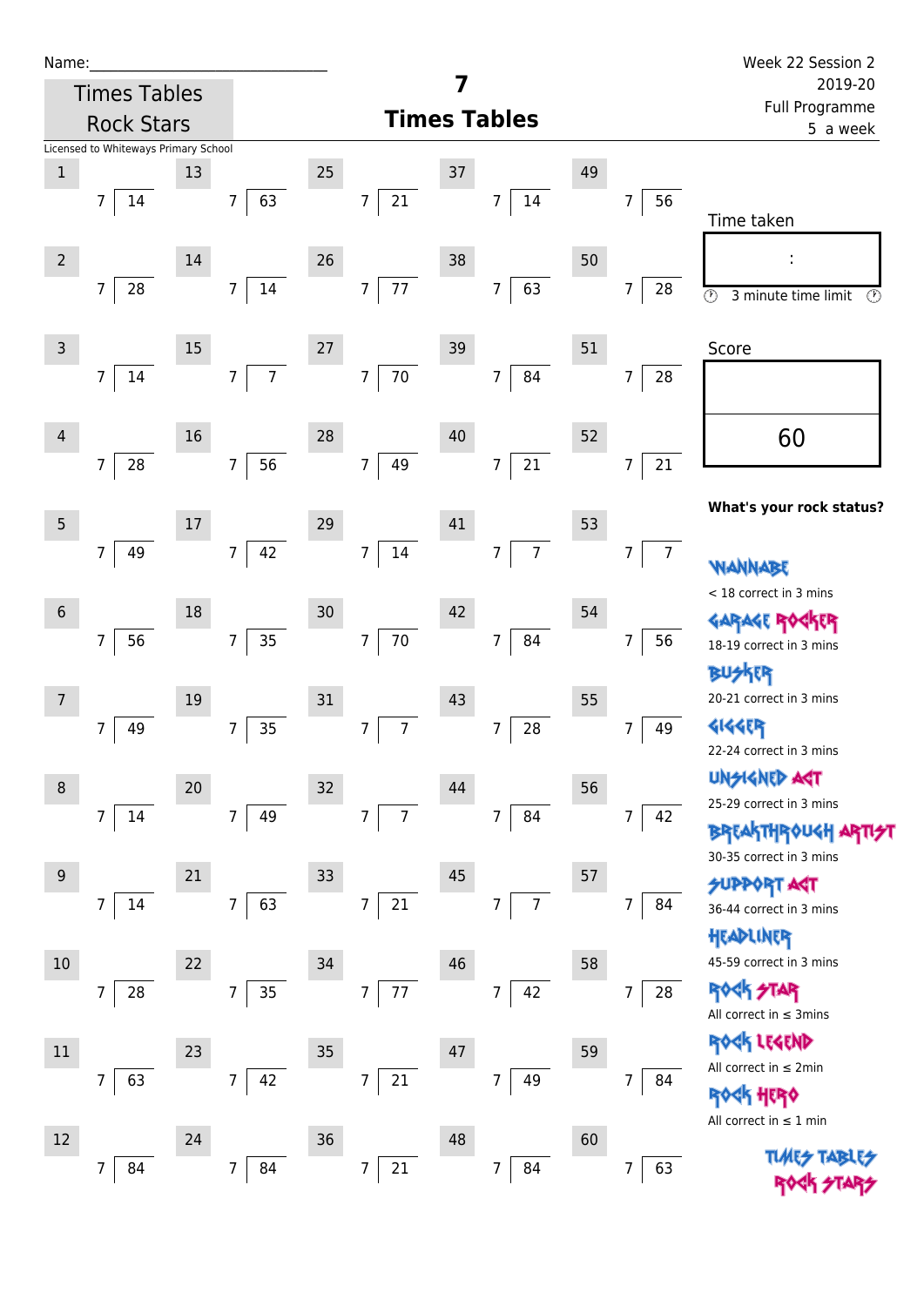Name:\_\_\_\_\_\_\_\_\_\_\_\_\_\_\_\_\_\_\_\_\_\_\_\_\_\_\_\_

Times Tables Rock Stars

# 7 Times Tables

Week 22 Session 2
2019-20
Full Programme
5 a week

Licensed to Whiteways Primary School

| # | | # | | # | | # | | # | |
|---|---|---|---|---|---|---|---|---|---|
| 1 | 7 ⟌ 14 | 13 | 7 ⟌ 63 | 25 | 7 ⟌ 21 | 37 | 7 ⟌ 14 | 49 | 7 ⟌ 56 |
| 2 | 7 ⟌ 28 | 14 | 7 ⟌ 14 | 26 | 7 ⟌ 77 | 38 | 7 ⟌ 63 | 50 | 7 ⟌ 28 |
| 3 | 7 ⟌ 14 | 15 | 7 ⟌ 7 | 27 | 7 ⟌ 70 | 39 | 7 ⟌ 84 | 51 | 7 ⟌ 28 |
| 4 | 7 ⟌ 28 | 16 | 7 ⟌ 56 | 28 | 7 ⟌ 49 | 40 | 7 ⟌ 21 | 52 | 7 ⟌ 21 |
| 5 | 7 ⟌ 49 | 17 | 7 ⟌ 42 | 29 | 7 ⟌ 14 | 41 | 7 ⟌ 7 | 53 | 7 ⟌ 7 |
| 6 | 7 ⟌ 56 | 18 | 7 ⟌ 35 | 30 | 7 ⟌ 70 | 42 | 7 ⟌ 84 | 54 | 7 ⟌ 56 |
| 7 | 7 ⟌ 49 | 19 | 7 ⟌ 35 | 31 | 7 ⟌ 7 | 43 | 7 ⟌ 28 | 55 | 7 ⟌ 49 |
| 8 | 7 ⟌ 14 | 20 | 7 ⟌ 49 | 32 | 7 ⟌ 7 | 44 | 7 ⟌ 84 | 56 | 7 ⟌ 42 |
| 9 | 7 ⟌ 14 | 21 | 7 ⟌ 63 | 33 | 7 ⟌ 21 | 45 | 7 ⟌ 7 | 57 | 7 ⟌ 84 |
| 10 | 7 ⟌ 28 | 22 | 7 ⟌ 35 | 34 | 7 ⟌ 77 | 46 | 7 ⟌ 42 | 58 | 7 ⟌ 28 |
| 11 | 7 ⟌ 63 | 23 | 7 ⟌ 42 | 35 | 7 ⟌ 21 | 47 | 7 ⟌ 49 | 59 | 7 ⟌ 84 |
| 12 | 7 ⟌ 84 | 24 | 7 ⟌ 84 | 36 | 7 ⟌ 21 | 48 | 7 ⟌ 84 | 60 | 7 ⟌ 63 |

Time taken

:

3 minute time limit

Score

60

**What's your rock status?**

WANNABE
< 18 correct in 3 mins

GARAGE ROCKER
18-19 correct in 3 mins

BUSKER
20-21 correct in 3 mins

GIGGER
22-24 correct in 3 mins

UNSIGNED ACT
25-29 correct in 3 mins

BREAKTHROUGH ARTIST
30-35 correct in 3 mins

SUPPORT ACT
36-44 correct in 3 mins

HEADLINER
45-59 correct in 3 mins

ROCK STAR
All correct in ≤ 3mins

ROCK LEGEND
All correct in ≤ 2min

ROCK HERO
All correct in ≤ 1 min

TIMES TABLES ROCK STARS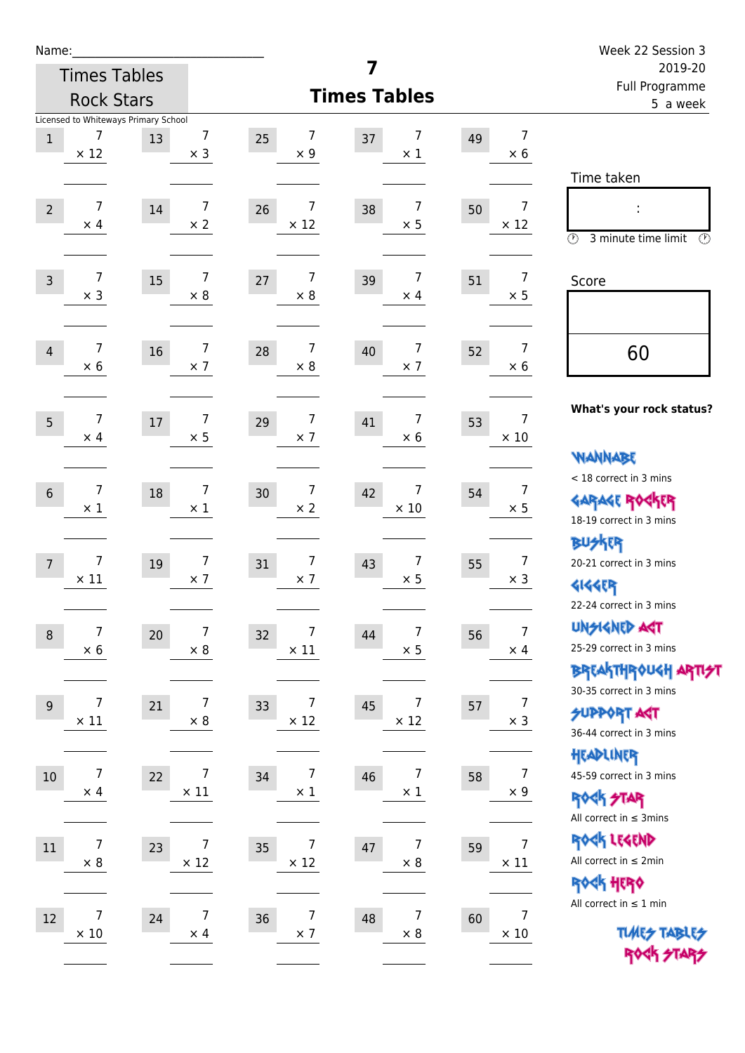Name:\_\_\_\_\_\_\_\_\_\_\_\_\_\_\_\_\_\_\_\_\_\_\_\_\_\_\_\_

Times Tables Rock Stars

Licensed to Whiteways Primary School

# 7
# Times Tables

Week 22 Session 3
2019-20
Full Programme
5 a week

| # | Question | # | Question | # | Question | # | Question | # | Question |
|---|---|---|---|---|---|---|---|---|---|
| 1 | 7 × 12 | 13 | 7 × 3 | 25 | 7 × 9 | 37 | 7 × 1 | 49 | 7 × 6 |
| 2 | 7 × 4 | 14 | 7 × 2 | 26 | 7 × 12 | 38 | 7 × 5 | 50 | 7 × 12 |
| 3 | 7 × 3 | 15 | 7 × 8 | 27 | 7 × 8 | 39 | 7 × 4 | 51 | 7 × 5 |
| 4 | 7 × 6 | 16 | 7 × 7 | 28 | 7 × 8 | 40 | 7 × 7 | 52 | 7 × 6 |
| 5 | 7 × 4 | 17 | 7 × 5 | 29 | 7 × 7 | 41 | 7 × 6 | 53 | 7 × 10 |
| 6 | 7 × 1 | 18 | 7 × 1 | 30 | 7 × 2 | 42 | 7 × 10 | 54 | 7 × 5 |
| 7 | 7 × 11 | 19 | 7 × 7 | 31 | 7 × 7 | 43 | 7 × 5 | 55 | 7 × 3 |
| 8 | 7 × 6 | 20 | 7 × 8 | 32 | 7 × 11 | 44 | 7 × 5 | 56 | 7 × 4 |
| 9 | 7 × 11 | 21 | 7 × 8 | 33 | 7 × 12 | 45 | 7 × 12 | 57 | 7 × 3 |
| 10 | 7 × 4 | 22 | 7 × 11 | 34 | 7 × 1 | 46 | 7 × 1 | 58 | 7 × 9 |
| 11 | 7 × 8 | 23 | 7 × 12 | 35 | 7 × 12 | 47 | 7 × 8 | 59 | 7 × 11 |
| 12 | 7 × 10 | 24 | 7 × 4 | 36 | 7 × 7 | 48 | 7 × 8 | 60 | 7 × 10 |

Time taken

:

3 minute time limit

Score

60

**What's your rock status?**

WANNABE
< 18 correct in 3 mins

GARAGE ROCKER
18-19 correct in 3 mins

BUSKER
20-21 correct in 3 mins

GIGGER
22-24 correct in 3 mins

UNSIGNED ACT
25-29 correct in 3 mins

BREAKTHROUGH ARTIST
30-35 correct in 3 mins

SUPPORT ACT
36-44 correct in 3 mins

HEADLINER
45-59 correct in 3 mins

ROCK STAR
All correct in ≤ 3mins

ROCK LEGEND
All correct in ≤ 2min

ROCK HERO
All correct in ≤ 1 min

TIMES TABLES ROCK STARS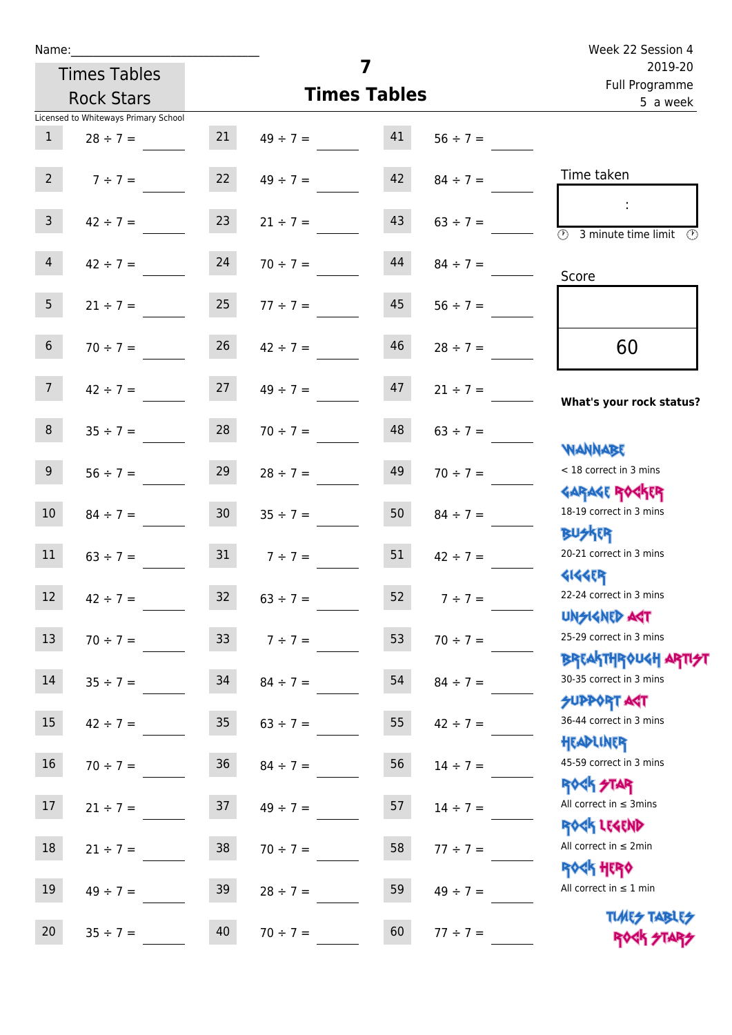Name:\_\_\_\_\_\_\_\_\_\_\_\_\_\_\_\_\_\_\_\_\_\_\_\_\_\_\_\_

Times Tables Rock Stars

Licensed to Whiteways Primary School

# 7
## Times Tables

Week 22 Session 4
2019-20
Full Programme
5 a week

| | | | | | |
|---|---|---|---|---|---|
| 1 | 28 ÷ 7 = ___ | 21 | 49 ÷ 7 = ___ | 41 | 56 ÷ 7 = ___ |
| 2 | 7 ÷ 7 = ___ | 22 | 49 ÷ 7 = ___ | 42 | 84 ÷ 7 = ___ |
| 3 | 42 ÷ 7 = ___ | 23 | 21 ÷ 7 = ___ | 43 | 63 ÷ 7 = ___ |
| 4 | 42 ÷ 7 = ___ | 24 | 70 ÷ 7 = ___ | 44 | 84 ÷ 7 = ___ |
| 5 | 21 ÷ 7 = ___ | 25 | 77 ÷ 7 = ___ | 45 | 56 ÷ 7 = ___ |
| 6 | 70 ÷ 7 = ___ | 26 | 42 ÷ 7 = ___ | 46 | 28 ÷ 7 = ___ |
| 7 | 42 ÷ 7 = ___ | 27 | 49 ÷ 7 = ___ | 47 | 21 ÷ 7 = ___ |
| 8 | 35 ÷ 7 = ___ | 28 | 70 ÷ 7 = ___ | 48 | 63 ÷ 7 = ___ |
| 9 | 56 ÷ 7 = ___ | 29 | 28 ÷ 7 = ___ | 49 | 70 ÷ 7 = ___ |
| 10 | 84 ÷ 7 = ___ | 30 | 35 ÷ 7 = ___ | 50 | 84 ÷ 7 = ___ |
| 11 | 63 ÷ 7 = ___ | 31 | 7 ÷ 7 = ___ | 51 | 42 ÷ 7 = ___ |
| 12 | 42 ÷ 7 = ___ | 32 | 63 ÷ 7 = ___ | 52 | 7 ÷ 7 = ___ |
| 13 | 70 ÷ 7 = ___ | 33 | 7 ÷ 7 = ___ | 53 | 70 ÷ 7 = ___ |
| 14 | 35 ÷ 7 = ___ | 34 | 84 ÷ 7 = ___ | 54 | 84 ÷ 7 = ___ |
| 15 | 42 ÷ 7 = ___ | 35 | 63 ÷ 7 = ___ | 55 | 42 ÷ 7 = ___ |
| 16 | 70 ÷ 7 = ___ | 36 | 84 ÷ 7 = ___ | 56 | 14 ÷ 7 = ___ |
| 17 | 21 ÷ 7 = ___ | 37 | 49 ÷ 7 = ___ | 57 | 14 ÷ 7 = ___ |
| 18 | 21 ÷ 7 = ___ | 38 | 70 ÷ 7 = ___ | 58 | 77 ÷ 7 = ___ |
| 19 | 49 ÷ 7 = ___ | 39 | 28 ÷ 7 = ___ | 59 | 49 ÷ 7 = ___ |
| 20 | 35 ÷ 7 = ___ | 40 | 70 ÷ 7 = ___ | 60 | 77 ÷ 7 = ___ |

Time taken

:

3 minute time limit

Score

60

**What's your rock status?**

WANNABE
< 18 correct in 3 mins

GARAGE ROCKER
18-19 correct in 3 mins

BUSKER
20-21 correct in 3 mins

GIGGER
22-24 correct in 3 mins

UNSIGNED ACT
25-29 correct in 3 mins

BREAKTHROUGH ARTIST
30-35 correct in 3 mins

SUPPORT ACT
36-44 correct in 3 mins

HEADLINER
45-59 correct in 3 mins

ROCK STAR
All correct in ≤ 3mins

ROCK LEGEND
All correct in ≤ 2min

ROCK HERO
All correct in ≤ 1 min

TIMES TABLES ROCK STARS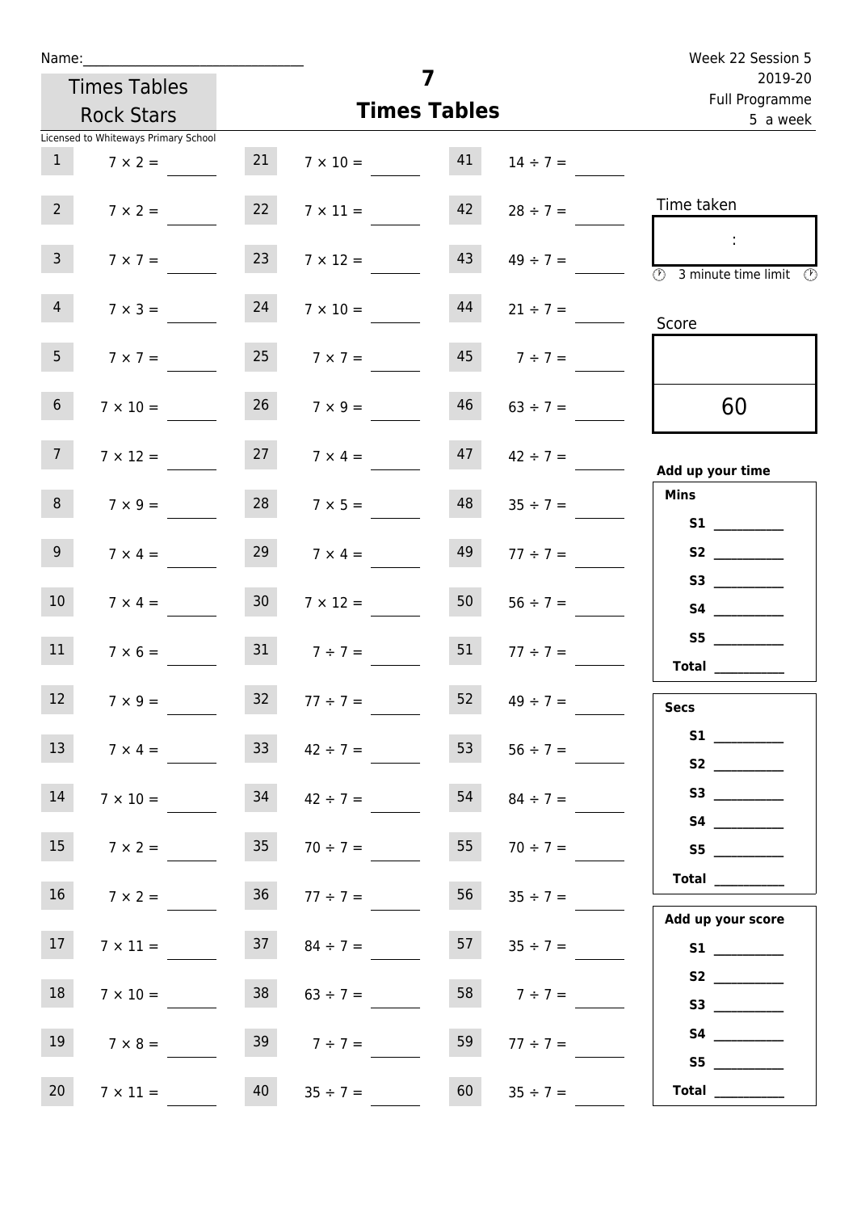Name:

Times Tables Rock Stars

Licensed to Whiteways Primary School

# 7
## Times Tables

Week 22 Session 5
2019-20
Full Programme
5 a week

| | | | | | |
|---|---|---|---|---|---|
| 1 | $7 \times 2 =$ | 21 | $7 \times 10 =$ | 41 | $14 \div 7 =$ |
| 2 | $7 \times 2 =$ | 22 | $7 \times 11 =$ | 42 | $28 \div 7 =$ |
| 3 | $7 \times 7 =$ | 23 | $7 \times 12 =$ | 43 | $49 \div 7 =$ |
| 4 | $7 \times 3 =$ | 24 | $7 \times 10 =$ | 44 | $21 \div 7 =$ |
| 5 | $7 \times 7 =$ | 25 | $7 \times 7 =$ | 45 | $7 \div 7 =$ |
| 6 | $7 \times 10 =$ | 26 | $7 \times 9 =$ | 46 | $63 \div 7 =$ |
| 7 | $7 \times 12 =$ | 27 | $7 \times 4 =$ | 47 | $42 \div 7 =$ |
| 8 | $7 \times 9 =$ | 28 | $7 \times 5 =$ | 48 | $35 \div 7 =$ |
| 9 | $7 \times 4 =$ | 29 | $7 \times 4 =$ | 49 | $77 \div 7 =$ |
| 10 | $7 \times 4 =$ | 30 | $7 \times 12 =$ | 50 | $56 \div 7 =$ |
| 11 | $7 \times 6 =$ | 31 | $7 \div 7 =$ | 51 | $77 \div 7 =$ |
| 12 | $7 \times 9 =$ | 32 | $77 \div 7 =$ | 52 | $49 \div 7 =$ |
| 13 | $7 \times 4 =$ | 33 | $42 \div 7 =$ | 53 | $56 \div 7 =$ |
| 14 | $7 \times 10 =$ | 34 | $42 \div 7 =$ | 54 | $84 \div 7 =$ |
| 15 | $7 \times 2 =$ | 35 | $70 \div 7 =$ | 55 | $70 \div 7 =$ |
| 16 | $7 \times 2 =$ | 36 | $77 \div 7 =$ | 56 | $35 \div 7 =$ |
| 17 | $7 \times 11 =$ | 37 | $84 \div 7 =$ | 57 | $35 \div 7 =$ |
| 18 | $7 \times 10 =$ | 38 | $63 \div 7 =$ | 58 | $7 \div 7 =$ |
| 19 | $7 \times 8 =$ | 39 | $7 \div 7 =$ | 59 | $77 \div 7 =$ |
| 20 | $7 \times 11 =$ | 40 | $35 \div 7 =$ | 60 | $35 \div 7 =$ |

Time taken

:

3 minute time limit

Score

60

**Add up your time**

**Mins**

**S1** ________
**S2** ________
**S3** ________
**S4** ________
**S5** ________
**Total** ________

**Secs**

**S1** ________
**S2** ________
**S3** ________
**S4** ________
**S5** ________
**Total** ________

**Add up your score**

**S1** ________
**S2** ________
**S3** ________
**S4** ________
**S5** ________
**Total** ________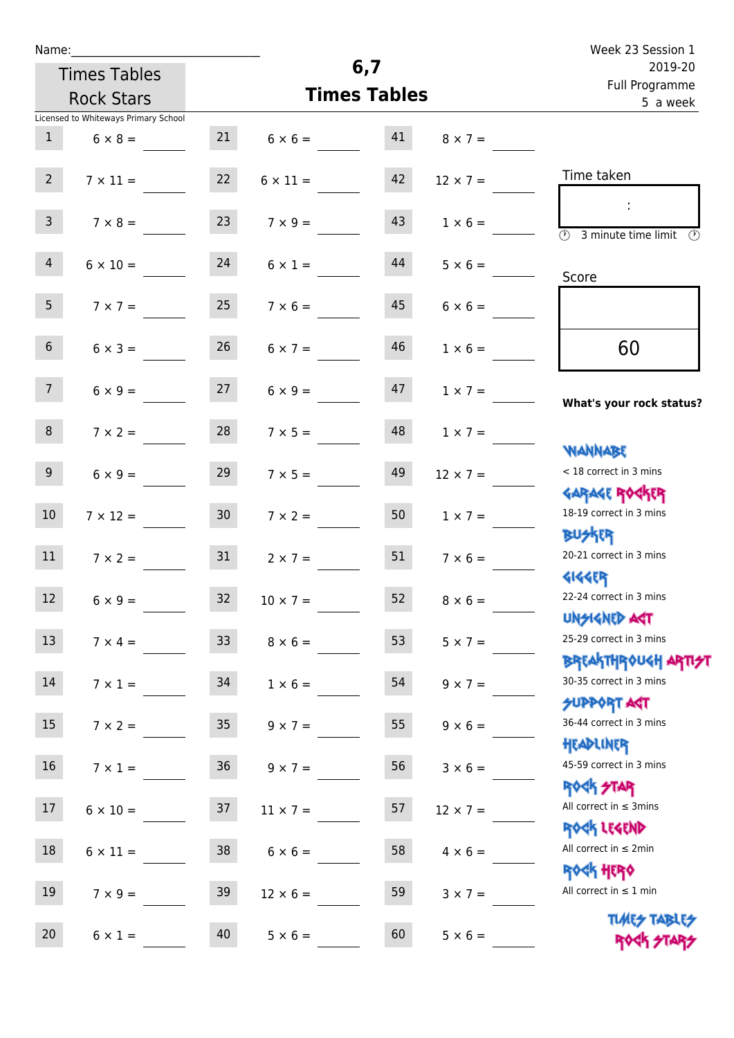Name:\_\_\_\_\_\_\_\_\_\_\_\_\_\_\_\_\_\_\_\_\_\_\_\_\_\_\_\_

Times Tables Rock Stars

# 6,7 Times Tables

Week 23 Session 1
2019-20
Full Programme
5 a week

Licensed to Whiteways Primary School

| | | | | | |
|---|---|---|---|---|---|
| 1 | 6 × 8 = \_\_\_\_ | 21 | 6 × 6 = \_\_\_\_ | 41 | 8 × 7 = \_\_\_\_ |
| 2 | 7 × 11 = \_\_\_\_ | 22 | 6 × 11 = \_\_\_\_ | 42 | 12 × 7 = \_\_\_\_ |
| 3 | 7 × 8 = \_\_\_\_ | 23 | 7 × 9 = \_\_\_\_ | 43 | 1 × 6 = \_\_\_\_ |
| 4 | 6 × 10 = \_\_\_\_ | 24 | 6 × 1 = \_\_\_\_ | 44 | 5 × 6 = \_\_\_\_ |
| 5 | 7 × 7 = \_\_\_\_ | 25 | 7 × 6 = \_\_\_\_ | 45 | 6 × 6 = \_\_\_\_ |
| 6 | 6 × 3 = \_\_\_\_ | 26 | 6 × 7 = \_\_\_\_ | 46 | 1 × 6 = \_\_\_\_ |
| 7 | 6 × 9 = \_\_\_\_ | 27 | 6 × 9 = \_\_\_\_ | 47 | 1 × 7 = \_\_\_\_ |
| 8 | 7 × 2 = \_\_\_\_ | 28 | 7 × 5 = \_\_\_\_ | 48 | 1 × 7 = \_\_\_\_ |
| 9 | 6 × 9 = \_\_\_\_ | 29 | 7 × 5 = \_\_\_\_ | 49 | 12 × 7 = \_\_\_\_ |
| 10 | 7 × 12 = \_\_\_\_ | 30 | 7 × 2 = \_\_\_\_ | 50 | 1 × 7 = \_\_\_\_ |
| 11 | 7 × 2 = \_\_\_\_ | 31 | 2 × 7 = \_\_\_\_ | 51 | 7 × 6 = \_\_\_\_ |
| 12 | 6 × 9 = \_\_\_\_ | 32 | 10 × 7 = \_\_\_\_ | 52 | 8 × 6 = \_\_\_\_ |
| 13 | 7 × 4 = \_\_\_\_ | 33 | 8 × 6 = \_\_\_\_ | 53 | 5 × 7 = \_\_\_\_ |
| 14 | 7 × 1 = \_\_\_\_ | 34 | 1 × 6 = \_\_\_\_ | 54 | 9 × 7 = \_\_\_\_ |
| 15 | 7 × 2 = \_\_\_\_ | 35 | 9 × 7 = \_\_\_\_ | 55 | 9 × 6 = \_\_\_\_ |
| 16 | 7 × 1 = \_\_\_\_ | 36 | 9 × 7 = \_\_\_\_ | 56 | 3 × 6 = \_\_\_\_ |
| 17 | 6 × 10 = \_\_\_\_ | 37 | 11 × 7 = \_\_\_\_ | 57 | 12 × 7 = \_\_\_\_ |
| 18 | 6 × 11 = \_\_\_\_ | 38 | 6 × 6 = \_\_\_\_ | 58 | 4 × 6 = \_\_\_\_ |
| 19 | 7 × 9 = \_\_\_\_ | 39 | 12 × 6 = \_\_\_\_ | 59 | 3 × 7 = \_\_\_\_ |
| 20 | 6 × 1 = \_\_\_\_ | 40 | 5 × 6 = \_\_\_\_ | 60 | 5 × 6 = \_\_\_\_ |

Time taken

:

3 minute time limit

Score

60

**What's your rock status?**

- **Wannabe**: < 18 correct in 3 mins
- **Garage Rocker**: 18-19 correct in 3 mins
- **Busker**: 20-21 correct in 3 mins
- **Gigger**: 22-24 correct in 3 mins
- **Unsigned Act**: 25-29 correct in 3 mins
- **Breakthrough Artist**: 30-35 correct in 3 mins
- **Support Act**: 36-44 correct in 3 mins
- **Headliner**: 45-59 correct in 3 mins
- **Rock Star**: All correct in ≤ 3mins
- **Rock Legend**: All correct in ≤ 2min
- **Rock Hero**: All correct in ≤ 1 min

Times Tables Rock Stars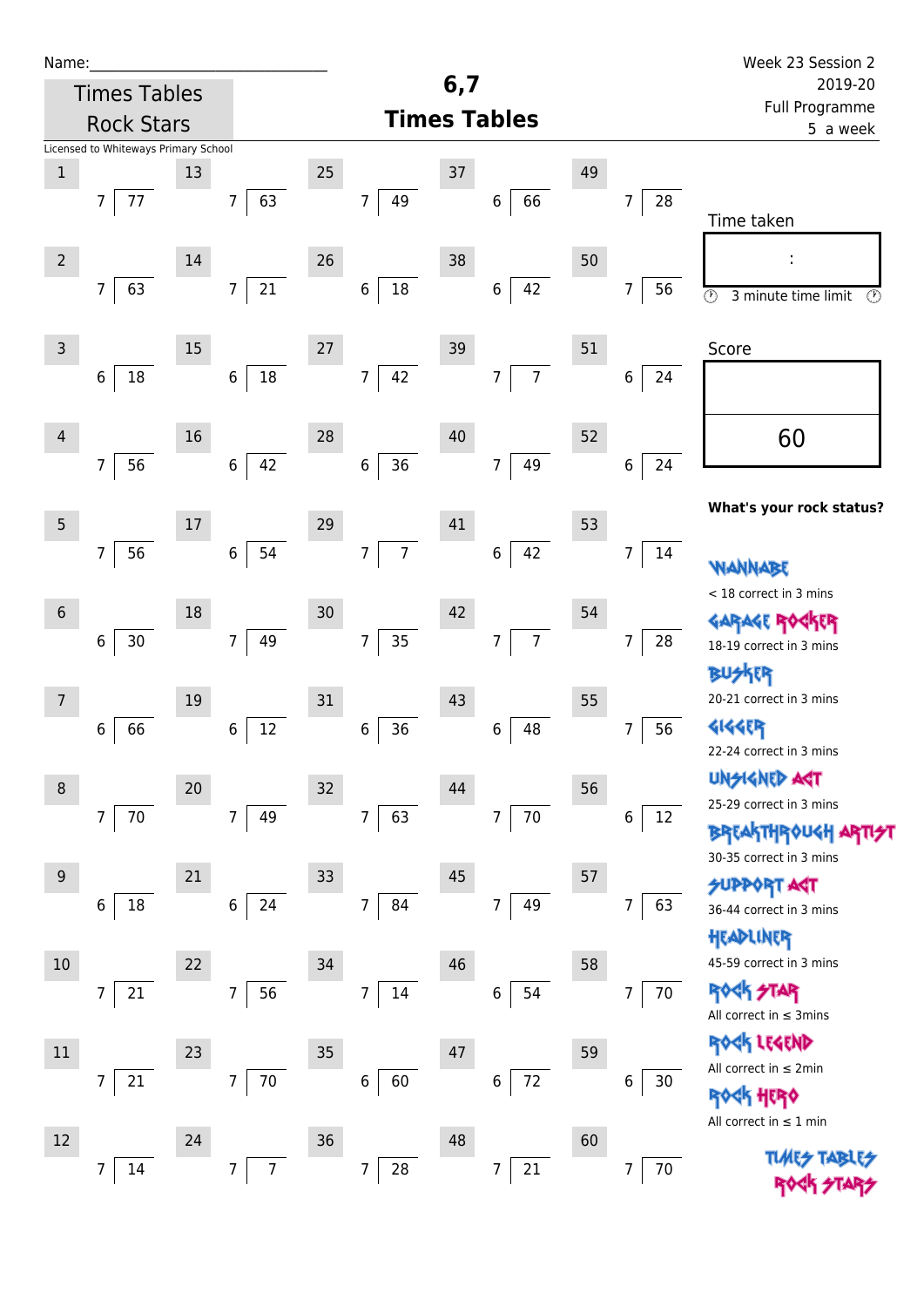Name:\_\_\_\_\_\_\_\_\_\_\_\_\_\_\_\_\_\_\_\_\_\_\_\_\_\_\_\_\_\_

Times Tables Rock Stars

Licensed to Whiteways Primary School

# 6,7 Times Tables

Week 23 Session 2
2019-20
Full Programme
5 a week

| # | Question | # | Question | # | Question | # | Question | # | Question |
|---|---|---|---|---|---|---|---|---|---|
| 1 | 7 ⟌ 77 | 13 | 7 ⟌ 63 | 25 | 7 ⟌ 49 | 37 | 6 ⟌ 66 | 49 | 7 ⟌ 28 |
| 2 | 7 ⟌ 63 | 14 | 7 ⟌ 21 | 26 | 6 ⟌ 18 | 38 | 6 ⟌ 42 | 50 | 7 ⟌ 56 |
| 3 | 6 ⟌ 18 | 15 | 6 ⟌ 18 | 27 | 7 ⟌ 42 | 39 | 7 ⟌ 7 | 51 | 6 ⟌ 24 |
| 4 | 7 ⟌ 56 | 16 | 6 ⟌ 42 | 28 | 6 ⟌ 36 | 40 | 7 ⟌ 49 | 52 | 6 ⟌ 24 |
| 5 | 7 ⟌ 56 | 17 | 6 ⟌ 54 | 29 | 7 ⟌ 7 | 41 | 6 ⟌ 42 | 53 | 7 ⟌ 14 |
| 6 | 6 ⟌ 30 | 18 | 7 ⟌ 49 | 30 | 7 ⟌ 35 | 42 | 7 ⟌ 7 | 54 | 7 ⟌ 28 |
| 7 | 6 ⟌ 66 | 19 | 6 ⟌ 12 | 31 | 6 ⟌ 36 | 43 | 6 ⟌ 48 | 55 | 7 ⟌ 56 |
| 8 | 7 ⟌ 70 | 20 | 7 ⟌ 49 | 32 | 7 ⟌ 63 | 44 | 7 ⟌ 70 | 56 | 6 ⟌ 12 |
| 9 | 6 ⟌ 18 | 21 | 6 ⟌ 24 | 33 | 7 ⟌ 84 | 45 | 7 ⟌ 49 | 57 | 7 ⟌ 63 |
| 10 | 7 ⟌ 21 | 22 | 7 ⟌ 56 | 34 | 7 ⟌ 14 | 46 | 6 ⟌ 54 | 58 | 7 ⟌ 70 |
| 11 | 7 ⟌ 21 | 23 | 7 ⟌ 70 | 35 | 6 ⟌ 60 | 47 | 6 ⟌ 72 | 59 | 6 ⟌ 30 |
| 12 | 7 ⟌ 14 | 24 | 7 ⟌ 7 | 36 | 7 ⟌ 28 | 48 | 7 ⟌ 21 | 60 | 7 ⟌ 70 |

Time taken

:

3 minute time limit

Score

60

**What's your rock status?**

WANNABE
< 18 correct in 3 mins

GARAGE ROCKER
18-19 correct in 3 mins

BUSKER
20-21 correct in 3 mins

GIGGER
22-24 correct in 3 mins

UNSIGNED ACT
25-29 correct in 3 mins

BREAKTHROUGH ARTIST
30-35 correct in 3 mins

SUPPORT ACT
36-44 correct in 3 mins

HEADLINER
45-59 correct in 3 mins

ROCK STAR
All correct in ≤ 3mins

ROCK LEGEND
All correct in ≤ 2min

ROCK HERO
All correct in ≤ 1 min

TIMES TABLES ROCK STARS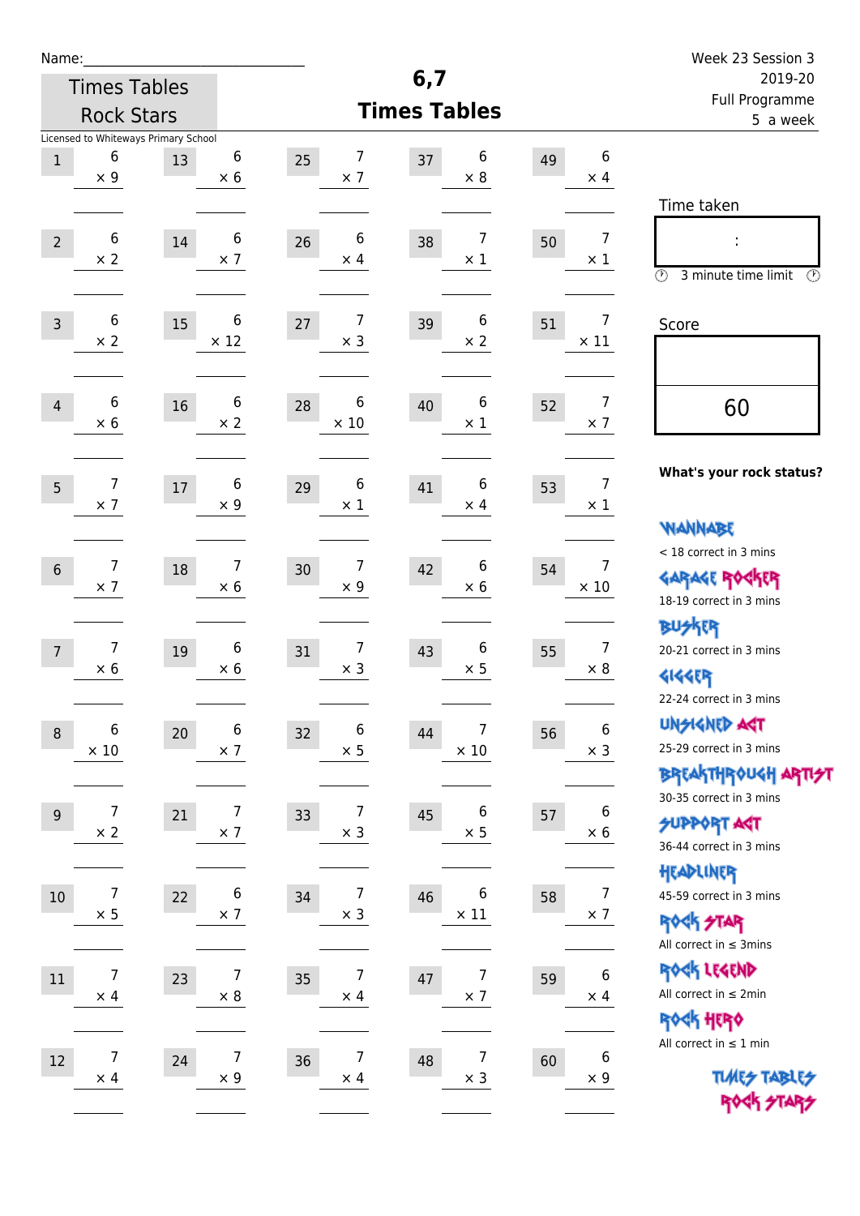Name:

Week 23 Session 3
2019-20
Full Programme
5 a week

Times Tables Rock Stars

# 6,7 Times Tables

Licensed to Whiteways Primary School

| # | Question | # | Question | # | Question | # | Question | # | Question |
|---|---|---|---|---|---|---|---|---|---|
| 1 | 6 × 9 | 13 | 6 × 6 | 25 | 7 × 7 | 37 | 6 × 8 | 49 | 6 × 4 |
| 2 | 6 × 2 | 14 | 6 × 7 | 26 | 6 × 4 | 38 | 7 × 1 | 50 | 7 × 1 |
| 3 | 6 × 2 | 15 | 6 × 12 | 27 | 7 × 3 | 39 | 6 × 2 | 51 | 7 × 11 |
| 4 | 6 × 6 | 16 | 6 × 2 | 28 | 6 × 10 | 40 | 6 × 1 | 52 | 7 × 7 |
| 5 | 7 × 7 | 17 | 6 × 9 | 29 | 6 × 1 | 41 | 6 × 4 | 53 | 7 × 1 |
| 6 | 7 × 7 | 18 | 7 × 6 | 30 | 7 × 9 | 42 | 6 × 6 | 54 | 7 × 10 |
| 7 | 7 × 6 | 19 | 6 × 6 | 31 | 7 × 3 | 43 | 6 × 5 | 55 | 7 × 8 |
| 8 | 6 × 10 | 20 | 6 × 7 | 32 | 6 × 5 | 44 | 7 × 10 | 56 | 6 × 3 |
| 9 | 7 × 2 | 21 | 7 × 7 | 33 | 7 × 3 | 45 | 6 × 5 | 57 | 6 × 6 |
| 10 | 7 × 5 | 22 | 6 × 7 | 34 | 7 × 3 | 46 | 6 × 11 | 58 | 7 × 7 |
| 11 | 7 × 4 | 23 | 7 × 8 | 35 | 7 × 4 | 47 | 7 × 7 | 59 | 6 × 4 |
| 12 | 7 × 4 | 24 | 7 × 9 | 36 | 7 × 4 | 48 | 7 × 3 | 60 | 6 × 9 |

Time taken

:

3 minute time limit

Score

60

**What's your rock status?**

WANNABE
< 18 correct in 3 mins

GARAGE ROCKER
18-19 correct in 3 mins

BUSKER
20-21 correct in 3 mins

GIGGER
22-24 correct in 3 mins

UNSIGNED ACT
25-29 correct in 3 mins

BREAKTHROUGH ARTIST
30-35 correct in 3 mins

SUPPORT ACT
36-44 correct in 3 mins

HEADLINER
45-59 correct in 3 mins

ROCK STAR
All correct in ≤ 3mins

ROCK LEGEND
All correct in ≤ 2min

ROCK HERO
All correct in ≤ 1 min

TIMES TABLES ROCK STARS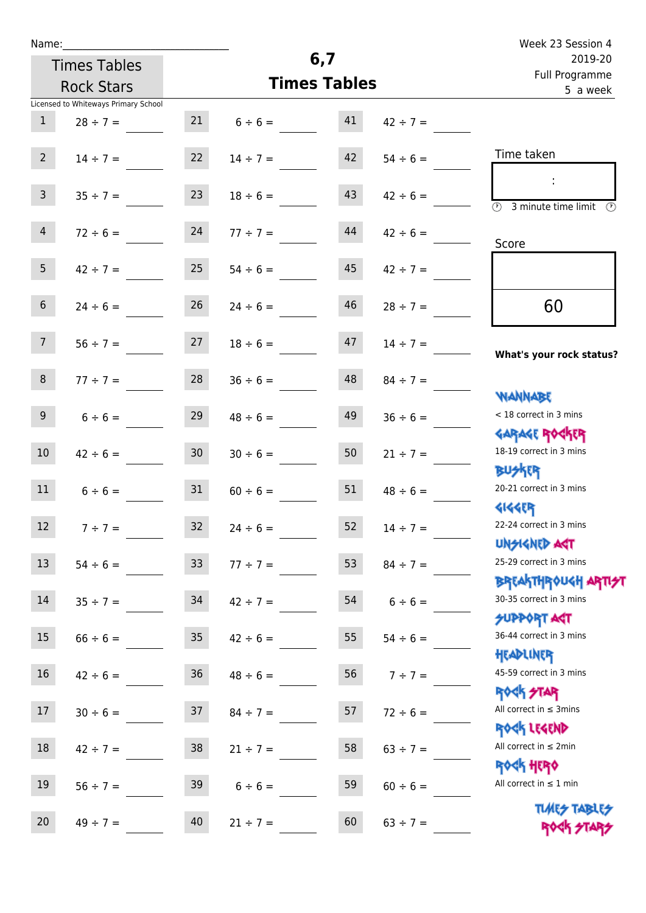Name:_____________________________

Times Tables Rock Stars

Licensed to Whiteways Primary School

# 6,7 Times Tables

Week 23 Session 4
2019-20
Full Programme
5 a week

| | | | | | |
|---|---|---|---|---|---|
| 1 | $28 \div 7 =$ ____ | 21 | $6 \div 6 =$ ____ | 41 | $42 \div 7 =$ ____ |
| 2 | $14 \div 7 =$ ____ | 22 | $14 \div 7 =$ ____ | 42 | $54 \div 6 =$ ____ |
| 3 | $35 \div 7 =$ ____ | 23 | $18 \div 6 =$ ____ | 43 | $42 \div 6 =$ ____ |
| 4 | $72 \div 6 =$ ____ | 24 | $77 \div 7 =$ ____ | 44 | $42 \div 6 =$ ____ |
| 5 | $42 \div 7 =$ ____ | 25 | $54 \div 6 =$ ____ | 45 | $42 \div 7 =$ ____ |
| 6 | $24 \div 6 =$ ____ | 26 | $24 \div 6 =$ ____ | 46 | $28 \div 7 =$ ____ |
| 7 | $56 \div 7 =$ ____ | 27 | $18 \div 6 =$ ____ | 47 | $14 \div 7 =$ ____ |
| 8 | $77 \div 7 =$ ____ | 28 | $36 \div 6 =$ ____ | 48 | $84 \div 7 =$ ____ |
| 9 | $6 \div 6 =$ ____ | 29 | $48 \div 6 =$ ____ | 49 | $36 \div 6 =$ ____ |
| 10 | $42 \div 6 =$ ____ | 30 | $30 \div 6 =$ ____ | 50 | $21 \div 7 =$ ____ |
| 11 | $6 \div 6 =$ ____ | 31 | $60 \div 6 =$ ____ | 51 | $48 \div 6 =$ ____ |
| 12 | $7 \div 7 =$ ____ | 32 | $24 \div 6 =$ ____ | 52 | $14 \div 7 =$ ____ |
| 13 | $54 \div 6 =$ ____ | 33 | $77 \div 7 =$ ____ | 53 | $84 \div 7 =$ ____ |
| 14 | $35 \div 7 =$ ____ | 34 | $42 \div 7 =$ ____ | 54 | $6 \div 6 =$ ____ |
| 15 | $66 \div 6 =$ ____ | 35 | $42 \div 6 =$ ____ | 55 | $54 \div 6 =$ ____ |
| 16 | $42 \div 6 =$ ____ | 36 | $48 \div 6 =$ ____ | 56 | $7 \div 7 =$ ____ |
| 17 | $30 \div 6 =$ ____ | 37 | $84 \div 7 =$ ____ | 57 | $72 \div 6 =$ ____ |
| 18 | $42 \div 7 =$ ____ | 38 | $21 \div 7 =$ ____ | 58 | $63 \div 7 =$ ____ |
| 19 | $56 \div 7 =$ ____ | 39 | $6 \div 6 =$ ____ | 59 | $60 \div 6 =$ ____ |
| 20 | $49 \div 7 =$ ____ | 40 | $21 \div 7 =$ ____ | 60 | $63 \div 7 =$ ____ |

Time taken

:

3 minute time limit

Score

60

**What's your rock status?**

WANNABE
< 18 correct in 3 mins

GARAGE ROCKER
18-19 correct in 3 mins

BUSKER
20-21 correct in 3 mins

GIGGER
22-24 correct in 3 mins

UNSIGNED ACT
25-29 correct in 3 mins

BREAKTHROUGH ARTIST
30-35 correct in 3 mins

SUPPORT ACT
36-44 correct in 3 mins

HEADLINER
45-59 correct in 3 mins

ROCK STAR
All correct in ≤ 3mins

ROCK LEGEND
All correct in ≤ 2min

ROCK HERO
All correct in ≤ 1 min

TIMES TABLES ROCK STARS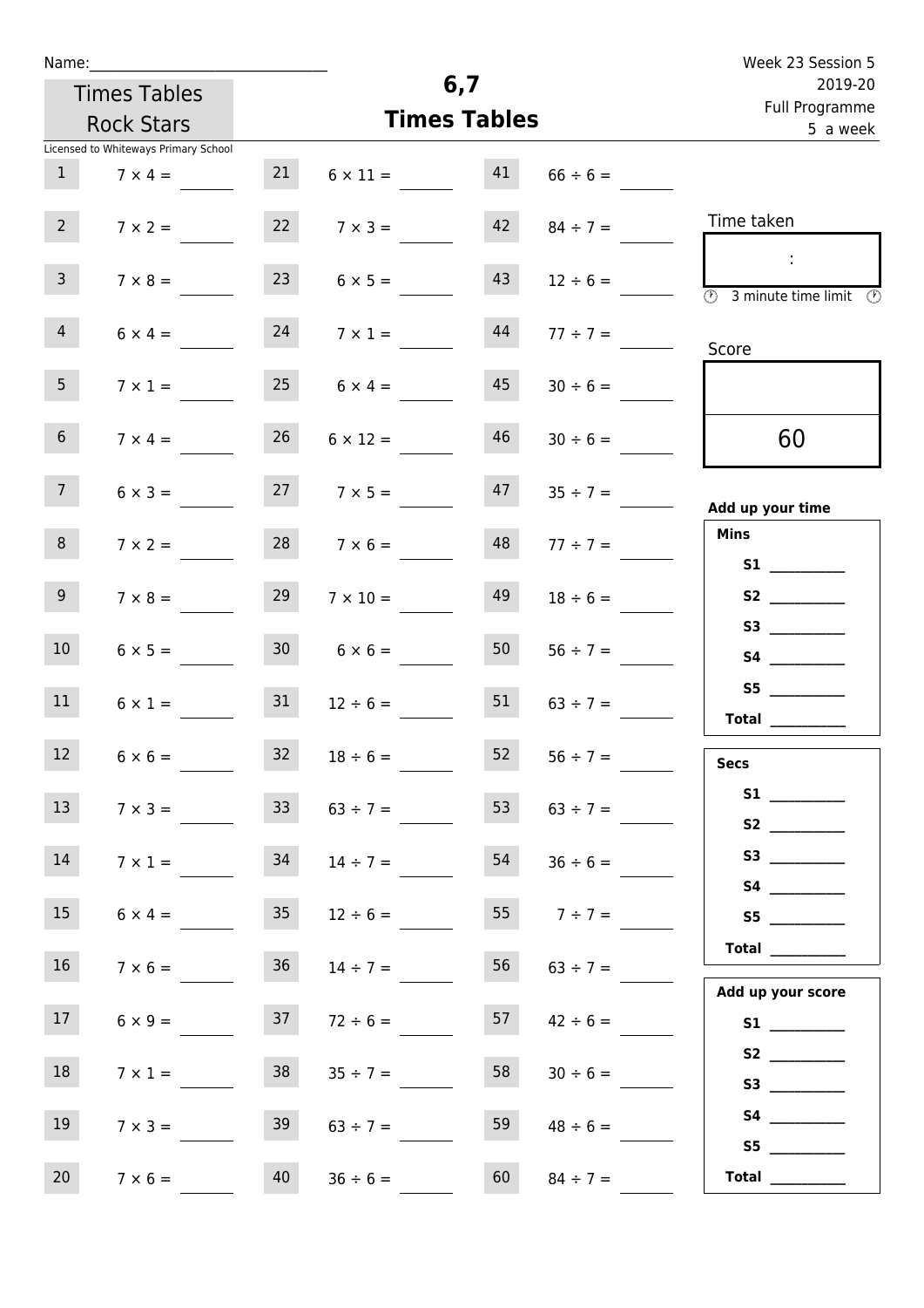Name:

Week 23 Session 5
2019-20
Full Programme
5 a week

Times Tables Rock Stars

Licensed to Whiteways Primary School

# 6,7
## Times Tables

| | | | | | |
|---|---|---|---|---|---|
| 1 | $7 \times 4 =$ | 21 | $6 \times 11 =$ | 41 | $66 \div 6 =$ |
| 2 | $7 \times 2 =$ | 22 | $7 \times 3 =$ | 42 | $84 \div 7 =$ |
| 3 | $7 \times 8 =$ | 23 | $6 \times 5 =$ | 43 | $12 \div 6 =$ |
| 4 | $6 \times 4 =$ | 24 | $7 \times 1 =$ | 44 | $77 \div 7 =$ |
| 5 | $7 \times 1 =$ | 25 | $6 \times 4 =$ | 45 | $30 \div 6 =$ |
| 6 | $7 \times 4 =$ | 26 | $6 \times 12 =$ | 46 | $30 \div 6 =$ |
| 7 | $6 \times 3 =$ | 27 | $7 \times 5 =$ | 47 | $35 \div 7 =$ |
| 8 | $7 \times 2 =$ | 28 | $7 \times 6 =$ | 48 | $77 \div 7 =$ |
| 9 | $7 \times 8 =$ | 29 | $7 \times 10 =$ | 49 | $18 \div 6 =$ |
| 10 | $6 \times 5 =$ | 30 | $6 \times 6 =$ | 50 | $56 \div 7 =$ |
| 11 | $6 \times 1 =$ | 31 | $12 \div 6 =$ | 51 | $63 \div 7 =$ |
| 12 | $6 \times 6 =$ | 32 | $18 \div 6 =$ | 52 | $56 \div 7 =$ |
| 13 | $7 \times 3 =$ | 33 | $63 \div 7 =$ | 53 | $63 \div 7 =$ |
| 14 | $7 \times 1 =$ | 34 | $14 \div 7 =$ | 54 | $36 \div 6 =$ |
| 15 | $6 \times 4 =$ | 35 | $12 \div 6 =$ | 55 | $7 \div 7 =$ |
| 16 | $7 \times 6 =$ | 36 | $14 \div 7 =$ | 56 | $63 \div 7 =$ |
| 17 | $6 \times 9 =$ | 37 | $72 \div 6 =$ | 57 | $42 \div 6 =$ |
| 18 | $7 \times 1 =$ | 38 | $35 \div 7 =$ | 58 | $30 \div 6 =$ |
| 19 | $7 \times 3 =$ | 39 | $63 \div 7 =$ | 59 | $48 \div 6 =$ |
| 20 | $7 \times 6 =$ | 40 | $36 \div 6 =$ | 60 | $84 \div 7 =$ |

Time taken

:

3 minute time limit

Score

60

**Add up your time**

**Mins**

**S1** ________
**S2** ________
**S3** ________
**S4** ________
**S5** ________
**Total** ________

**Secs**

**S1** ________
**S2** ________
**S3** ________
**S4** ________
**S5** ________
**Total** ________

**Add up your score**

**S1** ________
**S2** ________
**S3** ________
**S4** ________
**S5** ________
**Total** ________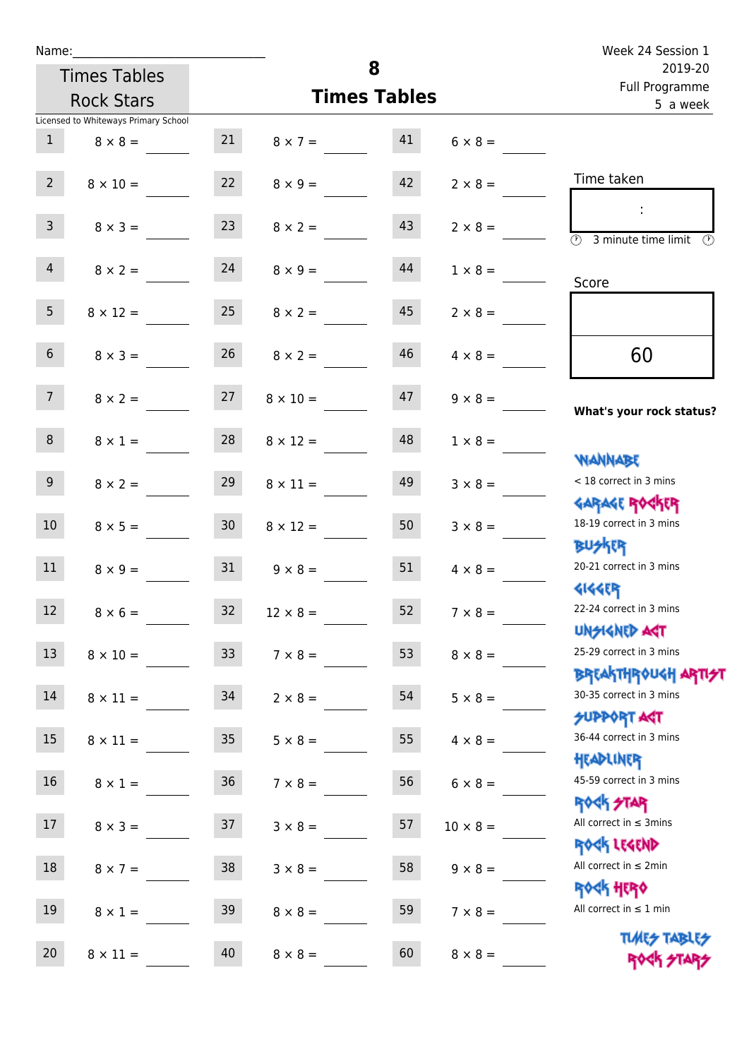Name:\_\_\_\_\_\_\_\_\_\_\_\_\_\_\_\_\_\_\_\_\_\_\_\_\_\_\_\_

Times Tables Rock Stars

Licensed to Whiteways Primary School

# 8 Times Tables

Week 24 Session 1
2019-20
Full Programme
5 a week

| | | | | | |
|---|---|---|---|---|---|
| 1 | $8 \times 8 =$ | 21 | $8 \times 7 =$ | 41 | $6 \times 8 =$ |
| 2 | $8 \times 10 =$ | 22 | $8 \times 9 =$ | 42 | $2 \times 8 =$ |
| 3 | $8 \times 3 =$ | 23 | $8 \times 2 =$ | 43 | $2 \times 8 =$ |
| 4 | $8 \times 2 =$ | 24 | $8 \times 9 =$ | 44 | $1 \times 8 =$ |
| 5 | $8 \times 12 =$ | 25 | $8 \times 2 =$ | 45 | $2 \times 8 =$ |
| 6 | $8 \times 3 =$ | 26 | $8 \times 2 =$ | 46 | $4 \times 8 =$ |
| 7 | $8 \times 2 =$ | 27 | $8 \times 10 =$ | 47 | $9 \times 8 =$ |
| 8 | $8 \times 1 =$ | 28 | $8 \times 12 =$ | 48 | $1 \times 8 =$ |
| 9 | $8 \times 2 =$ | 29 | $8 \times 11 =$ | 49 | $3 \times 8 =$ |
| 10 | $8 \times 5 =$ | 30 | $8 \times 12 =$ | 50 | $3 \times 8 =$ |
| 11 | $8 \times 9 =$ | 31 | $9 \times 8 =$ | 51 | $4 \times 8 =$ |
| 12 | $8 \times 6 =$ | 32 | $12 \times 8 =$ | 52 | $7 \times 8 =$ |
| 13 | $8 \times 10 =$ | 33 | $7 \times 8 =$ | 53 | $8 \times 8 =$ |
| 14 | $8 \times 11 =$ | 34 | $2 \times 8 =$ | 54 | $5 \times 8 =$ |
| 15 | $8 \times 11 =$ | 35 | $5 \times 8 =$ | 55 | $4 \times 8 =$ |
| 16 | $8 \times 1 =$ | 36 | $7 \times 8 =$ | 56 | $6 \times 8 =$ |
| 17 | $8 \times 3 =$ | 37 | $3 \times 8 =$ | 57 | $10 \times 8 =$ |
| 18 | $8 \times 7 =$ | 38 | $3 \times 8 =$ | 58 | $9 \times 8 =$ |
| 19 | $8 \times 1 =$ | 39 | $8 \times 8 =$ | 59 | $7 \times 8 =$ |
| 20 | $8 \times 11 =$ | 40 | $8 \times 8 =$ | 60 | $8 \times 8 =$ |

Time taken

:

3 minute time limit

Score

60

**What's your rock status?**

WANNABE
< 18 correct in 3 mins

GARAGE ROCKER
18-19 correct in 3 mins

BUSKER
20-21 correct in 3 mins

GIGGER
22-24 correct in 3 mins

UNSIGNED ACT
25-29 correct in 3 mins

BREAKTHROUGH ARTIST
30-35 correct in 3 mins

SUPPORT ACT
36-44 correct in 3 mins

HEADLINER
45-59 correct in 3 mins

ROCK STAR
All correct in ≤ 3mins

ROCK LEGEND
All correct in ≤ 2min

ROCK HERO
All correct in ≤ 1 min

TIMES TABLES ROCK STARS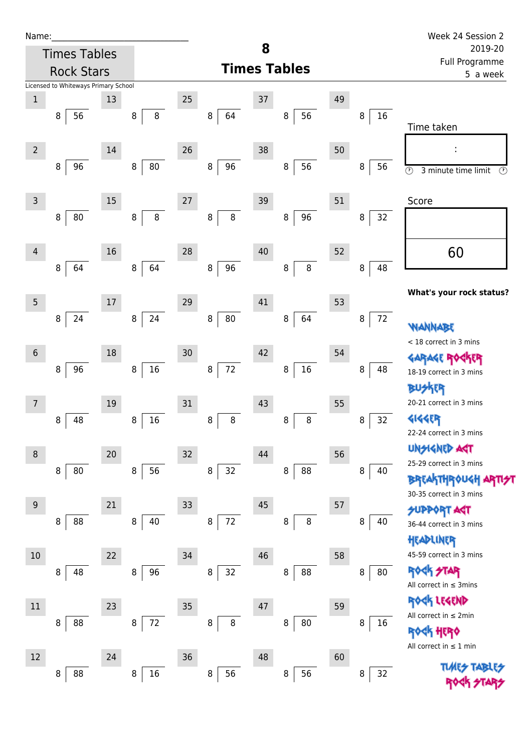Name:\_\_\_\_\_\_\_\_\_\_\_\_\_\_\_\_\_\_\_\_\_\_\_\_\_\_\_\_\_\_

Times Tables Rock Stars

Licensed to Whiteways Primary School

# 8
## Times Tables

Week 24 Session 2
2019-20
Full Programme
5 a week

| # | Question | # | Question | # | Question | # | Question | # | Question |
|---|---|---|---|---|---|---|---|---|---|
| 1 | 8 ⟌ 56 | 13 | 8 ⟌ 8 | 25 | 8 ⟌ 64 | 37 | 8 ⟌ 56 | 49 | 8 ⟌ 16 |
| 2 | 8 ⟌ 96 | 14 | 8 ⟌ 80 | 26 | 8 ⟌ 96 | 38 | 8 ⟌ 56 | 50 | 8 ⟌ 56 |
| 3 | 8 ⟌ 80 | 15 | 8 ⟌ 8 | 27 | 8 ⟌ 8 | 39 | 8 ⟌ 96 | 51 | 8 ⟌ 32 |
| 4 | 8 ⟌ 64 | 16 | 8 ⟌ 64 | 28 | 8 ⟌ 96 | 40 | 8 ⟌ 8 | 52 | 8 ⟌ 48 |
| 5 | 8 ⟌ 24 | 17 | 8 ⟌ 24 | 29 | 8 ⟌ 80 | 41 | 8 ⟌ 64 | 53 | 8 ⟌ 72 |
| 6 | 8 ⟌ 96 | 18 | 8 ⟌ 16 | 30 | 8 ⟌ 72 | 42 | 8 ⟌ 16 | 54 | 8 ⟌ 48 |
| 7 | 8 ⟌ 48 | 19 | 8 ⟌ 16 | 31 | 8 ⟌ 8 | 43 | 8 ⟌ 8 | 55 | 8 ⟌ 32 |
| 8 | 8 ⟌ 80 | 20 | 8 ⟌ 56 | 32 | 8 ⟌ 32 | 44 | 8 ⟌ 88 | 56 | 8 ⟌ 40 |
| 9 | 8 ⟌ 88 | 21 | 8 ⟌ 40 | 33 | 8 ⟌ 72 | 45 | 8 ⟌ 8 | 57 | 8 ⟌ 40 |
| 10 | 8 ⟌ 48 | 22 | 8 ⟌ 96 | 34 | 8 ⟌ 32 | 46 | 8 ⟌ 88 | 58 | 8 ⟌ 80 |
| 11 | 8 ⟌ 88 | 23 | 8 ⟌ 72 | 35 | 8 ⟌ 8 | 47 | 8 ⟌ 80 | 59 | 8 ⟌ 16 |
| 12 | 8 ⟌ 88 | 24 | 8 ⟌ 16 | 36 | 8 ⟌ 56 | 48 | 8 ⟌ 56 | 60 | 8 ⟌ 32 |

Time taken

:

3 minute time limit

Score

60

**What's your rock status?**

WANNABE
< 18 correct in 3 mins

GARAGE ROCKER
18-19 correct in 3 mins

BUSKER
20-21 correct in 3 mins

GIGGER
22-24 correct in 3 mins

UNSIGNED ACT
25-29 correct in 3 mins

BREAKTHROUGH ARTIST
30-35 correct in 3 mins

SUPPORT ACT
36-44 correct in 3 mins

HEADLINER
45-59 correct in 3 mins

ROCK STAR
All correct in ≤ 3mins

ROCK LEGEND
All correct in ≤ 2min

ROCK HERO
All correct in ≤ 1 min

TIMES TABLES ROCK STARS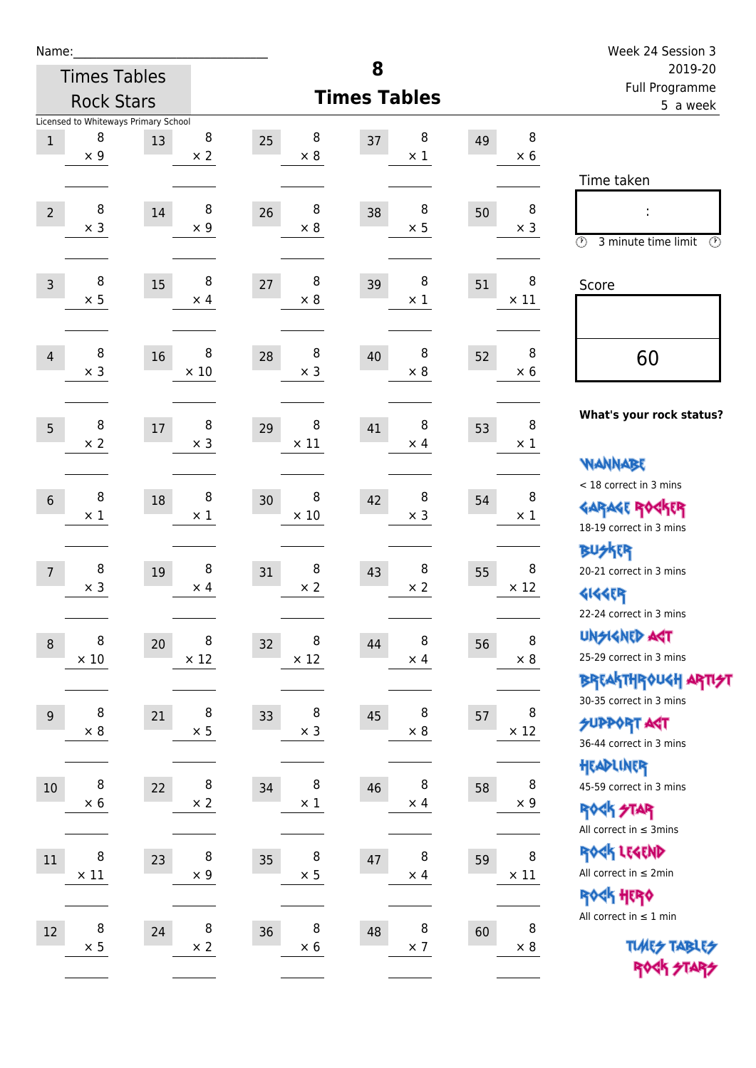Name:\_\_\_\_\_\_\_\_\_\_\_\_\_\_\_\_\_\_\_\_\_\_\_\_\_\_\_\_

Times Tables Rock Stars

Licensed to Whiteways Primary School

# 8
## Times Tables

Week 24 Session 3
2019-20
Full Programme
5 a week

| # | | # | | # | | # | | # | |
|---|---|---|---|---|---|---|---|---|---|
| 1 | 8 × 9 | 13 | 8 × 2 | 25 | 8 × 8 | 37 | 8 × 1 | 49 | 8 × 6 |
| 2 | 8 × 3 | 14 | 8 × 9 | 26 | 8 × 8 | 38 | 8 × 5 | 50 | 8 × 3 |
| 3 | 8 × 5 | 15 | 8 × 4 | 27 | 8 × 8 | 39 | 8 × 1 | 51 | 8 × 11 |
| 4 | 8 × 3 | 16 | 8 × 10 | 28 | 8 × 3 | 40 | 8 × 8 | 52 | 8 × 6 |
| 5 | 8 × 2 | 17 | 8 × 3 | 29 | 8 × 11 | 41 | 8 × 4 | 53 | 8 × 1 |
| 6 | 8 × 1 | 18 | 8 × 1 | 30 | 8 × 10 | 42 | 8 × 3 | 54 | 8 × 1 |
| 7 | 8 × 3 | 19 | 8 × 4 | 31 | 8 × 2 | 43 | 8 × 2 | 55 | 8 × 12 |
| 8 | 8 × 10 | 20 | 8 × 12 | 32 | 8 × 12 | 44 | 8 × 4 | 56 | 8 × 8 |
| 9 | 8 × 8 | 21 | 8 × 5 | 33 | 8 × 3 | 45 | 8 × 8 | 57 | 8 × 12 |
| 10 | 8 × 6 | 22 | 8 × 2 | 34 | 8 × 1 | 46 | 8 × 4 | 58 | 8 × 9 |
| 11 | 8 × 11 | 23 | 8 × 9 | 35 | 8 × 5 | 47 | 8 × 4 | 59 | 8 × 11 |
| 12 | 8 × 5 | 24 | 8 × 2 | 36 | 8 × 6 | 48 | 8 × 7 | 60 | 8 × 8 |

Time taken

:

3 minute time limit

Score

60

**What's your rock status?**

WANNABE
< 18 correct in 3 mins

GARAGE ROCKER
18-19 correct in 3 mins

BUSKER
20-21 correct in 3 mins

GIGGER
22-24 correct in 3 mins

UNSIGNED ACT
25-29 correct in 3 mins

BREAKTHROUGH ARTIST
30-35 correct in 3 mins

SUPPORT ACT
36-44 correct in 3 mins

HEADLINER
45-59 correct in 3 mins

ROCK STAR
All correct in ≤ 3mins

ROCK LEGEND
All correct in ≤ 2min

ROCK HERO
All correct in ≤ 1 min

TIMES TABLES ROCK STARS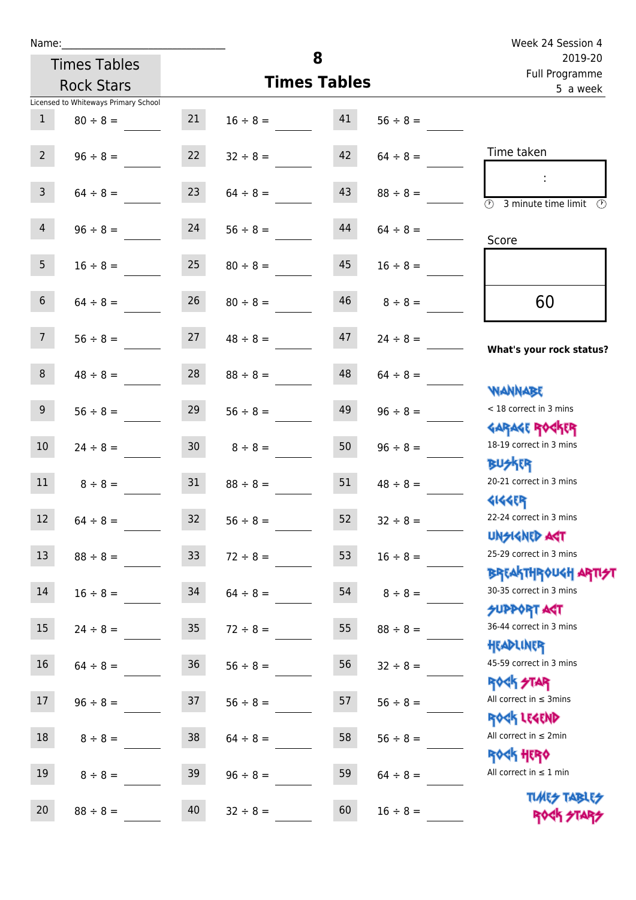Name:______________________________

Times Tables Rock Stars

# 8 Times Tables

Week 24 Session 4
2019-20
Full Programme
5 a week

Licensed to Whiteways Primary School

| | | | | | |
|---|---|---|---|---|---|
| 1 | 80 ÷ 8 = ____ | 21 | 16 ÷ 8 = ____ | 41 | 56 ÷ 8 = ____ |
| 2 | 96 ÷ 8 = ____ | 22 | 32 ÷ 8 = ____ | 42 | 64 ÷ 8 = ____ |
| 3 | 64 ÷ 8 = ____ | 23 | 64 ÷ 8 = ____ | 43 | 88 ÷ 8 = ____ |
| 4 | 96 ÷ 8 = ____ | 24 | 56 ÷ 8 = ____ | 44 | 64 ÷ 8 = ____ |
| 5 | 16 ÷ 8 = ____ | 25 | 80 ÷ 8 = ____ | 45 | 16 ÷ 8 = ____ |
| 6 | 64 ÷ 8 = ____ | 26 | 80 ÷ 8 = ____ | 46 | 8 ÷ 8 = ____ |
| 7 | 56 ÷ 8 = ____ | 27 | 48 ÷ 8 = ____ | 47 | 24 ÷ 8 = ____ |
| 8 | 48 ÷ 8 = ____ | 28 | 88 ÷ 8 = ____ | 48 | 64 ÷ 8 = ____ |
| 9 | 56 ÷ 8 = ____ | 29 | 56 ÷ 8 = ____ | 49 | 96 ÷ 8 = ____ |
| 10 | 24 ÷ 8 = ____ | 30 | 8 ÷ 8 = ____ | 50 | 96 ÷ 8 = ____ |
| 11 | 8 ÷ 8 = ____ | 31 | 88 ÷ 8 = ____ | 51 | 48 ÷ 8 = ____ |
| 12 | 64 ÷ 8 = ____ | 32 | 56 ÷ 8 = ____ | 52 | 32 ÷ 8 = ____ |
| 13 | 88 ÷ 8 = ____ | 33 | 72 ÷ 8 = ____ | 53 | 16 ÷ 8 = ____ |
| 14 | 16 ÷ 8 = ____ | 34 | 64 ÷ 8 = ____ | 54 | 8 ÷ 8 = ____ |
| 15 | 24 ÷ 8 = ____ | 35 | 72 ÷ 8 = ____ | 55 | 88 ÷ 8 = ____ |
| 16 | 64 ÷ 8 = ____ | 36 | 56 ÷ 8 = ____ | 56 | 32 ÷ 8 = ____ |
| 17 | 96 ÷ 8 = ____ | 37 | 56 ÷ 8 = ____ | 57 | 56 ÷ 8 = ____ |
| 18 | 8 ÷ 8 = ____ | 38 | 64 ÷ 8 = ____ | 58 | 56 ÷ 8 = ____ |
| 19 | 8 ÷ 8 = ____ | 39 | 96 ÷ 8 = ____ | 59 | 64 ÷ 8 = ____ |
| 20 | 88 ÷ 8 = ____ | 40 | 32 ÷ 8 = ____ | 60 | 16 ÷ 8 = ____ |

Time taken

:

3 minute time limit

Score

60

**What's your rock status?**

WANNABE
< 18 correct in 3 mins

GARAGE ROCKER
18-19 correct in 3 mins

BUSKER
20-21 correct in 3 mins

GIGGER
22-24 correct in 3 mins

UNSIGNED ACT
25-29 correct in 3 mins

BREAKTHROUGH ARTIST
30-35 correct in 3 mins

SUPPORT ACT
36-44 correct in 3 mins

HEADLINER
45-59 correct in 3 mins

ROCK STAR
All correct in ≤ 3mins

ROCK LEGEND
All correct in ≤ 2min

ROCK HERO
All correct in ≤ 1 min

TIMES TABLES ROCK STARS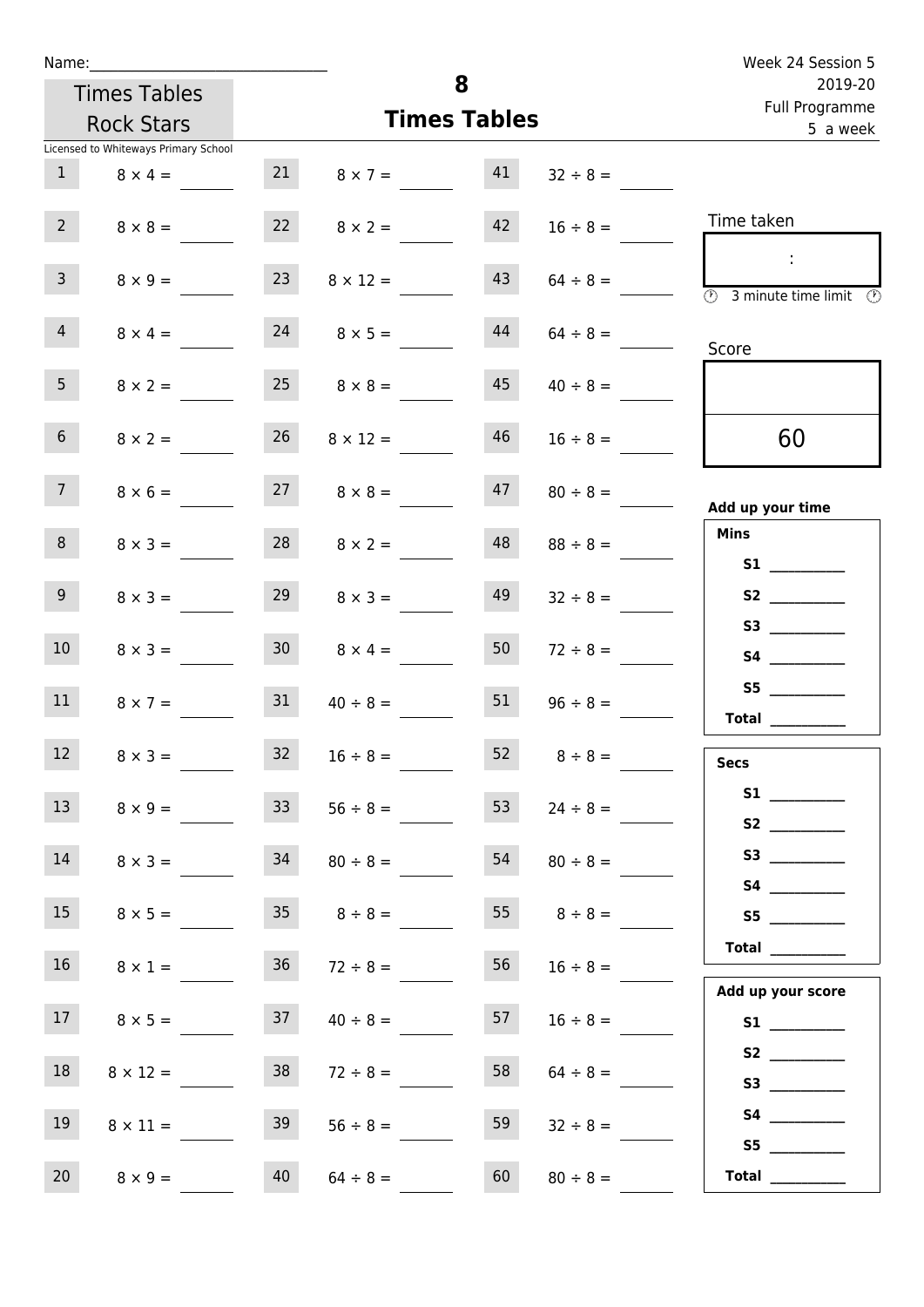Name:______________________________

Times Tables Rock Stars

Licensed to Whiteways Primary School

# 8
## Times Tables

Week 24 Session 5
2019-20
Full Programme
5 a week

| | | | | | |
|---|---|---|---|---|---|
| 1 | 8 × 4 = | 21 | 8 × 7 = | 41 | 32 ÷ 8 = |
| 2 | 8 × 8 = | 22 | 8 × 2 = | 42 | 16 ÷ 8 = |
| 3 | 8 × 9 = | 23 | 8 × 12 = | 43 | 64 ÷ 8 = |
| 4 | 8 × 4 = | 24 | 8 × 5 = | 44 | 64 ÷ 8 = |
| 5 | 8 × 2 = | 25 | 8 × 8 = | 45 | 40 ÷ 8 = |
| 6 | 8 × 2 = | 26 | 8 × 12 = | 46 | 16 ÷ 8 = |
| 7 | 8 × 6 = | 27 | 8 × 8 = | 47 | 80 ÷ 8 = |
| 8 | 8 × 3 = | 28 | 8 × 2 = | 48 | 88 ÷ 8 = |
| 9 | 8 × 3 = | 29 | 8 × 3 = | 49 | 32 ÷ 8 = |
| 10 | 8 × 3 = | 30 | 8 × 4 = | 50 | 72 ÷ 8 = |
| 11 | 8 × 7 = | 31 | 40 ÷ 8 = | 51 | 96 ÷ 8 = |
| 12 | 8 × 3 = | 32 | 16 ÷ 8 = | 52 | 8 ÷ 8 = |
| 13 | 8 × 9 = | 33 | 56 ÷ 8 = | 53 | 24 ÷ 8 = |
| 14 | 8 × 3 = | 34 | 80 ÷ 8 = | 54 | 80 ÷ 8 = |
| 15 | 8 × 5 = | 35 | 8 ÷ 8 = | 55 | 8 ÷ 8 = |
| 16 | 8 × 1 = | 36 | 72 ÷ 8 = | 56 | 16 ÷ 8 = |
| 17 | 8 × 5 = | 37 | 40 ÷ 8 = | 57 | 16 ÷ 8 = |
| 18 | 8 × 12 = | 38 | 72 ÷ 8 = | 58 | 64 ÷ 8 = |
| 19 | 8 × 11 = | 39 | 56 ÷ 8 = | 59 | 32 ÷ 8 = |
| 20 | 8 × 9 = | 40 | 64 ÷ 8 = | 60 | 80 ÷ 8 = |

Time taken

:

3 minute time limit

Score

60

**Add up your time**

**Mins**

**S1** __________
**S2** __________
**S3** __________
**S4** __________
**S5** __________
**Total** __________

**Secs**

**S1** __________
**S2** __________
**S3** __________
**S4** __________
**S5** __________
**Total** __________

**Add up your score**

**S1** __________
**S2** __________
**S3** __________
**S4** __________
**S5** __________
**Total** __________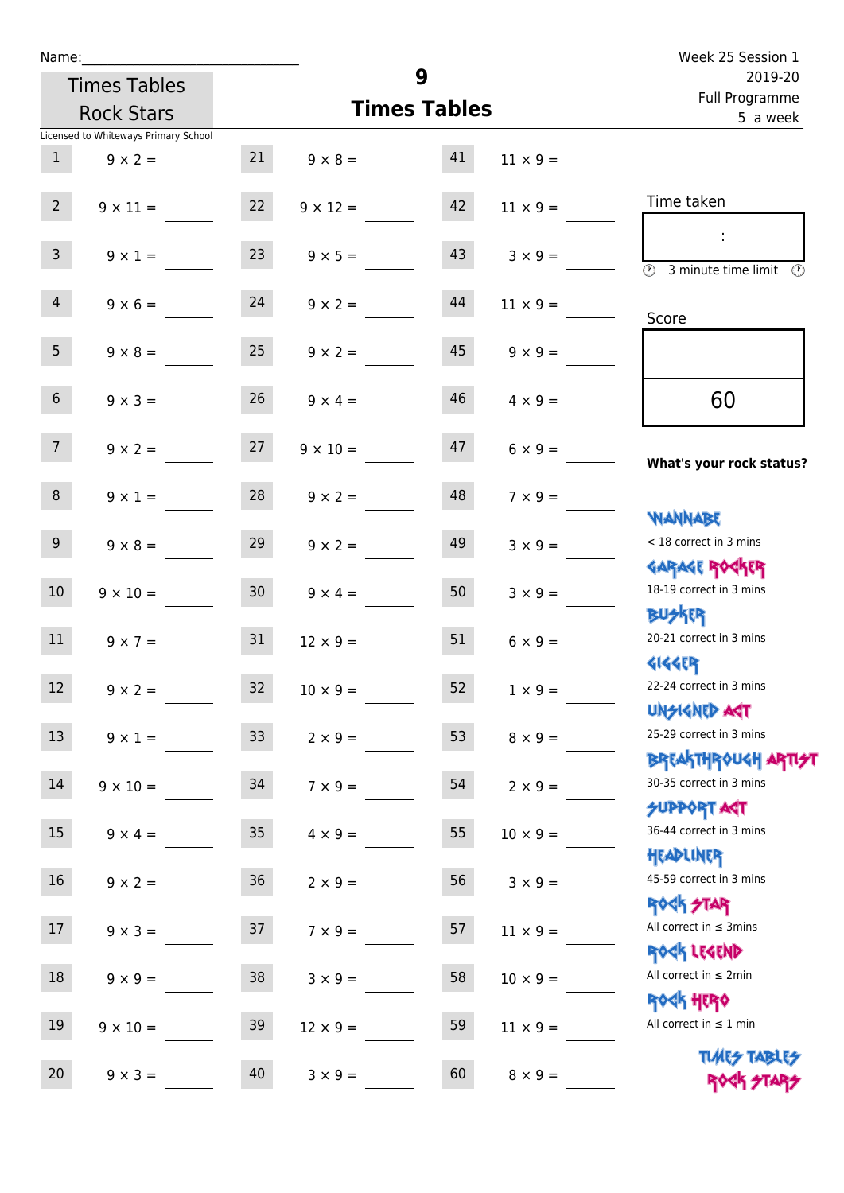Name:\_\_\_\_\_\_\_\_\_\_\_\_\_\_\_\_\_\_\_\_\_\_\_\_\_\_\_\_

Times Tables Rock Stars

Licensed to Whiteways Primary School

# 9 Times Tables

Week 25 Session 1
2019-20
Full Programme
5 a week

| | | | | | |
|---|---|---|---|---|---|
| 1 | 9 × 2 = | 21 | 9 × 8 = | 41 | 11 × 9 = |
| 2 | 9 × 11 = | 22 | 9 × 12 = | 42 | 11 × 9 = |
| 3 | 9 × 1 = | 23 | 9 × 5 = | 43 | 3 × 9 = |
| 4 | 9 × 6 = | 24 | 9 × 2 = | 44 | 11 × 9 = |
| 5 | 9 × 8 = | 25 | 9 × 2 = | 45 | 9 × 9 = |
| 6 | 9 × 3 = | 26 | 9 × 4 = | 46 | 4 × 9 = |
| 7 | 9 × 2 = | 27 | 9 × 10 = | 47 | 6 × 9 = |
| 8 | 9 × 1 = | 28 | 9 × 2 = | 48 | 7 × 9 = |
| 9 | 9 × 8 = | 29 | 9 × 2 = | 49 | 3 × 9 = |
| 10 | 9 × 10 = | 30 | 9 × 4 = | 50 | 3 × 9 = |
| 11 | 9 × 7 = | 31 | 12 × 9 = | 51 | 6 × 9 = |
| 12 | 9 × 2 = | 32 | 10 × 9 = | 52 | 1 × 9 = |
| 13 | 9 × 1 = | 33 | 2 × 9 = | 53 | 8 × 9 = |
| 14 | 9 × 10 = | 34 | 7 × 9 = | 54 | 2 × 9 = |
| 15 | 9 × 4 = | 35 | 4 × 9 = | 55 | 10 × 9 = |
| 16 | 9 × 2 = | 36 | 2 × 9 = | 56 | 3 × 9 = |
| 17 | 9 × 3 = | 37 | 7 × 9 = | 57 | 11 × 9 = |
| 18 | 9 × 9 = | 38 | 3 × 9 = | 58 | 10 × 9 = |
| 19 | 9 × 10 = | 39 | 12 × 9 = | 59 | 11 × 9 = |
| 20 | 9 × 3 = | 40 | 3 × 9 = | 60 | 8 × 9 = |

Time taken

:

3 minute time limit

Score

60

**What's your rock status?**

WANNABE
< 18 correct in 3 mins

GARAGE ROCKER
18-19 correct in 3 mins

BUSKER
20-21 correct in 3 mins

GIGGER
22-24 correct in 3 mins

UNSIGNED ACT
25-29 correct in 3 mins

BREAKTHROUGH ARTIST
30-35 correct in 3 mins

SUPPORT ACT
36-44 correct in 3 mins

HEADLINER
45-59 correct in 3 mins

ROCK STAR
All correct in ≤ 3mins

ROCK LEGEND
All correct in ≤ 2min

ROCK HERO
All correct in ≤ 1 min

TIMES TABLES ROCK STARS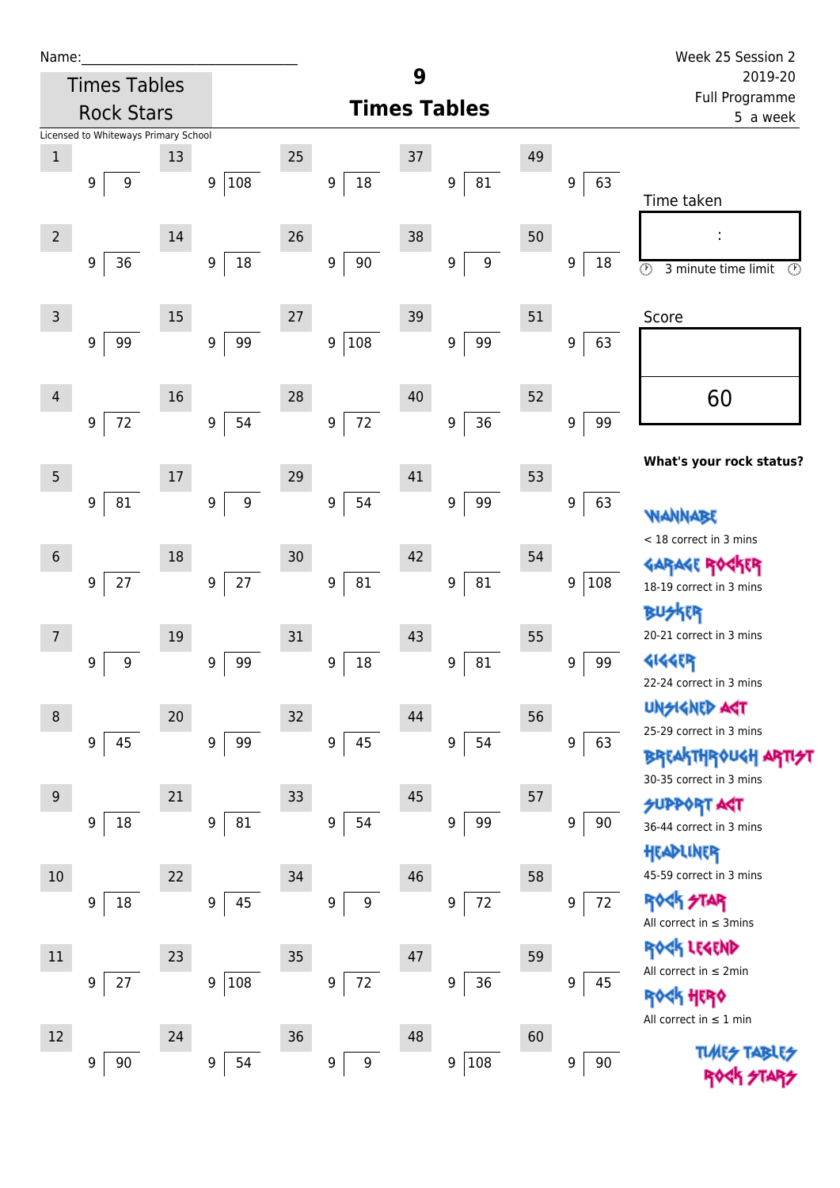Name:\_\_\_\_\_\_\_\_\_\_\_\_\_\_\_\_\_\_\_\_\_\_\_\_\_\_\_\_\_

Times Tables Rock Stars

Licensed to Whiteways Primary School

# 9
# Times Tables

Week 25 Session 2
2019-20
Full Programme
5 a week

| # | | # | | # | | # | | # | |
|---|---|---|---|---|---|---|---|---|---|
| 1 | 9 ⟌ 9 | 13 | 9 ⟌ 108 | 25 | 9 ⟌ 18 | 37 | 9 ⟌ 81 | 49 | 9 ⟌ 63 |
| 2 | 9 ⟌ 36 | 14 | 9 ⟌ 18 | 26 | 9 ⟌ 90 | 38 | 9 ⟌ 9 | 50 | 9 ⟌ 18 |
| 3 | 9 ⟌ 99 | 15 | 9 ⟌ 99 | 27 | 9 ⟌ 108 | 39 | 9 ⟌ 99 | 51 | 9 ⟌ 63 |
| 4 | 9 ⟌ 72 | 16 | 9 ⟌ 54 | 28 | 9 ⟌ 72 | 40 | 9 ⟌ 36 | 52 | 9 ⟌ 99 |
| 5 | 9 ⟌ 81 | 17 | 9 ⟌ 9 | 29 | 9 ⟌ 54 | 41 | 9 ⟌ 99 | 53 | 9 ⟌ 63 |
| 6 | 9 ⟌ 27 | 18 | 9 ⟌ 27 | 30 | 9 ⟌ 81 | 42 | 9 ⟌ 81 | 54 | 9 ⟌ 108 |
| 7 | 9 ⟌ 9 | 19 | 9 ⟌ 99 | 31 | 9 ⟌ 18 | 43 | 9 ⟌ 81 | 55 | 9 ⟌ 99 |
| 8 | 9 ⟌ 45 | 20 | 9 ⟌ 99 | 32 | 9 ⟌ 45 | 44 | 9 ⟌ 54 | 56 | 9 ⟌ 63 |
| 9 | 9 ⟌ 18 | 21 | 9 ⟌ 81 | 33 | 9 ⟌ 54 | 45 | 9 ⟌ 99 | 57 | 9 ⟌ 90 |
| 10 | 9 ⟌ 18 | 22 | 9 ⟌ 45 | 34 | 9 ⟌ 9 | 46 | 9 ⟌ 72 | 58 | 9 ⟌ 72 |
| 11 | 9 ⟌ 27 | 23 | 9 ⟌ 108 | 35 | 9 ⟌ 72 | 47 | 9 ⟌ 36 | 59 | 9 ⟌ 45 |
| 12 | 9 ⟌ 90 | 24 | 9 ⟌ 54 | 36 | 9 ⟌ 9 | 48 | 9 ⟌ 108 | 60 | 9 ⟌ 90 |

Time taken

:

3 minute time limit

Score

60

**What's your rock status?**

WANNABE
< 18 correct in 3 mins

GARAGE ROCKER
18-19 correct in 3 mins

BUSKER
20-21 correct in 3 mins

GIGGER
22-24 correct in 3 mins

UNSIGNED ACT
25-29 correct in 3 mins

BREAKTHROUGH ARTIST
30-35 correct in 3 mins

SUPPORT ACT
36-44 correct in 3 mins

HEADLINER
45-59 correct in 3 mins

ROCK STAR
All correct in ≤ 3mins

ROCK LEGEND
All correct in ≤ 2min

ROCK HERO
All correct in ≤ 1 min

TIMES TABLES ROCK STARS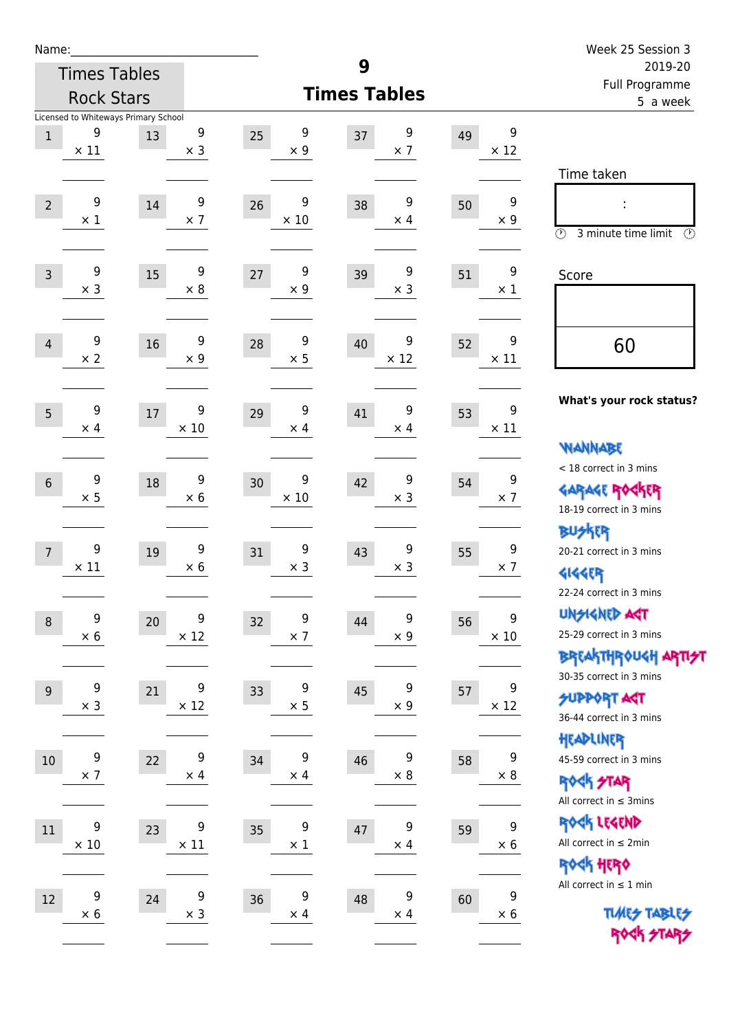Name:\_\_\_\_\_\_\_\_\_\_\_\_\_\_\_\_\_\_\_\_\_\_\_\_\_\_\_\_

Times Tables Rock Stars

Licensed to Whiteways Primary School

# 9
## Times Tables

Week 25 Session 3
2019-20
Full Programme
5 a week

| # | Question | # | Question | # | Question | # | Question | # | Question |
|---|---|---|---|---|---|---|---|---|---|
| 1 | 9 × 11 | 13 | 9 × 3 | 25 | 9 × 9 | 37 | 9 × 7 | 49 | 9 × 12 |
| 2 | 9 × 1 | 14 | 9 × 7 | 26 | 9 × 10 | 38 | 9 × 4 | 50 | 9 × 9 |
| 3 | 9 × 3 | 15 | 9 × 8 | 27 | 9 × 9 | 39 | 9 × 3 | 51 | 9 × 1 |
| 4 | 9 × 2 | 16 | 9 × 9 | 28 | 9 × 5 | 40 | 9 × 12 | 52 | 9 × 11 |
| 5 | 9 × 4 | 17 | 9 × 10 | 29 | 9 × 4 | 41 | 9 × 4 | 53 | 9 × 11 |
| 6 | 9 × 5 | 18 | 9 × 6 | 30 | 9 × 10 | 42 | 9 × 3 | 54 | 9 × 7 |
| 7 | 9 × 11 | 19 | 9 × 6 | 31 | 9 × 3 | 43 | 9 × 3 | 55 | 9 × 7 |
| 8 | 9 × 6 | 20 | 9 × 12 | 32 | 9 × 7 | 44 | 9 × 9 | 56 | 9 × 10 |
| 9 | 9 × 3 | 21 | 9 × 12 | 33 | 9 × 5 | 45 | 9 × 9 | 57 | 9 × 12 |
| 10 | 9 × 7 | 22 | 9 × 4 | 34 | 9 × 4 | 46 | 9 × 8 | 58 | 9 × 8 |
| 11 | 9 × 10 | 23 | 9 × 11 | 35 | 9 × 1 | 47 | 9 × 4 | 59 | 9 × 6 |
| 12 | 9 × 6 | 24 | 9 × 3 | 36 | 9 × 4 | 48 | 9 × 4 | 60 | 9 × 6 |

Time taken

:

3 minute time limit

Score

60

**What's your rock status?**

WANNABE
< 18 correct in 3 mins

GARAGE ROCKER
18-19 correct in 3 mins

BUSKER
20-21 correct in 3 mins

GIGGER
22-24 correct in 3 mins

UNSIGNED ACT
25-29 correct in 3 mins

BREAKTHROUGH ARTIST
30-35 correct in 3 mins

SUPPORT ACT
36-44 correct in 3 mins

HEADLINER
45-59 correct in 3 mins

ROCK STAR
All correct in ≤ 3mins

ROCK LEGEND
All correct in ≤ 2min

ROCK HERO
All correct in ≤ 1 min

TIMES TABLES ROCK STARS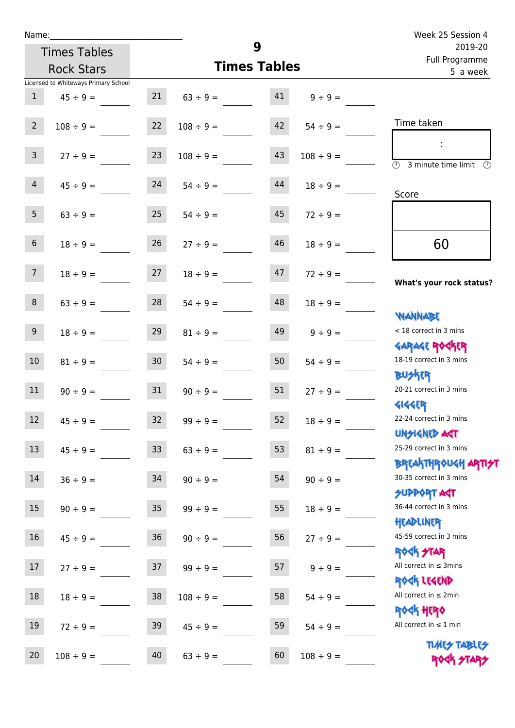Name:\_\_\_\_\_\_\_\_\_\_\_\_\_\_\_\_\_\_\_\_\_\_\_\_\_\_\_\_

Times Tables Rock Stars

# 9 Times Tables

Week 25 Session 4
2019-20
Full Programme
5 a week

Licensed to Whiteways Primary School

| | | | | | |
|---|---|---|---|---|---|
| 1 | 45 ÷ 9 = \_\_\_\_ | 21 | 63 ÷ 9 = \_\_\_\_ | 41 | 9 ÷ 9 = \_\_\_\_ |
| 2 | 108 ÷ 9 = \_\_\_\_ | 22 | 108 ÷ 9 = \_\_\_\_ | 42 | 54 ÷ 9 = \_\_\_\_ |
| 3 | 27 ÷ 9 = \_\_\_\_ | 23 | 108 ÷ 9 = \_\_\_\_ | 43 | 108 ÷ 9 = \_\_\_\_ |
| 4 | 45 ÷ 9 = \_\_\_\_ | 24 | 54 ÷ 9 = \_\_\_\_ | 44 | 18 ÷ 9 = \_\_\_\_ |
| 5 | 63 ÷ 9 = \_\_\_\_ | 25 | 54 ÷ 9 = \_\_\_\_ | 45 | 72 ÷ 9 = \_\_\_\_ |
| 6 | 18 ÷ 9 = \_\_\_\_ | 26 | 27 ÷ 9 = \_\_\_\_ | 46 | 18 ÷ 9 = \_\_\_\_ |
| 7 | 18 ÷ 9 = \_\_\_\_ | 27 | 18 ÷ 9 = \_\_\_\_ | 47 | 72 ÷ 9 = \_\_\_\_ |
| 8 | 63 ÷ 9 = \_\_\_\_ | 28 | 54 ÷ 9 = \_\_\_\_ | 48 | 18 ÷ 9 = \_\_\_\_ |
| 9 | 18 ÷ 9 = \_\_\_\_ | 29 | 81 ÷ 9 = \_\_\_\_ | 49 | 9 ÷ 9 = \_\_\_\_ |
| 10 | 81 ÷ 9 = \_\_\_\_ | 30 | 54 ÷ 9 = \_\_\_\_ | 50 | 54 ÷ 9 = \_\_\_\_ |
| 11 | 90 ÷ 9 = \_\_\_\_ | 31 | 90 ÷ 9 = \_\_\_\_ | 51 | 27 ÷ 9 = \_\_\_\_ |
| 12 | 45 ÷ 9 = \_\_\_\_ | 32 | 99 ÷ 9 = \_\_\_\_ | 52 | 18 ÷ 9 = \_\_\_\_ |
| 13 | 45 ÷ 9 = \_\_\_\_ | 33 | 63 ÷ 9 = \_\_\_\_ | 53 | 81 ÷ 9 = \_\_\_\_ |
| 14 | 36 ÷ 9 = \_\_\_\_ | 34 | 90 ÷ 9 = \_\_\_\_ | 54 | 90 ÷ 9 = \_\_\_\_ |
| 15 | 90 ÷ 9 = \_\_\_\_ | 35 | 99 ÷ 9 = \_\_\_\_ | 55 | 18 ÷ 9 = \_\_\_\_ |
| 16 | 45 ÷ 9 = \_\_\_\_ | 36 | 90 ÷ 9 = \_\_\_\_ | 56 | 27 ÷ 9 = \_\_\_\_ |
| 17 | 27 ÷ 9 = \_\_\_\_ | 37 | 99 ÷ 9 = \_\_\_\_ | 57 | 9 ÷ 9 = \_\_\_\_ |
| 18 | 18 ÷ 9 = \_\_\_\_ | 38 | 108 ÷ 9 = \_\_\_\_ | 58 | 54 ÷ 9 = \_\_\_\_ |
| 19 | 72 ÷ 9 = \_\_\_\_ | 39 | 45 ÷ 9 = \_\_\_\_ | 59 | 54 ÷ 9 = \_\_\_\_ |
| 20 | 108 ÷ 9 = \_\_\_\_ | 40 | 63 ÷ 9 = \_\_\_\_ | 60 | 108 ÷ 9 = \_\_\_\_ |

Time taken

:

3 minute time limit

Score

60

**What's your rock status?**

WANNABE
< 18 correct in 3 mins

GARAGE ROCKER
18-19 correct in 3 mins

BUSKER
20-21 correct in 3 mins

GIGGER
22-24 correct in 3 mins

UNSIGNED ACT
25-29 correct in 3 mins

BREAKTHROUGH ARTIST
30-35 correct in 3 mins

SUPPORT ACT
36-44 correct in 3 mins

HEADLINER
45-59 correct in 3 mins

ROCK STAR
All correct in ≤ 3mins

ROCK LEGEND
All correct in ≤ 2min

ROCK HERO
All correct in ≤ 1 min

TIMES TABLES ROCK STARS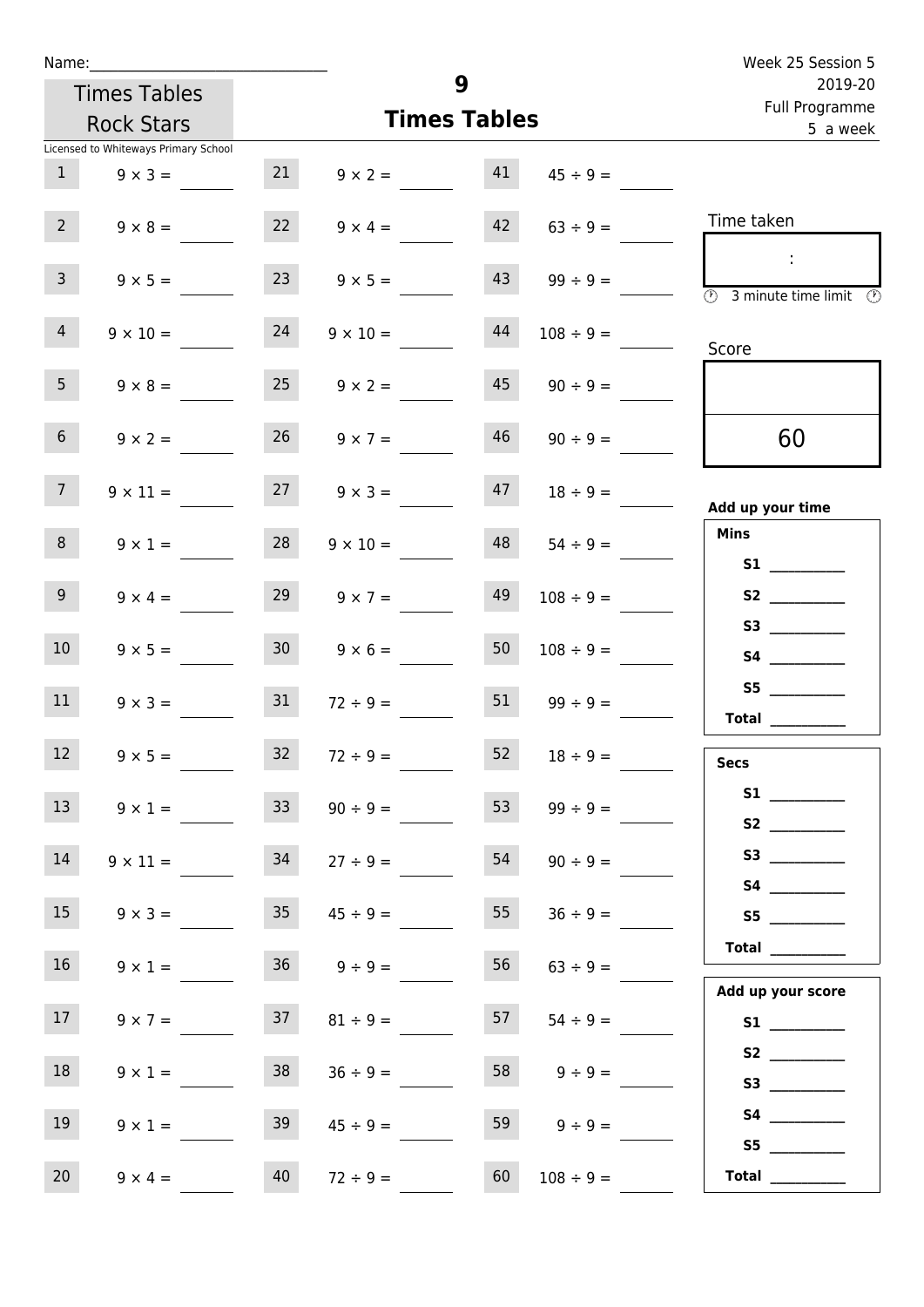Name:______________________________

Times Tables Rock Stars

Licensed to Whiteways Primary School

# 9
## Times Tables

Week 25 Session 5
2019-20
Full Programme
5 a week

| | | | | | |
|---|---|---|---|---|---|
| 1 | $9 \times 3 =$ ____ | 21 | $9 \times 2 =$ ____ | 41 | $45 \div 9 =$ ____ |
| 2 | $9 \times 8 =$ ____ | 22 | $9 \times 4 =$ ____ | 42 | $63 \div 9 =$ ____ |
| 3 | $9 \times 5 =$ ____ | 23 | $9 \times 5 =$ ____ | 43 | $99 \div 9 =$ ____ |
| 4 | $9 \times 10 =$ ____ | 24 | $9 \times 10 =$ ____ | 44 | $108 \div 9 =$ ____ |
| 5 | $9 \times 8 =$ ____ | 25 | $9 \times 2 =$ ____ | 45 | $90 \div 9 =$ ____ |
| 6 | $9 \times 2 =$ ____ | 26 | $9 \times 7 =$ ____ | 46 | $90 \div 9 =$ ____ |
| 7 | $9 \times 11 =$ ____ | 27 | $9 \times 3 =$ ____ | 47 | $18 \div 9 =$ ____ |
| 8 | $9 \times 1 =$ ____ | 28 | $9 \times 10 =$ ____ | 48 | $54 \div 9 =$ ____ |
| 9 | $9 \times 4 =$ ____ | 29 | $9 \times 7 =$ ____ | 49 | $108 \div 9 =$ ____ |
| 10 | $9 \times 5 =$ ____ | 30 | $9 \times 6 =$ ____ | 50 | $108 \div 9 =$ ____ |
| 11 | $9 \times 3 =$ ____ | 31 | $72 \div 9 =$ ____ | 51 | $99 \div 9 =$ ____ |
| 12 | $9 \times 5 =$ ____ | 32 | $72 \div 9 =$ ____ | 52 | $18 \div 9 =$ ____ |
| 13 | $9 \times 1 =$ ____ | 33 | $90 \div 9 =$ ____ | 53 | $99 \div 9 =$ ____ |
| 14 | $9 \times 11 =$ ____ | 34 | $27 \div 9 =$ ____ | 54 | $90 \div 9 =$ ____ |
| 15 | $9 \times 3 =$ ____ | 35 | $45 \div 9 =$ ____ | 55 | $36 \div 9 =$ ____ |
| 16 | $9 \times 1 =$ ____ | 36 | $9 \div 9 =$ ____ | 56 | $63 \div 9 =$ ____ |
| 17 | $9 \times 7 =$ ____ | 37 | $81 \div 9 =$ ____ | 57 | $54 \div 9 =$ ____ |
| 18 | $9 \times 1 =$ ____ | 38 | $36 \div 9 =$ ____ | 58 | $9 \div 9 =$ ____ |
| 19 | $9 \times 1 =$ ____ | 39 | $45 \div 9 =$ ____ | 59 | $9 \div 9 =$ ____ |
| 20 | $9 \times 4 =$ ____ | 40 | $72 \div 9 =$ ____ | 60 | $108 \div 9 =$ ____ |

Time taken

:

3 minute time limit

Score

60

**Add up your time**

**Mins**

**S1** __________
**S2** __________
**S3** __________
**S4** __________
**S5** __________
**Total** __________

**Secs**

**S1** __________
**S2** __________
**S3** __________
**S4** __________
**S5** __________
**Total** __________

**Add up your score**

**S1** __________
**S2** __________
**S3** __________
**S4** __________
**S5** __________
**Total** __________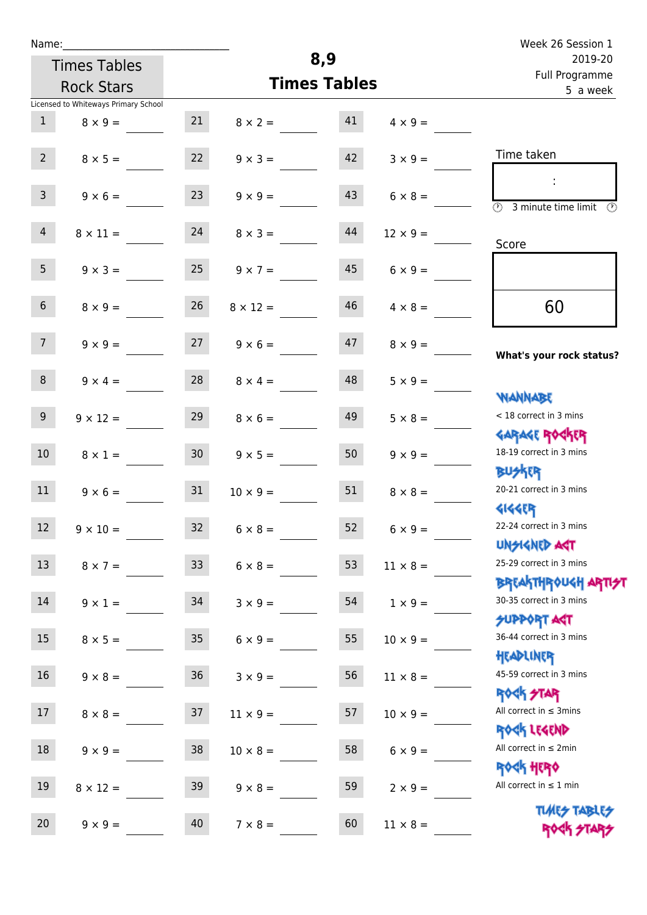Name:\_\_\_\_\_\_\_\_\_\_\_\_\_\_\_\_\_\_\_\_\_\_\_\_\_\_\_\_

Times Tables Rock Stars

Licensed to Whiteways Primary School

# 8,9 Times Tables

Week 26 Session 1
2019-20
Full Programme
5 a week

| | | | | | |
|---|---|---|---|---|---|
| 1 | $8 \times 9 =$ | 21 | $8 \times 2 =$ | 41 | $4 \times 9 =$ |
| 2 | $8 \times 5 =$ | 22 | $9 \times 3 =$ | 42 | $3 \times 9 =$ |
| 3 | $9 \times 6 =$ | 23 | $9 \times 9 =$ | 43 | $6 \times 8 =$ |
| 4 | $8 \times 11 =$ | 24 | $8 \times 3 =$ | 44 | $12 \times 9 =$ |
| 5 | $9 \times 3 =$ | 25 | $9 \times 7 =$ | 45 | $6 \times 9 =$ |
| 6 | $8 \times 9 =$ | 26 | $8 \times 12 =$ | 46 | $4 \times 8 =$ |
| 7 | $9 \times 9 =$ | 27 | $9 \times 6 =$ | 47 | $8 \times 9 =$ |
| 8 | $9 \times 4 =$ | 28 | $8 \times 4 =$ | 48 | $5 \times 9 =$ |
| 9 | $9 \times 12 =$ | 29 | $8 \times 6 =$ | 49 | $5 \times 8 =$ |
| 10 | $8 \times 1 =$ | 30 | $9 \times 5 =$ | 50 | $9 \times 9 =$ |
| 11 | $9 \times 6 =$ | 31 | $10 \times 9 =$ | 51 | $8 \times 8 =$ |
| 12 | $9 \times 10 =$ | 32 | $6 \times 8 =$ | 52 | $6 \times 9 =$ |
| 13 | $8 \times 7 =$ | 33 | $6 \times 8 =$ | 53 | $11 \times 8 =$ |
| 14 | $9 \times 1 =$ | 34 | $3 \times 9 =$ | 54 | $1 \times 9 =$ |
| 15 | $8 \times 5 =$ | 35 | $6 \times 9 =$ | 55 | $10 \times 9 =$ |
| 16 | $9 \times 8 =$ | 36 | $3 \times 9 =$ | 56 | $11 \times 8 =$ |
| 17 | $8 \times 8 =$ | 37 | $11 \times 9 =$ | 57 | $10 \times 9 =$ |
| 18 | $9 \times 9 =$ | 38 | $10 \times 8 =$ | 58 | $6 \times 9 =$ |
| 19 | $8 \times 12 =$ | 39 | $9 \times 8 =$ | 59 | $2 \times 9 =$ |
| 20 | $9 \times 9 =$ | 40 | $7 \times 8 =$ | 60 | $11 \times 8 =$ |

Time taken

:

3 minute time limit

Score

60

**What's your rock status?**

WANNABE
< 18 correct in 3 mins

GARAGE ROCKER
18-19 correct in 3 mins

BUSKER
20-21 correct in 3 mins

GIGGER
22-24 correct in 3 mins

UNSIGNED ACT
25-29 correct in 3 mins

BREAKTHROUGH ARTIST
30-35 correct in 3 mins

SUPPORT ACT
36-44 correct in 3 mins

HEADLINER
45-59 correct in 3 mins

ROCK STAR
All correct in ≤ 3mins

ROCK LEGEND
All correct in ≤ 2min

ROCK HERO
All correct in ≤ 1 min

TIMES TABLES ROCK STARS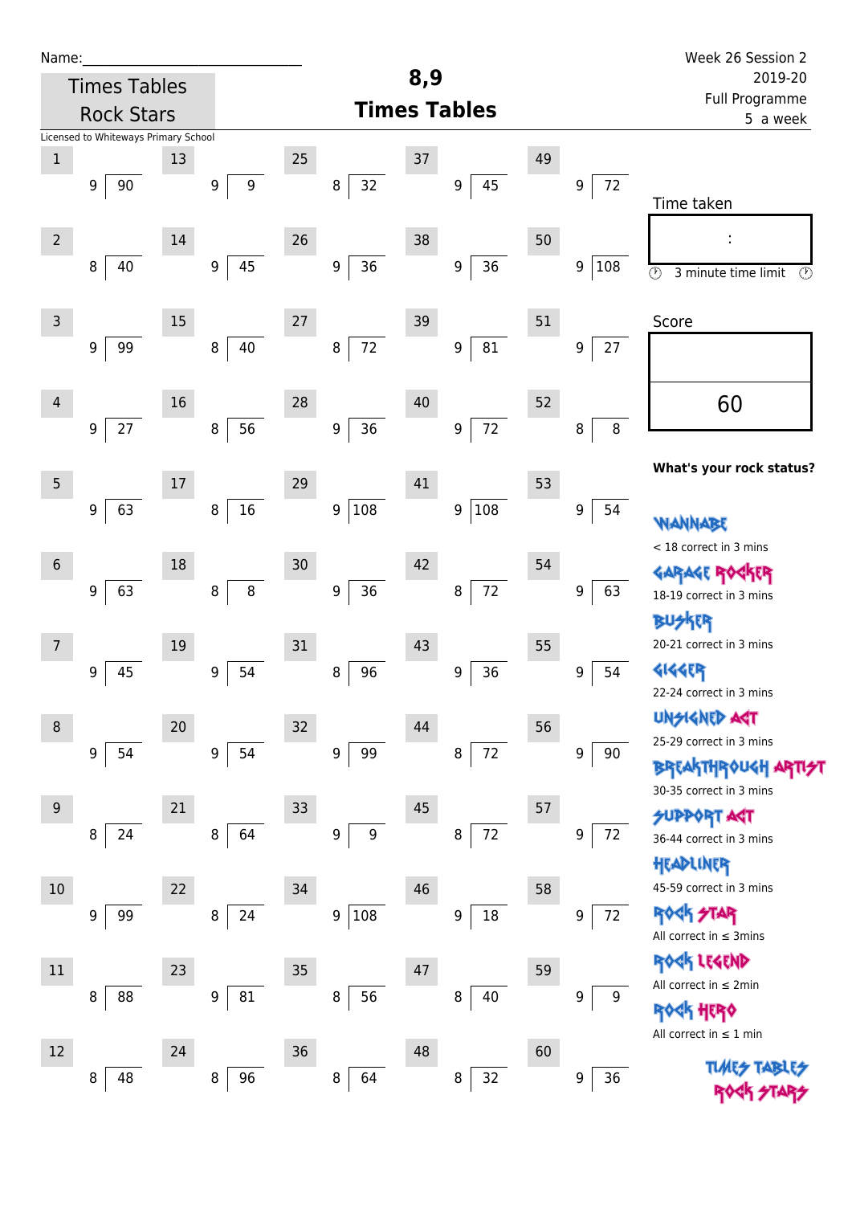Name:______________________________

Times Tables Rock Stars

Licensed to Whiteways Primary School

# 8,9 Times Tables

Week 26 Session 2
2019-20
Full Programme
5 a week

| # | Divisor | Dividend | # | Divisor | Dividend | # | Divisor | Dividend | # | Divisor | Dividend | # | Divisor | Dividend |
|---|---|---|---|---|---|---|---|---|---|---|---|---|---|---|
| 1 | 9 | 90 | 13 | 9 | 9 | 25 | 8 | 32 | 37 | 9 | 45 | 49 | 9 | 72 |
| 2 | 8 | 40 | 14 | 9 | 45 | 26 | 9 | 36 | 38 | 9 | 36 | 50 | 9 | 108 |
| 3 | 9 | 99 | 15 | 8 | 40 | 27 | 8 | 72 | 39 | 9 | 81 | 51 | 9 | 27 |
| 4 | 9 | 27 | 16 | 8 | 56 | 28 | 9 | 36 | 40 | 9 | 72 | 52 | 8 | 8 |
| 5 | 9 | 63 | 17 | 8 | 16 | 29 | 9 | 108 | 41 | 9 | 108 | 53 | 9 | 54 |
| 6 | 9 | 63 | 18 | 8 | 8 | 30 | 9 | 36 | 42 | 8 | 72 | 54 | 9 | 63 |
| 7 | 9 | 45 | 19 | 9 | 54 | 31 | 8 | 96 | 43 | 9 | 36 | 55 | 9 | 54 |
| 8 | 9 | 54 | 20 | 9 | 54 | 32 | 9 | 99 | 44 | 8 | 72 | 56 | 9 | 90 |
| 9 | 8 | 24 | 21 | 8 | 64 | 33 | 9 | 9 | 45 | 8 | 72 | 57 | 9 | 72 |
| 10 | 9 | 99 | 22 | 8 | 24 | 34 | 9 | 108 | 46 | 9 | 18 | 58 | 9 | 72 |
| 11 | 8 | 88 | 23 | 9 | 81 | 35 | 8 | 56 | 47 | 8 | 40 | 59 | 9 | 9 |
| 12 | 8 | 48 | 24 | 8 | 96 | 36 | 8 | 64 | 48 | 8 | 32 | 60 | 9 | 36 |

Time taken

:

3 minute time limit

Score

60

**What's your rock status?**

WANNABE
< 18 correct in 3 mins

GARAGE ROCKER
18-19 correct in 3 mins

BUSKER
20-21 correct in 3 mins

GIGGER
22-24 correct in 3 mins

UNSIGNED ACT
25-29 correct in 3 mins

BREAKTHROUGH ARTIST
30-35 correct in 3 mins

SUPPORT ACT
36-44 correct in 3 mins

HEADLINER
45-59 correct in 3 mins

ROCK STAR
All correct in ≤ 3mins

ROCK LEGEND
All correct in ≤ 2min

ROCK HERO
All correct in ≤ 1 min

TIMES TABLES ROCK STARS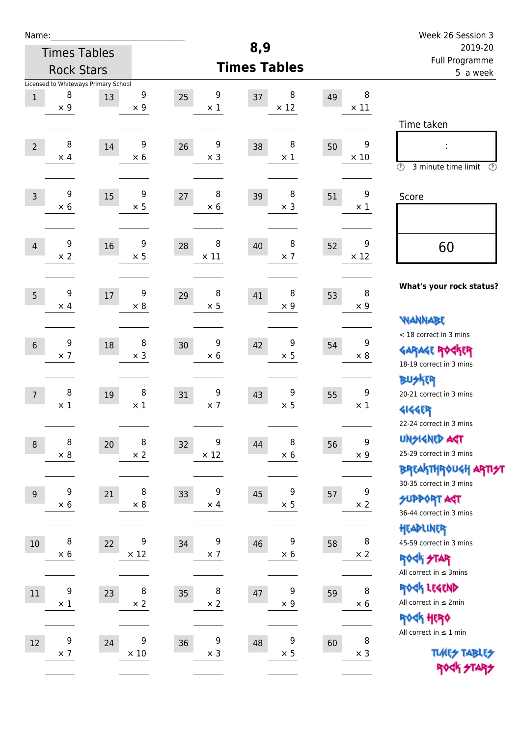Name:\_\_\_\_\_\_\_\_\_\_\_\_\_\_\_\_\_\_\_\_\_\_\_\_\_\_\_\_\_

Times Tables Rock Stars

Licensed to Whiteways Primary School

# 8,9 Times Tables

Week 26 Session 3
2019-20
Full Programme
5 a week

| | | | | | | | | | |
|---|---|---|---|---|---|---|---|---|---|
| 1 | 8 × 9 | 13 | 9 × 9 | 25 | 9 × 1 | 37 | 8 × 12 | 49 | 8 × 11 |
| 2 | 8 × 4 | 14 | 9 × 6 | 26 | 9 × 3 | 38 | 8 × 1 | 50 | 9 × 10 |
| 3 | 9 × 6 | 15 | 9 × 5 | 27 | 8 × 6 | 39 | 8 × 3 | 51 | 9 × 1 |
| 4 | 9 × 2 | 16 | 9 × 5 | 28 | 8 × 11 | 40 | 8 × 7 | 52 | 9 × 12 |
| 5 | 9 × 4 | 17 | 9 × 8 | 29 | 8 × 5 | 41 | 8 × 9 | 53 | 8 × 9 |
| 6 | 9 × 7 | 18 | 8 × 3 | 30 | 9 × 6 | 42 | 9 × 5 | 54 | 9 × 8 |
| 7 | 8 × 1 | 19 | 8 × 1 | 31 | 9 × 7 | 43 | 9 × 5 | 55 | 9 × 1 |
| 8 | 8 × 8 | 20 | 8 × 2 | 32 | 9 × 12 | 44 | 8 × 6 | 56 | 9 × 9 |
| 9 | 9 × 6 | 21 | 8 × 8 | 33 | 9 × 4 | 45 | 9 × 5 | 57 | 9 × 2 |
| 10 | 8 × 6 | 22 | 9 × 12 | 34 | 9 × 7 | 46 | 9 × 6 | 58 | 8 × 2 |
| 11 | 9 × 1 | 23 | 8 × 2 | 35 | 8 × 2 | 47 | 9 × 9 | 59 | 8 × 6 |
| 12 | 9 × 7 | 24 | 9 × 10 | 36 | 9 × 3 | 48 | 9 × 5 | 60 | 8 × 3 |

Time taken

:

3 minute time limit

Score

60

**What's your rock status?**

WANNABE
< 18 correct in 3 mins

GARAGE ROCKER
18-19 correct in 3 mins

BUSKER
20-21 correct in 3 mins

GIGGER
22-24 correct in 3 mins

UNSIGNED ACT
25-29 correct in 3 mins

BREAKTHROUGH ARTIST
30-35 correct in 3 mins

SUPPORT ACT
36-44 correct in 3 mins

HEADLINER
45-59 correct in 3 mins

ROCK STAR
All correct in ≤ 3mins

ROCK LEGEND
All correct in ≤ 2min

ROCK HERO
All correct in ≤ 1 min

TIMES TABLES ROCK STARS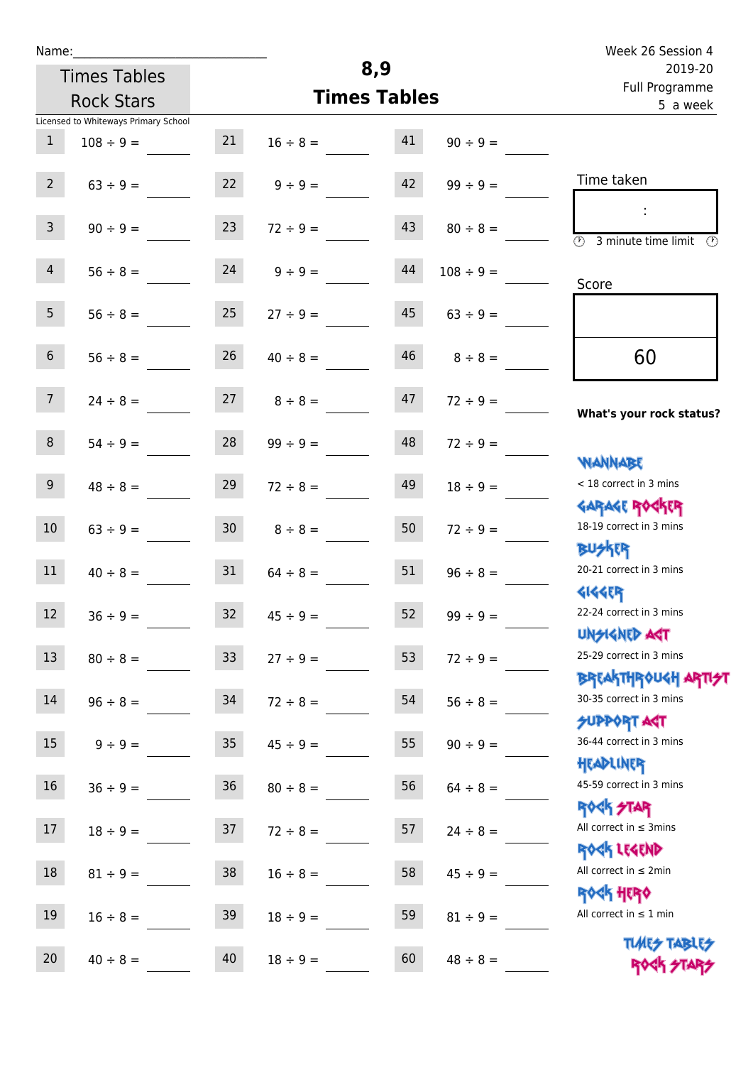Name:\_\_\_\_\_\_\_\_\_\_\_\_\_\_\_\_\_\_\_\_\_\_\_\_\_\_\_\_

Times Tables Rock Stars

Licensed to Whiteways Primary School

# 8,9 Times Tables

Week 26 Session 4
2019-20
Full Programme
5 a week

| | | | | | |
|---|---|---|---|---|---|
| 1 | 108 ÷ 9 = | 21 | 16 ÷ 8 = | 41 | 90 ÷ 9 = |
| 2 | 63 ÷ 9 = | 22 | 9 ÷ 9 = | 42 | 99 ÷ 9 = |
| 3 | 90 ÷ 9 = | 23 | 72 ÷ 9 = | 43 | 80 ÷ 8 = |
| 4 | 56 ÷ 8 = | 24 | 9 ÷ 9 = | 44 | 108 ÷ 9 = |
| 5 | 56 ÷ 8 = | 25 | 27 ÷ 9 = | 45 | 63 ÷ 9 = |
| 6 | 56 ÷ 8 = | 26 | 40 ÷ 8 = | 46 | 8 ÷ 8 = |
| 7 | 24 ÷ 8 = | 27 | 8 ÷ 8 = | 47 | 72 ÷ 9 = |
| 8 | 54 ÷ 9 = | 28 | 99 ÷ 9 = | 48 | 72 ÷ 9 = |
| 9 | 48 ÷ 8 = | 29 | 72 ÷ 8 = | 49 | 18 ÷ 9 = |
| 10 | 63 ÷ 9 = | 30 | 8 ÷ 8 = | 50 | 72 ÷ 9 = |
| 11 | 40 ÷ 8 = | 31 | 64 ÷ 8 = | 51 | 96 ÷ 8 = |
| 12 | 36 ÷ 9 = | 32 | 45 ÷ 9 = | 52 | 99 ÷ 9 = |
| 13 | 80 ÷ 8 = | 33 | 27 ÷ 9 = | 53 | 72 ÷ 9 = |
| 14 | 96 ÷ 8 = | 34 | 72 ÷ 8 = | 54 | 56 ÷ 8 = |
| 15 | 9 ÷ 9 = | 35 | 45 ÷ 9 = | 55 | 90 ÷ 9 = |
| 16 | 36 ÷ 9 = | 36 | 80 ÷ 8 = | 56 | 64 ÷ 8 = |
| 17 | 18 ÷ 9 = | 37 | 72 ÷ 8 = | 57 | 24 ÷ 8 = |
| 18 | 81 ÷ 9 = | 38 | 16 ÷ 8 = | 58 | 45 ÷ 9 = |
| 19 | 16 ÷ 8 = | 39 | 18 ÷ 9 = | 59 | 81 ÷ 9 = |
| 20 | 40 ÷ 8 = | 40 | 18 ÷ 9 = | 60 | 48 ÷ 8 = |

Time taken

:

3 minute time limit

Score

60

**What's your rock status?**

WANNABE
< 18 correct in 3 mins

GARAGE ROCKER
18-19 correct in 3 mins

BUSKER
20-21 correct in 3 mins

GIGGER
22-24 correct in 3 mins

UNSIGNED ACT
25-29 correct in 3 mins

BREAKTHROUGH ARTIST
30-35 correct in 3 mins

SUPPORT ACT
36-44 correct in 3 mins

HEADLINER
45-59 correct in 3 mins

ROCK STAR
All correct in ≤ 3mins

ROCK LEGEND
All correct in ≤ 2min

ROCK HERO
All correct in ≤ 1 min

TIMES TABLES ROCK STARS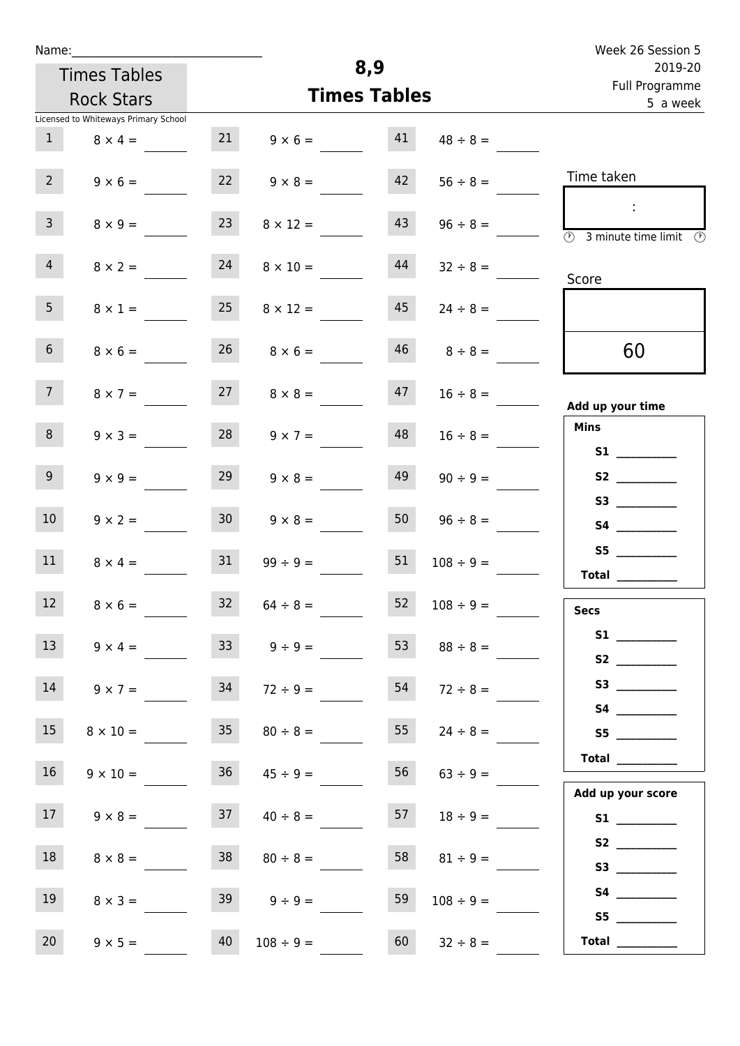Name:______________________________

Times Tables Rock Stars

Licensed to Whiteways Primary School

# 8,9
## Times Tables

Week 26 Session 5
2019-20
Full Programme
5 a week

| | | | | | |
|---|---|---|---|---|---|
| 1 | $8 \times 4 =$ | 21 | $9 \times 6 =$ | 41 | $48 \div 8 =$ |
| 2 | $9 \times 6 =$ | 22 | $9 \times 8 =$ | 42 | $56 \div 8 =$ |
| 3 | $8 \times 9 =$ | 23 | $8 \times 12 =$ | 43 | $96 \div 8 =$ |
| 4 | $8 \times 2 =$ | 24 | $8 \times 10 =$ | 44 | $32 \div 8 =$ |
| 5 | $8 \times 1 =$ | 25 | $8 \times 12 =$ | 45 | $24 \div 8 =$ |
| 6 | $8 \times 6 =$ | 26 | $8 \times 6 =$ | 46 | $8 \div 8 =$ |
| 7 | $8 \times 7 =$ | 27 | $8 \times 8 =$ | 47 | $16 \div 8 =$ |
| 8 | $9 \times 3 =$ | 28 | $9 \times 7 =$ | 48 | $16 \div 8 =$ |
| 9 | $9 \times 9 =$ | 29 | $9 \times 8 =$ | 49 | $90 \div 9 =$ |
| 10 | $9 \times 2 =$ | 30 | $9 \times 8 =$ | 50 | $96 \div 8 =$ |
| 11 | $8 \times 4 =$ | 31 | $99 \div 9 =$ | 51 | $108 \div 9 =$ |
| 12 | $8 \times 6 =$ | 32 | $64 \div 8 =$ | 52 | $108 \div 9 =$ |
| 13 | $9 \times 4 =$ | 33 | $9 \div 9 =$ | 53 | $88 \div 8 =$ |
| 14 | $9 \times 7 =$ | 34 | $72 \div 9 =$ | 54 | $72 \div 8 =$ |
| 15 | $8 \times 10 =$ | 35 | $80 \div 8 =$ | 55 | $24 \div 8 =$ |
| 16 | $9 \times 10 =$ | 36 | $45 \div 9 =$ | 56 | $63 \div 9 =$ |
| 17 | $9 \times 8 =$ | 37 | $40 \div 8 =$ | 57 | $18 \div 9 =$ |
| 18 | $8 \times 8 =$ | 38 | $80 \div 8 =$ | 58 | $81 \div 9 =$ |
| 19 | $8 \times 3 =$ | 39 | $9 \div 9 =$ | 59 | $108 \div 9 =$ |
| 20 | $9 \times 5 =$ | 40 | $108 \div 9 =$ | 60 | $32 \div 8 =$ |

Time taken

:

3 minute time limit

Score

60

**Add up your time**

**Mins**

**S1** __________
**S2** __________
**S3** __________
**S4** __________
**S5** __________
**Total** __________

**Secs**

**S1** __________
**S2** __________
**S3** __________
**S4** __________
**S5** __________
**Total** __________

**Add up your score**

**S1** __________
**S2** __________
**S3** __________
**S4** __________
**S5** __________
**Total** __________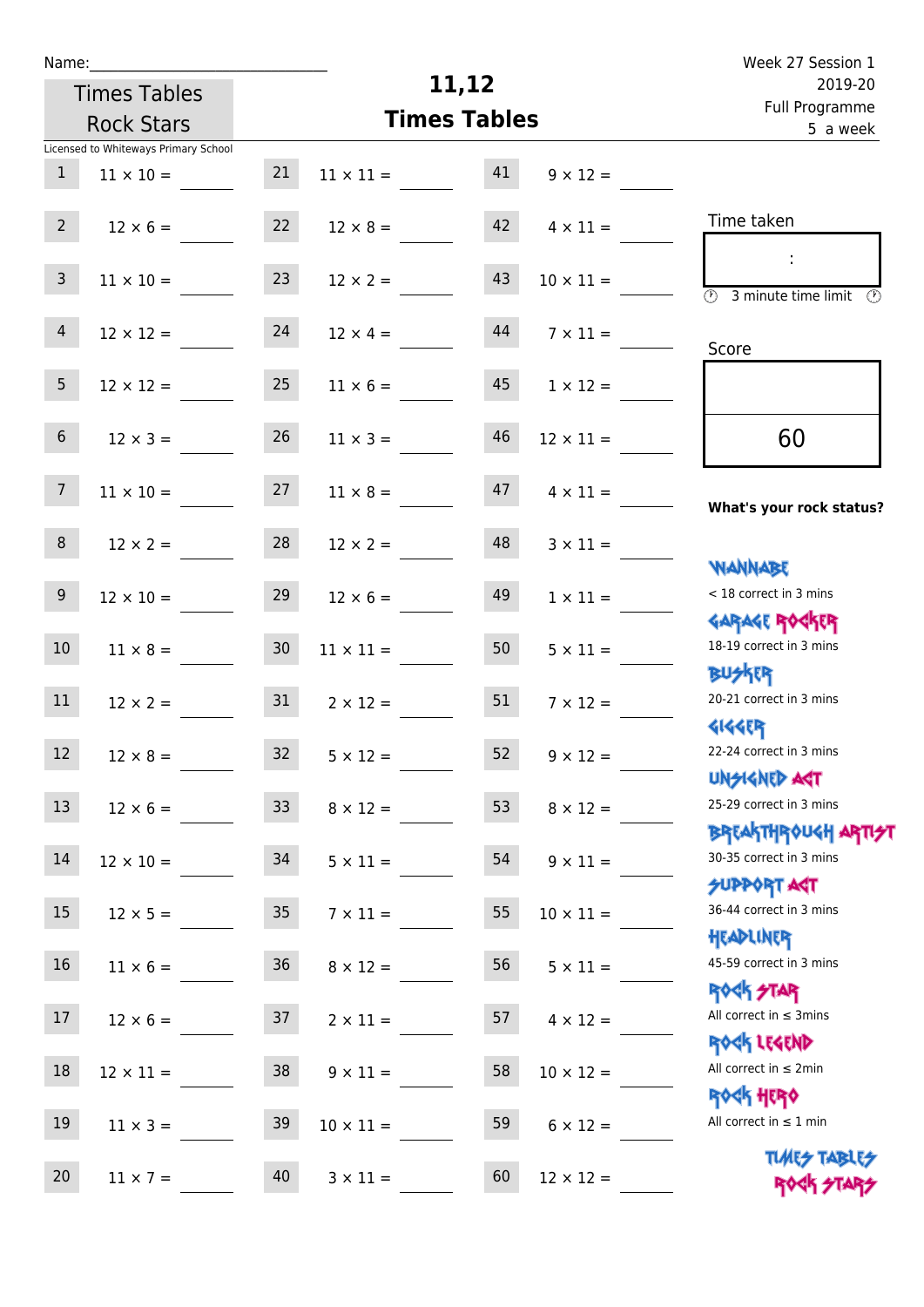Name:\_\_\_\_\_\_\_\_\_\_\_\_\_\_\_\_\_\_\_\_\_\_\_\_\_\_\_

Times Tables Rock Stars

Licensed to Whiteways Primary School

# 11,12 Times Tables

Week 27 Session 1
2019-20
Full Programme
5 a week

| | | | | | |
|---|---|---|---|---|---|
| 1 | 11 × 10 = | 21 | 11 × 11 = | 41 | 9 × 12 = |
| 2 | 12 × 6 = | 22 | 12 × 8 = | 42 | 4 × 11 = |
| 3 | 11 × 10 = | 23 | 12 × 2 = | 43 | 10 × 11 = |
| 4 | 12 × 12 = | 24 | 12 × 4 = | 44 | 7 × 11 = |
| 5 | 12 × 12 = | 25 | 11 × 6 = | 45 | 1 × 12 = |
| 6 | 12 × 3 = | 26 | 11 × 3 = | 46 | 12 × 11 = |
| 7 | 11 × 10 = | 27 | 11 × 8 = | 47 | 4 × 11 = |
| 8 | 12 × 2 = | 28 | 12 × 2 = | 48 | 3 × 11 = |
| 9 | 12 × 10 = | 29 | 12 × 6 = | 49 | 1 × 11 = |
| 10 | 11 × 8 = | 30 | 11 × 11 = | 50 | 5 × 11 = |
| 11 | 12 × 2 = | 31 | 2 × 12 = | 51 | 7 × 12 = |
| 12 | 12 × 8 = | 32 | 5 × 12 = | 52 | 9 × 12 = |
| 13 | 12 × 6 = | 33 | 8 × 12 = | 53 | 8 × 12 = |
| 14 | 12 × 10 = | 34 | 5 × 11 = | 54 | 9 × 11 = |
| 15 | 12 × 5 = | 35 | 7 × 11 = | 55 | 10 × 11 = |
| 16 | 11 × 6 = | 36 | 8 × 12 = | 56 | 5 × 11 = |
| 17 | 12 × 6 = | 37 | 2 × 11 = | 57 | 4 × 12 = |
| 18 | 12 × 11 = | 38 | 9 × 11 = | 58 | 10 × 12 = |
| 19 | 11 × 3 = | 39 | 10 × 11 = | 59 | 6 × 12 = |
| 20 | 11 × 7 = | 40 | 3 × 11 = | 60 | 12 × 12 = |

Time taken

:

3 minute time limit

Score

60

**What's your rock status?**

WANNABE
< 18 correct in 3 mins

GARAGE ROCKER
18-19 correct in 3 mins

BUSKER
20-21 correct in 3 mins

GIGGER
22-24 correct in 3 mins

UNSIGNED ACT
25-29 correct in 3 mins

BREAKTHROUGH ARTIST
30-35 correct in 3 mins

SUPPORT ACT
36-44 correct in 3 mins

HEADLINER
45-59 correct in 3 mins

ROCK STAR
All correct in ≤ 3mins

ROCK LEGEND
All correct in ≤ 2min

ROCK HERO
All correct in ≤ 1 min

TIMES TABLES ROCK STARS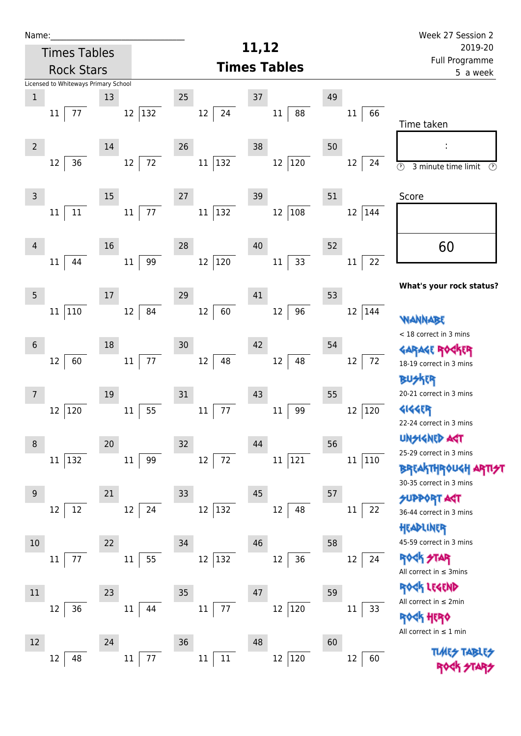Name:\_\_\_\_\_\_\_\_\_\_\_\_\_\_\_\_\_\_\_\_\_\_\_\_\_\_\_\_

Times Tables Rock Stars

Licensed to Whiteways Primary School

# 11,12 Times Tables

Week 27 Session 2
2019-20
Full Programme
5 a week

| # | Question | # | Question | # | Question | # | Question | # | Question |
|---|---|---|---|---|---|---|---|---|---|
| 1 | 11 ⟌ 77 | 13 | 12 ⟌ 132 | 25 | 12 ⟌ 24 | 37 | 11 ⟌ 88 | 49 | 11 ⟌ 66 |
| 2 | 12 ⟌ 36 | 14 | 12 ⟌ 72 | 26 | 11 ⟌ 132 | 38 | 12 ⟌ 120 | 50 | 12 ⟌ 24 |
| 3 | 11 ⟌ 11 | 15 | 11 ⟌ 77 | 27 | 11 ⟌ 132 | 39 | 12 ⟌ 108 | 51 | 12 ⟌ 144 |
| 4 | 11 ⟌ 44 | 16 | 11 ⟌ 99 | 28 | 12 ⟌ 120 | 40 | 11 ⟌ 33 | 52 | 11 ⟌ 22 |
| 5 | 11 ⟌ 110 | 17 | 12 ⟌ 84 | 29 | 12 ⟌ 60 | 41 | 12 ⟌ 96 | 53 | 12 ⟌ 144 |
| 6 | 12 ⟌ 60 | 18 | 11 ⟌ 77 | 30 | 12 ⟌ 48 | 42 | 12 ⟌ 48 | 54 | 12 ⟌ 72 |
| 7 | 12 ⟌ 120 | 19 | 11 ⟌ 55 | 31 | 11 ⟌ 77 | 43 | 11 ⟌ 99 | 55 | 12 ⟌ 120 |
| 8 | 11 ⟌ 132 | 20 | 11 ⟌ 99 | 32 | 12 ⟌ 72 | 44 | 11 ⟌ 121 | 56 | 11 ⟌ 110 |
| 9 | 12 ⟌ 12 | 21 | 12 ⟌ 24 | 33 | 12 ⟌ 132 | 45 | 12 ⟌ 48 | 57 | 11 ⟌ 22 |
| 10 | 11 ⟌ 77 | 22 | 11 ⟌ 55 | 34 | 12 ⟌ 132 | 46 | 12 ⟌ 36 | 58 | 12 ⟌ 24 |
| 11 | 12 ⟌ 36 | 23 | 11 ⟌ 44 | 35 | 11 ⟌ 77 | 47 | 12 ⟌ 120 | 59 | 11 ⟌ 33 |
| 12 | 12 ⟌ 48 | 24 | 11 ⟌ 77 | 36 | 11 ⟌ 11 | 48 | 12 ⟌ 120 | 60 | 12 ⟌ 60 |

Time taken

:

3 minute time limit

Score

60

**What's your rock status?**

WANNABE
< 18 correct in 3 mins

GARAGE ROCKER
18-19 correct in 3 mins

BUSKER
20-21 correct in 3 mins

GIGGER
22-24 correct in 3 mins

UNSIGNED ACT
25-29 correct in 3 mins

BREAKTHROUGH ARTIST
30-35 correct in 3 mins

SUPPORT ACT
36-44 correct in 3 mins

HEADLINER
45-59 correct in 3 mins

ROCK STAR
All correct in ≤ 3mins

ROCK LEGEND
All correct in ≤ 2min

ROCK HERO
All correct in ≤ 1 min

TIMES TABLES ROCK STARS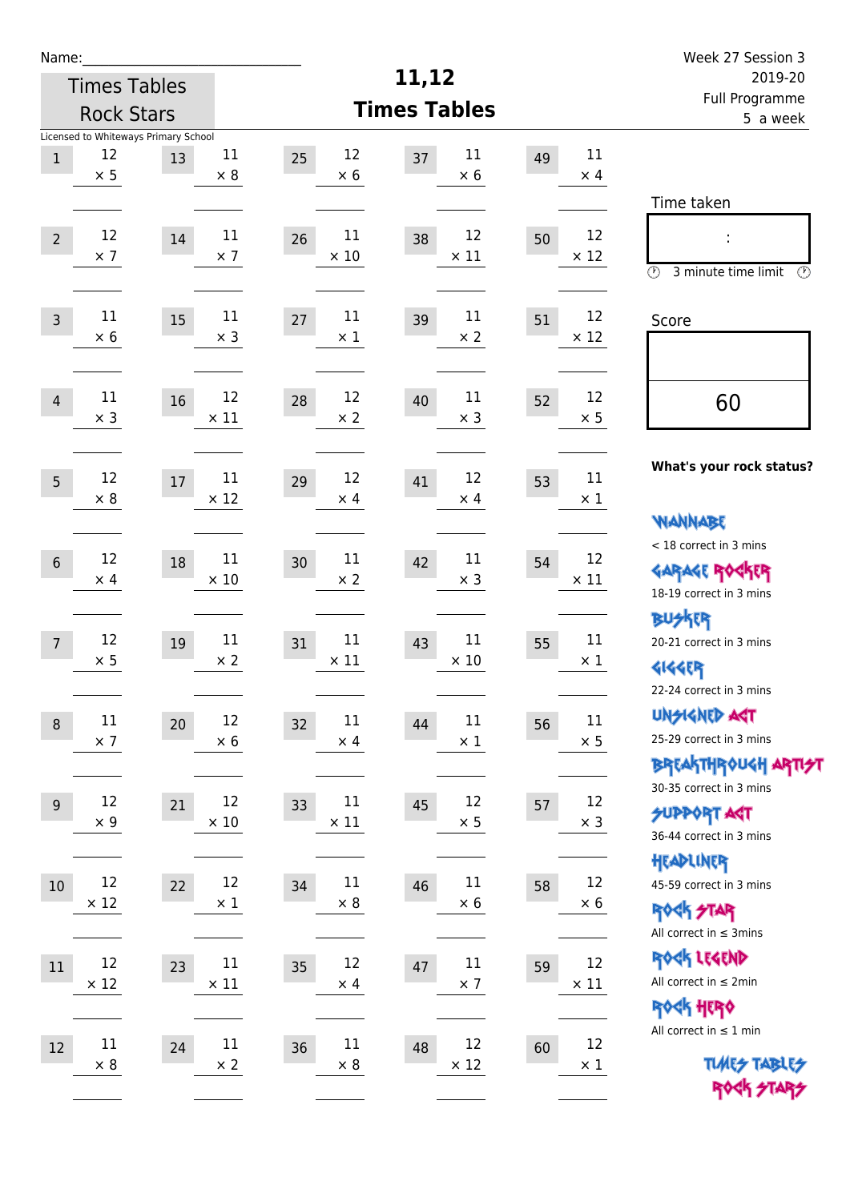Name:______________________________

Times Tables Rock Stars

Licensed to Whiteways Primary School

# 11,12 Times Tables

Week 27 Session 3
2019-20
Full Programme
5 a week

| # | Question | # | Question | # | Question | # | Question | # | Question |
|---|---|---|---|---|---|---|---|---|---|
| 1 | 12 × 5 | 13 | 11 × 8 | 25 | 12 × 6 | 37 | 11 × 6 | 49 | 11 × 4 |
| 2 | 12 × 7 | 14 | 11 × 7 | 26 | 11 × 10 | 38 | 12 × 11 | 50 | 12 × 12 |
| 3 | 11 × 6 | 15 | 11 × 3 | 27 | 11 × 1 | 39 | 11 × 2 | 51 | 12 × 12 |
| 4 | 11 × 3 | 16 | 12 × 11 | 28 | 12 × 2 | 40 | 11 × 3 | 52 | 12 × 5 |
| 5 | 12 × 8 | 17 | 11 × 12 | 29 | 12 × 4 | 41 | 12 × 4 | 53 | 11 × 1 |
| 6 | 12 × 4 | 18 | 11 × 10 | 30 | 11 × 2 | 42 | 11 × 3 | 54 | 12 × 11 |
| 7 | 12 × 5 | 19 | 11 × 2 | 31 | 11 × 11 | 43 | 11 × 10 | 55 | 11 × 1 |
| 8 | 11 × 7 | 20 | 12 × 6 | 32 | 11 × 4 | 44 | 11 × 1 | 56 | 11 × 5 |
| 9 | 12 × 9 | 21 | 12 × 10 | 33 | 11 × 11 | 45 | 12 × 5 | 57 | 12 × 3 |
| 10 | 12 × 12 | 22 | 12 × 1 | 34 | 11 × 8 | 46 | 11 × 6 | 58 | 12 × 6 |
| 11 | 12 × 12 | 23 | 11 × 11 | 35 | 12 × 4 | 47 | 11 × 7 | 59 | 12 × 11 |
| 12 | 11 × 8 | 24 | 11 × 2 | 36 | 11 × 8 | 48 | 12 × 12 | 60 | 12 × 1 |

Time taken

:

3 minute time limit

Score

60

**What's your rock status?**

WANNABE
< 18 correct in 3 mins

GARAGE ROCKER
18-19 correct in 3 mins

BUSKER
20-21 correct in 3 mins

GIGGER
22-24 correct in 3 mins

UNSIGNED ACT
25-29 correct in 3 mins

BREAKTHROUGH ARTIST
30-35 correct in 3 mins

SUPPORT ACT
36-44 correct in 3 mins

HEADLINER
45-59 correct in 3 mins

ROCK STAR
All correct in ≤ 3mins

ROCK LEGEND
All correct in ≤ 2min

ROCK HERO
All correct in ≤ 1 min

TIMES TABLES ROCK STARS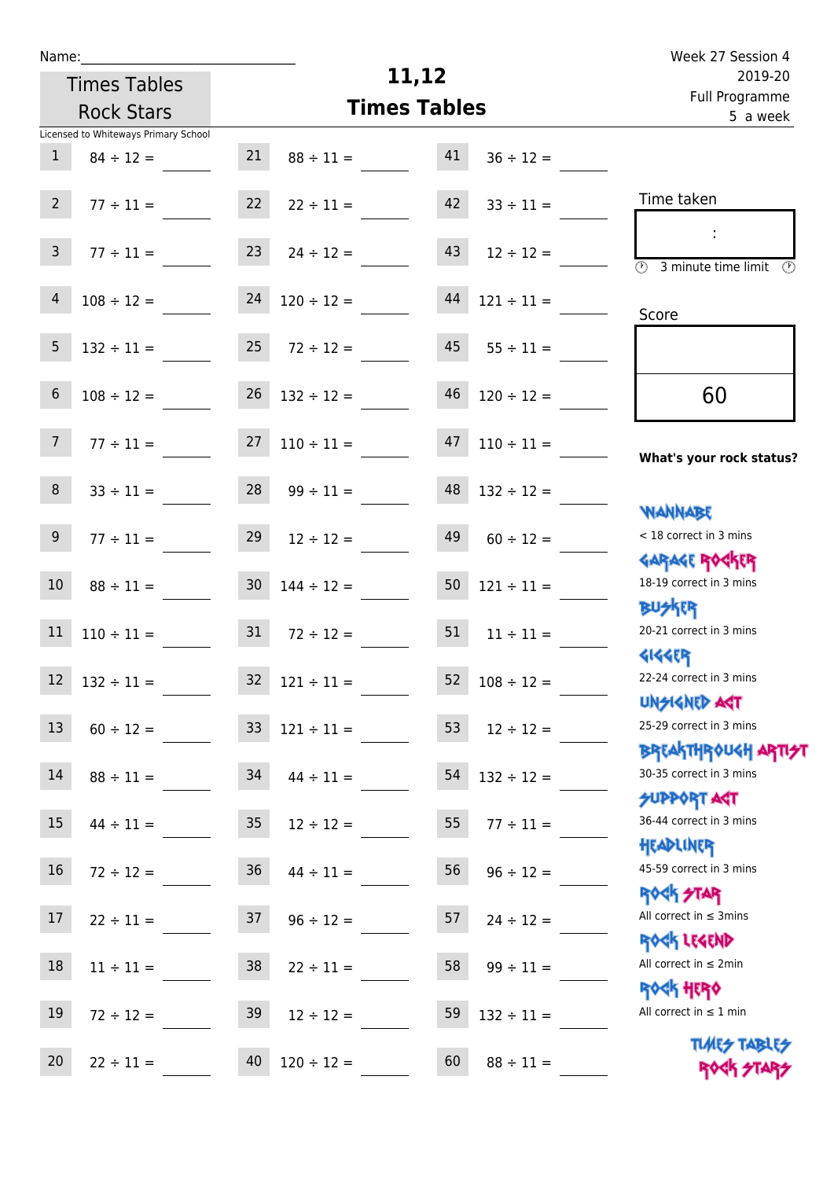Name:______________________________

Times Tables Rock Stars

# 11,12
## Times Tables

Week 27 Session 4
2019-20
Full Programme
5 a week

Licensed to Whiteways Primary School

| | | | | | |
|---|---|---|---|---|---|
| 1 | $84 \div 12 =$ ____ | 21 | $88 \div 11 =$ ____ | 41 | $36 \div 12 =$ ____ |
| 2 | $77 \div 11 =$ ____ | 22 | $22 \div 11 =$ ____ | 42 | $33 \div 11 =$ ____ |
| 3 | $77 \div 11 =$ ____ | 23 | $24 \div 12 =$ ____ | 43 | $12 \div 12 =$ ____ |
| 4 | $108 \div 12 =$ ____ | 24 | $120 \div 12 =$ ____ | 44 | $121 \div 11 =$ ____ |
| 5 | $132 \div 11 =$ ____ | 25 | $72 \div 12 =$ ____ | 45 | $55 \div 11 =$ ____ |
| 6 | $108 \div 12 =$ ____ | 26 | $132 \div 12 =$ ____ | 46 | $120 \div 12 =$ ____ |
| 7 | $77 \div 11 =$ ____ | 27 | $110 \div 11 =$ ____ | 47 | $110 \div 11 =$ ____ |
| 8 | $33 \div 11 =$ ____ | 28 | $99 \div 11 =$ ____ | 48 | $132 \div 12 =$ ____ |
| 9 | $77 \div 11 =$ ____ | 29 | $12 \div 12 =$ ____ | 49 | $60 \div 12 =$ ____ |
| 10 | $88 \div 11 =$ ____ | 30 | $144 \div 12 =$ ____ | 50 | $121 \div 11 =$ ____ |
| 11 | $110 \div 11 =$ ____ | 31 | $72 \div 12 =$ ____ | 51 | $11 \div 11 =$ ____ |
| 12 | $132 \div 11 =$ ____ | 32 | $121 \div 11 =$ ____ | 52 | $108 \div 12 =$ ____ |
| 13 | $60 \div 12 =$ ____ | 33 | $121 \div 11 =$ ____ | 53 | $12 \div 12 =$ ____ |
| 14 | $88 \div 11 =$ ____ | 34 | $44 \div 11 =$ ____ | 54 | $132 \div 12 =$ ____ |
| 15 | $44 \div 11 =$ ____ | 35 | $12 \div 12 =$ ____ | 55 | $77 \div 11 =$ ____ |
| 16 | $72 \div 12 =$ ____ | 36 | $44 \div 11 =$ ____ | 56 | $96 \div 12 =$ ____ |
| 17 | $22 \div 11 =$ ____ | 37 | $96 \div 12 =$ ____ | 57 | $24 \div 12 =$ ____ |
| 18 | $11 \div 11 =$ ____ | 38 | $22 \div 11 =$ ____ | 58 | $99 \div 11 =$ ____ |
| 19 | $72 \div 12 =$ ____ | 39 | $12 \div 12 =$ ____ | 59 | $132 \div 11 =$ ____ |
| 20 | $22 \div 11 =$ ____ | 40 | $120 \div 12 =$ ____ | 60 | $88 \div 11 =$ ____ |

Time taken

:

3 minute time limit

Score

60

**What's your rock status?**

WANNABE
< 18 correct in 3 mins

GARAGE ROCKER
18-19 correct in 3 mins

BUSKER
20-21 correct in 3 mins

GIGGER
22-24 correct in 3 mins

UNSIGNED ACT
25-29 correct in 3 mins

BREAKTHROUGH ARTIST
30-35 correct in 3 mins

SUPPORT ACT
36-44 correct in 3 mins

HEADLINER
45-59 correct in 3 mins

ROCK STAR
All correct in ≤ 3mins

ROCK LEGEND
All correct in ≤ 2min

ROCK HERO
All correct in ≤ 1 min

TIMES TABLES ROCK STARS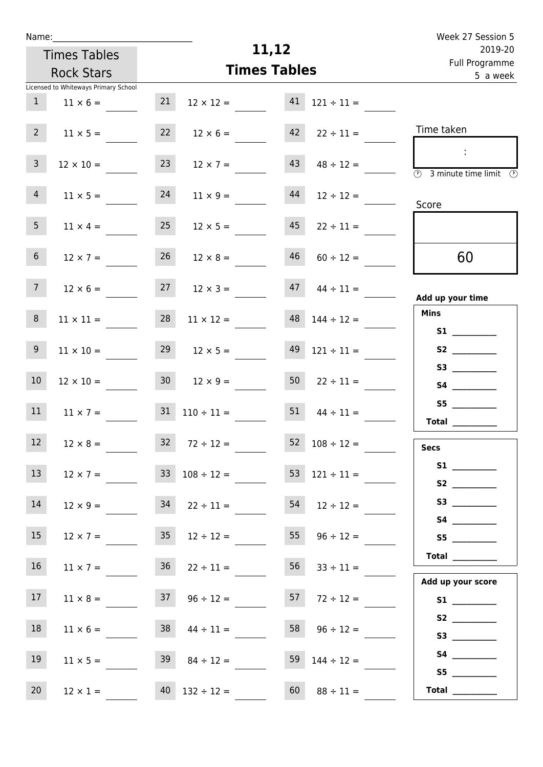Name:_______________________________

Times Tables Rock Stars

Licensed to Whiteways Primary School

# 11,12 Times Tables

Week 27 Session 5
2019-20
Full Programme
5 a week

| | | | | | |
|---|---|---|---|---|---|
| 1 | $11 \times 6 =$ | 21 | $12 \times 12 =$ | 41 | $121 \div 11 =$ |
| 2 | $11 \times 5 =$ | 22 | $12 \times 6 =$ | 42 | $22 \div 11 =$ |
| 3 | $12 \times 10 =$ | 23 | $12 \times 7 =$ | 43 | $48 \div 12 =$ |
| 4 | $11 \times 5 =$ | 24 | $11 \times 9 =$ | 44 | $12 \div 12 =$ |
| 5 | $11 \times 4 =$ | 25 | $12 \times 5 =$ | 45 | $22 \div 11 =$ |
| 6 | $12 \times 7 =$ | 26 | $12 \times 8 =$ | 46 | $60 \div 12 =$ |
| 7 | $12 \times 6 =$ | 27 | $12 \times 3 =$ | 47 | $44 \div 11 =$ |
| 8 | $11 \times 11 =$ | 28 | $11 \times 12 =$ | 48 | $144 \div 12 =$ |
| 9 | $11 \times 10 =$ | 29 | $12 \times 5 =$ | 49 | $121 \div 11 =$ |
| 10 | $12 \times 10 =$ | 30 | $12 \times 9 =$ | 50 | $22 \div 11 =$ |
| 11 | $11 \times 7 =$ | 31 | $110 \div 11 =$ | 51 | $44 \div 11 =$ |
| 12 | $12 \times 8 =$ | 32 | $72 \div 12 =$ | 52 | $108 \div 12 =$ |
| 13 | $12 \times 7 =$ | 33 | $108 \div 12 =$ | 53 | $121 \div 11 =$ |
| 14 | $12 \times 9 =$ | 34 | $22 \div 11 =$ | 54 | $12 \div 12 =$ |
| 15 | $12 \times 7 =$ | 35 | $12 \div 12 =$ | 55 | $96 \div 12 =$ |
| 16 | $11 \times 7 =$ | 36 | $22 \div 11 =$ | 56 | $33 \div 11 =$ |
| 17 | $11 \times 8 =$ | 37 | $96 \div 12 =$ | 57 | $72 \div 12 =$ |
| 18 | $11 \times 6 =$ | 38 | $44 \div 11 =$ | 58 | $96 \div 12 =$ |
| 19 | $11 \times 5 =$ | 39 | $84 \div 12 =$ | 59 | $144 \div 12 =$ |
| 20 | $12 \times 1 =$ | 40 | $132 \div 12 =$ | 60 | $88 \div 11 =$ |

Time taken

:

3 minute time limit

Score

60

**Add up your time**

**Mins**

**S1** ______
**S2** ______
**S3** ______
**S4** ______
**S5** ______
**Total** ______

**Secs**

**S1** ______
**S2** ______
**S3** ______
**S4** ______
**S5** ______
**Total** ______

**Add up your score**

**S1** ______
**S2** ______
**S3** ______
**S4** ______
**S5** ______
**Total** ______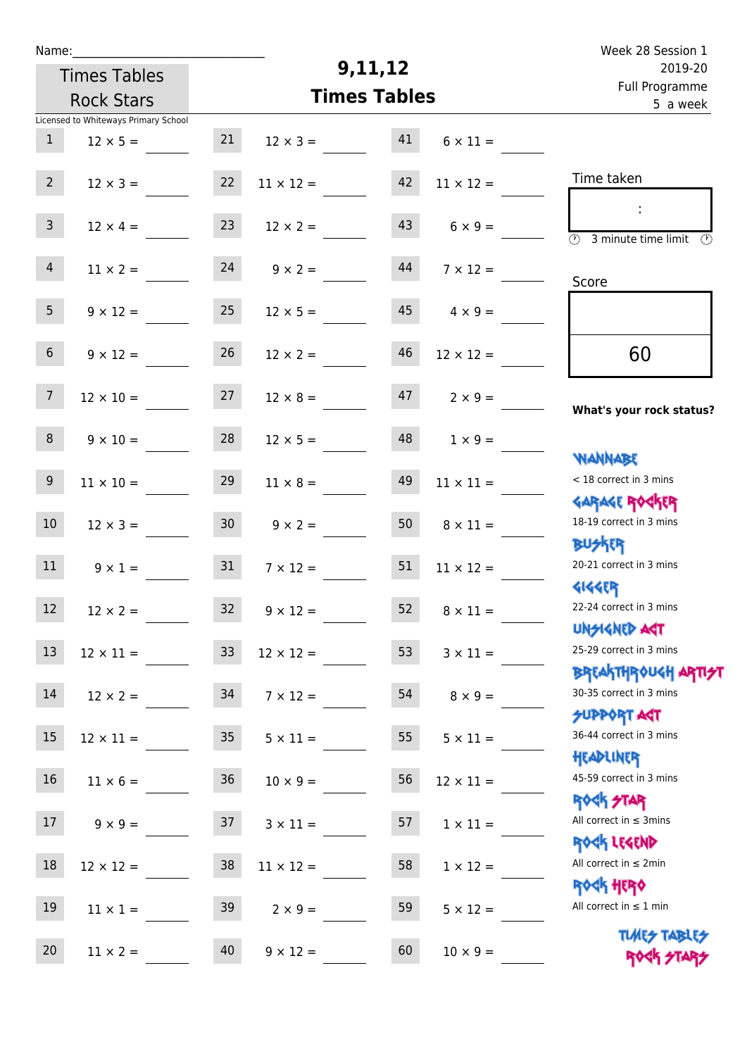Name:\_\_\_\_\_\_\_\_\_\_\_\_\_\_\_\_\_\_\_\_\_\_\_\_\_\_\_\_

Times Tables Rock Stars

Licensed to Whiteways Primary School

# 9,11,12 Times Tables

Week 28 Session 1
2019-20
Full Programme
5 a week

| | | | | | |
|---|---|---|---|---|---|
| 1 | 12 × 5 = | 21 | 12 × 3 = | 41 | 6 × 11 = |
| 2 | 12 × 3 = | 22 | 11 × 12 = | 42 | 11 × 12 = |
| 3 | 12 × 4 = | 23 | 12 × 2 = | 43 | 6 × 9 = |
| 4 | 11 × 2 = | 24 | 9 × 2 = | 44 | 7 × 12 = |
| 5 | 9 × 12 = | 25 | 12 × 5 = | 45 | 4 × 9 = |
| 6 | 9 × 12 = | 26 | 12 × 2 = | 46 | 12 × 12 = |
| 7 | 12 × 10 = | 27 | 12 × 8 = | 47 | 2 × 9 = |
| 8 | 9 × 10 = | 28 | 12 × 5 = | 48 | 1 × 9 = |
| 9 | 11 × 10 = | 29 | 11 × 8 = | 49 | 11 × 11 = |
| 10 | 12 × 3 = | 30 | 9 × 2 = | 50 | 8 × 11 = |
| 11 | 9 × 1 = | 31 | 7 × 12 = | 51 | 11 × 12 = |
| 12 | 12 × 2 = | 32 | 9 × 12 = | 52 | 8 × 11 = |
| 13 | 12 × 11 = | 33 | 12 × 12 = | 53 | 3 × 11 = |
| 14 | 12 × 2 = | 34 | 7 × 12 = | 54 | 8 × 9 = |
| 15 | 12 × 11 = | 35 | 5 × 11 = | 55 | 5 × 11 = |
| 16 | 11 × 6 = | 36 | 10 × 9 = | 56 | 12 × 11 = |
| 17 | 9 × 9 = | 37 | 3 × 11 = | 57 | 1 × 11 = |
| 18 | 12 × 12 = | 38 | 11 × 12 = | 58 | 1 × 12 = |
| 19 | 11 × 1 = | 39 | 2 × 9 = | 59 | 5 × 12 = |
| 20 | 11 × 2 = | 40 | 9 × 12 = | 60 | 10 × 9 = |

Time taken

:

3 minute time limit

Score

60

**What's your rock status?**

WANNABE
< 18 correct in 3 mins

GARAGE ROCKER
18-19 correct in 3 mins

BUSKER
20-21 correct in 3 mins

GIGGER
22-24 correct in 3 mins

UNSIGNED ACT
25-29 correct in 3 mins

BREAKTHROUGH ARTIST
30-35 correct in 3 mins

SUPPORT ACT
36-44 correct in 3 mins

HEADLINER
45-59 correct in 3 mins

ROCK STAR
All correct in ≤ 3mins

ROCK LEGEND
All correct in ≤ 2min

ROCK HERO
All correct in ≤ 1 min

TIMES TABLES ROCK STARS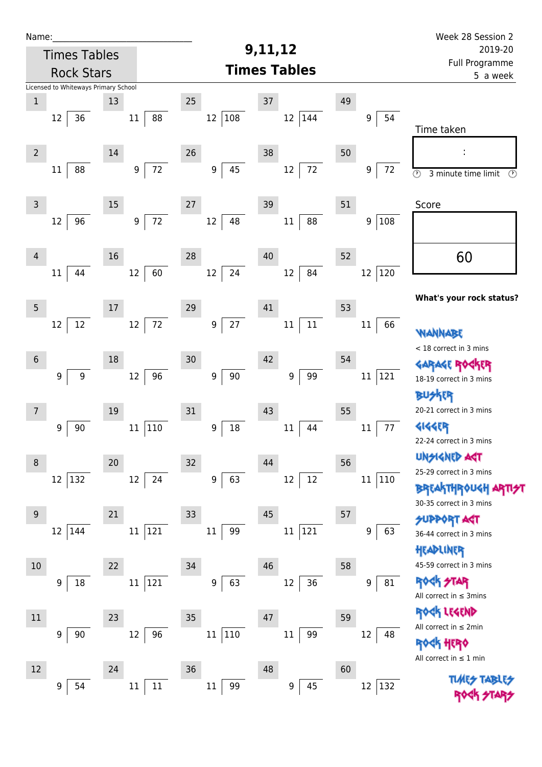Name:\_\_\_\_\_\_\_\_\_\_\_\_\_\_\_\_\_\_\_\_\_\_\_\_\_\_\_\_\_\_

Times Tables Rock Stars

Licensed to Whiteways Primary School

# 9,11,12 Times Tables

Week 28 Session 2
2019-20
Full Programme
5 a week

| No. | Question | No. | Question | No. | Question | No. | Question | No. | Question |
|---|---|---|---|---|---|---|---|---|---|
| 1 | 12 ) 36 | 13 | 11 ) 88 | 25 | 12 ) 108 | 37 | 12 ) 144 | 49 | 9 ) 54 |
| 2 | 11 ) 88 | 14 | 9 ) 72 | 26 | 9 ) 45 | 38 | 12 ) 72 | 50 | 9 ) 72 |
| 3 | 12 ) 96 | 15 | 9 ) 72 | 27 | 12 ) 48 | 39 | 11 ) 88 | 51 | 9 ) 108 |
| 4 | 11 ) 44 | 16 | 12 ) 60 | 28 | 12 ) 24 | 40 | 12 ) 84 | 52 | 12 ) 120 |
| 5 | 12 ) 12 | 17 | 12 ) 72 | 29 | 9 ) 27 | 41 | 11 ) 11 | 53 | 11 ) 66 |
| 6 | 9 ) 9 | 18 | 12 ) 96 | 30 | 9 ) 90 | 42 | 9 ) 99 | 54 | 11 ) 121 |
| 7 | 9 ) 90 | 19 | 11 ) 110 | 31 | 9 ) 18 | 43 | 11 ) 44 | 55 | 11 ) 77 |
| 8 | 12 ) 132 | 20 | 12 ) 24 | 32 | 9 ) 63 | 44 | 12 ) 12 | 56 | 11 ) 110 |
| 9 | 12 ) 144 | 21 | 11 ) 121 | 33 | 11 ) 99 | 45 | 11 ) 121 | 57 | 9 ) 63 |
| 10 | 9 ) 18 | 22 | 11 ) 121 | 34 | 9 ) 63 | 46 | 12 ) 36 | 58 | 9 ) 81 |
| 11 | 9 ) 90 | 23 | 12 ) 96 | 35 | 11 ) 110 | 47 | 11 ) 99 | 59 | 12 ) 48 |
| 12 | 9 ) 54 | 24 | 11 ) 11 | 36 | 11 ) 99 | 48 | 9 ) 45 | 60 | 12 ) 132 |

Time taken

:

3 minute time limit

Score

60

**What's your rock status?**

WANNABE
< 18 correct in 3 mins

GARAGE ROCKER
18-19 correct in 3 mins

BUSKER
20-21 correct in 3 mins

GIGGER
22-24 correct in 3 mins

UNSIGNED ACT
25-29 correct in 3 mins

BREAKTHROUGH ARTIST
30-35 correct in 3 mins

SUPPORT ACT
36-44 correct in 3 mins

HEADLINER
45-59 correct in 3 mins

ROCK STAR
All correct in ≤ 3mins

ROCK LEGEND
All correct in ≤ 2min

ROCK HERO
All correct in ≤ 1 min

TIMES TABLES ROCK STARS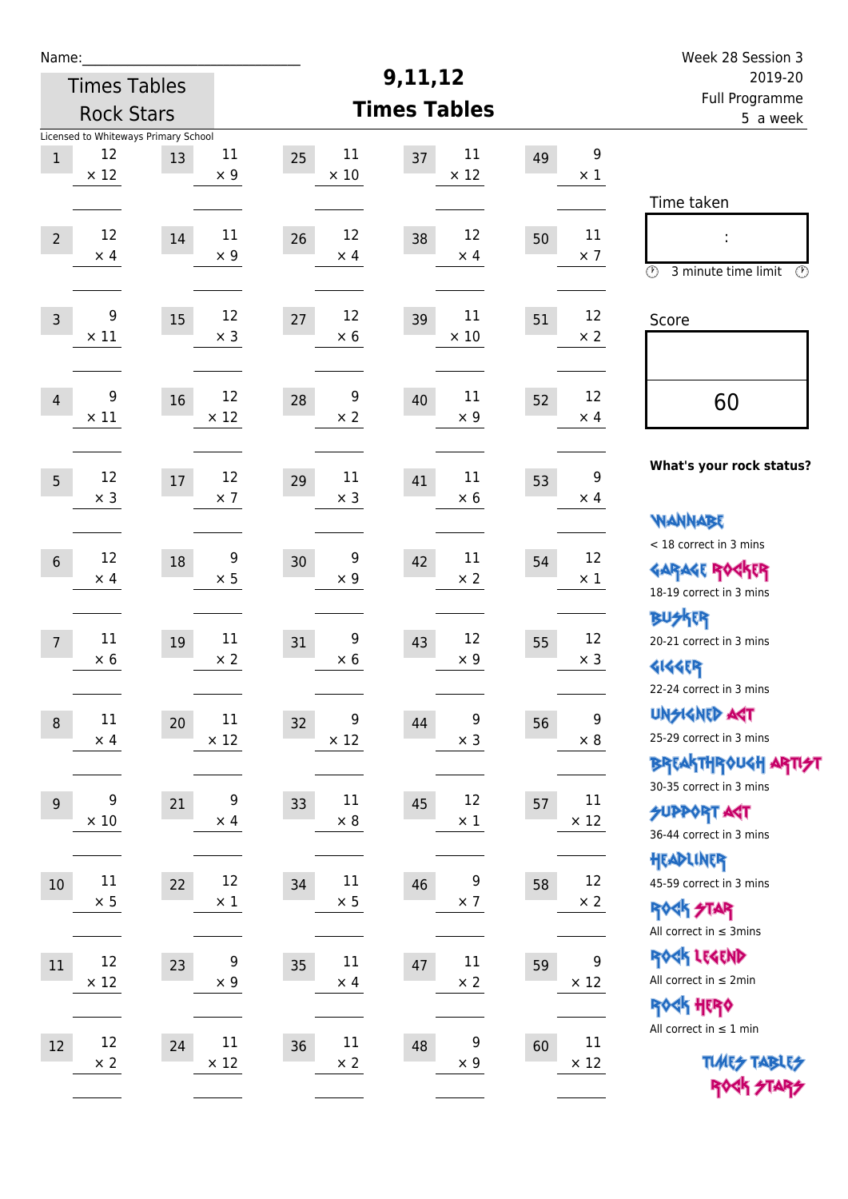Name:\_\_\_\_\_\_\_\_\_\_\_\_\_\_\_\_\_\_\_\_\_\_\_\_\_\_\_\_

Times Tables Rock Stars

Licensed to Whiteways Primary School

# 9,11,12 Times Tables

Week 28 Session 3
2019-20
Full Programme
5 a week

| # | Question | # | Question | # | Question | # | Question | # | Question |
|---|---|---|---|---|---|---|---|---|---|
| 1 | 12 × 12 | 13 | 11 × 9 | 25 | 11 × 10 | 37 | 11 × 12 | 49 | 9 × 1 |
| 2 | 12 × 4 | 14 | 11 × 9 | 26 | 12 × 4 | 38 | 12 × 4 | 50 | 11 × 7 |
| 3 | 9 × 11 | 15 | 12 × 3 | 27 | 12 × 6 | 39 | 11 × 10 | 51 | 12 × 2 |
| 4 | 9 × 11 | 16 | 12 × 12 | 28 | 9 × 2 | 40 | 11 × 9 | 52 | 12 × 4 |
| 5 | 12 × 3 | 17 | 12 × 7 | 29 | 11 × 3 | 41 | 11 × 6 | 53 | 9 × 4 |
| 6 | 12 × 4 | 18 | 9 × 5 | 30 | 9 × 9 | 42 | 11 × 2 | 54 | 12 × 1 |
| 7 | 11 × 6 | 19 | 11 × 2 | 31 | 9 × 6 | 43 | 12 × 9 | 55 | 12 × 3 |
| 8 | 11 × 4 | 20 | 11 × 12 | 32 | 9 × 12 | 44 | 9 × 3 | 56 | 9 × 8 |
| 9 | 9 × 10 | 21 | 9 × 4 | 33 | 11 × 8 | 45 | 12 × 1 | 57 | 11 × 12 |
| 10 | 11 × 5 | 22 | 12 × 1 | 34 | 11 × 5 | 46 | 9 × 7 | 58 | 12 × 2 |
| 11 | 12 × 12 | 23 | 9 × 9 | 35 | 11 × 4 | 47 | 11 × 2 | 59 | 9 × 12 |
| 12 | 12 × 2 | 24 | 11 × 12 | 36 | 11 × 2 | 48 | 9 × 9 | 60 | 11 × 12 |

Time taken

:

3 minute time limit

Score

60

**What's your rock status?**

WANNABE
< 18 correct in 3 mins

GARAGE ROCKER
18-19 correct in 3 mins

BUSKER
20-21 correct in 3 mins

GIGGER
22-24 correct in 3 mins

UNSIGNED ACT
25-29 correct in 3 mins

BREAKTHROUGH ARTIST
30-35 correct in 3 mins

SUPPORT ACT
36-44 correct in 3 mins

HEADLINER
45-59 correct in 3 mins

ROCK STAR
All correct in ≤ 3mins

ROCK LEGEND
All correct in ≤ 2min

ROCK HERO
All correct in ≤ 1 min

TIMES TABLES ROCK STARS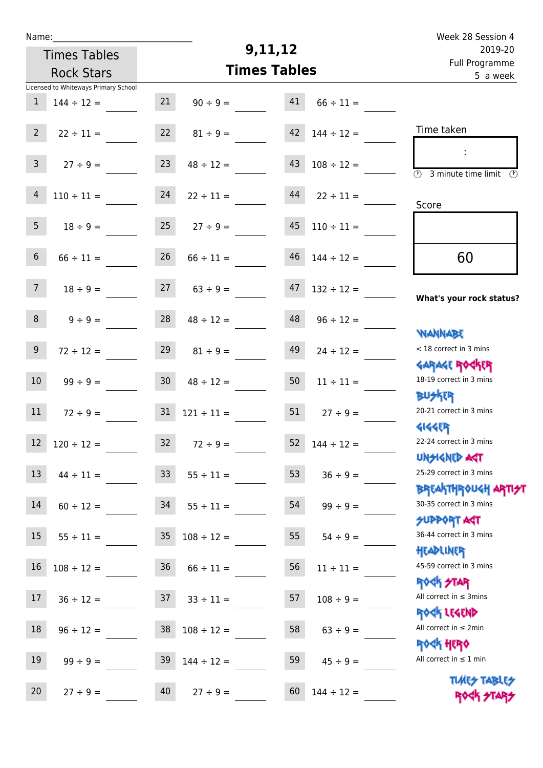Name:______________________________

Times Tables Rock Stars

Licensed to Whiteways Primary School

# 9,11,12 Times Tables

Week 28 Session 4
2019-20
Full Programme
5 a week

| | | | | | |
|---|---|---|---|---|---|
| 1 | $144 \div 12 =$ ____ | 21 | $90 \div 9 =$ ____ | 41 | $66 \div 11 =$ ____ |
| 2 | $22 \div 11 =$ ____ | 22 | $81 \div 9 =$ ____ | 42 | $144 \div 12 =$ ____ |
| 3 | $27 \div 9 =$ ____ | 23 | $48 \div 12 =$ ____ | 43 | $108 \div 12 =$ ____ |
| 4 | $110 \div 11 =$ ____ | 24 | $22 \div 11 =$ ____ | 44 | $22 \div 11 =$ ____ |
| 5 | $18 \div 9 =$ ____ | 25 | $27 \div 9 =$ ____ | 45 | $110 \div 11 =$ ____ |
| 6 | $66 \div 11 =$ ____ | 26 | $66 \div 11 =$ ____ | 46 | $144 \div 12 =$ ____ |
| 7 | $18 \div 9 =$ ____ | 27 | $63 \div 9 =$ ____ | 47 | $132 \div 12 =$ ____ |
| 8 | $9 \div 9 =$ ____ | 28 | $48 \div 12 =$ ____ | 48 | $96 \div 12 =$ ____ |
| 9 | $72 \div 12 =$ ____ | 29 | $81 \div 9 =$ ____ | 49 | $24 \div 12 =$ ____ |
| 10 | $99 \div 9 =$ ____ | 30 | $48 \div 12 =$ ____ | 50 | $11 \div 11 =$ ____ |
| 11 | $72 \div 9 =$ ____ | 31 | $121 \div 11 =$ ____ | 51 | $27 \div 9 =$ ____ |
| 12 | $120 \div 12 =$ ____ | 32 | $72 \div 9 =$ ____ | 52 | $144 \div 12 =$ ____ |
| 13 | $44 \div 11 =$ ____ | 33 | $55 \div 11 =$ ____ | 53 | $36 \div 9 =$ ____ |
| 14 | $60 \div 12 =$ ____ | 34 | $55 \div 11 =$ ____ | 54 | $99 \div 9 =$ ____ |
| 15 | $55 \div 11 =$ ____ | 35 | $108 \div 12 =$ ____ | 55 | $54 \div 9 =$ ____ |
| 16 | $108 \div 12 =$ ____ | 36 | $66 \div 11 =$ ____ | 56 | $11 \div 11 =$ ____ |
| 17 | $36 \div 12 =$ ____ | 37 | $33 \div 11 =$ ____ | 57 | $108 \div 9 =$ ____ |
| 18 | $96 \div 12 =$ ____ | 38 | $108 \div 12 =$ ____ | 58 | $63 \div 9 =$ ____ |
| 19 | $99 \div 9 =$ ____ | 39 | $144 \div 12 =$ ____ | 59 | $45 \div 9 =$ ____ |
| 20 | $27 \div 9 =$ ____ | 40 | $27 \div 9 =$ ____ | 60 | $144 \div 12 =$ ____ |

Time taken

:

3 minute time limit

Score

60

**What's your rock status?**

WANNABE
< 18 correct in 3 mins

GARAGE ROCKER
18-19 correct in 3 mins

BUSKER
20-21 correct in 3 mins

GIGGER
22-24 correct in 3 mins

UNSIGNED ACT
25-29 correct in 3 mins

BREAKTHROUGH ARTIST
30-35 correct in 3 mins

SUPPORT ACT
36-44 correct in 3 mins

HEADLINER
45-59 correct in 3 mins

ROCK STAR
All correct in ≤ 3mins

ROCK LEGEND
All correct in ≤ 2min

ROCK HERO
All correct in ≤ 1 min

TIMES TABLES ROCK STARS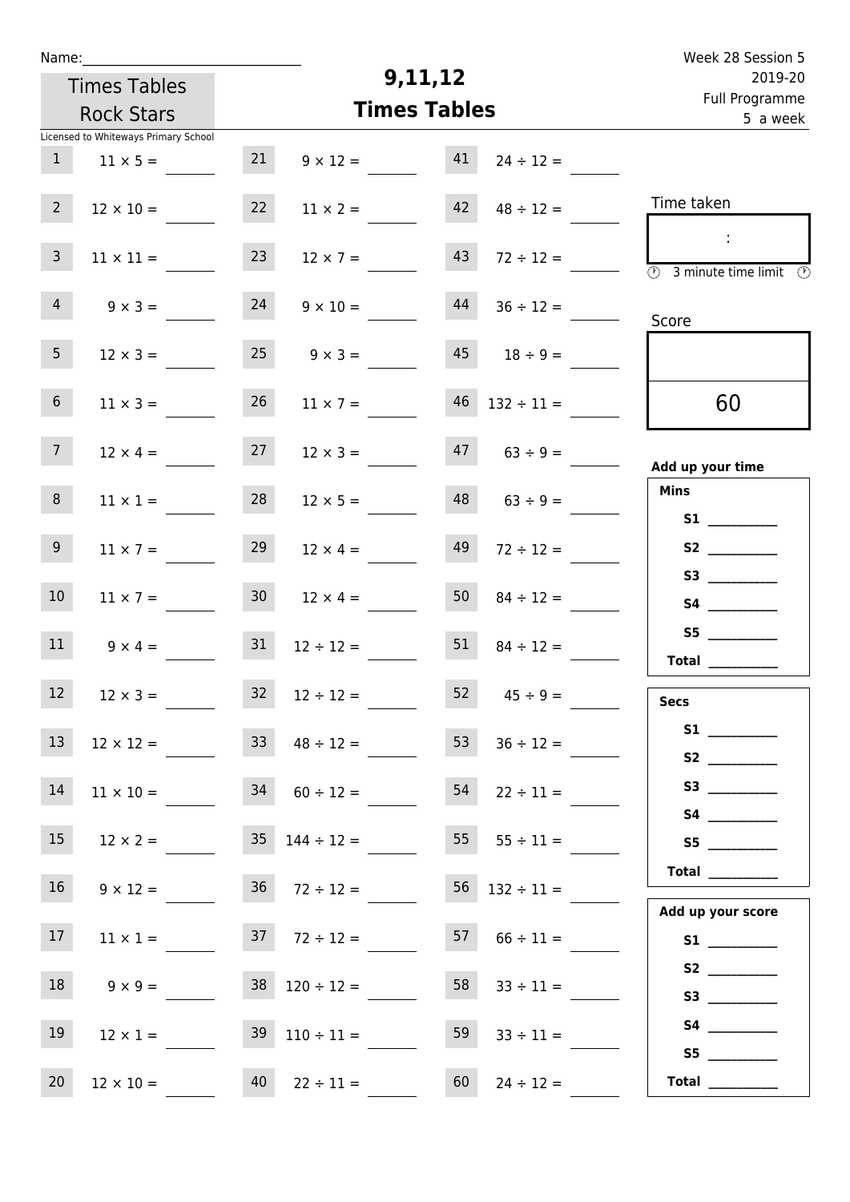Name:_______________________________

Times Tables Rock Stars

Licensed to Whiteways Primary School

# 9,11,12
# Times Tables

Week 28 Session 5
2019-20
Full Programme
5 a week

| | | | | | |
|---|---|---|---|---|---|
| 1 | $11 \times 5 =$ ____ | 21 | $9 \times 12 =$ ____ | 41 | $24 \div 12 =$ ____ |
| 2 | $12 \times 10 =$ ____ | 22 | $11 \times 2 =$ ____ | 42 | $48 \div 12 =$ ____ |
| 3 | $11 \times 11 =$ ____ | 23 | $12 \times 7 =$ ____ | 43 | $72 \div 12 =$ ____ |
| 4 | $9 \times 3 =$ ____ | 24 | $9 \times 10 =$ ____ | 44 | $36 \div 12 =$ ____ |
| 5 | $12 \times 3 =$ ____ | 25 | $9 \times 3 =$ ____ | 45 | $18 \div 9 =$ ____ |
| 6 | $11 \times 3 =$ ____ | 26 | $11 \times 7 =$ ____ | 46 | $132 \div 11 =$ ____ |
| 7 | $12 \times 4 =$ ____ | 27 | $12 \times 3 =$ ____ | 47 | $63 \div 9 =$ ____ |
| 8 | $11 \times 1 =$ ____ | 28 | $12 \times 5 =$ ____ | 48 | $63 \div 9 =$ ____ |
| 9 | $11 \times 7 =$ ____ | 29 | $12 \times 4 =$ ____ | 49 | $72 \div 12 =$ ____ |
| 10 | $11 \times 7 =$ ____ | 30 | $12 \times 4 =$ ____ | 50 | $84 \div 12 =$ ____ |
| 11 | $9 \times 4 =$ ____ | 31 | $12 \div 12 =$ ____ | 51 | $84 \div 12 =$ ____ |
| 12 | $12 \times 3 =$ ____ | 32 | $12 \div 12 =$ ____ | 52 | $45 \div 9 =$ ____ |
| 13 | $12 \times 12 =$ ____ | 33 | $48 \div 12 =$ ____ | 53 | $36 \div 12 =$ ____ |
| 14 | $11 \times 10 =$ ____ | 34 | $60 \div 12 =$ ____ | 54 | $22 \div 11 =$ ____ |
| 15 | $12 \times 2 =$ ____ | 35 | $144 \div 12 =$ ____ | 55 | $55 \div 11 =$ ____ |
| 16 | $9 \times 12 =$ ____ | 36 | $72 \div 12 =$ ____ | 56 | $132 \div 11 =$ ____ |
| 17 | $11 \times 1 =$ ____ | 37 | $72 \div 12 =$ ____ | 57 | $66 \div 11 =$ ____ |
| 18 | $9 \times 9 =$ ____ | 38 | $120 \div 12 =$ ____ | 58 | $33 \div 11 =$ ____ |
| 19 | $12 \times 1 =$ ____ | 39 | $110 \div 11 =$ ____ | 59 | $33 \div 11 =$ ____ |
| 20 | $12 \times 10 =$ ____ | 40 | $22 \div 11 =$ ____ | 60 | $24 \div 12 =$ ____ |

Time taken

:

3 minute time limit

Score

60

**Add up your time**

**Mins**

**S1** __________
**S2** __________
**S3** __________
**S4** __________
**S5** __________
**Total** __________

**Secs**

**S1** __________
**S2** __________
**S3** __________
**S4** __________
**S5** __________
**Total** __________

**Add up your score**

**S1** __________
**S2** __________
**S3** __________
**S4** __________
**S5** __________
**Total** __________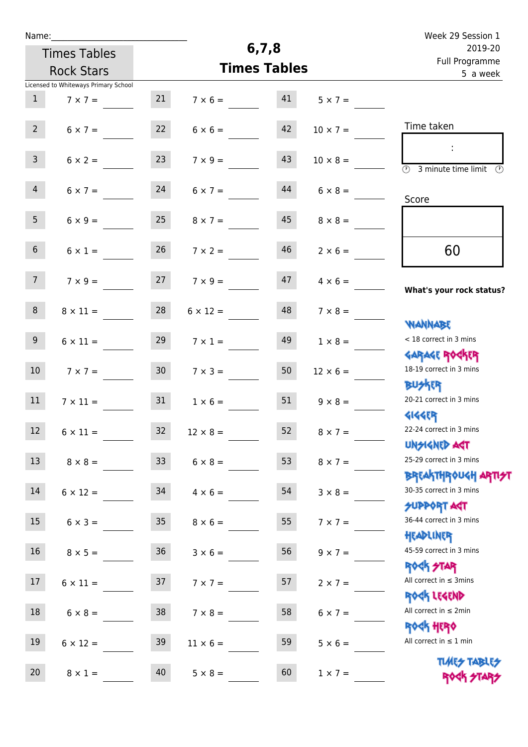Name:\_\_\_\_\_\_\_\_\_\_\_\_\_\_\_\_\_\_\_\_\_\_\_\_\_\_\_\_

Times Tables Rock Stars

Licensed to Whiteways Primary School

# 6,7,8
# Times Tables

Week 29 Session 1
2019-20
Full Programme
5 a week

| | | | | | |
|---|---|---|---|---|---|
| 1 | $7 \times 7 =$ | 21 | $7 \times 6 =$ | 41 | $5 \times 7 =$ |
| 2 | $6 \times 7 =$ | 22 | $6 \times 6 =$ | 42 | $10 \times 7 =$ |
| 3 | $6 \times 2 =$ | 23 | $7 \times 9 =$ | 43 | $10 \times 8 =$ |
| 4 | $6 \times 7 =$ | 24 | $6 \times 7 =$ | 44 | $6 \times 8 =$ |
| 5 | $6 \times 9 =$ | 25 | $8 \times 7 =$ | 45 | $8 \times 8 =$ |
| 6 | $6 \times 1 =$ | 26 | $7 \times 2 =$ | 46 | $2 \times 6 =$ |
| 7 | $7 \times 9 =$ | 27 | $7 \times 9 =$ | 47 | $4 \times 6 =$ |
| 8 | $8 \times 11 =$ | 28 | $6 \times 12 =$ | 48 | $7 \times 8 =$ |
| 9 | $6 \times 11 =$ | 29 | $7 \times 1 =$ | 49 | $1 \times 8 =$ |
| 10 | $7 \times 7 =$ | 30 | $7 \times 3 =$ | 50 | $12 \times 6 =$ |
| 11 | $7 \times 11 =$ | 31 | $1 \times 6 =$ | 51 | $9 \times 8 =$ |
| 12 | $6 \times 11 =$ | 32 | $12 \times 8 =$ | 52 | $8 \times 7 =$ |
| 13 | $8 \times 8 =$ | 33 | $6 \times 8 =$ | 53 | $8 \times 7 =$ |
| 14 | $6 \times 12 =$ | 34 | $4 \times 6 =$ | 54 | $3 \times 8 =$ |
| 15 | $6 \times 3 =$ | 35 | $8 \times 6 =$ | 55 | $7 \times 7 =$ |
| 16 | $8 \times 5 =$ | 36 | $3 \times 6 =$ | 56 | $9 \times 7 =$ |
| 17 | $6 \times 11 =$ | 37 | $7 \times 7 =$ | 57 | $2 \times 7 =$ |
| 18 | $6 \times 8 =$ | 38 | $7 \times 8 =$ | 58 | $6 \times 7 =$ |
| 19 | $6 \times 12 =$ | 39 | $11 \times 6 =$ | 59 | $5 \times 6 =$ |
| 20 | $8 \times 1 =$ | 40 | $5 \times 8 =$ | 60 | $1 \times 7 =$ |

Time taken

:

3 minute time limit

Score

60

**What's your rock status?**

WANNABE
< 18 correct in 3 mins

GARAGE ROCKER
18-19 correct in 3 mins

BUSKER
20-21 correct in 3 mins

GIGGER
22-24 correct in 3 mins

UNSIGNED ACT
25-29 correct in 3 mins

BREAKTHROUGH ARTIST
30-35 correct in 3 mins

SUPPORT ACT
36-44 correct in 3 mins

HEADLINER
45-59 correct in 3 mins

ROCK STAR
All correct in ≤ 3mins

ROCK LEGEND
All correct in ≤ 2min

ROCK HERO
All correct in ≤ 1 min

TIMES TABLES ROCK STARS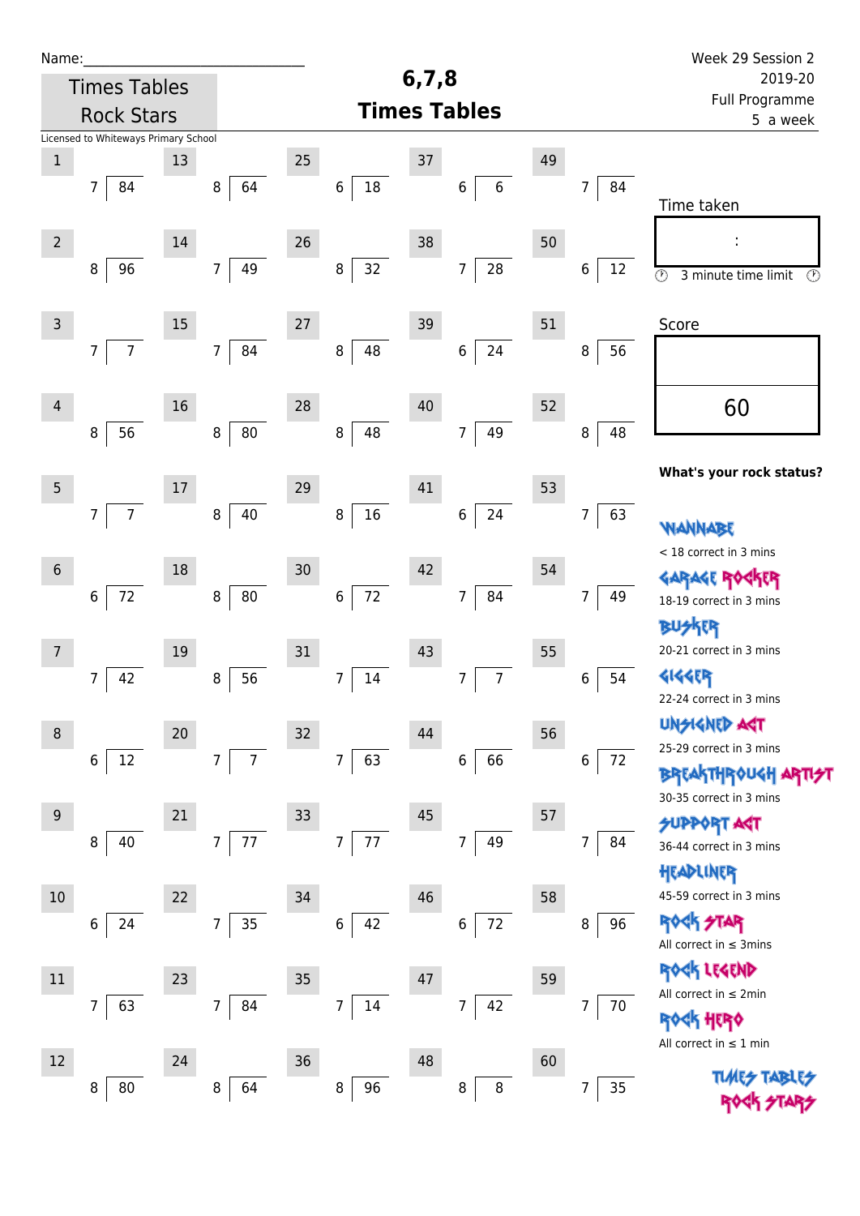Name:\_\_\_\_\_\_\_\_\_\_\_\_\_\_\_\_\_\_\_\_\_\_\_\_\_\_\_\_\_\_

Times Tables Rock Stars

Licensed to Whiteways Primary School

# 6,7,8 Times Tables

Week 29 Session 2
2019-20
Full Programme
5 a week

| # | Question | # | Question | # | Question | # | Question | # | Question |
|---|---|---|---|---|---|---|---|---|---|
| 1 | 7 ) 84 | 13 | 8 ) 64 | 25 | 6 ) 18 | 37 | 6 ) 6 | 49 | 7 ) 84 |
| 2 | 8 ) 96 | 14 | 7 ) 49 | 26 | 8 ) 32 | 38 | 7 ) 28 | 50 | 6 ) 12 |
| 3 | 7 ) 7 | 15 | 7 ) 84 | 27 | 8 ) 48 | 39 | 6 ) 24 | 51 | 8 ) 56 |
| 4 | 8 ) 56 | 16 | 8 ) 80 | 28 | 8 ) 48 | 40 | 7 ) 49 | 52 | 8 ) 48 |
| 5 | 7 ) 7 | 17 | 8 ) 40 | 29 | 8 ) 16 | 41 | 6 ) 24 | 53 | 7 ) 63 |
| 6 | 6 ) 72 | 18 | 8 ) 80 | 30 | 6 ) 72 | 42 | 7 ) 84 | 54 | 7 ) 49 |
| 7 | 7 ) 42 | 19 | 8 ) 56 | 31 | 7 ) 14 | 43 | 7 ) 7 | 55 | 6 ) 54 |
| 8 | 6 ) 12 | 20 | 7 ) 7 | 32 | 7 ) 63 | 44 | 6 ) 66 | 56 | 6 ) 72 |
| 9 | 8 ) 40 | 21 | 7 ) 77 | 33 | 7 ) 77 | 45 | 7 ) 49 | 57 | 7 ) 84 |
| 10 | 6 ) 24 | 22 | 7 ) 35 | 34 | 6 ) 42 | 46 | 6 ) 72 | 58 | 8 ) 96 |
| 11 | 7 ) 63 | 23 | 7 ) 84 | 35 | 7 ) 14 | 47 | 7 ) 42 | 59 | 7 ) 70 |
| 12 | 8 ) 80 | 24 | 8 ) 64 | 36 | 8 ) 96 | 48 | 8 ) 8 | 60 | 7 ) 35 |

Time taken

:

3 minute time limit

Score

60

**What's your rock status?**

WANNABE
< 18 correct in 3 mins

GARAGE ROCKER
18-19 correct in 3 mins

BUSKER
20-21 correct in 3 mins

GIGGER
22-24 correct in 3 mins

UNSIGNED ACT
25-29 correct in 3 mins

BREAKTHROUGH ARTIST
30-35 correct in 3 mins

SUPPORT ACT
36-44 correct in 3 mins

HEADLINER
45-59 correct in 3 mins

ROCK STAR
All correct in ≤ 3mins

ROCK LEGEND
All correct in ≤ 2min

ROCK HERO
All correct in ≤ 1 min

TIMES TABLES ROCK STARS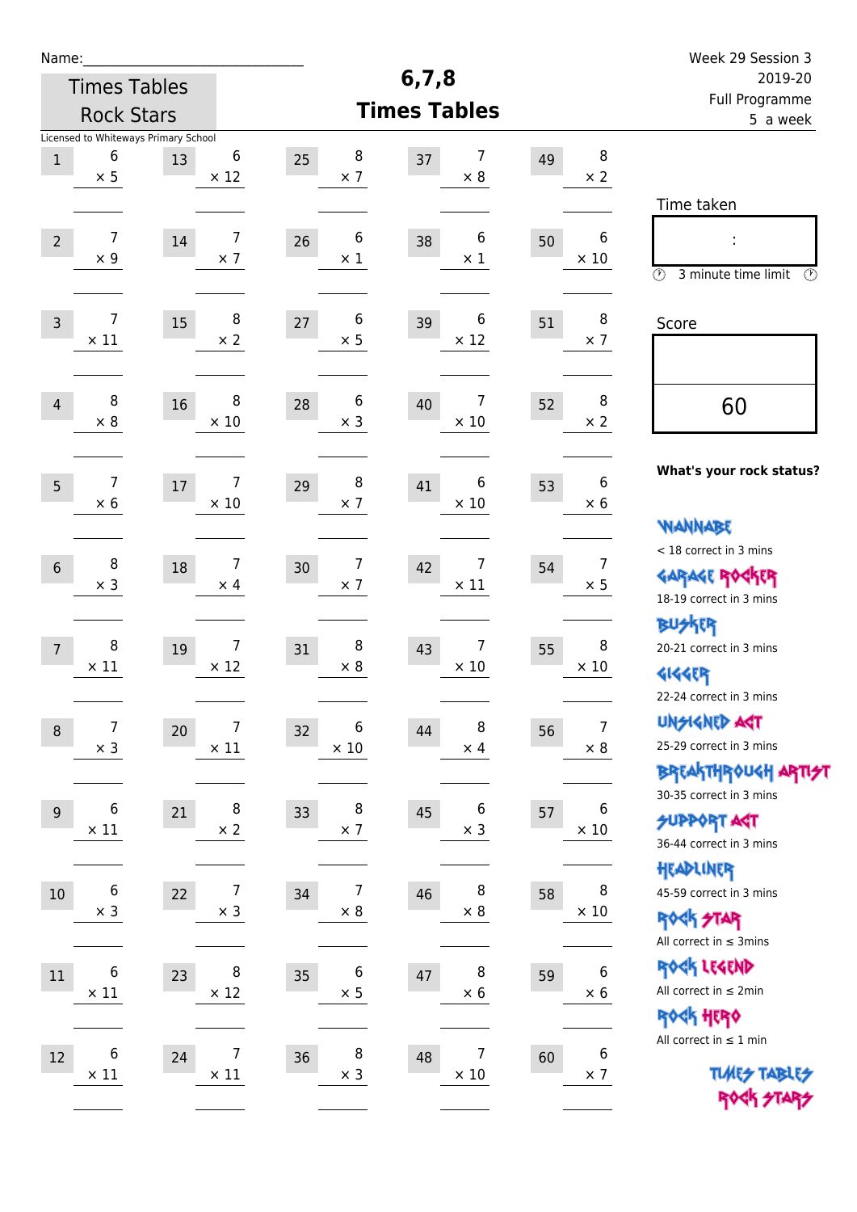Name:\_\_\_\_\_\_\_\_\_\_\_\_\_\_\_\_\_\_\_\_\_\_\_\_\_\_\_\_

Times Tables Rock Stars

Licensed to Whiteways Primary School

# 6,7,8 Times Tables

Week 29 Session 3
2019-20
Full Programme
5 a week

| | | | | | | | | | |
|---|---|---|---|---|---|---|---|---|---|
| 1 | 6 × 5 | 13 | 6 × 12 | 25 | 8 × 7 | 37 | 7 × 8 | 49 | 8 × 2 |
| 2 | 7 × 9 | 14 | 7 × 7 | 26 | 6 × 1 | 38 | 6 × 1 | 50 | 6 × 10 |
| 3 | 7 × 11 | 15 | 8 × 2 | 27 | 6 × 5 | 39 | 6 × 12 | 51 | 8 × 7 |
| 4 | 8 × 8 | 16 | 8 × 10 | 28 | 6 × 3 | 40 | 7 × 10 | 52 | 8 × 2 |
| 5 | 7 × 6 | 17 | 7 × 10 | 29 | 8 × 7 | 41 | 6 × 10 | 53 | 6 × 6 |
| 6 | 8 × 3 | 18 | 7 × 4 | 30 | 7 × 7 | 42 | 7 × 11 | 54 | 7 × 5 |
| 7 | 8 × 11 | 19 | 7 × 12 | 31 | 8 × 8 | 43 | 7 × 10 | 55 | 8 × 10 |
| 8 | 7 × 3 | 20 | 7 × 11 | 32 | 6 × 10 | 44 | 8 × 4 | 56 | 7 × 8 |
| 9 | 6 × 11 | 21 | 8 × 2 | 33 | 8 × 7 | 45 | 6 × 3 | 57 | 6 × 10 |
| 10 | 6 × 3 | 22 | 7 × 3 | 34 | 7 × 8 | 46 | 8 × 8 | 58 | 8 × 10 |
| 11 | 6 × 11 | 23 | 8 × 12 | 35 | 6 × 5 | 47 | 8 × 6 | 59 | 6 × 6 |
| 12 | 6 × 11 | 24 | 7 × 11 | 36 | 8 × 3 | 48 | 7 × 10 | 60 | 6 × 7 |

Time taken

:

3 minute time limit

Score

60

**What's your rock status?**

WANNABE
< 18 correct in 3 mins

GARAGE ROCKER
18-19 correct in 3 mins

BUSKER
20-21 correct in 3 mins

GIGGER
22-24 correct in 3 mins

UNSIGNED ACT
25-29 correct in 3 mins

BREAKTHROUGH ARTIST
30-35 correct in 3 mins

SUPPORT ACT
36-44 correct in 3 mins

HEADLINER
45-59 correct in 3 mins

ROCK STAR
All correct in ≤ 3mins

ROCK LEGEND
All correct in ≤ 2min

ROCK HERO
All correct in ≤ 1 min

TIMES TABLES ROCK STARS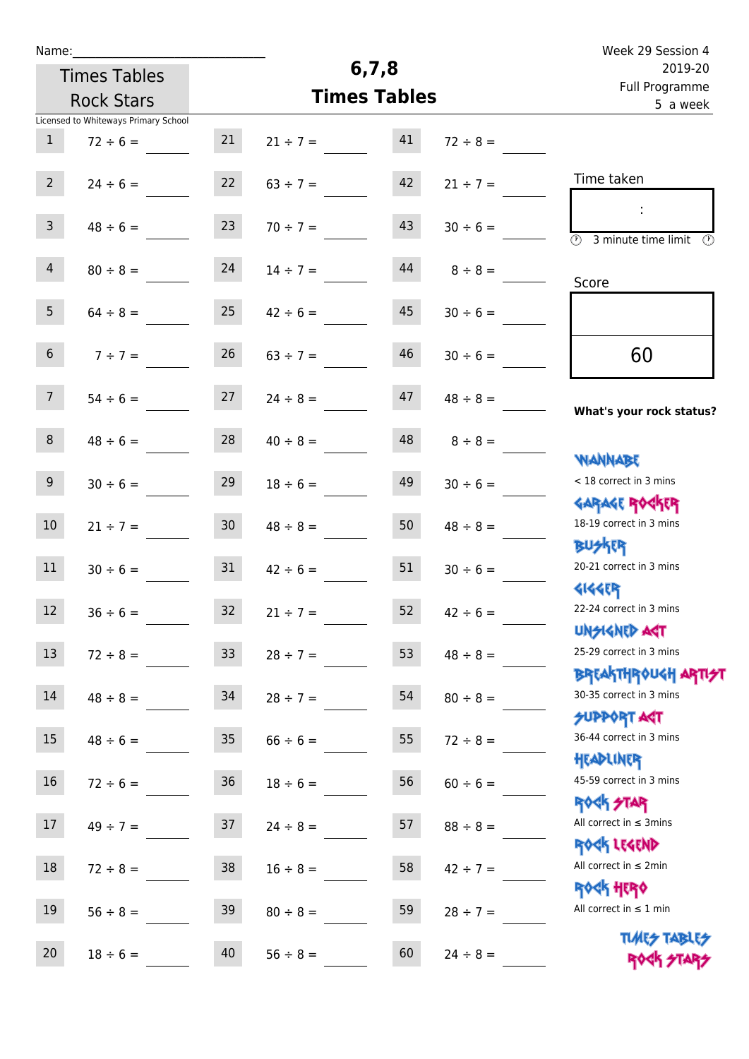Name:\_\_\_\_\_\_\_\_\_\_\_\_\_\_\_\_\_\_\_\_\_\_\_\_\_\_\_\_

Times Tables Rock Stars

Licensed to Whiteways Primary School

# 6,7,8 Times Tables

Week 29 Session 4
2019-20
Full Programme
5 a week

| | | | | | |
|---|---|---|---|---|---|
| 1 | 72 ÷ 6 = | 21 | 21 ÷ 7 = | 41 | 72 ÷ 8 = |
| 2 | 24 ÷ 6 = | 22 | 63 ÷ 7 = | 42 | 21 ÷ 7 = |
| 3 | 48 ÷ 6 = | 23 | 70 ÷ 7 = | 43 | 30 ÷ 6 = |
| 4 | 80 ÷ 8 = | 24 | 14 ÷ 7 = | 44 | 8 ÷ 8 = |
| 5 | 64 ÷ 8 = | 25 | 42 ÷ 6 = | 45 | 30 ÷ 6 = |
| 6 | 7 ÷ 7 = | 26 | 63 ÷ 7 = | 46 | 30 ÷ 6 = |
| 7 | 54 ÷ 6 = | 27 | 24 ÷ 8 = | 47 | 48 ÷ 8 = |
| 8 | 48 ÷ 6 = | 28 | 40 ÷ 8 = | 48 | 8 ÷ 8 = |
| 9 | 30 ÷ 6 = | 29 | 18 ÷ 6 = | 49 | 30 ÷ 6 = |
| 10 | 21 ÷ 7 = | 30 | 48 ÷ 8 = | 50 | 48 ÷ 8 = |
| 11 | 30 ÷ 6 = | 31 | 42 ÷ 6 = | 51 | 30 ÷ 6 = |
| 12 | 36 ÷ 6 = | 32 | 21 ÷ 7 = | 52 | 42 ÷ 6 = |
| 13 | 72 ÷ 8 = | 33 | 28 ÷ 7 = | 53 | 48 ÷ 8 = |
| 14 | 48 ÷ 8 = | 34 | 28 ÷ 7 = | 54 | 80 ÷ 8 = |
| 15 | 48 ÷ 6 = | 35 | 66 ÷ 6 = | 55 | 72 ÷ 8 = |
| 16 | 72 ÷ 6 = | 36 | 18 ÷ 6 = | 56 | 60 ÷ 6 = |
| 17 | 49 ÷ 7 = | 37 | 24 ÷ 8 = | 57 | 88 ÷ 8 = |
| 18 | 72 ÷ 8 = | 38 | 16 ÷ 8 = | 58 | 42 ÷ 7 = |
| 19 | 56 ÷ 8 = | 39 | 80 ÷ 8 = | 59 | 28 ÷ 7 = |
| 20 | 18 ÷ 6 = | 40 | 56 ÷ 8 = | 60 | 24 ÷ 8 = |

Time taken

:

3 minute time limit

Score

60

**What's your rock status?**

- WANNABE: < 18 correct in 3 mins
- GARAGE ROCKER: 18-19 correct in 3 mins
- BUSKER: 20-21 correct in 3 mins
- GIGGER: 22-24 correct in 3 mins
- UNSIGNED ACT: 25-29 correct in 3 mins
- BREAKTHROUGH ARTIST: 30-35 correct in 3 mins
- SUPPORT ACT: 36-44 correct in 3 mins
- HEADLINER: 45-59 correct in 3 mins
- ROCK STAR: All correct in ≤ 3mins
- ROCK LEGEND: All correct in ≤ 2min
- ROCK HERO: All correct in ≤ 1 min

TIMES TABLES ROCK STARS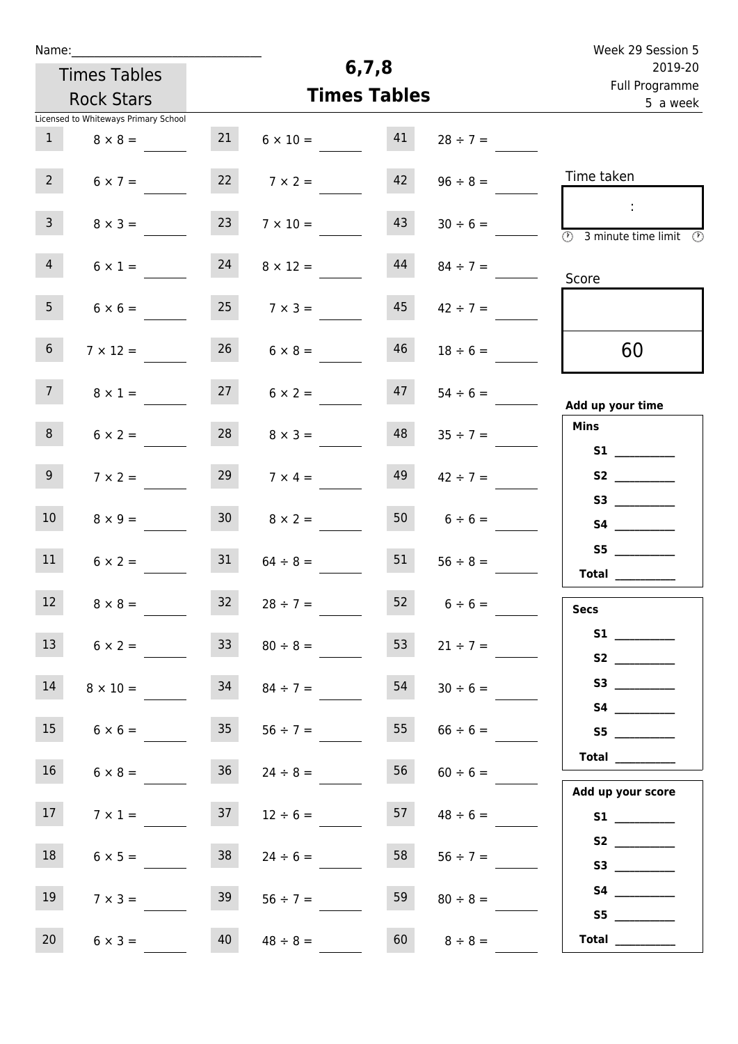Name:_______________________________

Times Tables Rock Stars

Licensed to Whiteways Primary School

# 6,7,8 Times Tables

Week 29 Session 5
2019-20
Full Programme
5 a week

| | | | | | |
|---|---|---|---|---|---|
| 1 | $8 \times 8 =$ | 21 | $6 \times 10 =$ | 41 | $28 \div 7 =$ |
| 2 | $6 \times 7 =$ | 22 | $7 \times 2 =$ | 42 | $96 \div 8 =$ |
| 3 | $8 \times 3 =$ | 23 | $7 \times 10 =$ | 43 | $30 \div 6 =$ |
| 4 | $6 \times 1 =$ | 24 | $8 \times 12 =$ | 44 | $84 \div 7 =$ |
| 5 | $6 \times 6 =$ | 25 | $7 \times 3 =$ | 45 | $42 \div 7 =$ |
| 6 | $7 \times 12 =$ | 26 | $6 \times 8 =$ | 46 | $18 \div 6 =$ |
| 7 | $8 \times 1 =$ | 27 | $6 \times 2 =$ | 47 | $54 \div 6 =$ |
| 8 | $6 \times 2 =$ | 28 | $8 \times 3 =$ | 48 | $35 \div 7 =$ |
| 9 | $7 \times 2 =$ | 29 | $7 \times 4 =$ | 49 | $42 \div 7 =$ |
| 10 | $8 \times 9 =$ | 30 | $8 \times 2 =$ | 50 | $6 \div 6 =$ |
| 11 | $6 \times 2 =$ | 31 | $64 \div 8 =$ | 51 | $56 \div 8 =$ |
| 12 | $8 \times 8 =$ | 32 | $28 \div 7 =$ | 52 | $6 \div 6 =$ |
| 13 | $6 \times 2 =$ | 33 | $80 \div 8 =$ | 53 | $21 \div 7 =$ |
| 14 | $8 \times 10 =$ | 34 | $84 \div 7 =$ | 54 | $30 \div 6 =$ |
| 15 | $6 \times 6 =$ | 35 | $56 \div 7 =$ | 55 | $66 \div 6 =$ |
| 16 | $6 \times 8 =$ | 36 | $24 \div 8 =$ | 56 | $60 \div 6 =$ |
| 17 | $7 \times 1 =$ | 37 | $12 \div 6 =$ | 57 | $48 \div 6 =$ |
| 18 | $6 \times 5 =$ | 38 | $24 \div 6 =$ | 58 | $56 \div 7 =$ |
| 19 | $7 \times 3 =$ | 39 | $56 \div 7 =$ | 59 | $80 \div 8 =$ |
| 20 | $6 \times 3 =$ | 40 | $48 \div 8 =$ | 60 | $8 \div 8 =$ |

Time taken

:

3 minute time limit

Score

60

**Add up your time**

**Mins**

**S1** __________
**S2** __________
**S3** __________
**S4** __________
**S5** __________
**Total** __________

**Secs**

**S1** __________
**S2** __________
**S3** __________
**S4** __________
**S5** __________
**Total** __________

**Add up your score**

**S1** __________
**S2** __________
**S3** __________
**S4** __________
**S5** __________
**Total** __________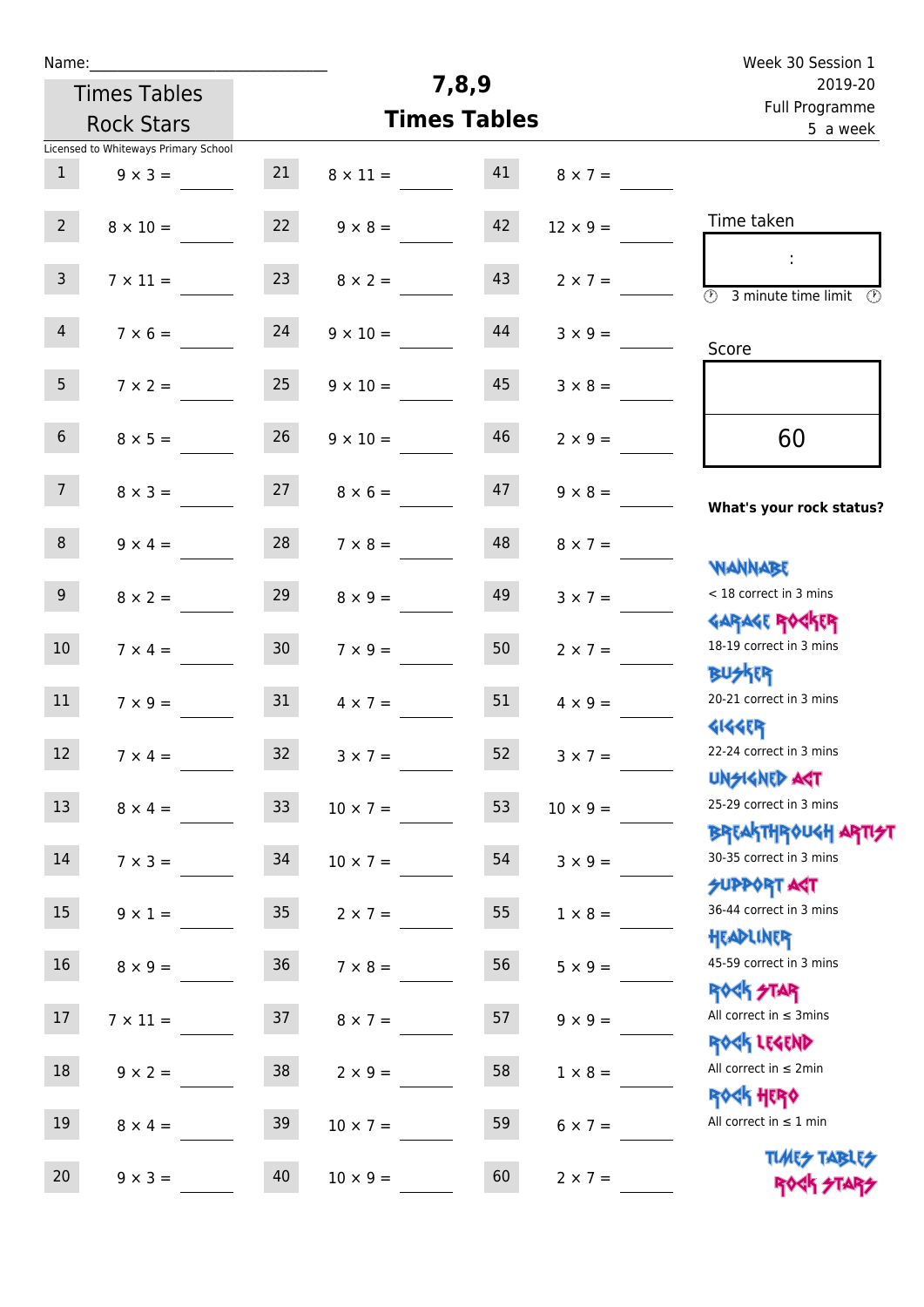Name:\_\_\_\_\_\_\_\_\_\_\_\_\_\_\_\_\_\_\_\_\_\_\_\_\_\_\_\_

Times Tables Rock Stars

Licensed to Whiteways Primary School

# 7,8,9 Times Tables

Week 30 Session 1
2019-20
Full Programme
5 a week

| | | | | | |
|---|---|---|---|---|---|
| 1 | 9 × 3 = | 21 | 8 × 11 = | 41 | 8 × 7 = |
| 2 | 8 × 10 = | 22 | 9 × 8 = | 42 | 12 × 9 = |
| 3 | 7 × 11 = | 23 | 8 × 2 = | 43 | 2 × 7 = |
| 4 | 7 × 6 = | 24 | 9 × 10 = | 44 | 3 × 9 = |
| 5 | 7 × 2 = | 25 | 9 × 10 = | 45 | 3 × 8 = |
| 6 | 8 × 5 = | 26 | 9 × 10 = | 46 | 2 × 9 = |
| 7 | 8 × 3 = | 27 | 8 × 6 = | 47 | 9 × 8 = |
| 8 | 9 × 4 = | 28 | 7 × 8 = | 48 | 8 × 7 = |
| 9 | 8 × 2 = | 29 | 8 × 9 = | 49 | 3 × 7 = |
| 10 | 7 × 4 = | 30 | 7 × 9 = | 50 | 2 × 7 = |
| 11 | 7 × 9 = | 31 | 4 × 7 = | 51 | 4 × 9 = |
| 12 | 7 × 4 = | 32 | 3 × 7 = | 52 | 3 × 7 = |
| 13 | 8 × 4 = | 33 | 10 × 7 = | 53 | 10 × 9 = |
| 14 | 7 × 3 = | 34 | 10 × 7 = | 54 | 3 × 9 = |
| 15 | 9 × 1 = | 35 | 2 × 7 = | 55 | 1 × 8 = |
| 16 | 8 × 9 = | 36 | 7 × 8 = | 56 | 5 × 9 = |
| 17 | 7 × 11 = | 37 | 8 × 7 = | 57 | 9 × 9 = |
| 18 | 9 × 2 = | 38 | 2 × 9 = | 58 | 1 × 8 = |
| 19 | 8 × 4 = | 39 | 10 × 7 = | 59 | 6 × 7 = |
| 20 | 9 × 3 = | 40 | 10 × 9 = | 60 | 2 × 7 = |

Time taken

:

3 minute time limit

Score

60

**What's your rock status?**

WANNABE
< 18 correct in 3 mins

GARAGE ROCKER
18-19 correct in 3 mins

BUSKER
20-21 correct in 3 mins

GIGGER
22-24 correct in 3 mins

UNSIGNED ACT
25-29 correct in 3 mins

BREAKTHROUGH ARTIST
30-35 correct in 3 mins

SUPPORT ACT
36-44 correct in 3 mins

HEADLINER
45-59 correct in 3 mins

ROCK STAR
All correct in ≤ 3mins

ROCK LEGEND
All correct in ≤ 2min

ROCK HERO
All correct in ≤ 1 min

TIMES TABLES ROCK STARS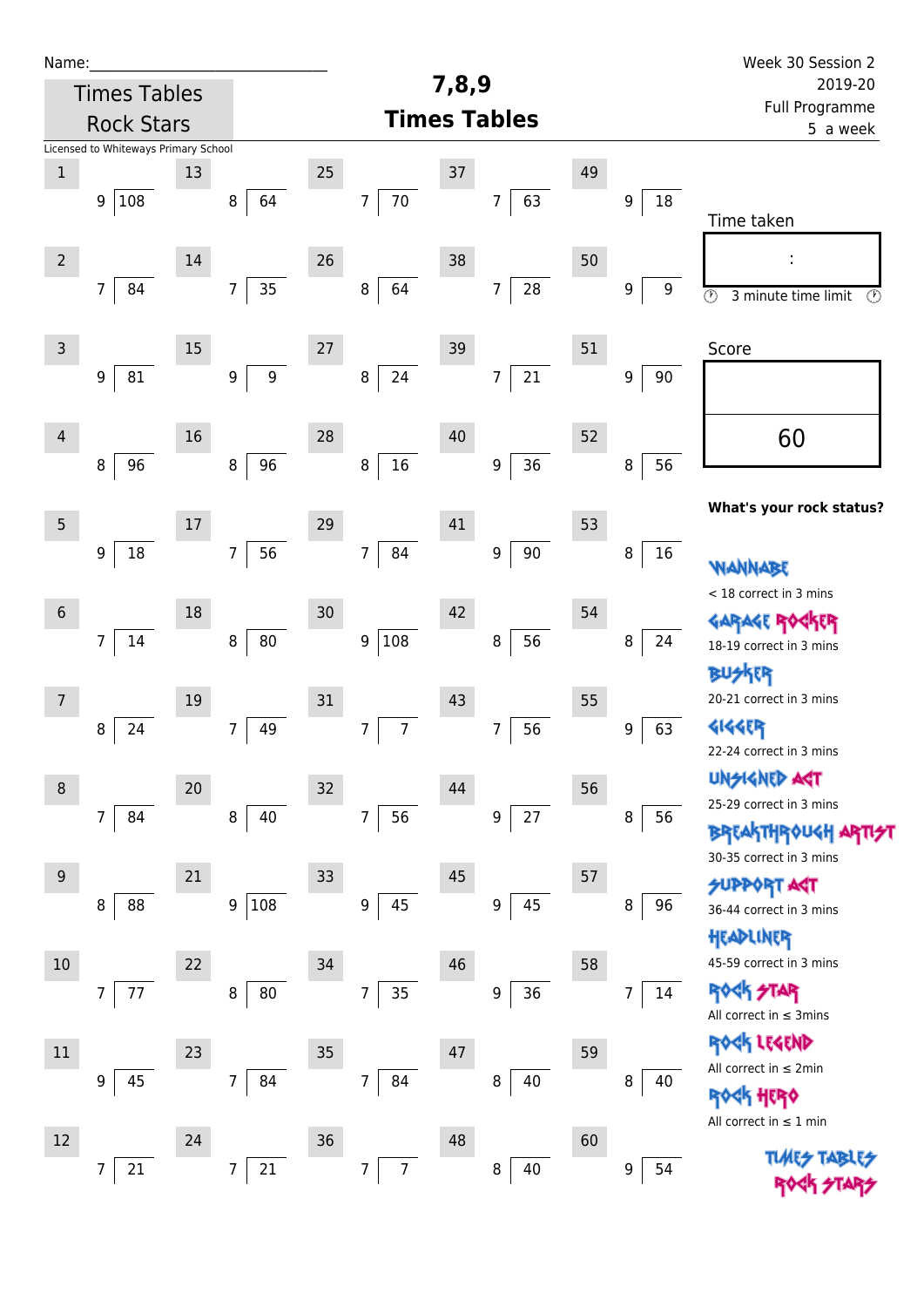Name:\_\_\_\_\_\_\_\_\_\_\_\_\_\_\_\_\_\_\_\_\_\_\_\_\_\_\_\_

Times Tables Rock Stars

# 7,8,9 Times Tables

Week 30 Session 2
2019-20
Full Programme
5 a week

Licensed to Whiteways Primary School

| # | Question | # | Question | # | Question | # | Question | # | Question |
|---|---|---|---|---|---|---|---|---|---|
| 1 | 9 ⟌ 108 | 13 | 8 ⟌ 64 | 25 | 7 ⟌ 70 | 37 | 7 ⟌ 63 | 49 | 9 ⟌ 18 |
| 2 | 7 ⟌ 84 | 14 | 7 ⟌ 35 | 26 | 8 ⟌ 64 | 38 | 7 ⟌ 28 | 50 | 9 ⟌ 9 |
| 3 | 9 ⟌ 81 | 15 | 9 ⟌ 9 | 27 | 8 ⟌ 24 | 39 | 7 ⟌ 21 | 51 | 9 ⟌ 90 |
| 4 | 8 ⟌ 96 | 16 | 8 ⟌ 96 | 28 | 8 ⟌ 16 | 40 | 9 ⟌ 36 | 52 | 8 ⟌ 56 |
| 5 | 9 ⟌ 18 | 17 | 7 ⟌ 56 | 29 | 7 ⟌ 84 | 41 | 9 ⟌ 90 | 53 | 8 ⟌ 16 |
| 6 | 7 ⟌ 14 | 18 | 8 ⟌ 80 | 30 | 9 ⟌ 108 | 42 | 8 ⟌ 56 | 54 | 8 ⟌ 24 |
| 7 | 8 ⟌ 24 | 19 | 7 ⟌ 49 | 31 | 7 ⟌ 7 | 43 | 7 ⟌ 56 | 55 | 9 ⟌ 63 |
| 8 | 7 ⟌ 84 | 20 | 8 ⟌ 40 | 32 | 7 ⟌ 56 | 44 | 9 ⟌ 27 | 56 | 8 ⟌ 56 |
| 9 | 8 ⟌ 88 | 21 | 9 ⟌ 108 | 33 | 9 ⟌ 45 | 45 | 9 ⟌ 45 | 57 | 8 ⟌ 96 |
| 10 | 7 ⟌ 77 | 22 | 8 ⟌ 80 | 34 | 7 ⟌ 35 | 46 | 9 ⟌ 36 | 58 | 7 ⟌ 14 |
| 11 | 9 ⟌ 45 | 23 | 7 ⟌ 84 | 35 | 7 ⟌ 84 | 47 | 8 ⟌ 40 | 59 | 8 ⟌ 40 |
| 12 | 7 ⟌ 21 | 24 | 7 ⟌ 21 | 36 | 7 ⟌ 7 | 48 | 8 ⟌ 40 | 60 | 9 ⟌ 54 |

Time taken

:

3 minute time limit

Score

60

**What's your rock status?**

WANNABE
< 18 correct in 3 mins

GARAGE ROCKER
18-19 correct in 3 mins

BUSKER
20-21 correct in 3 mins

GIGGER
22-24 correct in 3 mins

UNSIGNED ACT
25-29 correct in 3 mins

BREAKTHROUGH ARTIST
30-35 correct in 3 mins

SUPPORT ACT
36-44 correct in 3 mins

HEADLINER
45-59 correct in 3 mins

ROCK STAR
All correct in ≤ 3mins

ROCK LEGEND
All correct in ≤ 2min

ROCK HERO
All correct in ≤ 1 min

TIMES TABLES ROCK STARS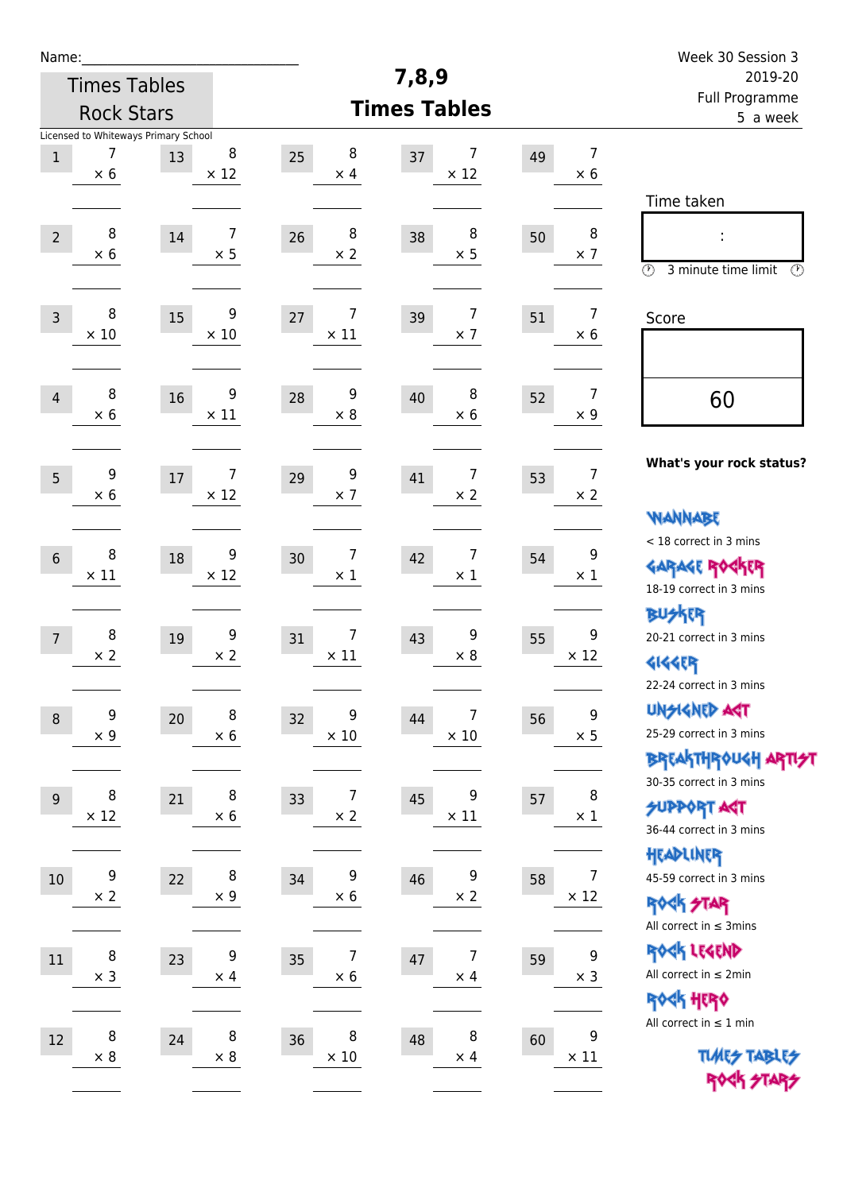Name:\_\_\_\_\_\_\_\_\_\_\_\_\_\_\_\_\_\_\_\_\_\_\_\_\_\_\_\_

Times Tables Rock Stars

Licensed to Whiteways Primary School

# 7,8,9 Times Tables

Week 30 Session 3
2019-20
Full Programme
5 a week

| | | | | | | | | | |
|---|---|---|---|---|---|---|---|---|---|
| 1 | 7 × 6 | 13 | 8 × 12 | 25 | 8 × 4 | 37 | 7 × 12 | 49 | 7 × 6 |
| 2 | 8 × 6 | 14 | 7 × 5 | 26 | 8 × 2 | 38 | 8 × 5 | 50 | 8 × 7 |
| 3 | 8 × 10 | 15 | 9 × 10 | 27 | 7 × 11 | 39 | 7 × 7 | 51 | 7 × 6 |
| 4 | 8 × 6 | 16 | 9 × 11 | 28 | 9 × 8 | 40 | 8 × 6 | 52 | 7 × 9 |
| 5 | 9 × 6 | 17 | 7 × 12 | 29 | 9 × 7 | 41 | 7 × 2 | 53 | 7 × 2 |
| 6 | 8 × 11 | 18 | 9 × 12 | 30 | 7 × 1 | 42 | 7 × 1 | 54 | 9 × 1 |
| 7 | 8 × 2 | 19 | 9 × 2 | 31 | 7 × 11 | 43 | 9 × 8 | 55 | 9 × 12 |
| 8 | 9 × 9 | 20 | 8 × 6 | 32 | 9 × 10 | 44 | 7 × 10 | 56 | 9 × 5 |
| 9 | 8 × 12 | 21 | 8 × 6 | 33 | 7 × 2 | 45 | 9 × 11 | 57 | 8 × 1 |
| 10 | 9 × 2 | 22 | 8 × 9 | 34 | 9 × 6 | 46 | 9 × 2 | 58 | 7 × 12 |
| 11 | 8 × 3 | 23 | 9 × 4 | 35 | 7 × 6 | 47 | 7 × 4 | 59 | 9 × 3 |
| 12 | 8 × 8 | 24 | 8 × 8 | 36 | 8 × 10 | 48 | 8 × 4 | 60 | 9 × 11 |

Time taken

:

3 minute time limit

Score

60

**What's your rock status?**

- WANNABE: < 18 correct in 3 mins
- GARAGE ROCKER: 18-19 correct in 3 mins
- BUSKER: 20-21 correct in 3 mins
- GIGGER: 22-24 correct in 3 mins
- UNSIGNED ACT: 25-29 correct in 3 mins
- BREAKTHROUGH ARTIST: 30-35 correct in 3 mins
- SUPPORT ACT: 36-44 correct in 3 mins
- HEADLINER: 45-59 correct in 3 mins
- ROCK STAR: All correct in ≤ 3mins
- ROCK LEGEND: All correct in ≤ 2min
- ROCK HERO: All correct in ≤ 1 min

TIMES TABLES ROCK STARS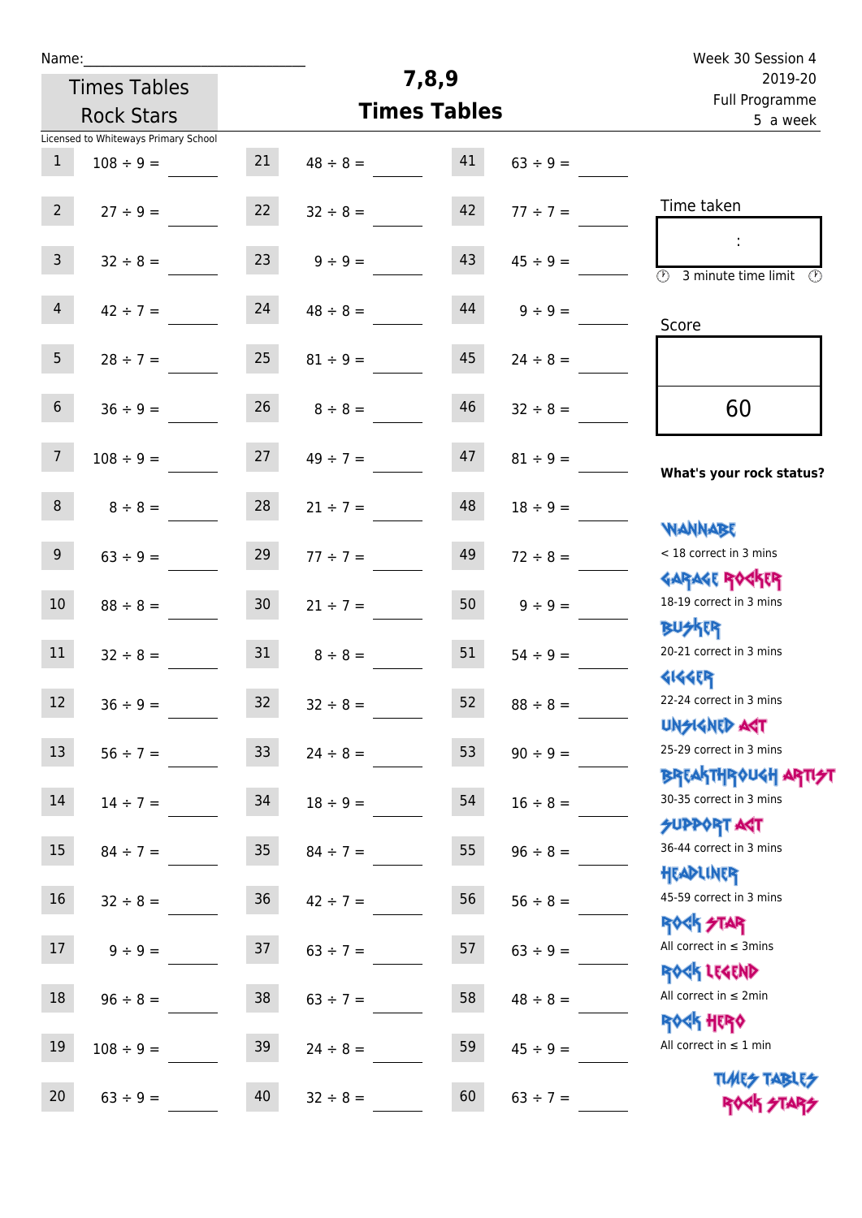Name:

Times Tables Rock Stars

Licensed to Whiteways Primary School

# 7,8,9 Times Tables

Week 30 Session 4
2019-20
Full Programme
5 a week

| | | | | | |
|---|---|---|---|---|---|
| 1 | 108 ÷ 9 = | 21 | 48 ÷ 8 = | 41 | 63 ÷ 9 = |
| 2 | 27 ÷ 9 = | 22 | 32 ÷ 8 = | 42 | 77 ÷ 7 = |
| 3 | 32 ÷ 8 = | 23 | 9 ÷ 9 = | 43 | 45 ÷ 9 = |
| 4 | 42 ÷ 7 = | 24 | 48 ÷ 8 = | 44 | 9 ÷ 9 = |
| 5 | 28 ÷ 7 = | 25 | 81 ÷ 9 = | 45 | 24 ÷ 8 = |
| 6 | 36 ÷ 9 = | 26 | 8 ÷ 8 = | 46 | 32 ÷ 8 = |
| 7 | 108 ÷ 9 = | 27 | 49 ÷ 7 = | 47 | 81 ÷ 9 = |
| 8 | 8 ÷ 8 = | 28 | 21 ÷ 7 = | 48 | 18 ÷ 9 = |
| 9 | 63 ÷ 9 = | 29 | 77 ÷ 7 = | 49 | 72 ÷ 8 = |
| 10 | 88 ÷ 8 = | 30 | 21 ÷ 7 = | 50 | 9 ÷ 9 = |
| 11 | 32 ÷ 8 = | 31 | 8 ÷ 8 = | 51 | 54 ÷ 9 = |
| 12 | 36 ÷ 9 = | 32 | 32 ÷ 8 = | 52 | 88 ÷ 8 = |
| 13 | 56 ÷ 7 = | 33 | 24 ÷ 8 = | 53 | 90 ÷ 9 = |
| 14 | 14 ÷ 7 = | 34 | 18 ÷ 9 = | 54 | 16 ÷ 8 = |
| 15 | 84 ÷ 7 = | 35 | 84 ÷ 7 = | 55 | 96 ÷ 8 = |
| 16 | 32 ÷ 8 = | 36 | 42 ÷ 7 = | 56 | 56 ÷ 8 = |
| 17 | 9 ÷ 9 = | 37 | 63 ÷ 7 = | 57 | 63 ÷ 9 = |
| 18 | 96 ÷ 8 = | 38 | 63 ÷ 7 = | 58 | 48 ÷ 8 = |
| 19 | 108 ÷ 9 = | 39 | 24 ÷ 8 = | 59 | 45 ÷ 9 = |
| 20 | 63 ÷ 9 = | 40 | 32 ÷ 8 = | 60 | 63 ÷ 7 = |

Time taken

:

3 minute time limit

Score

60

**What's your rock status?**

WANNABE
< 18 correct in 3 mins

GARAGE ROCKER
18-19 correct in 3 mins

BUSKER
20-21 correct in 3 mins

GIGGER
22-24 correct in 3 mins

UNSIGNED ACT
25-29 correct in 3 mins

BREAKTHROUGH ARTIST
30-35 correct in 3 mins

SUPPORT ACT
36-44 correct in 3 mins

HEADLINER
45-59 correct in 3 mins

ROCK STAR
All correct in ≤ 3mins

ROCK LEGEND
All correct in ≤ 2min

ROCK HERO
All correct in ≤ 1 min

TIMES TABLES ROCK STARS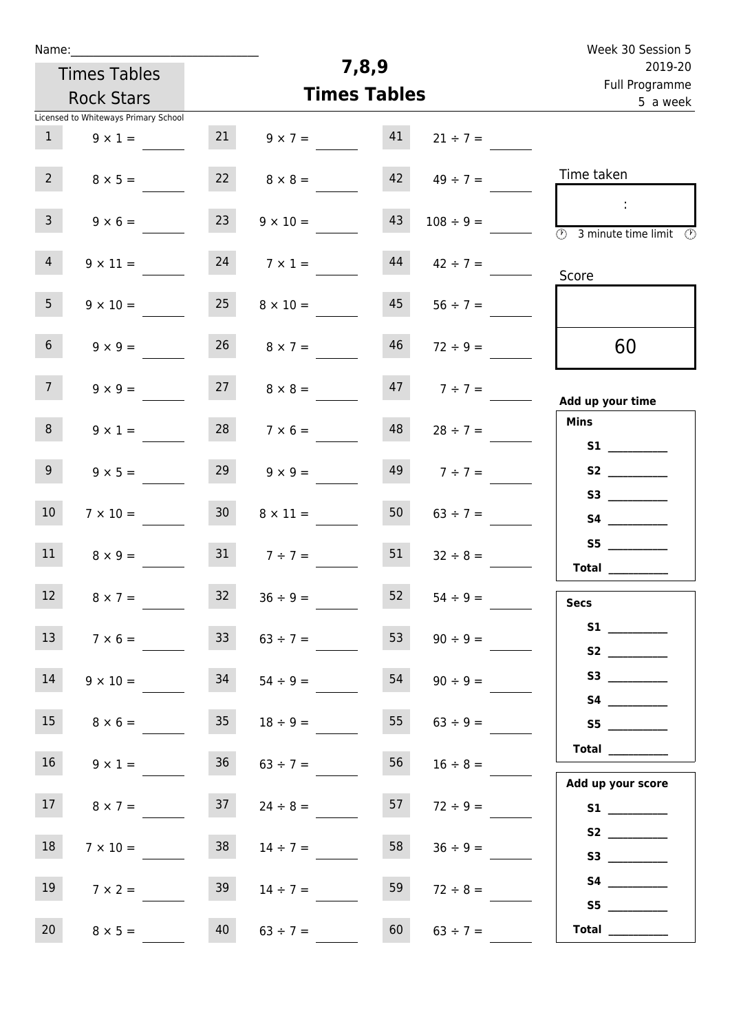Name:______________________________

Times Tables Rock Stars

Licensed to Whiteways Primary School

# 7,8,9
# Times Tables

Week 30 Session 5
2019-20
Full Programme
5 a week

| | | | | | |
|---|---|---|---|---|---|
| 1 | $9 \times 1 =$ | 21 | $9 \times 7 =$ | 41 | $21 \div 7 =$ |
| 2 | $8 \times 5 =$ | 22 | $8 \times 8 =$ | 42 | $49 \div 7 =$ |
| 3 | $9 \times 6 =$ | 23 | $9 \times 10 =$ | 43 | $108 \div 9 =$ |
| 4 | $9 \times 11 =$ | 24 | $7 \times 1 =$ | 44 | $42 \div 7 =$ |
| 5 | $9 \times 10 =$ | 25 | $8 \times 10 =$ | 45 | $56 \div 7 =$ |
| 6 | $9 \times 9 =$ | 26 | $8 \times 7 =$ | 46 | $72 \div 9 =$ |
| 7 | $9 \times 9 =$ | 27 | $8 \times 8 =$ | 47 | $7 \div 7 =$ |
| 8 | $9 \times 1 =$ | 28 | $7 \times 6 =$ | 48 | $28 \div 7 =$ |
| 9 | $9 \times 5 =$ | 29 | $9 \times 9 =$ | 49 | $7 \div 7 =$ |
| 10 | $7 \times 10 =$ | 30 | $8 \times 11 =$ | 50 | $63 \div 7 =$ |
| 11 | $8 \times 9 =$ | 31 | $7 \div 7 =$ | 51 | $32 \div 8 =$ |
| 12 | $8 \times 7 =$ | 32 | $36 \div 9 =$ | 52 | $54 \div 9 =$ |
| 13 | $7 \times 6 =$ | 33 | $63 \div 7 =$ | 53 | $90 \div 9 =$ |
| 14 | $9 \times 10 =$ | 34 | $54 \div 9 =$ | 54 | $90 \div 9 =$ |
| 15 | $8 \times 6 =$ | 35 | $18 \div 9 =$ | 55 | $63 \div 9 =$ |
| 16 | $9 \times 1 =$ | 36 | $63 \div 7 =$ | 56 | $16 \div 8 =$ |
| 17 | $8 \times 7 =$ | 37 | $24 \div 8 =$ | 57 | $72 \div 9 =$ |
| 18 | $7 \times 10 =$ | 38 | $14 \div 7 =$ | 58 | $36 \div 9 =$ |
| 19 | $7 \times 2 =$ | 39 | $14 \div 7 =$ | 59 | $72 \div 8 =$ |
| 20 | $8 \times 5 =$ | 40 | $63 \div 7 =$ | 60 | $63 \div 7 =$ |

Time taken

:

3 minute time limit

Score

60

**Add up your time**

**Mins**

**S1** __________
**S2** __________
**S3** __________
**S4** __________
**S5** __________
**Total** __________

**Secs**

**S1** __________
**S2** __________
**S3** __________
**S4** __________
**S5** __________
**Total** __________

**Add up your score**

**S1** __________
**S2** __________
**S3** __________
**S4** __________
**S5** __________
**Total** __________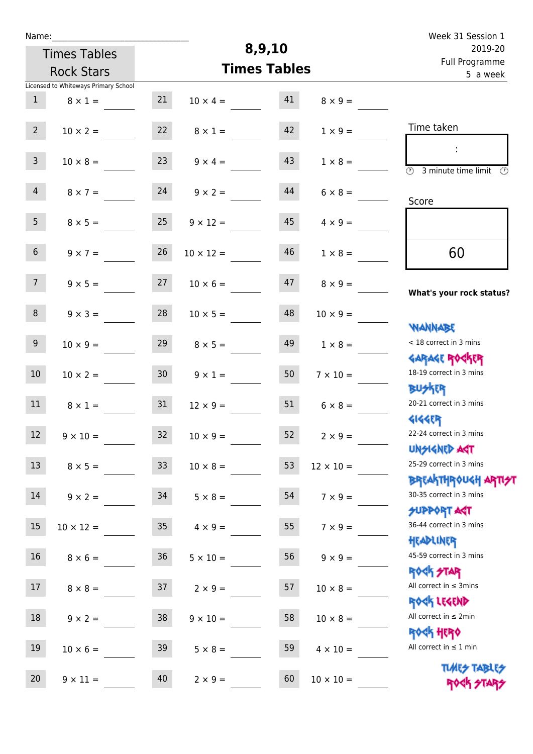Name:\_\_\_\_\_\_\_\_\_\_\_\_\_\_\_\_\_\_\_\_\_\_\_\_\_\_\_\_

Times Tables Rock Stars

Licensed to Whiteways Primary School

# 8,9,10 Times Tables

Week 31 Session 1
2019-20
Full Programme
5 a week

| # | Question | # | Question | # | Question |
|---|---|---|---|---|---|
| 1 | $8 \times 1 =$ | 21 | $10 \times 4 =$ | 41 | $8 \times 9 =$ |
| 2 | $10 \times 2 =$ | 22 | $8 \times 1 =$ | 42 | $1 \times 9 =$ |
| 3 | $10 \times 8 =$ | 23 | $9 \times 4 =$ | 43 | $1 \times 8 =$ |
| 4 | $8 \times 7 =$ | 24 | $9 \times 2 =$ | 44 | $6 \times 8 =$ |
| 5 | $8 \times 5 =$ | 25 | $9 \times 12 =$ | 45 | $4 \times 9 =$ |
| 6 | $9 \times 7 =$ | 26 | $10 \times 12 =$ | 46 | $1 \times 8 =$ |
| 7 | $9 \times 5 =$ | 27 | $10 \times 6 =$ | 47 | $8 \times 9 =$ |
| 8 | $9 \times 3 =$ | 28 | $10 \times 5 =$ | 48 | $10 \times 9 =$ |
| 9 | $10 \times 9 =$ | 29 | $8 \times 5 =$ | 49 | $1 \times 8 =$ |
| 10 | $10 \times 2 =$ | 30 | $9 \times 1 =$ | 50 | $7 \times 10 =$ |
| 11 | $8 \times 1 =$ | 31 | $12 \times 9 =$ | 51 | $6 \times 8 =$ |
| 12 | $9 \times 10 =$ | 32 | $10 \times 9 =$ | 52 | $2 \times 9 =$ |
| 13 | $8 \times 5 =$ | 33 | $10 \times 8 =$ | 53 | $12 \times 10 =$ |
| 14 | $9 \times 2 =$ | 34 | $5 \times 8 =$ | 54 | $7 \times 9 =$ |
| 15 | $10 \times 12 =$ | 35 | $4 \times 9 =$ | 55 | $7 \times 9 =$ |
| 16 | $8 \times 6 =$ | 36 | $5 \times 10 =$ | 56 | $9 \times 9 =$ |
| 17 | $8 \times 8 =$ | 37 | $2 \times 9 =$ | 57 | $10 \times 8 =$ |
| 18 | $9 \times 2 =$ | 38 | $9 \times 10 =$ | 58 | $10 \times 8 =$ |
| 19 | $10 \times 6 =$ | 39 | $5 \times 8 =$ | 59 | $4 \times 10 =$ |
| 20 | $9 \times 11 =$ | 40 | $2 \times 9 =$ | 60 | $10 \times 10 =$ |

Time taken

:

3 minute time limit

Score

60

**What's your rock status?**

- WANNABE: < 18 correct in 3 mins
- GARAGE ROCKER: 18-19 correct in 3 mins
- BUSKER: 20-21 correct in 3 mins
- GIGGER: 22-24 correct in 3 mins
- UNSIGNED ACT: 25-29 correct in 3 mins
- BREAKTHROUGH ARTIST: 30-35 correct in 3 mins
- SUPPORT ACT: 36-44 correct in 3 mins
- HEADLINER: 45-59 correct in 3 mins
- ROCK STAR: All correct in ≤ 3mins
- ROCK LEGEND: All correct in ≤ 2min
- ROCK HERO: All correct in ≤ 1 min

TIMES TABLES ROCK STARS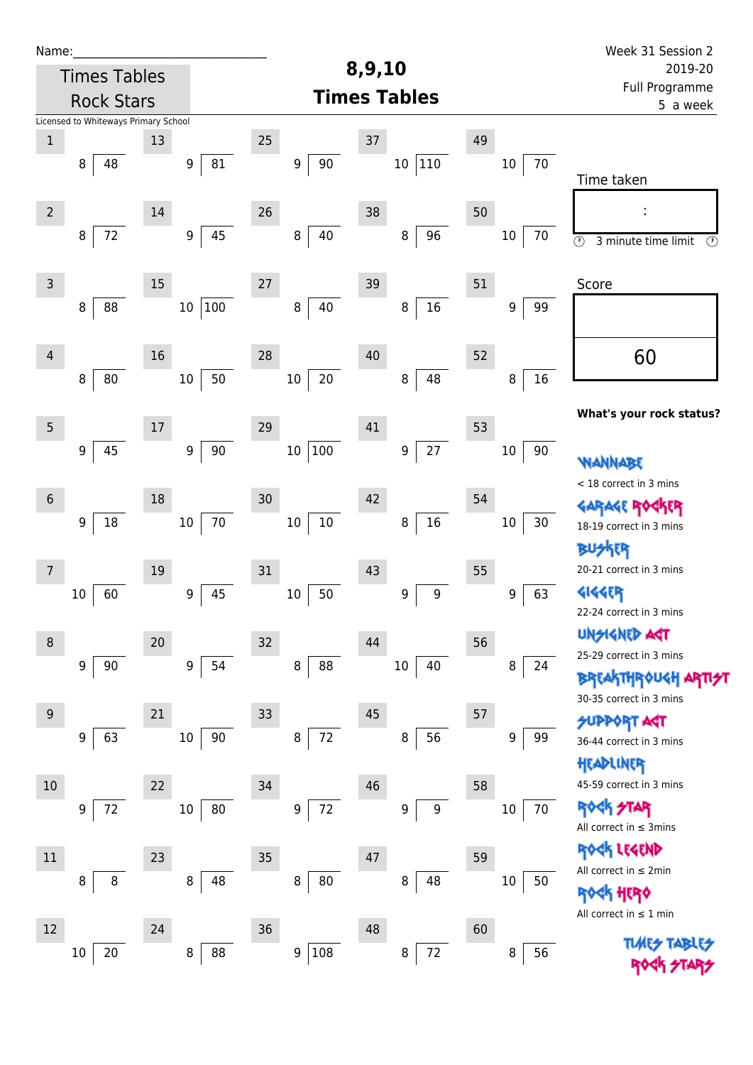Name:\_\_\_\_\_\_\_\_\_\_\_\_\_\_\_\_\_\_\_\_\_\_\_\_\_\_\_\_

Times Tables Rock Stars

Licensed to Whiteways Primary School

# 8,9,10 Times Tables

Week 31 Session 2
2019-20
Full Programme
5 a week

| # | Question | # | Question | # | Question | # | Question | # | Question |
|---|---|---|---|---|---|---|---|---|---|
| 1 | 8 ⟌ 48 | 13 | 9 ⟌ 81 | 25 | 9 ⟌ 90 | 37 | 10 ⟌ 110 | 49 | 10 ⟌ 70 |
| 2 | 8 ⟌ 72 | 14 | 9 ⟌ 45 | 26 | 8 ⟌ 40 | 38 | 8 ⟌ 96 | 50 | 10 ⟌ 70 |
| 3 | 8 ⟌ 88 | 15 | 10 ⟌ 100 | 27 | 8 ⟌ 40 | 39 | 8 ⟌ 16 | 51 | 9 ⟌ 99 |
| 4 | 8 ⟌ 80 | 16 | 10 ⟌ 50 | 28 | 10 ⟌ 20 | 40 | 8 ⟌ 48 | 52 | 8 ⟌ 16 |
| 5 | 9 ⟌ 45 | 17 | 9 ⟌ 90 | 29 | 10 ⟌ 100 | 41 | 9 ⟌ 27 | 53 | 10 ⟌ 90 |
| 6 | 9 ⟌ 18 | 18 | 10 ⟌ 70 | 30 | 10 ⟌ 10 | 42 | 8 ⟌ 16 | 54 | 10 ⟌ 30 |
| 7 | 10 ⟌ 60 | 19 | 9 ⟌ 45 | 31 | 10 ⟌ 50 | 43 | 9 ⟌ 9 | 55 | 9 ⟌ 63 |
| 8 | 9 ⟌ 90 | 20 | 9 ⟌ 54 | 32 | 8 ⟌ 88 | 44 | 10 ⟌ 40 | 56 | 8 ⟌ 24 |
| 9 | 9 ⟌ 63 | 21 | 10 ⟌ 90 | 33 | 8 ⟌ 72 | 45 | 8 ⟌ 56 | 57 | 9 ⟌ 99 |
| 10 | 9 ⟌ 72 | 22 | 10 ⟌ 80 | 34 | 9 ⟌ 72 | 46 | 9 ⟌ 9 | 58 | 10 ⟌ 70 |
| 11 | 8 ⟌ 8 | 23 | 8 ⟌ 48 | 35 | 8 ⟌ 80 | 47 | 8 ⟌ 48 | 59 | 10 ⟌ 50 |
| 12 | 10 ⟌ 20 | 24 | 8 ⟌ 88 | 36 | 9 ⟌ 108 | 48 | 8 ⟌ 72 | 60 | 8 ⟌ 56 |

Time taken

:

3 minute time limit

Score

60

**What's your rock status?**

WANNABE
< 18 correct in 3 mins

GARAGE ROCKER
18-19 correct in 3 mins

BUSKER
20-21 correct in 3 mins

GIGGER
22-24 correct in 3 mins

UNSIGNED ACT
25-29 correct in 3 mins

BREAKTHROUGH ARTIST
30-35 correct in 3 mins

SUPPORT ACT
36-44 correct in 3 mins

HEADLINER
45-59 correct in 3 mins

ROCK STAR
All correct in ≤ 3mins

ROCK LEGEND
All correct in ≤ 2min

ROCK HERO
All correct in ≤ 1 min

TIMES TABLES ROCK STARS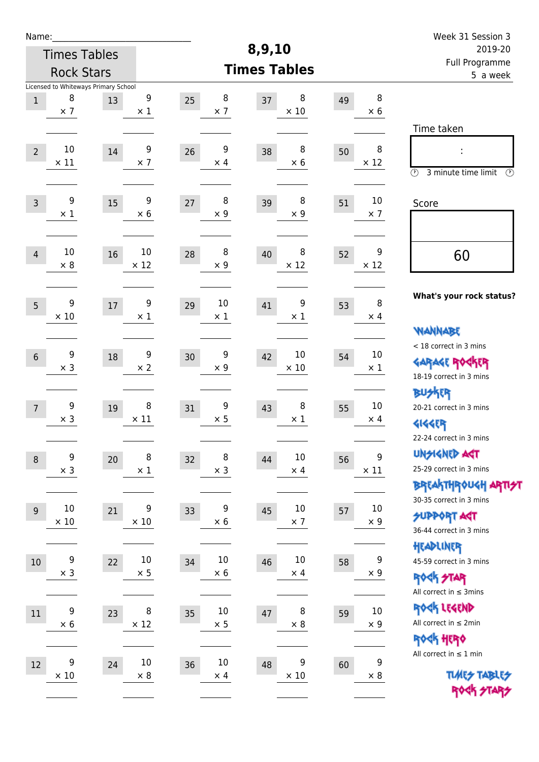Name:\_\_\_\_\_\_\_\_\_\_\_\_\_\_\_\_\_\_\_\_\_\_\_\_\_\_\_

Times Tables Rock Stars

Licensed to Whiteways Primary School

# 8,9,10 Times Tables

Week 31 Session 3
2019-20
Full Programme
5 a week

| | | | | |
|---|---|---|---|---|
| 1) $8 \times 7$ | 13) $9 \times 1$ | 25) $8 \times 7$ | 37) $8 \times 10$ | 49) $8 \times 6$ |
| 2) $10 \times 11$ | 14) $9 \times 7$ | 26) $9 \times 4$ | 38) $8 \times 6$ | 50) $8 \times 12$ |
| 3) $9 \times 1$ | 15) $9 \times 6$ | 27) $8 \times 9$ | 39) $8 \times 9$ | 51) $10 \times 7$ |
| 4) $10 \times 8$ | 16) $10 \times 12$ | 28) $8 \times 9$ | 40) $8 \times 12$ | 52) $9 \times 12$ |
| 5) $9 \times 10$ | 17) $9 \times 1$ | 29) $10 \times 1$ | 41) $9 \times 1$ | 53) $8 \times 4$ |
| 6) $9 \times 3$ | 18) $9 \times 2$ | 30) $9 \times 9$ | 42) $10 \times 10$ | 54) $10 \times 1$ |
| 7) $9 \times 3$ | 19) $8 \times 11$ | 31) $9 \times 5$ | 43) $8 \times 1$ | 55) $10 \times 4$ |
| 8) $9 \times 3$ | 20) $8 \times 1$ | 32) $8 \times 3$ | 44) $10 \times 4$ | 56) $9 \times 11$ |
| 9) $10 \times 10$ | 21) $9 \times 10$ | 33) $9 \times 6$ | 45) $10 \times 7$ | 57) $10 \times 9$ |
| 10) $9 \times 3$ | 22) $10 \times 5$ | 34) $10 \times 6$ | 46) $10 \times 4$ | 58) $9 \times 9$ |
| 11) $9 \times 6$ | 23) $8 \times 12$ | 35) $10 \times 5$ | 47) $8 \times 8$ | 59) $10 \times 9$ |
| 12) $9 \times 10$ | 24) $10 \times 8$ | 36) $10 \times 4$ | 48) $9 \times 10$ | 60) $9 \times 8$ |

Time taken

:

3 minute time limit

Score

60

**What's your rock status?**

WANNABE
< 18 correct in 3 mins

GARAGE ROCKER
18-19 correct in 3 mins

BUSKER
20-21 correct in 3 mins

GIGGER
22-24 correct in 3 mins

UNSIGNED ACT
25-29 correct in 3 mins

BREAKTHROUGH ARTIST
30-35 correct in 3 mins

SUPPORT ACT
36-44 correct in 3 mins

HEADLINER
45-59 correct in 3 mins

ROCK STAR
All correct in ≤ 3mins

ROCK LEGEND
All correct in ≤ 2min

ROCK HERO
All correct in ≤ 1 min

TIMES TABLES ROCK STARS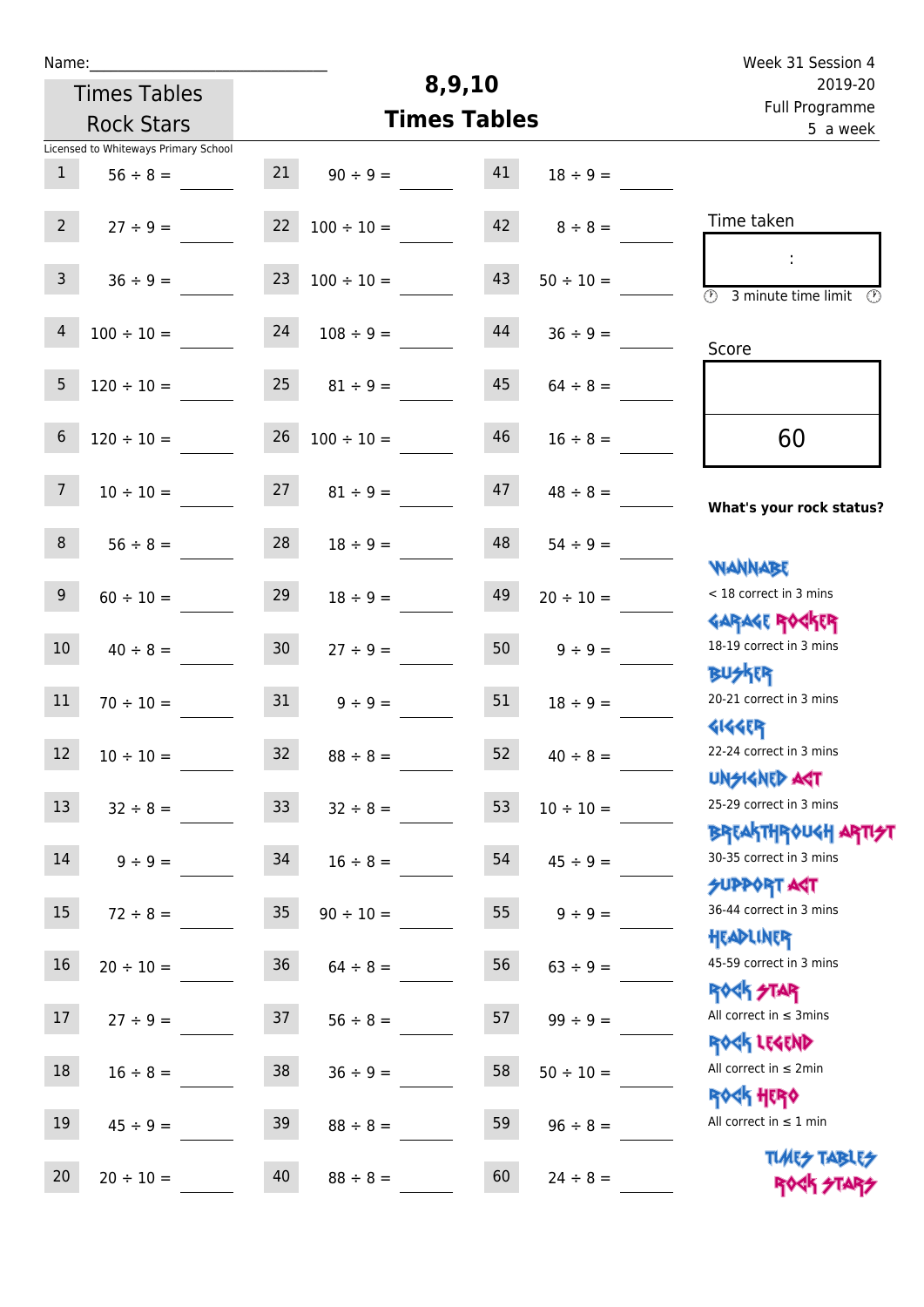Name:\_\_\_\_\_\_\_\_\_\_\_\_\_\_\_\_\_\_\_\_\_\_\_\_\_\_\_\_

Times Tables Rock Stars

Licensed to Whiteways Primary School

# 8,9,10 Times Tables

Week 31 Session 4
2019-20
Full Programme
5 a week

| | | | | | |
|---|---|---|---|---|---|
| 1 | 56 ÷ 8 = | 21 | 90 ÷ 9 = | 41 | 18 ÷ 9 = |
| 2 | 27 ÷ 9 = | 22 | 100 ÷ 10 = | 42 | 8 ÷ 8 = |
| 3 | 36 ÷ 9 = | 23 | 100 ÷ 10 = | 43 | 50 ÷ 10 = |
| 4 | 100 ÷ 10 = | 24 | 108 ÷ 9 = | 44 | 36 ÷ 9 = |
| 5 | 120 ÷ 10 = | 25 | 81 ÷ 9 = | 45 | 64 ÷ 8 = |
| 6 | 120 ÷ 10 = | 26 | 100 ÷ 10 = | 46 | 16 ÷ 8 = |
| 7 | 10 ÷ 10 = | 27 | 81 ÷ 9 = | 47 | 48 ÷ 8 = |
| 8 | 56 ÷ 8 = | 28 | 18 ÷ 9 = | 48 | 54 ÷ 9 = |
| 9 | 60 ÷ 10 = | 29 | 18 ÷ 9 = | 49 | 20 ÷ 10 = |
| 10 | 40 ÷ 8 = | 30 | 27 ÷ 9 = | 50 | 9 ÷ 9 = |
| 11 | 70 ÷ 10 = | 31 | 9 ÷ 9 = | 51 | 18 ÷ 9 = |
| 12 | 10 ÷ 10 = | 32 | 88 ÷ 8 = | 52 | 40 ÷ 8 = |
| 13 | 32 ÷ 8 = | 33 | 32 ÷ 8 = | 53 | 10 ÷ 10 = |
| 14 | 9 ÷ 9 = | 34 | 16 ÷ 8 = | 54 | 45 ÷ 9 = |
| 15 | 72 ÷ 8 = | 35 | 90 ÷ 10 = | 55 | 9 ÷ 9 = |
| 16 | 20 ÷ 10 = | 36 | 64 ÷ 8 = | 56 | 63 ÷ 9 = |
| 17 | 27 ÷ 9 = | 37 | 56 ÷ 8 = | 57 | 99 ÷ 9 = |
| 18 | 16 ÷ 8 = | 38 | 36 ÷ 9 = | 58 | 50 ÷ 10 = |
| 19 | 45 ÷ 9 = | 39 | 88 ÷ 8 = | 59 | 96 ÷ 8 = |
| 20 | 20 ÷ 10 = | 40 | 88 ÷ 8 = | 60 | 24 ÷ 8 = |

Time taken

:

3 minute time limit

Score

60

**What's your rock status?**

WANNABE
< 18 correct in 3 mins

GARAGE ROCKER
18-19 correct in 3 mins

BUSKER
20-21 correct in 3 mins

GIGGER
22-24 correct in 3 mins

UNSIGNED ACT
25-29 correct in 3 mins

BREAKTHROUGH ARTIST
30-35 correct in 3 mins

SUPPORT ACT
36-44 correct in 3 mins

HEADLINER
45-59 correct in 3 mins

ROCK STAR
All correct in ≤ 3mins

ROCK LEGEND
All correct in ≤ 2min

ROCK HERO
All correct in ≤ 1 min

TIMES TABLES ROCK STARS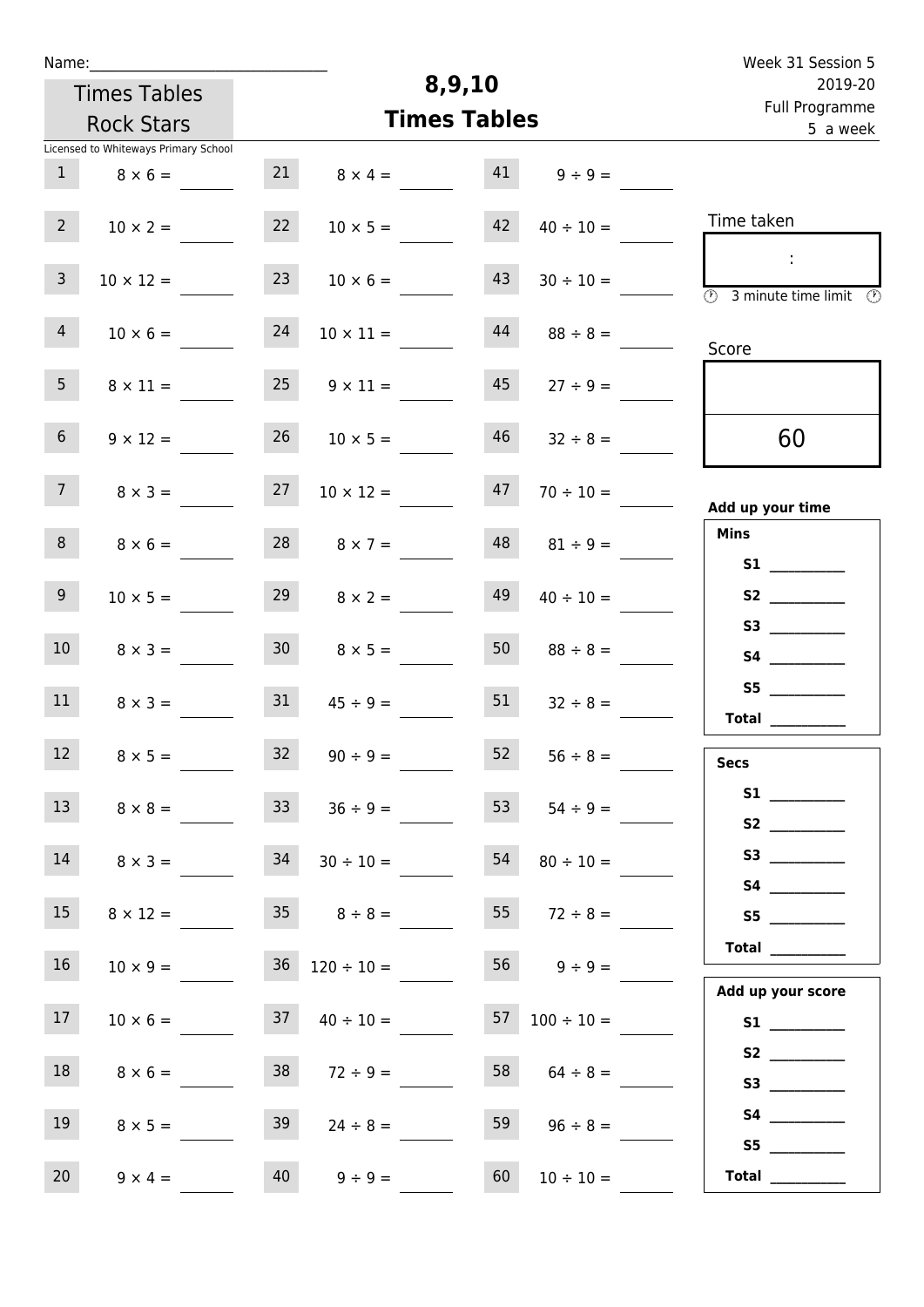Name:

Times Tables Rock Stars

Licensed to Whiteways Primary School

# 8,9,10 Times Tables

Week 31 Session 5
2019-20
Full Programme
5 a week

| | | | | | |
|---|---|---|---|---|---|
| 1 | $8 \times 6 =$ | 21 | $8 \times 4 =$ | 41 | $9 \div 9 =$ |
| 2 | $10 \times 2 =$ | 22 | $10 \times 5 =$ | 42 | $40 \div 10 =$ |
| 3 | $10 \times 12 =$ | 23 | $10 \times 6 =$ | 43 | $30 \div 10 =$ |
| 4 | $10 \times 6 =$ | 24 | $10 \times 11 =$ | 44 | $88 \div 8 =$ |
| 5 | $8 \times 11 =$ | 25 | $9 \times 11 =$ | 45 | $27 \div 9 =$ |
| 6 | $9 \times 12 =$ | 26 | $10 \times 5 =$ | 46 | $32 \div 8 =$ |
| 7 | $8 \times 3 =$ | 27 | $10 \times 12 =$ | 47 | $70 \div 10 =$ |
| 8 | $8 \times 6 =$ | 28 | $8 \times 7 =$ | 48 | $81 \div 9 =$ |
| 9 | $10 \times 5 =$ | 29 | $8 \times 2 =$ | 49 | $40 \div 10 =$ |
| 10 | $8 \times 3 =$ | 30 | $8 \times 5 =$ | 50 | $88 \div 8 =$ |
| 11 | $8 \times 3 =$ | 31 | $45 \div 9 =$ | 51 | $32 \div 8 =$ |
| 12 | $8 \times 5 =$ | 32 | $90 \div 9 =$ | 52 | $56 \div 8 =$ |
| 13 | $8 \times 8 =$ | 33 | $36 \div 9 =$ | 53 | $54 \div 9 =$ |
| 14 | $8 \times 3 =$ | 34 | $30 \div 10 =$ | 54 | $80 \div 10 =$ |
| 15 | $8 \times 12 =$ | 35 | $8 \div 8 =$ | 55 | $72 \div 8 =$ |
| 16 | $10 \times 9 =$ | 36 | $120 \div 10 =$ | 56 | $9 \div 9 =$ |
| 17 | $10 \times 6 =$ | 37 | $40 \div 10 =$ | 57 | $100 \div 10 =$ |
| 18 | $8 \times 6 =$ | 38 | $72 \div 9 =$ | 58 | $64 \div 8 =$ |
| 19 | $8 \times 5 =$ | 39 | $24 \div 8 =$ | 59 | $96 \div 8 =$ |
| 20 | $9 \times 4 =$ | 40 | $9 \div 9 =$ | 60 | $10 \div 10 =$ |

Time taken

:

3 minute time limit

Score

60

**Add up your time**

**Mins**

**S1** ______
**S2** ______
**S3** ______
**S4** ______
**S5** ______
**Total** ______

**Secs**

**S1** ______
**S2** ______
**S3** ______
**S4** ______
**S5** ______
**Total** ______

**Add up your score**

**S1** ______
**S2** ______
**S3** ______
**S4** ______
**S5** ______
**Total** ______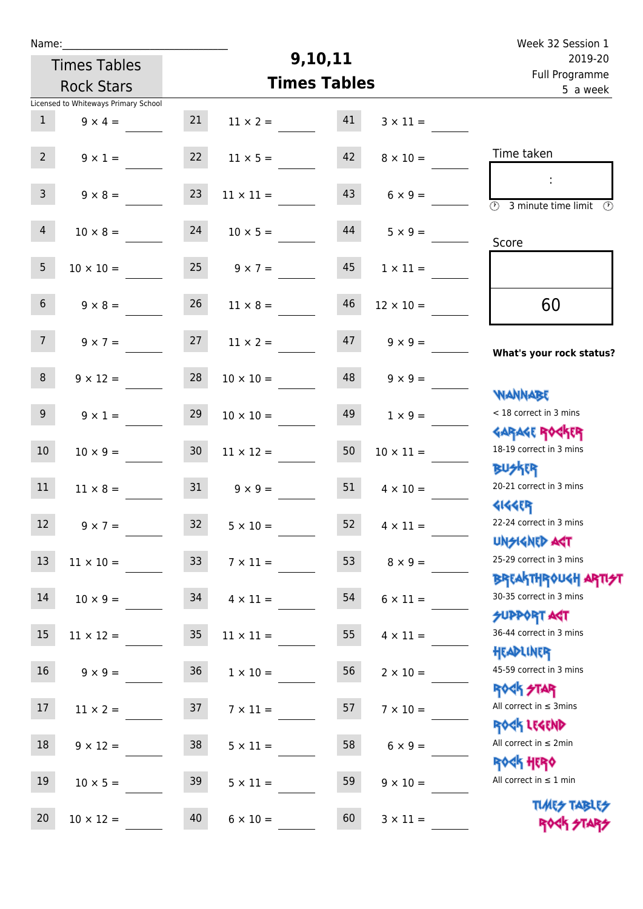Name:

Times Tables Rock Stars

# 9,10,11 Times Tables

Week 32 Session 1
2019-20
Full Programme
5 a week

Licensed to Whiteways Primary School

| # | Question | # | Question | # | Question |
|---|---|---|---|---|---|
| 1 | 9 × 4 = | 21 | 11 × 2 = | 41 | 3 × 11 = |
| 2 | 9 × 1 = | 22 | 11 × 5 = | 42 | 8 × 10 = |
| 3 | 9 × 8 = | 23 | 11 × 11 = | 43 | 6 × 9 = |
| 4 | 10 × 8 = | 24 | 10 × 5 = | 44 | 5 × 9 = |
| 5 | 10 × 10 = | 25 | 9 × 7 = | 45 | 1 × 11 = |
| 6 | 9 × 8 = | 26 | 11 × 8 = | 46 | 12 × 10 = |
| 7 | 9 × 7 = | 27 | 11 × 2 = | 47 | 9 × 9 = |
| 8 | 9 × 12 = | 28 | 10 × 10 = | 48 | 9 × 9 = |
| 9 | 9 × 1 = | 29 | 10 × 10 = | 49 | 1 × 9 = |
| 10 | 10 × 9 = | 30 | 11 × 12 = | 50 | 10 × 11 = |
| 11 | 11 × 8 = | 31 | 9 × 9 = | 51 | 4 × 10 = |
| 12 | 9 × 7 = | 32 | 5 × 10 = | 52 | 4 × 11 = |
| 13 | 11 × 10 = | 33 | 7 × 11 = | 53 | 8 × 9 = |
| 14 | 10 × 9 = | 34 | 4 × 11 = | 54 | 6 × 11 = |
| 15 | 11 × 12 = | 35 | 11 × 11 = | 55 | 4 × 11 = |
| 16 | 9 × 9 = | 36 | 1 × 10 = | 56 | 2 × 10 = |
| 17 | 11 × 2 = | 37 | 7 × 11 = | 57 | 7 × 10 = |
| 18 | 9 × 12 = | 38 | 5 × 11 = | 58 | 6 × 9 = |
| 19 | 10 × 5 = | 39 | 5 × 11 = | 59 | 9 × 10 = |
| 20 | 10 × 12 = | 40 | 6 × 10 = | 60 | 3 × 11 = |

Time taken

:

3 minute time limit

Score

60

**What's your rock status?**

WANNABE
< 18 correct in 3 mins

GARAGE ROCKER
18-19 correct in 3 mins

BUSKER
20-21 correct in 3 mins

GIGGER
22-24 correct in 3 mins

UNSIGNED ACT
25-29 correct in 3 mins

BREAKTHROUGH ARTIST
30-35 correct in 3 mins

SUPPORT ACT
36-44 correct in 3 mins

HEADLINER
45-59 correct in 3 mins

ROCK STAR
All correct in ≤ 3mins

ROCK LEGEND
All correct in ≤ 2min

ROCK HERO
All correct in ≤ 1 min

TIMES TABLES ROCK STARS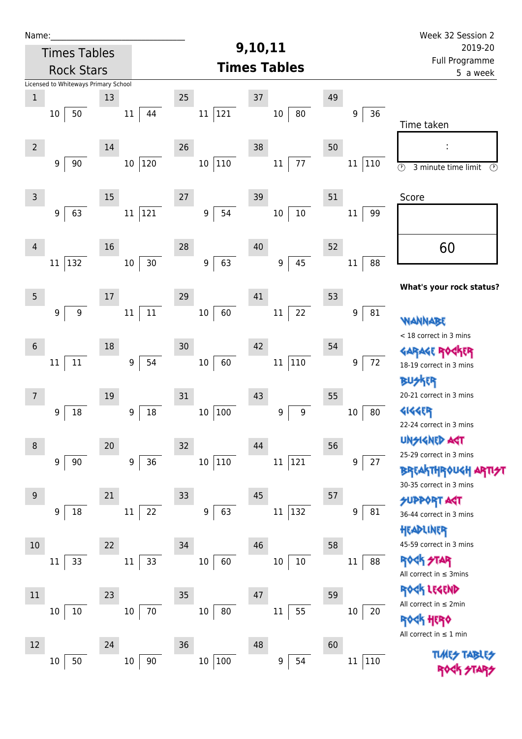Name:\_\_\_\_\_\_\_\_\_\_\_\_\_\_\_\_\_\_\_\_\_\_\_\_\_\_\_\_

Times Tables Rock Stars

Licensed to Whiteways Primary School

# 9,10,11 Times Tables

Week 32 Session 2
2019-20
Full Programme
5 a week

| # | Question | # | Question | # | Question | # | Question | # | Question |
|---|---|---|---|---|---|---|---|---|---|
| 1 | 10 ⟌ 50 | 13 | 11 ⟌ 44 | 25 | 11 ⟌ 121 | 37 | 10 ⟌ 80 | 49 | 9 ⟌ 36 |
| 2 | 9 ⟌ 90 | 14 | 10 ⟌ 120 | 26 | 10 ⟌ 110 | 38 | 11 ⟌ 77 | 50 | 11 ⟌ 110 |
| 3 | 9 ⟌ 63 | 15 | 11 ⟌ 121 | 27 | 9 ⟌ 54 | 39 | 10 ⟌ 10 | 51 | 11 ⟌ 99 |
| 4 | 11 ⟌ 132 | 16 | 10 ⟌ 30 | 28 | 9 ⟌ 63 | 40 | 9 ⟌ 45 | 52 | 11 ⟌ 88 |
| 5 | 9 ⟌ 9 | 17 | 11 ⟌ 11 | 29 | 10 ⟌ 60 | 41 | 11 ⟌ 22 | 53 | 9 ⟌ 81 |
| 6 | 11 ⟌ 11 | 18 | 9 ⟌ 54 | 30 | 10 ⟌ 60 | 42 | 11 ⟌ 110 | 54 | 9 ⟌ 72 |
| 7 | 9 ⟌ 18 | 19 | 9 ⟌ 18 | 31 | 10 ⟌ 100 | 43 | 9 ⟌ 9 | 55 | 10 ⟌ 80 |
| 8 | 9 ⟌ 90 | 20 | 9 ⟌ 36 | 32 | 10 ⟌ 110 | 44 | 11 ⟌ 121 | 56 | 9 ⟌ 27 |
| 9 | 9 ⟌ 18 | 21 | 11 ⟌ 22 | 33 | 9 ⟌ 63 | 45 | 11 ⟌ 132 | 57 | 9 ⟌ 81 |
| 10 | 11 ⟌ 33 | 22 | 11 ⟌ 33 | 34 | 10 ⟌ 60 | 46 | 10 ⟌ 10 | 58 | 11 ⟌ 88 |
| 11 | 10 ⟌ 10 | 23 | 10 ⟌ 70 | 35 | 10 ⟌ 80 | 47 | 11 ⟌ 55 | 59 | 10 ⟌ 20 |
| 12 | 10 ⟌ 50 | 24 | 10 ⟌ 90 | 36 | 10 ⟌ 100 | 48 | 9 ⟌ 54 | 60 | 11 ⟌ 110 |

Time taken

:

3 minute time limit

Score

60

**What's your rock status?**

WANNABE
< 18 correct in 3 mins

GARAGE ROCKER
18-19 correct in 3 mins

BUSKER
20-21 correct in 3 mins

GIGGER
22-24 correct in 3 mins

UNSIGNED ACT
25-29 correct in 3 mins

BREAKTHROUGH ARTIST
30-35 correct in 3 mins

SUPPORT ACT
36-44 correct in 3 mins

HEADLINER
45-59 correct in 3 mins

ROCK STAR
All correct in ≤ 3mins

ROCK LEGEND
All correct in ≤ 2min

ROCK HERO
All correct in ≤ 1 min

TIMES TABLES ROCK STARS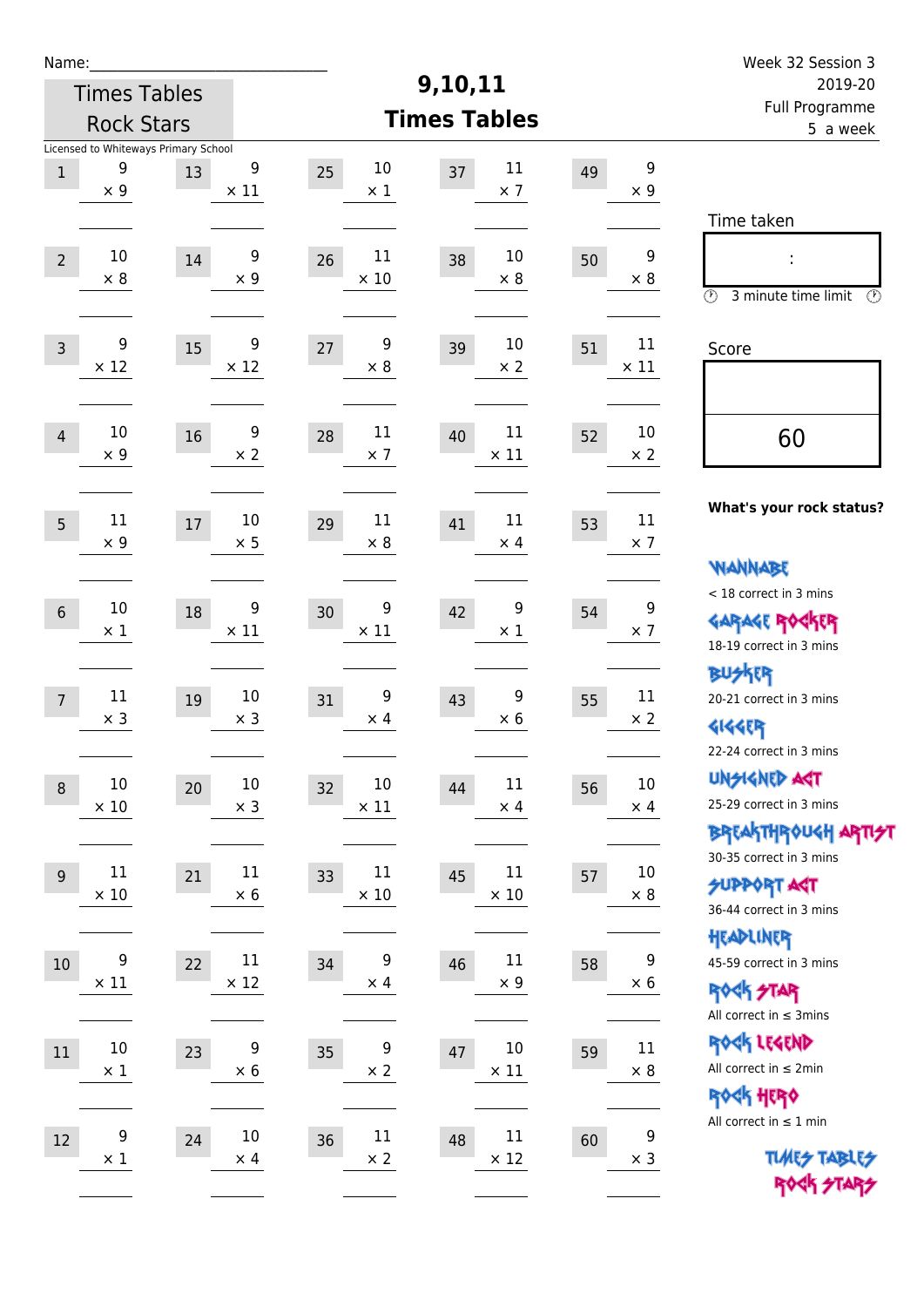Name:\_\_\_\_\_\_\_\_\_\_\_\_\_\_\_\_\_\_\_\_\_\_\_\_\_\_\_\_

Times Tables Rock Stars

Licensed to Whiteways Primary School

# 9,10,11 Times Tables

Week 32 Session 3
2019-20
Full Programme
5 a week

| # | Question | # | Question | # | Question | # | Question | # | Question |
|---|---|---|---|---|---|---|---|---|---|
| 1 | 9 × 9 | 13 | 9 × 11 | 25 | 10 × 1 | 37 | 11 × 7 | 49 | 9 × 9 |
| 2 | 10 × 8 | 14 | 9 × 9 | 26 | 11 × 10 | 38 | 10 × 8 | 50 | 9 × 8 |
| 3 | 9 × 12 | 15 | 9 × 12 | 27 | 9 × 8 | 39 | 10 × 2 | 51 | 11 × 11 |
| 4 | 10 × 9 | 16 | 9 × 2 | 28 | 11 × 7 | 40 | 11 × 11 | 52 | 10 × 2 |
| 5 | 11 × 9 | 17 | 10 × 5 | 29 | 11 × 8 | 41 | 11 × 4 | 53 | 11 × 7 |
| 6 | 10 × 1 | 18 | 9 × 11 | 30 | 9 × 11 | 42 | 9 × 1 | 54 | 9 × 7 |
| 7 | 11 × 3 | 19 | 10 × 3 | 31 | 9 × 4 | 43 | 9 × 6 | 55 | 11 × 2 |
| 8 | 10 × 10 | 20 | 10 × 3 | 32 | 10 × 11 | 44 | 11 × 4 | 56 | 10 × 4 |
| 9 | 11 × 10 | 21 | 11 × 6 | 33 | 11 × 10 | 45 | 11 × 10 | 57 | 10 × 8 |
| 10 | 9 × 11 | 22 | 11 × 12 | 34 | 9 × 4 | 46 | 11 × 9 | 58 | 9 × 6 |
| 11 | 10 × 1 | 23 | 9 × 6 | 35 | 9 × 2 | 47 | 10 × 11 | 59 | 11 × 8 |
| 12 | 9 × 1 | 24 | 10 × 4 | 36 | 11 × 2 | 48 | 11 × 12 | 60 | 9 × 3 |

Time taken

:

3 minute time limit

Score

60

**What's your rock status?**

WANNABE
< 18 correct in 3 mins

GARAGE ROCKER
18-19 correct in 3 mins

BUSKER
20-21 correct in 3 mins

GIGGER
22-24 correct in 3 mins

UNSIGNED ACT
25-29 correct in 3 mins

BREAKTHROUGH ARTIST
30-35 correct in 3 mins

SUPPORT ACT
36-44 correct in 3 mins

HEADLINER
45-59 correct in 3 mins

ROCK STAR
All correct in ≤ 3mins

ROCK LEGEND
All correct in ≤ 2min

ROCK HERO
All correct in ≤ 1 min

TIMES TABLES ROCK STARS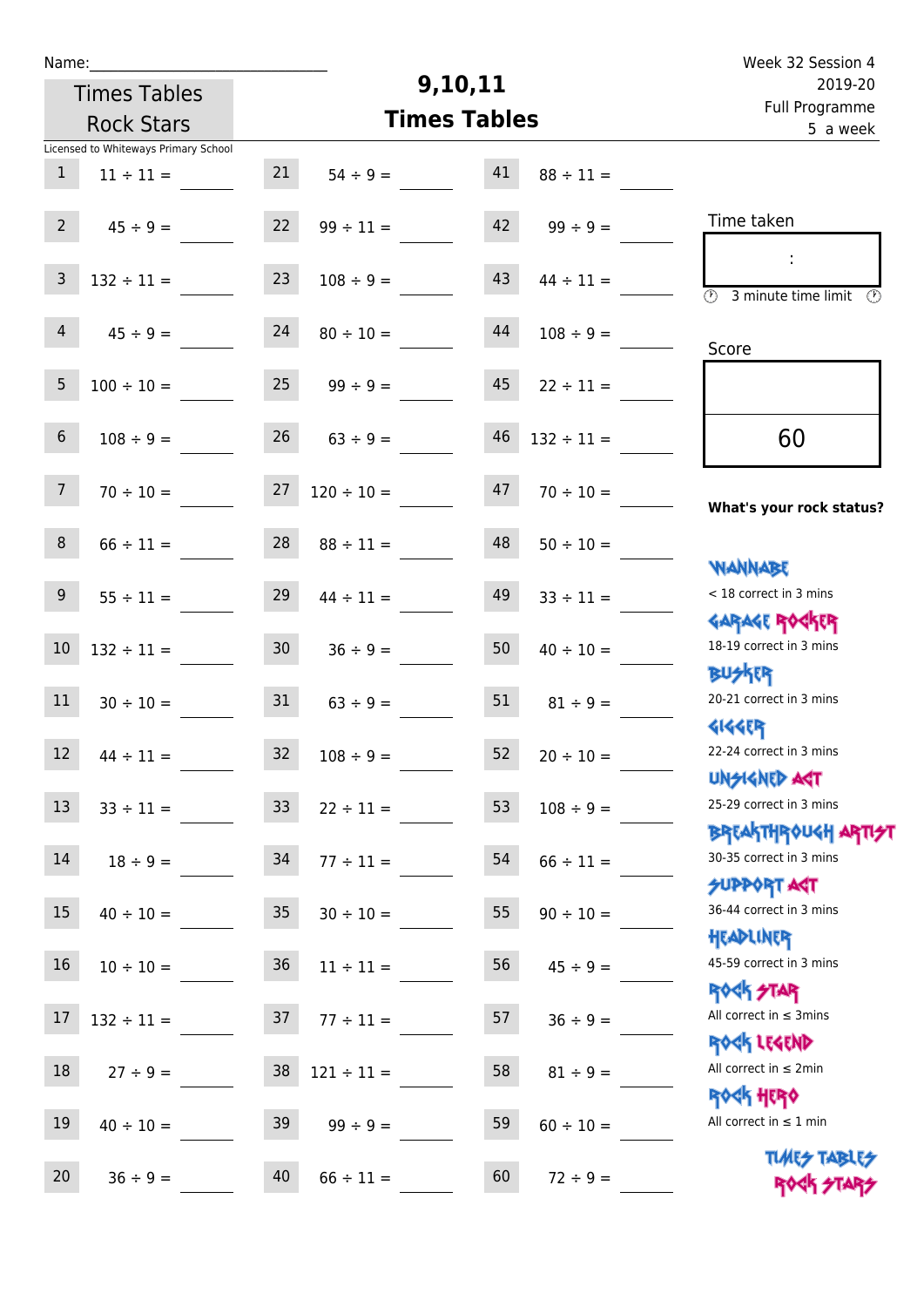Name:______________________________

Times Tables Rock Stars

Licensed to Whiteways Primary School

# 9,10,11 Times Tables

Week 32 Session 4
2019-20
Full Programme
5 a week

| # | Question | # | Question | # | Question |
|---|---|---|---|---|---|
| 1 | 11 ÷ 11 = | 21 | 54 ÷ 9 = | 41 | 88 ÷ 11 = |
| 2 | 45 ÷ 9 = | 22 | 99 ÷ 11 = | 42 | 99 ÷ 9 = |
| 3 | 132 ÷ 11 = | 23 | 108 ÷ 9 = | 43 | 44 ÷ 11 = |
| 4 | 45 ÷ 9 = | 24 | 80 ÷ 10 = | 44 | 108 ÷ 9 = |
| 5 | 100 ÷ 10 = | 25 | 99 ÷ 9 = | 45 | 22 ÷ 11 = |
| 6 | 108 ÷ 9 = | 26 | 63 ÷ 9 = | 46 | 132 ÷ 11 = |
| 7 | 70 ÷ 10 = | 27 | 120 ÷ 10 = | 47 | 70 ÷ 10 = |
| 8 | 66 ÷ 11 = | 28 | 88 ÷ 11 = | 48 | 50 ÷ 10 = |
| 9 | 55 ÷ 11 = | 29 | 44 ÷ 11 = | 49 | 33 ÷ 11 = |
| 10 | 132 ÷ 11 = | 30 | 36 ÷ 9 = | 50 | 40 ÷ 10 = |
| 11 | 30 ÷ 10 = | 31 | 63 ÷ 9 = | 51 | 81 ÷ 9 = |
| 12 | 44 ÷ 11 = | 32 | 108 ÷ 9 = | 52 | 20 ÷ 10 = |
| 13 | 33 ÷ 11 = | 33 | 22 ÷ 11 = | 53 | 108 ÷ 9 = |
| 14 | 18 ÷ 9 = | 34 | 77 ÷ 11 = | 54 | 66 ÷ 11 = |
| 15 | 40 ÷ 10 = | 35 | 30 ÷ 10 = | 55 | 90 ÷ 10 = |
| 16 | 10 ÷ 10 = | 36 | 11 ÷ 11 = | 56 | 45 ÷ 9 = |
| 17 | 132 ÷ 11 = | 37 | 77 ÷ 11 = | 57 | 36 ÷ 9 = |
| 18 | 27 ÷ 9 = | 38 | 121 ÷ 11 = | 58 | 81 ÷ 9 = |
| 19 | 40 ÷ 10 = | 39 | 99 ÷ 9 = | 59 | 60 ÷ 10 = |
| 20 | 36 ÷ 9 = | 40 | 66 ÷ 11 = | 60 | 72 ÷ 9 = |

Time taken

:

3 minute time limit

Score

60

**What's your rock status?**

WANNABE
< 18 correct in 3 mins

GARAGE ROCKER
18-19 correct in 3 mins

BUSKER
20-21 correct in 3 mins

GIGGER
22-24 correct in 3 mins

UNSIGNED ACT
25-29 correct in 3 mins

BREAKTHROUGH ARTIST
30-35 correct in 3 mins

SUPPORT ACT
36-44 correct in 3 mins

HEADLINER
45-59 correct in 3 mins

ROCK STAR
All correct in ≤ 3mins

ROCK LEGEND
All correct in ≤ 2min

ROCK HERO
All correct in ≤ 1 min

TIMES TABLES ROCK STARS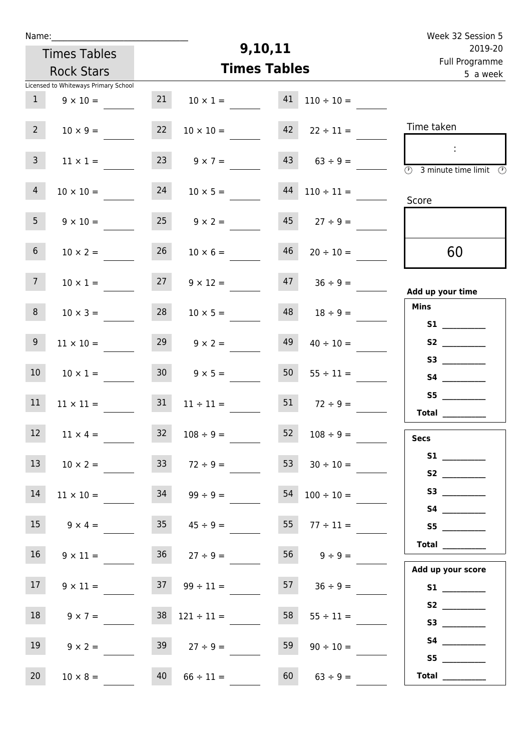Name:______________________________

Times Tables Rock Stars

Licensed to Whiteways Primary School

# 9,10,11 Times Tables

Week 32 Session 5
2019-20
Full Programme
5 a week

| | | | | | |
|---|---|---|---|---|---|
| 1 | $9 \times 10 =$ | 21 | $10 \times 1 =$ | 41 | $110 \div 10 =$ |
| 2 | $10 \times 9 =$ | 22 | $10 \times 10 =$ | 42 | $22 \div 11 =$ |
| 3 | $11 \times 1 =$ | 23 | $9 \times 7 =$ | 43 | $63 \div 9 =$ |
| 4 | $10 \times 10 =$ | 24 | $10 \times 5 =$ | 44 | $110 \div 11 =$ |
| 5 | $9 \times 10 =$ | 25 | $9 \times 2 =$ | 45 | $27 \div 9 =$ |
| 6 | $10 \times 2 =$ | 26 | $10 \times 6 =$ | 46 | $20 \div 10 =$ |
| 7 | $10 \times 1 =$ | 27 | $9 \times 12 =$ | 47 | $36 \div 9 =$ |
| 8 | $10 \times 3 =$ | 28 | $10 \times 5 =$ | 48 | $18 \div 9 =$ |
| 9 | $11 \times 10 =$ | 29 | $9 \times 2 =$ | 49 | $40 \div 10 =$ |
| 10 | $10 \times 1 =$ | 30 | $9 \times 5 =$ | 50 | $55 \div 11 =$ |
| 11 | $11 \times 11 =$ | 31 | $11 \div 11 =$ | 51 | $72 \div 9 =$ |
| 12 | $11 \times 4 =$ | 32 | $108 \div 9 =$ | 52 | $108 \div 9 =$ |
| 13 | $10 \times 2 =$ | 33 | $72 \div 9 =$ | 53 | $30 \div 10 =$ |
| 14 | $11 \times 10 =$ | 34 | $99 \div 9 =$ | 54 | $100 \div 10 =$ |
| 15 | $9 \times 4 =$ | 35 | $45 \div 9 =$ | 55 | $77 \div 11 =$ |
| 16 | $9 \times 11 =$ | 36 | $27 \div 9 =$ | 56 | $9 \div 9 =$ |
| 17 | $9 \times 11 =$ | 37 | $99 \div 11 =$ | 57 | $36 \div 9 =$ |
| 18 | $9 \times 7 =$ | 38 | $121 \div 11 =$ | 58 | $55 \div 11 =$ |
| 19 | $9 \times 2 =$ | 39 | $27 \div 9 =$ | 59 | $90 \div 10 =$ |
| 20 | $10 \times 8 =$ | 40 | $66 \div 11 =$ | 60 | $63 \div 9 =$ |

Time taken

:

3 minute time limit

Score

60

**Add up your time**

**Mins**

**S1** __________
**S2** __________
**S3** __________
**S4** __________
**S5** __________
**Total** __________

**Secs**

**S1** __________
**S2** __________
**S3** __________
**S4** __________
**S5** __________
**Total** __________

**Add up your score**

**S1** __________
**S2** __________
**S3** __________
**S4** __________
**S5** __________
**Total** __________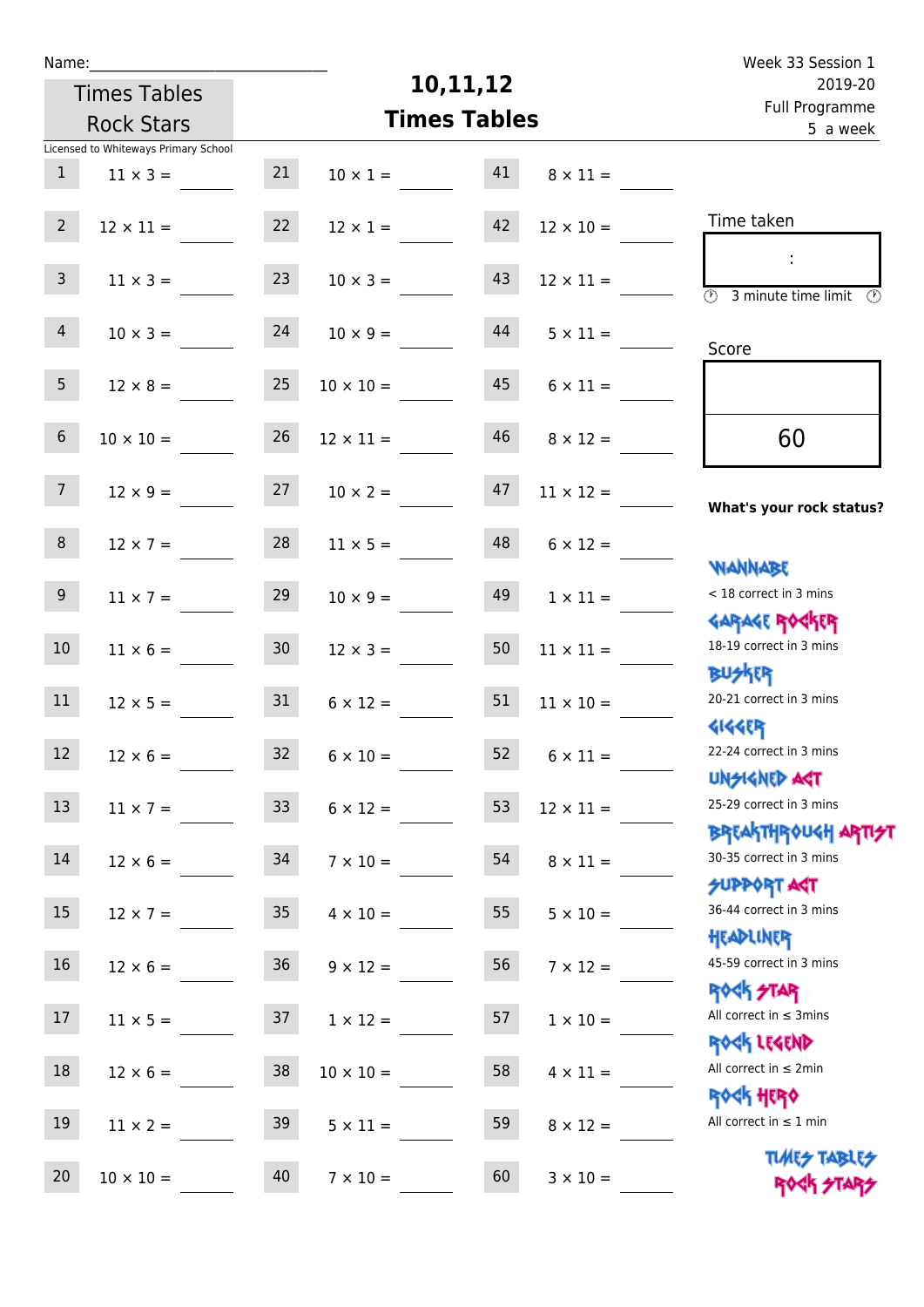Name:\_\_\_\_\_\_\_\_\_\_\_\_\_\_\_\_\_\_\_\_\_\_\_\_\_\_\_\_

Times Tables Rock Stars

Licensed to Whiteways Primary School

# 10,11,12 Times Tables

Week 33 Session 1
2019-20
Full Programme
5 a week

| | | | | | |
|---|---|---|---|---|---|
| 1 | 11 × 3 = | 21 | 10 × 1 = | 41 | 8 × 11 = |
| 2 | 12 × 11 = | 22 | 12 × 1 = | 42 | 12 × 10 = |
| 3 | 11 × 3 = | 23 | 10 × 3 = | 43 | 12 × 11 = |
| 4 | 10 × 3 = | 24 | 10 × 9 = | 44 | 5 × 11 = |
| 5 | 12 × 8 = | 25 | 10 × 10 = | 45 | 6 × 11 = |
| 6 | 10 × 10 = | 26 | 12 × 11 = | 46 | 8 × 12 = |
| 7 | 12 × 9 = | 27 | 10 × 2 = | 47 | 11 × 12 = |
| 8 | 12 × 7 = | 28 | 11 × 5 = | 48 | 6 × 12 = |
| 9 | 11 × 7 = | 29 | 10 × 9 = | 49 | 1 × 11 = |
| 10 | 11 × 6 = | 30 | 12 × 3 = | 50 | 11 × 11 = |
| 11 | 12 × 5 = | 31 | 6 × 12 = | 51 | 11 × 10 = |
| 12 | 12 × 6 = | 32 | 6 × 10 = | 52 | 6 × 11 = |
| 13 | 11 × 7 = | 33 | 6 × 12 = | 53 | 12 × 11 = |
| 14 | 12 × 6 = | 34 | 7 × 10 = | 54 | 8 × 11 = |
| 15 | 12 × 7 = | 35 | 4 × 10 = | 55 | 5 × 10 = |
| 16 | 12 × 6 = | 36 | 9 × 12 = | 56 | 7 × 12 = |
| 17 | 11 × 5 = | 37 | 1 × 12 = | 57 | 1 × 10 = |
| 18 | 12 × 6 = | 38 | 10 × 10 = | 58 | 4 × 11 = |
| 19 | 11 × 2 = | 39 | 5 × 11 = | 59 | 8 × 12 = |
| 20 | 10 × 10 = | 40 | 7 × 10 = | 60 | 3 × 10 = |

Time taken

:

3 minute time limit

Score

60

**What's your rock status?**

WANNABE
< 18 correct in 3 mins

GARAGE ROCKER
18-19 correct in 3 mins

BUSKER
20-21 correct in 3 mins

GIGGER
22-24 correct in 3 mins

UNSIGNED ACT
25-29 correct in 3 mins

BREAKTHROUGH ARTIST
30-35 correct in 3 mins

SUPPORT ACT
36-44 correct in 3 mins

HEADLINER
45-59 correct in 3 mins

ROCK STAR
All correct in ≤ 3mins

ROCK LEGEND
All correct in ≤ 2min

ROCK HERO
All correct in ≤ 1 min

TIMES TABLES ROCK STARS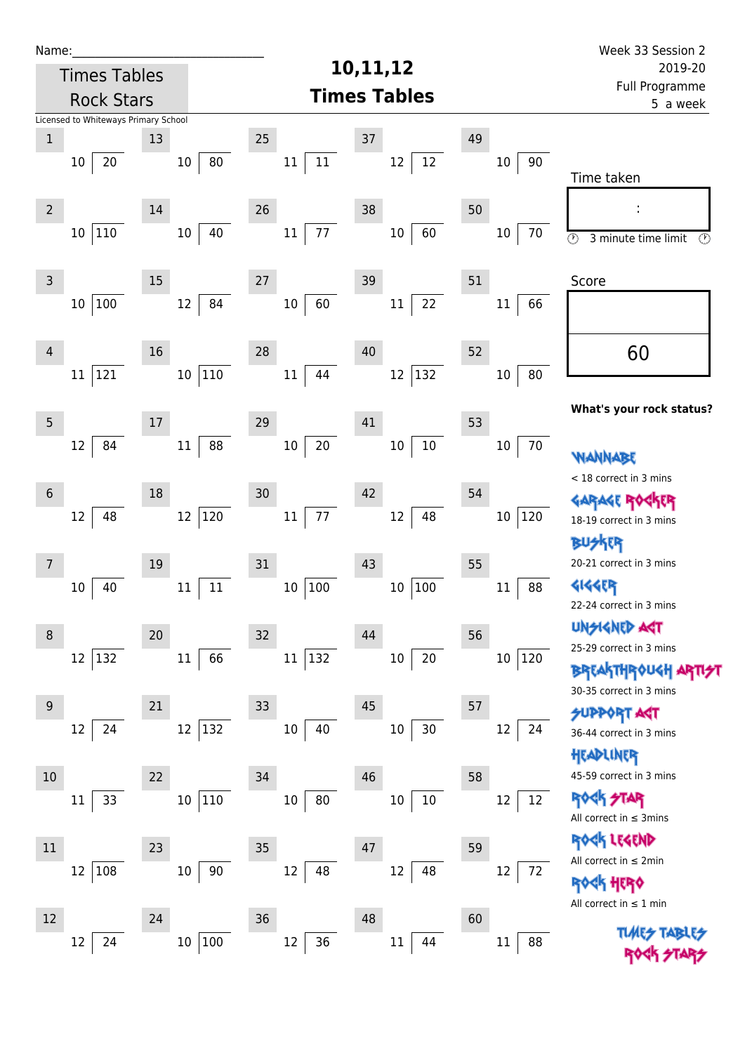Name:\_\_\_\_\_\_\_\_\_\_\_\_\_\_\_\_\_\_\_\_\_\_\_\_\_\_\_\_\_\_

Times Tables Rock Stars

Licensed to Whiteways Primary School

# 10,11,12 Times Tables

Week 33 Session 2
2019-20
Full Programme
5 a week

| # | | | # | | | # | | | # | | | # | | |
|---|---|---|---|---|---|---|---|---|---|---|---|---|---|---|
| 1 | 10 | 20 | 13 | 10 | 80 | 25 | 11 | 11 | 37 | 12 | 12 | 49 | 10 | 90 |
| 2 | 10 | 110 | 14 | 10 | 40 | 26 | 11 | 77 | 38 | 10 | 60 | 50 | 10 | 70 |
| 3 | 10 | 100 | 15 | 12 | 84 | 27 | 10 | 60 | 39 | 11 | 22 | 51 | 11 | 66 |
| 4 | 11 | 121 | 16 | 10 | 110 | 28 | 11 | 44 | 40 | 12 | 132 | 52 | 10 | 80 |
| 5 | 12 | 84 | 17 | 11 | 88 | 29 | 10 | 20 | 41 | 10 | 10 | 53 | 10 | 70 |
| 6 | 12 | 48 | 18 | 12 | 120 | 30 | 11 | 77 | 42 | 12 | 48 | 54 | 10 | 120 |
| 7 | 10 | 40 | 19 | 11 | 11 | 31 | 10 | 100 | 43 | 10 | 100 | 55 | 11 | 88 |
| 8 | 12 | 132 | 20 | 11 | 66 | 32 | 11 | 132 | 44 | 10 | 20 | 56 | 10 | 120 |
| 9 | 12 | 24 | 21 | 12 | 132 | 33 | 10 | 40 | 45 | 10 | 30 | 57 | 12 | 24 |
| 10 | 11 | 33 | 22 | 10 | 110 | 34 | 10 | 80 | 46 | 10 | 10 | 58 | 12 | 12 |
| 11 | 12 | 108 | 23 | 10 | 90 | 35 | 12 | 48 | 47 | 12 | 48 | 59 | 12 | 72 |
| 12 | 12 | 24 | 24 | 10 | 100 | 36 | 12 | 36 | 48 | 11 | 44 | 60 | 11 | 88 |

Time taken

:

3 minute time limit

Score

60

**What's your rock status?**

WANNABE
< 18 correct in 3 mins

GARAGE ROCKER
18-19 correct in 3 mins

BUSKER
20-21 correct in 3 mins

GIGGER
22-24 correct in 3 mins

UNSIGNED ACT
25-29 correct in 3 mins

BREAKTHROUGH ARTIST
30-35 correct in 3 mins

SUPPORT ACT
36-44 correct in 3 mins

HEADLINER
45-59 correct in 3 mins

ROCK STAR
All correct in ≤ 3mins

ROCK LEGEND
All correct in ≤ 2min

ROCK HERO
All correct in ≤ 1 min

TIMES TABLES ROCK STARS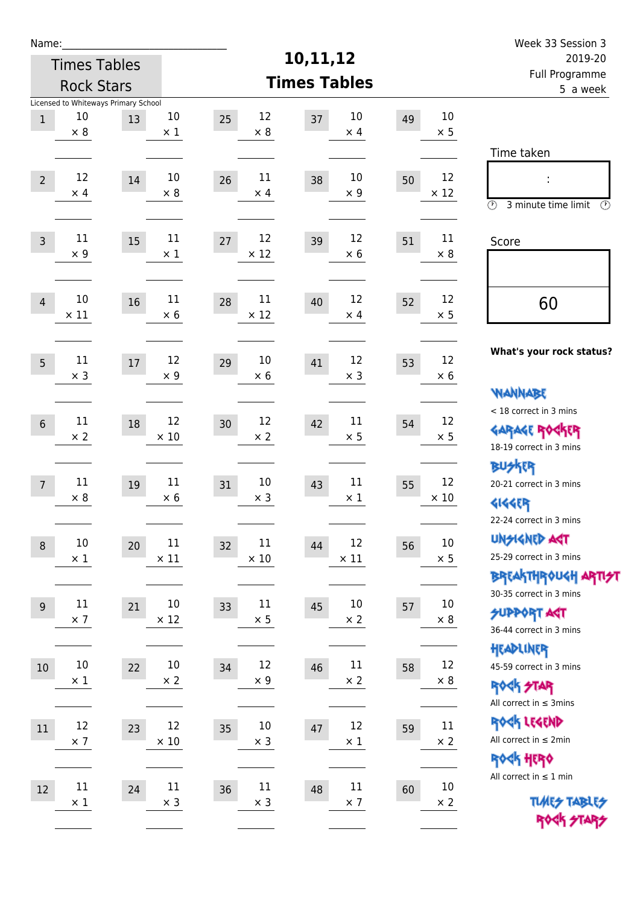Name:\_\_\_\_\_\_\_\_\_\_\_\_\_\_\_\_\_\_\_\_\_\_\_\_\_\_\_\_

Times Tables Rock Stars

Licensed to Whiteways Primary School

# 10,11,12 Times Tables

Week 33 Session 3
2019-20
Full Programme
5 a week

| # | Question | # | Question | # | Question | # | Question | # | Question |
|---|---|---|---|---|---|---|---|---|---|
| 1 | 10 × 8 | 13 | 10 × 1 | 25 | 12 × 8 | 37 | 10 × 4 | 49 | 10 × 5 |
| 2 | 12 × 4 | 14 | 10 × 8 | 26 | 11 × 4 | 38 | 10 × 9 | 50 | 12 × 12 |
| 3 | 11 × 9 | 15 | 11 × 1 | 27 | 12 × 12 | 39 | 12 × 6 | 51 | 11 × 8 |
| 4 | 10 × 11 | 16 | 11 × 6 | 28 | 11 × 12 | 40 | 12 × 4 | 52 | 12 × 5 |
| 5 | 11 × 3 | 17 | 12 × 9 | 29 | 10 × 6 | 41 | 12 × 3 | 53 | 12 × 6 |
| 6 | 11 × 2 | 18 | 12 × 10 | 30 | 12 × 2 | 42 | 11 × 5 | 54 | 12 × 5 |
| 7 | 11 × 8 | 19 | 11 × 6 | 31 | 10 × 3 | 43 | 11 × 1 | 55 | 12 × 10 |
| 8 | 10 × 1 | 20 | 11 × 11 | 32 | 11 × 10 | 44 | 12 × 11 | 56 | 10 × 5 |
| 9 | 11 × 7 | 21 | 10 × 12 | 33 | 11 × 5 | 45 | 10 × 2 | 57 | 10 × 8 |
| 10 | 10 × 1 | 22 | 10 × 2 | 34 | 12 × 9 | 46 | 11 × 2 | 58 | 12 × 8 |
| 11 | 12 × 7 | 23 | 12 × 10 | 35 | 10 × 3 | 47 | 12 × 1 | 59 | 11 × 2 |
| 12 | 11 × 1 | 24 | 11 × 3 | 36 | 11 × 3 | 48 | 11 × 7 | 60 | 10 × 2 |

Time taken

:

3 minute time limit

Score

60

**What's your rock status?**

WANNABE
< 18 correct in 3 mins

GARAGE ROCKER
18-19 correct in 3 mins

BUSKER
20-21 correct in 3 mins

GIGGER
22-24 correct in 3 mins

UNSIGNED ACT
25-29 correct in 3 mins

BREAKTHROUGH ARTIST
30-35 correct in 3 mins

SUPPORT ACT
36-44 correct in 3 mins

HEADLINER
45-59 correct in 3 mins

ROCK STAR
All correct in ≤ 3mins

ROCK LEGEND
All correct in ≤ 2min

ROCK HERO
All correct in ≤ 1 min

TIMES TABLES ROCK STARS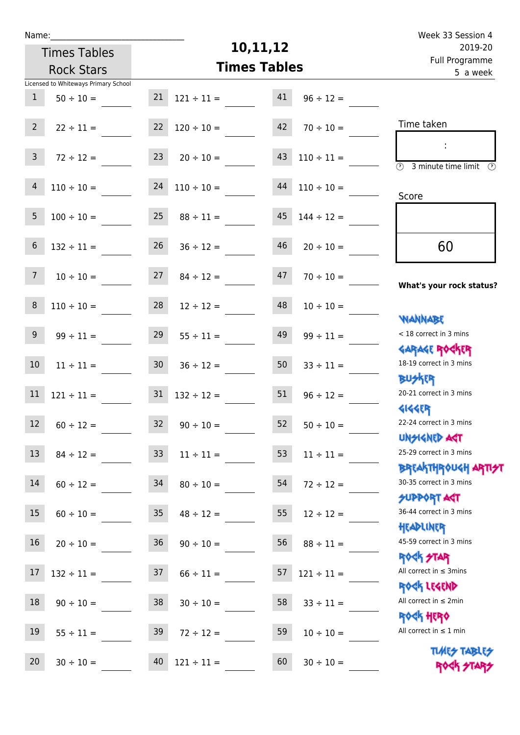Name:______________________________

Times Tables Rock Stars

# 10,11,12 Times Tables

Week 33 Session 4
2019-20
Full Programme
5 a week

Licensed to Whiteways Primary School

| | | | | | |
|---|---|---|---|---|---|
| 1 | 50 ÷ 10 = | 21 | 121 ÷ 11 = | 41 | 96 ÷ 12 = |
| 2 | 22 ÷ 11 = | 22 | 120 ÷ 10 = | 42 | 70 ÷ 10 = |
| 3 | 72 ÷ 12 = | 23 | 20 ÷ 10 = | 43 | 110 ÷ 11 = |
| 4 | 110 ÷ 10 = | 24 | 110 ÷ 10 = | 44 | 110 ÷ 10 = |
| 5 | 100 ÷ 10 = | 25 | 88 ÷ 11 = | 45 | 144 ÷ 12 = |
| 6 | 132 ÷ 11 = | 26 | 36 ÷ 12 = | 46 | 20 ÷ 10 = |
| 7 | 10 ÷ 10 = | 27 | 84 ÷ 12 = | 47 | 70 ÷ 10 = |
| 8 | 110 ÷ 10 = | 28 | 12 ÷ 12 = | 48 | 10 ÷ 10 = |
| 9 | 99 ÷ 11 = | 29 | 55 ÷ 11 = | 49 | 99 ÷ 11 = |
| 10 | 11 ÷ 11 = | 30 | 36 ÷ 12 = | 50 | 33 ÷ 11 = |
| 11 | 121 ÷ 11 = | 31 | 132 ÷ 12 = | 51 | 96 ÷ 12 = |
| 12 | 60 ÷ 12 = | 32 | 90 ÷ 10 = | 52 | 50 ÷ 10 = |
| 13 | 84 ÷ 12 = | 33 | 11 ÷ 11 = | 53 | 11 ÷ 11 = |
| 14 | 60 ÷ 12 = | 34 | 80 ÷ 10 = | 54 | 72 ÷ 12 = |
| 15 | 60 ÷ 10 = | 35 | 48 ÷ 12 = | 55 | 12 ÷ 12 = |
| 16 | 20 ÷ 10 = | 36 | 90 ÷ 10 = | 56 | 88 ÷ 11 = |
| 17 | 132 ÷ 11 = | 37 | 66 ÷ 11 = | 57 | 121 ÷ 11 = |
| 18 | 90 ÷ 10 = | 38 | 30 ÷ 10 = | 58 | 33 ÷ 11 = |
| 19 | 55 ÷ 11 = | 39 | 72 ÷ 12 = | 59 | 10 ÷ 10 = |
| 20 | 30 ÷ 10 = | 40 | 121 ÷ 11 = | 60 | 30 ÷ 10 = |

Time taken

:

3 minute time limit

Score

60

**What's your rock status?**

WANNABE
< 18 correct in 3 mins

GARAGE ROCKER
18-19 correct in 3 mins

BUSKER
20-21 correct in 3 mins

GIGGER
22-24 correct in 3 mins

UNSIGNED ACT
25-29 correct in 3 mins

BREAKTHROUGH ARTIST
30-35 correct in 3 mins

SUPPORT ACT
36-44 correct in 3 mins

HEADLINER
45-59 correct in 3 mins

ROCK STAR
All correct in ≤ 3mins

ROCK LEGEND
All correct in ≤ 2min

ROCK HERO
All correct in ≤ 1 min

TIMES TABLES ROCK STARS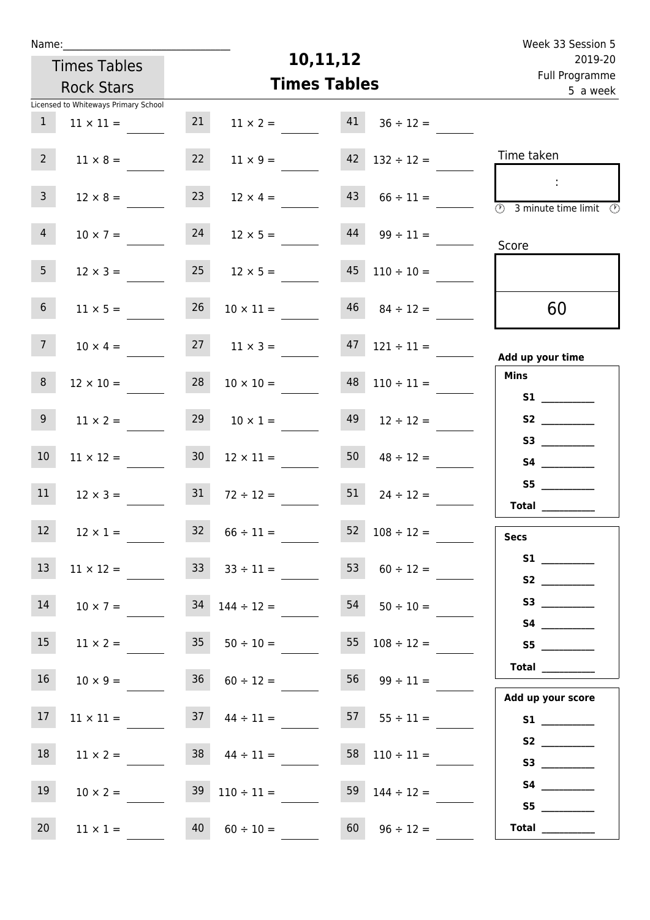Name:\_\_\_\_\_\_\_\_\_\_\_\_\_\_\_\_\_\_\_\_\_\_\_\_\_\_\_\_\_\_

Times Tables Rock Stars

Licensed to Whiteways Primary School

# 10,11,12 Times Tables

Week 33 Session 5
2019-20
Full Programme
5 a week

| | | | | | |
|---|---|---|---|---|---|
| 1 | 11 × 11 = | 21 | 11 × 2 = | 41 | 36 ÷ 12 = |
| 2 | 11 × 8 = | 22 | 11 × 9 = | 42 | 132 ÷ 12 = |
| 3 | 12 × 8 = | 23 | 12 × 4 = | 43 | 66 ÷ 11 = |
| 4 | 10 × 7 = | 24 | 12 × 5 = | 44 | 99 ÷ 11 = |
| 5 | 12 × 3 = | 25 | 12 × 5 = | 45 | 110 ÷ 10 = |
| 6 | 11 × 5 = | 26 | 10 × 11 = | 46 | 84 ÷ 12 = |
| 7 | 10 × 4 = | 27 | 11 × 3 = | 47 | 121 ÷ 11 = |
| 8 | 12 × 10 = | 28 | 10 × 10 = | 48 | 110 ÷ 11 = |
| 9 | 11 × 2 = | 29 | 10 × 1 = | 49 | 12 ÷ 12 = |
| 10 | 11 × 12 = | 30 | 12 × 11 = | 50 | 48 ÷ 12 = |
| 11 | 12 × 3 = | 31 | 72 ÷ 12 = | 51 | 24 ÷ 12 = |
| 12 | 12 × 1 = | 32 | 66 ÷ 11 = | 52 | 108 ÷ 12 = |
| 13 | 11 × 12 = | 33 | 33 ÷ 11 = | 53 | 60 ÷ 12 = |
| 14 | 10 × 7 = | 34 | 144 ÷ 12 = | 54 | 50 ÷ 10 = |
| 15 | 11 × 2 = | 35 | 50 ÷ 10 = | 55 | 108 ÷ 12 = |
| 16 | 10 × 9 = | 36 | 60 ÷ 12 = | 56 | 99 ÷ 11 = |
| 17 | 11 × 11 = | 37 | 44 ÷ 11 = | 57 | 55 ÷ 11 = |
| 18 | 11 × 2 = | 38 | 44 ÷ 11 = | 58 | 110 ÷ 11 = |
| 19 | 10 × 2 = | 39 | 110 ÷ 11 = | 59 | 144 ÷ 12 = |
| 20 | 11 × 1 = | 40 | 60 ÷ 10 = | 60 | 96 ÷ 12 = |

Time taken

:

3 minute time limit

Score

60

**Add up your time**

**Mins**

**S1** \_\_\_\_\_\_\_\_\_\_
**S2** \_\_\_\_\_\_\_\_\_\_
**S3** \_\_\_\_\_\_\_\_\_\_
**S4** \_\_\_\_\_\_\_\_\_\_
**S5** \_\_\_\_\_\_\_\_\_\_
**Total** \_\_\_\_\_\_\_\_\_\_

**Secs**

**S1** \_\_\_\_\_\_\_\_\_\_
**S2** \_\_\_\_\_\_\_\_\_\_
**S3** \_\_\_\_\_\_\_\_\_\_
**S4** \_\_\_\_\_\_\_\_\_\_
**S5** \_\_\_\_\_\_\_\_\_\_
**Total** \_\_\_\_\_\_\_\_\_\_

**Add up your score**

**S1** \_\_\_\_\_\_\_\_\_\_
**S2** \_\_\_\_\_\_\_\_\_\_
**S3** \_\_\_\_\_\_\_\_\_\_
**S4** \_\_\_\_\_\_\_\_\_\_
**S5** \_\_\_\_\_\_\_\_\_\_
**Total** \_\_\_\_\_\_\_\_\_\_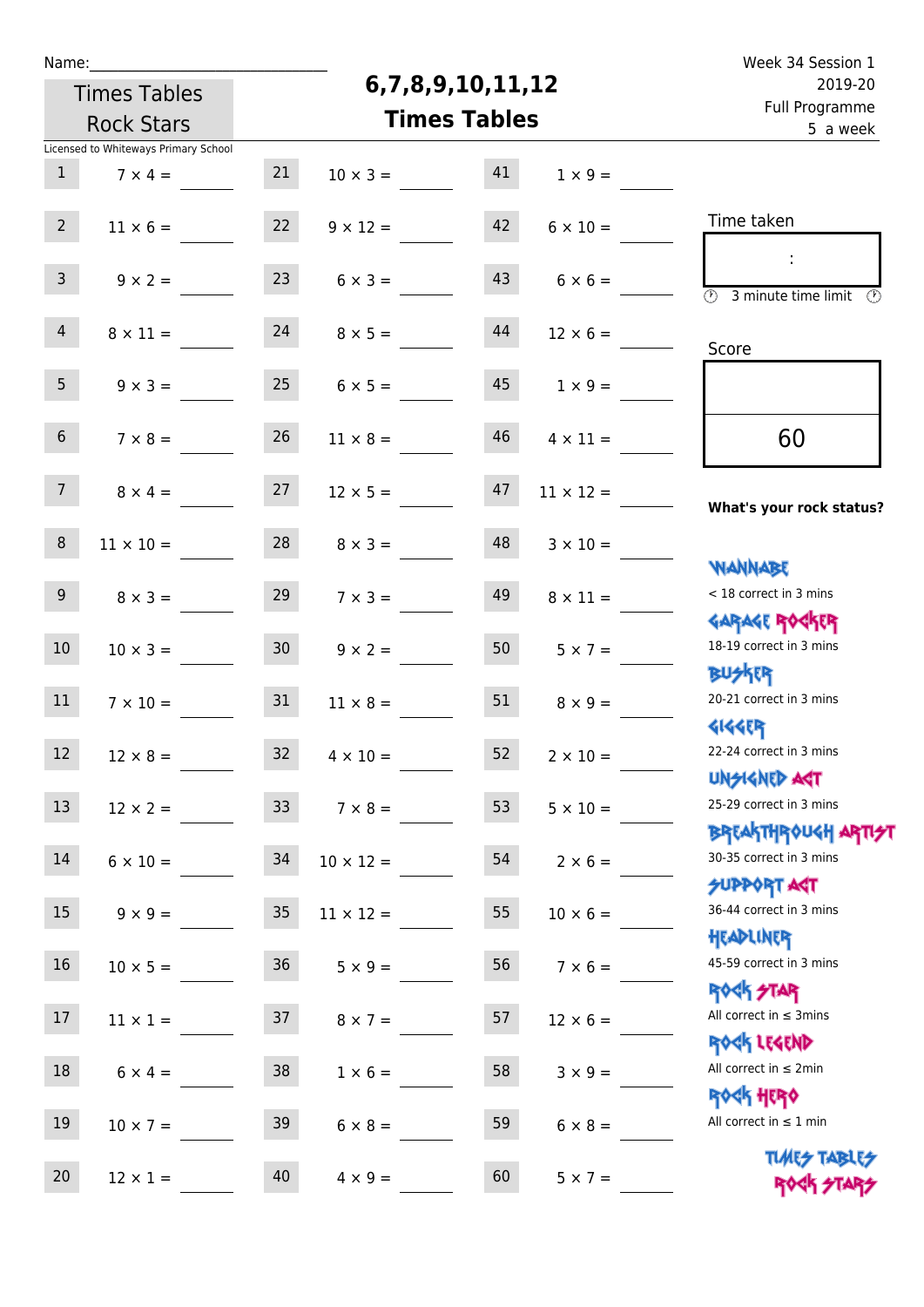Name:\_\_\_\_\_\_\_\_\_\_\_\_\_\_\_\_\_\_\_\_\_\_\_\_\_\_\_\_\_\_

Times Tables Rock Stars

Licensed to Whiteways Primary School

# 6,7,8,9,10,11,12 Times Tables

Week 34 Session 1
2019-20
Full Programme
5 a week

| | | | | | |
|---|---|---|---|---|---|
| 1 | $7 \times 4 =$ \_\_\_\_ | 21 | $10 \times 3 =$ \_\_\_\_ | 41 | $1 \times 9 =$ \_\_\_\_ |
| 2 | $11 \times 6 =$ \_\_\_\_ | 22 | $9 \times 12 =$ \_\_\_\_ | 42 | $6 \times 10 =$ \_\_\_\_ |
| 3 | $9 \times 2 =$ \_\_\_\_ | 23 | $6 \times 3 =$ \_\_\_\_ | 43 | $6 \times 6 =$ \_\_\_\_ |
| 4 | $8 \times 11 =$ \_\_\_\_ | 24 | $8 \times 5 =$ \_\_\_\_ | 44 | $12 \times 6 =$ \_\_\_\_ |
| 5 | $9 \times 3 =$ \_\_\_\_ | 25 | $6 \times 5 =$ \_\_\_\_ | 45 | $1 \times 9 =$ \_\_\_\_ |
| 6 | $7 \times 8 =$ \_\_\_\_ | 26 | $11 \times 8 =$ \_\_\_\_ | 46 | $4 \times 11 =$ \_\_\_\_ |
| 7 | $8 \times 4 =$ \_\_\_\_ | 27 | $12 \times 5 =$ \_\_\_\_ | 47 | $11 \times 12 =$ \_\_\_\_ |
| 8 | $11 \times 10 =$ \_\_\_\_ | 28 | $8 \times 3 =$ \_\_\_\_ | 48 | $3 \times 10 =$ \_\_\_\_ |
| 9 | $8 \times 3 =$ \_\_\_\_ | 29 | $7 \times 3 =$ \_\_\_\_ | 49 | $8 \times 11 =$ \_\_\_\_ |
| 10 | $10 \times 3 =$ \_\_\_\_ | 30 | $9 \times 2 =$ \_\_\_\_ | 50 | $5 \times 7 =$ \_\_\_\_ |
| 11 | $7 \times 10 =$ \_\_\_\_ | 31 | $11 \times 8 =$ \_\_\_\_ | 51 | $8 \times 9 =$ \_\_\_\_ |
| 12 | $12 \times 8 =$ \_\_\_\_ | 32 | $4 \times 10 =$ \_\_\_\_ | 52 | $2 \times 10 =$ \_\_\_\_ |
| 13 | $12 \times 2 =$ \_\_\_\_ | 33 | $7 \times 8 =$ \_\_\_\_ | 53 | $5 \times 10 =$ \_\_\_\_ |
| 14 | $6 \times 10 =$ \_\_\_\_ | 34 | $10 \times 12 =$ \_\_\_\_ | 54 | $2 \times 6 =$ \_\_\_\_ |
| 15 | $9 \times 9 =$ \_\_\_\_ | 35 | $11 \times 12 =$ \_\_\_\_ | 55 | $10 \times 6 =$ \_\_\_\_ |
| 16 | $10 \times 5 =$ \_\_\_\_ | 36 | $5 \times 9 =$ \_\_\_\_ | 56 | $7 \times 6 =$ \_\_\_\_ |
| 17 | $11 \times 1 =$ \_\_\_\_ | 37 | $8 \times 7 =$ \_\_\_\_ | 57 | $12 \times 6 =$ \_\_\_\_ |
| 18 | $6 \times 4 =$ \_\_\_\_ | 38 | $1 \times 6 =$ \_\_\_\_ | 58 | $3 \times 9 =$ \_\_\_\_ |
| 19 | $10 \times 7 =$ \_\_\_\_ | 39 | $6 \times 8 =$ \_\_\_\_ | 59 | $6 \times 8 =$ \_\_\_\_ |
| 20 | $12 \times 1 =$ \_\_\_\_ | 40 | $4 \times 9 =$ \_\_\_\_ | 60 | $5 \times 7 =$ \_\_\_\_ |

Time taken

:

3 minute time limit

Score

60

**What's your rock status?**

WANNABE
< 18 correct in 3 mins

GARAGE ROCKER
18-19 correct in 3 mins

BUSKER
20-21 correct in 3 mins

GIGGER
22-24 correct in 3 mins

UNSIGNED ACT
25-29 correct in 3 mins

BREAKTHROUGH ARTIST
30-35 correct in 3 mins

SUPPORT ACT
36-44 correct in 3 mins

HEADLINER
45-59 correct in 3 mins

ROCK STAR
All correct in ≤ 3mins

ROCK LEGEND
All correct in ≤ 2min

ROCK HERO
All correct in ≤ 1 min

TIMES TABLES ROCK STARS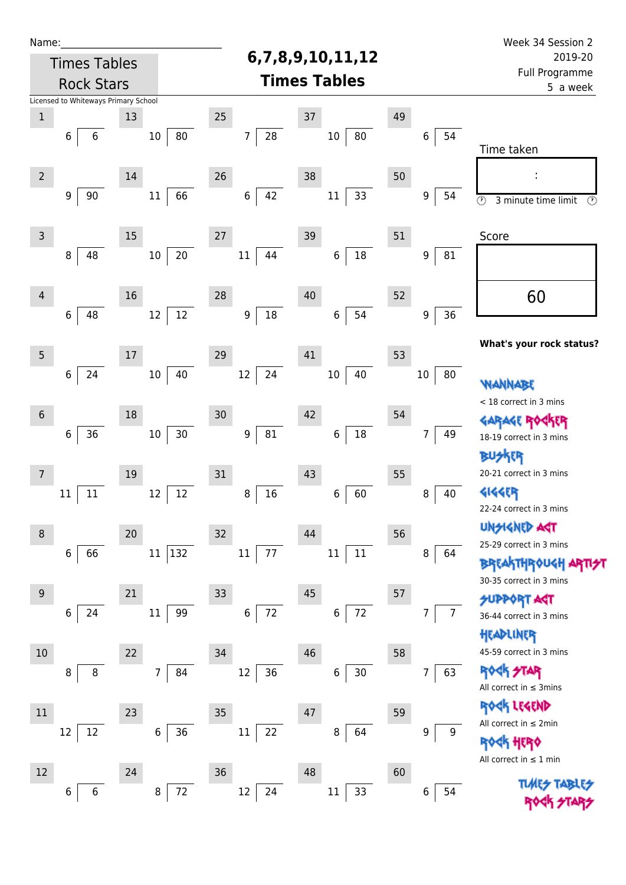Name:______________________________

Times Tables Rock Stars

# 6,7,8,9,10,11,12 Times Tables

Week 34 Session 2
2019-20
Full Programme
5 a week

Licensed to Whiteways Primary School

| # | Question | # | Question | # | Question | # | Question | # | Question |
|---|---|---|---|---|---|---|---|---|---|
| 1 | 6 ⟌ 6 | 13 | 10 ⟌ 80 | 25 | 7 ⟌ 28 | 37 | 10 ⟌ 80 | 49 | 6 ⟌ 54 |
| 2 | 9 ⟌ 90 | 14 | 11 ⟌ 66 | 26 | 6 ⟌ 42 | 38 | 11 ⟌ 33 | 50 | 9 ⟌ 54 |
| 3 | 8 ⟌ 48 | 15 | 10 ⟌ 20 | 27 | 11 ⟌ 44 | 39 | 6 ⟌ 18 | 51 | 9 ⟌ 81 |
| 4 | 6 ⟌ 48 | 16 | 12 ⟌ 12 | 28 | 9 ⟌ 18 | 40 | 6 ⟌ 54 | 52 | 9 ⟌ 36 |
| 5 | 6 ⟌ 24 | 17 | 10 ⟌ 40 | 29 | 12 ⟌ 24 | 41 | 10 ⟌ 40 | 53 | 10 ⟌ 80 |
| 6 | 6 ⟌ 36 | 18 | 10 ⟌ 30 | 30 | 9 ⟌ 81 | 42 | 6 ⟌ 18 | 54 | 7 ⟌ 49 |
| 7 | 11 ⟌ 11 | 19 | 12 ⟌ 12 | 31 | 8 ⟌ 16 | 43 | 6 ⟌ 60 | 55 | 8 ⟌ 40 |
| 8 | 6 ⟌ 66 | 20 | 11 ⟌ 132 | 32 | 11 ⟌ 77 | 44 | 11 ⟌ 11 | 56 | 8 ⟌ 64 |
| 9 | 6 ⟌ 24 | 21 | 11 ⟌ 99 | 33 | 6 ⟌ 72 | 45 | 6 ⟌ 72 | 57 | 7 ⟌ 7 |
| 10 | 8 ⟌ 8 | 22 | 7 ⟌ 84 | 34 | 12 ⟌ 36 | 46 | 6 ⟌ 30 | 58 | 7 ⟌ 63 |
| 11 | 12 ⟌ 12 | 23 | 6 ⟌ 36 | 35 | 11 ⟌ 22 | 47 | 8 ⟌ 64 | 59 | 9 ⟌ 9 |
| 12 | 6 ⟌ 6 | 24 | 8 ⟌ 72 | 36 | 12 ⟌ 24 | 48 | 11 ⟌ 33 | 60 | 6 ⟌ 54 |

Time taken

:

3 minute time limit

Score

60

**What's your rock status?**

WANNABE
< 18 correct in 3 mins

GARAGE ROCKER
18-19 correct in 3 mins

BUSKER
20-21 correct in 3 mins

GIGGER
22-24 correct in 3 mins

UNSIGNED ACT
25-29 correct in 3 mins

BREAKTHROUGH ARTIST
30-35 correct in 3 mins

SUPPORT ACT
36-44 correct in 3 mins

HEADLINER
45-59 correct in 3 mins

ROCK STAR
All correct in ≤ 3mins

ROCK LEGEND
All correct in ≤ 2min

ROCK HERO
All correct in ≤ 1 min

TIMES TABLES ROCK STARS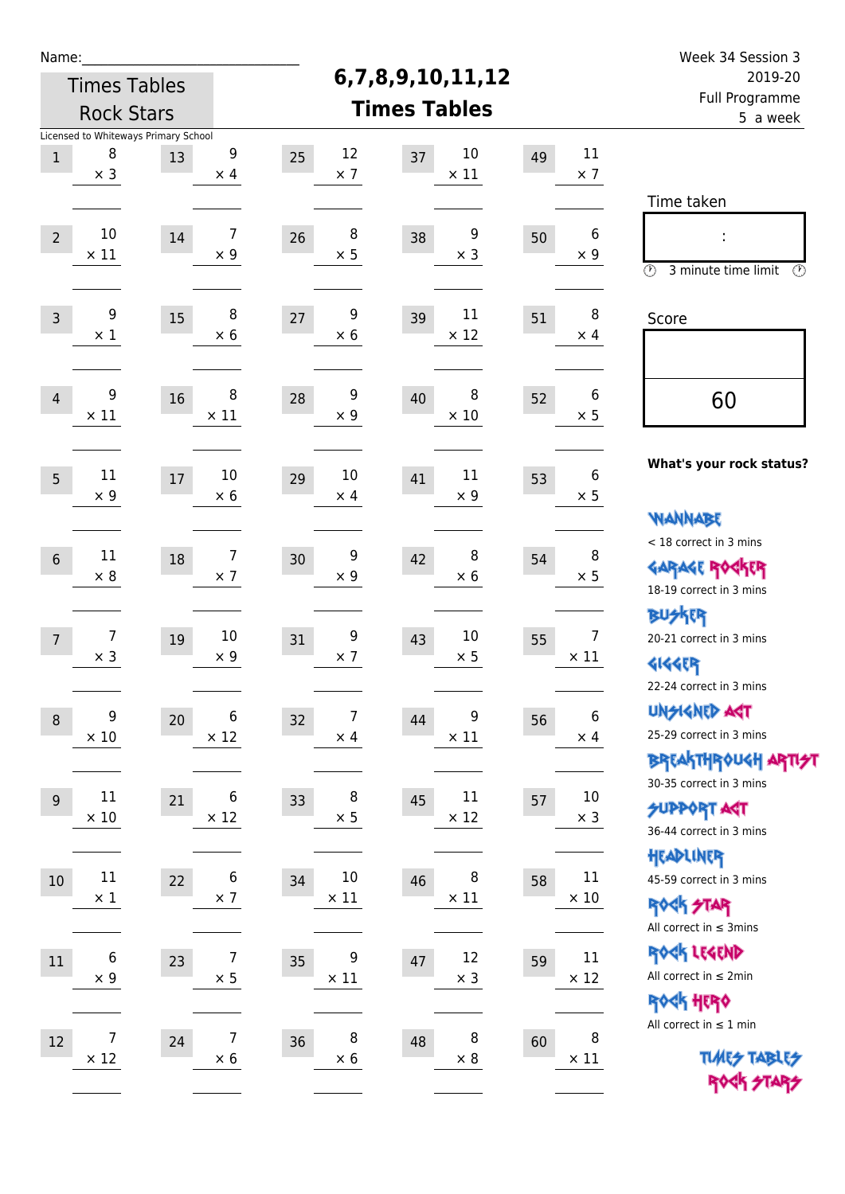Name:______________________________

Times Tables Rock Stars

Licensed to Whiteways Primary School

# 6,7,8,9,10,11,12 Times Tables

Week 34 Session 3
2019-20
Full Programme
5 a week

| # | Question | # | Question | # | Question | # | Question | # | Question |
|---|---|---|---|---|---|---|---|---|---|
| 1 | 8 × 3 | 13 | 9 × 4 | 25 | 12 × 7 | 37 | 10 × 11 | 49 | 11 × 7 |
| 2 | 10 × 11 | 14 | 7 × 9 | 26 | 8 × 5 | 38 | 9 × 3 | 50 | 6 × 9 |
| 3 | 9 × 1 | 15 | 8 × 6 | 27 | 9 × 6 | 39 | 11 × 12 | 51 | 8 × 4 |
| 4 | 9 × 11 | 16 | 8 × 11 | 28 | 9 × 9 | 40 | 8 × 10 | 52 | 6 × 5 |
| 5 | 11 × 9 | 17 | 10 × 6 | 29 | 10 × 4 | 41 | 11 × 9 | 53 | 6 × 5 |
| 6 | 11 × 8 | 18 | 7 × 7 | 30 | 9 × 9 | 42 | 8 × 6 | 54 | 8 × 5 |
| 7 | 7 × 3 | 19 | 10 × 9 | 31 | 9 × 7 | 43 | 10 × 5 | 55 | 7 × 11 |
| 8 | 9 × 10 | 20 | 6 × 12 | 32 | 7 × 4 | 44 | 9 × 11 | 56 | 6 × 4 |
| 9 | 11 × 10 | 21 | 6 × 12 | 33 | 8 × 5 | 45 | 11 × 12 | 57 | 10 × 3 |
| 10 | 11 × 1 | 22 | 6 × 7 | 34 | 10 × 11 | 46 | 8 × 11 | 58 | 11 × 10 |
| 11 | 6 × 9 | 23 | 7 × 5 | 35 | 9 × 11 | 47 | 12 × 3 | 59 | 11 × 12 |
| 12 | 7 × 12 | 24 | 7 × 6 | 36 | 8 × 6 | 48 | 8 × 8 | 60 | 8 × 11 |

Time taken

:

3 minute time limit

Score

60

**What's your rock status?**

WANNABE
< 18 correct in 3 mins

GARAGE ROCKER
18-19 correct in 3 mins

BUSKER
20-21 correct in 3 mins

GIGGER
22-24 correct in 3 mins

UNSIGNED ACT
25-29 correct in 3 mins

BREAKTHROUGH ARTIST
30-35 correct in 3 mins

SUPPORT ACT
36-44 correct in 3 mins

HEADLINER
45-59 correct in 3 mins

ROCK STAR
All correct in ≤ 3mins

ROCK LEGEND
All correct in ≤ 2min

ROCK HERO
All correct in ≤ 1 min

TIMES TABLES ROCK STARS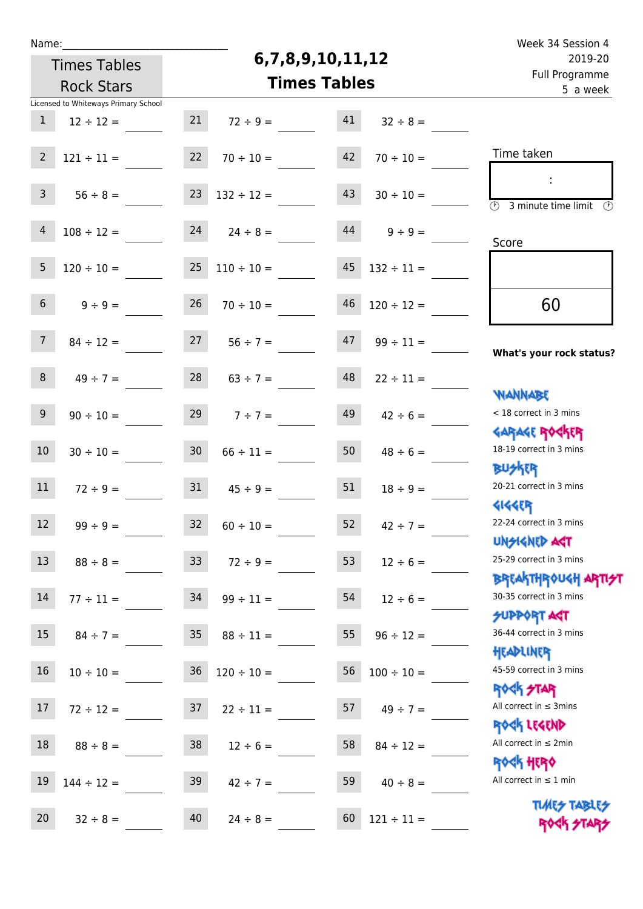Name:______________________________

Times Tables Rock Stars

# 6,7,8,9,10,11,12 Times Tables

Week 34 Session 4
2019-20
Full Programme
5 a week

Licensed to Whiteways Primary School

| | | | | | |
|---|---|---|---|---|---|
| 1 | 12 ÷ 12 = ____ | 21 | 72 ÷ 9 = ____ | 41 | 32 ÷ 8 = ____ |
| 2 | 121 ÷ 11 = ____ | 22 | 70 ÷ 10 = ____ | 42 | 70 ÷ 10 = ____ |
| 3 | 56 ÷ 8 = ____ | 23 | 132 ÷ 12 = ____ | 43 | 30 ÷ 10 = ____ |
| 4 | 108 ÷ 12 = ____ | 24 | 24 ÷ 8 = ____ | 44 | 9 ÷ 9 = ____ |
| 5 | 120 ÷ 10 = ____ | 25 | 110 ÷ 10 = ____ | 45 | 132 ÷ 11 = ____ |
| 6 | 9 ÷ 9 = ____ | 26 | 70 ÷ 10 = ____ | 46 | 120 ÷ 12 = ____ |
| 7 | 84 ÷ 12 = ____ | 27 | 56 ÷ 7 = ____ | 47 | 99 ÷ 11 = ____ |
| 8 | 49 ÷ 7 = ____ | 28 | 63 ÷ 7 = ____ | 48 | 22 ÷ 11 = ____ |
| 9 | 90 ÷ 10 = ____ | 29 | 7 ÷ 7 = ____ | 49 | 42 ÷ 6 = ____ |
| 10 | 30 ÷ 10 = ____ | 30 | 66 ÷ 11 = ____ | 50 | 48 ÷ 6 = ____ |
| 11 | 72 ÷ 9 = ____ | 31 | 45 ÷ 9 = ____ | 51 | 18 ÷ 9 = ____ |
| 12 | 99 ÷ 9 = ____ | 32 | 60 ÷ 10 = ____ | 52 | 42 ÷ 7 = ____ |
| 13 | 88 ÷ 8 = ____ | 33 | 72 ÷ 9 = ____ | 53 | 12 ÷ 6 = ____ |
| 14 | 77 ÷ 11 = ____ | 34 | 99 ÷ 11 = ____ | 54 | 12 ÷ 6 = ____ |
| 15 | 84 ÷ 7 = ____ | 35 | 88 ÷ 11 = ____ | 55 | 96 ÷ 12 = ____ |
| 16 | 10 ÷ 10 = ____ | 36 | 120 ÷ 10 = ____ | 56 | 100 ÷ 10 = ____ |
| 17 | 72 ÷ 12 = ____ | 37 | 22 ÷ 11 = ____ | 57 | 49 ÷ 7 = ____ |
| 18 | 88 ÷ 8 = ____ | 38 | 12 ÷ 6 = ____ | 58 | 84 ÷ 12 = ____ |
| 19 | 144 ÷ 12 = ____ | 39 | 42 ÷ 7 = ____ | 59 | 40 ÷ 8 = ____ |
| 20 | 32 ÷ 8 = ____ | 40 | 24 ÷ 8 = ____ | 60 | 121 ÷ 11 = ____ |

Time taken

:

3 minute time limit

Score

60

**What's your rock status?**

WANNABE
< 18 correct in 3 mins

GARAGE ROCKER
18-19 correct in 3 mins

BUSKER
20-21 correct in 3 mins

GIGGER
22-24 correct in 3 mins

UNSIGNED ACT
25-29 correct in 3 mins

BREAKTHROUGH ARTIST
30-35 correct in 3 mins

SUPPORT ACT
36-44 correct in 3 mins

HEADLINER
45-59 correct in 3 mins

ROCK STAR
All correct in ≤ 3mins

ROCK LEGEND
All correct in ≤ 2min

ROCK HERO
All correct in ≤ 1 min

TIMES TABLES ROCK STARS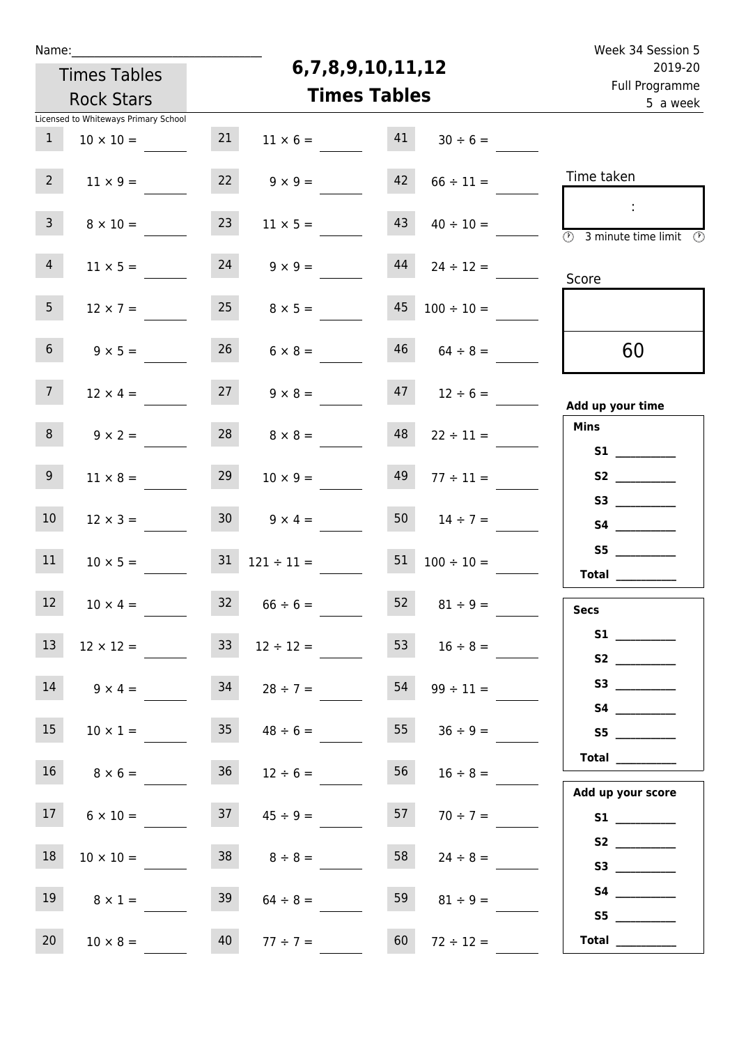Name:\_\_\_\_\_\_\_\_\_\_\_\_\_\_\_\_\_\_\_\_\_\_\_\_\_\_\_\_\_\_

Times Tables Rock Stars

Licensed to Whiteways Primary School

# 6,7,8,9,10,11,12 Times Tables

Week 34 Session 5
2019-20
Full Programme
5 a week

| | | | | | |
|---|---|---|---|---|---|
| 1 | $10 \times 10 =$ | 21 | $11 \times 6 =$ | 41 | $30 \div 6 =$ |
| 2 | $11 \times 9 =$ | 22 | $9 \times 9 =$ | 42 | $66 \div 11 =$ |
| 3 | $8 \times 10 =$ | 23 | $11 \times 5 =$ | 43 | $40 \div 10 =$ |
| 4 | $11 \times 5 =$ | 24 | $9 \times 9 =$ | 44 | $24 \div 12 =$ |
| 5 | $12 \times 7 =$ | 25 | $8 \times 5 =$ | 45 | $100 \div 10 =$ |
| 6 | $9 \times 5 =$ | 26 | $6 \times 8 =$ | 46 | $64 \div 8 =$ |
| 7 | $12 \times 4 =$ | 27 | $9 \times 8 =$ | 47 | $12 \div 6 =$ |
| 8 | $9 \times 2 =$ | 28 | $8 \times 8 =$ | 48 | $22 \div 11 =$ |
| 9 | $11 \times 8 =$ | 29 | $10 \times 9 =$ | 49 | $77 \div 11 =$ |
| 10 | $12 \times 3 =$ | 30 | $9 \times 4 =$ | 50 | $14 \div 7 =$ |
| 11 | $10 \times 5 =$ | 31 | $121 \div 11 =$ | 51 | $100 \div 10 =$ |
| 12 | $10 \times 4 =$ | 32 | $66 \div 6 =$ | 52 | $81 \div 9 =$ |
| 13 | $12 \times 12 =$ | 33 | $12 \div 12 =$ | 53 | $16 \div 8 =$ |
| 14 | $9 \times 4 =$ | 34 | $28 \div 7 =$ | 54 | $99 \div 11 =$ |
| 15 | $10 \times 1 =$ | 35 | $48 \div 6 =$ | 55 | $36 \div 9 =$ |
| 16 | $8 \times 6 =$ | 36 | $12 \div 6 =$ | 56 | $16 \div 8 =$ |
| 17 | $6 \times 10 =$ | 37 | $45 \div 9 =$ | 57 | $70 \div 7 =$ |
| 18 | $10 \times 10 =$ | 38 | $8 \div 8 =$ | 58 | $24 \div 8 =$ |
| 19 | $8 \times 1 =$ | 39 | $64 \div 8 =$ | 59 | $81 \div 9 =$ |
| 20 | $10 \times 8 =$ | 40 | $77 \div 7 =$ | 60 | $72 \div 12 =$ |

Time taken

:

3 minute time limit

Score

60

**Add up your time**

**Mins**

**S1** \_\_\_\_\_\_\_\_\_\_
**S2** \_\_\_\_\_\_\_\_\_\_
**S3** \_\_\_\_\_\_\_\_\_\_
**S4** \_\_\_\_\_\_\_\_\_\_
**S5** \_\_\_\_\_\_\_\_\_\_
**Total** \_\_\_\_\_\_\_\_\_\_

**Secs**

**S1** \_\_\_\_\_\_\_\_\_\_
**S2** \_\_\_\_\_\_\_\_\_\_
**S3** \_\_\_\_\_\_\_\_\_\_
**S4** \_\_\_\_\_\_\_\_\_\_
**S5** \_\_\_\_\_\_\_\_\_\_
**Total** \_\_\_\_\_\_\_\_\_\_

**Add up your score**

**S1** \_\_\_\_\_\_\_\_\_\_
**S2** \_\_\_\_\_\_\_\_\_\_
**S3** \_\_\_\_\_\_\_\_\_\_
**S4** \_\_\_\_\_\_\_\_\_\_
**S5** \_\_\_\_\_\_\_\_\_\_
**Total** \_\_\_\_\_\_\_\_\_\_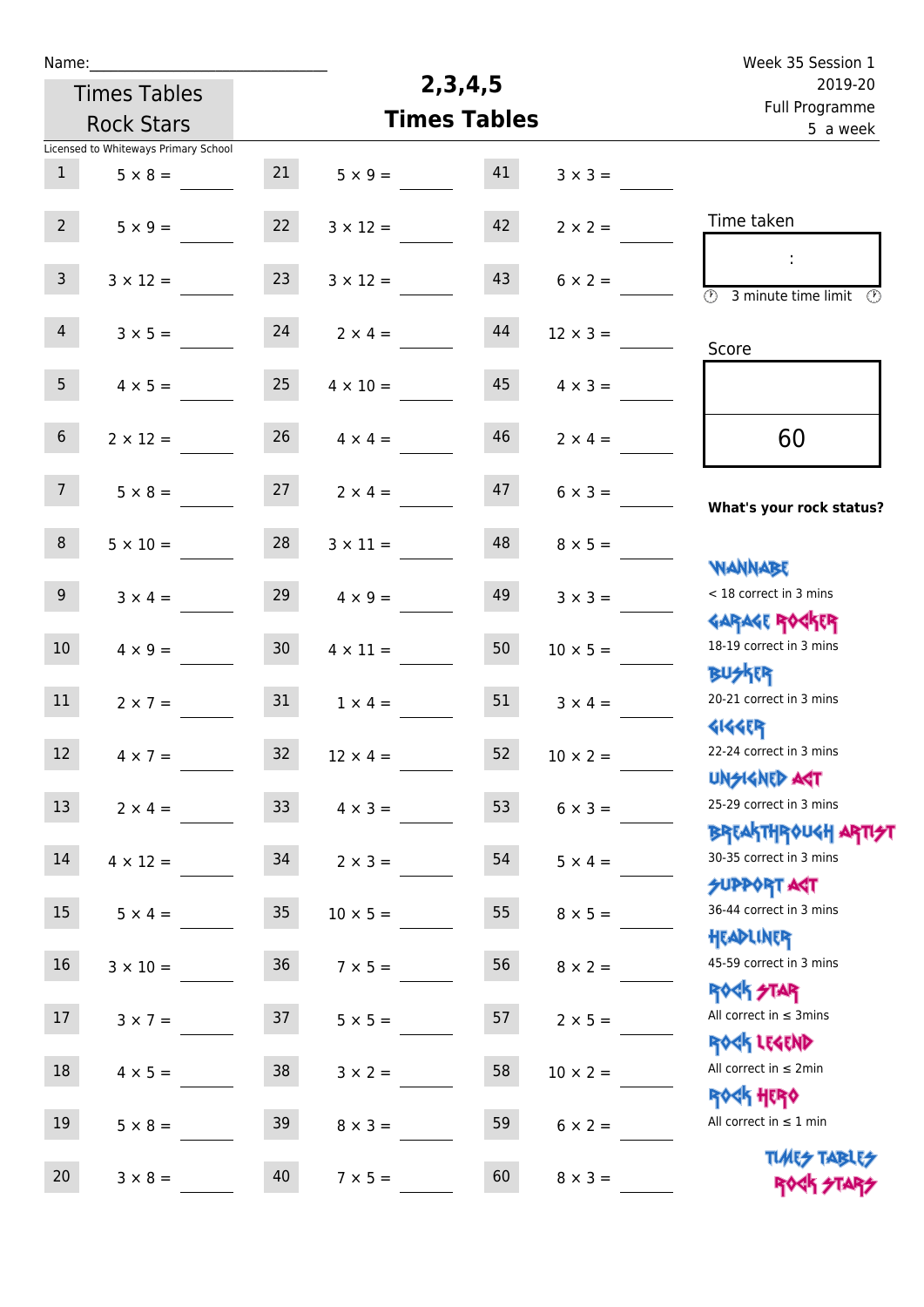Name:\_\_\_\_\_\_\_\_\_\_\_\_\_\_\_\_\_\_\_\_\_\_\_\_\_\_\_\_

Times Tables Rock Stars

Licensed to Whiteways Primary School

# 2,3,4,5 Times Tables

Week 35 Session 1
2019-20
Full Programme
5 a week

| # | Question | # | Question | # | Question |
|---|---|---|---|---|---|
| 1 | 5 × 8 = \_\_\_\_ | 21 | 5 × 9 = \_\_\_\_ | 41 | 3 × 3 = \_\_\_\_ |
| 2 | 5 × 9 = \_\_\_\_ | 22 | 3 × 12 = \_\_\_\_ | 42 | 2 × 2 = \_\_\_\_ |
| 3 | 3 × 12 = \_\_\_\_ | 23 | 3 × 12 = \_\_\_\_ | 43 | 6 × 2 = \_\_\_\_ |
| 4 | 3 × 5 = \_\_\_\_ | 24 | 2 × 4 = \_\_\_\_ | 44 | 12 × 3 = \_\_\_\_ |
| 5 | 4 × 5 = \_\_\_\_ | 25 | 4 × 10 = \_\_\_\_ | 45 | 4 × 3 = \_\_\_\_ |
| 6 | 2 × 12 = \_\_\_\_ | 26 | 4 × 4 = \_\_\_\_ | 46 | 2 × 4 = \_\_\_\_ |
| 7 | 5 × 8 = \_\_\_\_ | 27 | 2 × 4 = \_\_\_\_ | 47 | 6 × 3 = \_\_\_\_ |
| 8 | 5 × 10 = \_\_\_\_ | 28 | 3 × 11 = \_\_\_\_ | 48 | 8 × 5 = \_\_\_\_ |
| 9 | 3 × 4 = \_\_\_\_ | 29 | 4 × 9 = \_\_\_\_ | 49 | 3 × 3 = \_\_\_\_ |
| 10 | 4 × 9 = \_\_\_\_ | 30 | 4 × 11 = \_\_\_\_ | 50 | 10 × 5 = \_\_\_\_ |
| 11 | 2 × 7 = \_\_\_\_ | 31 | 1 × 4 = \_\_\_\_ | 51 | 3 × 4 = \_\_\_\_ |
| 12 | 4 × 7 = \_\_\_\_ | 32 | 12 × 4 = \_\_\_\_ | 52 | 10 × 2 = \_\_\_\_ |
| 13 | 2 × 4 = \_\_\_\_ | 33 | 4 × 3 = \_\_\_\_ | 53 | 6 × 3 = \_\_\_\_ |
| 14 | 4 × 12 = \_\_\_\_ | 34 | 2 × 3 = \_\_\_\_ | 54 | 5 × 4 = \_\_\_\_ |
| 15 | 5 × 4 = \_\_\_\_ | 35 | 10 × 5 = \_\_\_\_ | 55 | 8 × 5 = \_\_\_\_ |
| 16 | 3 × 10 = \_\_\_\_ | 36 | 7 × 5 = \_\_\_\_ | 56 | 8 × 2 = \_\_\_\_ |
| 17 | 3 × 7 = \_\_\_\_ | 37 | 5 × 5 = \_\_\_\_ | 57 | 2 × 5 = \_\_\_\_ |
| 18 | 4 × 5 = \_\_\_\_ | 38 | 3 × 2 = \_\_\_\_ | 58 | 10 × 2 = \_\_\_\_ |
| 19 | 5 × 8 = \_\_\_\_ | 39 | 8 × 3 = \_\_\_\_ | 59 | 6 × 2 = \_\_\_\_ |
| 20 | 3 × 8 = \_\_\_\_ | 40 | 7 × 5 = \_\_\_\_ | 60 | 8 × 3 = \_\_\_\_ |

Time taken

:

3 minute time limit

Score

60

**What's your rock status?**

- WANNABE: < 18 correct in 3 mins
- GARAGE ROCKER: 18-19 correct in 3 mins
- BUSKER: 20-21 correct in 3 mins
- GIGGER: 22-24 correct in 3 mins
- UNSIGNED ACT: 25-29 correct in 3 mins
- BREAKTHROUGH ARTIST: 30-35 correct in 3 mins
- SUPPORT ACT: 36-44 correct in 3 mins
- HEADLINER: 45-59 correct in 3 mins
- ROCK STAR: All correct in ≤ 3mins
- ROCK LEGEND: All correct in ≤ 2min
- ROCK HERO: All correct in ≤ 1 min

TIMES TABLES ROCK STARS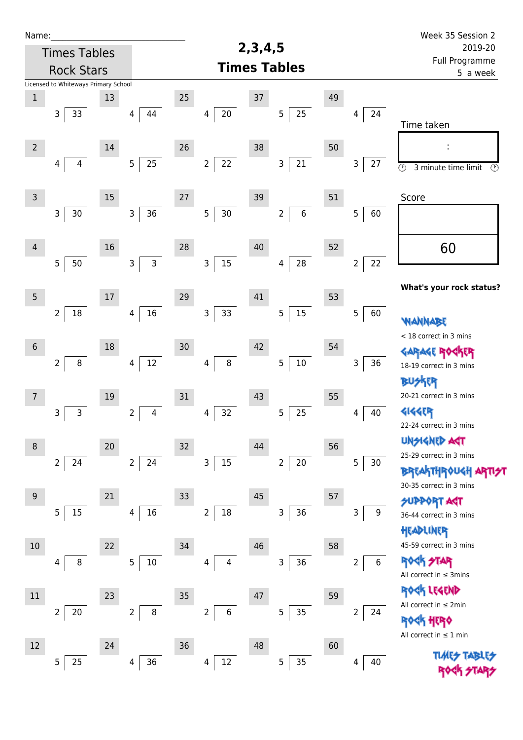Name:\_\_\_\_\_\_\_\_\_\_\_\_\_\_\_\_\_\_\_\_\_\_\_\_\_\_\_\_\_\_

Times Tables Rock Stars

Licensed to Whiteways Primary School

# 2,3,4,5 Times Tables

Week 35 Session 2
2019-20
Full Programme
5 a week

| # | Question | # | Question | # | Question | # | Question | # | Question |
|---|---|---|---|---|---|---|---|---|---|
| 1 | 33 ÷ 3 | 13 | 44 ÷ 4 | 25 | 20 ÷ 4 | 37 | 25 ÷ 5 | 49 | 24 ÷ 4 |
| 2 | 4 ÷ 4 | 14 | 25 ÷ 5 | 26 | 22 ÷ 2 | 38 | 21 ÷ 3 | 50 | 27 ÷ 3 |
| 3 | 30 ÷ 3 | 15 | 36 ÷ 3 | 27 | 30 ÷ 5 | 39 | 6 ÷ 2 | 51 | 60 ÷ 5 |
| 4 | 50 ÷ 5 | 16 | 3 ÷ 3 | 28 | 15 ÷ 3 | 40 | 28 ÷ 4 | 52 | 22 ÷ 2 |
| 5 | 18 ÷ 2 | 17 | 16 ÷ 4 | 29 | 33 ÷ 3 | 41 | 15 ÷ 5 | 53 | 60 ÷ 5 |
| 6 | 8 ÷ 2 | 18 | 12 ÷ 4 | 30 | 8 ÷ 4 | 42 | 10 ÷ 5 | 54 | 36 ÷ 3 |
| 7 | 3 ÷ 3 | 19 | 4 ÷ 2 | 31 | 32 ÷ 4 | 43 | 25 ÷ 5 | 55 | 40 ÷ 4 |
| 8 | 24 ÷ 2 | 20 | 24 ÷ 2 | 32 | 15 ÷ 3 | 44 | 20 ÷ 2 | 56 | 30 ÷ 5 |
| 9 | 15 ÷ 5 | 21 | 16 ÷ 4 | 33 | 18 ÷ 2 | 45 | 36 ÷ 3 | 57 | 9 ÷ 3 |
| 10 | 8 ÷ 4 | 22 | 10 ÷ 5 | 34 | 4 ÷ 4 | 46 | 36 ÷ 3 | 58 | 6 ÷ 2 |
| 11 | 20 ÷ 2 | 23 | 8 ÷ 2 | 35 | 6 ÷ 2 | 47 | 35 ÷ 5 | 59 | 24 ÷ 2 |
| 12 | 25 ÷ 5 | 24 | 36 ÷ 4 | 36 | 12 ÷ 4 | 48 | 35 ÷ 5 | 60 | 40 ÷ 4 |

Time taken

:

3 minute time limit

Score

60

**What's your rock status?**

WANNABE
< 18 correct in 3 mins

GARAGE ROCKER
18-19 correct in 3 mins

BUSKER
20-21 correct in 3 mins

GIGGER
22-24 correct in 3 mins

UNSIGNED ACT
25-29 correct in 3 mins

BREAKTHROUGH ARTIST
30-35 correct in 3 mins

SUPPORT ACT
36-44 correct in 3 mins

HEADLINER
45-59 correct in 3 mins

ROCK STAR
All correct in ≤ 3mins

ROCK LEGEND
All correct in ≤ 2min

ROCK HERO
All correct in ≤ 1 min

TIMES TABLES ROCK STARS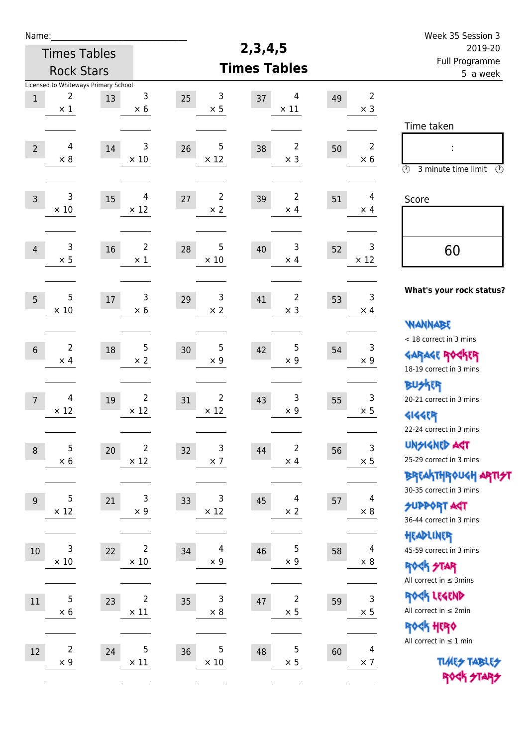Name:_____________________________

Times Tables Rock Stars

# 2,3,4,5 Times Tables

Week 35 Session 3
2019-20
Full Programme
5 a week

Licensed to Whiteways Primary School

| | | | | | | | | | |
|---|---|---|---|---|---|---|---|---|---|
| 1 | 2 × 1 | 13 | 3 × 6 | 25 | 3 × 5 | 37 | 4 × 11 | 49 | 2 × 3 |
| 2 | 4 × 8 | 14 | 3 × 10 | 26 | 5 × 12 | 38 | 2 × 3 | 50 | 2 × 6 |
| 3 | 3 × 10 | 15 | 4 × 12 | 27 | 2 × 2 | 39 | 2 × 4 | 51 | 4 × 4 |
| 4 | 3 × 5 | 16 | 2 × 1 | 28 | 5 × 10 | 40 | 3 × 4 | 52 | 3 × 12 |
| 5 | 5 × 10 | 17 | 3 × 6 | 29 | 3 × 2 | 41 | 2 × 3 | 53 | 3 × 4 |
| 6 | 2 × 4 | 18 | 5 × 2 | 30 | 5 × 9 | 42 | 5 × 9 | 54 | 3 × 9 |
| 7 | 4 × 12 | 19 | 2 × 12 | 31 | 2 × 12 | 43 | 3 × 9 | 55 | 3 × 5 |
| 8 | 5 × 6 | 20 | 2 × 12 | 32 | 3 × 7 | 44 | 2 × 4 | 56 | 3 × 5 |
| 9 | 5 × 12 | 21 | 3 × 9 | 33 | 3 × 12 | 45 | 4 × 2 | 57 | 4 × 8 |
| 10 | 3 × 10 | 22 | 2 × 10 | 34 | 4 × 9 | 46 | 5 × 9 | 58 | 4 × 8 |
| 11 | 5 × 6 | 23 | 2 × 11 | 35 | 3 × 8 | 47 | 2 × 5 | 59 | 3 × 5 |
| 12 | 2 × 9 | 24 | 5 × 11 | 36 | 5 × 10 | 48 | 5 × 5 | 60 | 4 × 7 |

Time taken

:

3 minute time limit

Score

60

**What's your rock status?**

WANNABE
< 18 correct in 3 mins

GARAGE ROCKER
18-19 correct in 3 mins

BUSKER
20-21 correct in 3 mins

GIGGER
22-24 correct in 3 mins

UNSIGNED ACT
25-29 correct in 3 mins

BREAKTHROUGH ARTIST
30-35 correct in 3 mins

SUPPORT ACT
36-44 correct in 3 mins

HEADLINER
45-59 correct in 3 mins

ROCK STAR
All correct in ≤ 3mins

ROCK LEGEND
All correct in ≤ 2min

ROCK HERO
All correct in ≤ 1 min

TIMES TABLES ROCK STARS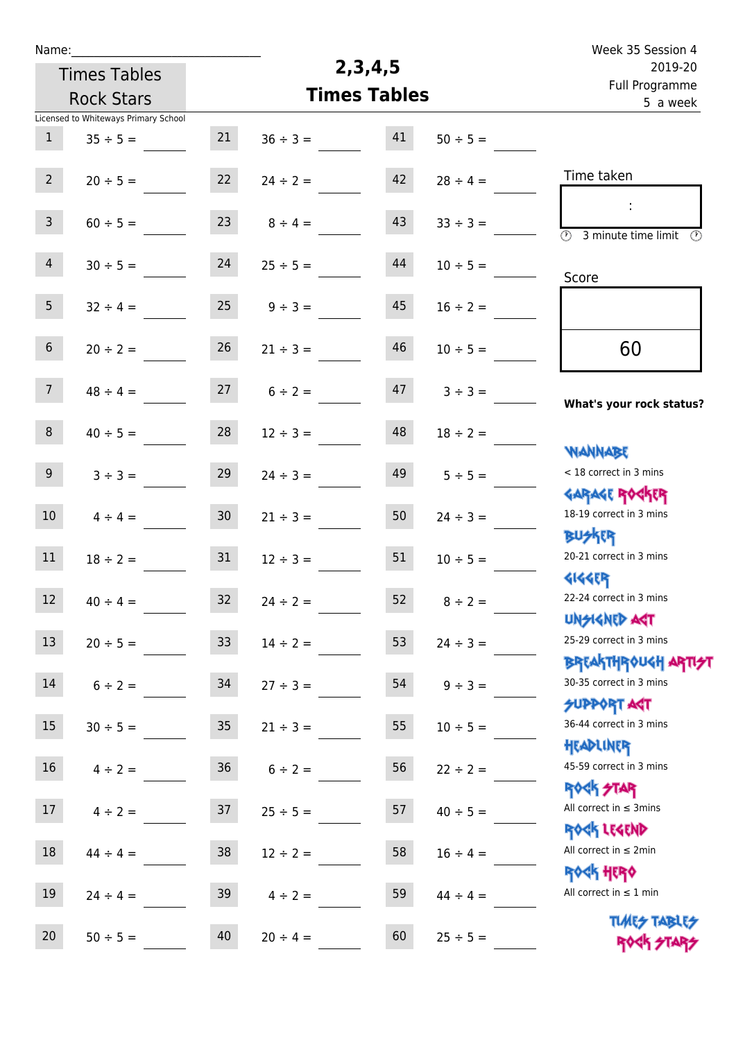Name:\_\_\_\_\_\_\_\_\_\_\_\_\_\_\_\_\_\_\_\_\_\_\_\_\_\_\_\_\_\_

Times Tables Rock Stars

# 2,3,4,5 Times Tables

Week 35 Session 4
2019-20
Full Programme
5 a week

Licensed to Whiteways Primary School

| | | | | | |
|---|---|---|---|---|---|
| 1 | 35 ÷ 5 = | 21 | 36 ÷ 3 = | 41 | 50 ÷ 5 = |
| 2 | 20 ÷ 5 = | 22 | 24 ÷ 2 = | 42 | 28 ÷ 4 = |
| 3 | 60 ÷ 5 = | 23 | 8 ÷ 4 = | 43 | 33 ÷ 3 = |
| 4 | 30 ÷ 5 = | 24 | 25 ÷ 5 = | 44 | 10 ÷ 5 = |
| 5 | 32 ÷ 4 = | 25 | 9 ÷ 3 = | 45 | 16 ÷ 2 = |
| 6 | 20 ÷ 2 = | 26 | 21 ÷ 3 = | 46 | 10 ÷ 5 = |
| 7 | 48 ÷ 4 = | 27 | 6 ÷ 2 = | 47 | 3 ÷ 3 = |
| 8 | 40 ÷ 5 = | 28 | 12 ÷ 3 = | 48 | 18 ÷ 2 = |
| 9 | 3 ÷ 3 = | 29 | 24 ÷ 3 = | 49 | 5 ÷ 5 = |
| 10 | 4 ÷ 4 = | 30 | 21 ÷ 3 = | 50 | 24 ÷ 3 = |
| 11 | 18 ÷ 2 = | 31 | 12 ÷ 3 = | 51 | 10 ÷ 5 = |
| 12 | 40 ÷ 4 = | 32 | 24 ÷ 2 = | 52 | 8 ÷ 2 = |
| 13 | 20 ÷ 5 = | 33 | 14 ÷ 2 = | 53 | 24 ÷ 3 = |
| 14 | 6 ÷ 2 = | 34 | 27 ÷ 3 = | 54 | 9 ÷ 3 = |
| 15 | 30 ÷ 5 = | 35 | 21 ÷ 3 = | 55 | 10 ÷ 5 = |
| 16 | 4 ÷ 2 = | 36 | 6 ÷ 2 = | 56 | 22 ÷ 2 = |
| 17 | 4 ÷ 2 = | 37 | 25 ÷ 5 = | 57 | 40 ÷ 5 = |
| 18 | 44 ÷ 4 = | 38 | 12 ÷ 2 = | 58 | 16 ÷ 4 = |
| 19 | 24 ÷ 4 = | 39 | 4 ÷ 2 = | 59 | 44 ÷ 4 = |
| 20 | 50 ÷ 5 = | 40 | 20 ÷ 4 = | 60 | 25 ÷ 5 = |

Time taken

:

3 minute time limit

Score

60

**What's your rock status?**

WANNABE
< 18 correct in 3 mins

GARAGE ROCKER
18-19 correct in 3 mins

BUSKER
20-21 correct in 3 mins

GIGGER
22-24 correct in 3 mins

UNSIGNED ACT
25-29 correct in 3 mins

BREAKTHROUGH ARTIST
30-35 correct in 3 mins

SUPPORT ACT
36-44 correct in 3 mins

HEADLINER
45-59 correct in 3 mins

ROCK STAR
All correct in ≤ 3mins

ROCK LEGEND
All correct in ≤ 2min

ROCK HERO
All correct in ≤ 1 min

TIMES TABLES ROCK STARS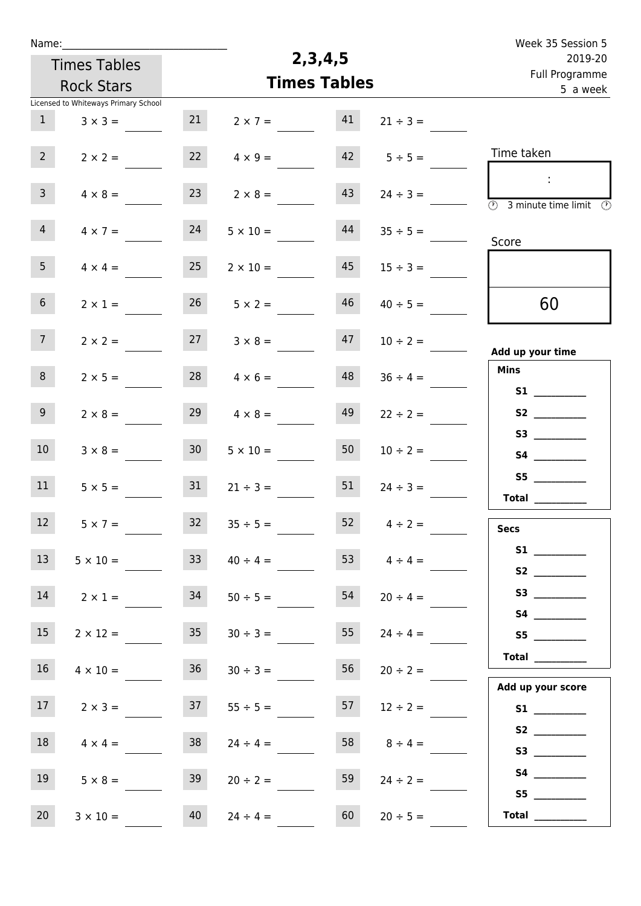Name:\_\_\_\_\_\_\_\_\_\_\_\_\_\_\_\_\_\_\_\_\_\_\_\_\_\_\_\_\_\_

Times Tables Rock Stars

Licensed to Whiteways Primary School

# 2,3,4,5
# Times Tables

Week 35 Session 5
2019-20
Full Programme
5 a week

| | | | | | |
|---|---|---|---|---|---|
| 1 | 3 × 3 = | 21 | 2 × 7 = | 41 | 21 ÷ 3 = |
| 2 | 2 × 2 = | 22 | 4 × 9 = | 42 | 5 ÷ 5 = |
| 3 | 4 × 8 = | 23 | 2 × 8 = | 43 | 24 ÷ 3 = |
| 4 | 4 × 7 = | 24 | 5 × 10 = | 44 | 35 ÷ 5 = |
| 5 | 4 × 4 = | 25 | 2 × 10 = | 45 | 15 ÷ 3 = |
| 6 | 2 × 1 = | 26 | 5 × 2 = | 46 | 40 ÷ 5 = |
| 7 | 2 × 2 = | 27 | 3 × 8 = | 47 | 10 ÷ 2 = |
| 8 | 2 × 5 = | 28 | 4 × 6 = | 48 | 36 ÷ 4 = |
| 9 | 2 × 8 = | 29 | 4 × 8 = | 49 | 22 ÷ 2 = |
| 10 | 3 × 8 = | 30 | 5 × 10 = | 50 | 10 ÷ 2 = |
| 11 | 5 × 5 = | 31 | 21 ÷ 3 = | 51 | 24 ÷ 3 = |
| 12 | 5 × 7 = | 32 | 35 ÷ 5 = | 52 | 4 ÷ 2 = |
| 13 | 5 × 10 = | 33 | 40 ÷ 4 = | 53 | 4 ÷ 4 = |
| 14 | 2 × 1 = | 34 | 50 ÷ 5 = | 54 | 20 ÷ 4 = |
| 15 | 2 × 12 = | 35 | 30 ÷ 3 = | 55 | 24 ÷ 4 = |
| 16 | 4 × 10 = | 36 | 30 ÷ 3 = | 56 | 20 ÷ 2 = |
| 17 | 2 × 3 = | 37 | 55 ÷ 5 = | 57 | 12 ÷ 2 = |
| 18 | 4 × 4 = | 38 | 24 ÷ 4 = | 58 | 8 ÷ 4 = |
| 19 | 5 × 8 = | 39 | 20 ÷ 2 = | 59 | 24 ÷ 2 = |
| 20 | 3 × 10 = | 40 | 24 ÷ 4 = | 60 | 20 ÷ 5 = |

Time taken

:

3 minute time limit

Score

60

**Add up your time**

**Mins**

**S1** \_\_\_\_\_\_\_\_\_\_
**S2** \_\_\_\_\_\_\_\_\_\_
**S3** \_\_\_\_\_\_\_\_\_\_
**S4** \_\_\_\_\_\_\_\_\_\_
**S5** \_\_\_\_\_\_\_\_\_\_
**Total** \_\_\_\_\_\_\_\_\_\_

**Secs**

**S1** \_\_\_\_\_\_\_\_\_\_
**S2** \_\_\_\_\_\_\_\_\_\_
**S3** \_\_\_\_\_\_\_\_\_\_
**S4** \_\_\_\_\_\_\_\_\_\_
**S5** \_\_\_\_\_\_\_\_\_\_
**Total** \_\_\_\_\_\_\_\_\_\_

**Add up your score**

**S1** \_\_\_\_\_\_\_\_\_\_
**S2** \_\_\_\_\_\_\_\_\_\_
**S3** \_\_\_\_\_\_\_\_\_\_
**S4** \_\_\_\_\_\_\_\_\_\_
**S5** \_\_\_\_\_\_\_\_\_\_
**Total** \_\_\_\_\_\_\_\_\_\_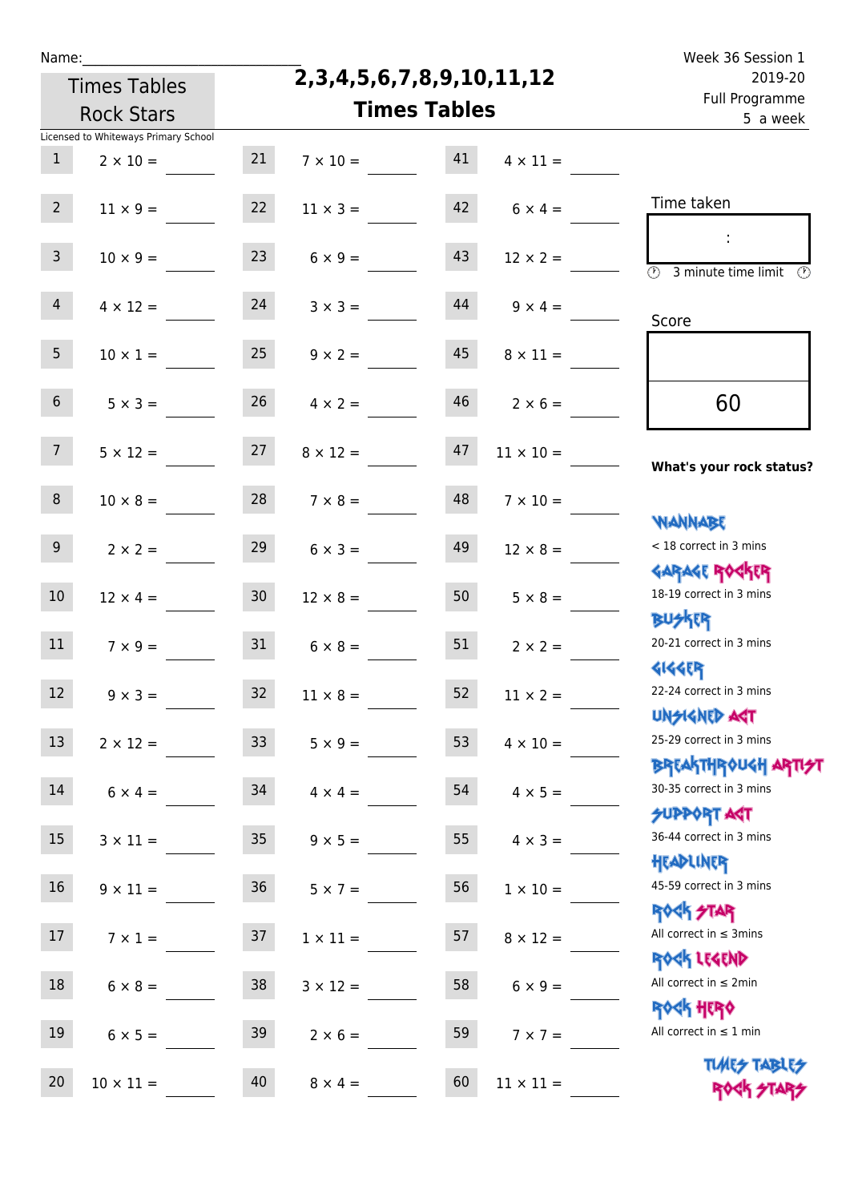Name:\_\_\_\_\_\_\_\_\_\_\_\_\_\_\_\_\_\_\_\_\_\_\_\_\_\_\_\_

Times Tables Rock Stars

Licensed to Whiteways Primary School

# 2,3,4,5,6,7,8,9,10,11,12 Times Tables

Week 36 Session 1
2019-20
Full Programme
5 a week

| | | | | | |
|---|---|---|---|---|---|
| 1 | $2 \times 10 =$ | 21 | $7 \times 10 =$ | 41 | $4 \times 11 =$ |
| 2 | $11 \times 9 =$ | 22 | $11 \times 3 =$ | 42 | $6 \times 4 =$ |
| 3 | $10 \times 9 =$ | 23 | $6 \times 9 =$ | 43 | $12 \times 2 =$ |
| 4 | $4 \times 12 =$ | 24 | $3 \times 3 =$ | 44 | $9 \times 4 =$ |
| 5 | $10 \times 1 =$ | 25 | $9 \times 2 =$ | 45 | $8 \times 11 =$ |
| 6 | $5 \times 3 =$ | 26 | $4 \times 2 =$ | 46 | $2 \times 6 =$ |
| 7 | $5 \times 12 =$ | 27 | $8 \times 12 =$ | 47 | $11 \times 10 =$ |
| 8 | $10 \times 8 =$ | 28 | $7 \times 8 =$ | 48 | $7 \times 10 =$ |
| 9 | $2 \times 2 =$ | 29 | $6 \times 3 =$ | 49 | $12 \times 8 =$ |
| 10 | $12 \times 4 =$ | 30 | $12 \times 8 =$ | 50 | $5 \times 8 =$ |
| 11 | $7 \times 9 =$ | 31 | $6 \times 8 =$ | 51 | $2 \times 2 =$ |
| 12 | $9 \times 3 =$ | 32 | $11 \times 8 =$ | 52 | $11 \times 2 =$ |
| 13 | $2 \times 12 =$ | 33 | $5 \times 9 =$ | 53 | $4 \times 10 =$ |
| 14 | $6 \times 4 =$ | 34 | $4 \times 4 =$ | 54 | $4 \times 5 =$ |
| 15 | $3 \times 11 =$ | 35 | $9 \times 5 =$ | 55 | $4 \times 3 =$ |
| 16 | $9 \times 11 =$ | 36 | $5 \times 7 =$ | 56 | $1 \times 10 =$ |
| 17 | $7 \times 1 =$ | 37 | $1 \times 11 =$ | 57 | $8 \times 12 =$ |
| 18 | $6 \times 8 =$ | 38 | $3 \times 12 =$ | 58 | $6 \times 9 =$ |
| 19 | $6 \times 5 =$ | 39 | $2 \times 6 =$ | 59 | $7 \times 7 =$ |
| 20 | $10 \times 11 =$ | 40 | $8 \times 4 =$ | 60 | $11 \times 11 =$ |

Time taken

:

3 minute time limit

Score

60

**What's your rock status?**

WANNABE
< 18 correct in 3 mins

GARAGE ROCKER
18-19 correct in 3 mins

BUSKER
20-21 correct in 3 mins

GIGGER
22-24 correct in 3 mins

UNSIGNED ACT
25-29 correct in 3 mins

BREAKTHROUGH ARTIST
30-35 correct in 3 mins

SUPPORT ACT
36-44 correct in 3 mins

HEADLINER
45-59 correct in 3 mins

ROCK STAR
All correct in ≤ 3mins

ROCK LEGEND
All correct in ≤ 2min

ROCK HERO
All correct in ≤ 1 min

TIMES TABLES ROCK STARS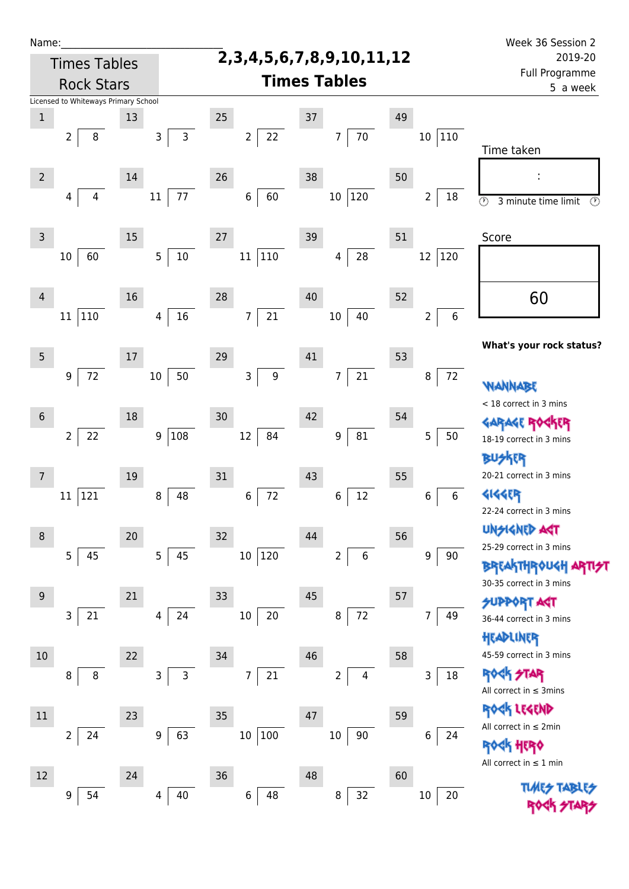Name:\_\_\_\_\_\_\_\_\_\_\_\_\_\_\_\_\_\_\_\_\_\_\_\_\_\_\_\_

Times Tables Rock Stars

# 2,3,4,5,6,7,8,9,10,11,12 Times Tables

Week 36 Session 2
2019-20
Full Programme
5 a week

Licensed to Whiteways Primary School

| # | Question | # | Question | # | Question | # | Question | # | Question |
|---|---|---|---|---|---|---|---|---|---|
| 1 | 2 ⟌ 8 | 13 | 3 ⟌ 3 | 25 | 2 ⟌ 22 | 37 | 7 ⟌ 70 | 49 | 10 ⟌ 110 |
| 2 | 4 ⟌ 4 | 14 | 11 ⟌ 77 | 26 | 6 ⟌ 60 | 38 | 10 ⟌ 120 | 50 | 2 ⟌ 18 |
| 3 | 10 ⟌ 60 | 15 | 5 ⟌ 10 | 27 | 11 ⟌ 110 | 39 | 4 ⟌ 28 | 51 | 12 ⟌ 120 |
| 4 | 11 ⟌ 110 | 16 | 4 ⟌ 16 | 28 | 7 ⟌ 21 | 40 | 10 ⟌ 40 | 52 | 2 ⟌ 6 |
| 5 | 9 ⟌ 72 | 17 | 10 ⟌ 50 | 29 | 3 ⟌ 9 | 41 | 7 ⟌ 21 | 53 | 8 ⟌ 72 |
| 6 | 2 ⟌ 22 | 18 | 9 ⟌ 108 | 30 | 12 ⟌ 84 | 42 | 9 ⟌ 81 | 54 | 5 ⟌ 50 |
| 7 | 11 ⟌ 121 | 19 | 8 ⟌ 48 | 31 | 6 ⟌ 72 | 43 | 6 ⟌ 12 | 55 | 6 ⟌ 6 |
| 8 | 5 ⟌ 45 | 20 | 5 ⟌ 45 | 32 | 10 ⟌ 120 | 44 | 2 ⟌ 6 | 56 | 9 ⟌ 90 |
| 9 | 3 ⟌ 21 | 21 | 4 ⟌ 24 | 33 | 10 ⟌ 20 | 45 | 8 ⟌ 72 | 57 | 7 ⟌ 49 |
| 10 | 8 ⟌ 8 | 22 | 3 ⟌ 3 | 34 | 7 ⟌ 21 | 46 | 2 ⟌ 4 | 58 | 3 ⟌ 18 |
| 11 | 2 ⟌ 24 | 23 | 9 ⟌ 63 | 35 | 10 ⟌ 100 | 47 | 10 ⟌ 90 | 59 | 6 ⟌ 24 |
| 12 | 9 ⟌ 54 | 24 | 4 ⟌ 40 | 36 | 6 ⟌ 48 | 48 | 8 ⟌ 32 | 60 | 10 ⟌ 20 |

Time taken

:

3 minute time limit

Score

60

**What's your rock status?**

WANNABE
< 18 correct in 3 mins

GARAGE ROCKER
18-19 correct in 3 mins

BUSKER
20-21 correct in 3 mins

GIGGER
22-24 correct in 3 mins

UNSIGNED ACT
25-29 correct in 3 mins

BREAKTHROUGH ARTIST
30-35 correct in 3 mins

SUPPORT ACT
36-44 correct in 3 mins

HEADLINER
45-59 correct in 3 mins

ROCK STAR
All correct in ≤ 3mins

ROCK LEGEND
All correct in ≤ 2min

ROCK HERO
All correct in ≤ 1 min

TIMES TABLES ROCK STARS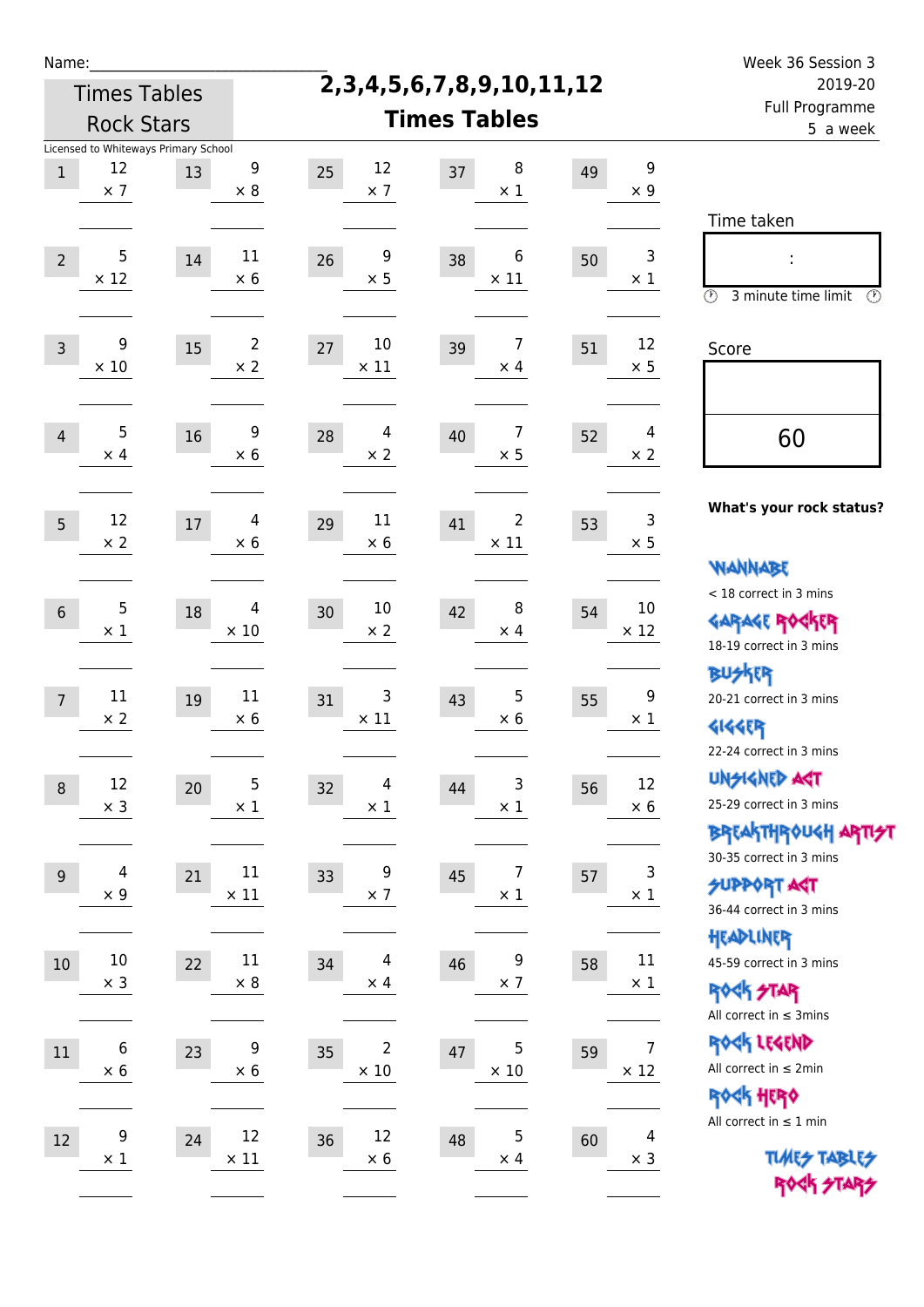Name:\_\_\_\_\_\_\_\_\_\_\_\_\_\_\_\_\_\_\_\_\_\_\_\_\_\_\_\_\_\_

Times Tables Rock Stars

Licensed to Whiteways Primary School

# 2,3,4,5,6,7,8,9,10,11,12 Times Tables

Week 36 Session 3
2019-20
Full Programme
5 a week

| # | Question | # | Question | # | Question | # | Question | # | Question |
|---|---|---|---|---|---|---|---|---|---|
| 1 | 12 × 7 | 13 | 9 × 8 | 25 | 12 × 7 | 37 | 8 × 1 | 49 | 9 × 9 |
| 2 | 5 × 12 | 14 | 11 × 6 | 26 | 9 × 5 | 38 | 6 × 11 | 50 | 3 × 1 |
| 3 | 9 × 10 | 15 | 2 × 2 | 27 | 10 × 11 | 39 | 7 × 4 | 51 | 12 × 5 |
| 4 | 5 × 4 | 16 | 9 × 6 | 28 | 4 × 2 | 40 | 7 × 5 | 52 | 4 × 2 |
| 5 | 12 × 2 | 17 | 4 × 6 | 29 | 11 × 6 | 41 | 2 × 11 | 53 | 3 × 5 |
| 6 | 5 × 1 | 18 | 4 × 10 | 30 | 10 × 2 | 42 | 8 × 4 | 54 | 10 × 12 |
| 7 | 11 × 2 | 19 | 11 × 6 | 31 | 3 × 11 | 43 | 5 × 6 | 55 | 9 × 1 |
| 8 | 12 × 3 | 20 | 5 × 1 | 32 | 4 × 1 | 44 | 3 × 1 | 56 | 12 × 6 |
| 9 | 4 × 9 | 21 | 11 × 11 | 33 | 9 × 7 | 45 | 7 × 1 | 57 | 3 × 1 |
| 10 | 10 × 3 | 22 | 11 × 8 | 34 | 4 × 4 | 46 | 9 × 7 | 58 | 11 × 1 |
| 11 | 6 × 6 | 23 | 9 × 6 | 35 | 2 × 10 | 47 | 5 × 10 | 59 | 7 × 12 |
| 12 | 9 × 1 | 24 | 12 × 11 | 36 | 12 × 6 | 48 | 5 × 4 | 60 | 4 × 3 |

Time taken

:

3 minute time limit

Score

60

**What's your rock status?**

WANNABE
< 18 correct in 3 mins

GARAGE ROCKER
18-19 correct in 3 mins

BUSKER
20-21 correct in 3 mins

GIGGER
22-24 correct in 3 mins

UNSIGNED ACT
25-29 correct in 3 mins

BREAKTHROUGH ARTIST
30-35 correct in 3 mins

SUPPORT ACT
36-44 correct in 3 mins

HEADLINER
45-59 correct in 3 mins

ROCK STAR
All correct in ≤ 3mins

ROCK LEGEND
All correct in ≤ 2min

ROCK HERO
All correct in ≤ 1 min

TIMES TABLES ROCK STARS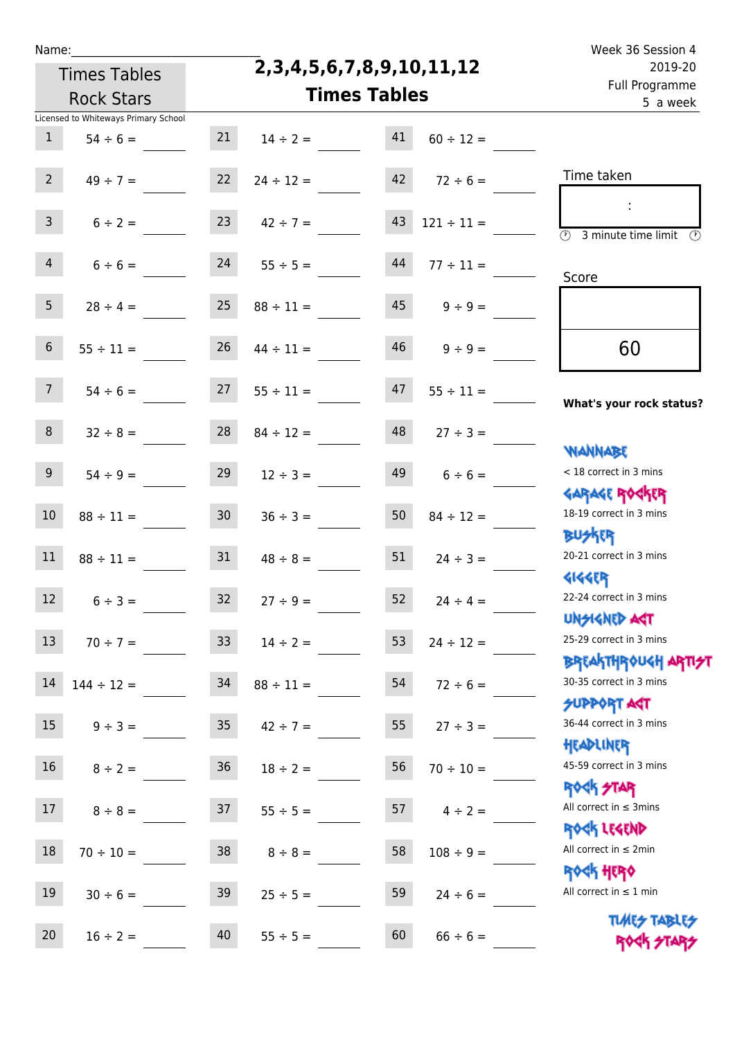Name:\_\_\_\_\_\_\_\_\_\_\_\_\_\_\_\_\_\_\_\_\_\_\_\_\_\_\_\_

Times Tables Rock Stars

# 2,3,4,5,6,7,8,9,10,11,12 Times Tables

Week 36 Session 4
2019-20
Full Programme
5 a week

Licensed to Whiteways Primary School

| | | | | | |
|---|---|---|---|---|---|
| 1 | 54 ÷ 6 = | 21 | 14 ÷ 2 = | 41 | 60 ÷ 12 = |
| 2 | 49 ÷ 7 = | 22 | 24 ÷ 12 = | 42 | 72 ÷ 6 = |
| 3 | 6 ÷ 2 = | 23 | 42 ÷ 7 = | 43 | 121 ÷ 11 = |
| 4 | 6 ÷ 6 = | 24 | 55 ÷ 5 = | 44 | 77 ÷ 11 = |
| 5 | 28 ÷ 4 = | 25 | 88 ÷ 11 = | 45 | 9 ÷ 9 = |
| 6 | 55 ÷ 11 = | 26 | 44 ÷ 11 = | 46 | 9 ÷ 9 = |
| 7 | 54 ÷ 6 = | 27 | 55 ÷ 11 = | 47 | 55 ÷ 11 = |
| 8 | 32 ÷ 8 = | 28 | 84 ÷ 12 = | 48 | 27 ÷ 3 = |
| 9 | 54 ÷ 9 = | 29 | 12 ÷ 3 = | 49 | 6 ÷ 6 = |
| 10 | 88 ÷ 11 = | 30 | 36 ÷ 3 = | 50 | 84 ÷ 12 = |
| 11 | 88 ÷ 11 = | 31 | 48 ÷ 8 = | 51 | 24 ÷ 3 = |
| 12 | 6 ÷ 3 = | 32 | 27 ÷ 9 = | 52 | 24 ÷ 4 = |
| 13 | 70 ÷ 7 = | 33 | 14 ÷ 2 = | 53 | 24 ÷ 12 = |
| 14 | 144 ÷ 12 = | 34 | 88 ÷ 11 = | 54 | 72 ÷ 6 = |
| 15 | 9 ÷ 3 = | 35 | 42 ÷ 7 = | 55 | 27 ÷ 3 = |
| 16 | 8 ÷ 2 = | 36 | 18 ÷ 2 = | 56 | 70 ÷ 10 = |
| 17 | 8 ÷ 8 = | 37 | 55 ÷ 5 = | 57 | 4 ÷ 2 = |
| 18 | 70 ÷ 10 = | 38 | 8 ÷ 8 = | 58 | 108 ÷ 9 = |
| 19 | 30 ÷ 6 = | 39 | 25 ÷ 5 = | 59 | 24 ÷ 6 = |
| 20 | 16 ÷ 2 = | 40 | 55 ÷ 5 = | 60 | 66 ÷ 6 = |

Time taken

:

3 minute time limit

Score

60

**What's your rock status?**

WANNABE
< 18 correct in 3 mins

GARAGE ROCKER
18-19 correct in 3 mins

BUSKER
20-21 correct in 3 mins

GIGGER
22-24 correct in 3 mins

UNSIGNED ACT
25-29 correct in 3 mins

BREAKTHROUGH ARTIST
30-35 correct in 3 mins

SUPPORT ACT
36-44 correct in 3 mins

HEADLINER
45-59 correct in 3 mins

ROCK STAR
All correct in ≤ 3mins

ROCK LEGEND
All correct in ≤ 2min

ROCK HERO
All correct in ≤ 1 min

TIMES TABLES ROCK STARS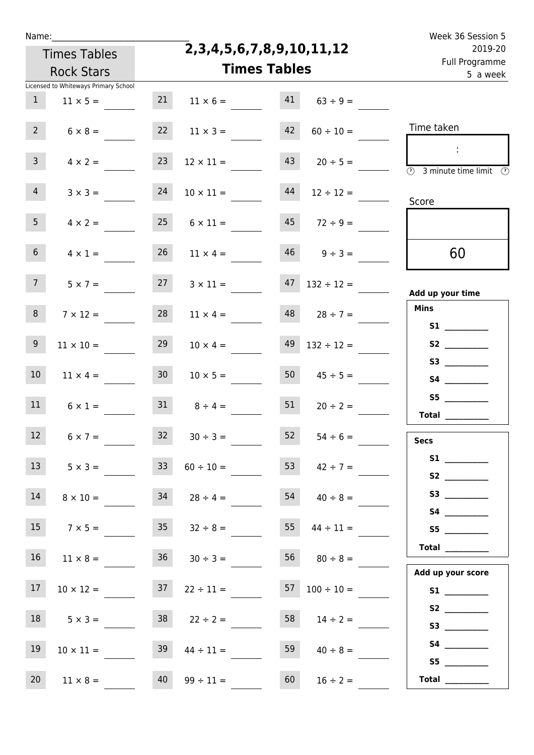Name:______________________________

Times Tables Rock Stars

Licensed to Whiteways Primary School

# 2,3,4,5,6,7,8,9,10,11,12 Times Tables

Week 36 Session 5
2019-20
Full Programme
5 a week

| | | | | | |
|---|---|---|---|---|---|
| 1 | $11 \times 5 =$ | 21 | $11 \times 6 =$ | 41 | $63 \div 9 =$ |
| 2 | $6 \times 8 =$ | 22 | $11 \times 3 =$ | 42 | $60 \div 10 =$ |
| 3 | $4 \times 2 =$ | 23 | $12 \times 11 =$ | 43 | $20 \div 5 =$ |
| 4 | $3 \times 3 =$ | 24 | $10 \times 11 =$ | 44 | $12 \div 12 =$ |
| 5 | $4 \times 2 =$ | 25 | $6 \times 11 =$ | 45 | $72 \div 9 =$ |
| 6 | $4 \times 1 =$ | 26 | $11 \times 4 =$ | 46 | $9 \div 3 =$ |
| 7 | $5 \times 7 =$ | 27 | $3 \times 11 =$ | 47 | $132 \div 12 =$ |
| 8 | $7 \times 12 =$ | 28 | $11 \times 4 =$ | 48 | $28 \div 7 =$ |
| 9 | $11 \times 10 =$ | 29 | $10 \times 4 =$ | 49 | $132 \div 12 =$ |
| 10 | $11 \times 4 =$ | 30 | $10 \times 5 =$ | 50 | $45 \div 5 =$ |
| 11 | $6 \times 1 =$ | 31 | $8 \div 4 =$ | 51 | $20 \div 2 =$ |
| 12 | $6 \times 7 =$ | 32 | $30 \div 3 =$ | 52 | $54 \div 6 =$ |
| 13 | $5 \times 3 =$ | 33 | $60 \div 10 =$ | 53 | $42 \div 7 =$ |
| 14 | $8 \times 10 =$ | 34 | $28 \div 4 =$ | 54 | $40 \div 8 =$ |
| 15 | $7 \times 5 =$ | 35 | $32 \div 8 =$ | 55 | $44 \div 11 =$ |
| 16 | $11 \times 8 =$ | 36 | $30 \div 3 =$ | 56 | $80 \div 8 =$ |
| 17 | $10 \times 12 =$ | 37 | $22 \div 11 =$ | 57 | $100 \div 10 =$ |
| 18 | $5 \times 3 =$ | 38 | $22 \div 2 =$ | 58 | $14 \div 2 =$ |
| 19 | $10 \times 11 =$ | 39 | $44 \div 11 =$ | 59 | $40 \div 8 =$ |
| 20 | $11 \times 8 =$ | 40 | $99 \div 11 =$ | 60 | $16 \div 2 =$ |

Time taken

:

3 minute time limit

Score

60

**Add up your time**

**Mins**

**S1** __________
**S2** __________
**S3** __________
**S4** __________
**S5** __________
**Total** __________

**Secs**

**S1** __________
**S2** __________
**S3** __________
**S4** __________
**S5** __________
**Total** __________

**Add up your score**

**S1** __________
**S2** __________
**S3** __________
**S4** __________
**S5** __________
**Total** __________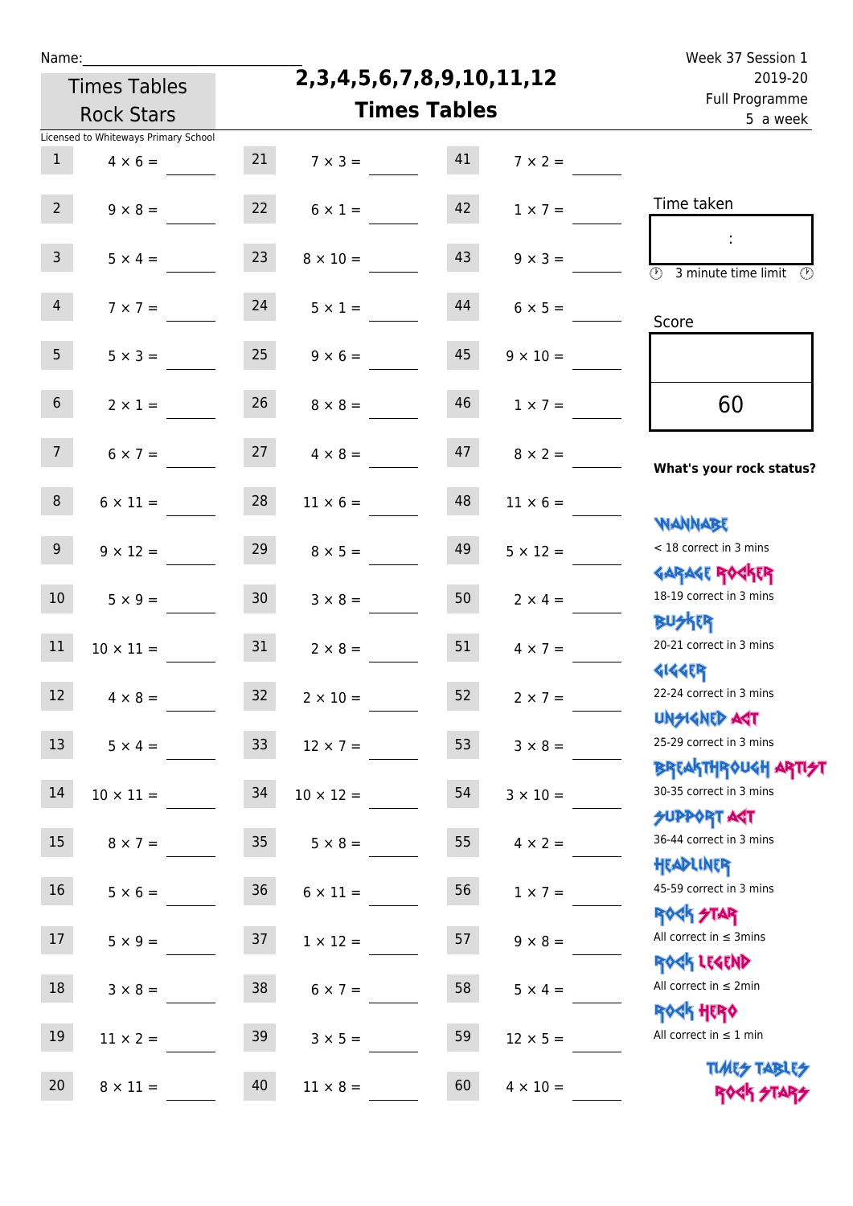Name:\_\_\_\_\_\_\_\_\_\_\_\_\_\_\_\_\_\_\_\_\_\_\_\_\_\_\_\_

Times Tables Rock Stars

Licensed to Whiteways Primary School

# 2,3,4,5,6,7,8,9,10,11,12 Times Tables

Week 37 Session 1
2019-20
Full Programme
5 a week

| | | | | | |
|---|---|---|---|---|---|
| 1 | $4 \times 6 =$ | 21 | $7 \times 3 =$ | 41 | $7 \times 2 =$ |
| 2 | $9 \times 8 =$ | 22 | $6 \times 1 =$ | 42 | $1 \times 7 =$ |
| 3 | $5 \times 4 =$ | 23 | $8 \times 10 =$ | 43 | $9 \times 3 =$ |
| 4 | $7 \times 7 =$ | 24 | $5 \times 1 =$ | 44 | $6 \times 5 =$ |
| 5 | $5 \times 3 =$ | 25 | $9 \times 6 =$ | 45 | $9 \times 10 =$ |
| 6 | $2 \times 1 =$ | 26 | $8 \times 8 =$ | 46 | $1 \times 7 =$ |
| 7 | $6 \times 7 =$ | 27 | $4 \times 8 =$ | 47 | $8 \times 2 =$ |
| 8 | $6 \times 11 =$ | 28 | $11 \times 6 =$ | 48 | $11 \times 6 =$ |
| 9 | $9 \times 12 =$ | 29 | $8 \times 5 =$ | 49 | $5 \times 12 =$ |
| 10 | $5 \times 9 =$ | 30 | $3 \times 8 =$ | 50 | $2 \times 4 =$ |
| 11 | $10 \times 11 =$ | 31 | $2 \times 8 =$ | 51 | $4 \times 7 =$ |
| 12 | $4 \times 8 =$ | 32 | $2 \times 10 =$ | 52 | $2 \times 7 =$ |
| 13 | $5 \times 4 =$ | 33 | $12 \times 7 =$ | 53 | $3 \times 8 =$ |
| 14 | $10 \times 11 =$ | 34 | $10 \times 12 =$ | 54 | $3 \times 10 =$ |
| 15 | $8 \times 7 =$ | 35 | $5 \times 8 =$ | 55 | $4 \times 2 =$ |
| 16 | $5 \times 6 =$ | 36 | $6 \times 11 =$ | 56 | $1 \times 7 =$ |
| 17 | $5 \times 9 =$ | 37 | $1 \times 12 =$ | 57 | $9 \times 8 =$ |
| 18 | $3 \times 8 =$ | 38 | $6 \times 7 =$ | 58 | $5 \times 4 =$ |
| 19 | $11 \times 2 =$ | 39 | $3 \times 5 =$ | 59 | $12 \times 5 =$ |
| 20 | $8 \times 11 =$ | 40 | $11 \times 8 =$ | 60 | $4 \times 10 =$ |

Time taken

:

3 minute time limit

Score

60

**What's your rock status?**

WANNABE
< 18 correct in 3 mins

GARAGE ROCKER
18-19 correct in 3 mins

BUSKER
20-21 correct in 3 mins

GIGGER
22-24 correct in 3 mins

UNSIGNED ACT
25-29 correct in 3 mins

BREAKTHROUGH ARTIST
30-35 correct in 3 mins

SUPPORT ACT
36-44 correct in 3 mins

HEADLINER
45-59 correct in 3 mins

ROCK STAR
All correct in ≤ 3mins

ROCK LEGEND
All correct in ≤ 2min

ROCK HERO
All correct in ≤ 1 min

TIMES TABLES ROCK STARS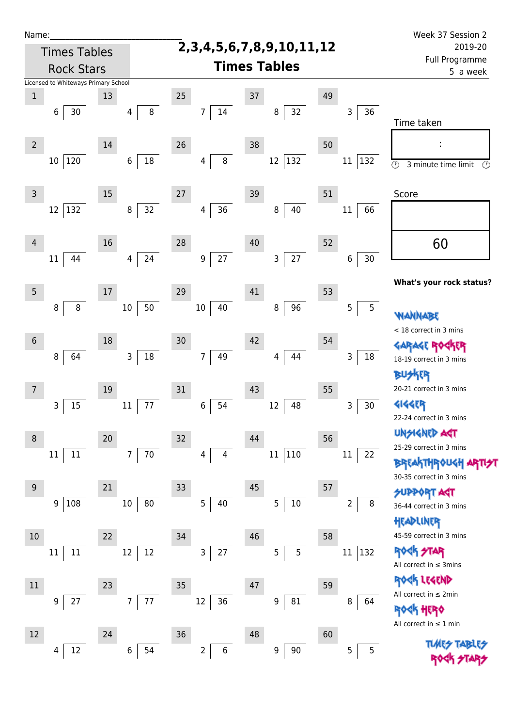Name:\_\_\_\_\_\_\_\_\_\_\_\_\_\_\_\_\_\_\_\_\_\_\_\_\_\_\_\_

Times Tables Rock Stars

# 2,3,4,5,6,7,8,9,10,11,12 Times Tables

Week 37 Session 2
2019-20
Full Programme
5 a week

Licensed to Whiteways Primary School

| # | Question | # | Question | # | Question | # | Question | # | Question |
|---|---|---|---|---|---|---|---|---|---|
| 1 | 6 ⟌ 30 | 13 | 4 ⟌ 8 | 25 | 7 ⟌ 14 | 37 | 8 ⟌ 32 | 49 | 3 ⟌ 36 |
| 2 | 10 ⟌ 120 | 14 | 6 ⟌ 18 | 26 | 4 ⟌ 8 | 38 | 12 ⟌ 132 | 50 | 11 ⟌ 132 |
| 3 | 12 ⟌ 132 | 15 | 8 ⟌ 32 | 27 | 4 ⟌ 36 | 39 | 8 ⟌ 40 | 51 | 11 ⟌ 66 |
| 4 | 11 ⟌ 44 | 16 | 4 ⟌ 24 | 28 | 9 ⟌ 27 | 40 | 3 ⟌ 27 | 52 | 6 ⟌ 30 |
| 5 | 8 ⟌ 8 | 17 | 10 ⟌ 50 | 29 | 10 ⟌ 40 | 41 | 8 ⟌ 96 | 53 | 5 ⟌ 5 |
| 6 | 8 ⟌ 64 | 18 | 3 ⟌ 18 | 30 | 7 ⟌ 49 | 42 | 4 ⟌ 44 | 54 | 3 ⟌ 18 |
| 7 | 3 ⟌ 15 | 19 | 11 ⟌ 77 | 31 | 6 ⟌ 54 | 43 | 12 ⟌ 48 | 55 | 3 ⟌ 30 |
| 8 | 11 ⟌ 11 | 20 | 7 ⟌ 70 | 32 | 4 ⟌ 4 | 44 | 11 ⟌ 110 | 56 | 11 ⟌ 22 |
| 9 | 9 ⟌ 108 | 21 | 10 ⟌ 80 | 33 | 5 ⟌ 40 | 45 | 5 ⟌ 10 | 57 | 2 ⟌ 8 |
| 10 | 11 ⟌ 11 | 22 | 12 ⟌ 12 | 34 | 3 ⟌ 27 | 46 | 5 ⟌ 5 | 58 | 11 ⟌ 132 |
| 11 | 9 ⟌ 27 | 23 | 7 ⟌ 77 | 35 | 12 ⟌ 36 | 47 | 9 ⟌ 81 | 59 | 8 ⟌ 64 |
| 12 | 4 ⟌ 12 | 24 | 6 ⟌ 54 | 36 | 2 ⟌ 6 | 48 | 9 ⟌ 90 | 60 | 5 ⟌ 5 |

Time taken

:

3 minute time limit

Score

60

**What's your rock status?**

WANNABE
< 18 correct in 3 mins

GARAGE ROCKER
18-19 correct in 3 mins

BUSKER
20-21 correct in 3 mins

GIGGER
22-24 correct in 3 mins

UNSIGNED ACT
25-29 correct in 3 mins

BREAKTHROUGH ARTIST
30-35 correct in 3 mins

SUPPORT ACT
36-44 correct in 3 mins

HEADLINER
45-59 correct in 3 mins

ROCK STAR
All correct in ≤ 3mins

ROCK LEGEND
All correct in ≤ 2min

ROCK HERO
All correct in ≤ 1 min

TIMES TABLES ROCK STARS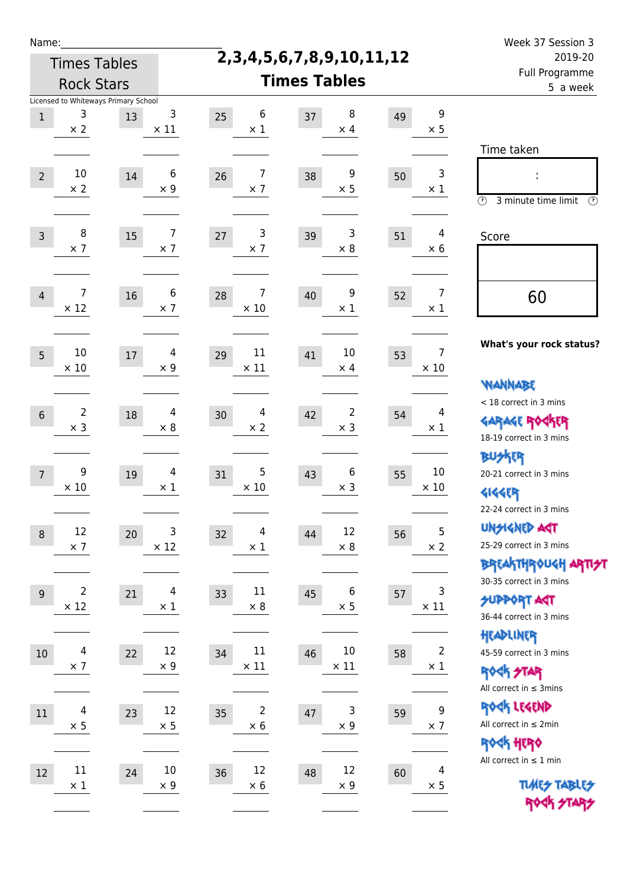Name:\_\_\_\_\_\_\_\_\_\_\_\_\_\_\_\_\_\_\_\_\_\_\_\_\_\_\_\_

Times Tables Rock Stars

# 2,3,4,5,6,7,8,9,10,11,12 Times Tables

Week 37 Session 3
2019-20
Full Programme
5 a week

Licensed to Whiteways Primary School

| # | | # | | # | | # | | # | |
|---|---|---|---|---|---|---|---|---|---|
| 1 | 3 × 2 | 13 | 3 × 11 | 25 | 6 × 1 | 37 | 8 × 4 | 49 | 9 × 5 |
| 2 | 10 × 2 | 14 | 6 × 9 | 26 | 7 × 7 | 38 | 9 × 5 | 50 | 3 × 1 |
| 3 | 8 × 7 | 15 | 7 × 7 | 27 | 3 × 7 | 39 | 3 × 8 | 51 | 4 × 6 |
| 4 | 7 × 12 | 16 | 6 × 7 | 28 | 7 × 10 | 40 | 9 × 1 | 52 | 7 × 1 |
| 5 | 10 × 10 | 17 | 4 × 9 | 29 | 11 × 11 | 41 | 10 × 4 | 53 | 7 × 10 |
| 6 | 2 × 3 | 18 | 4 × 8 | 30 | 4 × 2 | 42 | 2 × 3 | 54 | 4 × 1 |
| 7 | 9 × 10 | 19 | 4 × 1 | 31 | 5 × 10 | 43 | 6 × 3 | 55 | 10 × 10 |
| 8 | 12 × 7 | 20 | 3 × 12 | 32 | 4 × 1 | 44 | 12 × 8 | 56 | 5 × 2 |
| 9 | 2 × 12 | 21 | 4 × 1 | 33 | 11 × 8 | 45 | 6 × 5 | 57 | 3 × 11 |
| 10 | 4 × 7 | 22 | 12 × 9 | 34 | 11 × 11 | 46 | 10 × 11 | 58 | 2 × 1 |
| 11 | 4 × 5 | 23 | 12 × 5 | 35 | 2 × 6 | 47 | 3 × 9 | 59 | 9 × 7 |
| 12 | 11 × 1 | 24 | 10 × 9 | 36 | 12 × 6 | 48 | 12 × 9 | 60 | 4 × 5 |

Time taken

:

3 minute time limit

Score

60

**What's your rock status?**

WANNABE
< 18 correct in 3 mins

GARAGE ROCKER
18-19 correct in 3 mins

BUSKER
20-21 correct in 3 mins

GIGGER
22-24 correct in 3 mins

UNSIGNED ACT
25-29 correct in 3 mins

BREAKTHROUGH ARTIST
30-35 correct in 3 mins

SUPPORT ACT
36-44 correct in 3 mins

HEADLINER
45-59 correct in 3 mins

ROCK STAR
All correct in ≤ 3mins

ROCK LEGEND
All correct in ≤ 2min

ROCK HERO
All correct in ≤ 1 min

TIMES TABLES ROCK STARS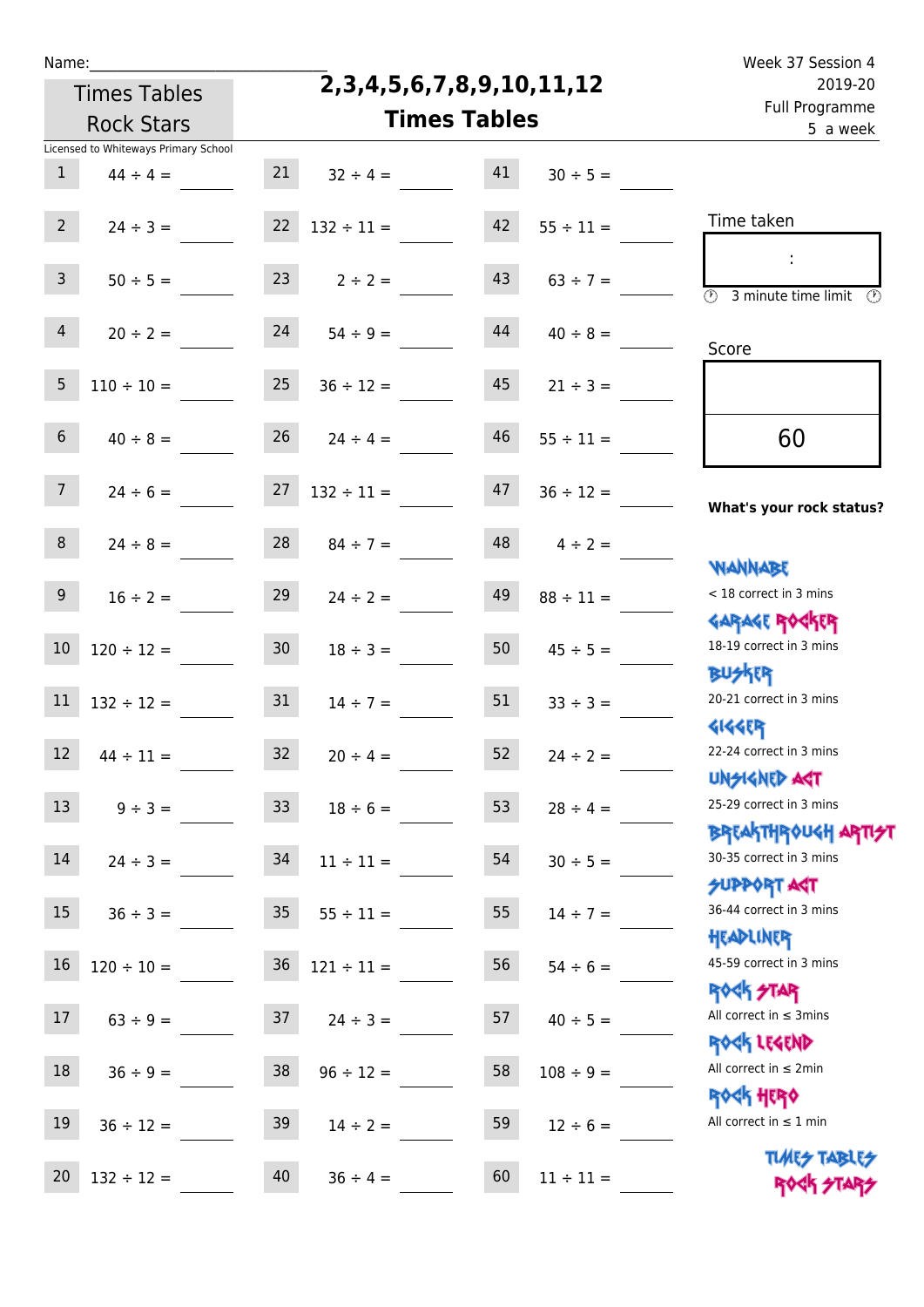Name:\_\_\_\_\_\_\_\_\_\_\_\_\_\_\_\_\_\_\_\_\_\_\_\_\_\_\_

Times Tables Rock Stars

# 2,3,4,5,6,7,8,9,10,11,12 Times Tables

Week 37 Session 4
2019-20
Full Programme
5 a week

Licensed to Whiteways Primary School

| | | | | | |
|---|---|---|---|---|---|
| 1 | 44 ÷ 4 = | 21 | 32 ÷ 4 = | 41 | 30 ÷ 5 = |
| 2 | 24 ÷ 3 = | 22 | 132 ÷ 11 = | 42 | 55 ÷ 11 = |
| 3 | 50 ÷ 5 = | 23 | 2 ÷ 2 = | 43 | 63 ÷ 7 = |
| 4 | 20 ÷ 2 = | 24 | 54 ÷ 9 = | 44 | 40 ÷ 8 = |
| 5 | 110 ÷ 10 = | 25 | 36 ÷ 12 = | 45 | 21 ÷ 3 = |
| 6 | 40 ÷ 8 = | 26 | 24 ÷ 4 = | 46 | 55 ÷ 11 = |
| 7 | 24 ÷ 6 = | 27 | 132 ÷ 11 = | 47 | 36 ÷ 12 = |
| 8 | 24 ÷ 8 = | 28 | 84 ÷ 7 = | 48 | 4 ÷ 2 = |
| 9 | 16 ÷ 2 = | 29 | 24 ÷ 2 = | 49 | 88 ÷ 11 = |
| 10 | 120 ÷ 12 = | 30 | 18 ÷ 3 = | 50 | 45 ÷ 5 = |
| 11 | 132 ÷ 12 = | 31 | 14 ÷ 7 = | 51 | 33 ÷ 3 = |
| 12 | 44 ÷ 11 = | 32 | 20 ÷ 4 = | 52 | 24 ÷ 2 = |
| 13 | 9 ÷ 3 = | 33 | 18 ÷ 6 = | 53 | 28 ÷ 4 = |
| 14 | 24 ÷ 3 = | 34 | 11 ÷ 11 = | 54 | 30 ÷ 5 = |
| 15 | 36 ÷ 3 = | 35 | 55 ÷ 11 = | 55 | 14 ÷ 7 = |
| 16 | 120 ÷ 10 = | 36 | 121 ÷ 11 = | 56 | 54 ÷ 6 = |
| 17 | 63 ÷ 9 = | 37 | 24 ÷ 3 = | 57 | 40 ÷ 5 = |
| 18 | 36 ÷ 9 = | 38 | 96 ÷ 12 = | 58 | 108 ÷ 9 = |
| 19 | 36 ÷ 12 = | 39 | 14 ÷ 2 = | 59 | 12 ÷ 6 = |
| 20 | 132 ÷ 12 = | 40 | 36 ÷ 4 = | 60 | 11 ÷ 11 = |

Time taken

:

3 minute time limit

Score

60

**What's your rock status?**

WANNABE
< 18 correct in 3 mins

GARAGE ROCKER
18-19 correct in 3 mins

BUSKER
20-21 correct in 3 mins

GIGGER
22-24 correct in 3 mins

UNSIGNED ACT
25-29 correct in 3 mins

BREAKTHROUGH ARTIST
30-35 correct in 3 mins

SUPPORT ACT
36-44 correct in 3 mins

HEADLINER
45-59 correct in 3 mins

ROCK STAR
All correct in ≤ 3mins

ROCK LEGEND
All correct in ≤ 2min

ROCK HERO
All correct in ≤ 1 min

TIMES TABLES ROCK STARS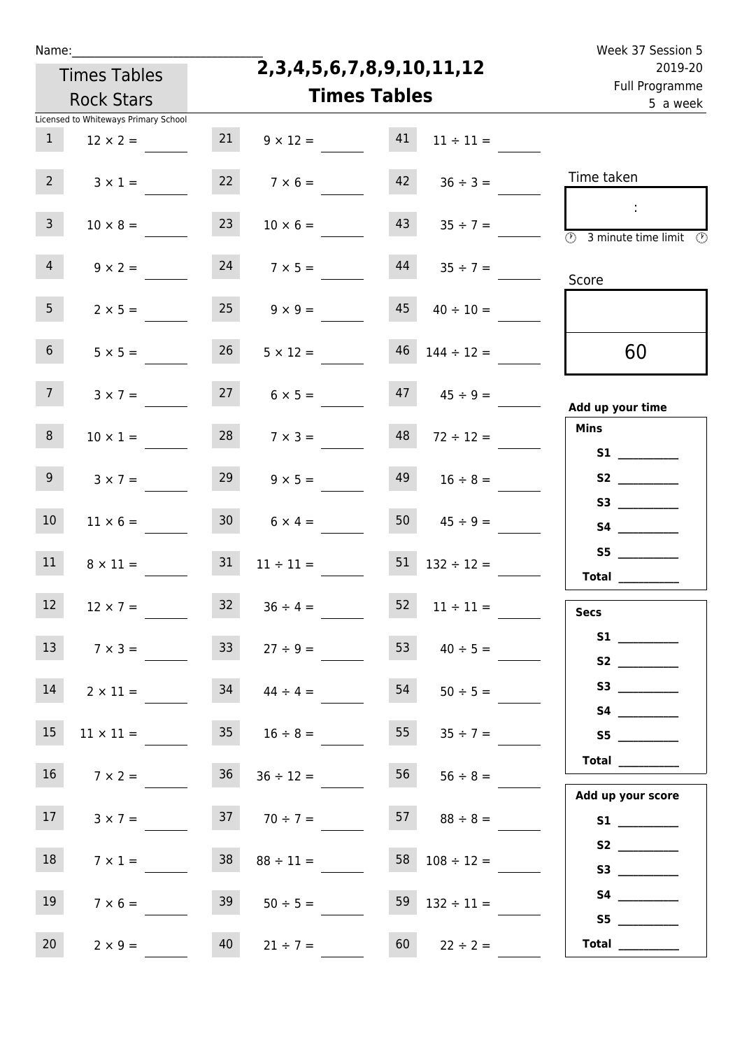Name:______________________________

Week 37 Session 5
2019-20
Full Programme
5 a week

Times Tables Rock Stars

# 2,3,4,5,6,7,8,9,10,11,12 Times Tables

Licensed to Whiteways Primary School

| | | | | | |
|---|---|---|---|---|---|
| 1 | $12 \times 2 =$ | 21 | $9 \times 12 =$ | 41 | $11 \div 11 =$ |
| 2 | $3 \times 1 =$ | 22 | $7 \times 6 =$ | 42 | $36 \div 3 =$ |
| 3 | $10 \times 8 =$ | 23 | $10 \times 6 =$ | 43 | $35 \div 7 =$ |
| 4 | $9 \times 2 =$ | 24 | $7 \times 5 =$ | 44 | $35 \div 7 =$ |
| 5 | $2 \times 5 =$ | 25 | $9 \times 9 =$ | 45 | $40 \div 10 =$ |
| 6 | $5 \times 5 =$ | 26 | $5 \times 12 =$ | 46 | $144 \div 12 =$ |
| 7 | $3 \times 7 =$ | 27 | $6 \times 5 =$ | 47 | $45 \div 9 =$ |
| 8 | $10 \times 1 =$ | 28 | $7 \times 3 =$ | 48 | $72 \div 12 =$ |
| 9 | $3 \times 7 =$ | 29 | $9 \times 5 =$ | 49 | $16 \div 8 =$ |
| 10 | $11 \times 6 =$ | 30 | $6 \times 4 =$ | 50 | $45 \div 9 =$ |
| 11 | $8 \times 11 =$ | 31 | $11 \div 11 =$ | 51 | $132 \div 12 =$ |
| 12 | $12 \times 7 =$ | 32 | $36 \div 4 =$ | 52 | $11 \div 11 =$ |
| 13 | $7 \times 3 =$ | 33 | $27 \div 9 =$ | 53 | $40 \div 5 =$ |
| 14 | $2 \times 11 =$ | 34 | $44 \div 4 =$ | 54 | $50 \div 5 =$ |
| 15 | $11 \times 11 =$ | 35 | $16 \div 8 =$ | 55 | $35 \div 7 =$ |
| 16 | $7 \times 2 =$ | 36 | $36 \div 12 =$ | 56 | $56 \div 8 =$ |
| 17 | $3 \times 7 =$ | 37 | $70 \div 7 =$ | 57 | $88 \div 8 =$ |
| 18 | $7 \times 1 =$ | 38 | $88 \div 11 =$ | 58 | $108 \div 12 =$ |
| 19 | $7 \times 6 =$ | 39 | $50 \div 5 =$ | 59 | $132 \div 11 =$ |
| 20 | $2 \times 9 =$ | 40 | $21 \div 7 =$ | 60 | $22 \div 2 =$ |

Time taken

:

3 minute time limit

Score

60

**Add up your time**

**Mins**

**S1** __________
**S2** __________
**S3** __________
**S4** __________
**S5** __________
**Total** __________

**Secs**

**S1** __________
**S2** __________
**S3** __________
**S4** __________
**S5** __________
**Total** __________

**Add up your score**

**S1** __________
**S2** __________
**S3** __________
**S4** __________
**S5** __________
**Total** __________